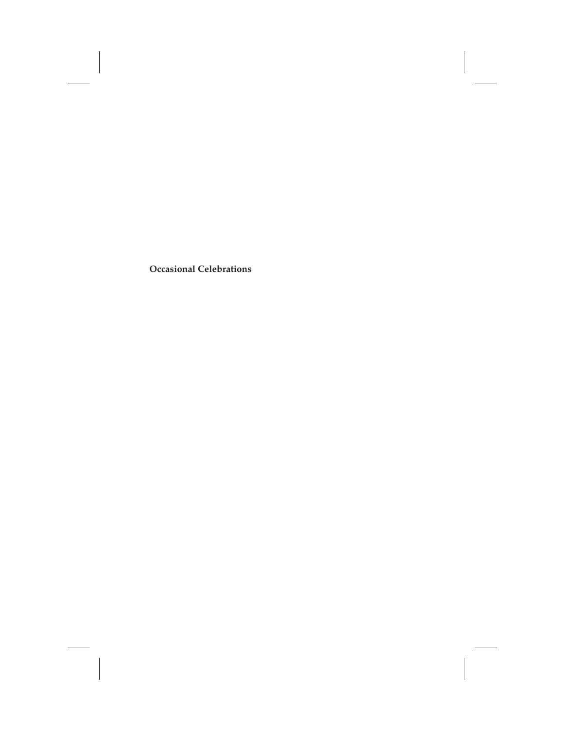**Occasional Celebrations**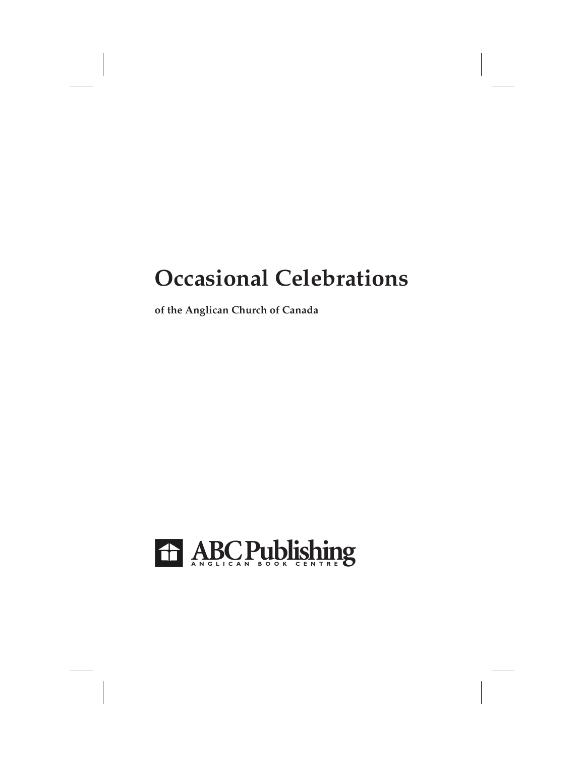# Occasional Celebrations

**of the Anglican Church of Canada**

ABC Publishing
ANGLICAN BOOK CENTRE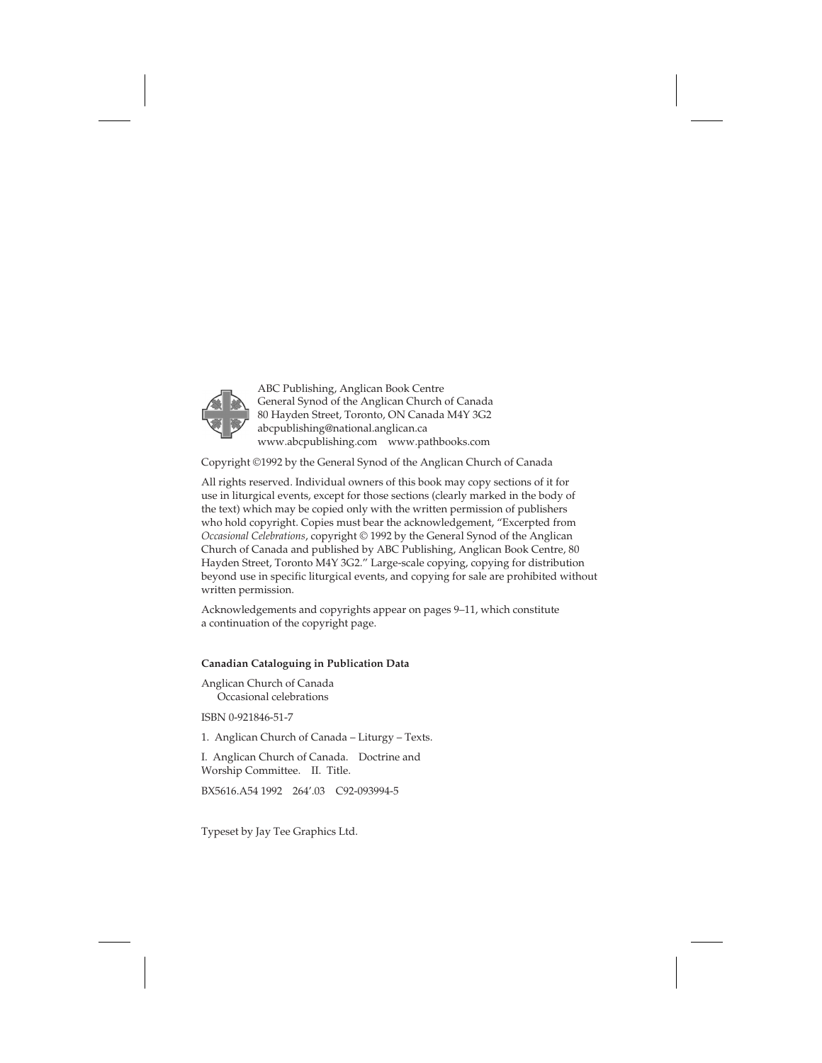ABC Publishing, Anglican Book Centre
General Synod of the Anglican Church of Canada
80 Hayden Street, Toronto, ON Canada M4Y 3G2
abcpublishing@national.anglican.ca
www.abcpublishing.com www.pathbooks.com

Copyright ©1992 by the General Synod of the Anglican Church of Canada

All rights reserved. Individual owners of this book may copy sections of it for use in liturgical events, except for those sections (clearly marked in the body of the text) which may be copied only with the written permission of publishers who hold copyright. Copies must bear the acknowledgement, "Excerpted from *Occasional Celebrations*, copyright © 1992 by the General Synod of the Anglican Church of Canada and published by ABC Publishing, Anglican Book Centre, 80 Hayden Street, Toronto M4Y 3G2." Large-scale copying, copying for distribution beyond use in specific liturgical events, and copying for sale are prohibited without written permission.

Acknowledgements and copyrights appear on pages 9–11, which constitute a continuation of the copyright page.

**Canadian Cataloguing in Publication Data**

Anglican Church of Canada
Occasional celebrations

ISBN 0-921846-51-7

1. Anglican Church of Canada – Liturgy – Texts.

I. Anglican Church of Canada. Doctrine and Worship Committee. II. Title.

BX5616.A54 1992 264'.03 C92-093994-5

Typeset by Jay Tee Graphics Ltd.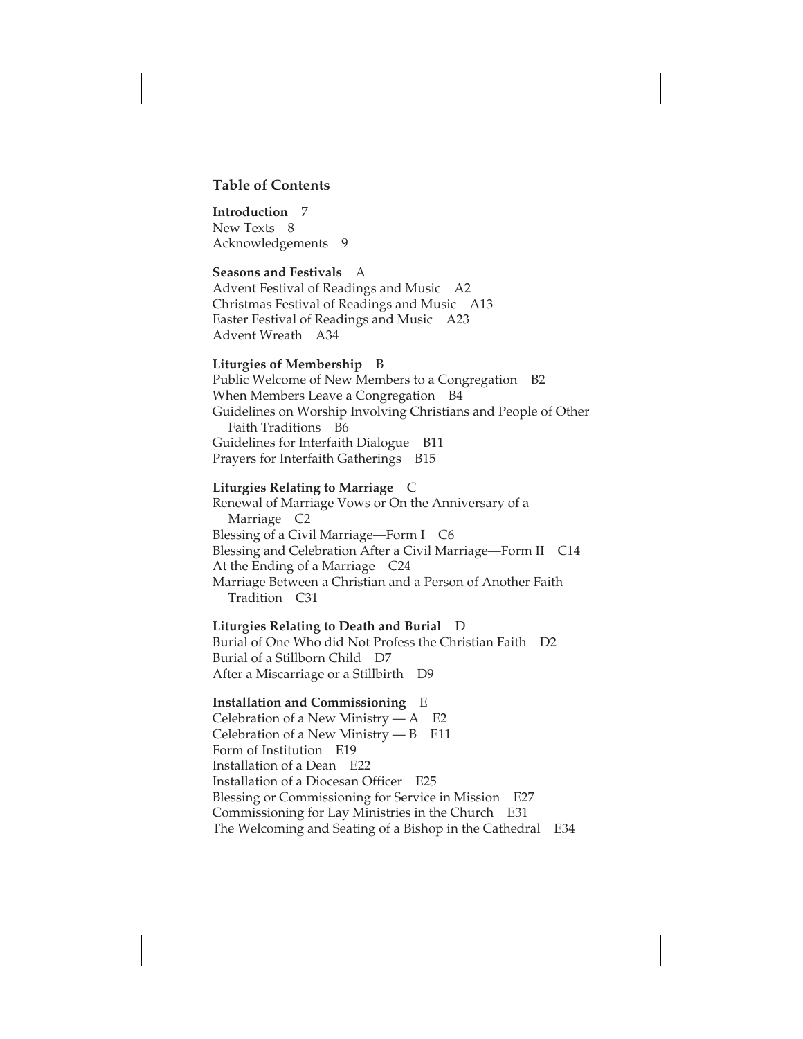## Table of Contents

**Introduction** 7
New Texts 8
Acknowledgements 9

**Seasons and Festivals** A
Advent Festival of Readings and Music A2
Christmas Festival of Readings and Music A13
Easter Festival of Readings and Music A23
Advent Wreath A34

**Liturgies of Membership** B
Public Welcome of New Members to a Congregation B2
When Members Leave a Congregation B4
Guidelines on Worship Involving Christians and People of Other Faith Traditions B6
Guidelines for Interfaith Dialogue B11
Prayers for Interfaith Gatherings B15

**Liturgies Relating to Marriage** C
Renewal of Marriage Vows or On the Anniversary of a Marriage C2
Blessing of a Civil Marriage—Form I C6
Blessing and Celebration After a Civil Marriage—Form II C14
At the Ending of a Marriage C24
Marriage Between a Christian and a Person of Another Faith Tradition C31

**Liturgies Relating to Death and Burial** D
Burial of One Who did Not Profess the Christian Faith D2
Burial of a Stillborn Child D7
After a Miscarriage or a Stillbirth D9

**Installation and Commissioning** E
Celebration of a New Ministry — A E2
Celebration of a New Ministry — B E11
Form of Institution E19
Installation of a Dean E22
Installation of a Diocesan Officer E25
Blessing or Commissioning for Service in Mission E27
Commissioning for Lay Ministries in the Church E31
The Welcoming and Seating of a Bishop in the Cathedral E34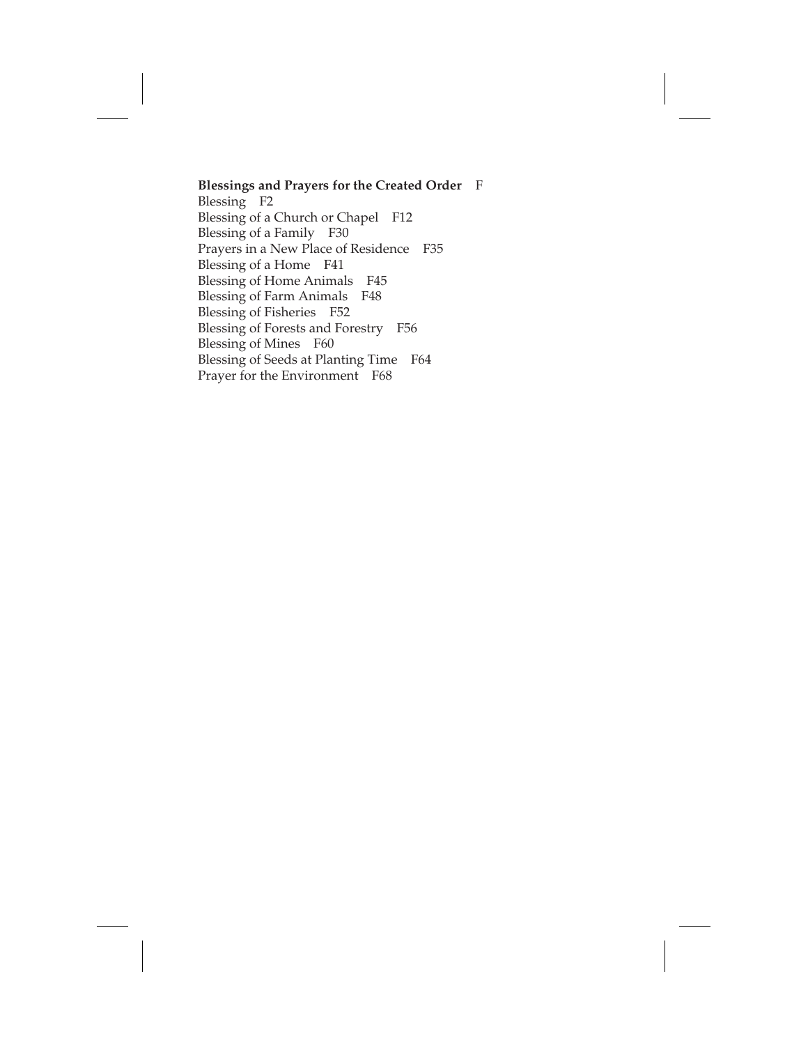**Blessings and Prayers for the Created Order** F

Blessing F2  
Blessing of a Church or Chapel F12  
Blessing of a Family F30  
Prayers in a New Place of Residence F35  
Blessing of a Home F41  
Blessing of Home Animals F45  
Blessing of Farm Animals F48  
Blessing of Fisheries F52  
Blessing of Forests and Forestry F56  
Blessing of Mines F60  
Blessing of Seeds at Planting Time F64  
Prayer for the Environment F68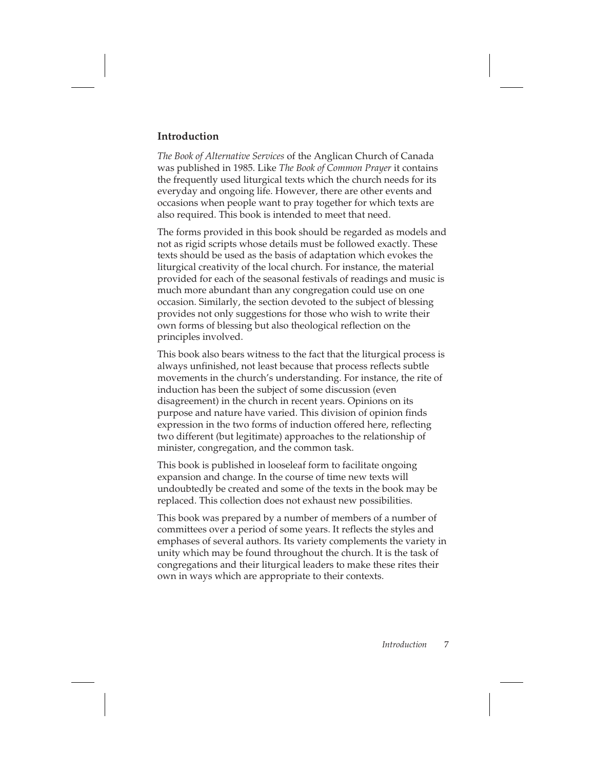## Introduction

*The Book of Alternative Services* of the Anglican Church of Canada was published in 1985. Like *The Book of Common Prayer* it contains the frequently used liturgical texts which the church needs for its everyday and ongoing life. However, there are other events and occasions when people want to pray together for which texts are also required. This book is intended to meet that need.

The forms provided in this book should be regarded as models and not as rigid scripts whose details must be followed exactly. These texts should be used as the basis of adaptation which evokes the liturgical creativity of the local church. For instance, the material provided for each of the seasonal festivals of readings and music is much more abundant than any congregation could use on one occasion. Similarly, the section devoted to the subject of blessing provides not only suggestions for those who wish to write their own forms of blessing but also theological reflection on the principles involved.

This book also bears witness to the fact that the liturgical process is always unfinished, not least because that process reflects subtle movements in the church's understanding. For instance, the rite of induction has been the subject of some discussion (even disagreement) in the church in recent years. Opinions on its purpose and nature have varied. This division of opinion finds expression in the two forms of induction offered here, reflecting two different (but legitimate) approaches to the relationship of minister, congregation, and the common task.

This book is published in looseleaf form to facilitate ongoing expansion and change. In the course of time new texts will undoubtedly be created and some of the texts in the book may be replaced. This collection does not exhaust new possibilities.

This book was prepared by a number of members of a number of committees over a period of some years. It reflects the styles and emphases of several authors. Its variety complements the variety in unity which may be found throughout the church. It is the task of congregations and their liturgical leaders to make these rites their own in ways which are appropriate to their contexts.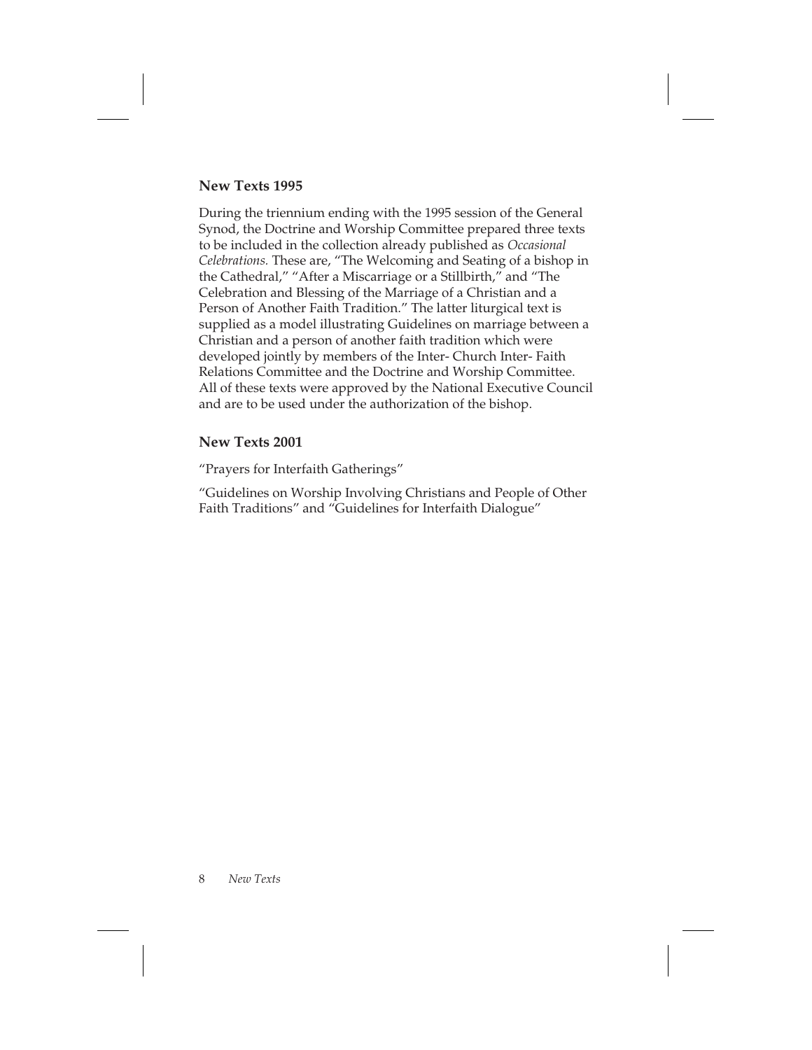## New Texts 1995

During the triennium ending with the 1995 session of the General Synod, the Doctrine and Worship Committee prepared three texts to be included in the collection already published as *Occasional Celebrations.* These are, "The Welcoming and Seating of a bishop in the Cathedral," "After a Miscarriage or a Stillbirth," and "The Celebration and Blessing of the Marriage of a Christian and a Person of Another Faith Tradition." The latter liturgical text is supplied as a model illustrating Guidelines on marriage between a Christian and a person of another faith tradition which were developed jointly by members of the Inter- Church Inter- Faith Relations Committee and the Doctrine and Worship Committee. All of these texts were approved by the National Executive Council and are to be used under the authorization of the bishop.

## New Texts 2001

"Prayers for Interfaith Gatherings"

"Guidelines on Worship Involving Christians and People of Other Faith Traditions" and "Guidelines for Interfaith Dialogue"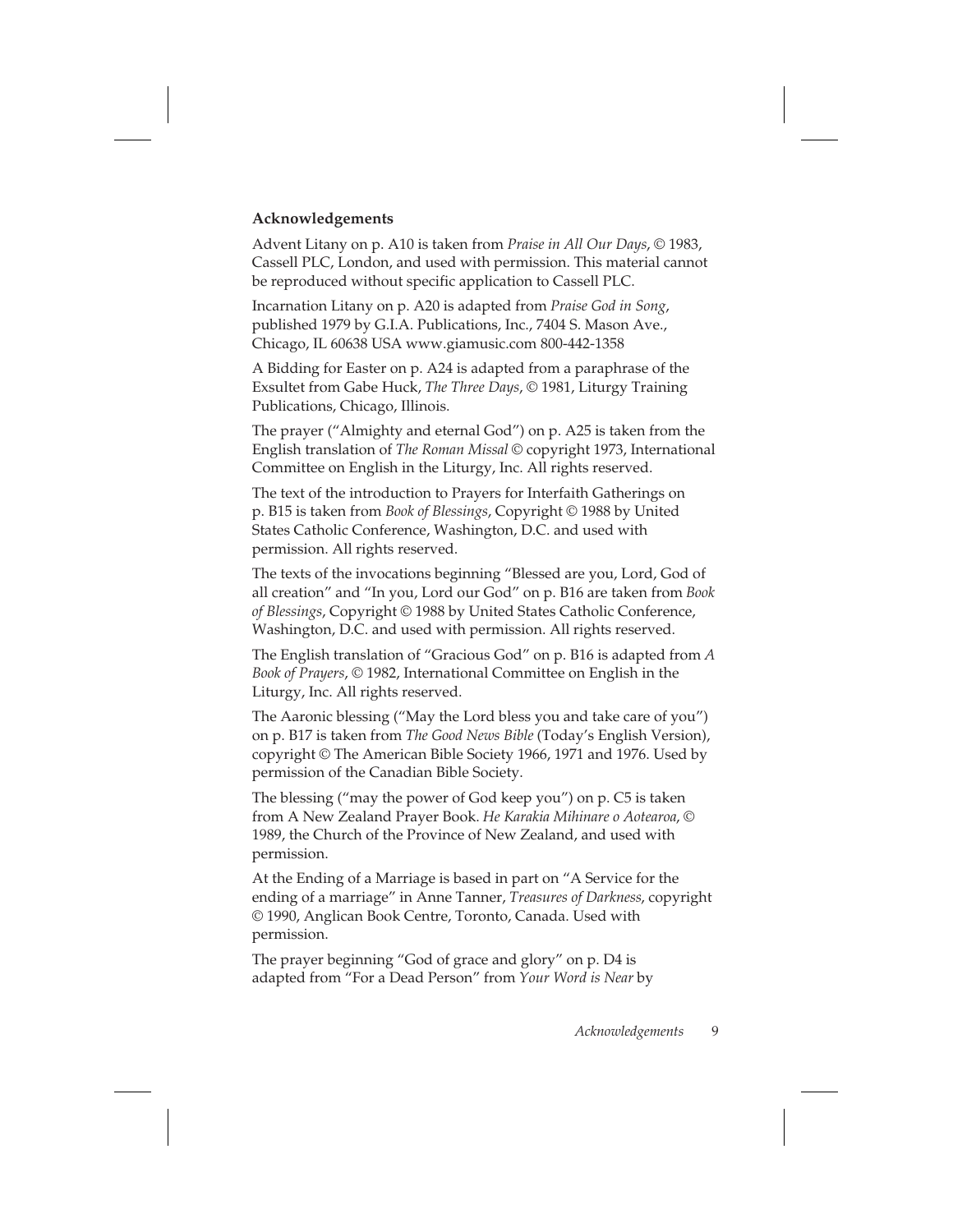**Acknowledgements**

Advent Litany on p. A10 is taken from *Praise in All Our Days*, © 1983, Cassell PLC, London, and used with permission. This material cannot be reproduced without specific application to Cassell PLC.

Incarnation Litany on p. A20 is adapted from *Praise God in Song*, published 1979 by G.I.A. Publications, Inc., 7404 S. Mason Ave., Chicago, IL 60638 USA www.giamusic.com 800-442-1358

A Bidding for Easter on p. A24 is adapted from a paraphrase of the Exsultet from Gabe Huck, *The Three Days*, © 1981, Liturgy Training Publications, Chicago, Illinois.

The prayer ("Almighty and eternal God") on p. A25 is taken from the English translation of *The Roman Missal* © copyright 1973, International Committee on English in the Liturgy, Inc. All rights reserved.

The text of the introduction to Prayers for Interfaith Gatherings on p. B15 is taken from *Book of Blessings*, Copyright © 1988 by United States Catholic Conference, Washington, D.C. and used with permission. All rights reserved.

The texts of the invocations beginning "Blessed are you, Lord, God of all creation" and "In you, Lord our God" on p. B16 are taken from *Book of Blessings*, Copyright © 1988 by United States Catholic Conference, Washington, D.C. and used with permission. All rights reserved.

The English translation of "Gracious God" on p. B16 is adapted from *A Book of Prayers*, © 1982, International Committee on English in the Liturgy, Inc. All rights reserved.

The Aaronic blessing ("May the Lord bless you and take care of you") on p. B17 is taken from *The Good News Bible* (Today's English Version), copyright © The American Bible Society 1966, 1971 and 1976. Used by permission of the Canadian Bible Society.

The blessing ("may the power of God keep you") on p. C5 is taken from A New Zealand Prayer Book. *He Karakia Mihinare o Aotearoa*, © 1989, the Church of the Province of New Zealand, and used with permission.

At the Ending of a Marriage is based in part on "A Service for the ending of a marriage" in Anne Tanner, *Treasures of Darkness*, copyright © 1990, Anglican Book Centre, Toronto, Canada. Used with permission.

The prayer beginning "God of grace and glory" on p. D4 is adapted from "For a Dead Person" from *Your Word is Near* by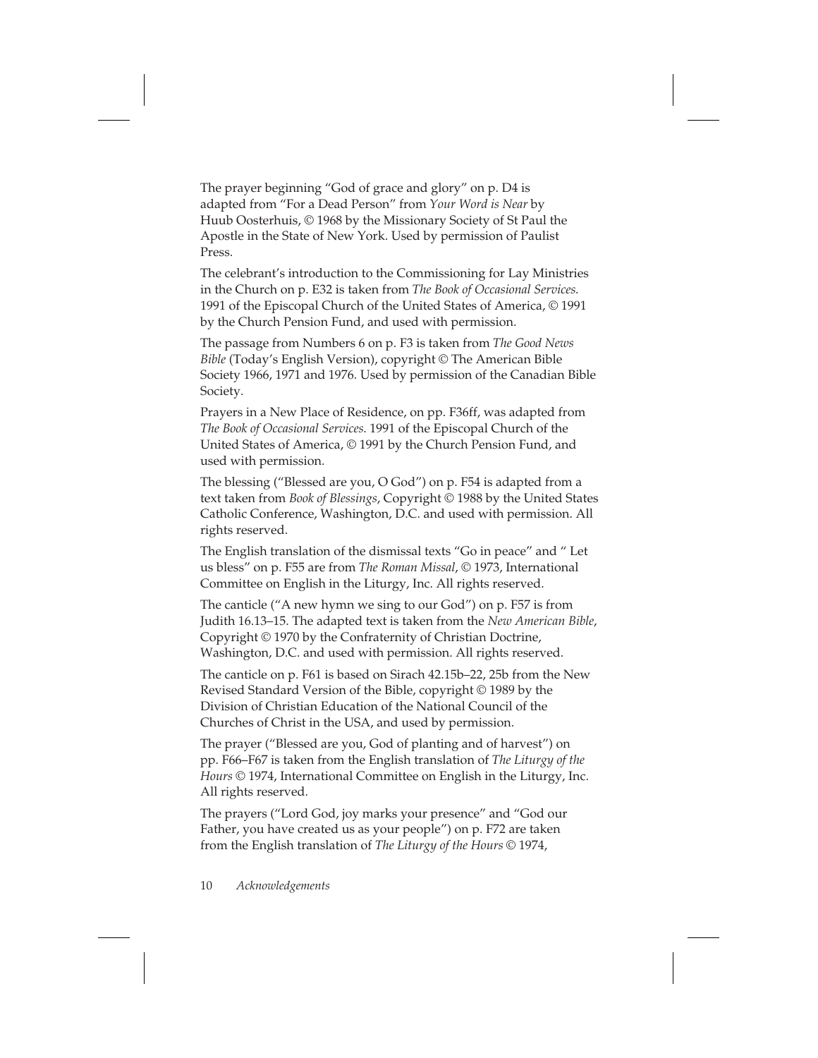The prayer beginning "God of grace and glory" on p. D4 is adapted from "For a Dead Person" from *Your Word is Near* by Huub Oosterhuis, © 1968 by the Missionary Society of St Paul the Apostle in the State of New York. Used by permission of Paulist Press.

The celebrant's introduction to the Commissioning for Lay Ministries in the Church on p. E32 is taken from *The Book of Occasional Services.* 1991 of the Episcopal Church of the United States of America, © 1991 by the Church Pension Fund, and used with permission.

The passage from Numbers 6 on p. F3 is taken from *The Good News Bible* (Today's English Version), copyright © The American Bible Society 1966, 1971 and 1976. Used by permission of the Canadian Bible Society.

Prayers in a New Place of Residence, on pp. F36ff, was adapted from *The Book of Occasional Services.* 1991 of the Episcopal Church of the United States of America, © 1991 by the Church Pension Fund, and used with permission.

The blessing ("Blessed are you, O God") on p. F54 is adapted from a text taken from *Book of Blessings*, Copyright © 1988 by the United States Catholic Conference, Washington, D.C. and used with permission. All rights reserved.

The English translation of the dismissal texts "Go in peace" and " Let us bless" on p. F55 are from *The Roman Missal*, © 1973, International Committee on English in the Liturgy, Inc. All rights reserved.

The canticle ("A new hymn we sing to our God") on p. F57 is from Judith 16.13–15. The adapted text is taken from the *New American Bible*, Copyright © 1970 by the Confraternity of Christian Doctrine, Washington, D.C. and used with permission. All rights reserved.

The canticle on p. F61 is based on Sirach 42.15b–22, 25b from the New Revised Standard Version of the Bible, copyright © 1989 by the Division of Christian Education of the National Council of the Churches of Christ in the USA, and used by permission.

The prayer ("Blessed are you, God of planting and of harvest") on pp. F66–F67 is taken from the English translation of *The Liturgy of the Hours* © 1974, International Committee on English in the Liturgy, Inc. All rights reserved.

The prayers ("Lord God, joy marks your presence" and "God our Father, you have created us as your people") on p. F72 are taken from the English translation of *The Liturgy of the Hours* © 1974,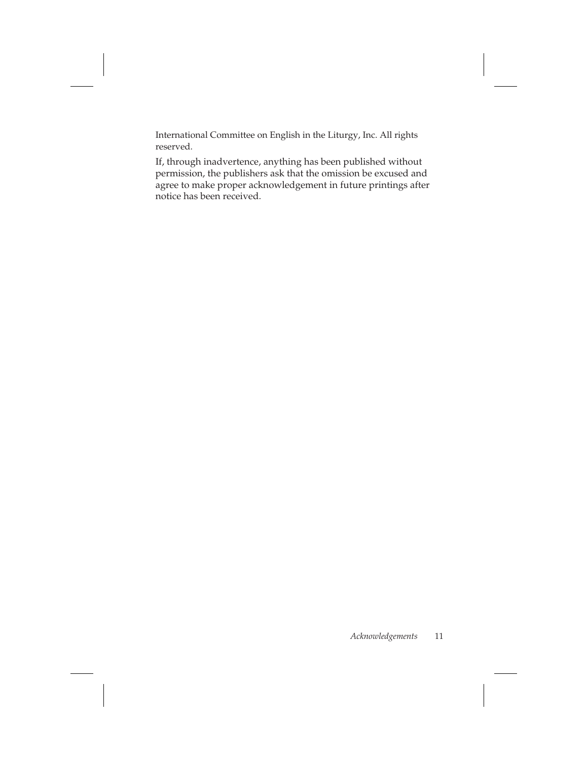International Committee on English in the Liturgy, Inc. All rights reserved.

If, through inadvertence, anything has been published without permission, the publishers ask that the omission be excused and agree to make proper acknowledgement in future printings after notice has been received.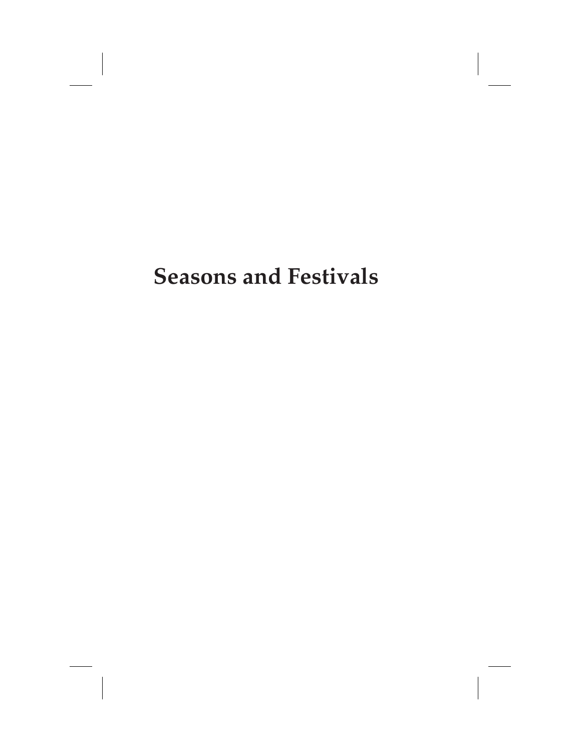# Seasons and Festivals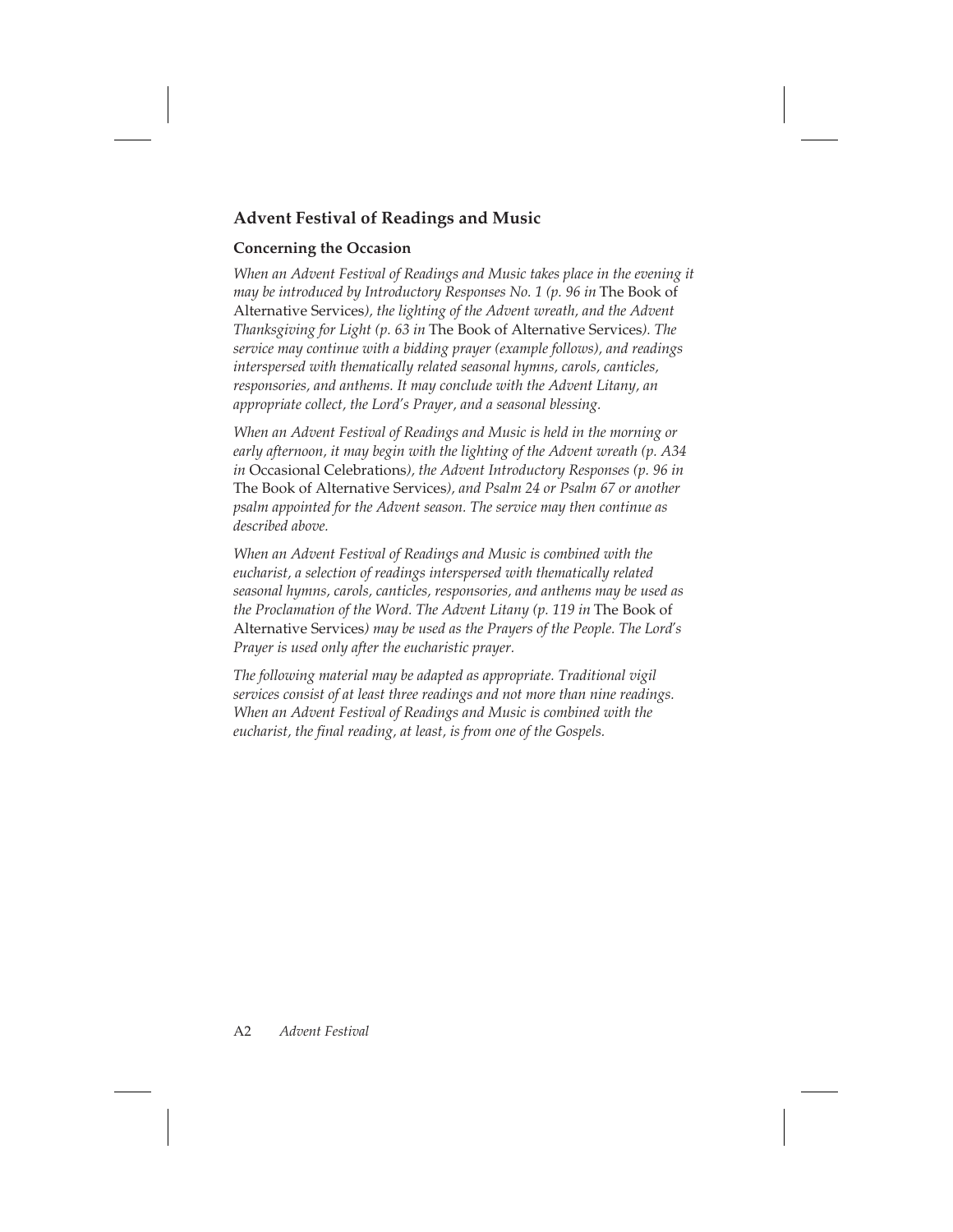## Advent Festival of Readings and Music

### Concerning the Occasion

*When an Advent Festival of Readings and Music takes place in the evening it may be introduced by Introductory Responses No. 1 (p. 96 in* The Book of Alternative Services*), the lighting of the Advent wreath, and the Advent Thanksgiving for Light (p. 63 in* The Book of Alternative Services*). The service may continue with a bidding prayer (example follows), and readings interspersed with thematically related seasonal hymns, carols, canticles, responsories, and anthems. It may conclude with the Advent Litany, an appropriate collect, the Lord's Prayer, and a seasonal blessing.*

*When an Advent Festival of Readings and Music is held in the morning or early afternoon, it may begin with the lighting of the Advent wreath (p. A34 in* Occasional Celebrations*), the Advent Introductory Responses (p. 96 in* The Book of Alternative Services*), and Psalm 24 or Psalm 67 or another psalm appointed for the Advent season. The service may then continue as described above.*

*When an Advent Festival of Readings and Music is combined with the eucharist, a selection of readings interspersed with thematically related seasonal hymns, carols, canticles, responsories, and anthems may be used as the Proclamation of the Word. The Advent Litany (p. 119 in* The Book of Alternative Services*) may be used as the Prayers of the People. The Lord's Prayer is used only after the eucharistic prayer.*

*The following material may be adapted as appropriate. Traditional vigil services consist of at least three readings and not more than nine readings. When an Advent Festival of Readings and Music is combined with the eucharist, the final reading, at least, is from one of the Gospels.*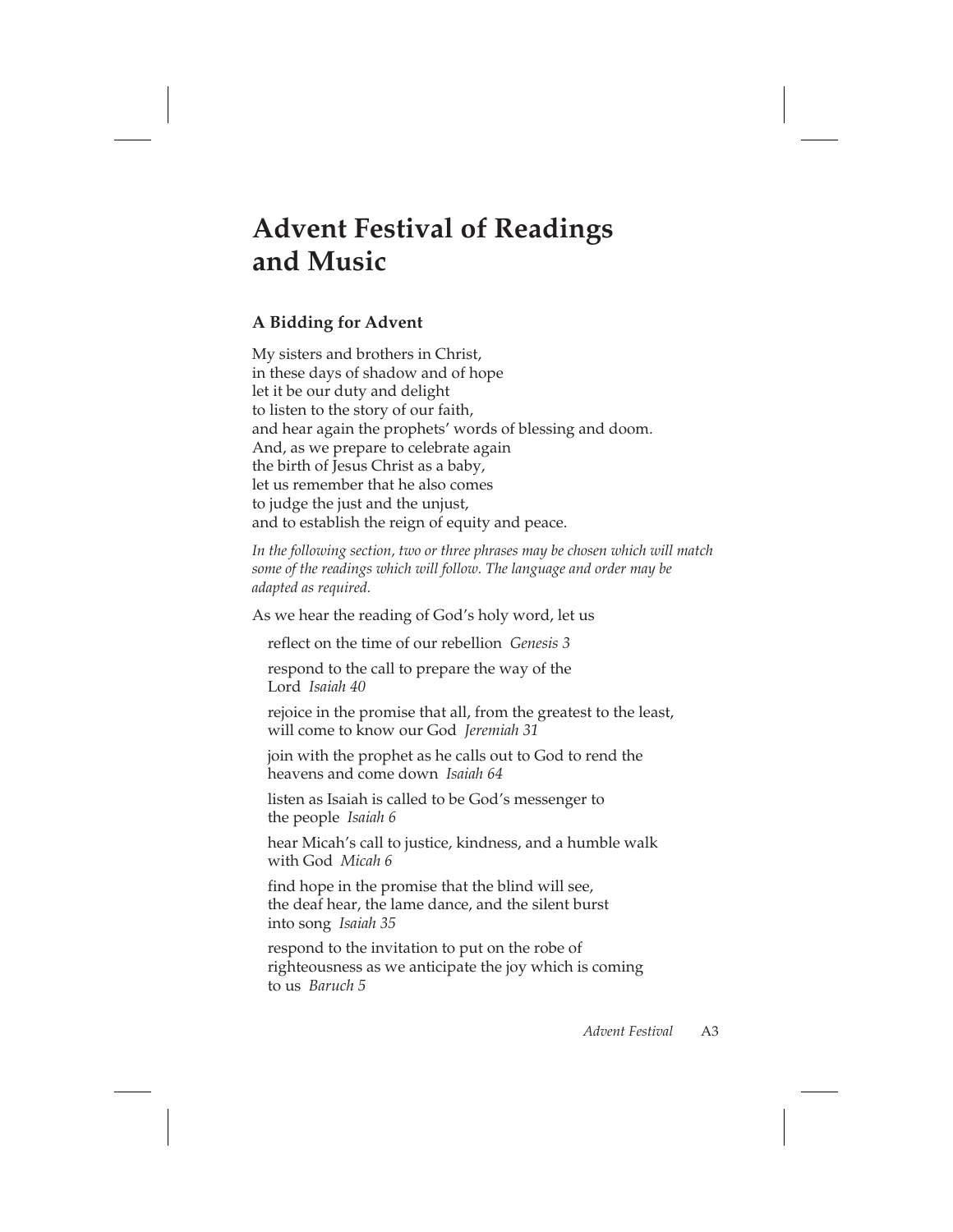# Advent Festival of Readings and Music

## A Bidding for Advent

My sisters and brothers in Christ,
in these days of shadow and of hope
let it be our duty and delight
to listen to the story of our faith,
and hear again the prophets' words of blessing and doom.
And, as we prepare to celebrate again
the birth of Jesus Christ as a baby,
let us remember that he also comes
to judge the just and the unjust,
and to establish the reign of equity and peace.

*In the following section, two or three phrases may be chosen which will match some of the readings which will follow. The language and order may be adapted as required.*

As we hear the reading of God's holy word, let us

reflect on the time of our rebellion *Genesis 3*

respond to the call to prepare the way of the Lord *Isaiah 40*

rejoice in the promise that all, from the greatest to the least, will come to know our God *Jeremiah 31*

join with the prophet as he calls out to God to rend the heavens and come down *Isaiah 64*

listen as Isaiah is called to be God's messenger to the people *Isaiah 6*

hear Micah's call to justice, kindness, and a humble walk with God *Micah 6*

find hope in the promise that the blind will see, the deaf hear, the lame dance, and the silent burst into song *Isaiah 35*

respond to the invitation to put on the robe of righteousness as we anticipate the joy which is coming to us *Baruch 5*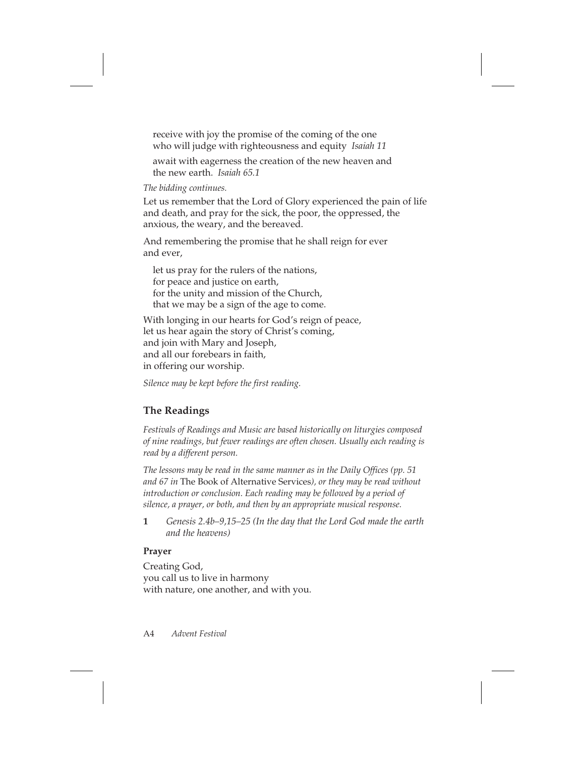receive with joy the promise of the coming of the one
who will judge with righteousness and equity *Isaiah 11*

await with eagerness the creation of the new heaven and
the new earth. *Isaiah 65.1*

*The bidding continues.*

Let us remember that the Lord of Glory experienced the pain of life and death, and pray for the sick, the poor, the oppressed, the anxious, the weary, and the bereaved.

And remembering the promise that he shall reign for ever and ever,

let us pray for the rulers of the nations,
for peace and justice on earth,
for the unity and mission of the Church,
that we may be a sign of the age to come.

With longing in our hearts for God's reign of peace,
let us hear again the story of Christ's coming,
and join with Mary and Joseph,
and all our forebears in faith,
in offering our worship.

*Silence may be kept before the first reading.*

## The Readings

*Festivals of Readings and Music are based historically on liturgies composed of nine readings, but fewer readings are often chosen. Usually each reading is read by a different person.*

*The lessons may be read in the same manner as in the Daily Offices (pp. 51 and 67 in* The Book of Alternative Services*), or they may be read without introduction or conclusion. Each reading may be followed by a period of silence, a prayer, or both, and then by an appropriate musical response.*

**1** *Genesis 2.4b–9,15–25 (In the day that the Lord God made the earth and the heavens)*

**Prayer**

Creating God,
you call us to live in harmony
with nature, one another, and with you.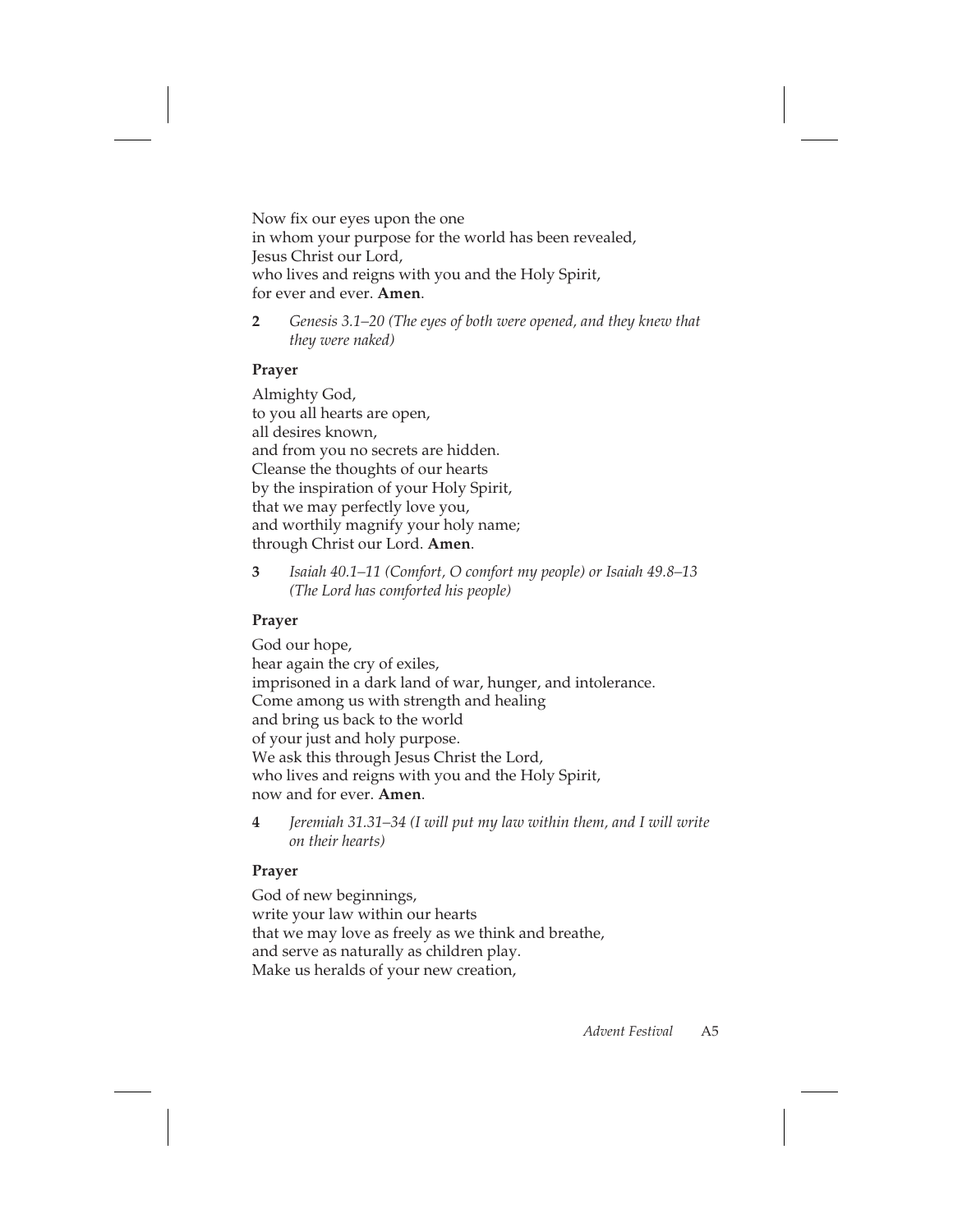Now fix our eyes upon the one
in whom your purpose for the world has been revealed,
Jesus Christ our Lord,
who lives and reigns with you and the Holy Spirit,
for ever and ever. **Amen**.

**2** *Genesis 3.1–20 (The eyes of both were opened, and they knew that they were naked)*

**Prayer**

Almighty God,
to you all hearts are open,
all desires known,
and from you no secrets are hidden.
Cleanse the thoughts of our hearts
by the inspiration of your Holy Spirit,
that we may perfectly love you,
and worthily magnify your holy name;
through Christ our Lord. **Amen**.

**3** *Isaiah 40.1–11 (Comfort, O comfort my people) or Isaiah 49.8–13 (The Lord has comforted his people)*

**Prayer**

God our hope,
hear again the cry of exiles,
imprisoned in a dark land of war, hunger, and intolerance.
Come among us with strength and healing
and bring us back to the world
of your just and holy purpose.
We ask this through Jesus Christ the Lord,
who lives and reigns with you and the Holy Spirit,
now and for ever. **Amen**.

**4** *Jeremiah 31.31–34 (I will put my law within them, and I will write on their hearts)*

**Prayer**

God of new beginnings,
write your law within our hearts
that we may love as freely as we think and breathe,
and serve as naturally as children play.
Make us heralds of your new creation,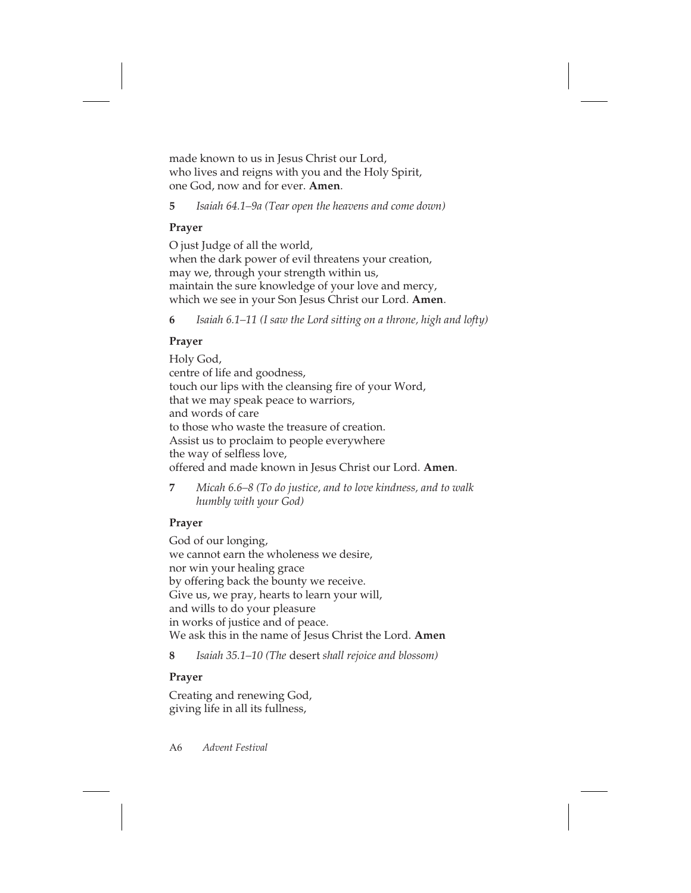made known to us in Jesus Christ our Lord,
who lives and reigns with you and the Holy Spirit,
one God, now and for ever. **Amen**.

**5** *Isaiah 64.1–9a (Tear open the heavens and come down)*

**Prayer**

O just Judge of all the world,
when the dark power of evil threatens your creation,
may we, through your strength within us,
maintain the sure knowledge of your love and mercy,
which we see in your Son Jesus Christ our Lord. **Amen**.

**6** *Isaiah 6.1–11 (I saw the Lord sitting on a throne, high and lofty)*

**Prayer**

Holy God,
centre of life and goodness,
touch our lips with the cleansing fire of your Word,
that we may speak peace to warriors,
and words of care
to those who waste the treasure of creation.
Assist us to proclaim to people everywhere
the way of selfless love,
offered and made known in Jesus Christ our Lord. **Amen**.

**7** *Micah 6.6–8 (To do justice, and to love kindness, and to walk humbly with your God)*

**Prayer**

God of our longing,
we cannot earn the wholeness we desire,
nor win your healing grace
by offering back the bounty we receive.
Give us, we pray, hearts to learn your will,
and wills to do your pleasure
in works of justice and of peace.
We ask this in the name of Jesus Christ the Lord. **Amen**

**8** *Isaiah 35.1–10 (The* desert *shall rejoice and blossom)*

**Prayer**

Creating and renewing God,
giving life in all its fullness,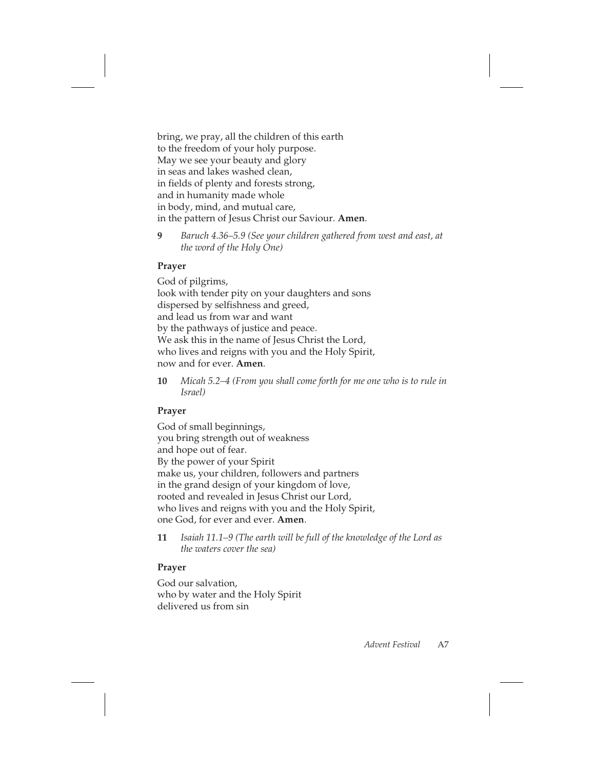bring, we pray, all the children of this earth  
to the freedom of your holy purpose.  
May we see your beauty and glory  
in seas and lakes washed clean,  
in fields of plenty and forests strong,  
and in humanity made whole  
in body, mind, and mutual care,  
in the pattern of Jesus Christ our Saviour. **Amen**.

**9** *Baruch 4.36–5.9 (See your children gathered from west and east, at the word of the Holy One)*

**Prayer**

God of pilgrims,  
look with tender pity on your daughters and sons  
dispersed by selfishness and greed,  
and lead us from war and want  
by the pathways of justice and peace.  
We ask this in the name of Jesus Christ the Lord,  
who lives and reigns with you and the Holy Spirit,  
now and for ever. **Amen**.

**10** *Micah 5.2–4 (From you shall come forth for me one who is to rule in Israel)*

**Prayer**

God of small beginnings,  
you bring strength out of weakness  
and hope out of fear.  
By the power of your Spirit  
make us, your children, followers and partners  
in the grand design of your kingdom of love,  
rooted and revealed in Jesus Christ our Lord,  
who lives and reigns with you and the Holy Spirit,  
one God, for ever and ever. **Amen**.

**11** *Isaiah 11.1–9 (The earth will be full of the knowledge of the Lord as the waters cover the sea)*

**Prayer**

God our salvation,  
who by water and the Holy Spirit  
delivered us from sin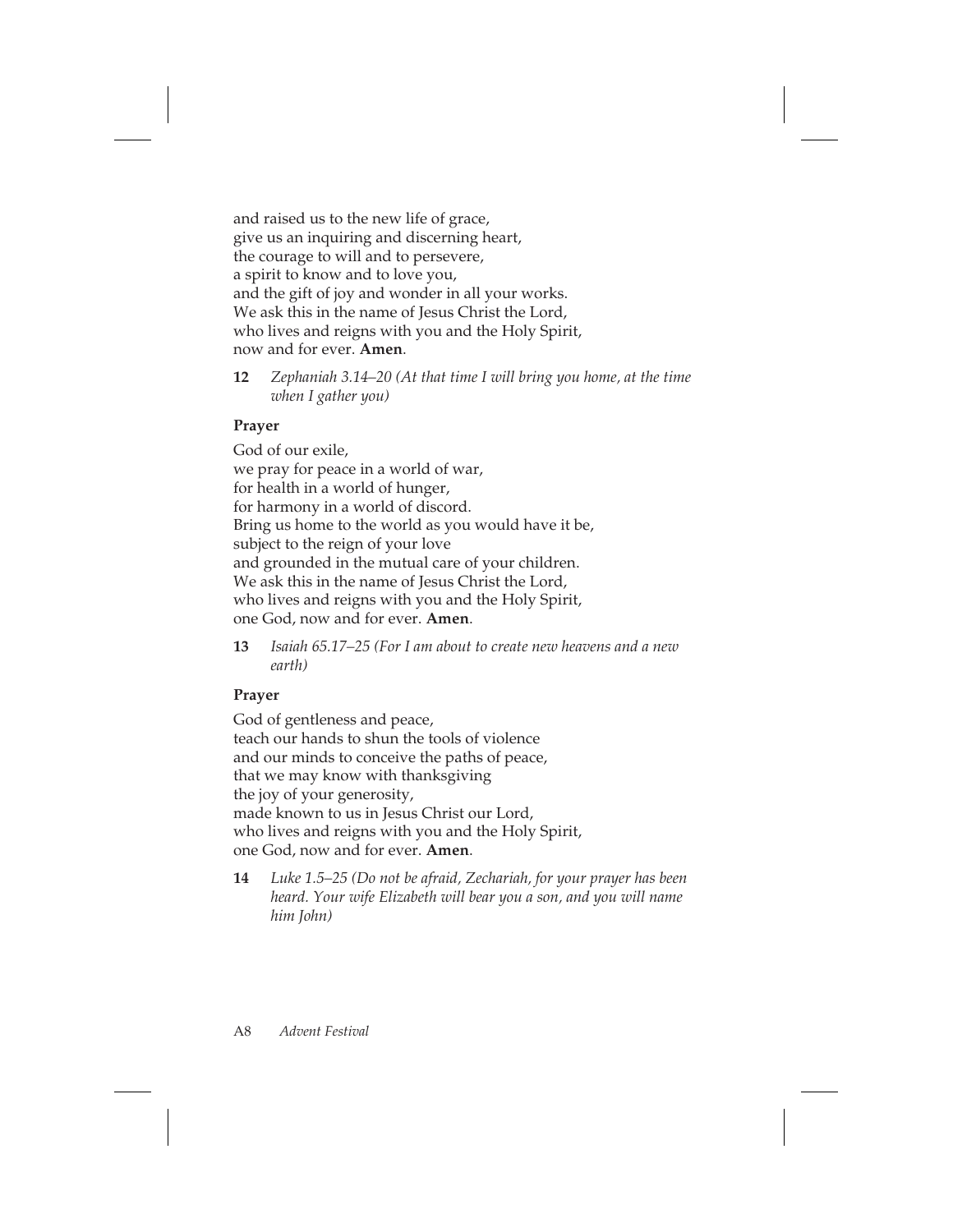and raised us to the new life of grace,
give us an inquiring and discerning heart,
the courage to will and to persevere,
a spirit to know and to love you,
and the gift of joy and wonder in all your works.
We ask this in the name of Jesus Christ the Lord,
who lives and reigns with you and the Holy Spirit,
now and for ever. **Amen**.

**12** *Zephaniah 3.14–20 (At that time I will bring you home, at the time when I gather you)*

**Prayer**

God of our exile,
we pray for peace in a world of war,
for health in a world of hunger,
for harmony in a world of discord.
Bring us home to the world as you would have it be,
subject to the reign of your love
and grounded in the mutual care of your children.
We ask this in the name of Jesus Christ the Lord,
who lives and reigns with you and the Holy Spirit,
one God, now and for ever. **Amen**.

**13** *Isaiah 65.17–25 (For I am about to create new heavens and a new earth)*

**Prayer**

God of gentleness and peace,
teach our hands to shun the tools of violence
and our minds to conceive the paths of peace,
that we may know with thanksgiving
the joy of your generosity,
made known to us in Jesus Christ our Lord,
who lives and reigns with you and the Holy Spirit,
one God, now and for ever. **Amen**.

**14** *Luke 1.5–25 (Do not be afraid, Zechariah, for your prayer has been heard. Your wife Elizabeth will bear you a son, and you will name him John)*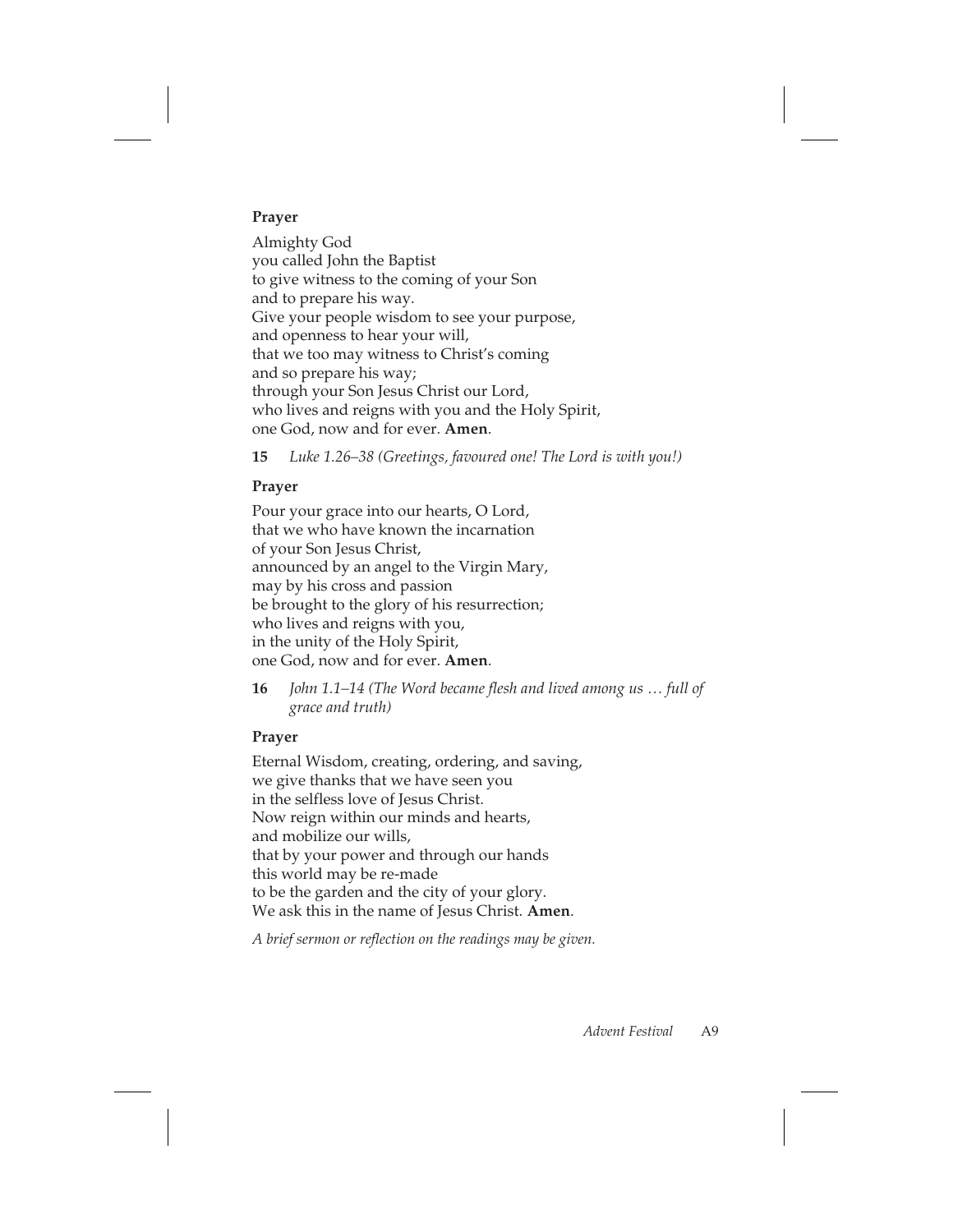**Prayer**

Almighty God
you called John the Baptist
to give witness to the coming of your Son
and to prepare his way.
Give your people wisdom to see your purpose,
and openness to hear your will,
that we too may witness to Christ's coming
and so prepare his way;
through your Son Jesus Christ our Lord,
who lives and reigns with you and the Holy Spirit,
one God, now and for ever. **Amen**.

**15** *Luke 1.26–38 (Greetings, favoured one! The Lord is with you!)*

**Prayer**

Pour your grace into our hearts, O Lord,
that we who have known the incarnation
of your Son Jesus Christ,
announced by an angel to the Virgin Mary,
may by his cross and passion
be brought to the glory of his resurrection;
who lives and reigns with you,
in the unity of the Holy Spirit,
one God, now and for ever. **Amen**.

**16** *John 1.1–14 (The Word became flesh and lived among us … full of grace and truth)*

**Prayer**

Eternal Wisdom, creating, ordering, and saving,
we give thanks that we have seen you
in the selfless love of Jesus Christ.
Now reign within our minds and hearts,
and mobilize our wills,
that by your power and through our hands
this world may be re-made
to be the garden and the city of your glory.
We ask this in the name of Jesus Christ. **Amen**.

*A brief sermon or reflection on the readings may be given.*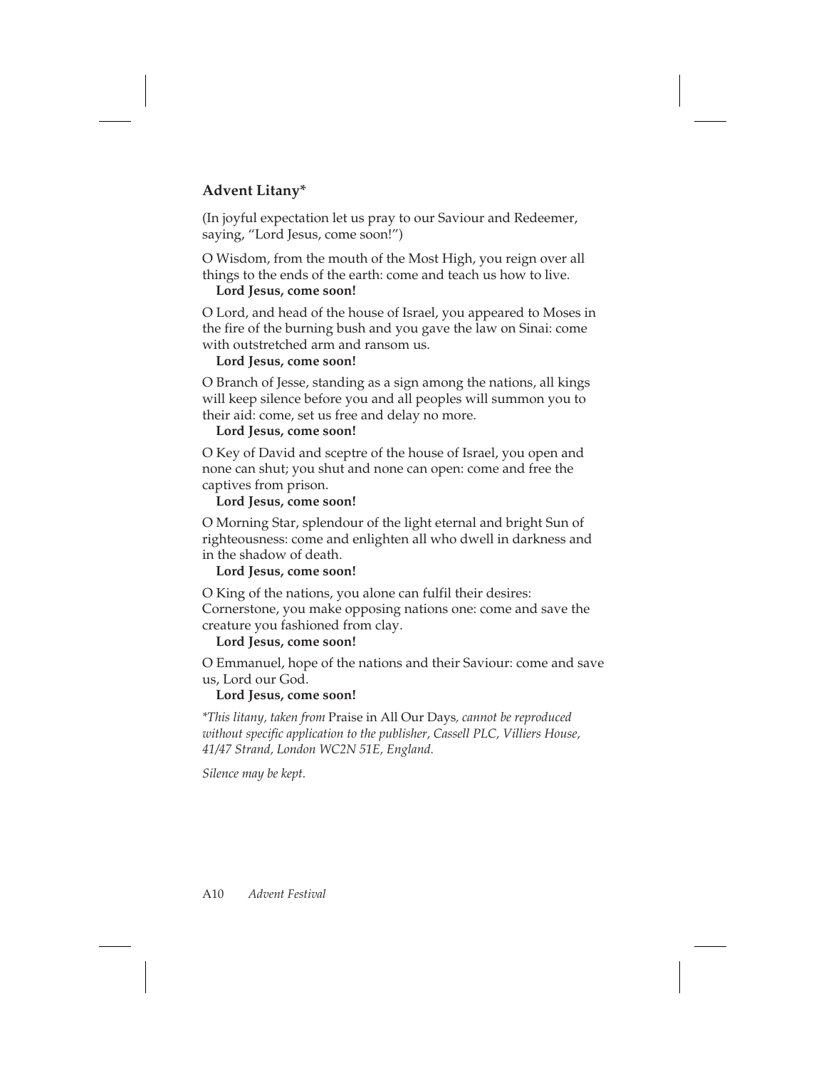## Advent Litany*

(In joyful expectation let us pray to our Saviour and Redeemer, saying, "Lord Jesus, come soon!")

O Wisdom, from the mouth of the Most High, you reign over all things to the ends of the earth: come and teach us how to live.
  **Lord Jesus, come soon!**

O Lord, and head of the house of Israel, you appeared to Moses in the fire of the burning bush and you gave the law on Sinai: come with outstretched arm and ransom us.
  **Lord Jesus, come soon!**

O Branch of Jesse, standing as a sign among the nations, all kings will keep silence before you and all peoples will summon you to their aid: come, set us free and delay no more.
  **Lord Jesus, come soon!**

O Key of David and sceptre of the house of Israel, you open and none can shut; you shut and none can open: come and free the captives from prison.
  **Lord Jesus, come soon!**

O Morning Star, splendour of the light eternal and bright Sun of righteousness: come and enlighten all who dwell in darkness and in the shadow of death.
  **Lord Jesus, come soon!**

O King of the nations, you alone can fulfil their desires: Cornerstone, you make opposing nations one: come and save the creature you fashioned from clay.
  **Lord Jesus, come soon!**

O Emmanuel, hope of the nations and their Saviour: come and save us, Lord our God.
  **Lord Jesus, come soon!**

*\*This litany, taken from* Praise in All Our Days*, cannot be reproduced without specific application to the publisher, Cassell PLC, Villiers House, 41/47 Strand, London WC2N 51E, England.*

*Silence may be kept.*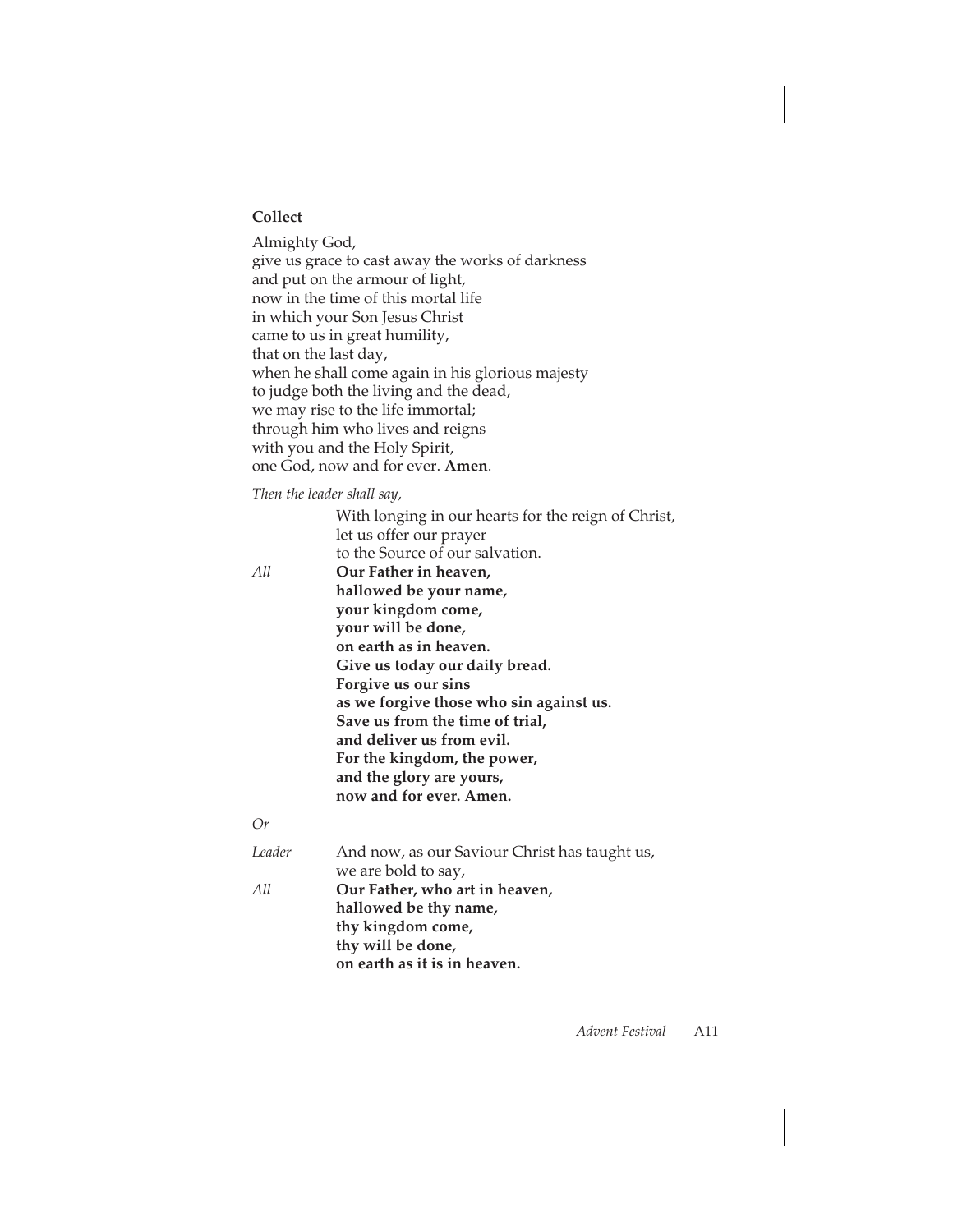**Collect**

Almighty God,
give us grace to cast away the works of darkness
and put on the armour of light,
now in the time of this mortal life
in which your Son Jesus Christ
came to us in great humility,
that on the last day,
when he shall come again in his glorious majesty
to judge both the living and the dead,
we may rise to the life immortal;
through him who lives and reigns
with you and the Holy Spirit,
one God, now and for ever. **Amen**.

*Then the leader shall say,*

With longing in our hearts for the reign of Christ,
let us offer our prayer
to the Source of our salvation.

*All* **Our Father in heaven,
hallowed be your name,
your kingdom come,
your will be done,
on earth as in heaven.
Give us today our daily bread.
Forgive us our sins
as we forgive those who sin against us.
Save us from the time of trial,
and deliver us from evil.
For the kingdom, the power,
and the glory are yours,
now and for ever. Amen.**

*Or*

*Leader* And now, as our Saviour Christ has taught us,
we are bold to say,

*All* **Our Father, who art in heaven,
hallowed be thy name,
thy kingdom come,
thy will be done,
on earth as it is in heaven.**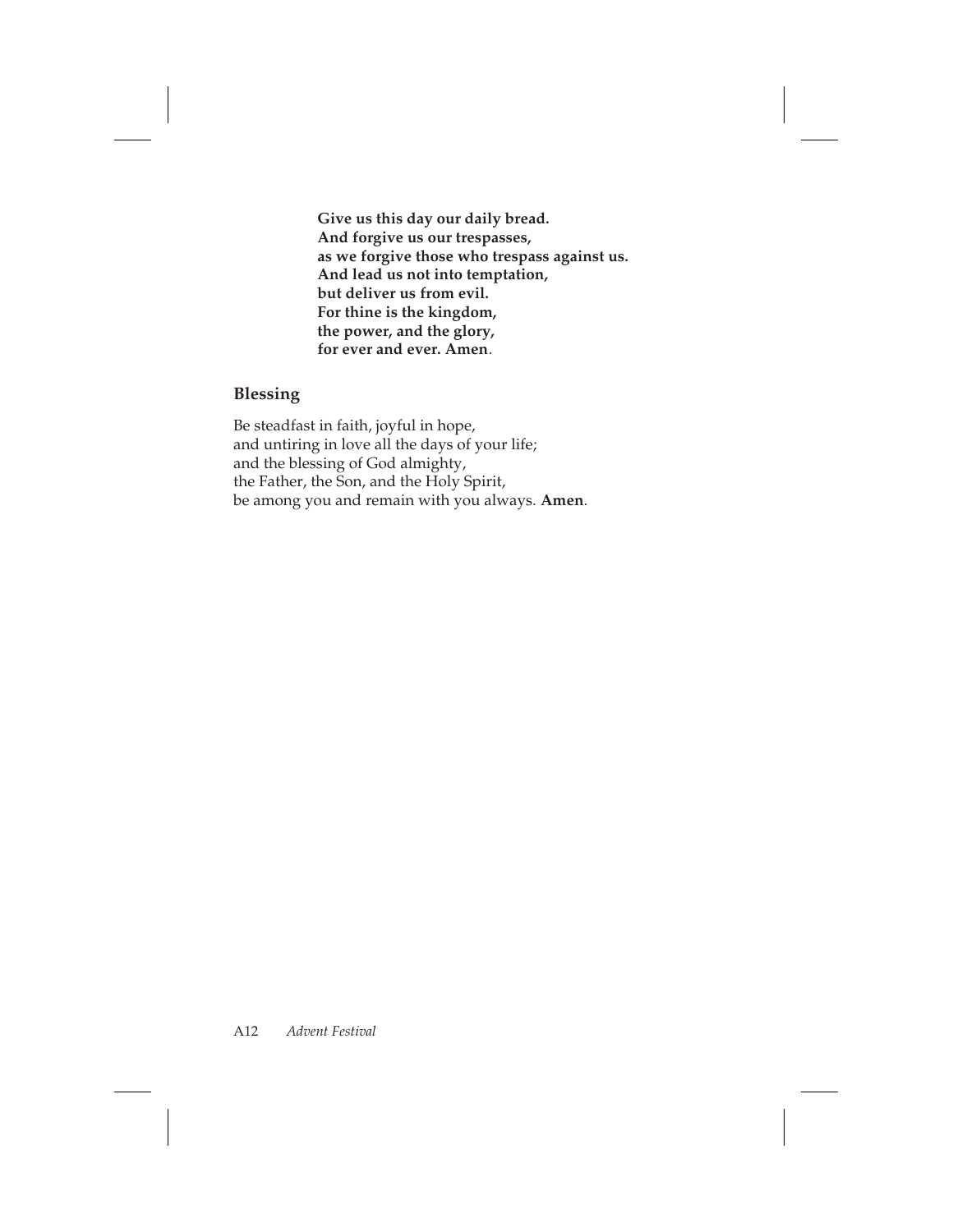**Give us this day our daily bread.**
**And forgive us our trespasses,**
**as we forgive those who trespass against us.**
**And lead us not into temptation,**
**but deliver us from evil.**
**For thine is the kingdom,**
**the power, and the glory,**
**for ever and ever. Amen**.

### Blessing

Be steadfast in faith, joyful in hope,
and untiring in love all the days of your life;
and the blessing of God almighty,
the Father, the Son, and the Holy Spirit,
be among you and remain with you always. **Amen**.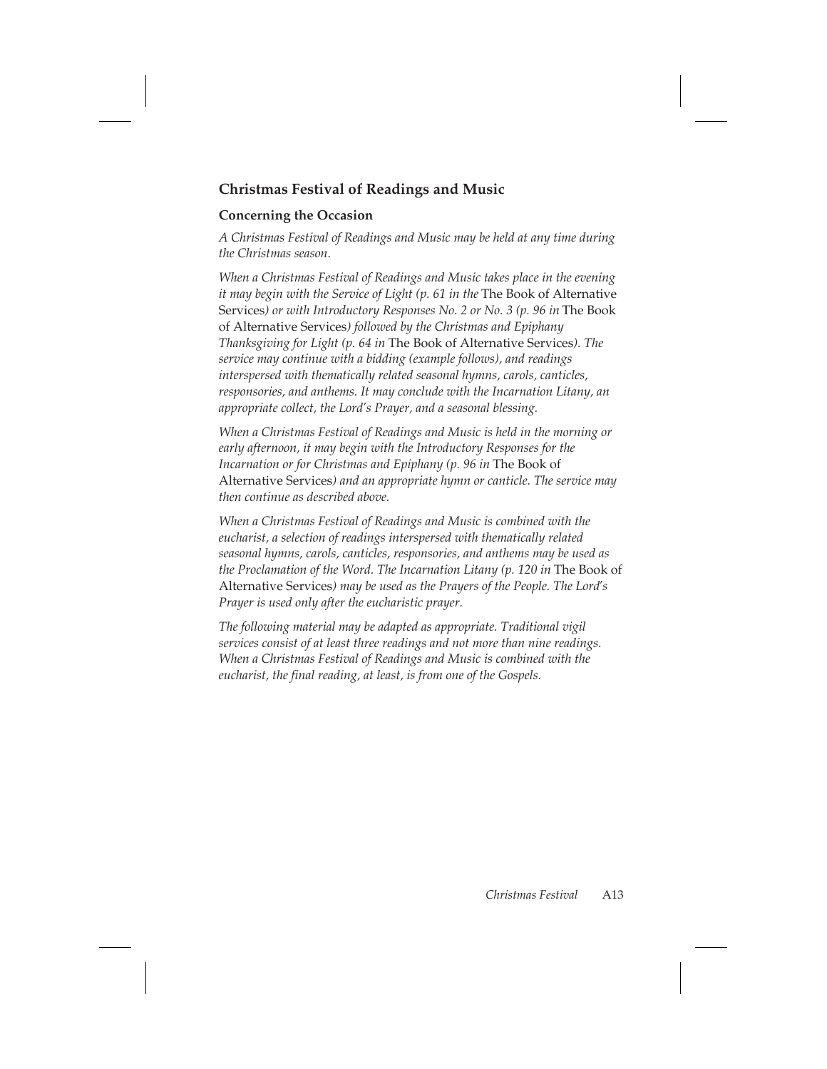## Christmas Festival of Readings and Music

### Concerning the Occasion

*A Christmas Festival of Readings and Music may be held at any time during the Christmas season.*

*When a Christmas Festival of Readings and Music takes place in the evening it may begin with the Service of Light (p. 61 in the* The Book of Alternative Services*) or with Introductory Responses No. 2 or No. 3 (p. 96 in* The Book of Alternative Services*) followed by the Christmas and Epiphany Thanksgiving for Light (p. 64 in* The Book of Alternative Services*). The service may continue with a bidding (example follows), and readings interspersed with thematically related seasonal hymns, carols, canticles, responsories, and anthems. It may conclude with the Incarnation Litany, an appropriate collect, the Lord's Prayer, and a seasonal blessing.*

*When a Christmas Festival of Readings and Music is held in the morning or early afternoon, it may begin with the Introductory Responses for the Incarnation or for Christmas and Epiphany (p. 96 in* The Book of Alternative Services*) and an appropriate hymn or canticle. The service may then continue as described above.*

*When a Christmas Festival of Readings and Music is combined with the eucharist, a selection of readings interspersed with thematically related seasonal hymns, carols, canticles, responsories, and anthems may be used as the Proclamation of the Word. The Incarnation Litany (p. 120 in* The Book of Alternative Services*) may be used as the Prayers of the People. The Lord's Prayer is used only after the eucharistic prayer.*

*The following material may be adapted as appropriate. Traditional vigil services consist of at least three readings and not more than nine readings. When a Christmas Festival of Readings and Music is combined with the eucharist, the final reading, at least, is from one of the Gospels.*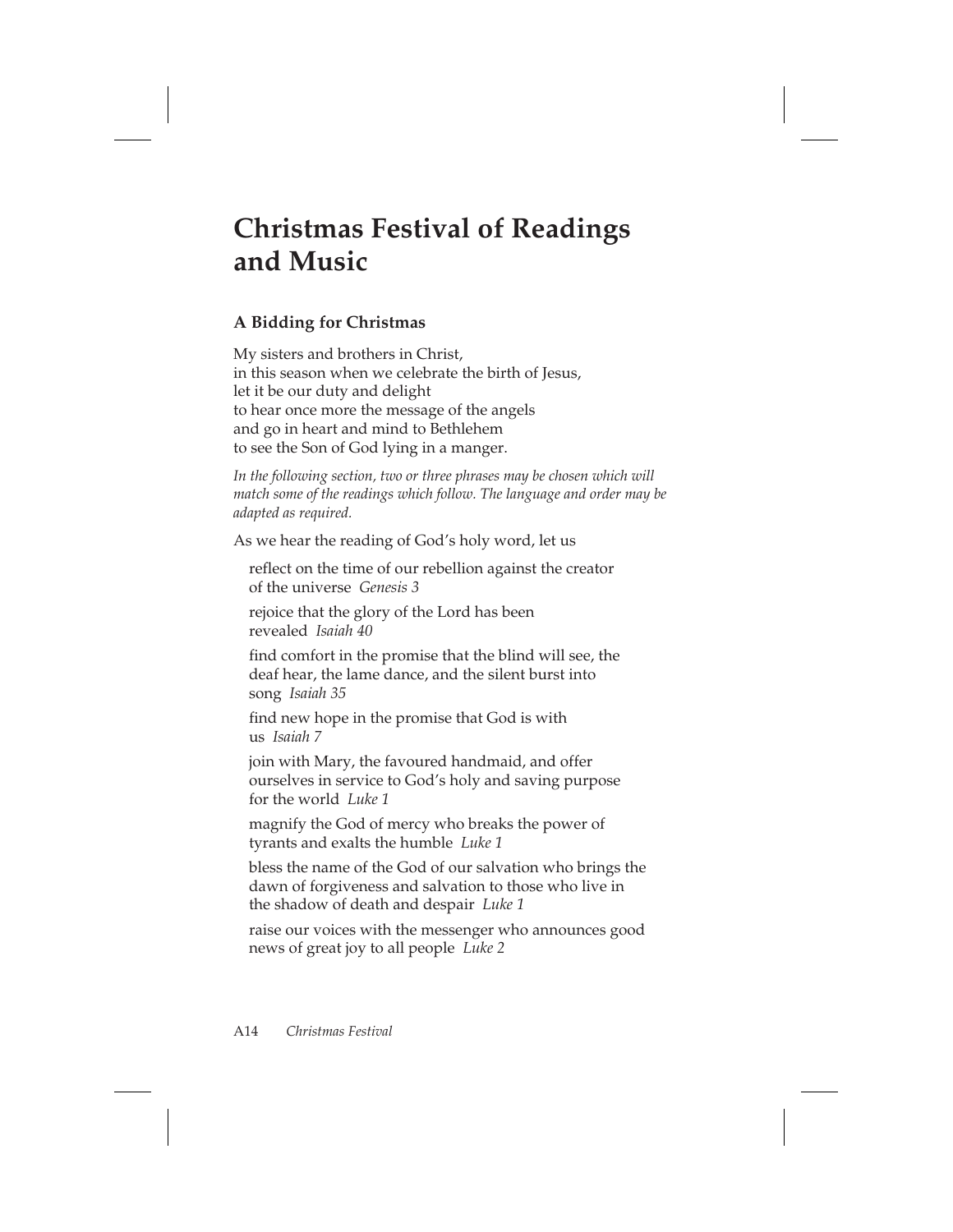# Christmas Festival of Readings and Music

### A Bidding for Christmas

My sisters and brothers in Christ,
in this season when we celebrate the birth of Jesus,
let it be our duty and delight
to hear once more the message of the angels
and go in heart and mind to Bethlehem
to see the Son of God lying in a manger.

*In the following section, two or three phrases may be chosen which will match some of the readings which follow. The language and order may be adapted as required.*

As we hear the reading of God's holy word, let us

reflect on the time of our rebellion against the creator of the universe *Genesis 3*

rejoice that the glory of the Lord has been revealed *Isaiah 40*

find comfort in the promise that the blind will see, the deaf hear, the lame dance, and the silent burst into song *Isaiah 35*

find new hope in the promise that God is with us *Isaiah 7*

join with Mary, the favoured handmaid, and offer ourselves in service to God's holy and saving purpose for the world *Luke 1*

magnify the God of mercy who breaks the power of tyrants and exalts the humble *Luke 1*

bless the name of the God of our salvation who brings the dawn of forgiveness and salvation to those who live in the shadow of death and despair *Luke 1*

raise our voices with the messenger who announces good news of great joy to all people *Luke 2*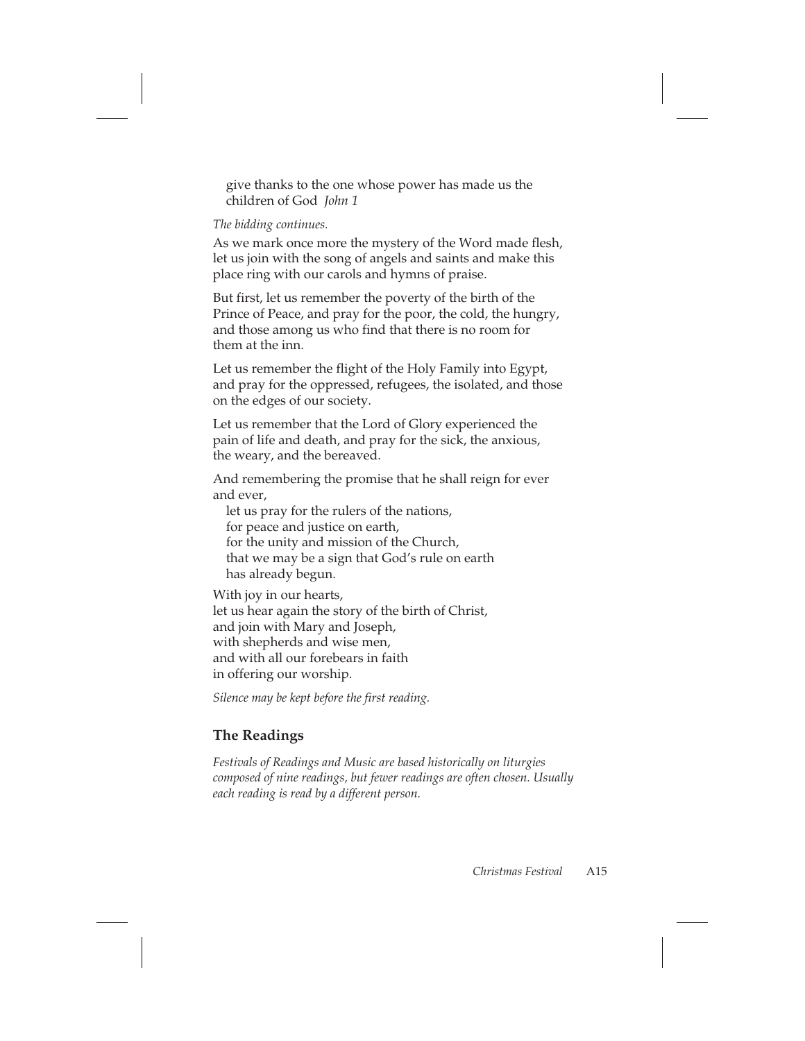give thanks to the one whose power has made us the children of God *John 1*

*The bidding continues.*

As we mark once more the mystery of the Word made flesh, let us join with the song of angels and saints and make this place ring with our carols and hymns of praise.

But first, let us remember the poverty of the birth of the Prince of Peace, and pray for the poor, the cold, the hungry, and those among us who find that there is no room for them at the inn.

Let us remember the flight of the Holy Family into Egypt, and pray for the oppressed, refugees, the isolated, and those on the edges of our society.

Let us remember that the Lord of Glory experienced the pain of life and death, and pray for the sick, the anxious, the weary, and the bereaved.

And remembering the promise that he shall reign for ever and ever,
let us pray for the rulers of the nations,
for peace and justice on earth,
for the unity and mission of the Church,
that we may be a sign that God's rule on earth
has already begun.

With joy in our hearts,
let us hear again the story of the birth of Christ,
and join with Mary and Joseph,
with shepherds and wise men,
and with all our forebears in faith
in offering our worship.

*Silence may be kept before the first reading.*

## The Readings

*Festivals of Readings and Music are based historically on liturgies composed of nine readings, but fewer readings are often chosen. Usually each reading is read by a different person.*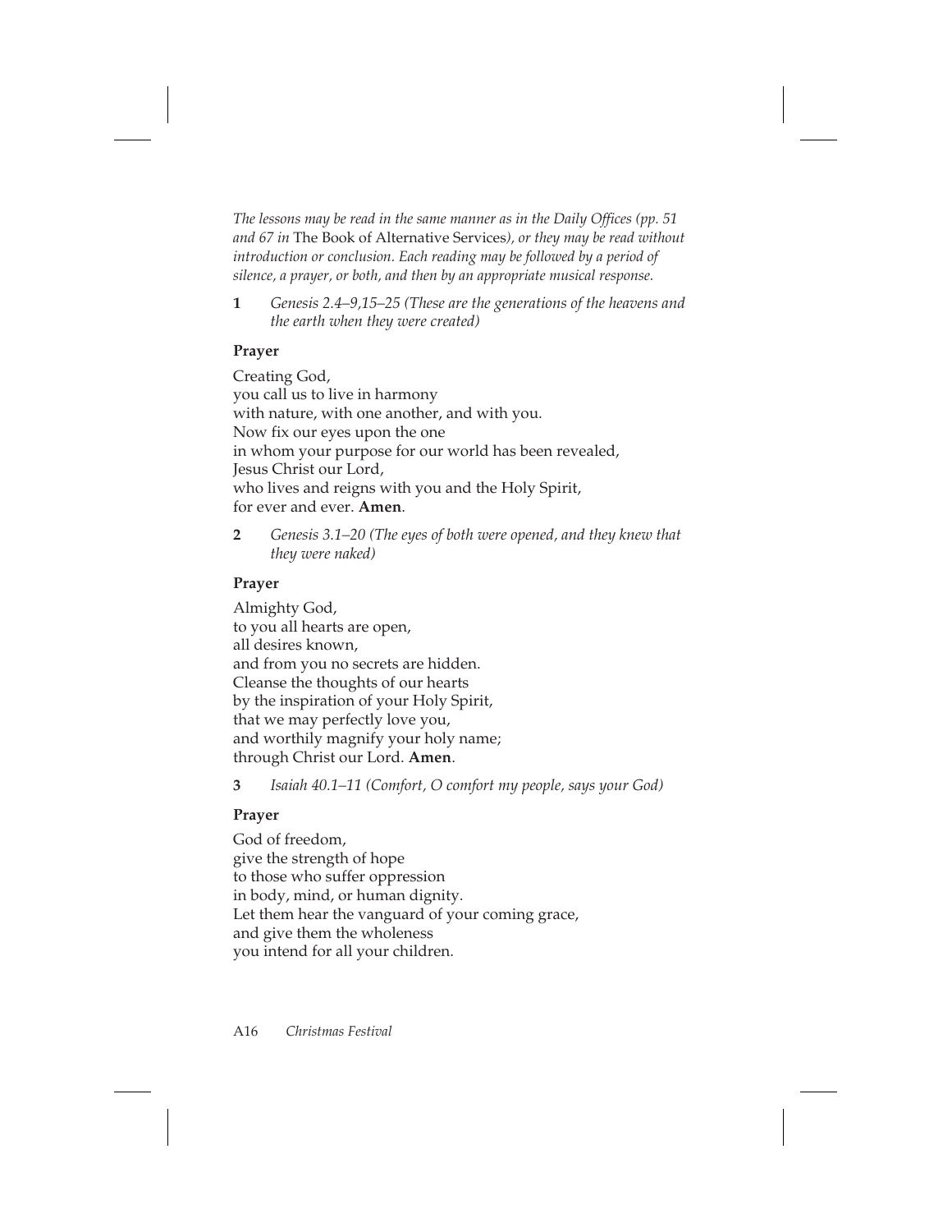*The lessons may be read in the same manner as in the Daily Offices (pp. 51 and 67 in* The Book of Alternative Services*), or they may be read without introduction or conclusion. Each reading may be followed by a period of silence, a prayer, or both, and then by an appropriate musical response.*

**1** *Genesis 2.4–9,15–25 (These are the generations of the heavens and the earth when they were created)*

**Prayer**

Creating God,
you call us to live in harmony
with nature, with one another, and with you.
Now fix our eyes upon the one
in whom your purpose for our world has been revealed,
Jesus Christ our Lord,
who lives and reigns with you and the Holy Spirit,
for ever and ever. **Amen**.

**2** *Genesis 3.1–20 (The eyes of both were opened, and they knew that they were naked)*

**Prayer**

Almighty God,
to you all hearts are open,
all desires known,
and from you no secrets are hidden.
Cleanse the thoughts of our hearts
by the inspiration of your Holy Spirit,
that we may perfectly love you,
and worthily magnify your holy name;
through Christ our Lord. **Amen**.

**3** *Isaiah 40.1–11 (Comfort, O comfort my people, says your God)*

**Prayer**

God of freedom,
give the strength of hope
to those who suffer oppression
in body, mind, or human dignity.
Let them hear the vanguard of your coming grace,
and give them the wholeness
you intend for all your children.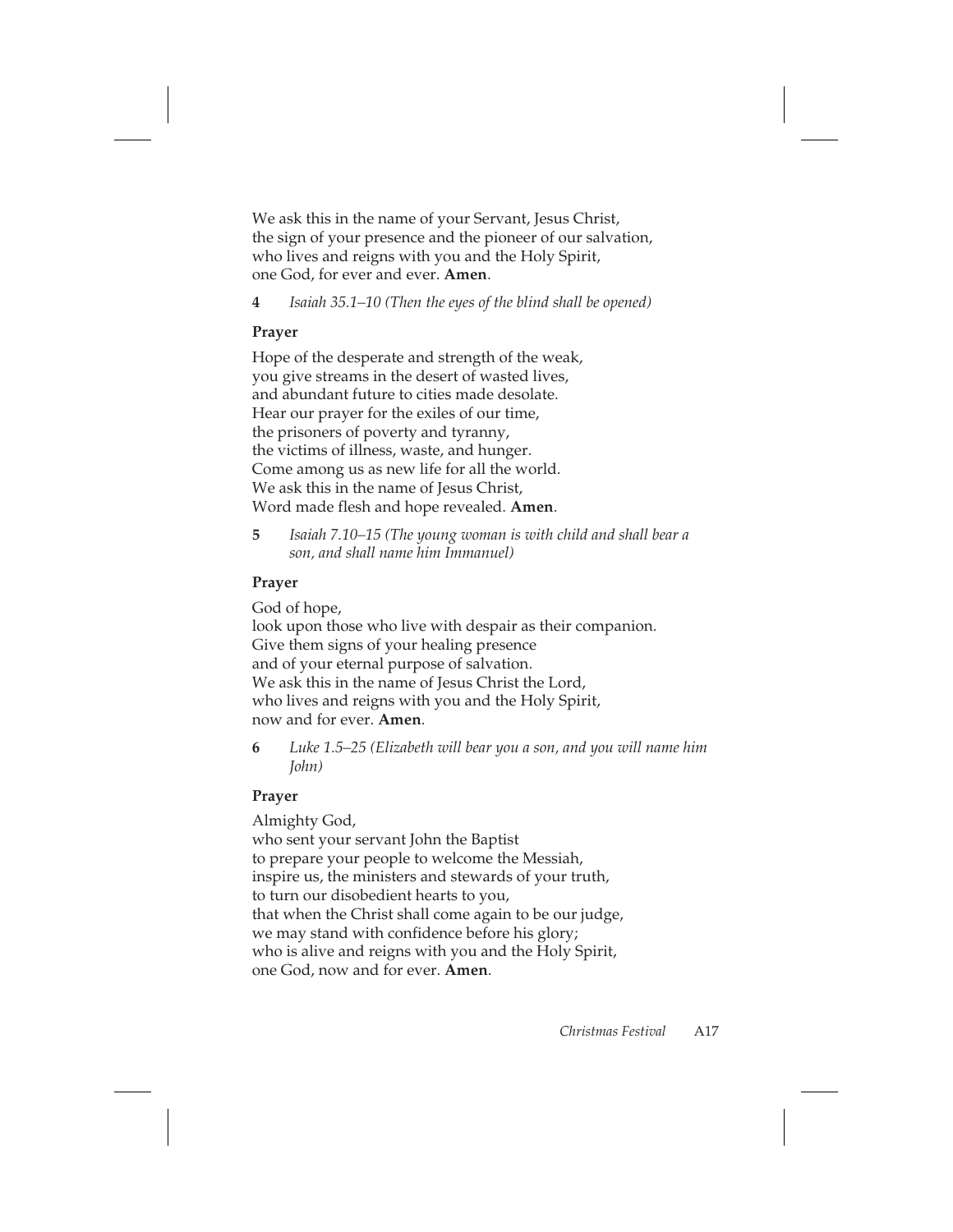We ask this in the name of your Servant, Jesus Christ,
the sign of your presence and the pioneer of our salvation,
who lives and reigns with you and the Holy Spirit,
one God, for ever and ever. **Amen**.

**4** *Isaiah 35.1–10 (Then the eyes of the blind shall be opened)*

**Prayer**

Hope of the desperate and strength of the weak,
you give streams in the desert of wasted lives,
and abundant future to cities made desolate.
Hear our prayer for the exiles of our time,
the prisoners of poverty and tyranny,
the victims of illness, waste, and hunger.
Come among us as new life for all the world.
We ask this in the name of Jesus Christ,
Word made flesh and hope revealed. **Amen**.

**5** *Isaiah 7.10–15 (The young woman is with child and shall bear a son, and shall name him Immanuel)*

**Prayer**

God of hope,
look upon those who live with despair as their companion.
Give them signs of your healing presence
and of your eternal purpose of salvation.
We ask this in the name of Jesus Christ the Lord,
who lives and reigns with you and the Holy Spirit,
now and for ever. **Amen**.

**6** *Luke 1.5–25 (Elizabeth will bear you a son, and you will name him John)*

**Prayer**

Almighty God,
who sent your servant John the Baptist
to prepare your people to welcome the Messiah,
inspire us, the ministers and stewards of your truth,
to turn our disobedient hearts to you,
that when the Christ shall come again to be our judge,
we may stand with confidence before his glory;
who is alive and reigns with you and the Holy Spirit,
one God, now and for ever. **Amen**.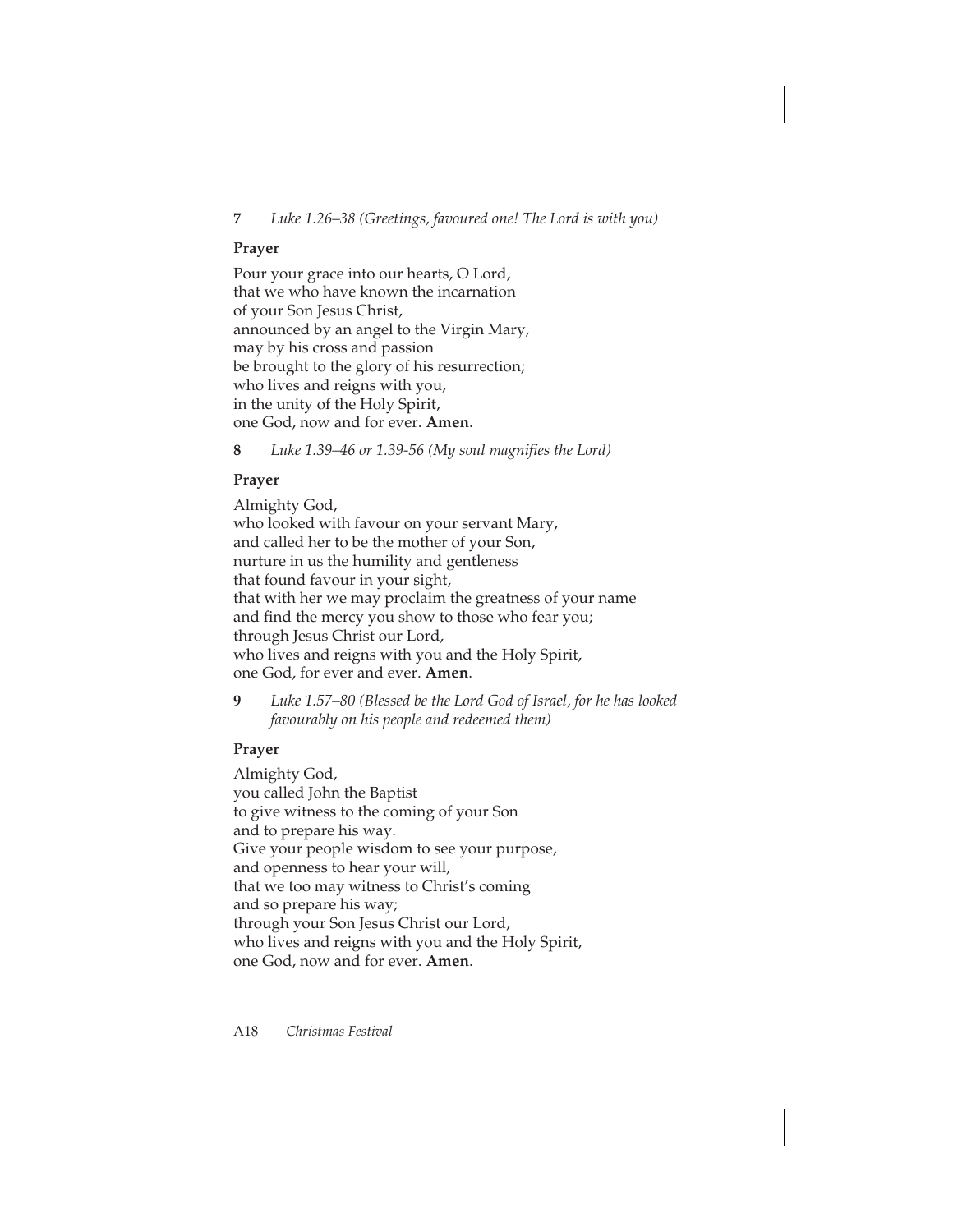**7** *Luke 1.26–38 (Greetings, favoured one! The Lord is with you)*

**Prayer**

Pour your grace into our hearts, O Lord,
that we who have known the incarnation
of your Son Jesus Christ,
announced by an angel to the Virgin Mary,
may by his cross and passion
be brought to the glory of his resurrection;
who lives and reigns with you,
in the unity of the Holy Spirit,
one God, now and for ever. **Amen**.

**8** *Luke 1.39–46 or 1.39-56 (My soul magnifies the Lord)*

**Prayer**

Almighty God,
who looked with favour on your servant Mary,
and called her to be the mother of your Son,
nurture in us the humility and gentleness
that found favour in your sight,
that with her we may proclaim the greatness of your name
and find the mercy you show to those who fear you;
through Jesus Christ our Lord,
who lives and reigns with you and the Holy Spirit,
one God, for ever and ever. **Amen**.

**9** *Luke 1.57–80 (Blessed be the Lord God of Israel, for he has looked favourably on his people and redeemed them)*

**Prayer**

Almighty God,
you called John the Baptist
to give witness to the coming of your Son
and to prepare his way.
Give your people wisdom to see your purpose,
and openness to hear your will,
that we too may witness to Christ's coming
and so prepare his way;
through your Son Jesus Christ our Lord,
who lives and reigns with you and the Holy Spirit,
one God, now and for ever. **Amen**.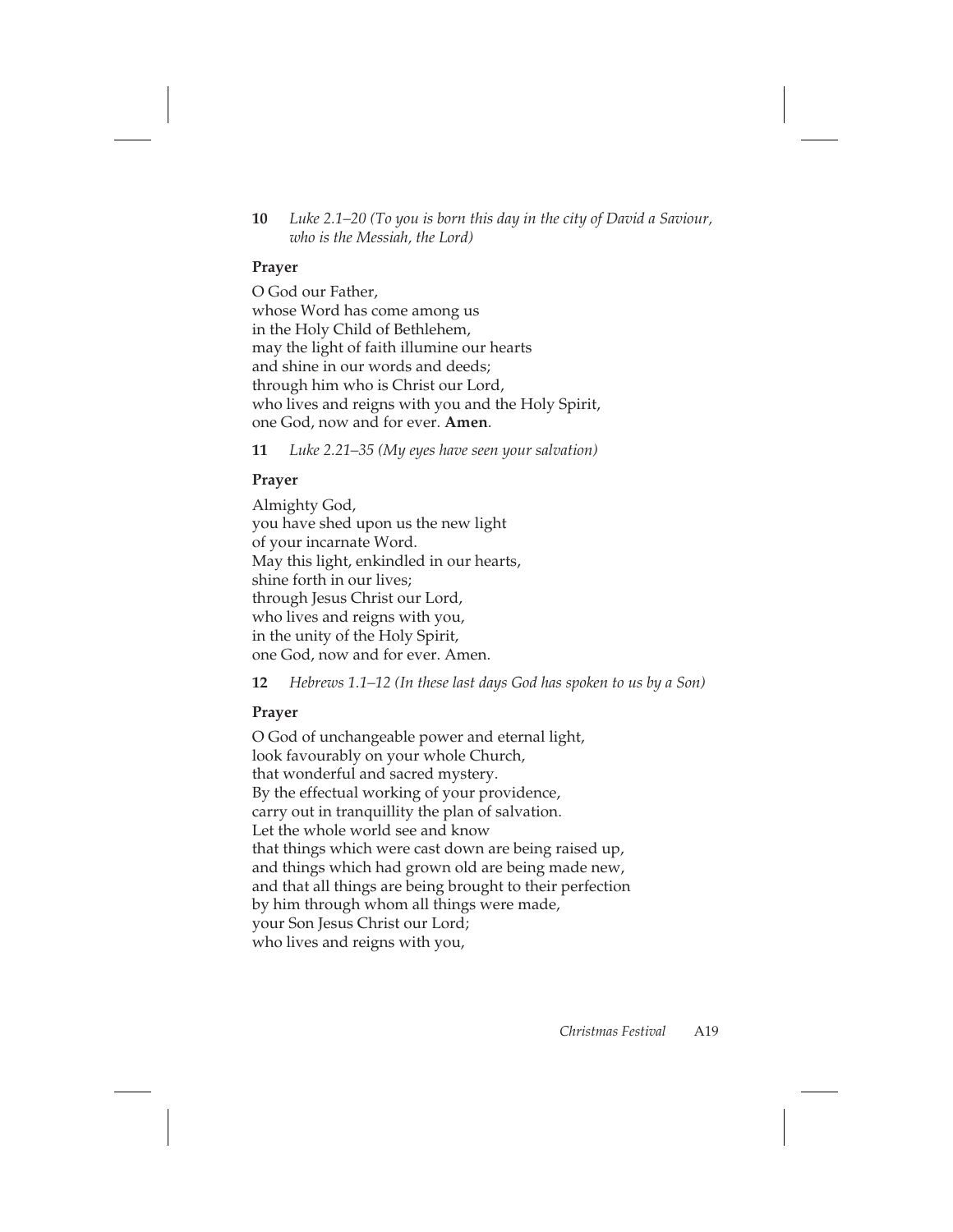**10** *Luke 2.1–20 (To you is born this day in the city of David a Saviour, who is the Messiah, the Lord)*

**Prayer**

O God our Father,
whose Word has come among us
in the Holy Child of Bethlehem,
may the light of faith illumine our hearts
and shine in our words and deeds;
through him who is Christ our Lord,
who lives and reigns with you and the Holy Spirit,
one God, now and for ever. **Amen**.

**11** *Luke 2.21–35 (My eyes have seen your salvation)*

**Prayer**

Almighty God,
you have shed upon us the new light
of your incarnate Word.
May this light, enkindled in our hearts,
shine forth in our lives;
through Jesus Christ our Lord,
who lives and reigns with you,
in the unity of the Holy Spirit,
one God, now and for ever. Amen.

**12** *Hebrews 1.1–12 (In these last days God has spoken to us by a Son)*

**Prayer**

O God of unchangeable power and eternal light,
look favourably on your whole Church,
that wonderful and sacred mystery.
By the effectual working of your providence,
carry out in tranquillity the plan of salvation.
Let the whole world see and know
that things which were cast down are being raised up,
and things which had grown old are being made new,
and that all things are being brought to their perfection
by him through whom all things were made,
your Son Jesus Christ our Lord;
who lives and reigns with you,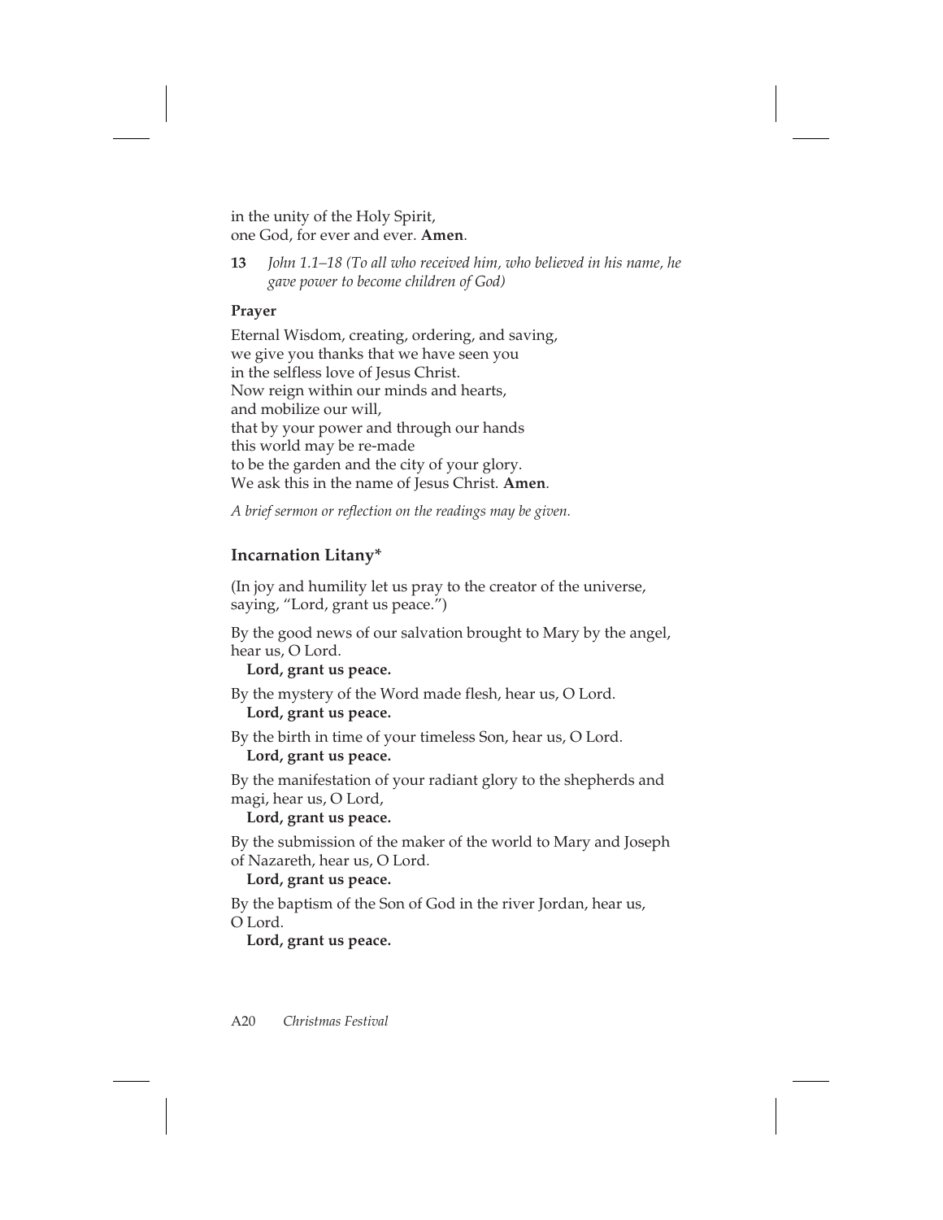in the unity of the Holy Spirit,
one God, for ever and ever. **Amen**.

**13** *John 1.1–18 (To all who received him, who believed in his name, he gave power to become children of God)*

**Prayer**

Eternal Wisdom, creating, ordering, and saving,
we give you thanks that we have seen you
in the selfless love of Jesus Christ.
Now reign within our minds and hearts,
and mobilize our will,
that by your power and through our hands
this world may be re-made
to be the garden and the city of your glory.
We ask this in the name of Jesus Christ. **Amen**.

*A brief sermon or reflection on the readings may be given.*

## Incarnation Litany*

(In joy and humility let us pray to the creator of the universe, saying, "Lord, grant us peace.")

By the good news of our salvation brought to Mary by the angel, hear us, O Lord.
**Lord, grant us peace.**

By the mystery of the Word made flesh, hear us, O Lord.
**Lord, grant us peace.**

By the birth in time of your timeless Son, hear us, O Lord.
**Lord, grant us peace.**

By the manifestation of your radiant glory to the shepherds and magi, hear us, O Lord,
**Lord, grant us peace.**

By the submission of the maker of the world to Mary and Joseph of Nazareth, hear us, O Lord.
**Lord, grant us peace.**

By the baptism of the Son of God in the river Jordan, hear us, O Lord.
**Lord, grant us peace.**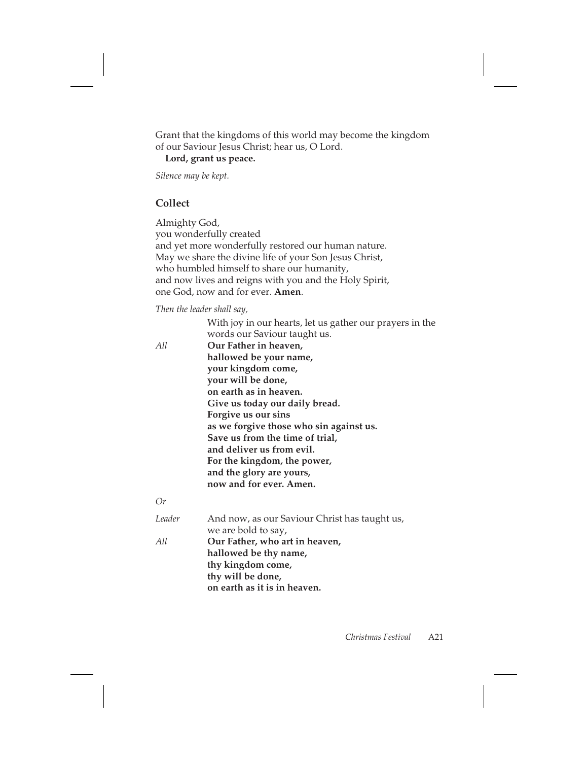Grant that the kingdoms of this world may become the kingdom of our Saviour Jesus Christ; hear us, O Lord.

**Lord, grant us peace.**

*Silence may be kept.*

## Collect

Almighty God,
you wonderfully created
and yet more wonderfully restored our human nature.
May we share the divine life of your Son Jesus Christ,
who humbled himself to share our humanity,
and now lives and reigns with you and the Holy Spirit,
one God, now and for ever. **Amen**.

*Then the leader shall say,*

With joy in our hearts, let us gather our prayers in the words our Saviour taught us.

*All* **Our Father in heaven,
hallowed be your name,
your kingdom come,
your will be done,
on earth as in heaven.
Give us today our daily bread.
Forgive us our sins
as we forgive those who sin against us.
Save us from the time of trial,
and deliver us from evil.
For the kingdom, the power,
and the glory are yours,
now and for ever. Amen.**

*Or*

*Leader* And now, as our Saviour Christ has taught us, we are bold to say,

*All* **Our Father, who art in heaven,
hallowed be thy name,
thy kingdom come,
thy will be done,
on earth as it is in heaven.**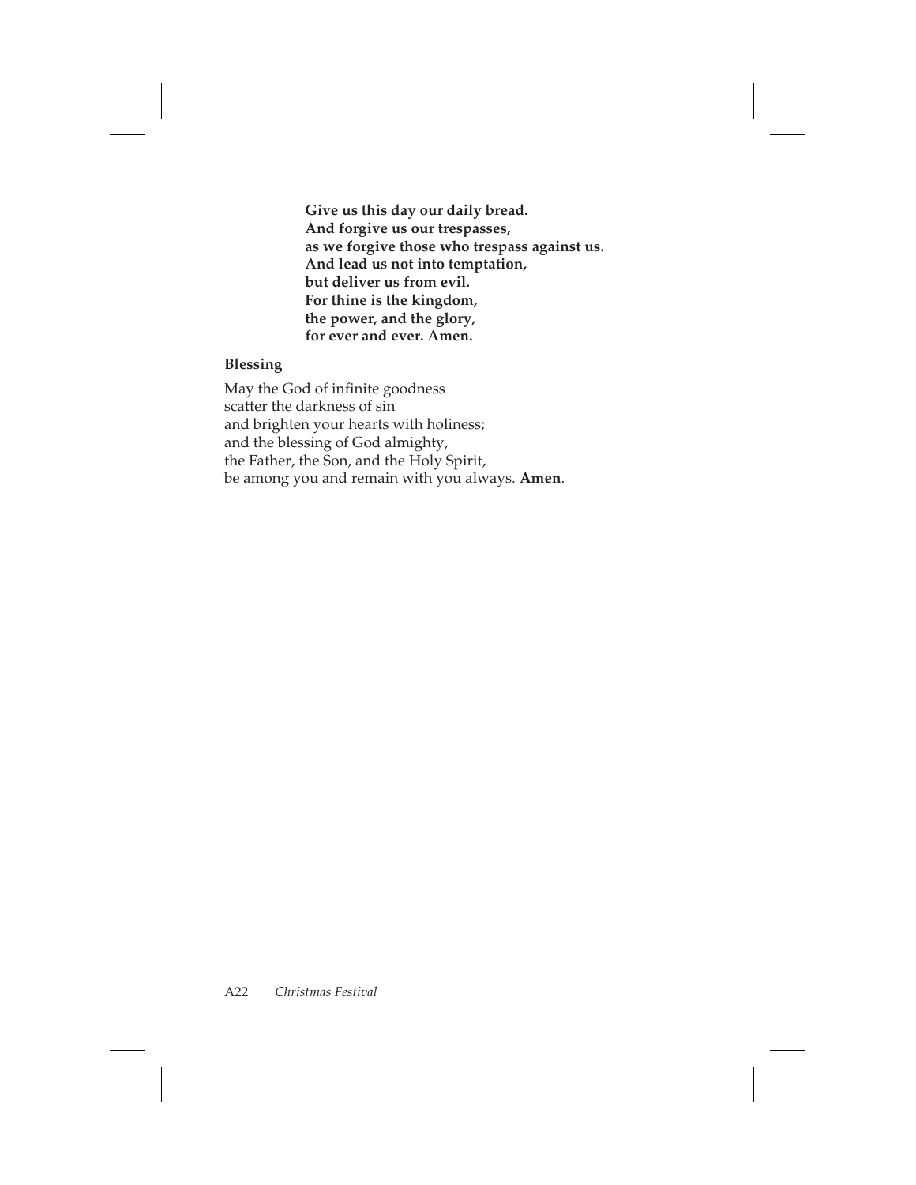**Give us this day our daily bread.**
**And forgive us our trespasses,**
**as we forgive those who trespass against us.**
**And lead us not into temptation,**
**but deliver us from evil.**
**For thine is the kingdom,**
**the power, and the glory,**
**for ever and ever. Amen.**

### Blessing

May the God of infinite goodness
scatter the darkness of sin
and brighten your hearts with holiness;
and the blessing of God almighty,
the Father, the Son, and the Holy Spirit,
be among you and remain with you always. **Amen**.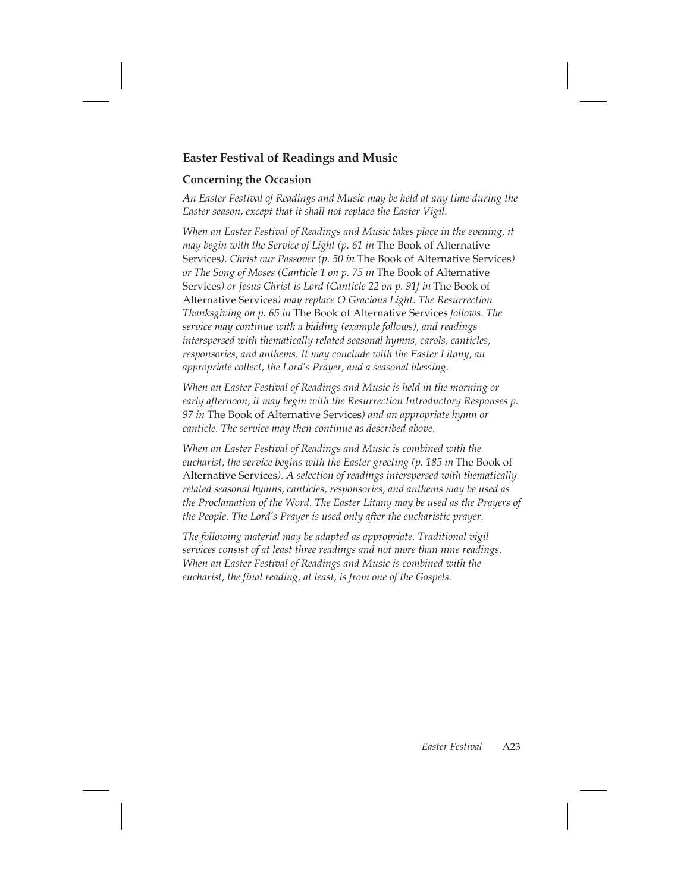## Easter Festival of Readings and Music

### Concerning the Occasion

*An Easter Festival of Readings and Music may be held at any time during the Easter season, except that it shall not replace the Easter Vigil.*

*When an Easter Festival of Readings and Music takes place in the evening, it may begin with the Service of Light (p. 61 in* The Book of Alternative Services*). Christ our Passover (p. 50 in* The Book of Alternative Services*) or The Song of Moses (Canticle 1 on p. 75 in* The Book of Alternative Services*) or Jesus Christ is Lord (Canticle 22 on p. 91f in* The Book of Alternative Services*) may replace O Gracious Light. The Resurrection Thanksgiving on p. 65 in* The Book of Alternative Services *follows. The service may continue with a bidding (example follows), and readings interspersed with thematically related seasonal hymns, carols, canticles, responsories, and anthems. It may conclude with the Easter Litany, an appropriate collect, the Lord's Prayer, and a seasonal blessing.*

*When an Easter Festival of Readings and Music is held in the morning or early afternoon, it may begin with the Resurrection Introductory Responses p. 97 in* The Book of Alternative Services*) and an appropriate hymn or canticle. The service may then continue as described above.*

*When an Easter Festival of Readings and Music is combined with the eucharist, the service begins with the Easter greeting (p. 185 in* The Book of Alternative Services*). A selection of readings interspersed with thematically related seasonal hymns, canticles, responsories, and anthems may be used as the Proclamation of the Word. The Easter Litany may be used as the Prayers of the People. The Lord's Prayer is used only after the eucharistic prayer.*

*The following material may be adapted as appropriate. Traditional vigil services consist of at least three readings and not more than nine readings. When an Easter Festival of Readings and Music is combined with the eucharist, the final reading, at least, is from one of the Gospels.*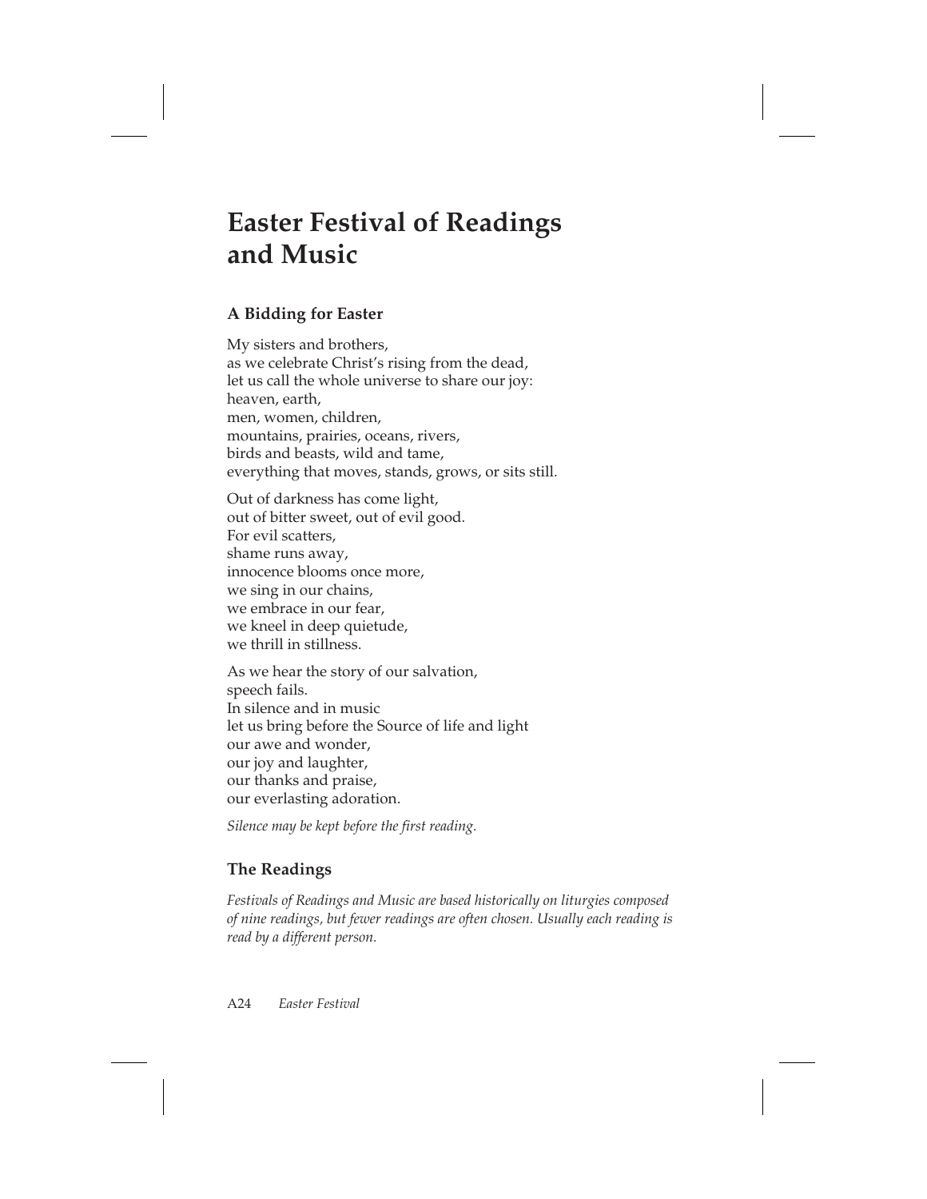# Easter Festival of Readings and Music

## A Bidding for Easter

My sisters and brothers,
as we celebrate Christ's rising from the dead,
let us call the whole universe to share our joy:
heaven, earth,
men, women, children,
mountains, prairies, oceans, rivers,
birds and beasts, wild and tame,
everything that moves, stands, grows, or sits still.

Out of darkness has come light,
out of bitter sweet, out of evil good.
For evil scatters,
shame runs away,
innocence blooms once more,
we sing in our chains,
we embrace in our fear,
we kneel in deep quietude,
we thrill in stillness.

As we hear the story of our salvation,
speech fails.
In silence and in music
let us bring before the Source of life and light
our awe and wonder,
our joy and laughter,
our thanks and praise,
our everlasting adoration.

*Silence may be kept before the first reading.*

## The Readings

*Festivals of Readings and Music are based historically on liturgies composed of nine readings, but fewer readings are often chosen. Usually each reading is read by a different person.*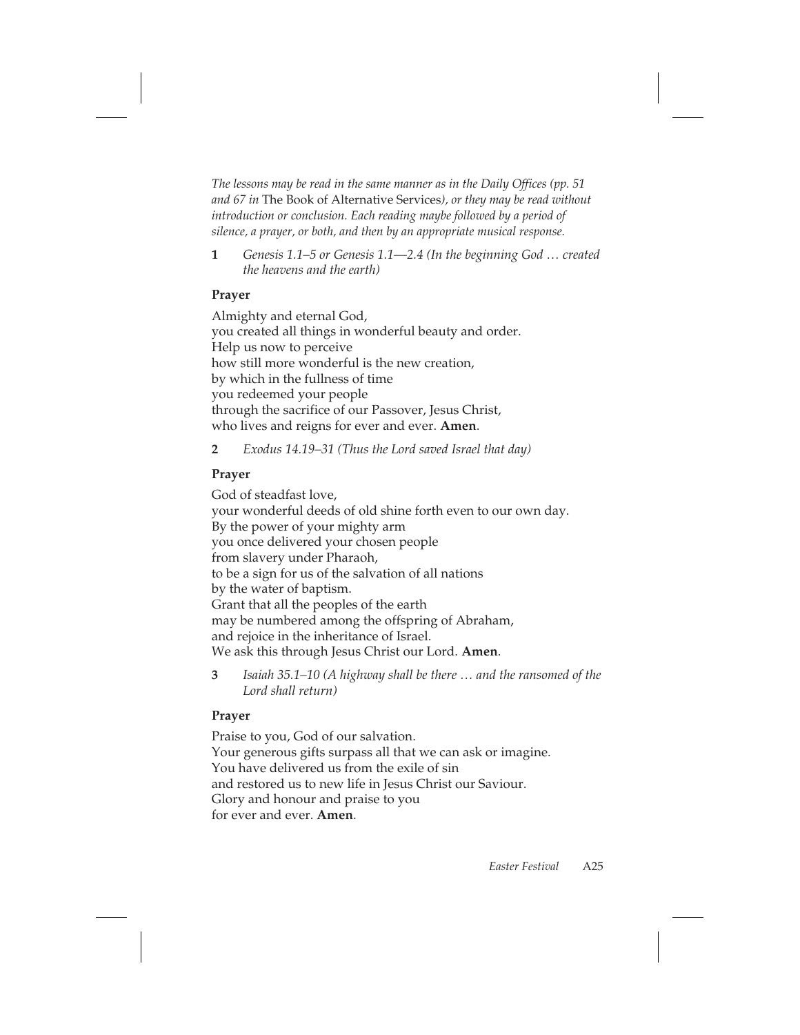*The lessons may be read in the same manner as in the Daily Offices (pp. 51 and 67 in* The Book of Alternative Services*), or they may be read without introduction or conclusion. Each reading maybe followed by a period of silence, a prayer, or both, and then by an appropriate musical response.*

**1** *Genesis 1.1–5 or Genesis 1.1—2.4 (In the beginning God … created the heavens and the earth)*

**Prayer**

Almighty and eternal God,
you created all things in wonderful beauty and order.
Help us now to perceive
how still more wonderful is the new creation,
by which in the fullness of time
you redeemed your people
through the sacrifice of our Passover, Jesus Christ,
who lives and reigns for ever and ever. **Amen**.

**2** *Exodus 14.19–31 (Thus the Lord saved Israel that day)*

**Prayer**

God of steadfast love,
your wonderful deeds of old shine forth even to our own day.
By the power of your mighty arm
you once delivered your chosen people
from slavery under Pharaoh,
to be a sign for us of the salvation of all nations
by the water of baptism.
Grant that all the peoples of the earth
may be numbered among the offspring of Abraham,
and rejoice in the inheritance of Israel.
We ask this through Jesus Christ our Lord. **Amen**.

**3** *Isaiah 35.1–10 (A highway shall be there … and the ransomed of the Lord shall return)*

**Prayer**

Praise to you, God of our salvation.
Your generous gifts surpass all that we can ask or imagine.
You have delivered us from the exile of sin
and restored us to new life in Jesus Christ our Saviour.
Glory and honour and praise to you
for ever and ever. **Amen**.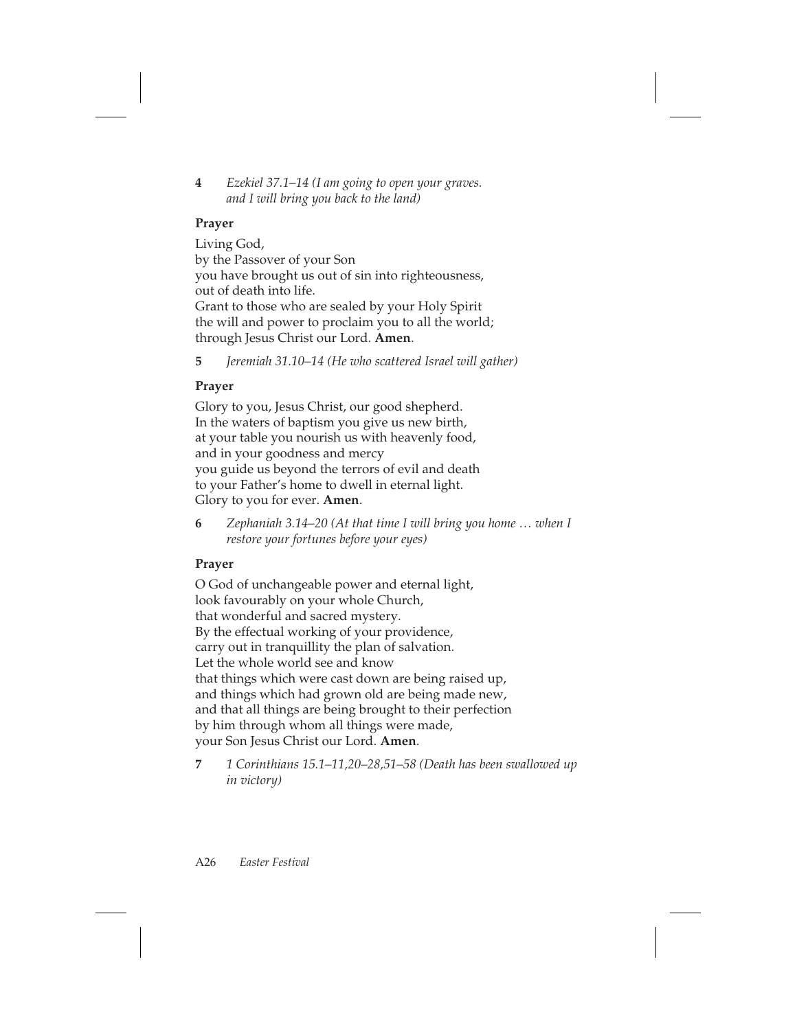**4** *Ezekiel 37.1–14 (I am going to open your graves. and I will bring you back to the land)*

**Prayer**

Living God,
by the Passover of your Son
you have brought us out of sin into righteousness,
out of death into life.
Grant to those who are sealed by your Holy Spirit
the will and power to proclaim you to all the world;
through Jesus Christ our Lord. **Amen**.

**5** *Jeremiah 31.10–14 (He who scattered Israel will gather)*

**Prayer**

Glory to you, Jesus Christ, our good shepherd.
In the waters of baptism you give us new birth,
at your table you nourish us with heavenly food,
and in your goodness and mercy
you guide us beyond the terrors of evil and death
to your Father's home to dwell in eternal light.
Glory to you for ever. **Amen**.

**6** *Zephaniah 3.14–20 (At that time I will bring you home … when I restore your fortunes before your eyes)*

**Prayer**

O God of unchangeable power and eternal light,
look favourably on your whole Church,
that wonderful and sacred mystery.
By the effectual working of your providence,
carry out in tranquillity the plan of salvation.
Let the whole world see and know
that things which were cast down are being raised up,
and things which had grown old are being made new,
and that all things are being brought to their perfection
by him through whom all things were made,
your Son Jesus Christ our Lord. **Amen**.

**7** *1 Corinthians 15.1–11,20–28,51–58 (Death has been swallowed up in victory)*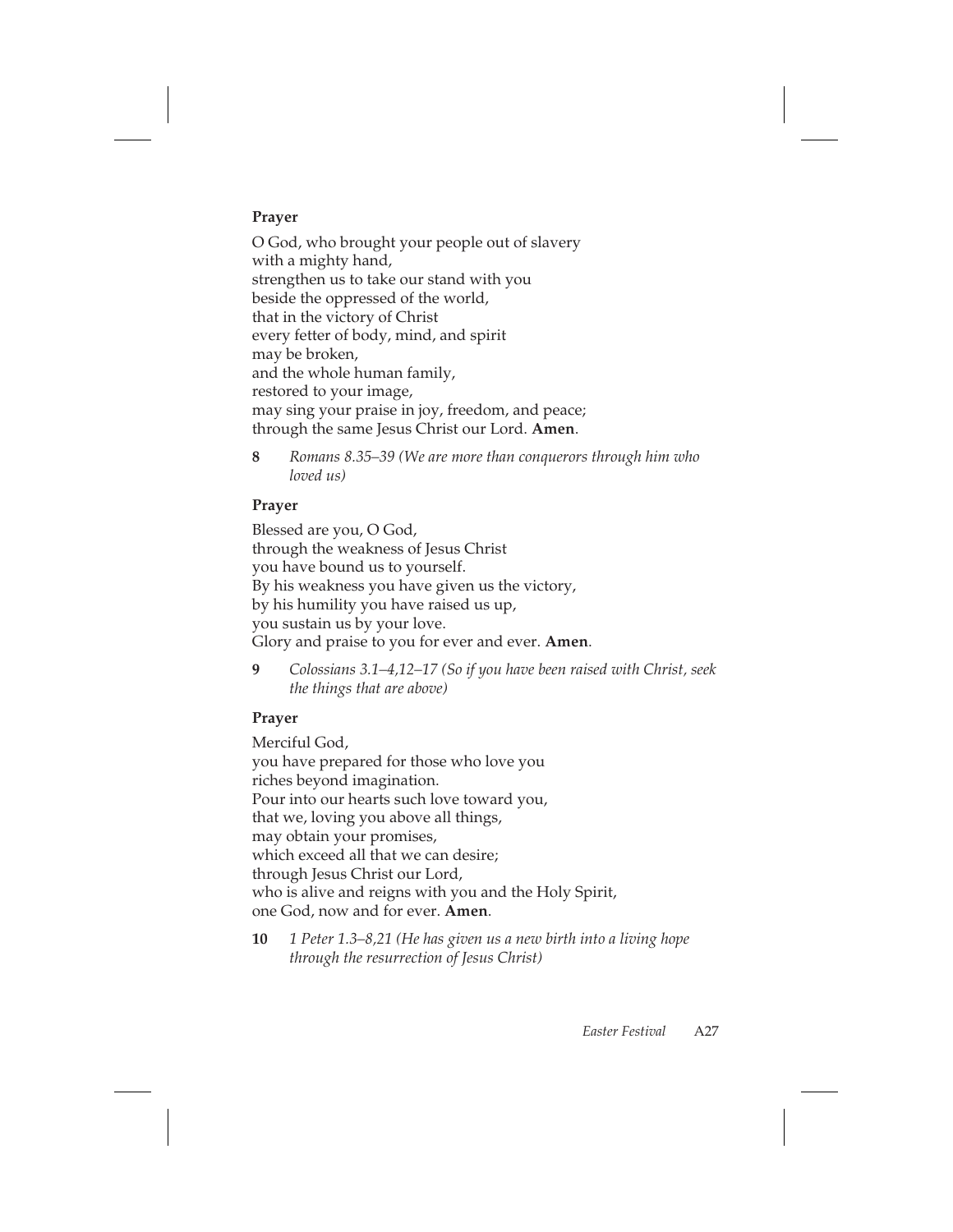**Prayer**

O God, who brought your people out of slavery
with a mighty hand,
strengthen us to take our stand with you
beside the oppressed of the world,
that in the victory of Christ
every fetter of body, mind, and spirit
may be broken,
and the whole human family,
restored to your image,
may sing your praise in joy, freedom, and peace;
through the same Jesus Christ our Lord. **Amen**.

**8** *Romans 8.35–39 (We are more than conquerors through him who loved us)*

**Prayer**

Blessed are you, O God,
through the weakness of Jesus Christ
you have bound us to yourself.
By his weakness you have given us the victory,
by his humility you have raised us up,
you sustain us by your love.
Glory and praise to you for ever and ever. **Amen**.

**9** *Colossians 3.1–4,12–17 (So if you have been raised with Christ, seek the things that are above)*

**Prayer**

Merciful God,
you have prepared for those who love you
riches beyond imagination.
Pour into our hearts such love toward you,
that we, loving you above all things,
may obtain your promises,
which exceed all that we can desire;
through Jesus Christ our Lord,
who is alive and reigns with you and the Holy Spirit,
one God, now and for ever. **Amen**.

**10** *1 Peter 1.3–8,21 (He has given us a new birth into a living hope through the resurrection of Jesus Christ)*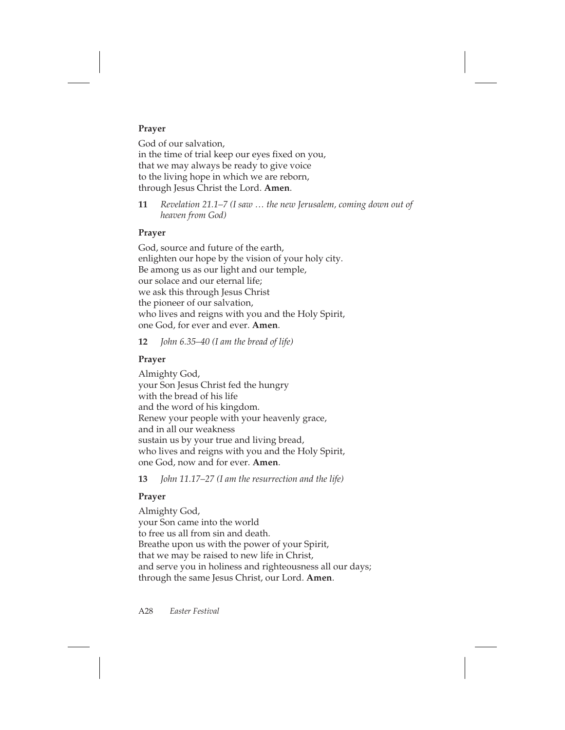**Prayer**

God of our salvation,
in the time of trial keep our eyes fixed on you,
that we may always be ready to give voice
to the living hope in which we are reborn,
through Jesus Christ the Lord. **Amen**.

**11** *Revelation 21.1–7 (I saw … the new Jerusalem, coming down out of heaven from God)*

**Prayer**

God, source and future of the earth,
enlighten our hope by the vision of your holy city.
Be among us as our light and our temple,
our solace and our eternal life;
we ask this through Jesus Christ
the pioneer of our salvation,
who lives and reigns with you and the Holy Spirit,
one God, for ever and ever. **Amen**.

**12** *John 6.35–40 (I am the bread of life)*

**Prayer**

Almighty God,
your Son Jesus Christ fed the hungry
with the bread of his life
and the word of his kingdom.
Renew your people with your heavenly grace,
and in all our weakness
sustain us by your true and living bread,
who lives and reigns with you and the Holy Spirit,
one God, now and for ever. **Amen**.

**13** *John 11.17–27 (I am the resurrection and the life)*

**Prayer**

Almighty God,
your Son came into the world
to free us all from sin and death.
Breathe upon us with the power of your Spirit,
that we may be raised to new life in Christ,
and serve you in holiness and righteousness all our days;
through the same Jesus Christ, our Lord. **Amen**.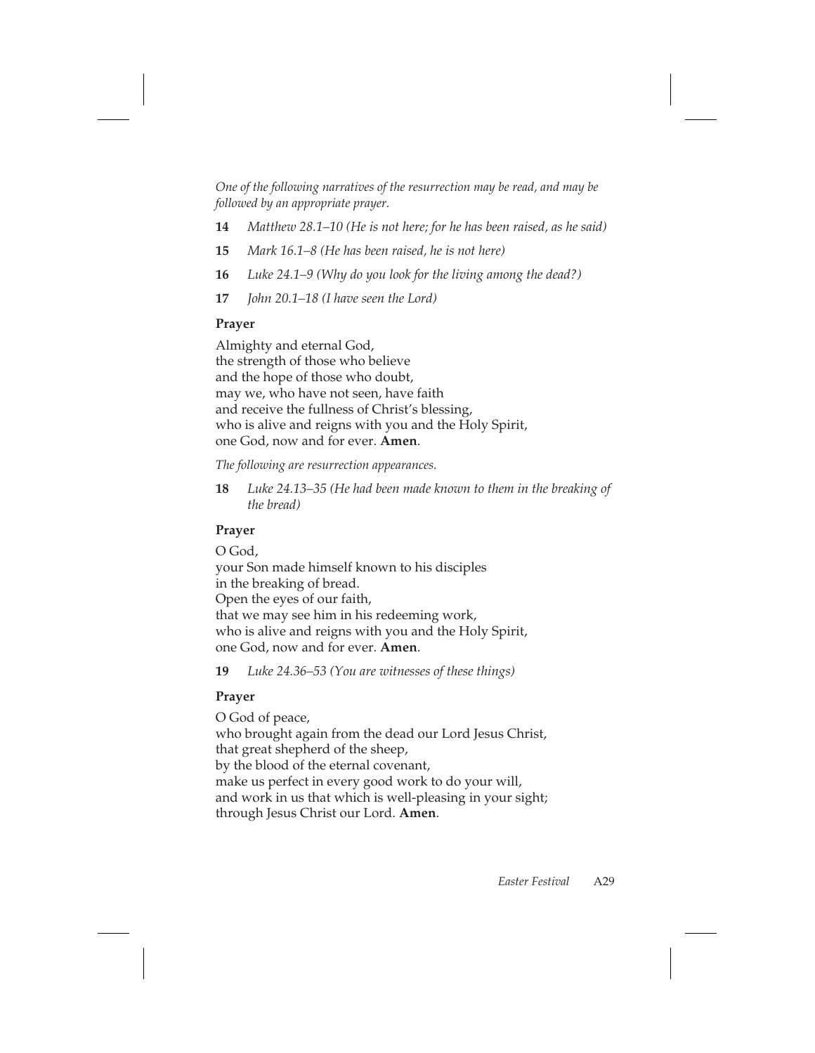*One of the following narratives of the resurrection may be read, and may be followed by an appropriate prayer.*

**14** *Matthew 28.1–10 (He is not here; for he has been raised, as he said)*

**15** *Mark 16.1–8 (He has been raised, he is not here)*

**16** *Luke 24.1–9 (Why do you look for the living among the dead?)*

**17** *John 20.1–18 (I have seen the Lord)*

**Prayer**

Almighty and eternal God,
the strength of those who believe
and the hope of those who doubt,
may we, who have not seen, have faith
and receive the fullness of Christ's blessing,
who is alive and reigns with you and the Holy Spirit,
one God, now and for ever. **Amen**.

*The following are resurrection appearances.*

**18** *Luke 24.13–35 (He had been made known to them in the breaking of the bread)*

**Prayer**

O God,
your Son made himself known to his disciples
in the breaking of bread.
Open the eyes of our faith,
that we may see him in his redeeming work,
who is alive and reigns with you and the Holy Spirit,
one God, now and for ever. **Amen**.

**19** *Luke 24.36–53 (You are witnesses of these things)*

**Prayer**

O God of peace,
who brought again from the dead our Lord Jesus Christ,
that great shepherd of the sheep,
by the blood of the eternal covenant,
make us perfect in every good work to do your will,
and work in us that which is well-pleasing in your sight;
through Jesus Christ our Lord. **Amen**.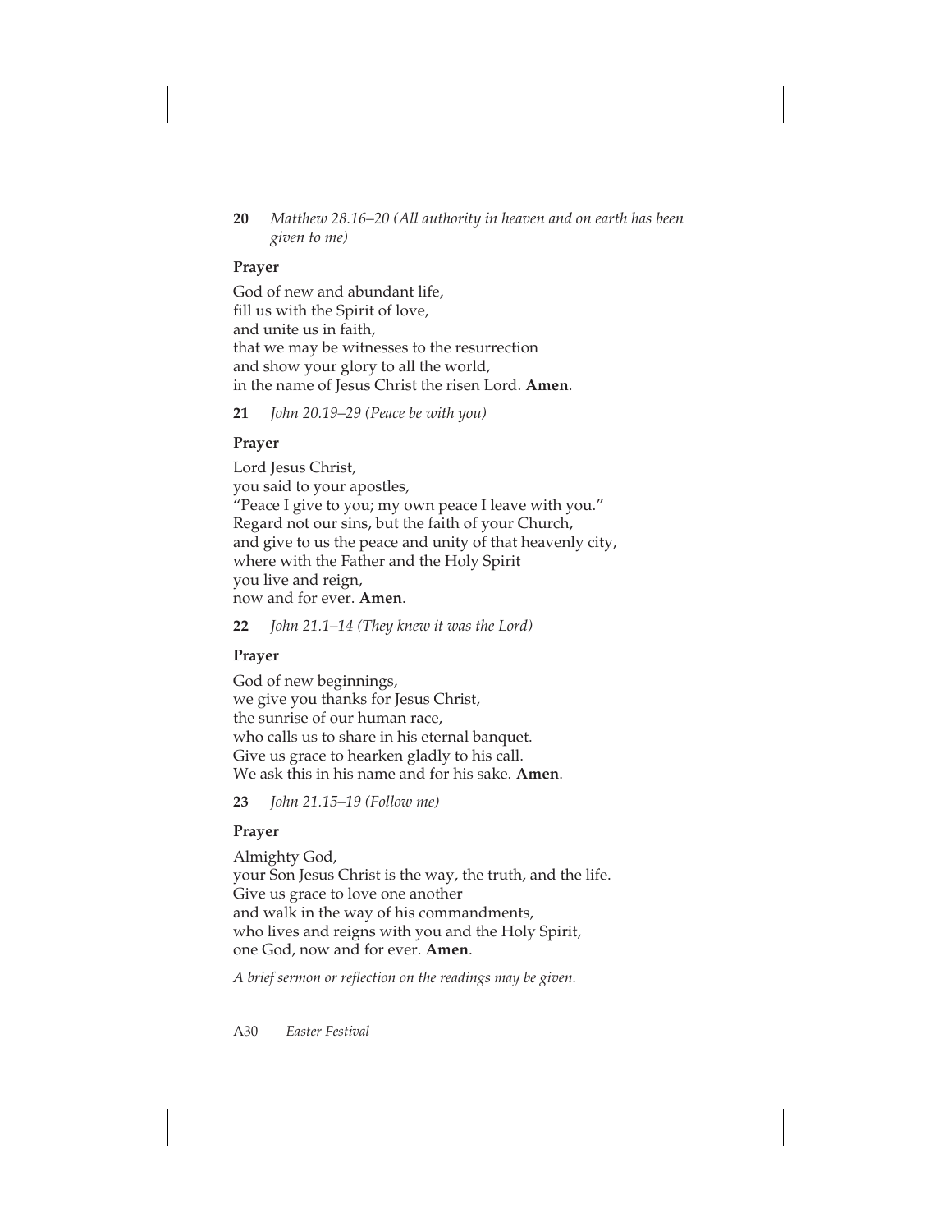**20** *Matthew 28.16–20 (All authority in heaven and on earth has been given to me)*

**Prayer**

God of new and abundant life,  
fill us with the Spirit of love,  
and unite us in faith,  
that we may be witnesses to the resurrection  
and show your glory to all the world,  
in the name of Jesus Christ the risen Lord. **Amen**.

**21** *John 20.19–29 (Peace be with you)*

**Prayer**

Lord Jesus Christ,  
you said to your apostles,  
"Peace I give to you; my own peace I leave with you."  
Regard not our sins, but the faith of your Church,  
and give to us the peace and unity of that heavenly city,  
where with the Father and the Holy Spirit  
you live and reign,  
now and for ever. **Amen**.

**22** *John 21.1–14 (They knew it was the Lord)*

**Prayer**

God of new beginnings,  
we give you thanks for Jesus Christ,  
the sunrise of our human race,  
who calls us to share in his eternal banquet.  
Give us grace to hearken gladly to his call.  
We ask this in his name and for his sake. **Amen**.

**23** *John 21.15–19 (Follow me)*

**Prayer**

Almighty God,  
your Son Jesus Christ is the way, the truth, and the life.  
Give us grace to love one another  
and walk in the way of his commandments,  
who lives and reigns with you and the Holy Spirit,  
one God, now and for ever. **Amen**.

*A brief sermon or reflection on the readings may be given.*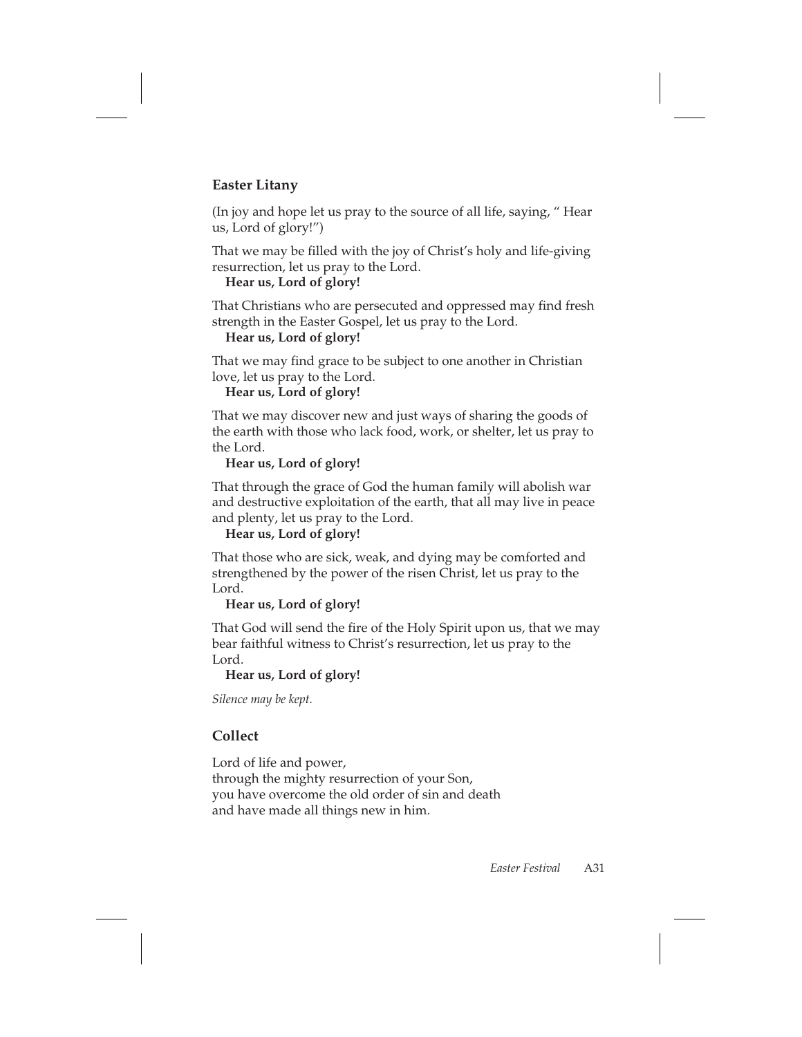## Easter Litany

(In joy and hope let us pray to the source of all life, saying, " Hear us, Lord of glory!")

That we may be filled with the joy of Christ's holy and life-giving resurrection, let us pray to the Lord.
**Hear us, Lord of glory!**

That Christians who are persecuted and oppressed may find fresh strength in the Easter Gospel, let us pray to the Lord.
**Hear us, Lord of glory!**

That we may find grace to be subject to one another in Christian love, let us pray to the Lord.
**Hear us, Lord of glory!**

That we may discover new and just ways of sharing the goods of the earth with those who lack food, work, or shelter, let us pray to the Lord.
**Hear us, Lord of glory!**

That through the grace of God the human family will abolish war and destructive exploitation of the earth, that all may live in peace and plenty, let us pray to the Lord.
**Hear us, Lord of glory!**

That those who are sick, weak, and dying may be comforted and strengthened by the power of the risen Christ, let us pray to the Lord.
**Hear us, Lord of glory!**

That God will send the fire of the Holy Spirit upon us, that we may bear faithful witness to Christ's resurrection, let us pray to the Lord.
**Hear us, Lord of glory!**

*Silence may be kept.*

## Collect

Lord of life and power,
through the mighty resurrection of your Son,
you have overcome the old order of sin and death
and have made all things new in him.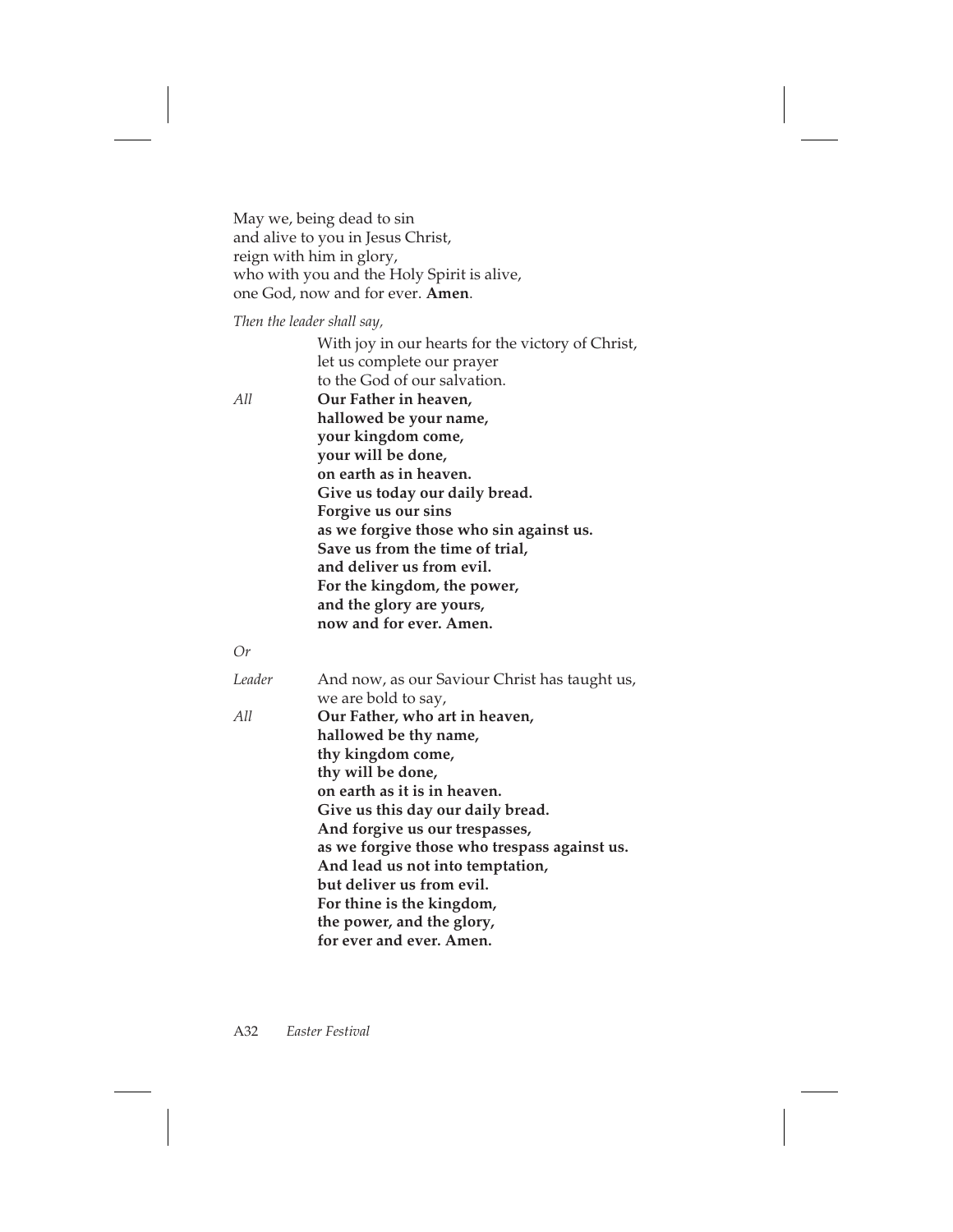May we, being dead to sin
and alive to you in Jesus Christ,
reign with him in glory,
who with you and the Holy Spirit is alive,
one God, now and for ever. **Amen**.

*Then the leader shall say,*

With joy in our hearts for the victory of Christ,
let us complete our prayer
to the God of our salvation.

*All* **Our Father in heaven,**
**hallowed be your name,**
**your kingdom come,**
**your will be done,**
**on earth as in heaven.**
**Give us today our daily bread.**
**Forgive us our sins**
**as we forgive those who sin against us.**
**Save us from the time of trial,**
**and deliver us from evil.**
**For the kingdom, the power,**
**and the glory are yours,**
**now and for ever. Amen.**

*Or*

*Leader* And now, as our Saviour Christ has taught us,
we are bold to say,

*All* **Our Father, who art in heaven,**
**hallowed be thy name,**
**thy kingdom come,**
**thy will be done,**
**on earth as it is in heaven.**
**Give us this day our daily bread.**
**And forgive us our trespasses,**
**as we forgive those who trespass against us.**
**And lead us not into temptation,**
**but deliver us from evil.**
**For thine is the kingdom,**
**the power, and the glory,**
**for ever and ever. Amen.**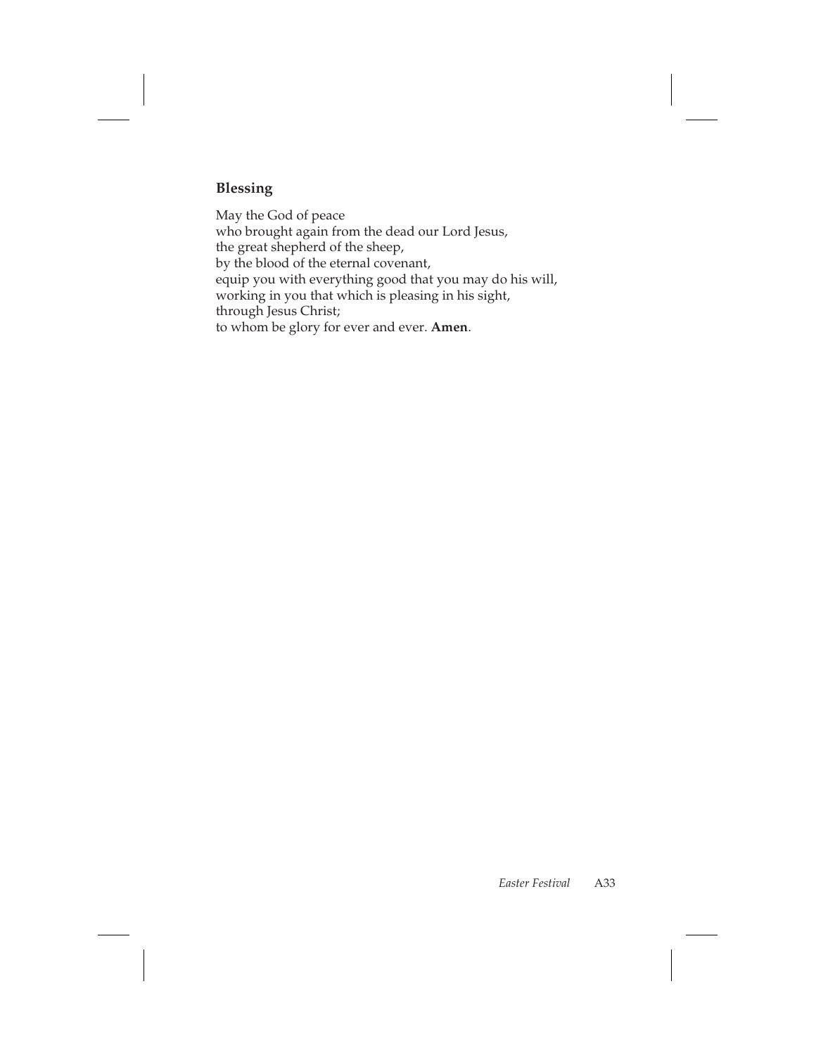## Blessing

May the God of peace  
who brought again from the dead our Lord Jesus,  
the great shepherd of the sheep,  
by the blood of the eternal covenant,  
equip you with everything good that you may do his will,  
working in you that which is pleasing in his sight,  
through Jesus Christ;  
to whom be glory for ever and ever. **Amen**.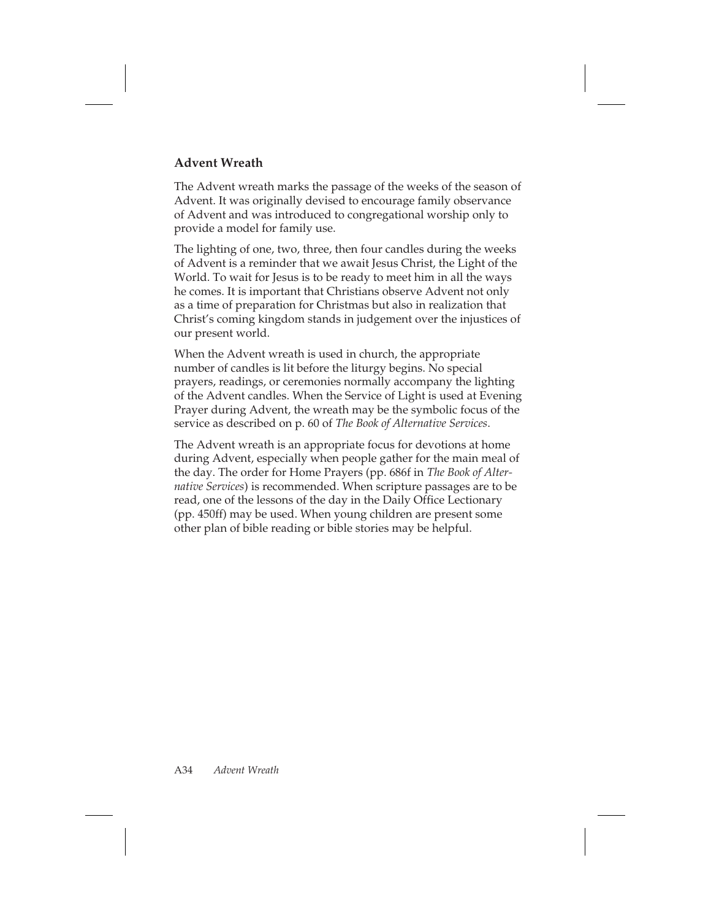## Advent Wreath

The Advent wreath marks the passage of the weeks of the season of Advent. It was originally devised to encourage family observance of Advent and was introduced to congregational worship only to provide a model for family use.

The lighting of one, two, three, then four candles during the weeks of Advent is a reminder that we await Jesus Christ, the Light of the World. To wait for Jesus is to be ready to meet him in all the ways he comes. It is important that Christians observe Advent not only as a time of preparation for Christmas but also in realization that Christ's coming kingdom stands in judgement over the injustices of our present world.

When the Advent wreath is used in church, the appropriate number of candles is lit before the liturgy begins. No special prayers, readings, or ceremonies normally accompany the lighting of the Advent candles. When the Service of Light is used at Evening Prayer during Advent, the wreath may be the symbolic focus of the service as described on p. 60 of *The Book of Alternative Services*.

The Advent wreath is an appropriate focus for devotions at home during Advent, especially when people gather for the main meal of the day. The order for Home Prayers (pp. 686f in *The Book of Alternative Services*) is recommended. When scripture passages are to be read, one of the lessons of the day in the Daily Office Lectionary (pp. 450ff) may be used. When young children are present some other plan of bible reading or bible stories may be helpful.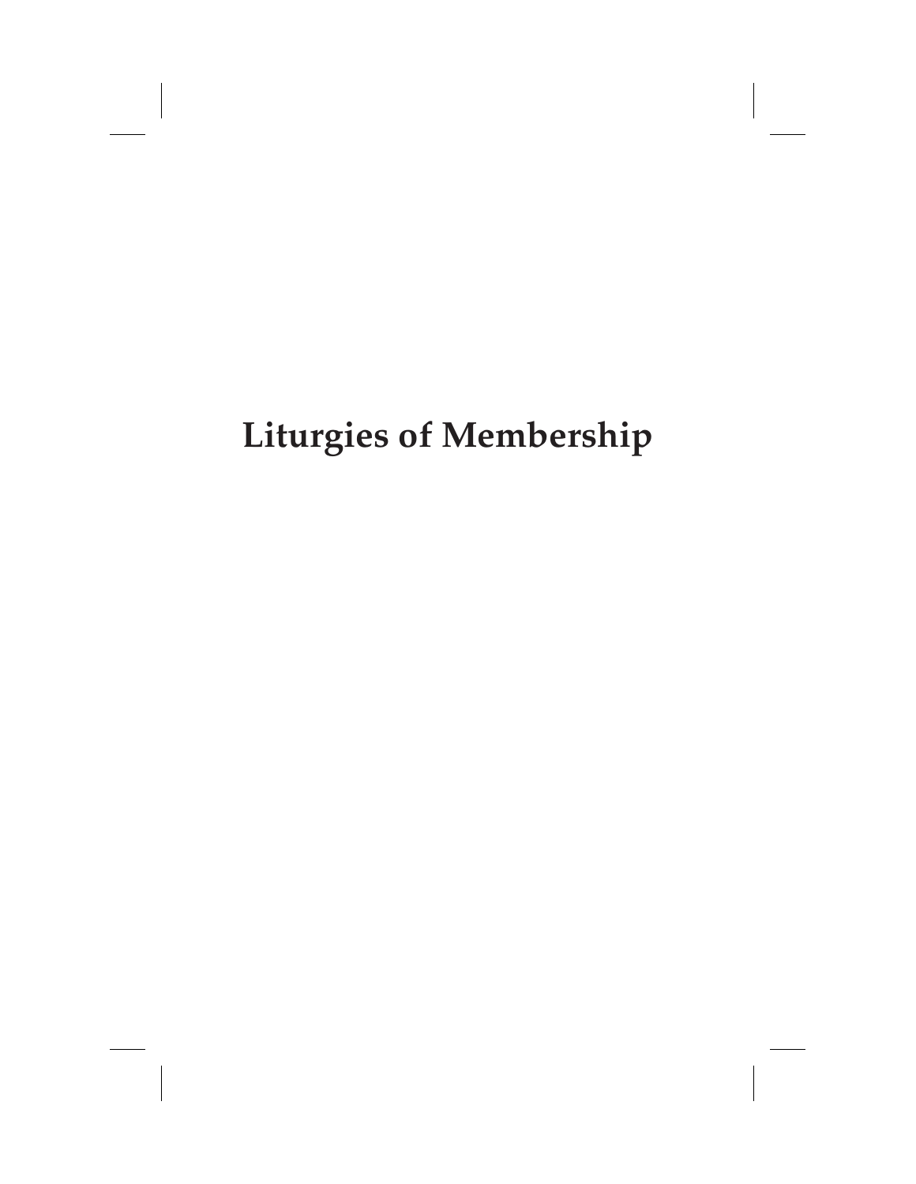# Liturgies of Membership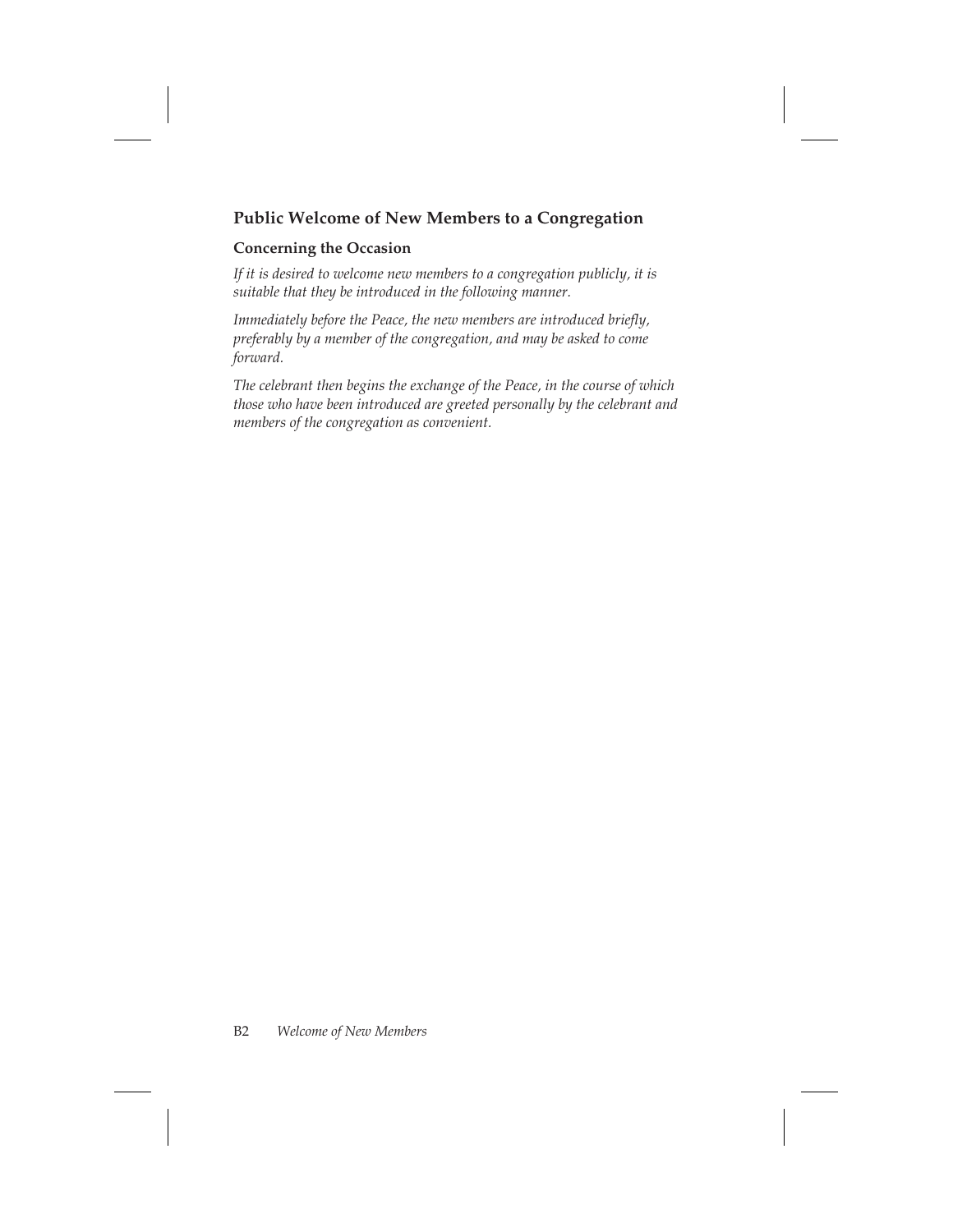## Public Welcome of New Members to a Congregation

### Concerning the Occasion

*If it is desired to welcome new members to a congregation publicly, it is suitable that they be introduced in the following manner.*

*Immediately before the Peace, the new members are introduced briefly, preferably by a member of the congregation, and may be asked to come forward.*

*The celebrant then begins the exchange of the Peace, in the course of which those who have been introduced are greeted personally by the celebrant and members of the congregation as convenient.*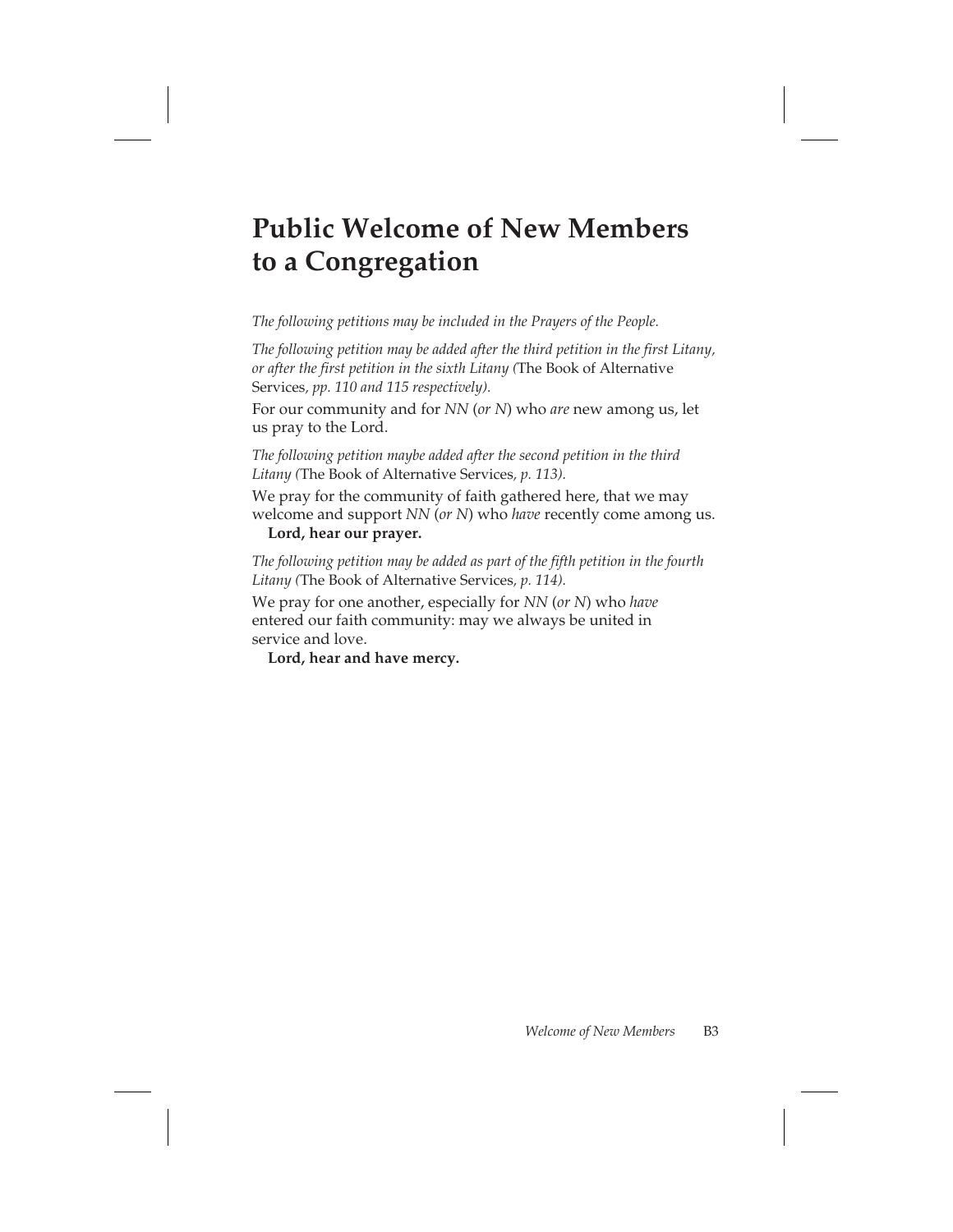# Public Welcome of New Members to a Congregation

*The following petitions may be included in the Prayers of the People.*

*The following petition may be added after the third petition in the first Litany, or after the first petition in the sixth Litany (*The Book of Alternative Services*, pp. 110 and 115 respectively).*

For our community and for *NN* (*or N*) who *are* new among us, let us pray to the Lord.

*The following petition maybe added after the second petition in the third Litany (*The Book of Alternative Services*, p. 113).*

We pray for the community of faith gathered here, that we may welcome and support *NN* (*or N*) who *have* recently come among us.
**Lord, hear our prayer.**

*The following petition may be added as part of the fifth petition in the fourth Litany (*The Book of Alternative Services*, p. 114).*

We pray for one another, especially for *NN* (*or N*) who *have* entered our faith community: may we always be united in service and love.
**Lord, hear and have mercy.**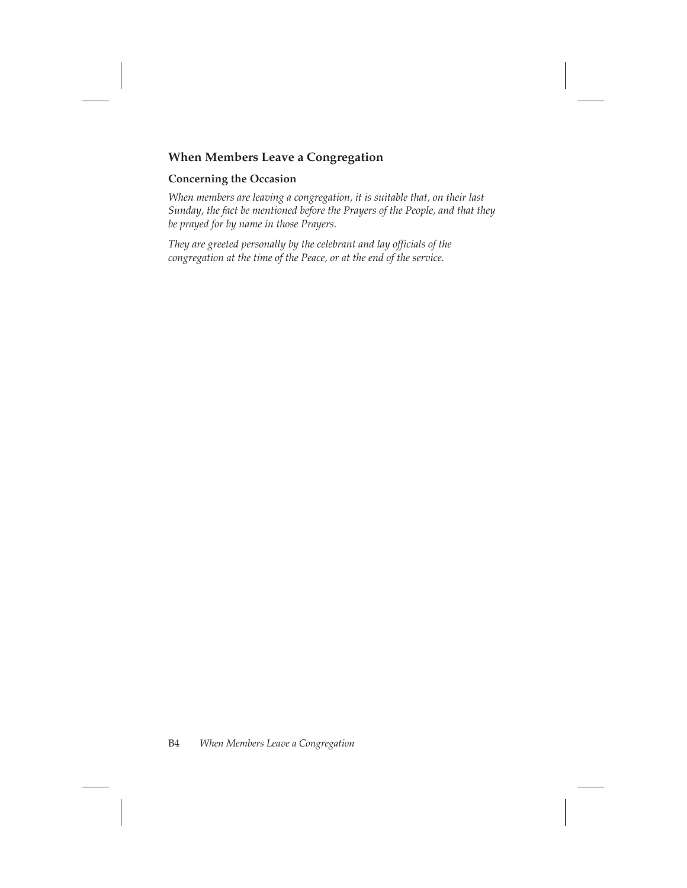## When Members Leave a Congregation

### Concerning the Occasion

*When members are leaving a congregation, it is suitable that, on their last Sunday, the fact be mentioned before the Prayers of the People, and that they be prayed for by name in those Prayers.*

*They are greeted personally by the celebrant and lay officials of the congregation at the time of the Peace, or at the end of the service.*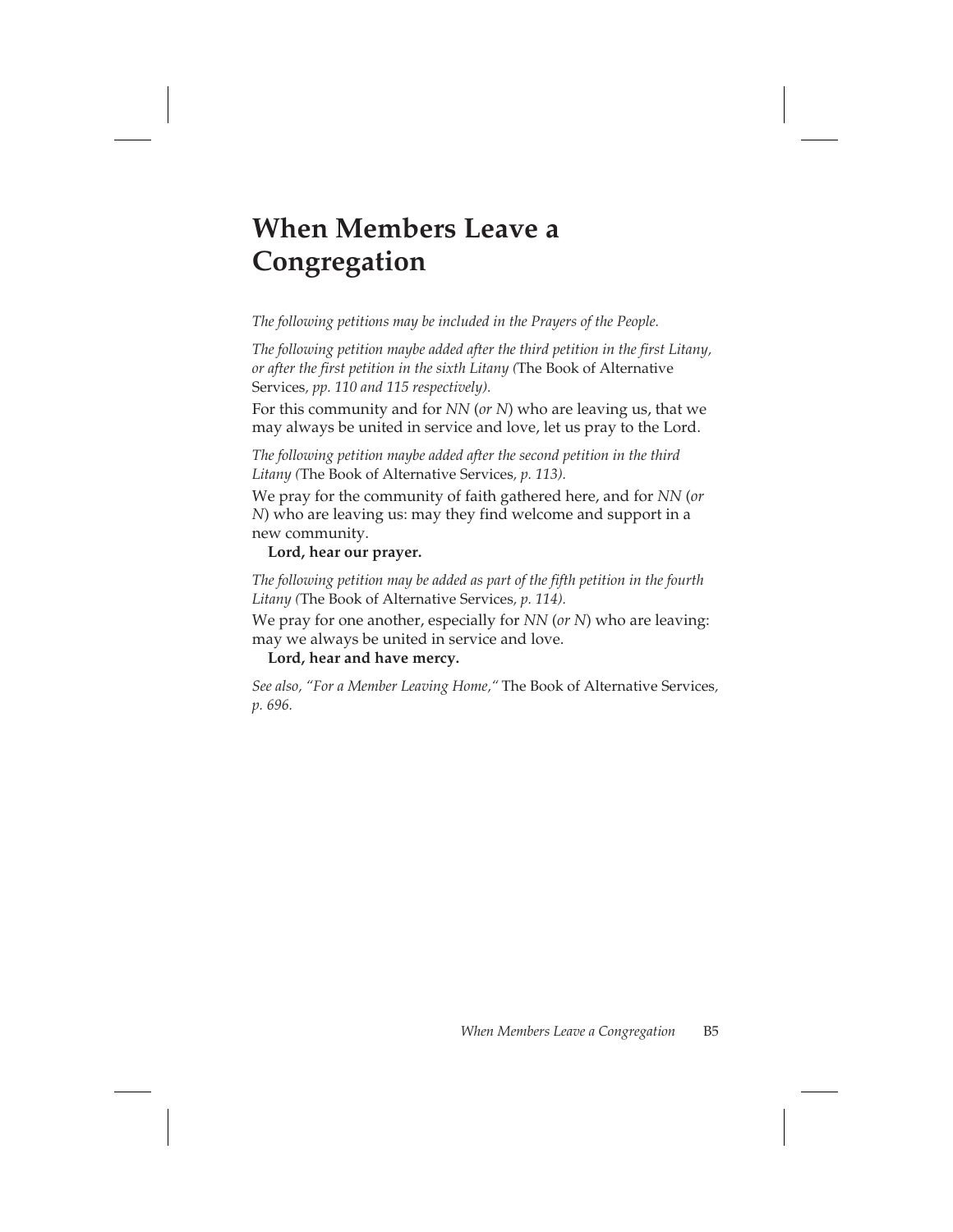# When Members Leave a Congregation

*The following petitions may be included in the Prayers of the People.*

*The following petition maybe added after the third petition in the first Litany, or after the first petition in the sixth Litany (*The Book of Alternative Services*, pp. 110 and 115 respectively).*

For this community and for *NN* (*or N*) who are leaving us, that we may always be united in service and love, let us pray to the Lord.

*The following petition maybe added after the second petition in the third Litany (*The Book of Alternative Services*, p. 113).*

We pray for the community of faith gathered here, and for *NN* (*or N*) who are leaving us: may they find welcome and support in a new community.

**Lord, hear our prayer.**

*The following petition may be added as part of the fifth petition in the fourth Litany (*The Book of Alternative Services*, p. 114).*

We pray for one another, especially for *NN* (*or N*) who are leaving: may we always be united in service and love.

**Lord, hear and have mercy.**

*See also, "For a Member Leaving Home,"* The Book of Alternative Services*, p. 696.*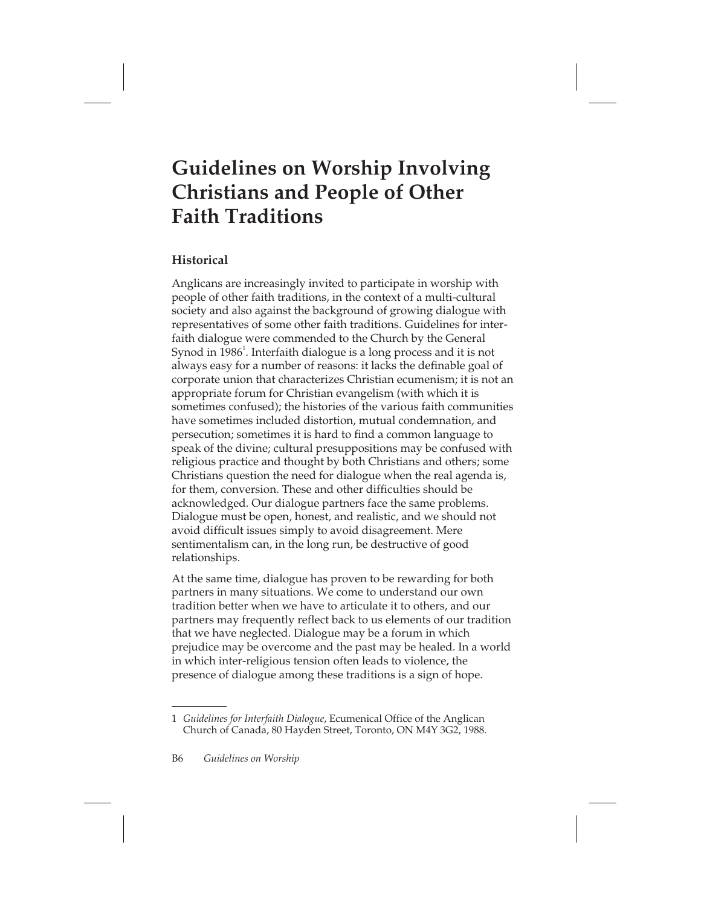# Guidelines on Worship Involving Christians and People of Other Faith Traditions

## Historical

Anglicans are increasingly invited to participate in worship with people of other faith traditions, in the context of a multi-cultural society and also against the background of growing dialogue with representatives of some other faith traditions. Guidelines for interfaith dialogue were commended to the Church by the General Synod in 1986[1]. Interfaith dialogue is a long process and it is not always easy for a number of reasons: it lacks the definable goal of corporate union that characterizes Christian ecumenism; it is not an appropriate forum for Christian evangelism (with which it is sometimes confused); the histories of the various faith communities have sometimes included distortion, mutual condemnation, and persecution; sometimes it is hard to find a common language to speak of the divine; cultural presuppositions may be confused with religious practice and thought by both Christians and others; some Christians question the need for dialogue when the real agenda is, for them, conversion. These and other difficulties should be acknowledged. Our dialogue partners face the same problems. Dialogue must be open, honest, and realistic, and we should not avoid difficult issues simply to avoid disagreement. Mere sentimentalism can, in the long run, be destructive of good relationships.

At the same time, dialogue has proven to be rewarding for both partners in many situations. We come to understand our own tradition better when we have to articulate it to others, and our partners may frequently reflect back to us elements of our tradition that we have neglected. Dialogue may be a forum in which prejudice may be overcome and the past may be healed. In a world in which inter-religious tension often leads to violence, the presence of dialogue among these traditions is a sign of hope.

---

1 *Guidelines for Interfaith Dialogue*, Ecumenical Office of the Anglican Church of Canada, 80 Hayden Street, Toronto, ON M4Y 3G2, 1988.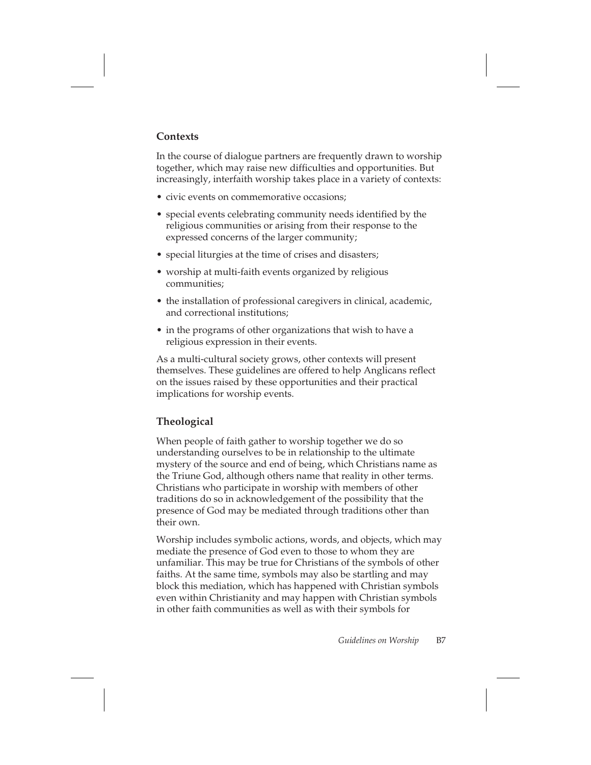## Contexts

In the course of dialogue partners are frequently drawn to worship together, which may raise new difficulties and opportunities. But increasingly, interfaith worship takes place in a variety of contexts:

- civic events on commemorative occasions;
- special events celebrating community needs identified by the religious communities or arising from their response to the expressed concerns of the larger community;
- special liturgies at the time of crises and disasters;
- worship at multi-faith events organized by religious communities;
- the installation of professional caregivers in clinical, academic, and correctional institutions;
- in the programs of other organizations that wish to have a religious expression in their events.

As a multi-cultural society grows, other contexts will present themselves. These guidelines are offered to help Anglicans reflect on the issues raised by these opportunities and their practical implications for worship events.

## Theological

When people of faith gather to worship together we do so understanding ourselves to be in relationship to the ultimate mystery of the source and end of being, which Christians name as the Triune God, although others name that reality in other terms. Christians who participate in worship with members of other traditions do so in acknowledgement of the possibility that the presence of God may be mediated through traditions other than their own.

Worship includes symbolic actions, words, and objects, which may mediate the presence of God even to those to whom they are unfamiliar. This may be true for Christians of the symbols of other faiths. At the same time, symbols may also be startling and may block this mediation, which has happened with Christian symbols even within Christianity and may happen with Christian symbols in other faith communities as well as with their symbols for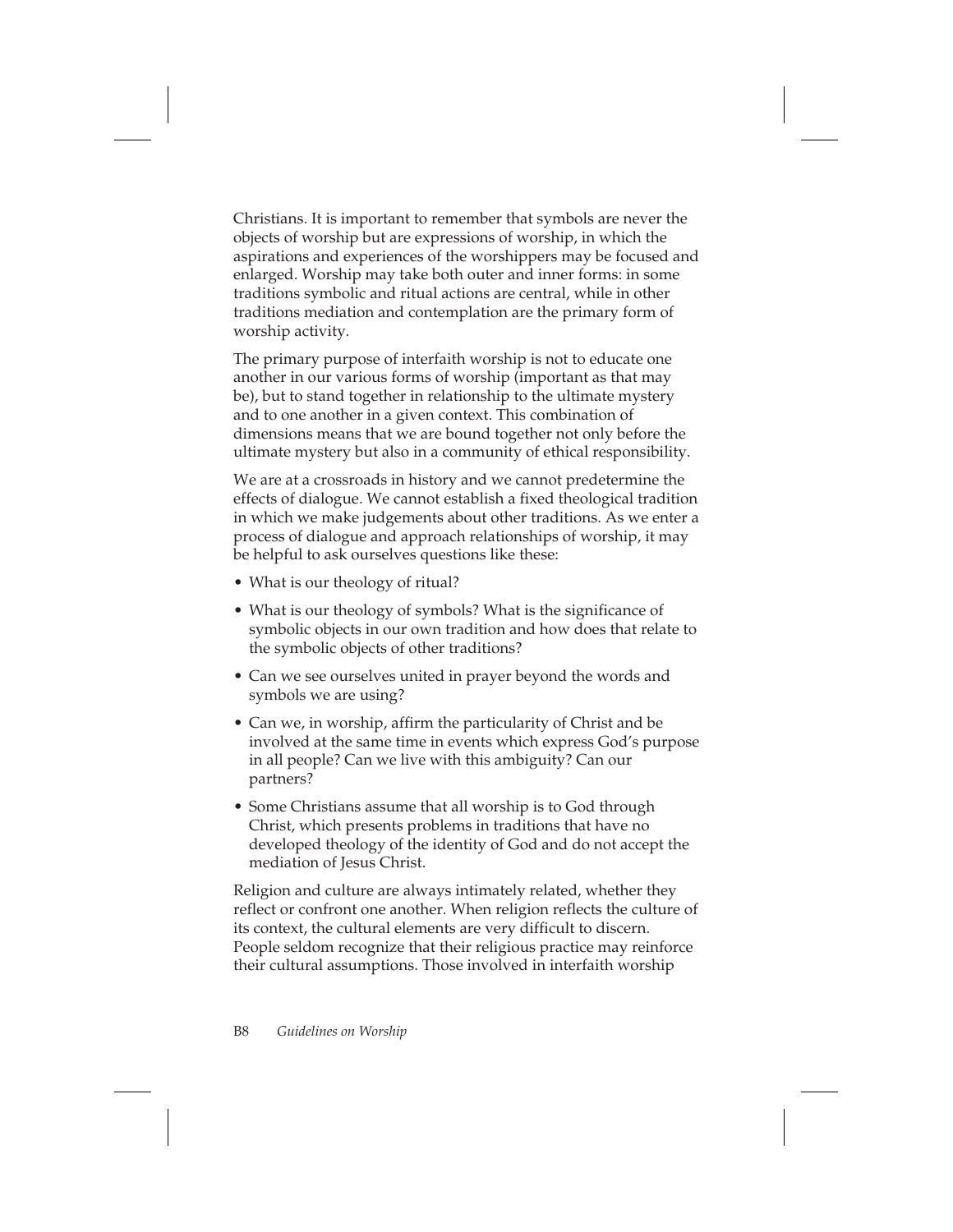Christians. It is important to remember that symbols are never the objects of worship but are expressions of worship, in which the aspirations and experiences of the worshippers may be focused and enlarged. Worship may take both outer and inner forms: in some traditions symbolic and ritual actions are central, while in other traditions mediation and contemplation are the primary form of worship activity.

The primary purpose of interfaith worship is not to educate one another in our various forms of worship (important as that may be), but to stand together in relationship to the ultimate mystery and to one another in a given context. This combination of dimensions means that we are bound together not only before the ultimate mystery but also in a community of ethical responsibility.

We are at a crossroads in history and we cannot predetermine the effects of dialogue. We cannot establish a fixed theological tradition in which we make judgements about other traditions. As we enter a process of dialogue and approach relationships of worship, it may be helpful to ask ourselves questions like these:

- What is our theology of ritual?
- What is our theology of symbols? What is the significance of symbolic objects in our own tradition and how does that relate to the symbolic objects of other traditions?
- Can we see ourselves united in prayer beyond the words and symbols we are using?
- Can we, in worship, affirm the particularity of Christ and be involved at the same time in events which express God's purpose in all people? Can we live with this ambiguity? Can our partners?
- Some Christians assume that all worship is to God through Christ, which presents problems in traditions that have no developed theology of the identity of God and do not accept the mediation of Jesus Christ.

Religion and culture are always intimately related, whether they reflect or confront one another. When religion reflects the culture of its context, the cultural elements are very difficult to discern. People seldom recognize that their religious practice may reinforce their cultural assumptions. Those involved in interfaith worship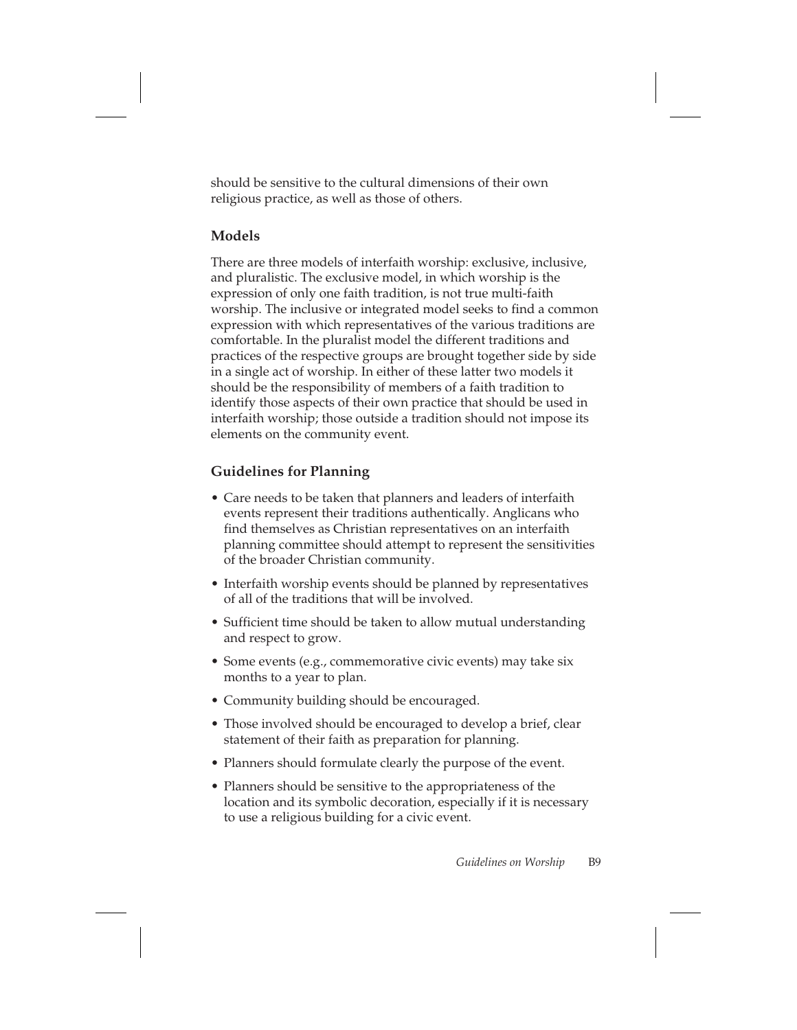should be sensitive to the cultural dimensions of their own religious practice, as well as those of others.

### Models

There are three models of interfaith worship: exclusive, inclusive, and pluralistic. The exclusive model, in which worship is the expression of only one faith tradition, is not true multi-faith worship. The inclusive or integrated model seeks to find a common expression with which representatives of the various traditions are comfortable. In the pluralist model the different traditions and practices of the respective groups are brought together side by side in a single act of worship. In either of these latter two models it should be the responsibility of members of a faith tradition to identify those aspects of their own practice that should be used in interfaith worship; those outside a tradition should not impose its elements on the community event.

### Guidelines for Planning

- Care needs to be taken that planners and leaders of interfaith events represent their traditions authentically. Anglicans who find themselves as Christian representatives on an interfaith planning committee should attempt to represent the sensitivities of the broader Christian community.
- Interfaith worship events should be planned by representatives of all of the traditions that will be involved.
- Sufficient time should be taken to allow mutual understanding and respect to grow.
- Some events (e.g., commemorative civic events) may take six months to a year to plan.
- Community building should be encouraged.
- Those involved should be encouraged to develop a brief, clear statement of their faith as preparation for planning.
- Planners should formulate clearly the purpose of the event.
- Planners should be sensitive to the appropriateness of the location and its symbolic decoration, especially if it is necessary to use a religious building for a civic event.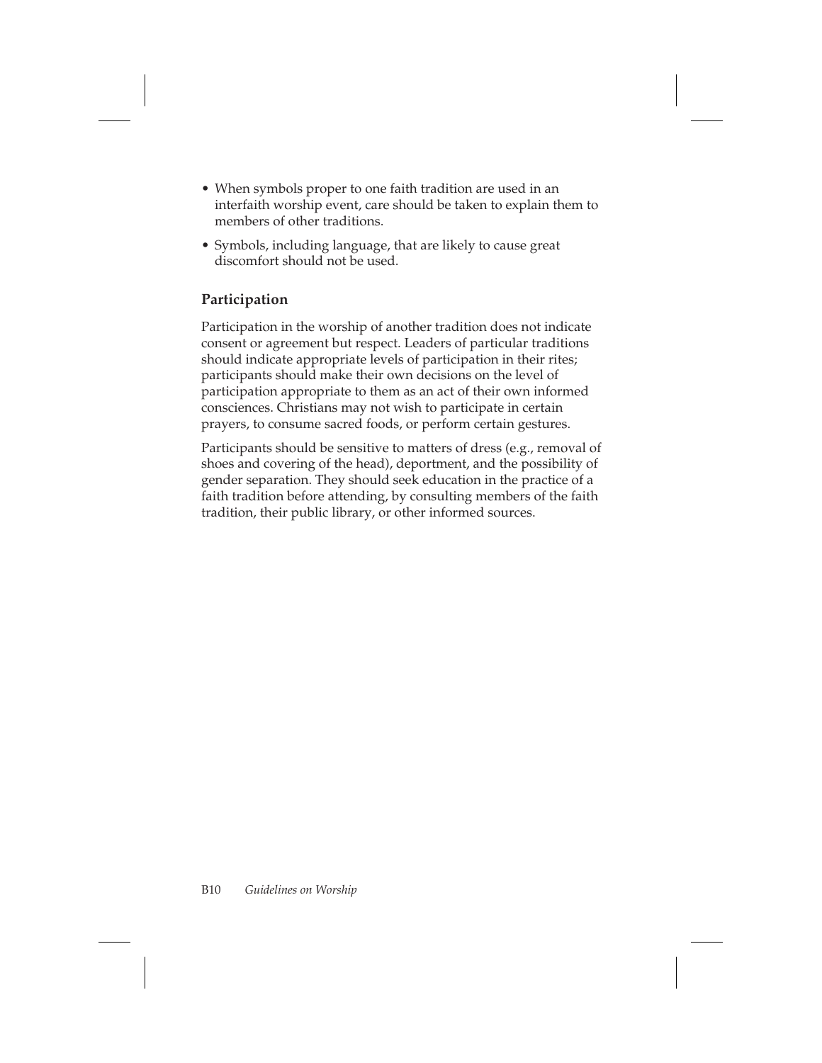- When symbols proper to one faith tradition are used in an interfaith worship event, care should be taken to explain them to members of other traditions.
- Symbols, including language, that are likely to cause great discomfort should not be used.

### Participation

Participation in the worship of another tradition does not indicate consent or agreement but respect. Leaders of particular traditions should indicate appropriate levels of participation in their rites; participants should make their own decisions on the level of participation appropriate to them as an act of their own informed consciences. Christians may not wish to participate in certain prayers, to consume sacred foods, or perform certain gestures.

Participants should be sensitive to matters of dress (e.g., removal of shoes and covering of the head), deportment, and the possibility of gender separation. They should seek education in the practice of a faith tradition before attending, by consulting members of the faith tradition, their public library, or other informed sources.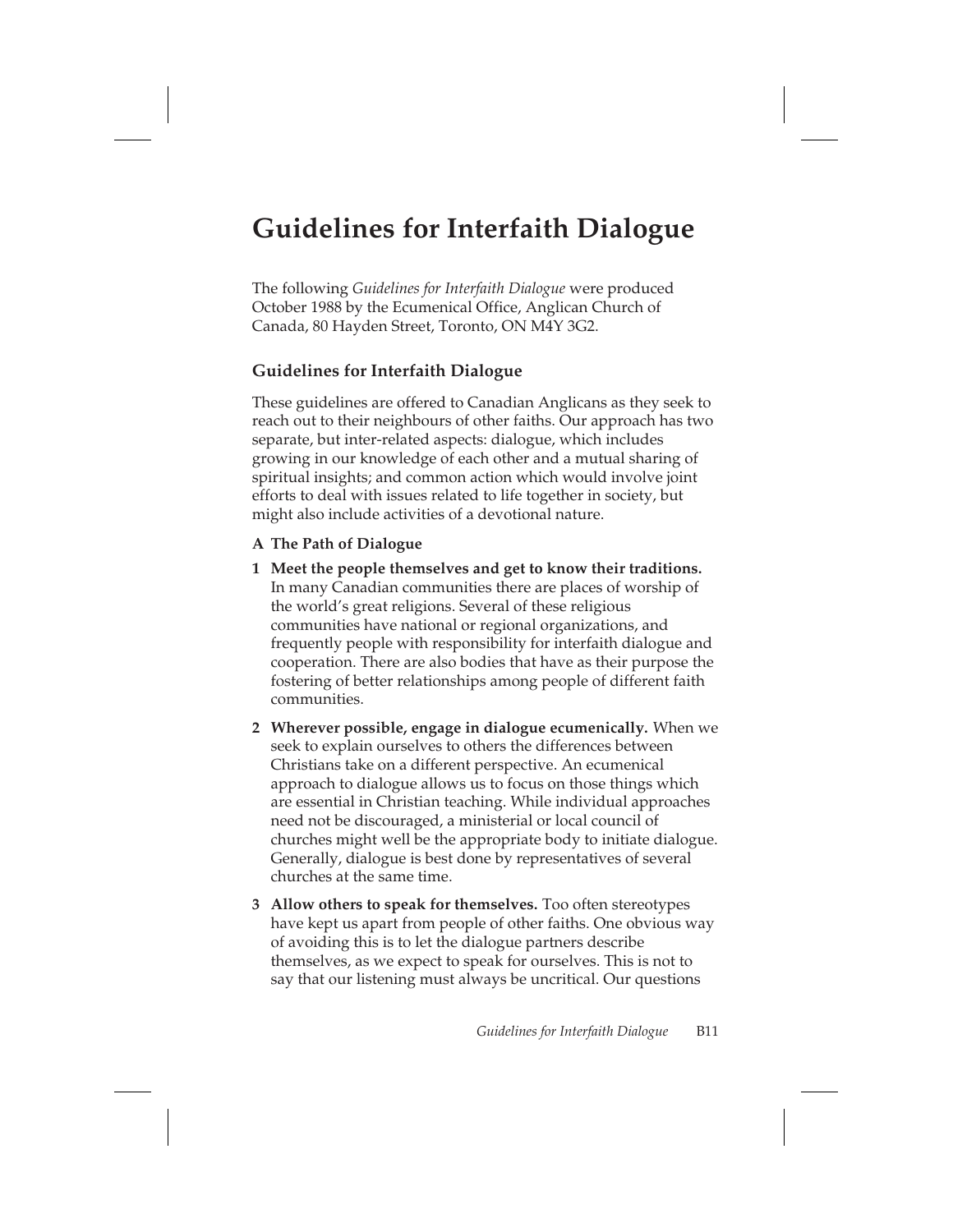# Guidelines for Interfaith Dialogue

The following *Guidelines for Interfaith Dialogue* were produced October 1988 by the Ecumenical Office, Anglican Church of Canada, 80 Hayden Street, Toronto, ON M4Y 3G2.

## Guidelines for Interfaith Dialogue

These guidelines are offered to Canadian Anglicans as they seek to reach out to their neighbours of other faiths. Our approach has two separate, but inter-related aspects: dialogue, which includes growing in our knowledge of each other and a mutual sharing of spiritual insights; and common action which would involve joint efforts to deal with issues related to life together in society, but might also include activities of a devotional nature.

**A The Path of Dialogue**

**1 Meet the people themselves and get to know their traditions.** In many Canadian communities there are places of worship of the world's great religions. Several of these religious communities have national or regional organizations, and frequently people with responsibility for interfaith dialogue and cooperation. There are also bodies that have as their purpose the fostering of better relationships among people of different faith communities.

**2 Wherever possible, engage in dialogue ecumenically.** When we seek to explain ourselves to others the differences between Christians take on a different perspective. An ecumenical approach to dialogue allows us to focus on those things which are essential in Christian teaching. While individual approaches need not be discouraged, a ministerial or local council of churches might well be the appropriate body to initiate dialogue. Generally, dialogue is best done by representatives of several churches at the same time.

**3 Allow others to speak for themselves.** Too often stereotypes have kept us apart from people of other faiths. One obvious way of avoiding this is to let the dialogue partners describe themselves, as we expect to speak for ourselves. This is not to say that our listening must always be uncritical. Our questions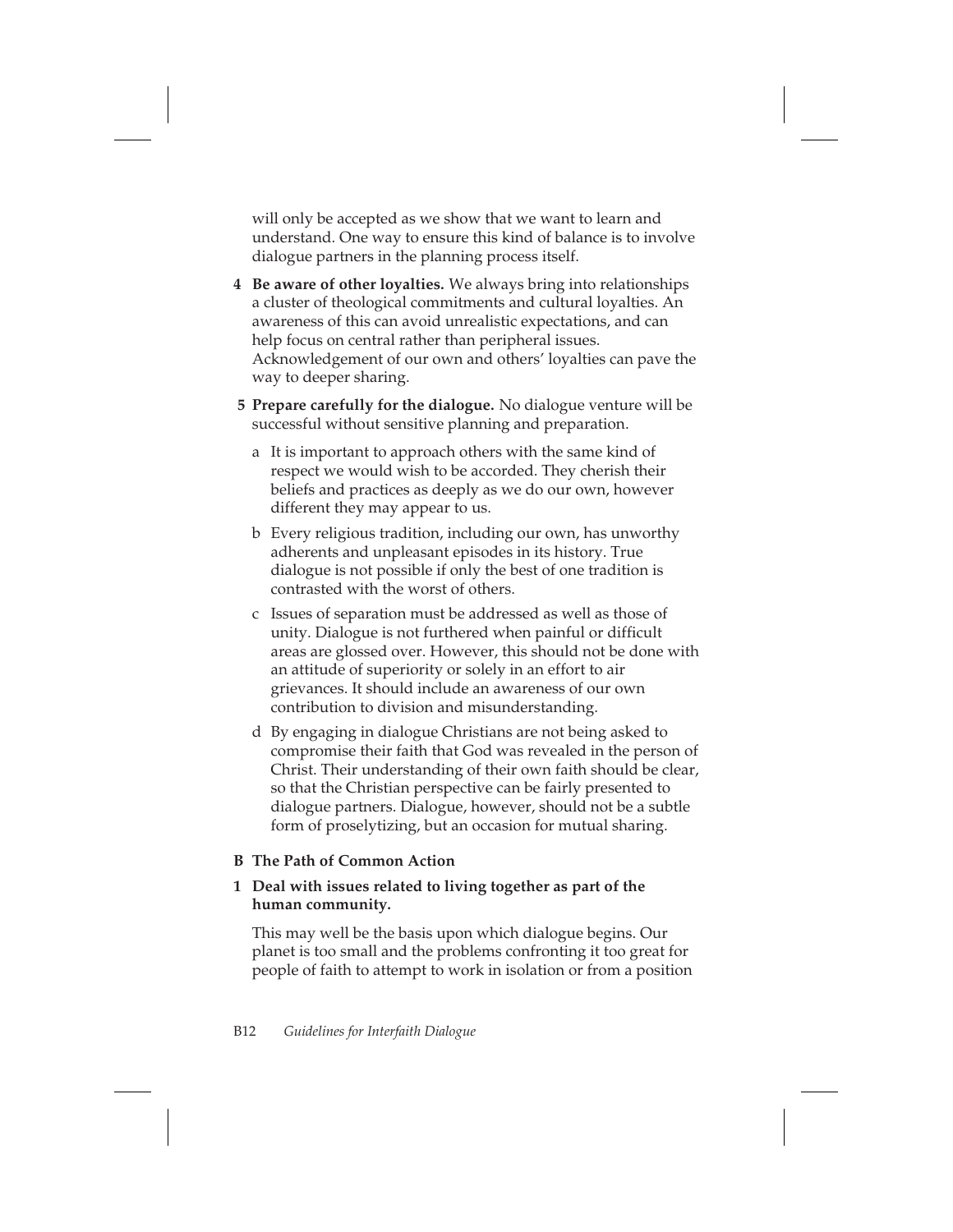will only be accepted as we show that we want to learn and understand. One way to ensure this kind of balance is to involve dialogue partners in the planning process itself.

4 **Be aware of other loyalties.** We always bring into relationships a cluster of theological commitments and cultural loyalties. An awareness of this can avoid unrealistic expectations, and can help focus on central rather than peripheral issues. Acknowledgement of our own and others' loyalties can pave the way to deeper sharing.

5 **Prepare carefully for the dialogue.** No dialogue venture will be successful without sensitive planning and preparation.

   a It is important to approach others with the same kind of respect we would wish to be accorded. They cherish their beliefs and practices as deeply as we do our own, however different they may appear to us.

   b Every religious tradition, including our own, has unworthy adherents and unpleasant episodes in its history. True dialogue is not possible if only the best of one tradition is contrasted with the worst of others.

   c Issues of separation must be addressed as well as those of unity. Dialogue is not furthered when painful or difficult areas are glossed over. However, this should not be done with an attitude of superiority or solely in an effort to air grievances. It should include an awareness of our own contribution to division and misunderstanding.

   d By engaging in dialogue Christians are not being asked to compromise their faith that God was revealed in the person of Christ. Their understanding of their own faith should be clear, so that the Christian perspective can be fairly presented to dialogue partners. Dialogue, however, should not be a subtle form of proselytizing, but an occasion for mutual sharing.

### B The Path of Common Action

#### 1 Deal with issues related to living together as part of the human community.

This may well be the basis upon which dialogue begins. Our planet is too small and the problems confronting it too great for people of faith to attempt to work in isolation or from a position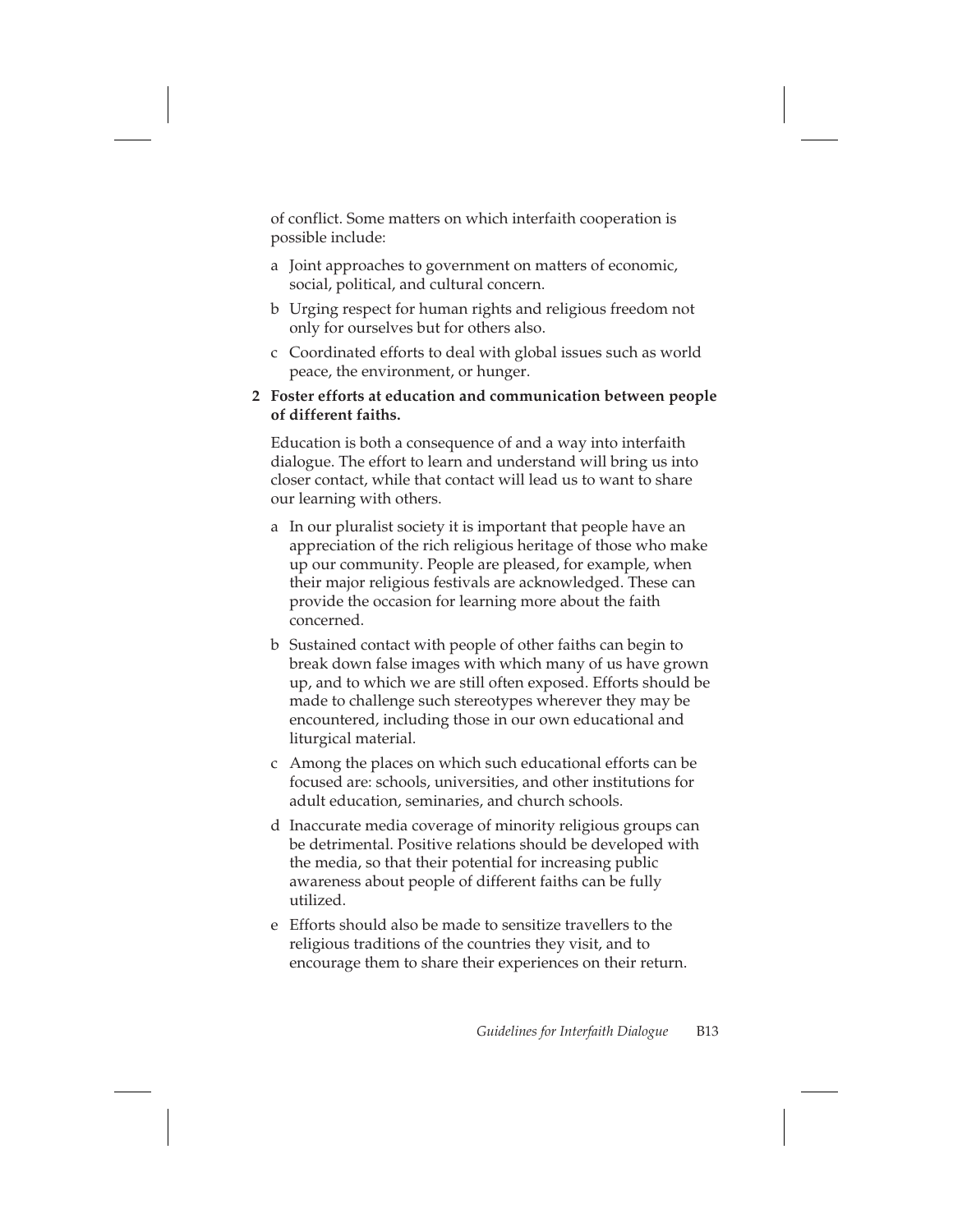of conflict. Some matters on which interfaith cooperation is possible include:

a Joint approaches to government on matters of economic, social, political, and cultural concern.

b Urging respect for human rights and religious freedom not only for ourselves but for others also.

c Coordinated efforts to deal with global issues such as world peace, the environment, or hunger.

**2 Foster efforts at education and communication between people of different faiths.**

Education is both a consequence of and a way into interfaith dialogue. The effort to learn and understand will bring us into closer contact, while that contact will lead us to want to share our learning with others.

a In our pluralist society it is important that people have an appreciation of the rich religious heritage of those who make up our community. People are pleased, for example, when their major religious festivals are acknowledged. These can provide the occasion for learning more about the faith concerned.

b Sustained contact with people of other faiths can begin to break down false images with which many of us have grown up, and to which we are still often exposed. Efforts should be made to challenge such stereotypes wherever they may be encountered, including those in our own educational and liturgical material.

c Among the places on which such educational efforts can be focused are: schools, universities, and other institutions for adult education, seminaries, and church schools.

d Inaccurate media coverage of minority religious groups can be detrimental. Positive relations should be developed with the media, so that their potential for increasing public awareness about people of different faiths can be fully utilized.

e Efforts should also be made to sensitize travellers to the religious traditions of the countries they visit, and to encourage them to share their experiences on their return.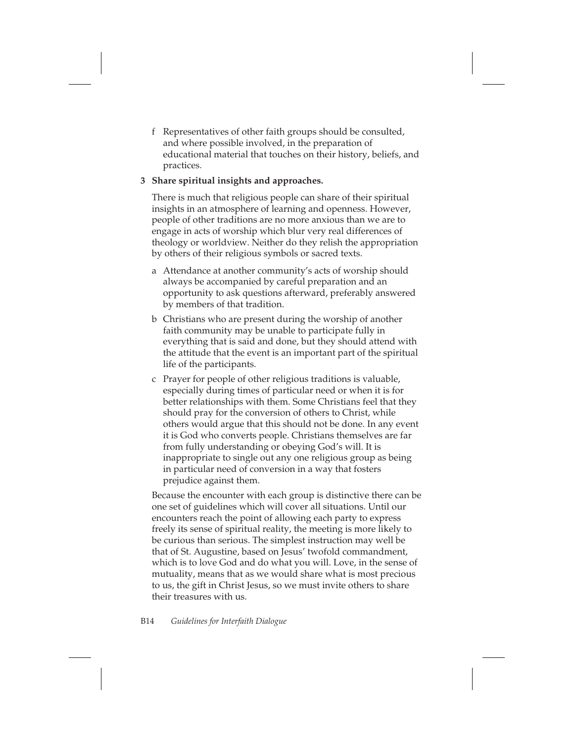f Representatives of other faith groups should be consulted, and where possible involved, in the preparation of educational material that touches on their history, beliefs, and practices.

**3 Share spiritual insights and approaches.**

There is much that religious people can share of their spiritual insights in an atmosphere of learning and openness. However, people of other traditions are no more anxious than we are to engage in acts of worship which blur very real differences of theology or worldview. Neither do they relish the appropriation by others of their religious symbols or sacred texts.

a Attendance at another community's acts of worship should always be accompanied by careful preparation and an opportunity to ask questions afterward, preferably answered by members of that tradition.

b Christians who are present during the worship of another faith community may be unable to participate fully in everything that is said and done, but they should attend with the attitude that the event is an important part of the spiritual life of the participants.

c Prayer for people of other religious traditions is valuable, especially during times of particular need or when it is for better relationships with them. Some Christians feel that they should pray for the conversion of others to Christ, while others would argue that this should not be done. In any event it is God who converts people. Christians themselves are far from fully understanding or obeying God's will. It is inappropriate to single out any one religious group as being in particular need of conversion in a way that fosters prejudice against them.

Because the encounter with each group is distinctive there can be one set of guidelines which will cover all situations. Until our encounters reach the point of allowing each party to express freely its sense of spiritual reality, the meeting is more likely to be curious than serious. The simplest instruction may well be that of St. Augustine, based on Jesus' twofold commandment, which is to love God and do what you will. Love, in the sense of mutuality, means that as we would share what is most precious to us, the gift in Christ Jesus, so we must invite others to share their treasures with us.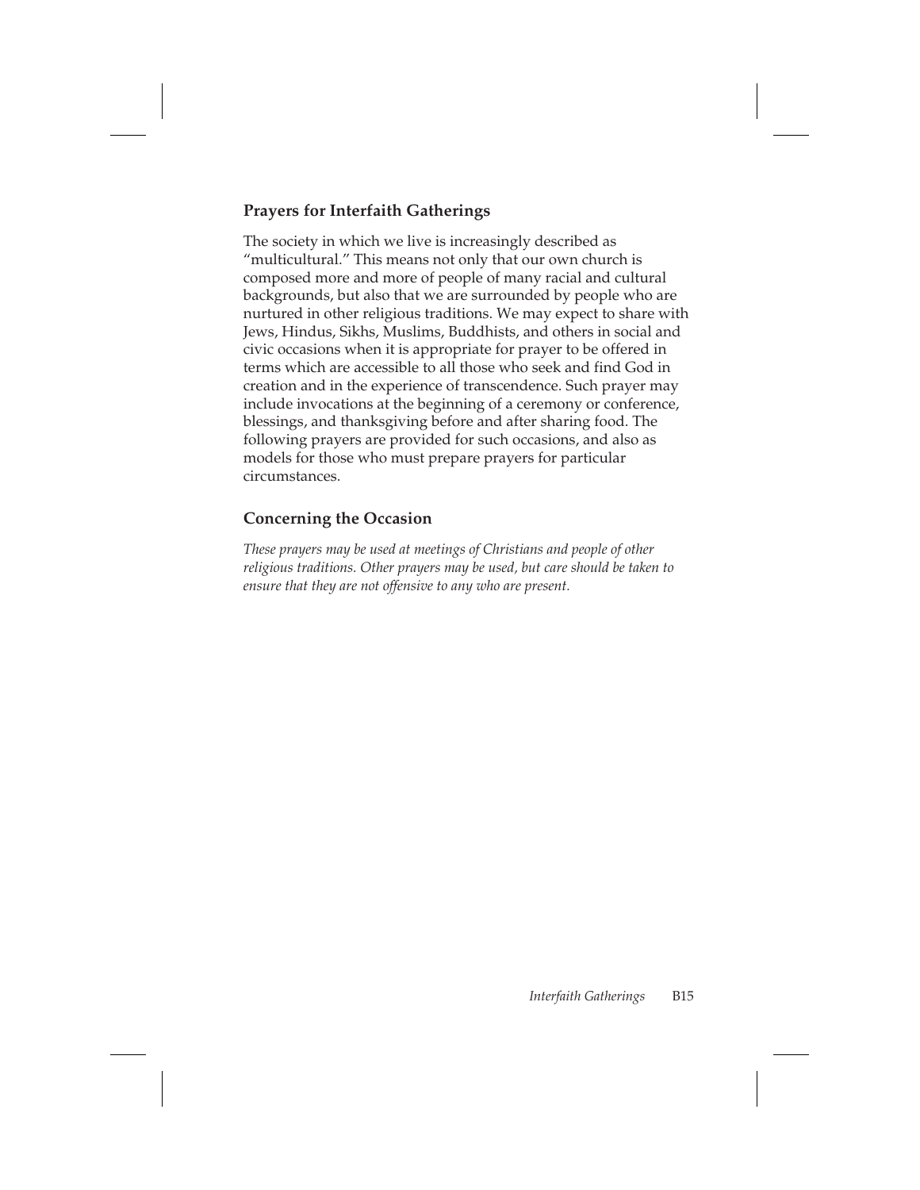## Prayers for Interfaith Gatherings

The society in which we live is increasingly described as "multicultural." This means not only that our own church is composed more and more of people of many racial and cultural backgrounds, but also that we are surrounded by people who are nurtured in other religious traditions. We may expect to share with Jews, Hindus, Sikhs, Muslims, Buddhists, and others in social and civic occasions when it is appropriate for prayer to be offered in terms which are accessible to all those who seek and find God in creation and in the experience of transcendence. Such prayer may include invocations at the beginning of a ceremony or conference, blessings, and thanksgiving before and after sharing food. The following prayers are provided for such occasions, and also as models for those who must prepare prayers for particular circumstances.

## Concerning the Occasion

*These prayers may be used at meetings of Christians and people of other religious traditions. Other prayers may be used, but care should be taken to ensure that they are not offensive to any who are present.*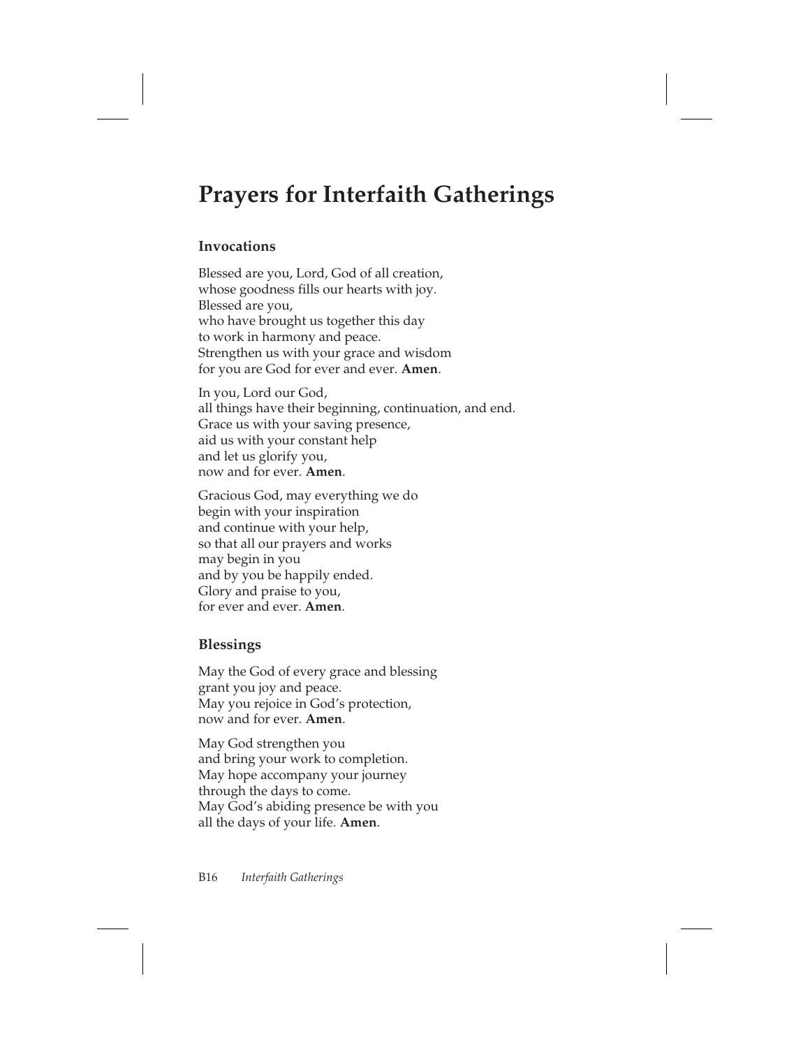# Prayers for Interfaith Gatherings

## Invocations

Blessed are you, Lord, God of all creation,
whose goodness fills our hearts with joy.
Blessed are you,
who have brought us together this day
to work in harmony and peace.
Strengthen us with your grace and wisdom
for you are God for ever and ever. **Amen**.

In you, Lord our God,
all things have their beginning, continuation, and end.
Grace us with your saving presence,
aid us with your constant help
and let us glorify you,
now and for ever. **Amen**.

Gracious God, may everything we do
begin with your inspiration
and continue with your help,
so that all our prayers and works
may begin in you
and by you be happily ended.
Glory and praise to you,
for ever and ever. **Amen**.

## Blessings

May the God of every grace and blessing
grant you joy and peace.
May you rejoice in God's protection,
now and for ever. **Amen**.

May God strengthen you
and bring your work to completion.
May hope accompany your journey
through the days to come.
May God's abiding presence be with you
all the days of your life. **Amen**.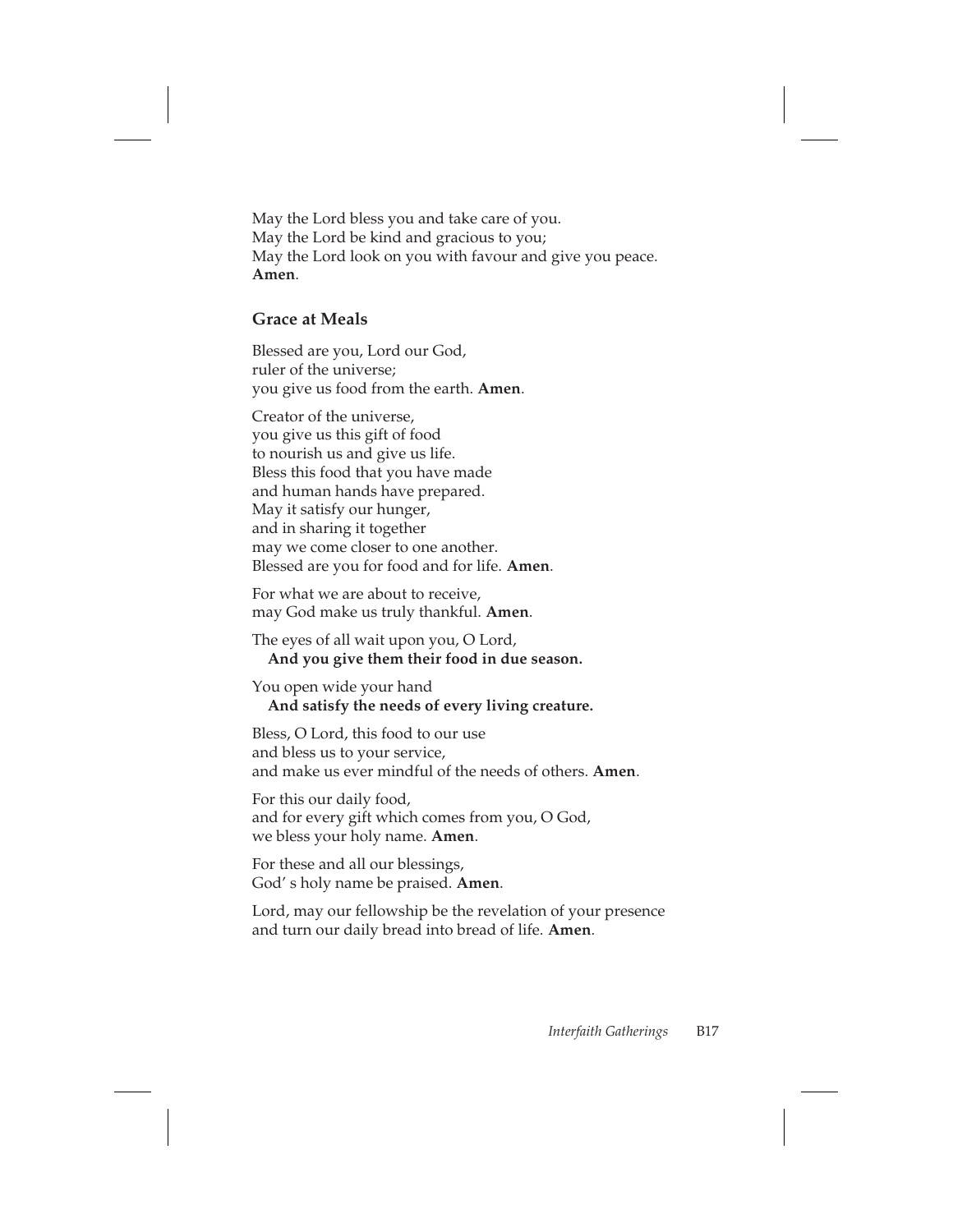May the Lord bless you and take care of you.  
May the Lord be kind and gracious to you;  
May the Lord look on you with favour and give you peace.  
**Amen**.

### Grace at Meals

Blessed are you, Lord our God,  
ruler of the universe;  
you give us food from the earth. **Amen**.

Creator of the universe,  
you give us this gift of food  
to nourish us and give us life.  
Bless this food that you have made  
and human hands have prepared.  
May it satisfy our hunger,  
and in sharing it together  
may we come closer to one another.  
Blessed are you for food and for life. **Amen**.

For what we are about to receive,  
may God make us truly thankful. **Amen**.

The eyes of all wait upon you, O Lord,  
**And you give them their food in due season.**

You open wide your hand  
**And satisfy the needs of every living creature.**

Bless, O Lord, this food to our use  
and bless us to your service,  
and make us ever mindful of the needs of others. **Amen**.

For this our daily food,  
and for every gift which comes from you, O God,  
we bless your holy name. **Amen**.

For these and all our blessings,  
God' s holy name be praised. **Amen**.

Lord, may our fellowship be the revelation of your presence  
and turn our daily bread into bread of life. **Amen**.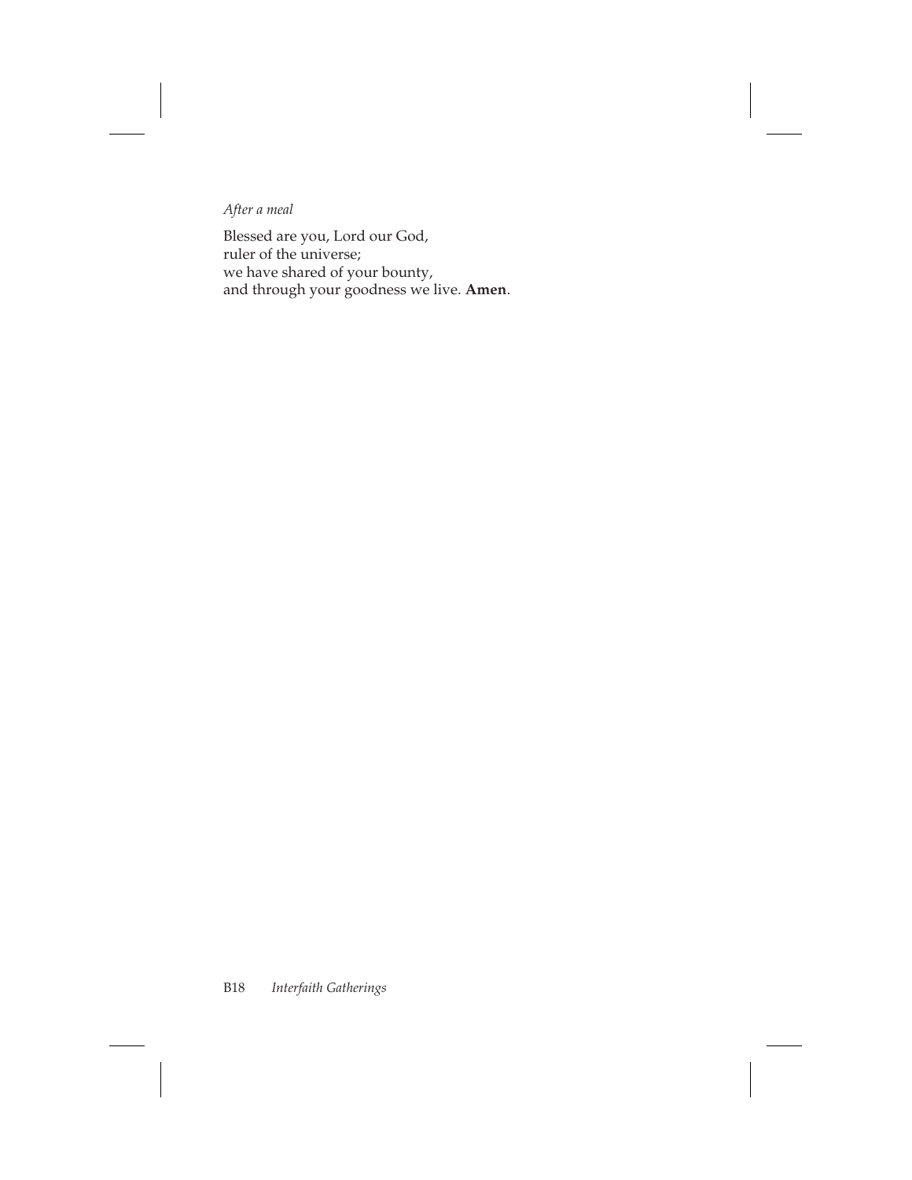*After a meal*

Blessed are you, Lord our God,
ruler of the universe;
we have shared of your bounty,
and through your goodness we live. **Amen**.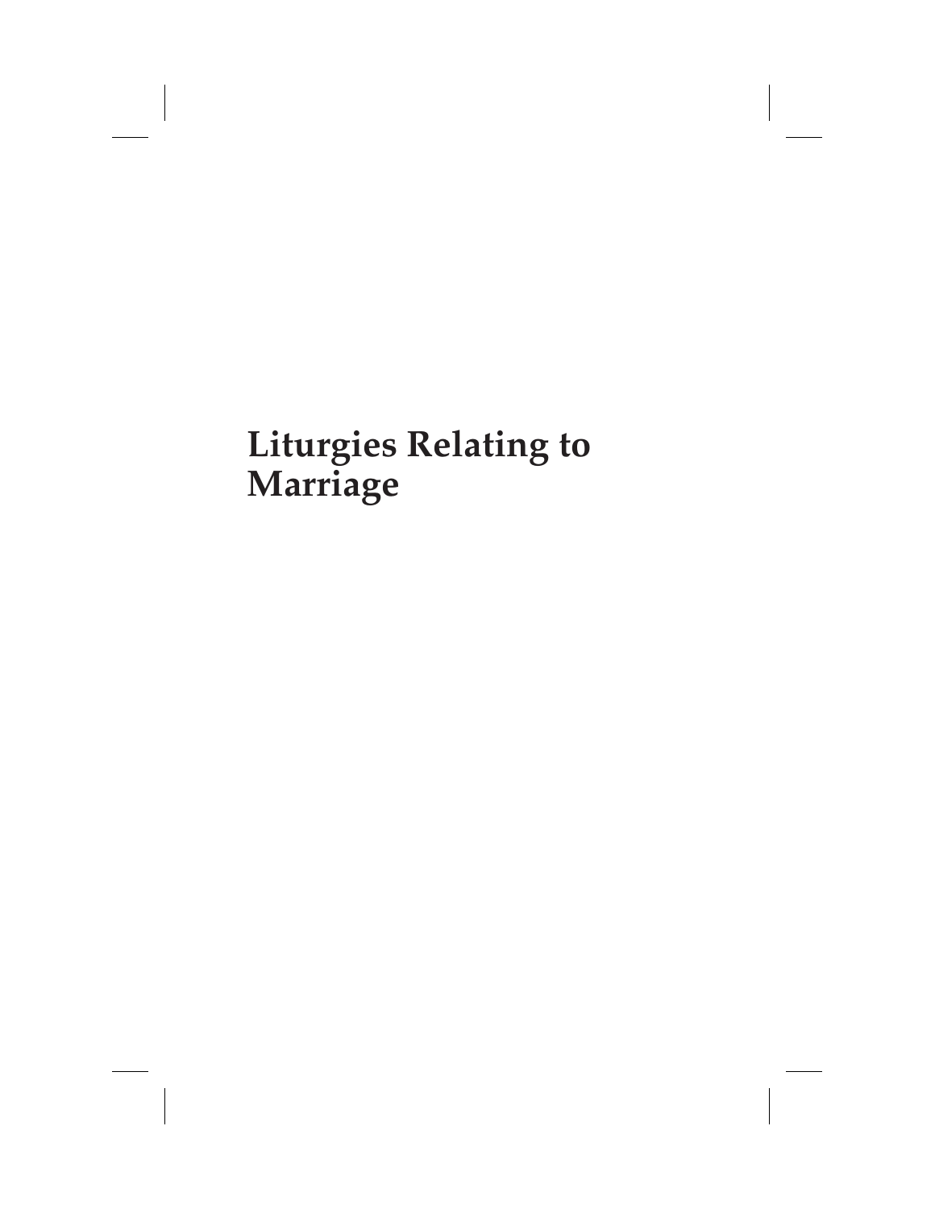# Liturgies Relating to Marriage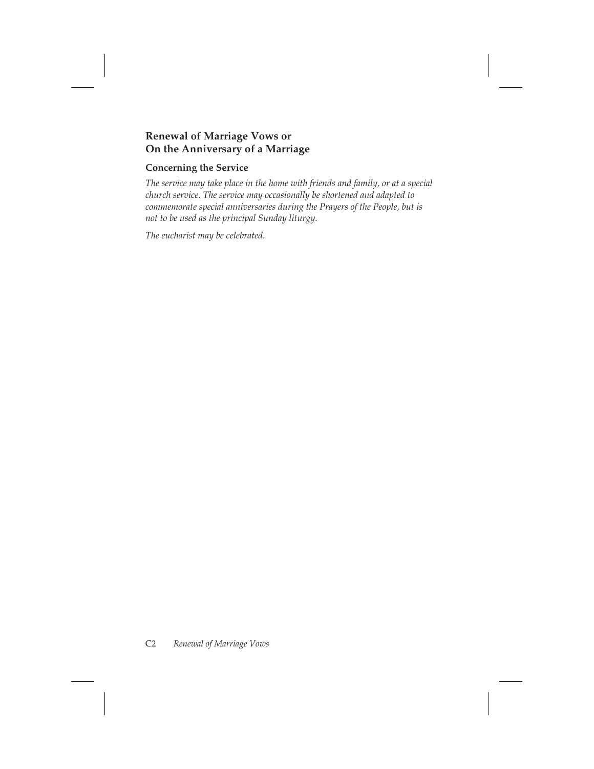## Renewal of Marriage Vows or On the Anniversary of a Marriage

### Concerning the Service

*The service may take place in the home with friends and family, or at a special church service. The service may occasionally be shortened and adapted to commemorate special anniversaries during the Prayers of the People, but is not to be used as the principal Sunday liturgy.*

*The eucharist may be celebrated.*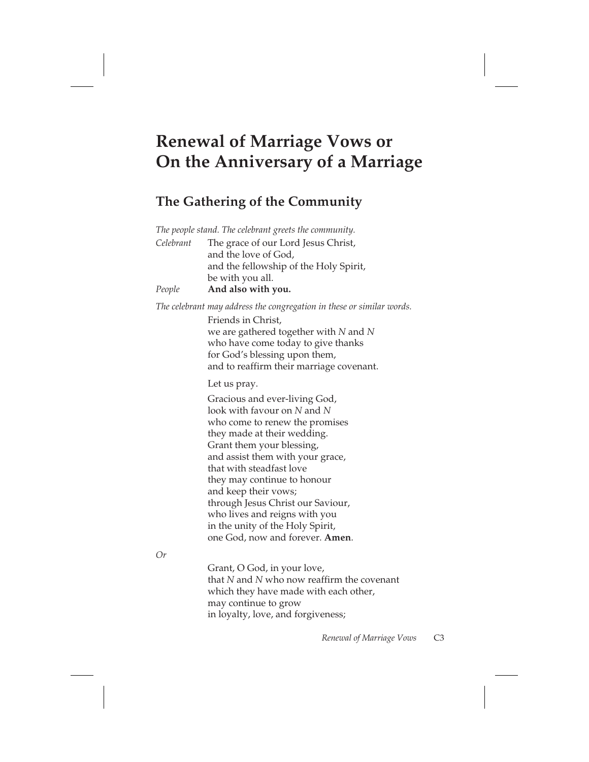# Renewal of Marriage Vows or On the Anniversary of a Marriage

## The Gathering of the Community

*The people stand. The celebrant greets the community.*

*Celebrant* The grace of our Lord Jesus Christ,
and the love of God,
and the fellowship of the Holy Spirit,
be with you all.

*People* **And also with you.**

*The celebrant may address the congregation in these or similar words.*

Friends in Christ,
we are gathered together with *N* and *N*
who have come today to give thanks
for God's blessing upon them,
and to reaffirm their marriage covenant.

Let us pray.

Gracious and ever-living God,
look with favour on *N* and *N*
who come to renew the promises
they made at their wedding.
Grant them your blessing,
and assist them with your grace,
that with steadfast love
they may continue to honour
and keep their vows;
through Jesus Christ our Saviour,
who lives and reigns with you
in the unity of the Holy Spirit,
one God, now and forever. **Amen**.

*Or*

Grant, O God, in your love,
that *N* and *N* who now reaffirm the covenant
which they have made with each other,
may continue to grow
in loyalty, love, and forgiveness;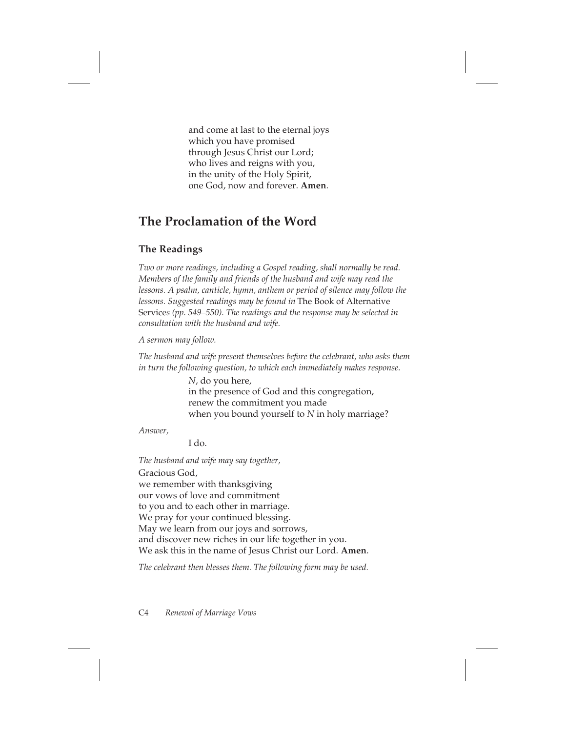and come at last to the eternal joys
which you have promised
through Jesus Christ our Lord;
who lives and reigns with you,
in the unity of the Holy Spirit,
one God, now and forever. **Amen**.

## The Proclamation of the Word

### The Readings

*Two or more readings, including a Gospel reading, shall normally be read. Members of the family and friends of the husband and wife may read the lessons. A psalm, canticle, hymn, anthem or period of silence may follow the lessons. Suggested readings may be found in* The Book of Alternative Services *(pp. 549–550). The readings and the response may be selected in consultation with the husband and wife.*

*A sermon may follow.*

*The husband and wife present themselves before the celebrant, who asks them in turn the following question, to which each immediately makes response.*

*N*, do you here,
in the presence of God and this congregation,
renew the commitment you made
when you bound yourself to *N* in holy marriage?

*Answer,*

I do.

*The husband and wife may say together,*

Gracious God,
we remember with thanksgiving
our vows of love and commitment
to you and to each other in marriage.
We pray for your continued blessing.
May we learn from our joys and sorrows,
and discover new riches in our life together in you.
We ask this in the name of Jesus Christ our Lord. **Amen**.

*The celebrant then blesses them. The following form may be used.*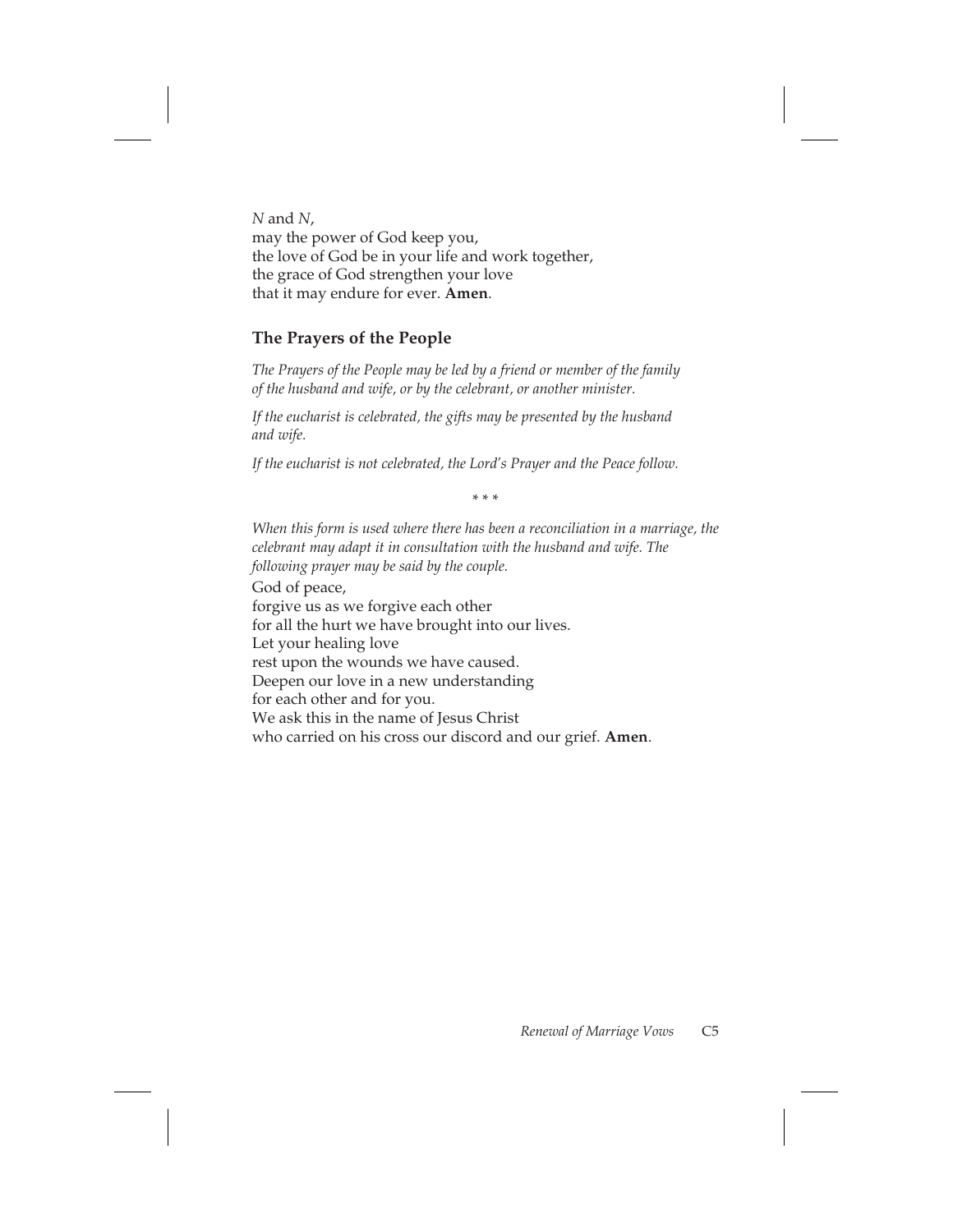*N* and *N*,
may the power of God keep you,
the love of God be in your life and work together,
the grace of God strengthen your love
that it may endure for ever. **Amen**.

## The Prayers of the People

*The Prayers of the People may be led by a friend or member of the family of the husband and wife, or by the celebrant, or another minister.*

*If the eucharist is celebrated, the gifts may be presented by the husband and wife.*

*If the eucharist is not celebrated, the Lord's Prayer and the Peace follow.*

\* \* \*

*When this form is used where there has been a reconciliation in a marriage, the celebrant may adapt it in consultation with the husband and wife. The following prayer may be said by the couple.*

God of peace,
forgive us as we forgive each other
for all the hurt we have brought into our lives.
Let your healing love
rest upon the wounds we have caused.
Deepen our love in a new understanding
for each other and for you.
We ask this in the name of Jesus Christ
who carried on his cross our discord and our grief. **Amen**.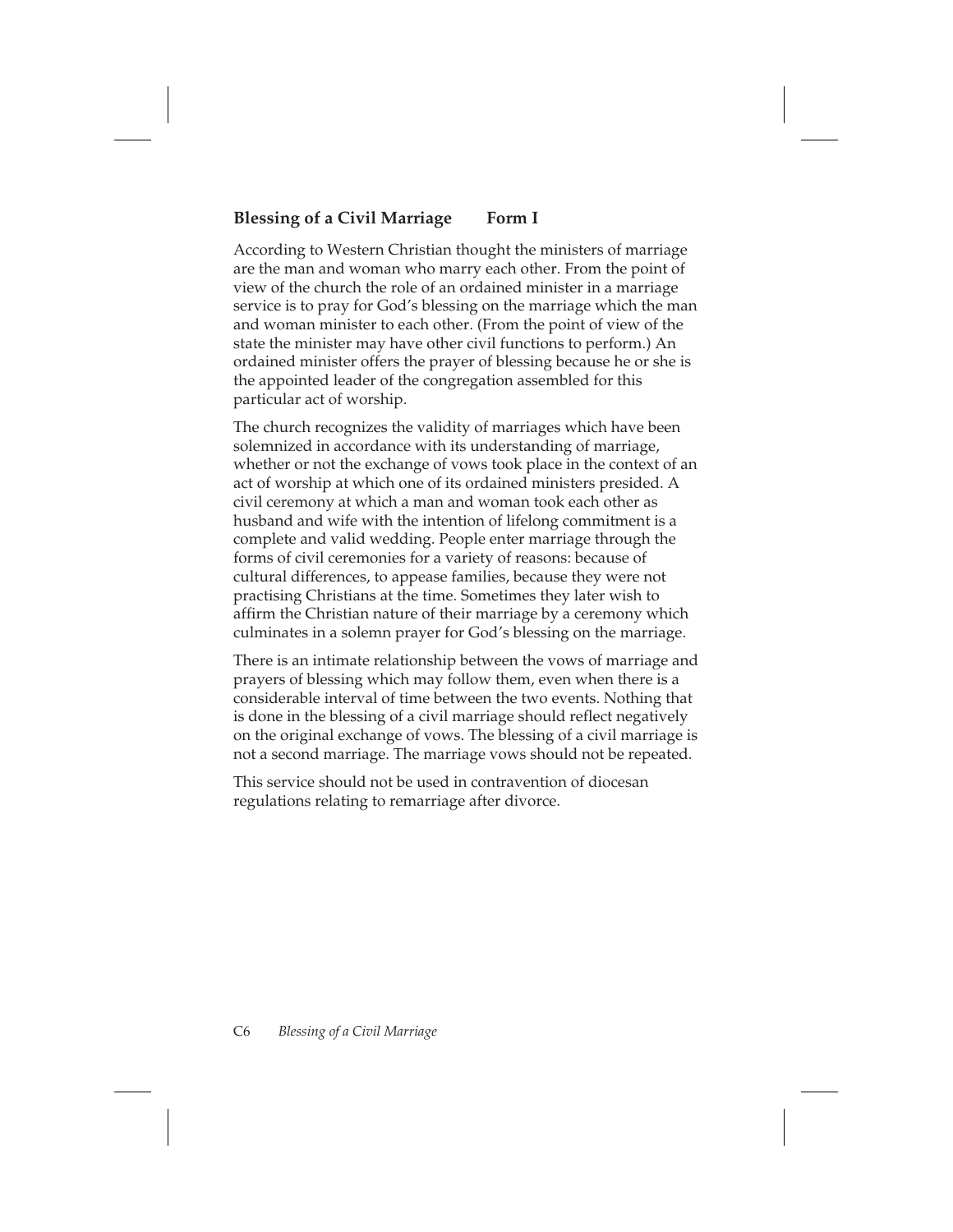## Blessing of a Civil Marriage Form I

According to Western Christian thought the ministers of marriage are the man and woman who marry each other. From the point of view of the church the role of an ordained minister in a marriage service is to pray for God's blessing on the marriage which the man and woman minister to each other. (From the point of view of the state the minister may have other civil functions to perform.) An ordained minister offers the prayer of blessing because he or she is the appointed leader of the congregation assembled for this particular act of worship.

The church recognizes the validity of marriages which have been solemnized in accordance with its understanding of marriage, whether or not the exchange of vows took place in the context of an act of worship at which one of its ordained ministers presided. A civil ceremony at which a man and woman took each other as husband and wife with the intention of lifelong commitment is a complete and valid wedding. People enter marriage through the forms of civil ceremonies for a variety of reasons: because of cultural differences, to appease families, because they were not practising Christians at the time. Sometimes they later wish to affirm the Christian nature of their marriage by a ceremony which culminates in a solemn prayer for God's blessing on the marriage.

There is an intimate relationship between the vows of marriage and prayers of blessing which may follow them, even when there is a considerable interval of time between the two events. Nothing that is done in the blessing of a civil marriage should reflect negatively on the original exchange of vows. The blessing of a civil marriage is not a second marriage. The marriage vows should not be repeated.

This service should not be used in contravention of diocesan regulations relating to remarriage after divorce.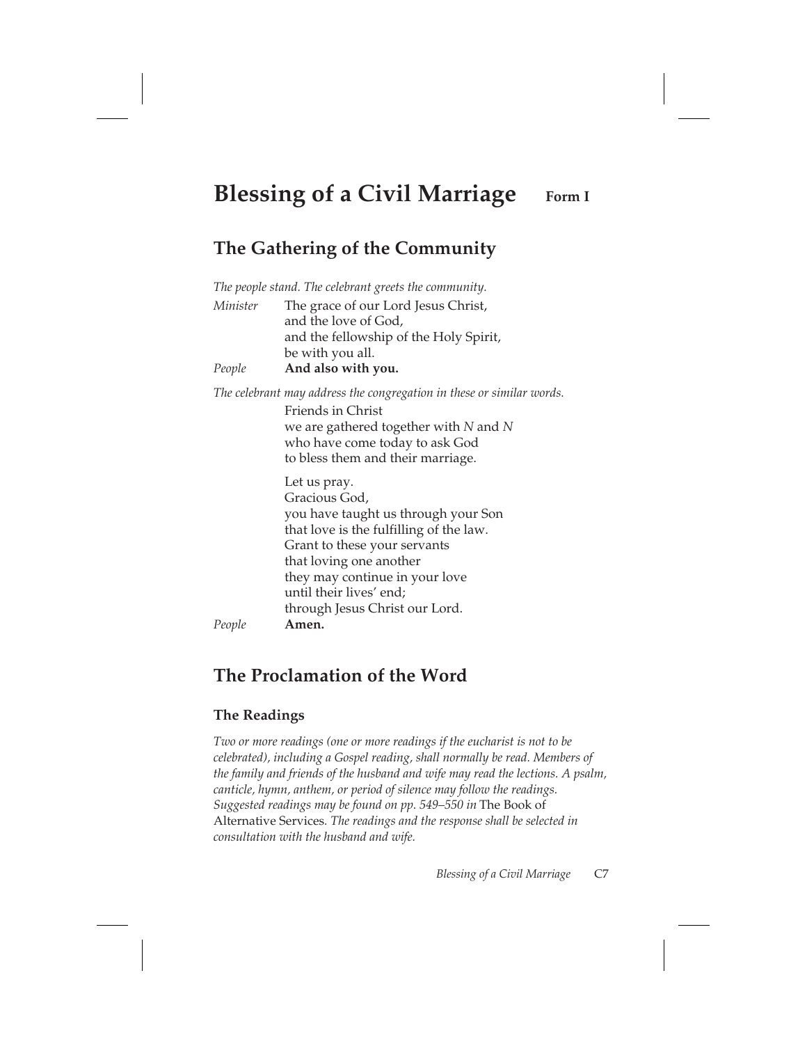# Blessing of a Civil Marriage Form I

## The Gathering of the Community

*The people stand. The celebrant greets the community.*

*Minister* The grace of our Lord Jesus Christ,
and the love of God,
and the fellowship of the Holy Spirit,
be with you all.

*People* **And also with you.**

*The celebrant may address the congregation in these or similar words.*

Friends in Christ
we are gathered together with *N* and *N*
who have come today to ask God
to bless them and their marriage.

Let us pray.
Gracious God,
you have taught us through your Son
that love is the fulfilling of the law.
Grant to these your servants
that loving one another
they may continue in your love
until their lives' end;
through Jesus Christ our Lord.

*People* **Amen.**

## The Proclamation of the Word

### The Readings

*Two or more readings (one or more readings if the eucharist is not to be celebrated), including a Gospel reading, shall normally be read. Members of the family and friends of the husband and wife may read the lections. A psalm, canticle, hymn, anthem, or period of silence may follow the readings. Suggested readings may be found on pp. 549–550 in* The Book of Alternative Services*. The readings and the response shall be selected in consultation with the husband and wife.*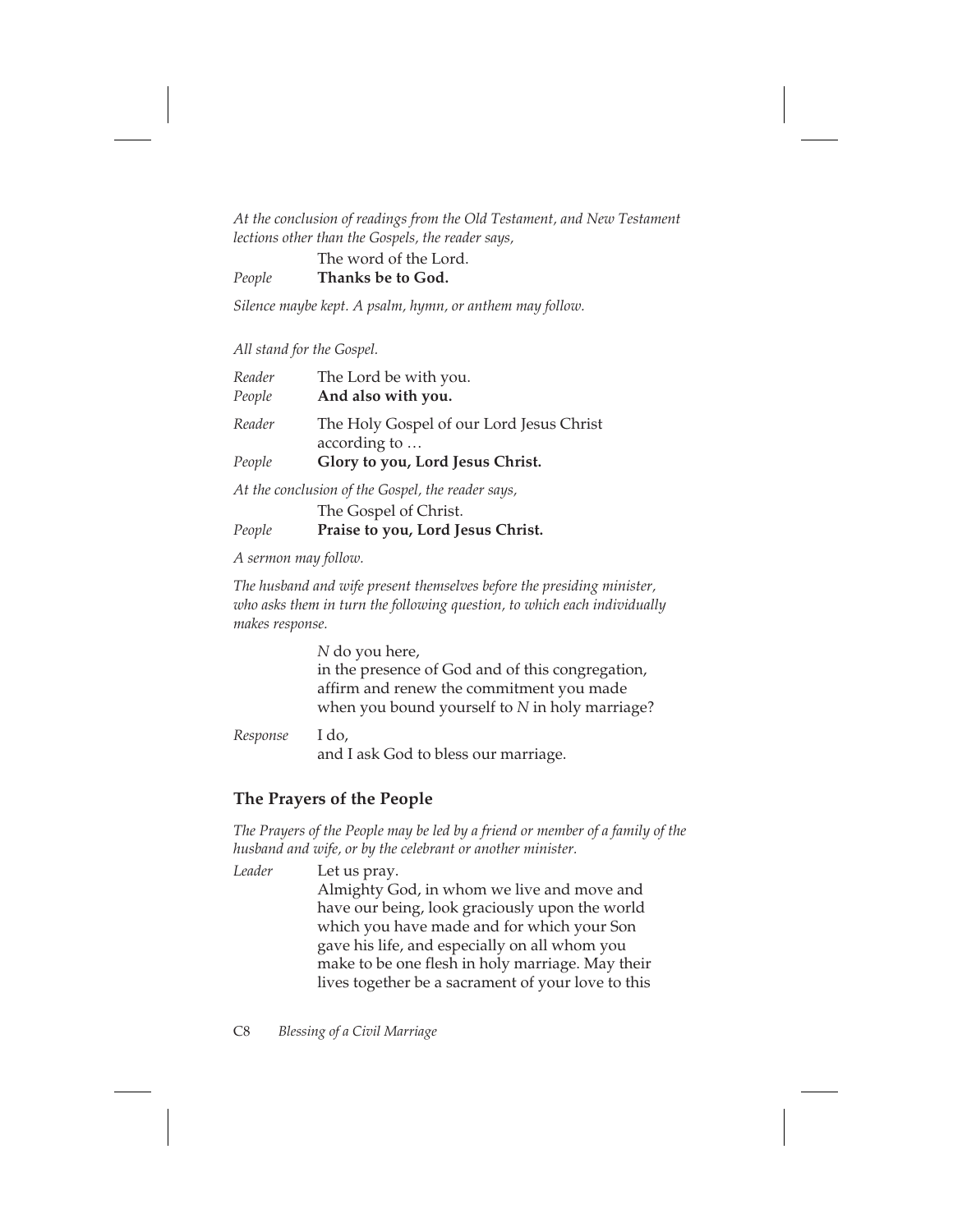*At the conclusion of readings from the Old Testament, and New Testament lections other than the Gospels, the reader says,*

The word of the Lord.

*People* **Thanks be to God.**

*Silence maybe kept. A psalm, hymn, or anthem may follow.*

*All stand for the Gospel.*

*Reader* The Lord be with you.
*People* **And also with you.**

*Reader* The Holy Gospel of our Lord Jesus Christ according to …
*People* **Glory to you, Lord Jesus Christ.**

*At the conclusion of the Gospel, the reader says,*

The Gospel of Christ.

*People* **Praise to you, Lord Jesus Christ.**

*A sermon may follow.*

*The husband and wife present themselves before the presiding minister, who asks them in turn the following question, to which each individually makes response.*

*N* do you here,
in the presence of God and of this congregation,
affirm and renew the commitment you made
when you bound yourself to *N* in holy marriage?

*Response* I do,
and I ask God to bless our marriage.

## The Prayers of the People

*The Prayers of the People may be led by a friend or member of a family of the husband and wife, or by the celebrant or another minister.*

*Leader* Let us pray.
Almighty God, in whom we live and move and have our being, look graciously upon the world which you have made and for which your Son gave his life, and especially on all whom you make to be one flesh in holy marriage. May their lives together be a sacrament of your love to this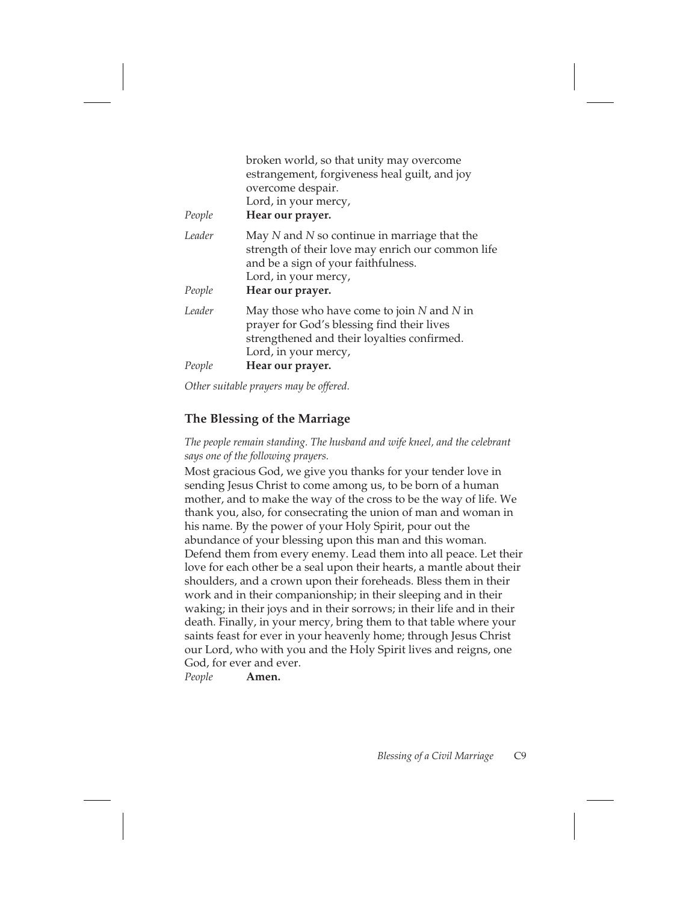broken world, so that unity may overcome estrangement, forgiveness heal guilt, and joy overcome despair.
Lord, in your mercy,

*People* **Hear our prayer.**

*Leader* May *N* and *N* so continue in marriage that the strength of their love may enrich our common life and be a sign of your faithfulness.
Lord, in your mercy,

*People* **Hear our prayer.**

*Leader* May those who have come to join *N* and *N* in prayer for God's blessing find their lives strengthened and their loyalties confirmed.
Lord, in your mercy,

*People* **Hear our prayer.**

*Other suitable prayers may be offered.*

## The Blessing of the Marriage

*The people remain standing. The husband and wife kneel, and the celebrant says one of the following prayers.*

Most gracious God, we give you thanks for your tender love in sending Jesus Christ to come among us, to be born of a human mother, and to make the way of the cross to be the way of life. We thank you, also, for consecrating the union of man and woman in his name. By the power of your Holy Spirit, pour out the abundance of your blessing upon this man and this woman. Defend them from every enemy. Lead them into all peace. Let their love for each other be a seal upon their hearts, a mantle about their shoulders, and a crown upon their foreheads. Bless them in their work and in their companionship; in their sleeping and in their waking; in their joys and in their sorrows; in their life and in their death. Finally, in your mercy, bring them to that table where your saints feast for ever in your heavenly home; through Jesus Christ our Lord, who with you and the Holy Spirit lives and reigns, one God, for ever and ever.

*People* **Amen.**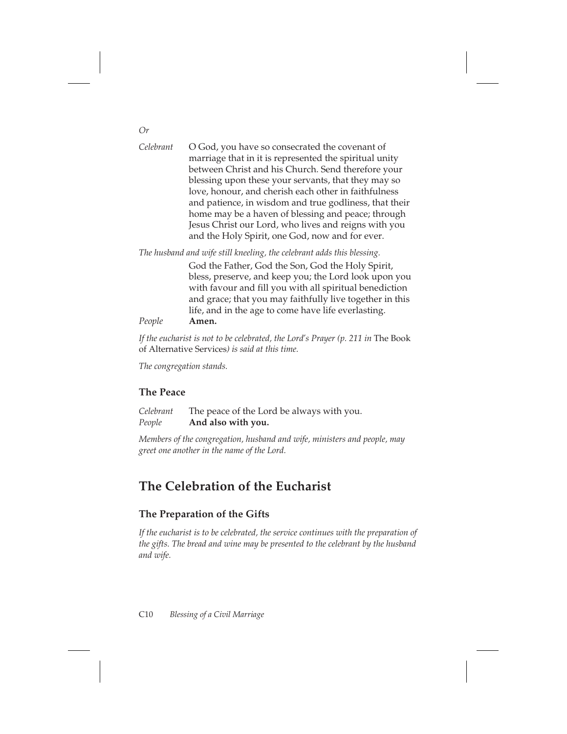*Or*

*Celebrant* O God, you have so consecrated the covenant of marriage that in it is represented the spiritual unity between Christ and his Church. Send therefore your blessing upon these your servants, that they may so love, honour, and cherish each other in faithfulness and patience, in wisdom and true godliness, that their home may be a haven of blessing and peace; through Jesus Christ our Lord, who lives and reigns with you and the Holy Spirit, one God, now and for ever.

*The husband and wife still kneeling, the celebrant adds this blessing.*

God the Father, God the Son, God the Holy Spirit, bless, preserve, and keep you; the Lord look upon you with favour and fill you with all spiritual benediction and grace; that you may faithfully live together in this life, and in the age to come have life everlasting.

*People* **Amen.**

*If the eucharist is not to be celebrated, the Lord's Prayer (p. 211 in* The Book of Alternative Services*) is said at this time.*

*The congregation stands.*

### The Peace

*Celebrant* The peace of the Lord be always with you.
*People* **And also with you.**

*Members of the congregation, husband and wife, ministers and people, may greet one another in the name of the Lord.*

## The Celebration of the Eucharist

### The Preparation of the Gifts

*If the eucharist is to be celebrated, the service continues with the preparation of the gifts. The bread and wine may be presented to the celebrant by the husband and wife.*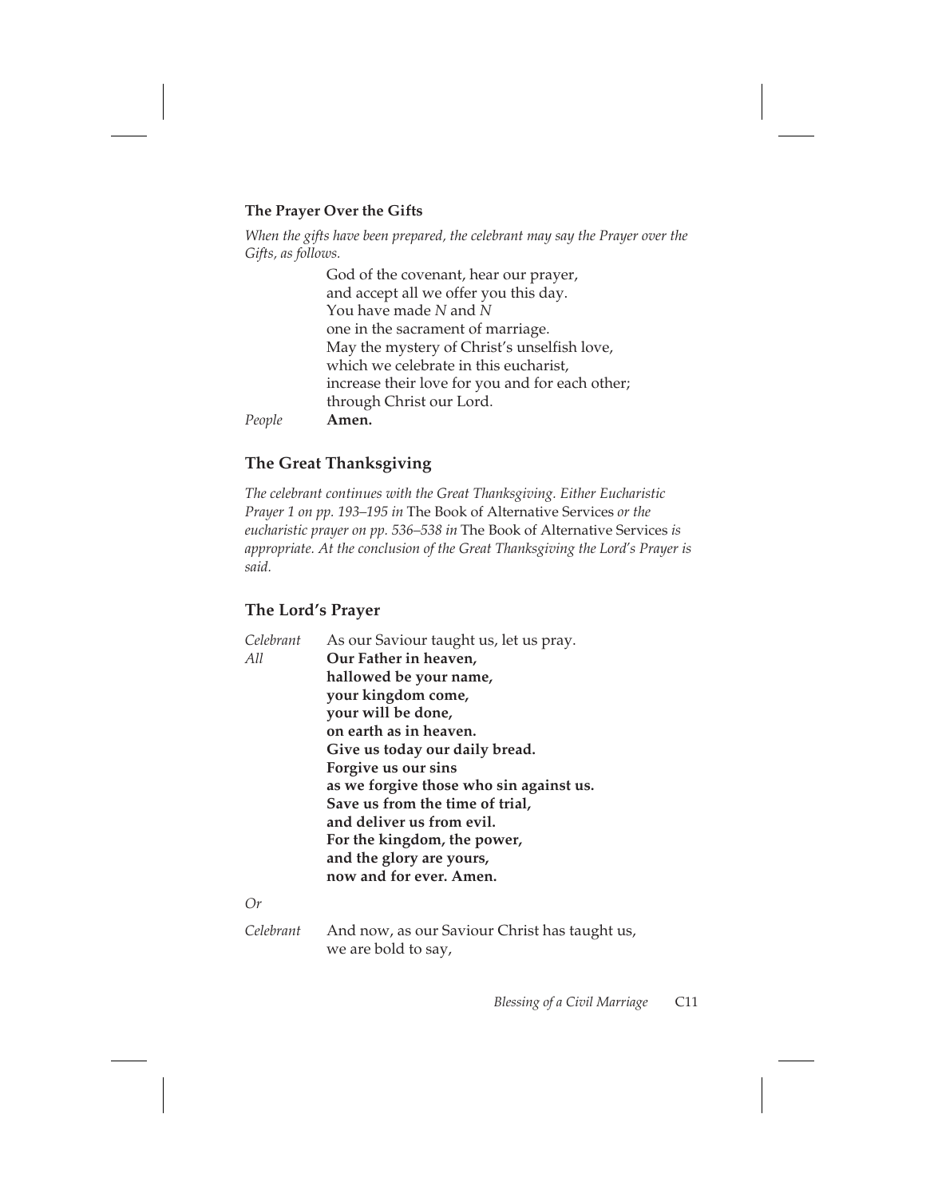### The Prayer Over the Gifts

*When the gifts have been prepared, the celebrant may say the Prayer over the Gifts, as follows.*

God of the covenant, hear our prayer,
and accept all we offer you this day.
You have made *N* and *N*
one in the sacrament of marriage.
May the mystery of Christ's unselfish love,
which we celebrate in this eucharist,
increase their love for you and for each other;
through Christ our Lord.

*People* **Amen.**

## The Great Thanksgiving

*The celebrant continues with the Great Thanksgiving. Either Eucharistic Prayer 1 on pp. 193–195 in* The Book of Alternative Services *or the eucharistic prayer on pp. 536–538 in* The Book of Alternative Services *is appropriate. At the conclusion of the Great Thanksgiving the Lord's Prayer is said.*

## The Lord's Prayer

*Celebrant* As our Saviour taught us, let us pray.

*All* **Our Father in heaven,**
**hallowed be your name,**
**your kingdom come,**
**your will be done,**
**on earth as in heaven.**
**Give us today our daily bread.**
**Forgive us our sins**
**as we forgive those who sin against us.**
**Save us from the time of trial,**
**and deliver us from evil.**
**For the kingdom, the power,**
**and the glory are yours,**
**now and for ever. Amen.**

*Or*

*Celebrant* And now, as our Saviour Christ has taught us,
we are bold to say,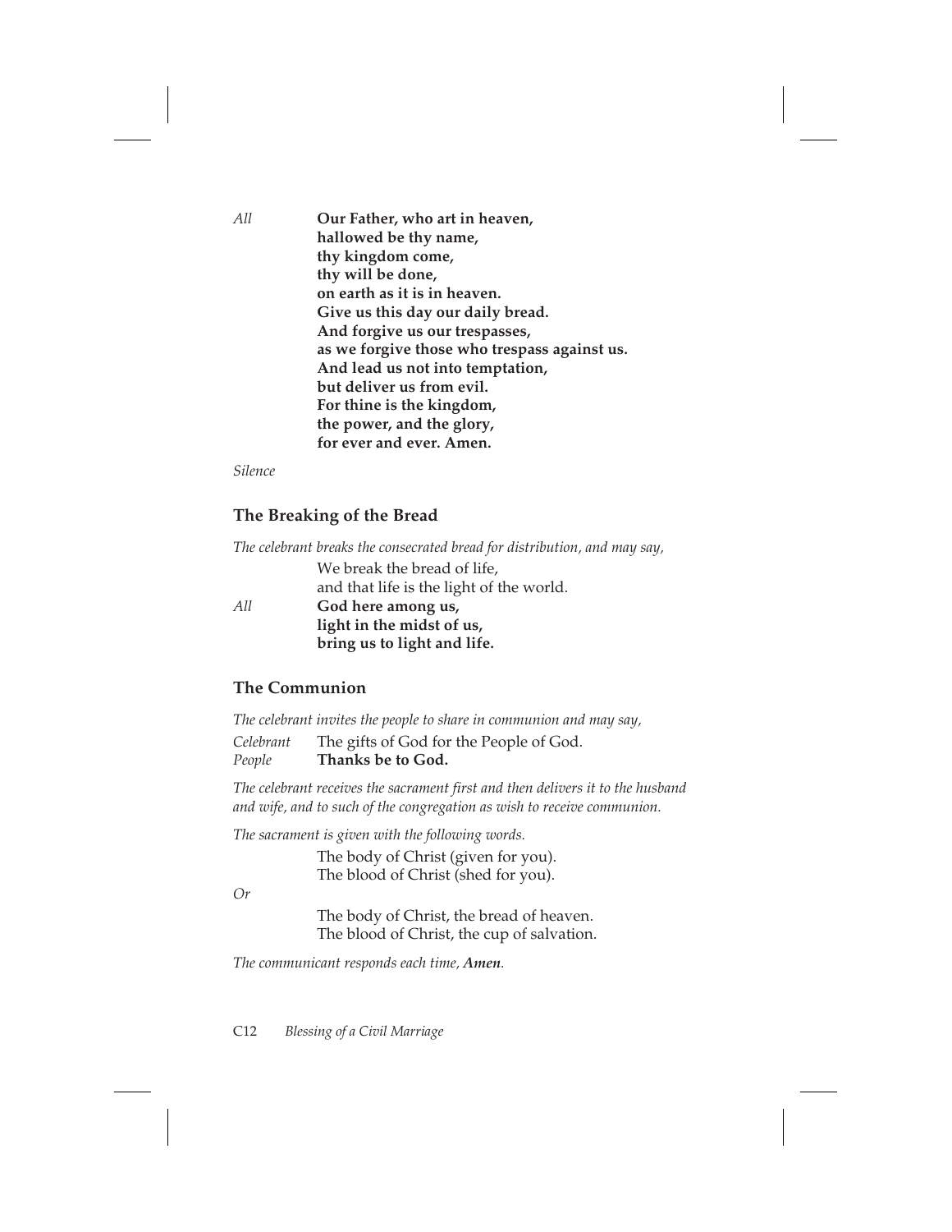*All* **Our Father, who art in heaven,**
**hallowed be thy name,**
**thy kingdom come,**
**thy will be done,**
**on earth as it is in heaven.**
**Give us this day our daily bread.**
**And forgive us our trespasses,**
**as we forgive those who trespass against us.**
**And lead us not into temptation,**
**but deliver us from evil.**
**For thine is the kingdom,**
**the power, and the glory,**
**for ever and ever. Amen.**

*Silence*

## The Breaking of the Bread

*The celebrant breaks the consecrated bread for distribution, and may say,*

We break the bread of life,
and that life is the light of the world.

*All* **God here among us,**
**light in the midst of us,**
**bring us to light and life.**

## The Communion

*The celebrant invites the people to share in communion and may say,*

*Celebrant* The gifts of God for the People of God.
*People* **Thanks be to God.**

*The celebrant receives the sacrament first and then delivers it to the husband and wife, and to such of the congregation as wish to receive communion.*

*The sacrament is given with the following words.*

The body of Christ (given for you).
The blood of Christ (shed for you).

*Or*

The body of Christ, the bread of heaven.
The blood of Christ, the cup of salvation.

*The communicant responds each time,* ***Amen****.*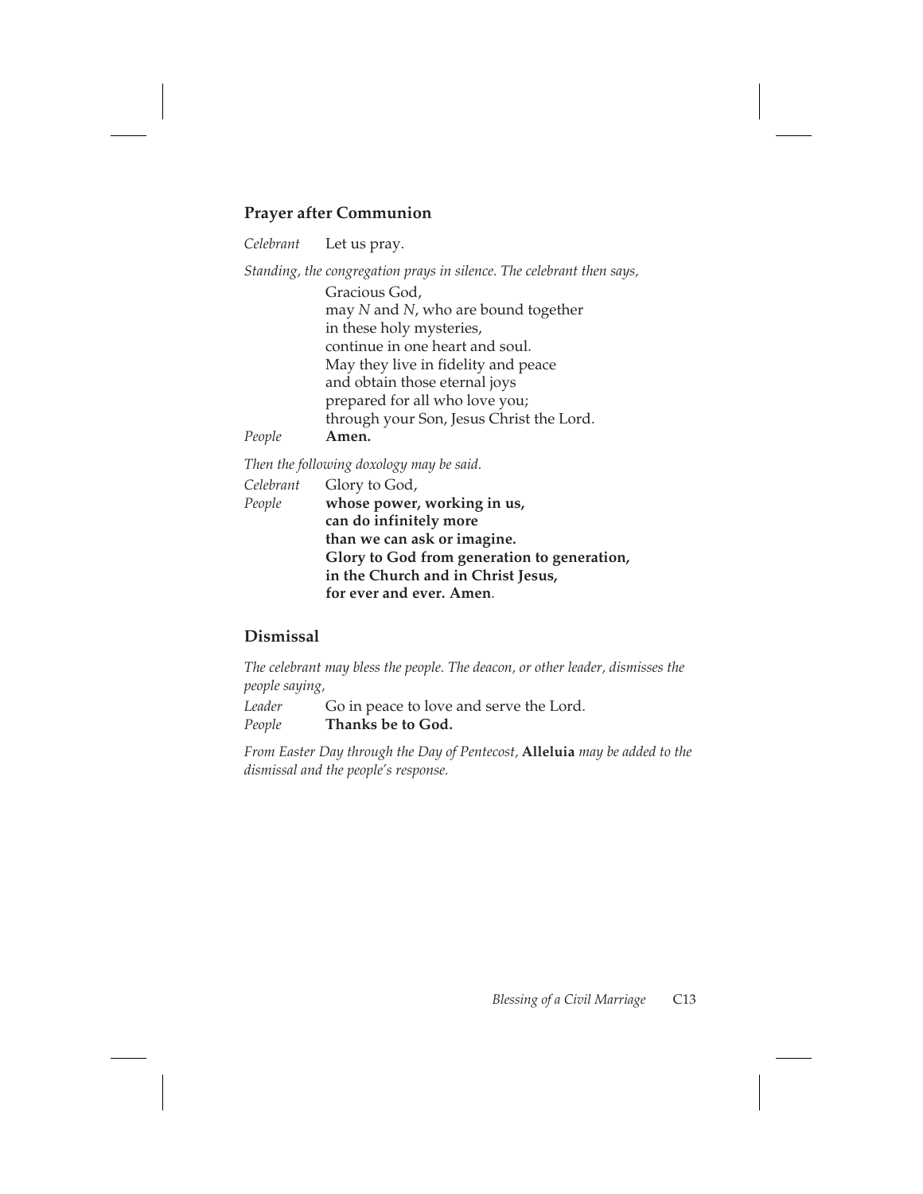## Prayer after Communion

*Celebrant* Let us pray.

*Standing, the congregation prays in silence. The celebrant then says,*

Gracious God,
may *N* and *N*, who are bound together
in these holy mysteries,
continue in one heart and soul.
May they live in fidelity and peace
and obtain those eternal joys
prepared for all who love you;
through your Son, Jesus Christ the Lord.

*People* **Amen.**

*Then the following doxology may be said.*

*Celebrant* Glory to God,

*People* **whose power, working in us,**
**can do infinitely more**
**than we can ask or imagine.**
**Glory to God from generation to generation,**
**in the Church and in Christ Jesus,**
**for ever and ever. Amen.**

## Dismissal

*The celebrant may bless the people. The deacon, or other leader, dismisses the people saying,*

*Leader* Go in peace to love and serve the Lord.

*People* **Thanks be to God.**

*From Easter Day through the Day of Pentecost,* **Alleluia** *may be added to the dismissal and the people's response.*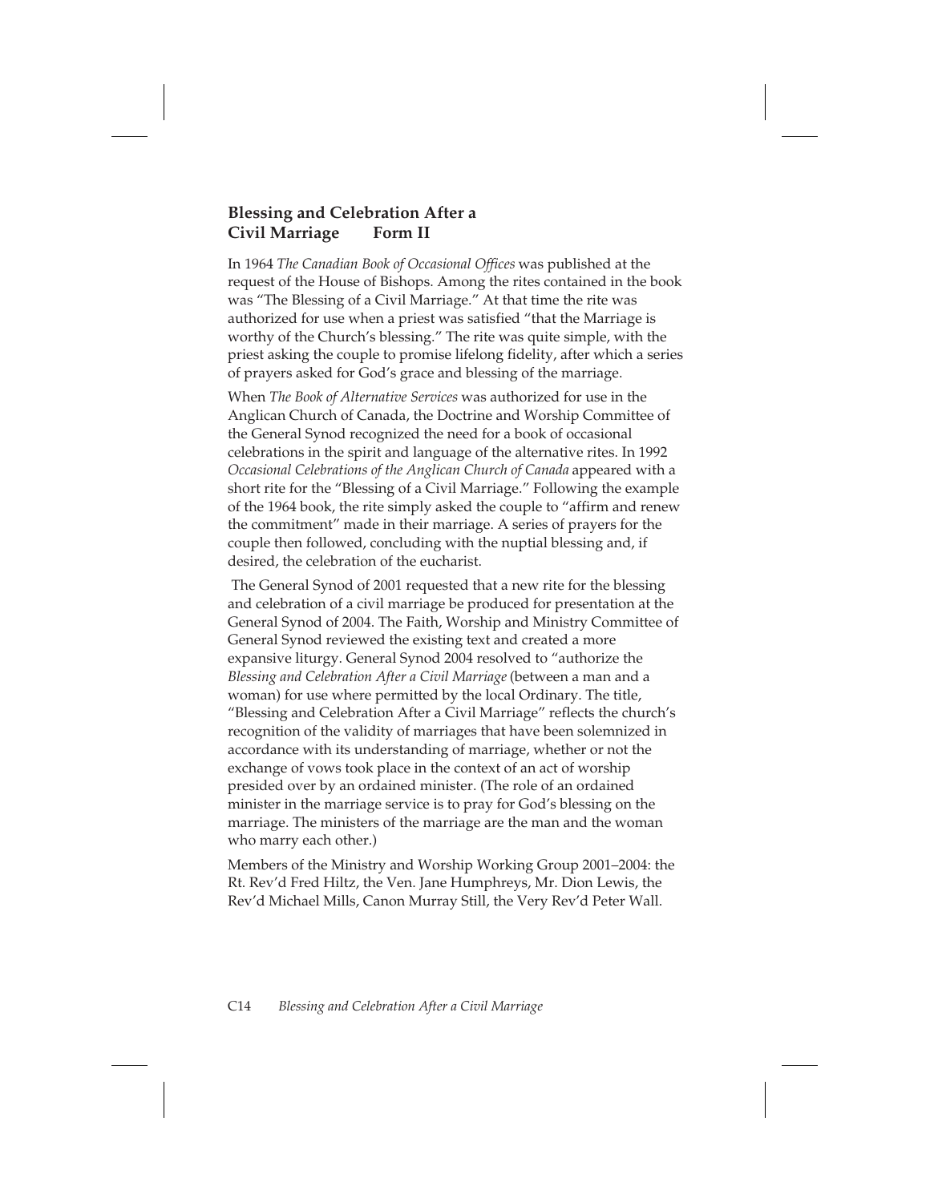## Blessing and Celebration After a Civil Marriage Form II

In 1964 *The Canadian Book of Occasional Offices* was published at the request of the House of Bishops. Among the rites contained in the book was "The Blessing of a Civil Marriage." At that time the rite was authorized for use when a priest was satisfied "that the Marriage is worthy of the Church's blessing." The rite was quite simple, with the priest asking the couple to promise lifelong fidelity, after which a series of prayers asked for God's grace and blessing of the marriage.

When *The Book of Alternative Services* was authorized for use in the Anglican Church of Canada, the Doctrine and Worship Committee of the General Synod recognized the need for a book of occasional celebrations in the spirit and language of the alternative rites. In 1992 *Occasional Celebrations of the Anglican Church of Canada* appeared with a short rite for the "Blessing of a Civil Marriage." Following the example of the 1964 book, the rite simply asked the couple to "affirm and renew the commitment" made in their marriage. A series of prayers for the couple then followed, concluding with the nuptial blessing and, if desired, the celebration of the eucharist.

The General Synod of 2001 requested that a new rite for the blessing and celebration of a civil marriage be produced for presentation at the General Synod of 2004. The Faith, Worship and Ministry Committee of General Synod reviewed the existing text and created a more expansive liturgy. General Synod 2004 resolved to "authorize the *Blessing and Celebration After a Civil Marriage* (between a man and a woman) for use where permitted by the local Ordinary. The title, "Blessing and Celebration After a Civil Marriage" reflects the church's recognition of the validity of marriages that have been solemnized in accordance with its understanding of marriage, whether or not the exchange of vows took place in the context of an act of worship presided over by an ordained minister. (The role of an ordained minister in the marriage service is to pray for God's blessing on the marriage. The ministers of the marriage are the man and the woman who marry each other.)

Members of the Ministry and Worship Working Group 2001–2004: the Rt. Rev'd Fred Hiltz, the Ven. Jane Humphreys, Mr. Dion Lewis, the Rev'd Michael Mills, Canon Murray Still, the Very Rev'd Peter Wall.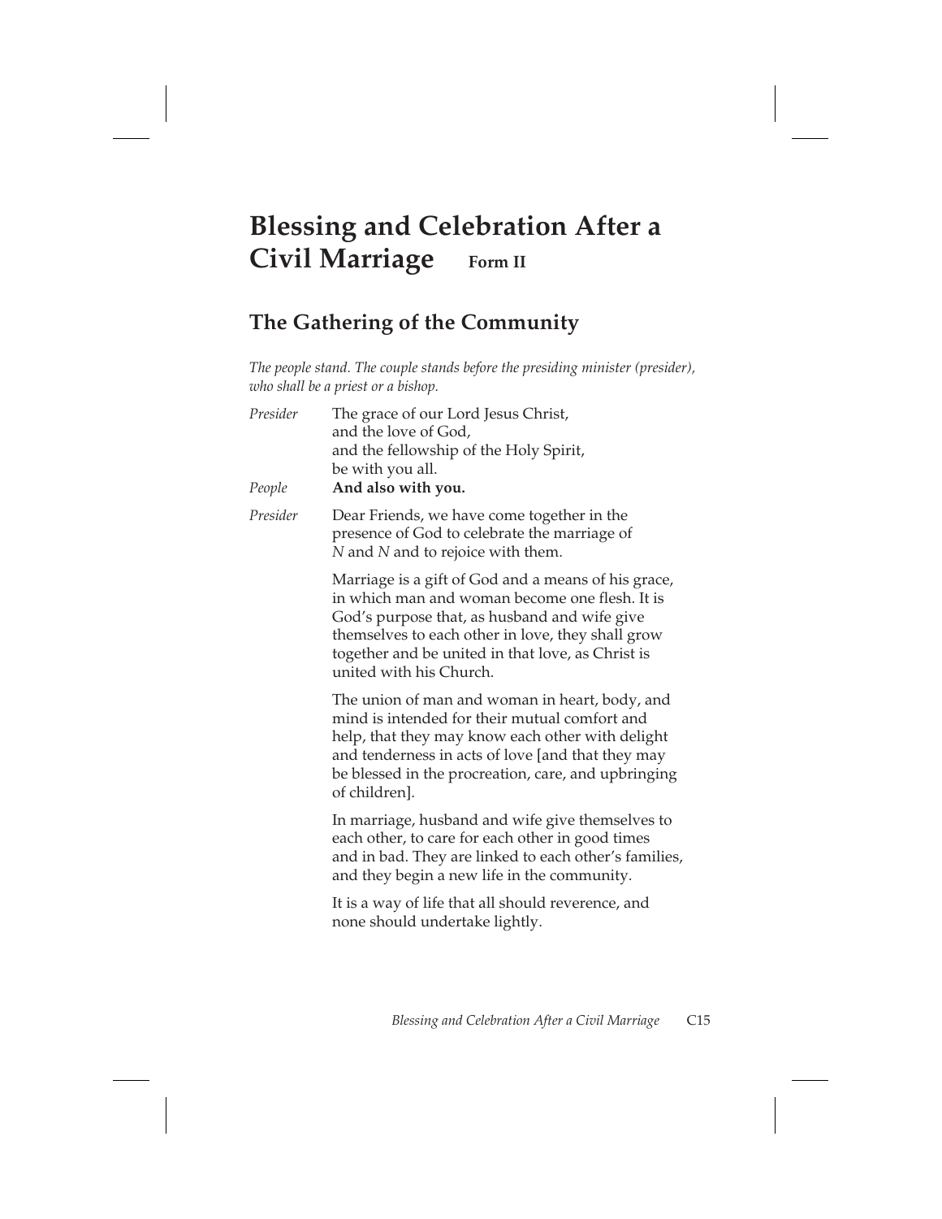# Blessing and Celebration After a Civil Marriage **Form II**

## The Gathering of the Community

*The people stand. The couple stands before the presiding minister (presider), who shall be a priest or a bishop.*

*Presider* The grace of our Lord Jesus Christ,
and the love of God,
and the fellowship of the Holy Spirit,
be with you all.

*People* **And also with you.**

*Presider* Dear Friends, we have come together in the presence of God to celebrate the marriage of *N* and *N* and to rejoice with them.

Marriage is a gift of God and a means of his grace, in which man and woman become one flesh. It is God's purpose that, as husband and wife give themselves to each other in love, they shall grow together and be united in that love, as Christ is united with his Church.

The union of man and woman in heart, body, and mind is intended for their mutual comfort and help, that they may know each other with delight and tenderness in acts of love [and that they may be blessed in the procreation, care, and upbringing of children].

In marriage, husband and wife give themselves to each other, to care for each other in good times and in bad. They are linked to each other's families, and they begin a new life in the community.

It is a way of life that all should reverence, and none should undertake lightly.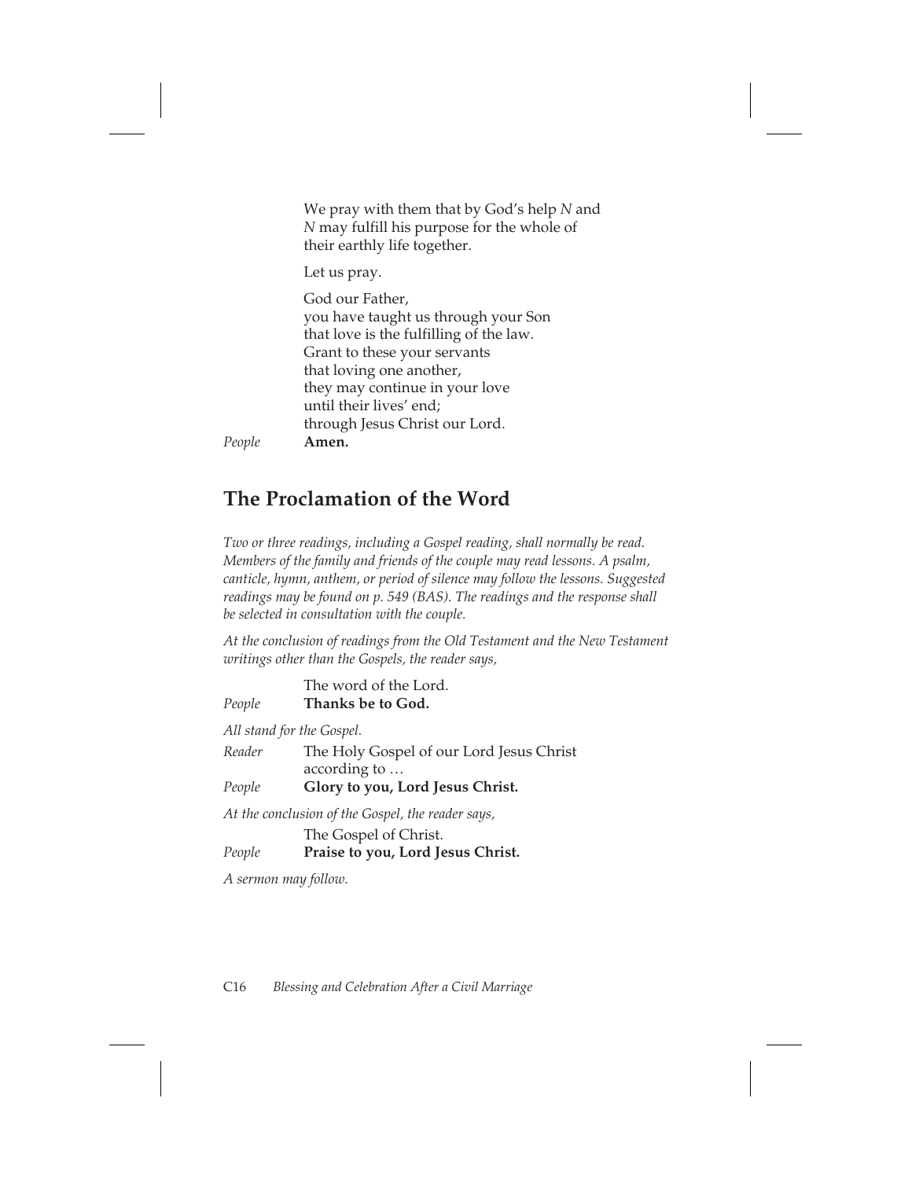We pray with them that by God's help *N* and *N* may fulfill his purpose for the whole of their earthly life together.

Let us pray.

God our Father,
you have taught us through your Son
that love is the fulfilling of the law.
Grant to these your servants
that loving one another,
they may continue in your love
until their lives' end;
through Jesus Christ our Lord.

*People* **Amen.**

## The Proclamation of the Word

*Two or three readings, including a Gospel reading, shall normally be read. Members of the family and friends of the couple may read lessons. A psalm, canticle, hymn, anthem, or period of silence may follow the lessons. Suggested readings may be found on p. 549 (BAS). The readings and the response shall be selected in consultation with the couple.*

*At the conclusion of readings from the Old Testament and the New Testament writings other than the Gospels, the reader says,*

The word of the Lord.

*People* **Thanks be to God.**

*All stand for the Gospel.*

*Reader* The Holy Gospel of our Lord Jesus Christ according to …

*People* **Glory to you, Lord Jesus Christ.**

*At the conclusion of the Gospel, the reader says,*

The Gospel of Christ.

*People* **Praise to you, Lord Jesus Christ.**

*A sermon may follow.*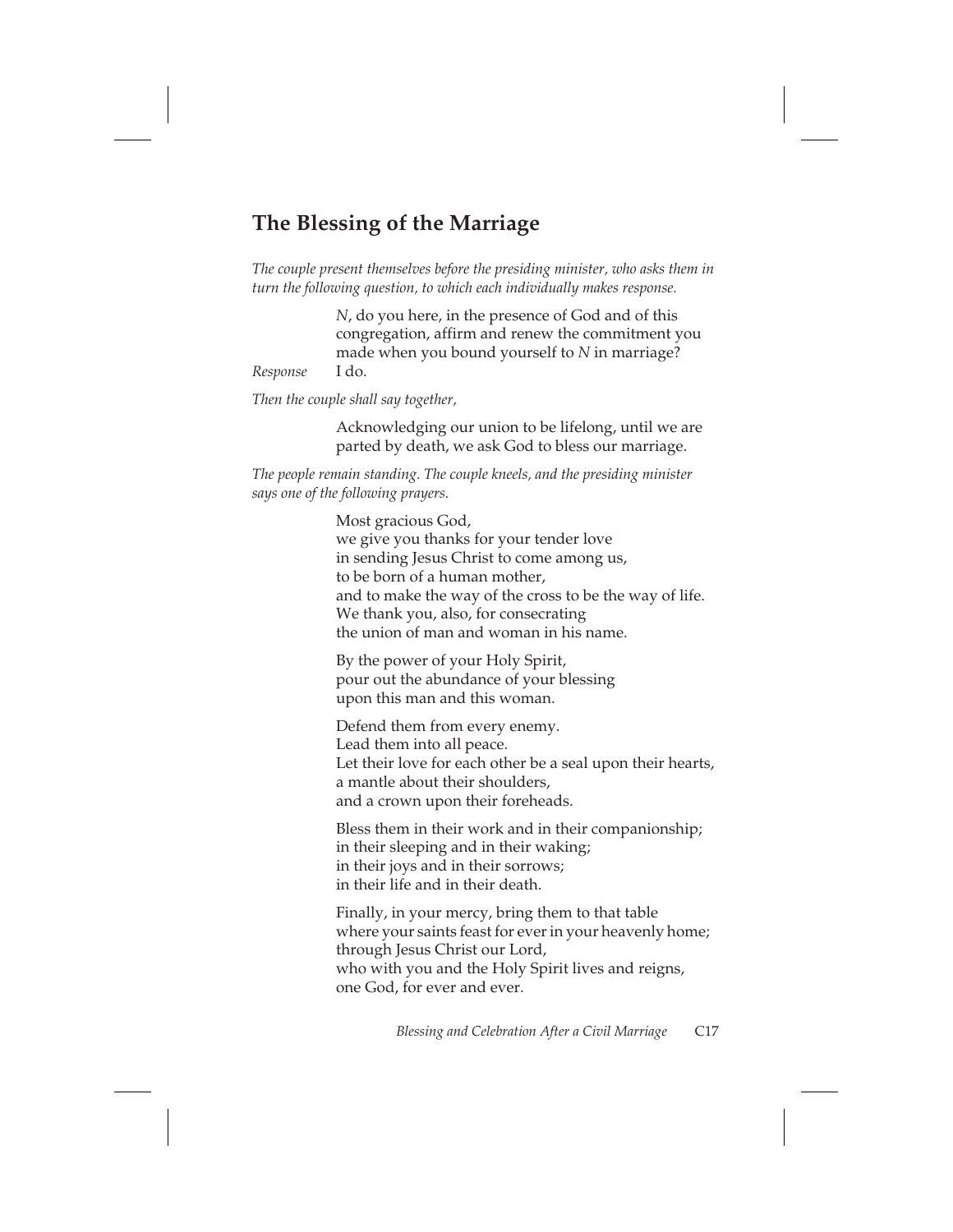## The Blessing of the Marriage

*The couple present themselves before the presiding minister, who asks them in turn the following question, to which each individually makes response.*

*N*, do you here, in the presence of God and of this congregation, affirm and renew the commitment you made when you bound yourself to *N* in marriage?

*Response* I do.

*Then the couple shall say together,*

Acknowledging our union to be lifelong, until we are parted by death, we ask God to bless our marriage.

*The people remain standing. The couple kneels, and the presiding minister says one of the following prayers.*

Most gracious God,  
we give you thanks for your tender love  
in sending Jesus Christ to come among us,  
to be born of a human mother,  
and to make the way of the cross to be the way of life.  
We thank you, also, for consecrating  
the union of man and woman in his name.

By the power of your Holy Spirit,  
pour out the abundance of your blessing  
upon this man and this woman.

Defend them from every enemy.  
Lead them into all peace.  
Let their love for each other be a seal upon their hearts,  
a mantle about their shoulders,  
and a crown upon their foreheads.

Bless them in their work and in their companionship;  
in their sleeping and in their waking;  
in their joys and in their sorrows;  
in their life and in their death.

Finally, in your mercy, bring them to that table  
where your saints feast for ever in your heavenly home;  
through Jesus Christ our Lord,  
who with you and the Holy Spirit lives and reigns,  
one God, for ever and ever.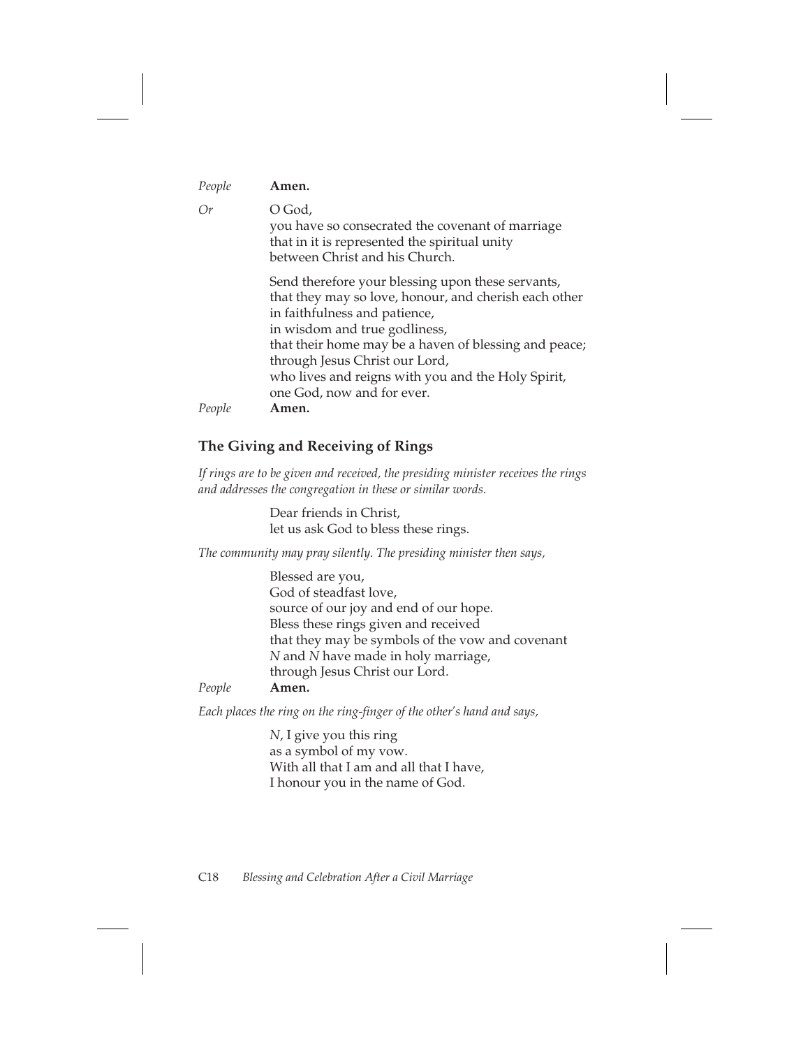*People* **Amen.**

*Or* O God,
you have so consecrated the covenant of marriage
that in it is represented the spiritual unity
between Christ and his Church.

Send therefore your blessing upon these servants,
that they may so love, honour, and cherish each other
in faithfulness and patience,
in wisdom and true godliness,
that their home may be a haven of blessing and peace;
through Jesus Christ our Lord,
who lives and reigns with you and the Holy Spirit,
one God, now and for ever.

*People* **Amen.**

## The Giving and Receiving of Rings

*If rings are to be given and received, the presiding minister receives the rings and addresses the congregation in these or similar words.*

Dear friends in Christ,
let us ask God to bless these rings.

*The community may pray silently. The presiding minister then says,*

Blessed are you,
God of steadfast love,
source of our joy and end of our hope.
Bless these rings given and received
that they may be symbols of the vow and covenant
*N* and *N* have made in holy marriage,
through Jesus Christ our Lord.

*People* **Amen.**

*Each places the ring on the ring-finger of the other's hand and says,*

*N*, I give you this ring
as a symbol of my vow.
With all that I am and all that I have,
I honour you in the name of God.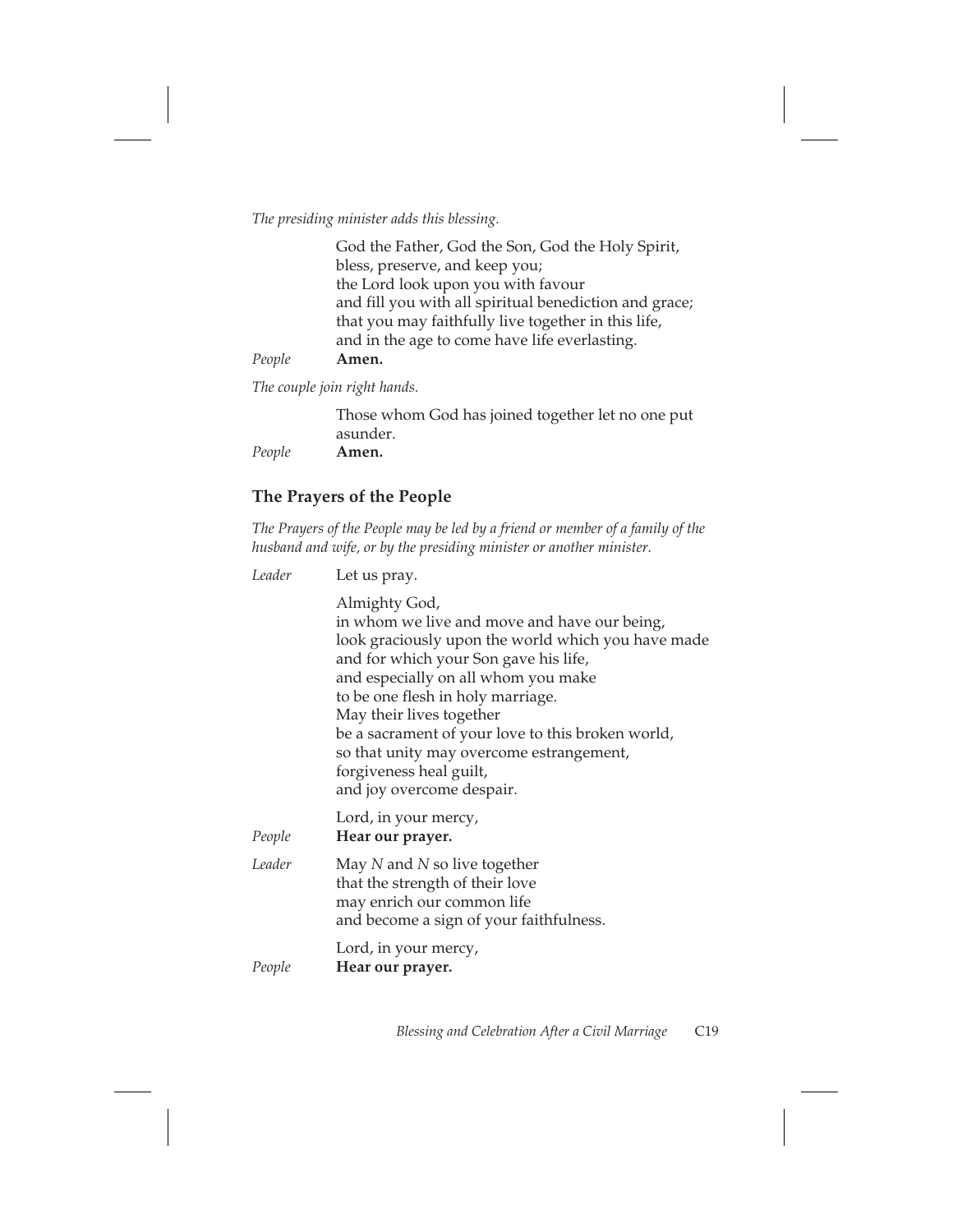*The presiding minister adds this blessing.*

God the Father, God the Son, God the Holy Spirit,
bless, preserve, and keep you;
the Lord look upon you with favour
and fill you with all spiritual benediction and grace;
that you may faithfully live together in this life,
and in the age to come have life everlasting.

*People* **Amen.**

*The couple join right hands.*

Those whom God has joined together let no one put asunder.

*People* **Amen.**

## The Prayers of the People

*The Prayers of the People may be led by a friend or member of a family of the husband and wife, or by the presiding minister or another minister.*

*Leader* Let us pray.

Almighty God,
in whom we live and move and have our being,
look graciously upon the world which you have made
and for which your Son gave his life,
and especially on all whom you make
to be one flesh in holy marriage.
May their lives together
be a sacrament of your love to this broken world,
so that unity may overcome estrangement,
forgiveness heal guilt,
and joy overcome despair.

Lord, in your mercy,

*People* **Hear our prayer.**

*Leader* May *N* and *N* so live together
that the strength of their love
may enrich our common life
and become a sign of your faithfulness.

Lord, in your mercy,

*People* **Hear our prayer.**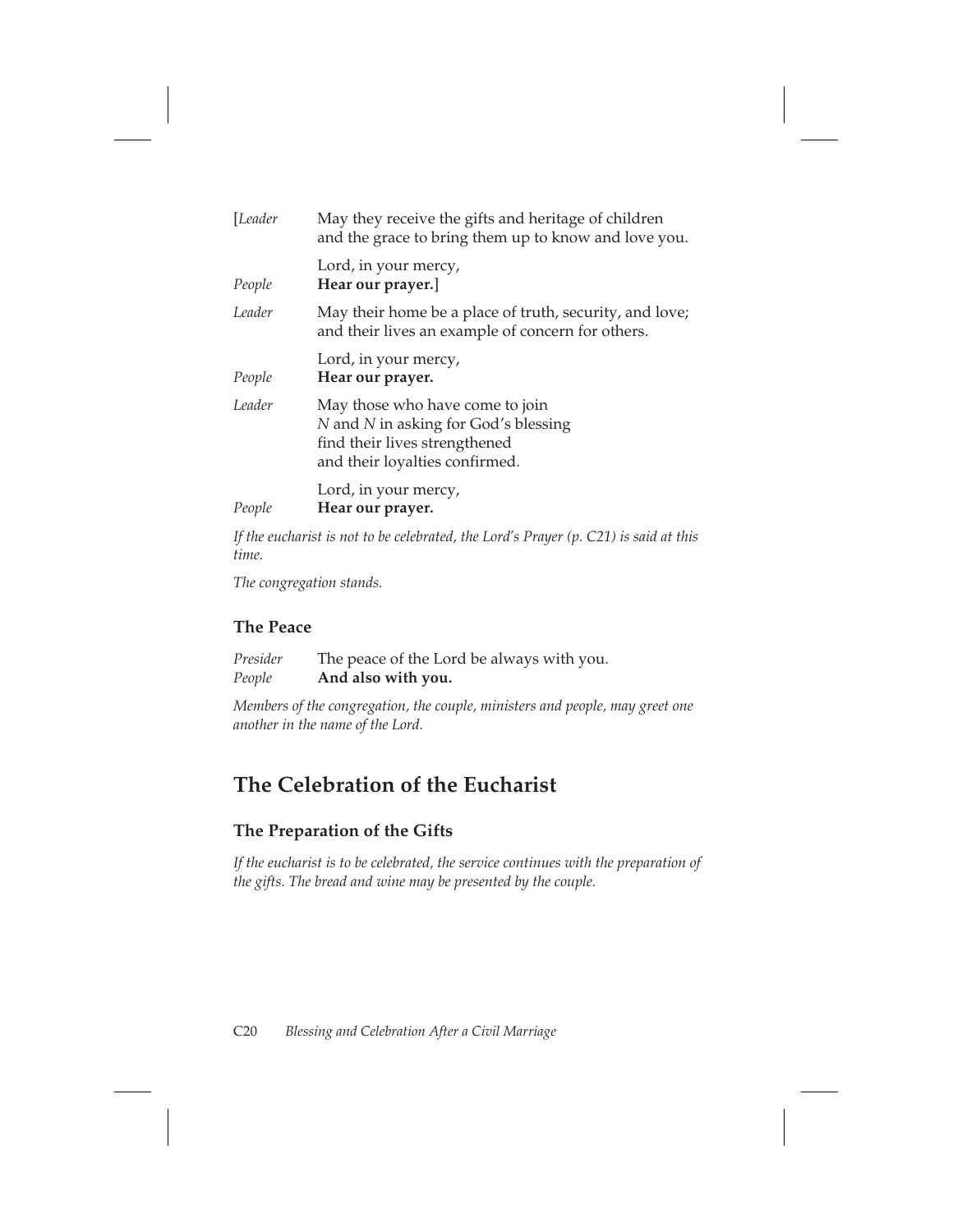[*Leader* May they receive the gifts and heritage of children
and the grace to bring them up to know and love you.

Lord, in your mercy,
*People* **Hear our prayer.**]

*Leader* May their home be a place of truth, security, and love;
and their lives an example of concern for others.

Lord, in your mercy,
*People* **Hear our prayer.**

*Leader* May those who have come to join
*N* and *N* in asking for God's blessing
find their lives strengthened
and their loyalties confirmed.

Lord, in your mercy,
*People* **Hear our prayer.**

*If the eucharist is not to be celebrated, the Lord's Prayer (p. C21) is said at this time.*

*The congregation stands.*

### The Peace

*Presider* The peace of the Lord be always with you.
*People* **And also with you.**

*Members of the congregation, the couple, ministers and people, may greet one another in the name of the Lord.*

## The Celebration of the Eucharist

### The Preparation of the Gifts

*If the eucharist is to be celebrated, the service continues with the preparation of the gifts. The bread and wine may be presented by the couple.*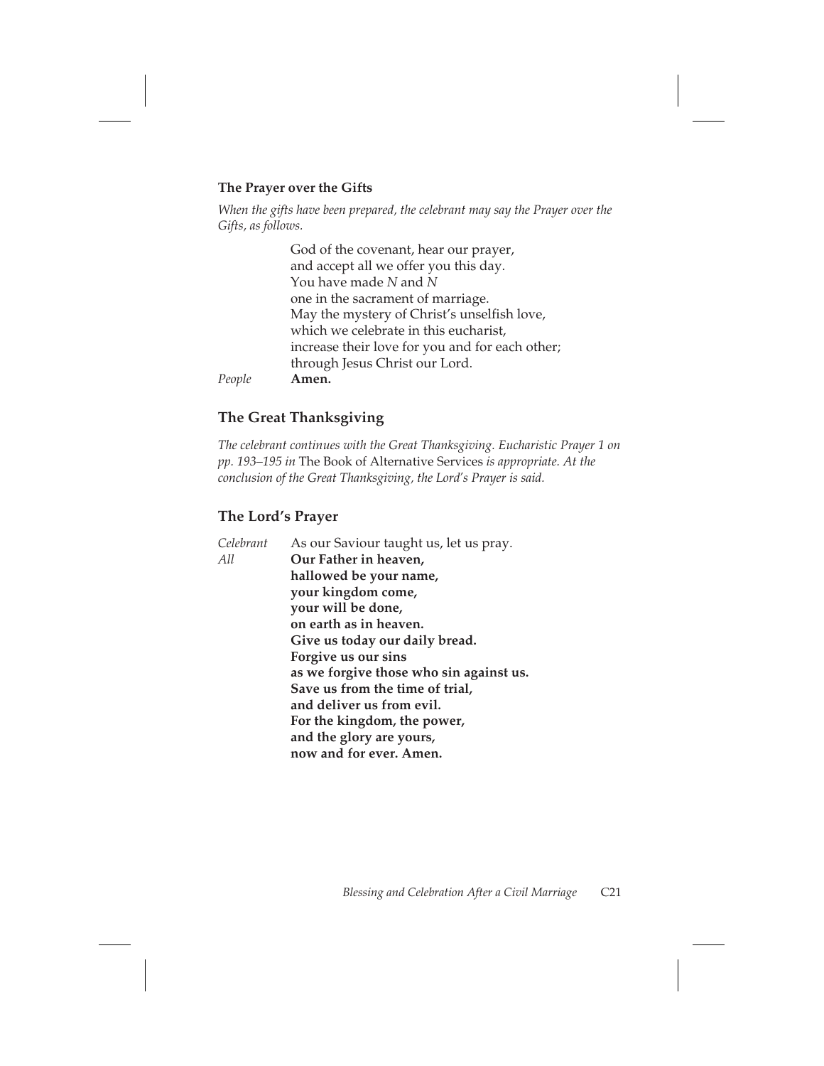### The Prayer over the Gifts

*When the gifts have been prepared, the celebrant may say the Prayer over the Gifts, as follows.*

God of the covenant, hear our prayer,
and accept all we offer you this day.
You have made *N* and *N*
one in the sacrament of marriage.
May the mystery of Christ's unselfish love,
which we celebrate in this eucharist,
increase their love for you and for each other;
through Jesus Christ our Lord.

*People* **Amen.**

## The Great Thanksgiving

*The celebrant continues with the Great Thanksgiving. Eucharistic Prayer 1 on pp. 193–195 in* The Book of Alternative Services *is appropriate. At the conclusion of the Great Thanksgiving, the Lord's Prayer is said.*

## The Lord's Prayer

*Celebrant* As our Saviour taught us, let us pray.

*All* **Our Father in heaven,**
**hallowed be your name,**
**your kingdom come,**
**your will be done,**
**on earth as in heaven.**
**Give us today our daily bread.**
**Forgive us our sins**
**as we forgive those who sin against us.**
**Save us from the time of trial,**
**and deliver us from evil.**
**For the kingdom, the power,**
**and the glory are yours,**
**now and for ever. Amen.**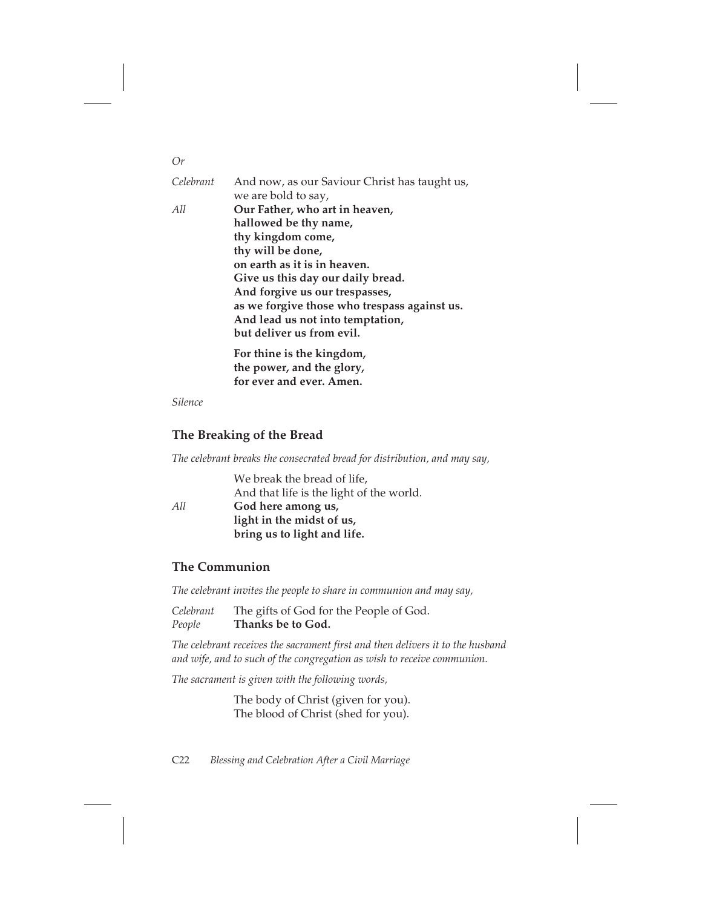*Or*

*Celebrant* And now, as our Saviour Christ has taught us,
we are bold to say,

*All* **Our Father, who art in heaven,**
**hallowed be thy name,**
**thy kingdom come,**
**thy will be done,**
**on earth as it is in heaven.**
**Give us this day our daily bread.**
**And forgive us our trespasses,**
**as we forgive those who trespass against us.**
**And lead us not into temptation,**
**but deliver us from evil.**

**For thine is the kingdom,**
**the power, and the glory,**
**for ever and ever. Amen.**

*Silence*

## The Breaking of the Bread

*The celebrant breaks the consecrated bread for distribution, and may say,*

We break the bread of life,
And that life is the light of the world.

*All* **God here among us,**
**light in the midst of us,**
**bring us to light and life.**

## The Communion

*The celebrant invites the people to share in communion and may say,*

*Celebrant* The gifts of God for the People of God.
*People* **Thanks be to God.**

*The celebrant receives the sacrament first and then delivers it to the husband and wife, and to such of the congregation as wish to receive communion.*

*The sacrament is given with the following words,*

The body of Christ (given for you).
The blood of Christ (shed for you).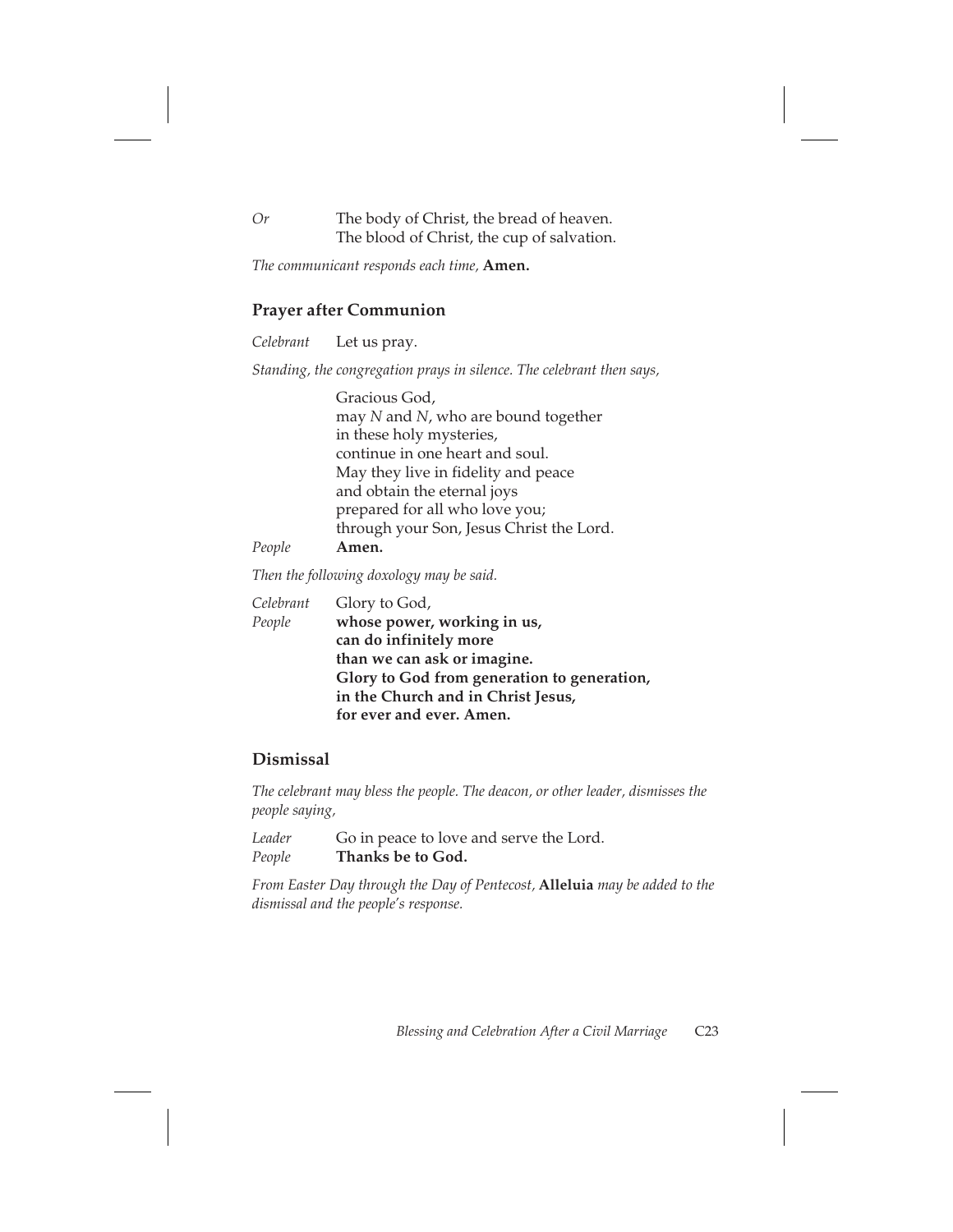*Or* The body of Christ, the bread of heaven.
The blood of Christ, the cup of salvation.

*The communicant responds each time,* **Amen.**

## Prayer after Communion

*Celebrant* Let us pray.

*Standing, the congregation prays in silence. The celebrant then says,*

Gracious God,
may *N* and *N*, who are bound together
in these holy mysteries,
continue in one heart and soul.
May they live in fidelity and peace
and obtain the eternal joys
prepared for all who love you;
through your Son, Jesus Christ the Lord.

*People* **Amen.**

*Then the following doxology may be said.*

*Celebrant* Glory to God,
*People* **whose power, working in us,**
**can do infinitely more**
**than we can ask or imagine.**
**Glory to God from generation to generation,**
**in the Church and in Christ Jesus,**
**for ever and ever. Amen.**

## Dismissal

*The celebrant may bless the people. The deacon, or other leader, dismisses the people saying,*

*Leader* Go in peace to love and serve the Lord.
*People* **Thanks be to God.**

*From Easter Day through the Day of Pentecost,* **Alleluia** *may be added to the dismissal and the people's response.*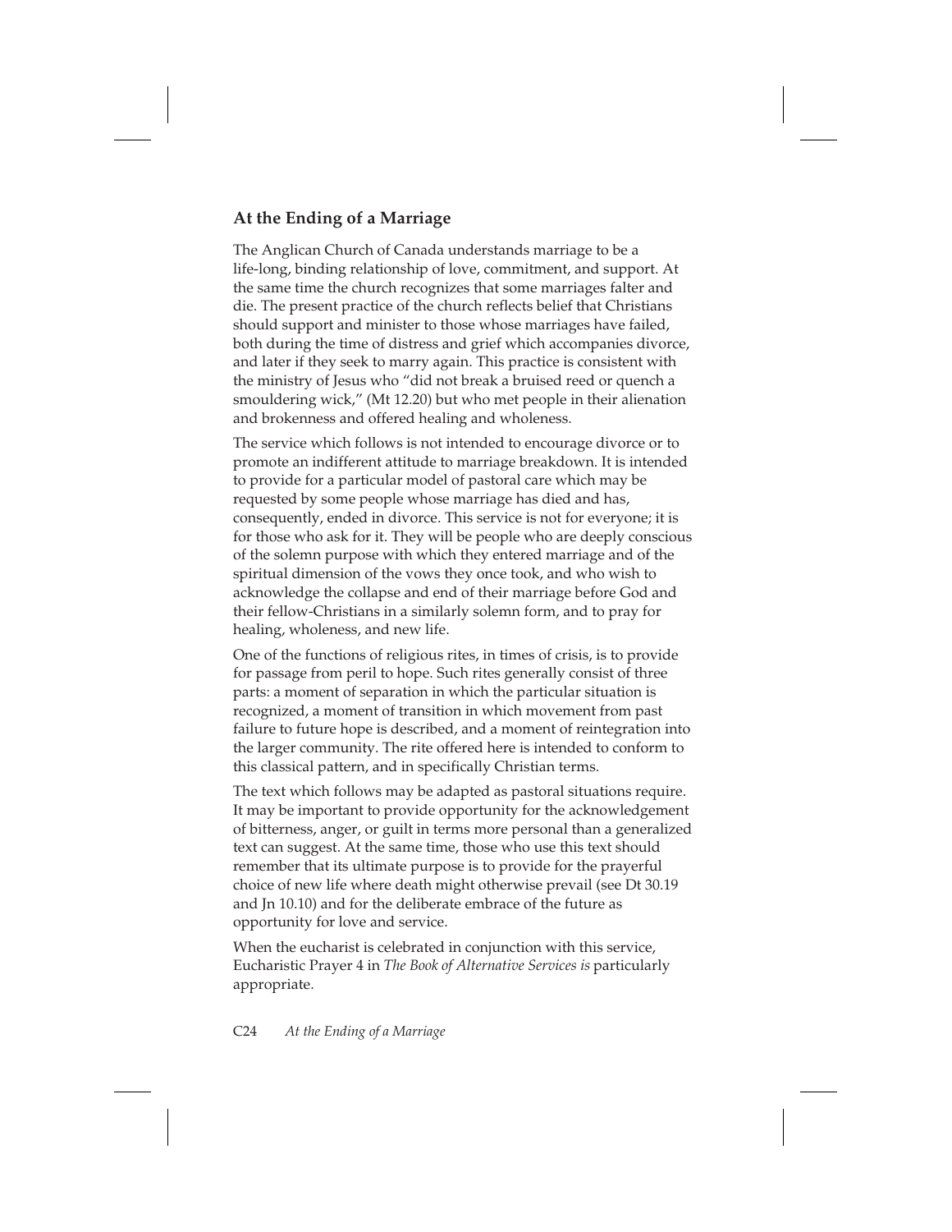## At the Ending of a Marriage

The Anglican Church of Canada understands marriage to be a life-long, binding relationship of love, commitment, and support. At the same time the church recognizes that some marriages falter and die. The present practice of the church reflects belief that Christians should support and minister to those whose marriages have failed, both during the time of distress and grief which accompanies divorce, and later if they seek to marry again. This practice is consistent with the ministry of Jesus who "did not break a bruised reed or quench a smouldering wick," (Mt 12.20) but who met people in their alienation and brokenness and offered healing and wholeness.

The service which follows is not intended to encourage divorce or to promote an indifferent attitude to marriage breakdown. It is intended to provide for a particular model of pastoral care which may be requested by some people whose marriage has died and has, consequently, ended in divorce. This service is not for everyone; it is for those who ask for it. They will be people who are deeply conscious of the solemn purpose with which they entered marriage and of the spiritual dimension of the vows they once took, and who wish to acknowledge the collapse and end of their marriage before God and their fellow-Christians in a similarly solemn form, and to pray for healing, wholeness, and new life.

One of the functions of religious rites, in times of crisis, is to provide for passage from peril to hope. Such rites generally consist of three parts: a moment of separation in which the particular situation is recognized, a moment of transition in which movement from past failure to future hope is described, and a moment of reintegration into the larger community. The rite offered here is intended to conform to this classical pattern, and in specifically Christian terms.

The text which follows may be adapted as pastoral situations require. It may be important to provide opportunity for the acknowledgement of bitterness, anger, or guilt in terms more personal than a generalized text can suggest. At the same time, those who use this text should remember that its ultimate purpose is to provide for the prayerful choice of new life where death might otherwise prevail (see Dt 30.19 and Jn 10.10) and for the deliberate embrace of the future as opportunity for love and service.

When the eucharist is celebrated in conjunction with this service, Eucharistic Prayer 4 in *The Book of Alternative Services is* particularly appropriate.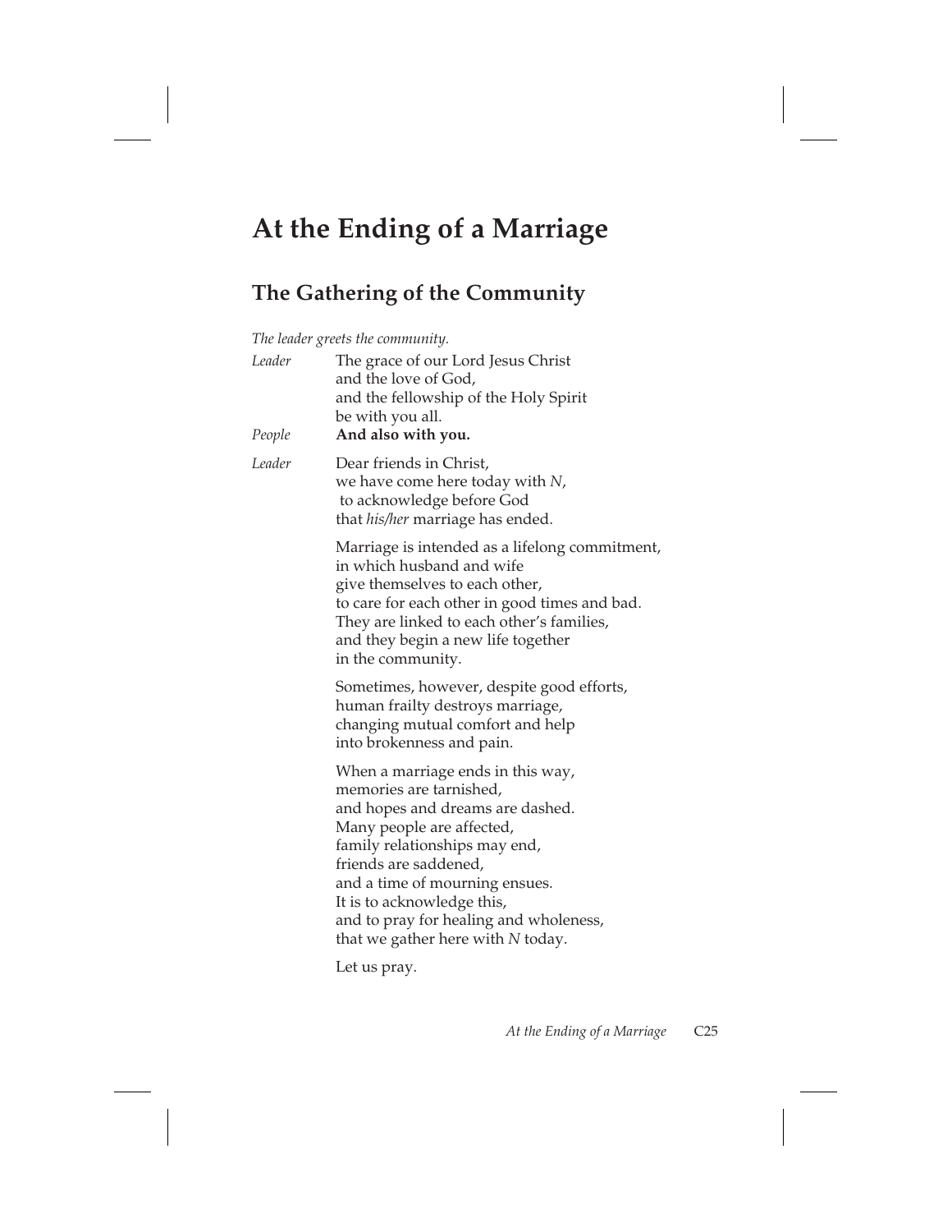# At the Ending of a Marriage

## The Gathering of the Community

*The leader greets the community.*

*Leader* The grace of our Lord Jesus Christ
and the love of God,
and the fellowship of the Holy Spirit
be with you all.

*People* **And also with you.**

*Leader* Dear friends in Christ,
we have come here today with *N*,
to acknowledge before God
that *his/her* marriage has ended.

Marriage is intended as a lifelong commitment,
in which husband and wife
give themselves to each other,
to care for each other in good times and bad.
They are linked to each other's families,
and they begin a new life together
in the community.

Sometimes, however, despite good efforts,
human frailty destroys marriage,
changing mutual comfort and help
into brokenness and pain.

When a marriage ends in this way,
memories are tarnished,
and hopes and dreams are dashed.
Many people are affected,
family relationships may end,
friends are saddened,
and a time of mourning ensues.
It is to acknowledge this,
and to pray for healing and wholeness,
that we gather here with *N* today.

Let us pray.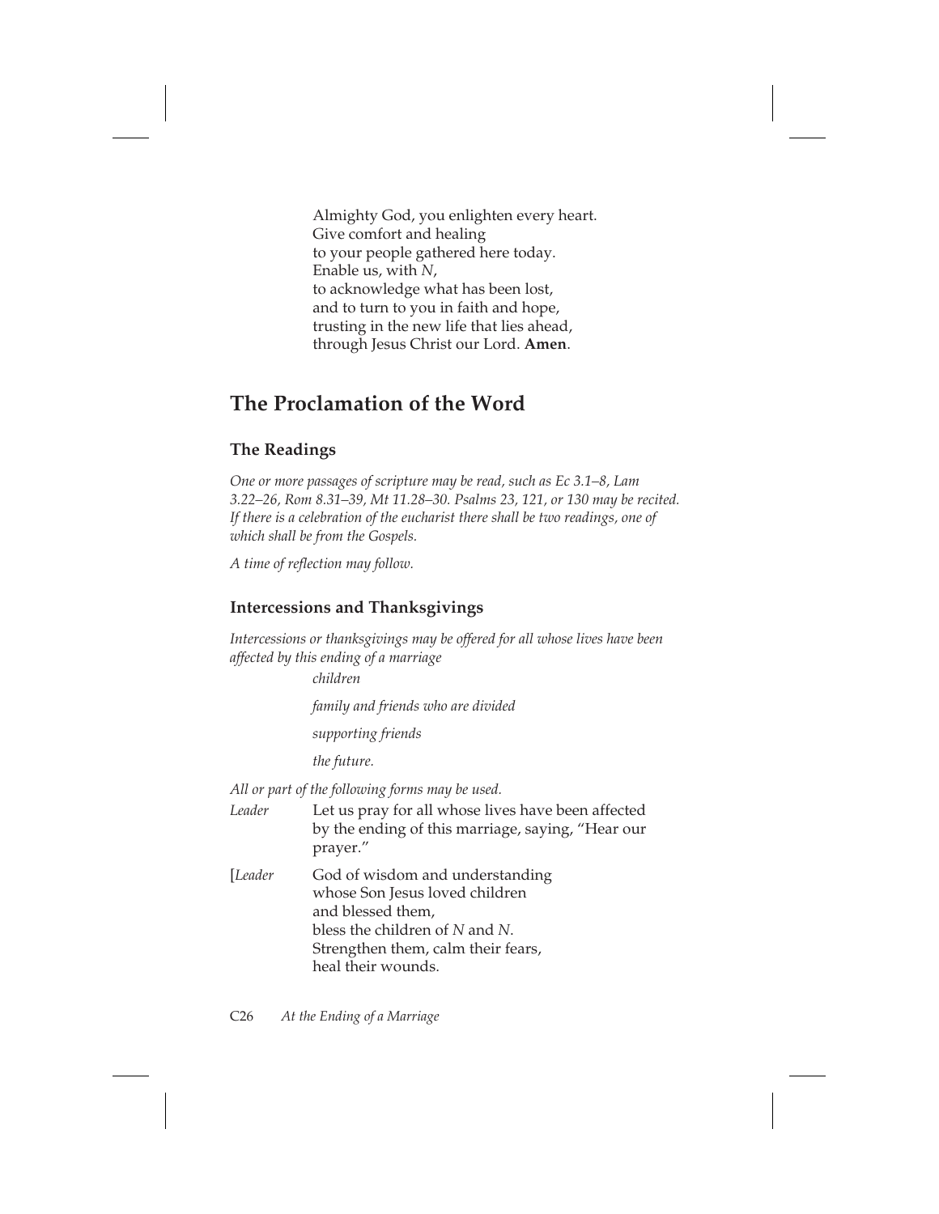Almighty God, you enlighten every heart.  
Give comfort and healing  
to your people gathered here today.  
Enable us, with *N*,  
to acknowledge what has been lost,  
and to turn to you in faith and hope,  
trusting in the new life that lies ahead,  
through Jesus Christ our Lord. **Amen**.

## The Proclamation of the Word

### The Readings

*One or more passages of scripture may be read, such as Ec 3.1–8, Lam 3.22–26, Rom 8.31–39, Mt 11.28–30. Psalms 23, 121, or 130 may be recited. If there is a celebration of the eucharist there shall be two readings, one of which shall be from the Gospels.*

*A time of reflection may follow.*

### Intercessions and Thanksgivings

*Intercessions or thanksgivings may be offered for all whose lives have been affected by this ending of a marriage*

*children*

*family and friends who are divided*

*supporting friends*

*the future.*

*All or part of the following forms may be used.*

*Leader* Let us pray for all whose lives have been affected by the ending of this marriage, saying, "Hear our prayer."

[*Leader* God of wisdom and understanding  
whose Son Jesus loved children  
and blessed them,  
bless the children of *N* and *N*.  
Strengthen them, calm their fears,  
heal their wounds.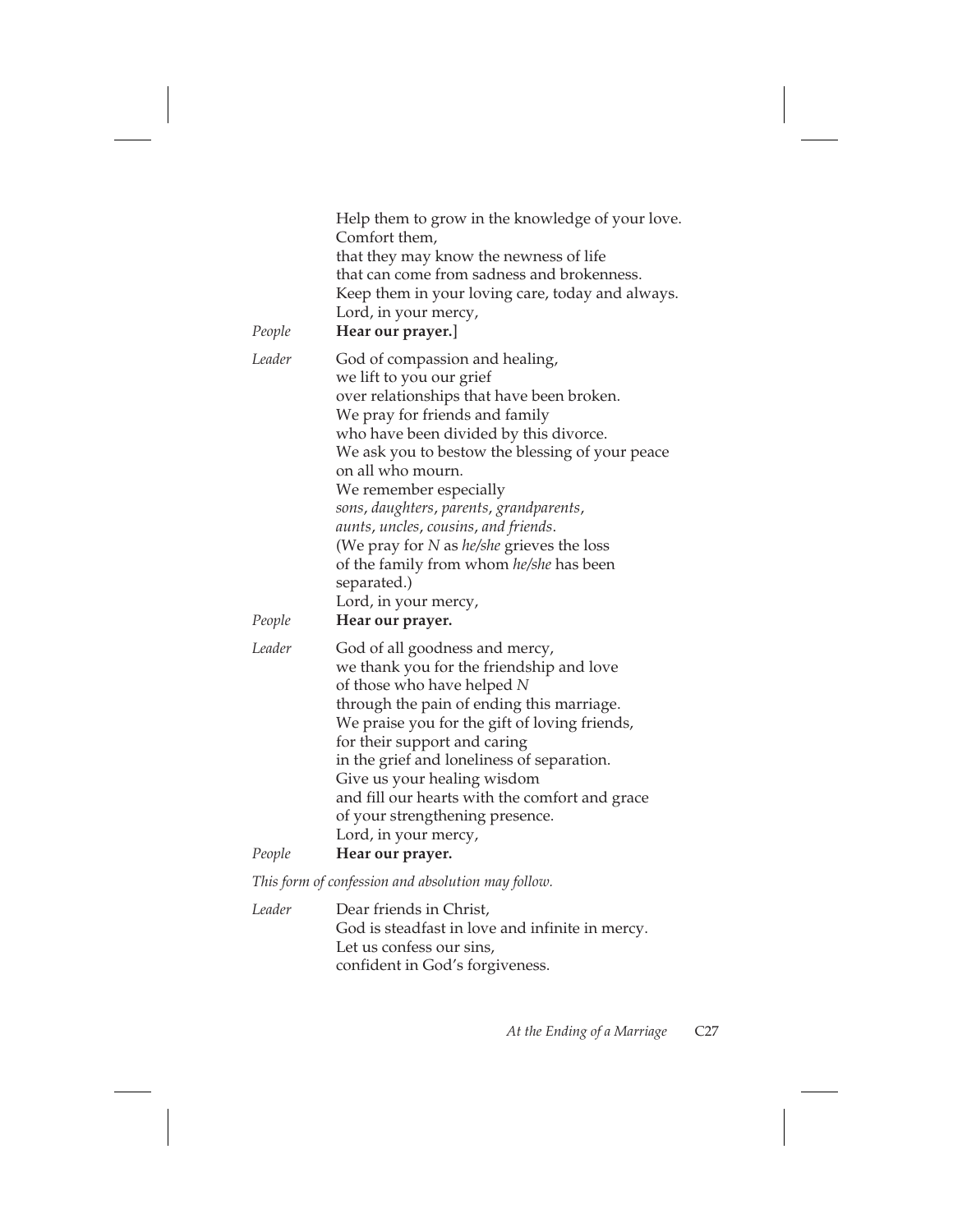Help them to grow in the knowledge of your love.  
Comfort them,  
that they may know the newness of life  
that can come from sadness and brokenness.  
Keep them in your loving care, today and always.  
Lord, in your mercy,

*People* **Hear our prayer.**]

*Leader* God of compassion and healing,  
we lift to you our grief  
over relationships that have been broken.  
We pray for friends and family  
who have been divided by this divorce.  
We ask you to bestow the blessing of your peace  
on all who mourn.  
We remember especially  
*sons, daughters, parents, grandparents,*  
*aunts, uncles, cousins, and friends.*  
(We pray for *N* as *he/she* grieves the loss  
of the family from whom *he/she* has been  
separated.)  
Lord, in your mercy,

*People* **Hear our prayer.**

*Leader* God of all goodness and mercy,  
we thank you for the friendship and love  
of those who have helped *N*  
through the pain of ending this marriage.  
We praise you for the gift of loving friends,  
for their support and caring  
in the grief and loneliness of separation.  
Give us your healing wisdom  
and fill our hearts with the comfort and grace  
of your strengthening presence.  
Lord, in your mercy,

*People* **Hear our prayer.**

*This form of confession and absolution may follow.*

*Leader* Dear friends in Christ,  
God is steadfast in love and infinite in mercy.  
Let us confess our sins,  
confident in God's forgiveness.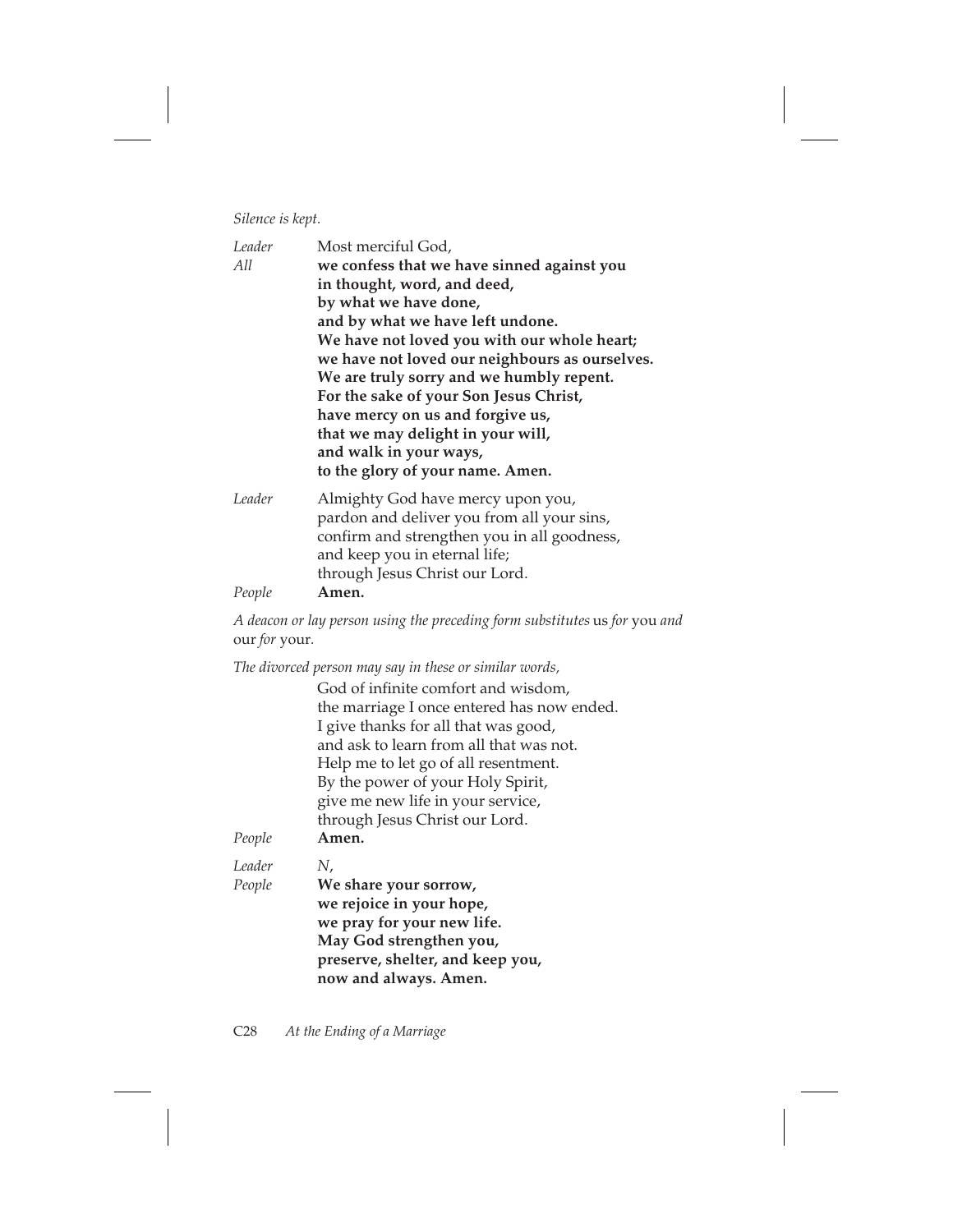*Silence is kept.*

*Leader* Most merciful God,
*All* **we confess that we have sinned against you**
**in thought, word, and deed,**
**by what we have done,**
**and by what we have left undone.**
**We have not loved you with our whole heart;**
**we have not loved our neighbours as ourselves.**
**We are truly sorry and we humbly repent.**
**For the sake of your Son Jesus Christ,**
**have mercy on us and forgive us,**
**that we may delight in your will,**
**and walk in your ways,**
**to the glory of your name. Amen.**

*Leader* Almighty God have mercy upon you,
pardon and deliver you from all your sins,
confirm and strengthen you in all goodness,
and keep you in eternal life;
through Jesus Christ our Lord.
*People* **Amen.**

*A deacon or lay person using the preceding form substitutes* us *for* you *and* our *for* your.

*The divorced person may say in these or similar words,*

God of infinite comfort and wisdom,
the marriage I once entered has now ended.
I give thanks for all that was good,
and ask to learn from all that was not.
Help me to let go of all resentment.
By the power of your Holy Spirit,
give me new life in your service,
through Jesus Christ our Lord.
*People* **Amen.**

*Leader* *N*,
*People* **We share your sorrow,**
**we rejoice in your hope,**
**we pray for your new life.**
**May God strengthen you,**
**preserve, shelter, and keep you,**
**now and always. Amen.**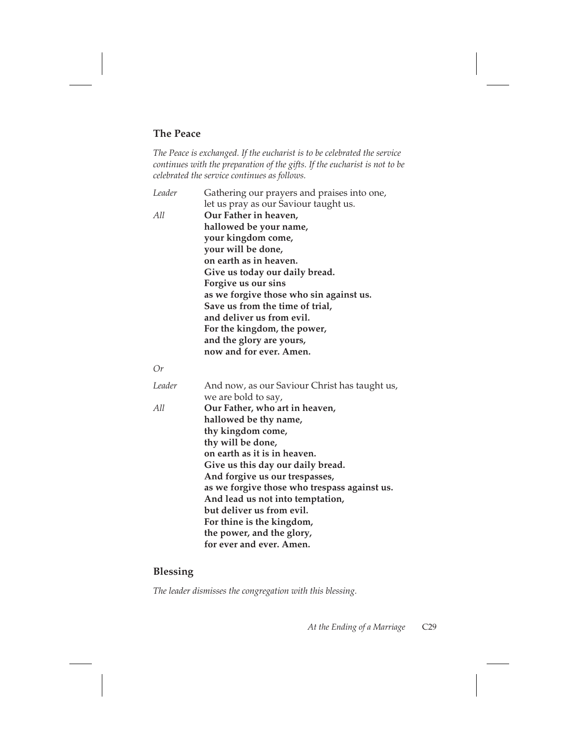## The Peace

*The Peace is exchanged. If the eucharist is to be celebrated the service continues with the preparation of the gifts. If the eucharist is not to be celebrated the service continues as follows.*

*Leader* Gathering our prayers and praises into one,
let us pray as our Saviour taught us.

*All* **Our Father in heaven,**
**hallowed be your name,**
**your kingdom come,**
**your will be done,**
**on earth as in heaven.**
**Give us today our daily bread.**
**Forgive us our sins**
**as we forgive those who sin against us.**
**Save us from the time of trial,**
**and deliver us from evil.**
**For the kingdom, the power,**
**and the glory are yours,**
**now and for ever. Amen.**

*Or*

*Leader* And now, as our Saviour Christ has taught us,
we are bold to say,

*All* **Our Father, who art in heaven,**
**hallowed be thy name,**
**thy kingdom come,**
**thy will be done,**
**on earth as it is in heaven.**
**Give us this day our daily bread.**
**And forgive us our trespasses,**
**as we forgive those who trespass against us.**
**And lead us not into temptation,**
**but deliver us from evil.**
**For thine is the kingdom,**
**the power, and the glory,**
**for ever and ever. Amen.**

## Blessing

*The leader dismisses the congregation with this blessing.*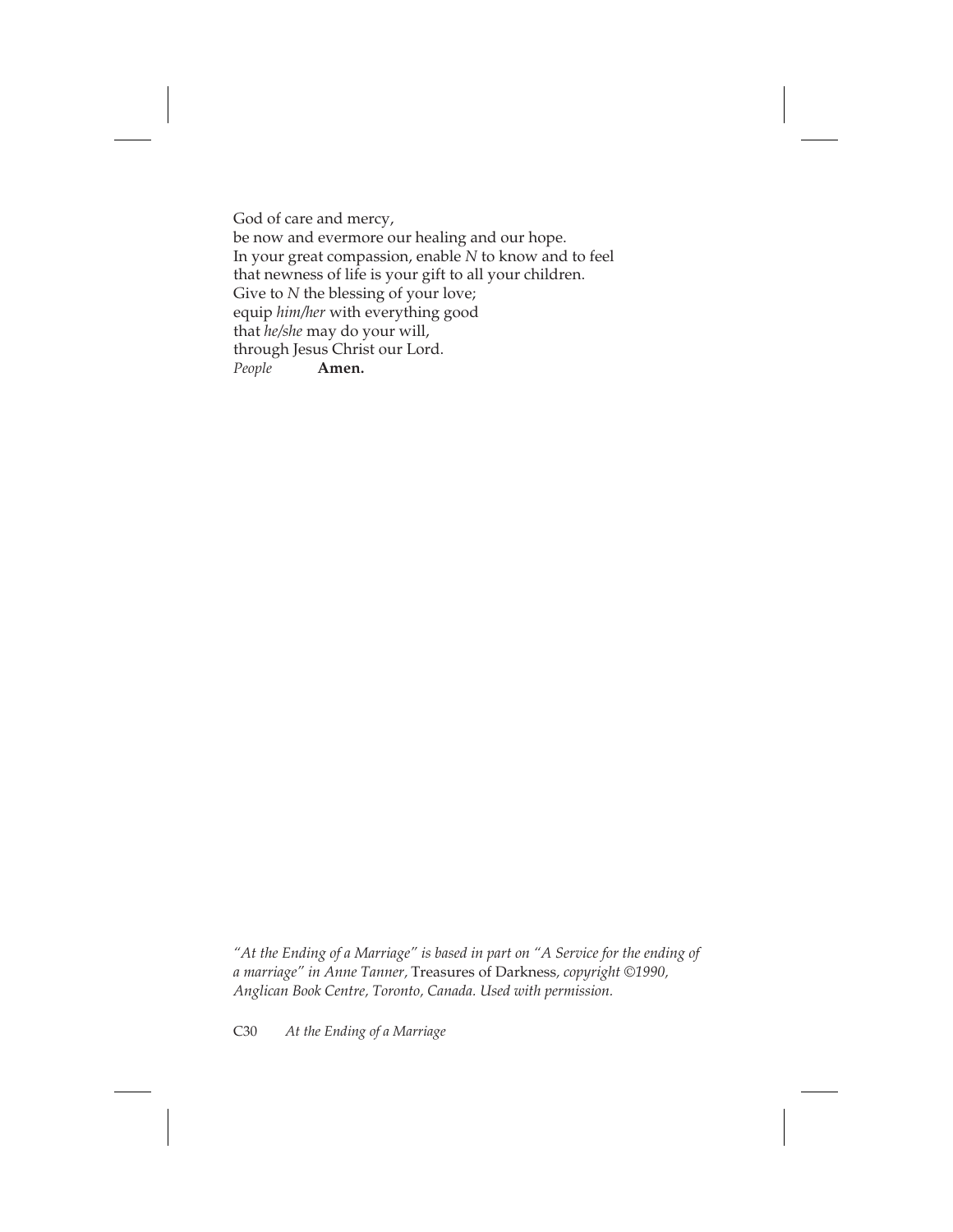God of care and mercy,
be now and evermore our healing and our hope.
In your great compassion, enable *N* to know and to feel
that newness of life is your gift to all your children.
Give to *N* the blessing of your love;
equip *him/her* with everything good
that *he/she* may do your will,
through Jesus Christ our Lord.
*People* **Amen.**

*"At the Ending of a Marriage" is based in part on "A Service for the ending of a marriage" in Anne Tanner,* Treasures of Darkness*, copyright ©1990, Anglican Book Centre, Toronto, Canada. Used with permission.*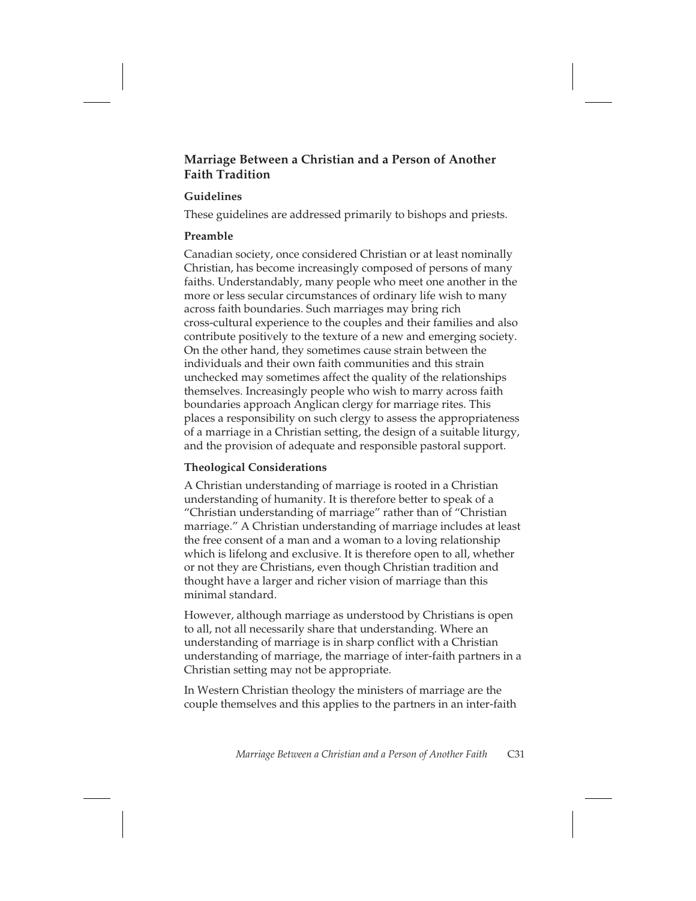## Marriage Between a Christian and a Person of Another Faith Tradition

### Guidelines

These guidelines are addressed primarily to bishops and priests.

### Preamble

Canadian society, once considered Christian or at least nominally Christian, has become increasingly composed of persons of many faiths. Understandably, many people who meet one another in the more or less secular circumstances of ordinary life wish to many across faith boundaries. Such marriages may bring rich cross-cultural experience to the couples and their families and also contribute positively to the texture of a new and emerging society. On the other hand, they sometimes cause strain between the individuals and their own faith communities and this strain unchecked may sometimes affect the quality of the relationships themselves. Increasingly people who wish to marry across faith boundaries approach Anglican clergy for marriage rites. This places a responsibility on such clergy to assess the appropriateness of a marriage in a Christian setting, the design of a suitable liturgy, and the provision of adequate and responsible pastoral support.

### Theological Considerations

A Christian understanding of marriage is rooted in a Christian understanding of humanity. It is therefore better to speak of a "Christian understanding of marriage" rather than of "Christian marriage." A Christian understanding of marriage includes at least the free consent of a man and a woman to a loving relationship which is lifelong and exclusive. It is therefore open to all, whether or not they are Christians, even though Christian tradition and thought have a larger and richer vision of marriage than this minimal standard.

However, although marriage as understood by Christians is open to all, not all necessarily share that understanding. Where an understanding of marriage is in sharp conflict with a Christian understanding of marriage, the marriage of inter-faith partners in a Christian setting may not be appropriate.

In Western Christian theology the ministers of marriage are the couple themselves and this applies to the partners in an inter-faith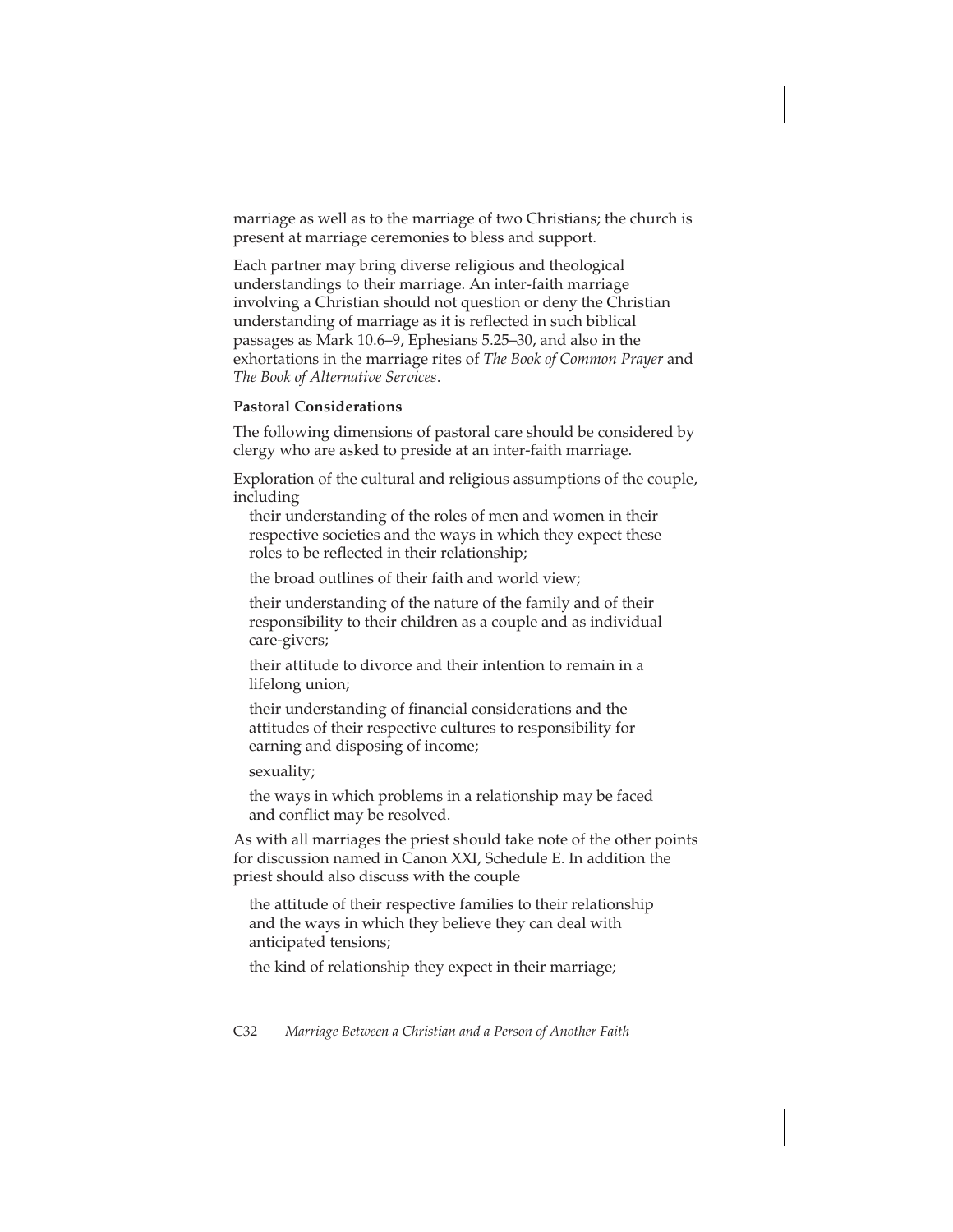marriage as well as to the marriage of two Christians; the church is present at marriage ceremonies to bless and support.

Each partner may bring diverse religious and theological understandings to their marriage. An inter-faith marriage involving a Christian should not question or deny the Christian understanding of marriage as it is reflected in such biblical passages as Mark 10.6–9, Ephesians 5.25–30, and also in the exhortations in the marriage rites of *The Book of Common Prayer* and *The Book of Alternative Services*.

**Pastoral Considerations**

The following dimensions of pastoral care should be considered by clergy who are asked to preside at an inter-faith marriage.

Exploration of the cultural and religious assumptions of the couple, including

- their understanding of the roles of men and women in their respective societies and the ways in which they expect these roles to be reflected in their relationship;
- the broad outlines of their faith and world view;
- their understanding of the nature of the family and of their responsibility to their children as a couple and as individual care-givers;
- their attitude to divorce and their intention to remain in a lifelong union;
- their understanding of financial considerations and the attitudes of their respective cultures to responsibility for earning and disposing of income;
- sexuality;
- the ways in which problems in a relationship may be faced and conflict may be resolved.

As with all marriages the priest should take note of the other points for discussion named in Canon XXI, Schedule E. In addition the priest should also discuss with the couple

- the attitude of their respective families to their relationship and the ways in which they believe they can deal with anticipated tensions;
- the kind of relationship they expect in their marriage;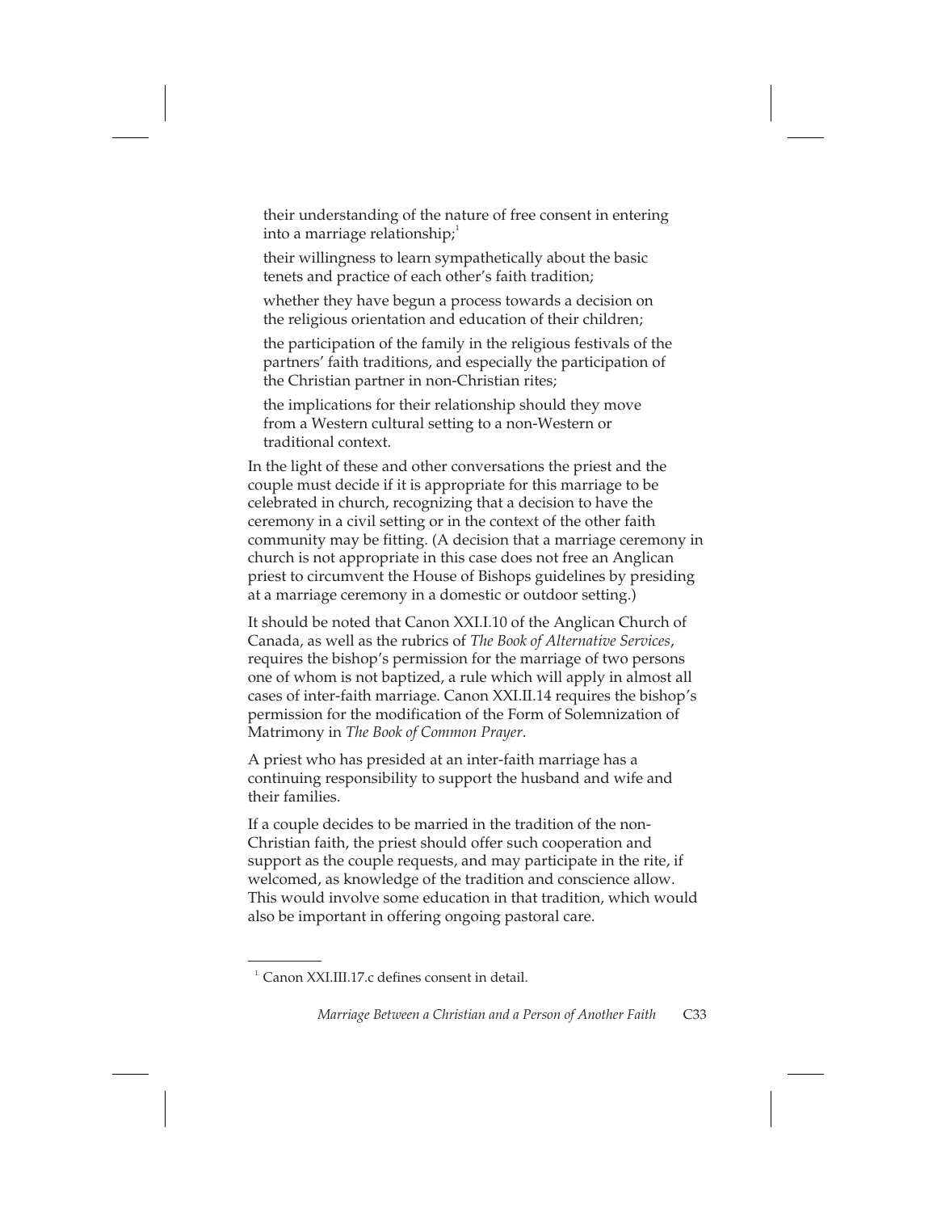their understanding of the nature of free consent in entering into a marriage relationship;[1]

their willingness to learn sympathetically about the basic tenets and practice of each other's faith tradition;

whether they have begun a process towards a decision on the religious orientation and education of their children;

the participation of the family in the religious festivals of the partners' faith traditions, and especially the participation of the Christian partner in non-Christian rites;

the implications for their relationship should they move from a Western cultural setting to a non-Western or traditional context.

In the light of these and other conversations the priest and the couple must decide if it is appropriate for this marriage to be celebrated in church, recognizing that a decision to have the ceremony in a civil setting or in the context of the other faith community may be fitting. (A decision that a marriage ceremony in church is not appropriate in this case does not free an Anglican priest to circumvent the House of Bishops guidelines by presiding at a marriage ceremony in a domestic or outdoor setting.)

It should be noted that Canon XXI.I.10 of the Anglican Church of Canada, as well as the rubrics of *The Book of Alternative Services*, requires the bishop's permission for the marriage of two persons one of whom is not baptized, a rule which will apply in almost all cases of inter-faith marriage. Canon XXI.II.14 requires the bishop's permission for the modification of the Form of Solemnization of Matrimony in *The Book of Common Prayer*.

A priest who has presided at an inter-faith marriage has a continuing responsibility to support the husband and wife and their families.

If a couple decides to be married in the tradition of the non-Christian faith, the priest should offer such cooperation and support as the couple requests, and may participate in the rite, if welcomed, as knowledge of the tradition and conscience allow. This would involve some education in that tradition, which would also be important in offering ongoing pastoral care.

[1] Canon XXI.III.17.c defines consent in detail.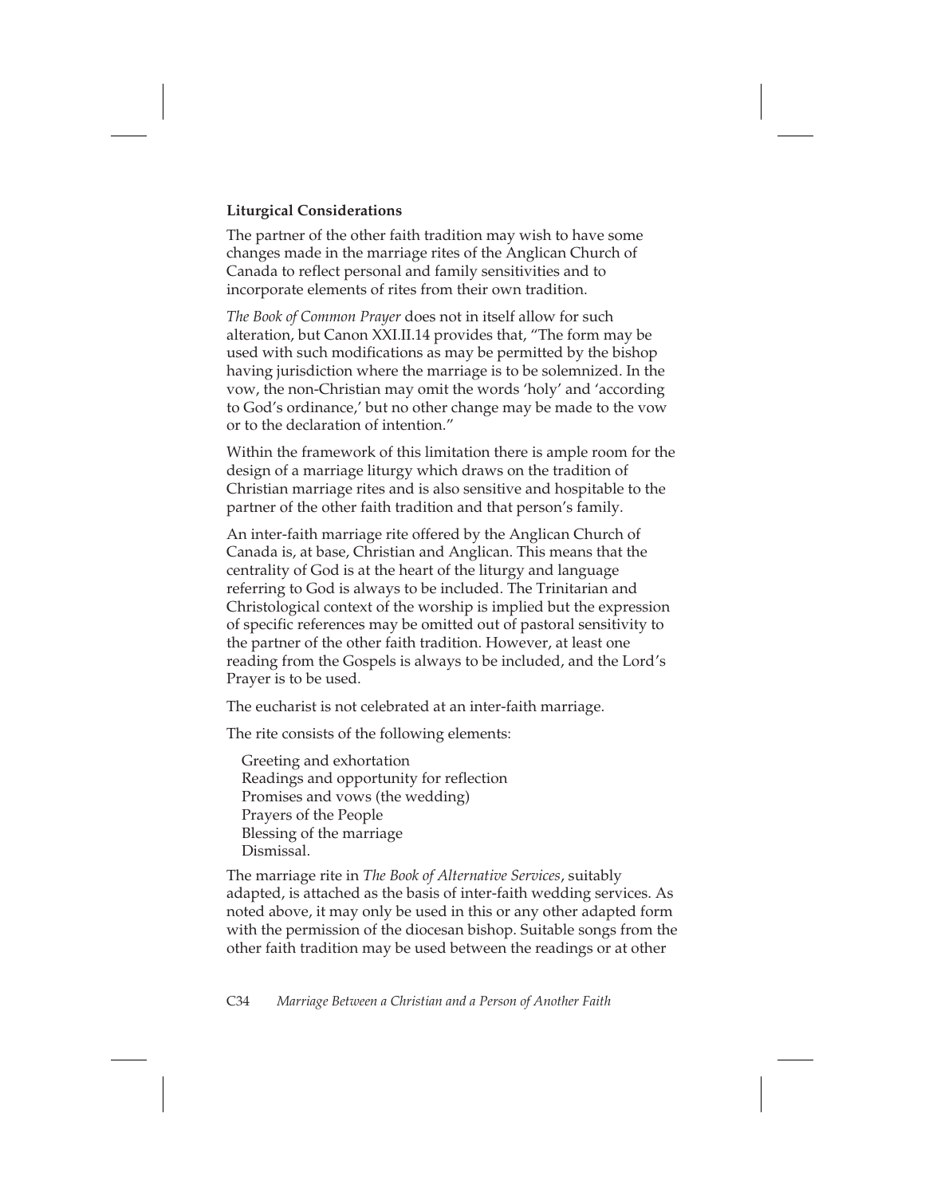**Liturgical Considerations**

The partner of the other faith tradition may wish to have some changes made in the marriage rites of the Anglican Church of Canada to reflect personal and family sensitivities and to incorporate elements of rites from their own tradition.

*The Book of Common Prayer* does not in itself allow for such alteration, but Canon XXI.II.14 provides that, "The form may be used with such modifications as may be permitted by the bishop having jurisdiction where the marriage is to be solemnized. In the vow, the non-Christian may omit the words 'holy' and 'according to God's ordinance,' but no other change may be made to the vow or to the declaration of intention."

Within the framework of this limitation there is ample room for the design of a marriage liturgy which draws on the tradition of Christian marriage rites and is also sensitive and hospitable to the partner of the other faith tradition and that person's family.

An inter-faith marriage rite offered by the Anglican Church of Canada is, at base, Christian and Anglican. This means that the centrality of God is at the heart of the liturgy and language referring to God is always to be included. The Trinitarian and Christological context of the worship is implied but the expression of specific references may be omitted out of pastoral sensitivity to the partner of the other faith tradition. However, at least one reading from the Gospels is always to be included, and the Lord's Prayer is to be used.

The eucharist is not celebrated at an inter-faith marriage.

The rite consists of the following elements:

Greeting and exhortation
Readings and opportunity for reflection
Promises and vows (the wedding)
Prayers of the People
Blessing of the marriage
Dismissal.

The marriage rite in *The Book of Alternative Services*, suitably adapted, is attached as the basis of inter-faith wedding services. As noted above, it may only be used in this or any other adapted form with the permission of the diocesan bishop. Suitable songs from the other faith tradition may be used between the readings or at other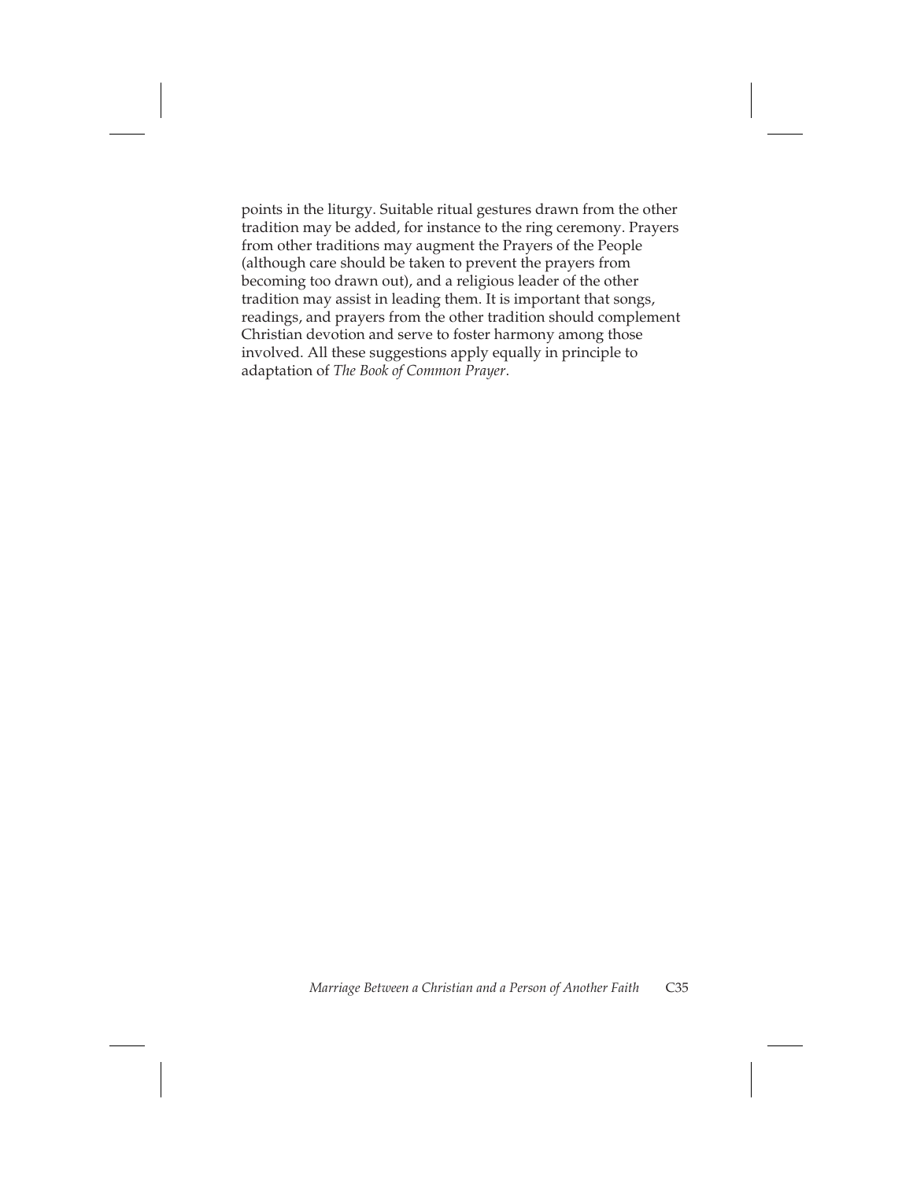points in the liturgy. Suitable ritual gestures drawn from the other tradition may be added, for instance to the ring ceremony. Prayers from other traditions may augment the Prayers of the People (although care should be taken to prevent the prayers from becoming too drawn out), and a religious leader of the other tradition may assist in leading them. It is important that songs, readings, and prayers from the other tradition should complement Christian devotion and serve to foster harmony among those involved. All these suggestions apply equally in principle to adaptation of *The Book of Common Prayer*.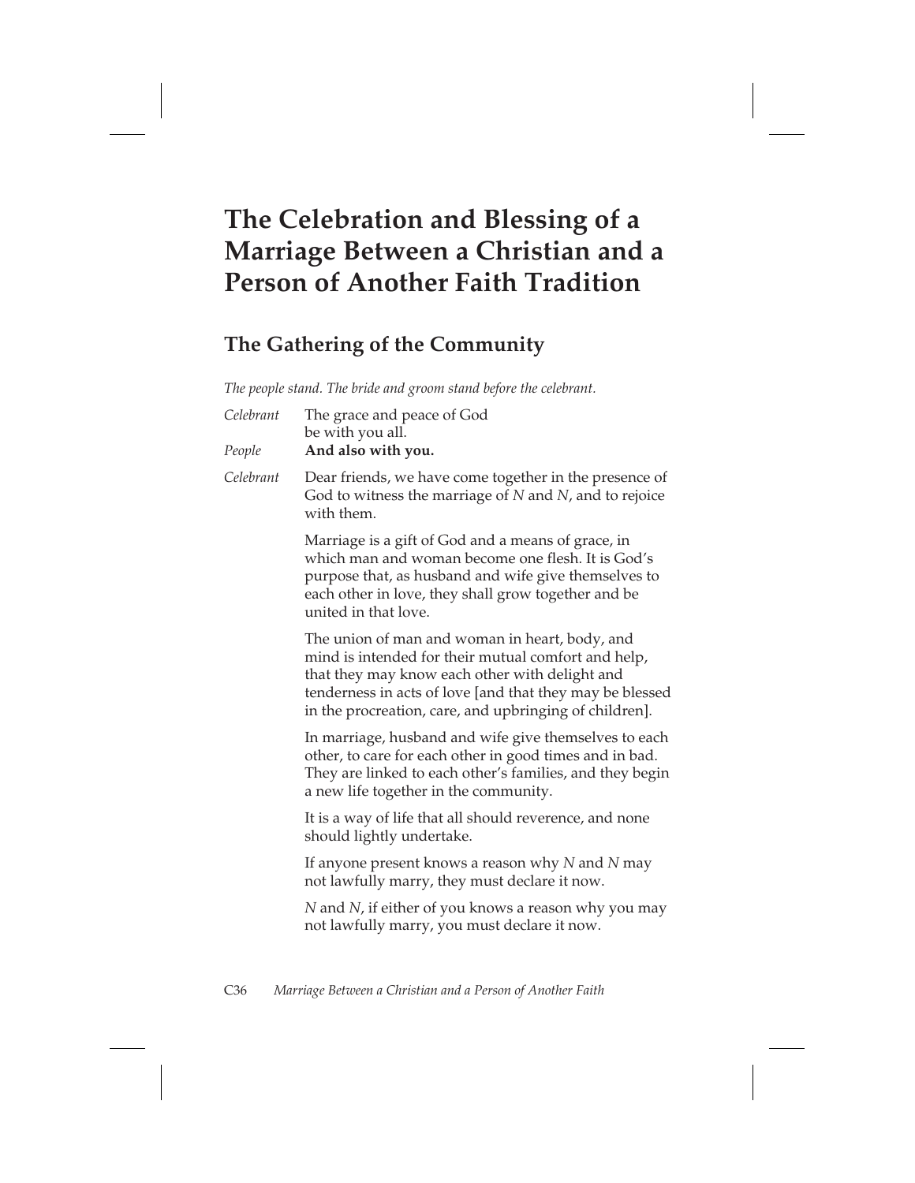# The Celebration and Blessing of a Marriage Between a Christian and a Person of Another Faith Tradition

## The Gathering of the Community

*The people stand. The bride and groom stand before the celebrant.*

*Celebrant* The grace and peace of God
be with you all.

*People* **And also with you.**

*Celebrant* Dear friends, we have come together in the presence of God to witness the marriage of *N* and *N*, and to rejoice with them.

Marriage is a gift of God and a means of grace, in which man and woman become one flesh. It is God's purpose that, as husband and wife give themselves to each other in love, they shall grow together and be united in that love.

The union of man and woman in heart, body, and mind is intended for their mutual comfort and help, that they may know each other with delight and tenderness in acts of love [and that they may be blessed in the procreation, care, and upbringing of children].

In marriage, husband and wife give themselves to each other, to care for each other in good times and in bad. They are linked to each other's families, and they begin a new life together in the community.

It is a way of life that all should reverence, and none should lightly undertake.

If anyone present knows a reason why *N* and *N* may not lawfully marry, they must declare it now.

*N* and *N*, if either of you knows a reason why you may not lawfully marry, you must declare it now.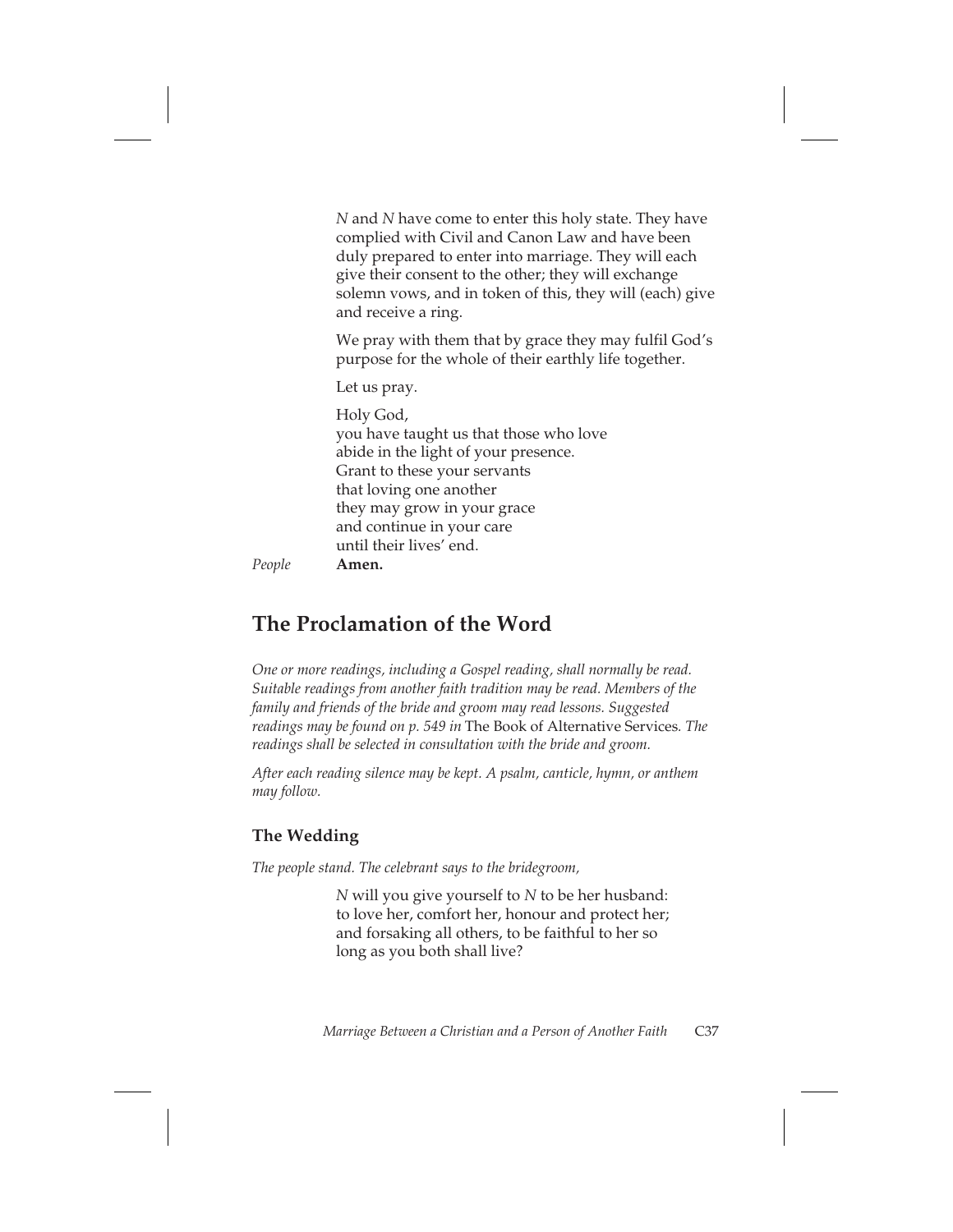*N* and *N* have come to enter this holy state. They have complied with Civil and Canon Law and have been duly prepared to enter into marriage. They will each give their consent to the other; they will exchange solemn vows, and in token of this, they will (each) give and receive a ring.

We pray with them that by grace they may fulfil God's purpose for the whole of their earthly life together.

Let us pray.

Holy God,
you have taught us that those who love
abide in the light of your presence.
Grant to these your servants
that loving one another
they may grow in your grace
and continue in your care
until their lives' end.

*People* **Amen.**

## The Proclamation of the Word

*One or more readings, including a Gospel reading, shall normally be read. Suitable readings from another faith tradition may be read. Members of the family and friends of the bride and groom may read lessons. Suggested readings may be found on p. 549 in* The Book of Alternative Services. *The readings shall be selected in consultation with the bride and groom.*

*After each reading silence may be kept. A psalm, canticle, hymn, or anthem may follow.*

### The Wedding

*The people stand. The celebrant says to the bridegroom,*

*N* will you give yourself to *N* to be her husband:
to love her, comfort her, honour and protect her;
and forsaking all others, to be faithful to her so
long as you both shall live?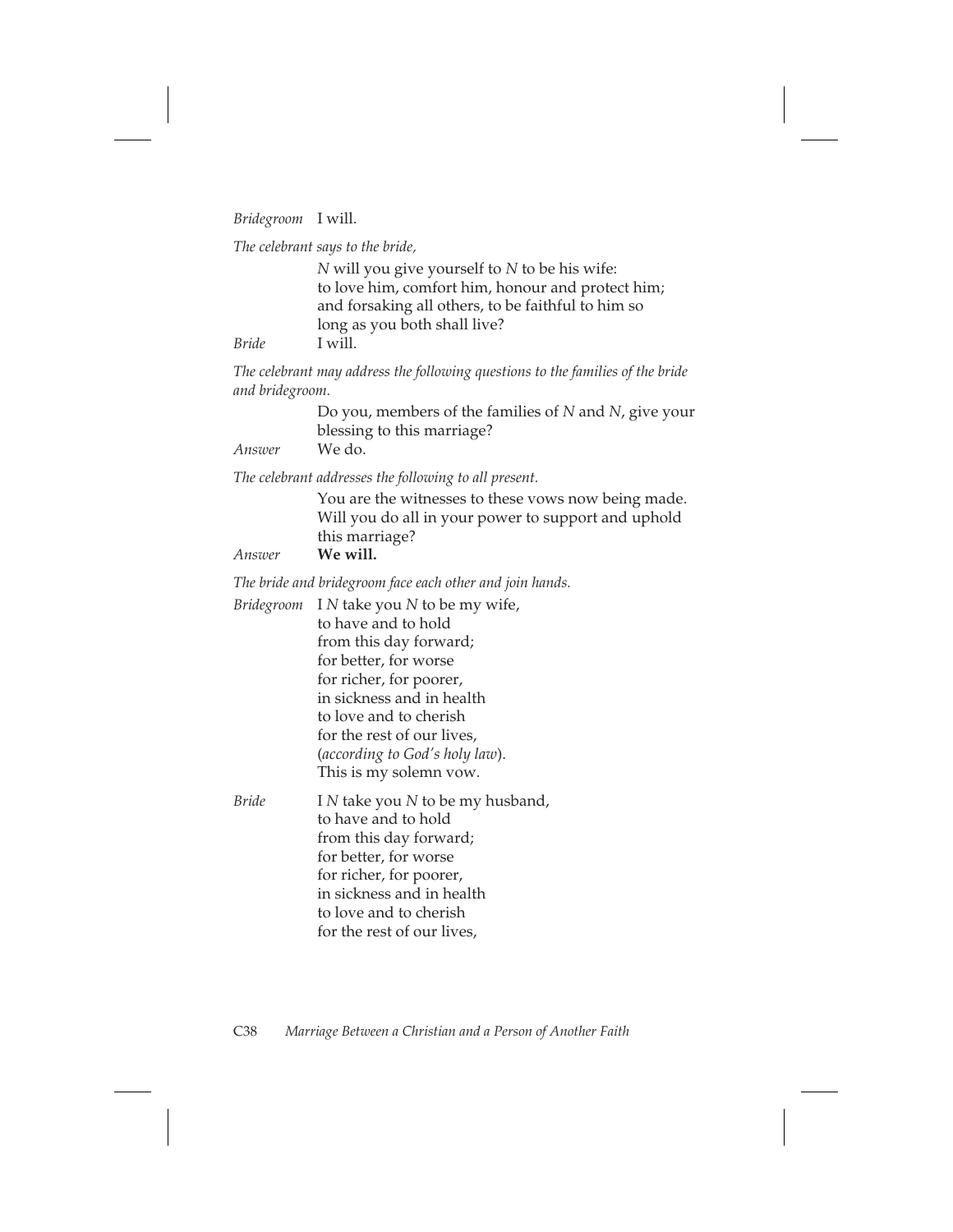*Bridegroom* I will.

*The celebrant says to the bride,*

*N* will you give yourself to *N* to be his wife:
to love him, comfort him, honour and protect him;
and forsaking all others, to be faithful to him so
long as you both shall live?

*Bride* I will.

*The celebrant may address the following questions to the families of the bride and bridegroom.*

Do you, members of the families of *N* and *N*, give your
blessing to this marriage?

*Answer* We do.

*The celebrant addresses the following to all present.*

You are the witnesses to these vows now being made.
Will you do all in your power to support and uphold
this marriage?

*Answer* **We will.**

*The bride and bridegroom face each other and join hands.*

*Bridegroom* I *N* take you *N* to be my wife,
to have and to hold
from this day forward;
for better, for worse
for richer, for poorer,
in sickness and in health
to love and to cherish
for the rest of our lives,
(*according to God's holy law*).
This is my solemn vow.

*Bride* I *N* take you *N* to be my husband,
to have and to hold
from this day forward;
for better, for worse
for richer, for poorer,
in sickness and in health
to love and to cherish
for the rest of our lives,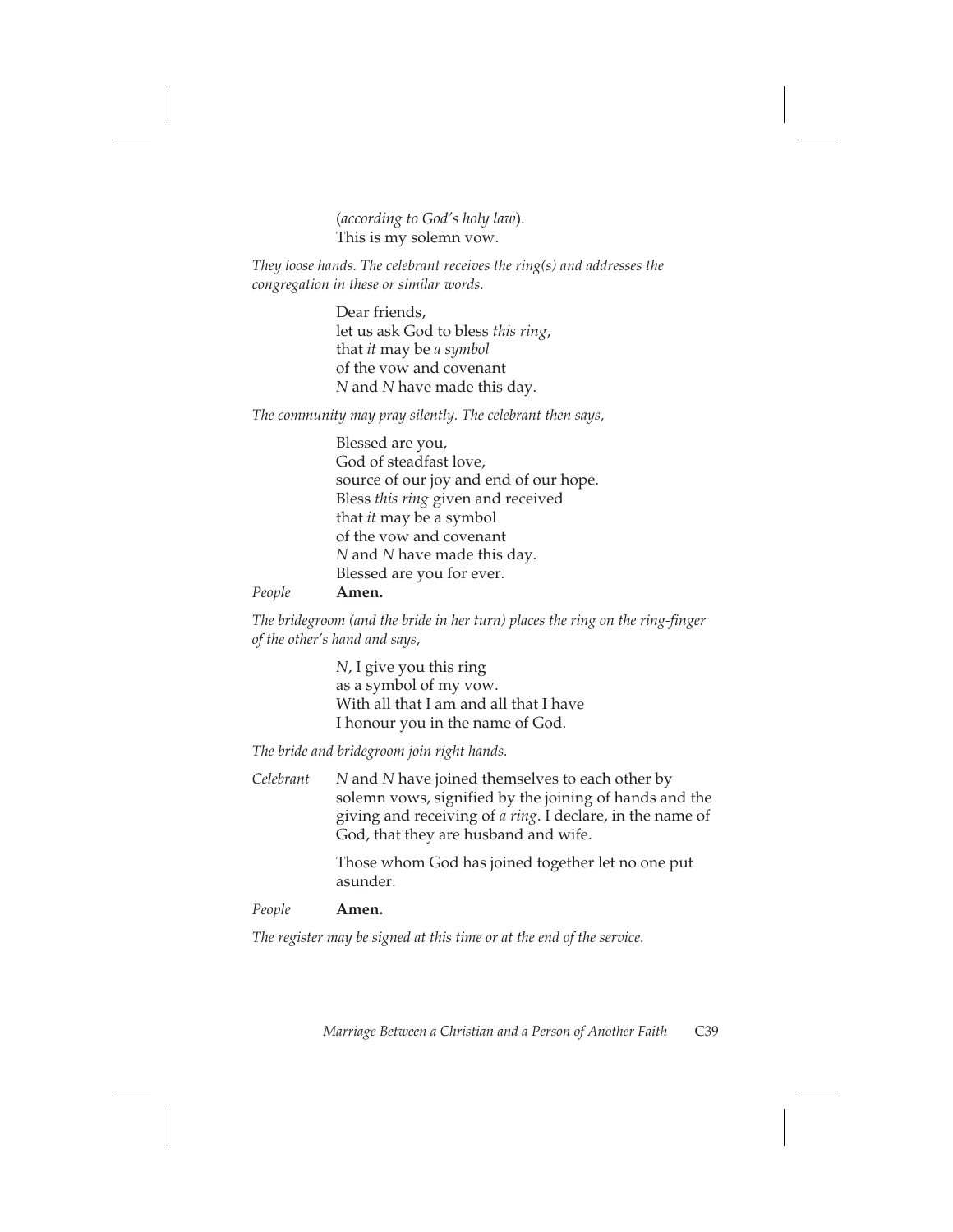(*according to God's holy law*).
This is my solemn vow.

*They loose hands. The celebrant receives the ring(s) and addresses the congregation in these or similar words.*

Dear friends,
let us ask God to bless *this ring*,
that *it* may be *a symbol*
of the vow and covenant
*N* and *N* have made this day.

*The community may pray silently. The celebrant then says,*

Blessed are you,
God of steadfast love,
source of our joy and end of our hope.
Bless *this ring* given and received
that *it* may be a symbol
of the vow and covenant
*N* and *N* have made this day.
Blessed are you for ever.

*People* **Amen.**

*The bridegroom (and the bride in her turn) places the ring on the ring-finger of the other's hand and says,*

*N*, I give you this ring
as a symbol of my vow.
With all that I am and all that I have
I honour you in the name of God.

*The bride and bridegroom join right hands.*

*Celebrant* *N* and *N* have joined themselves to each other by solemn vows, signified by the joining of hands and the giving and receiving of *a ring*. I declare, in the name of God, that they are husband and wife.

Those whom God has joined together let no one put asunder.

*People* **Amen.**

*The register may be signed at this time or at the end of the service.*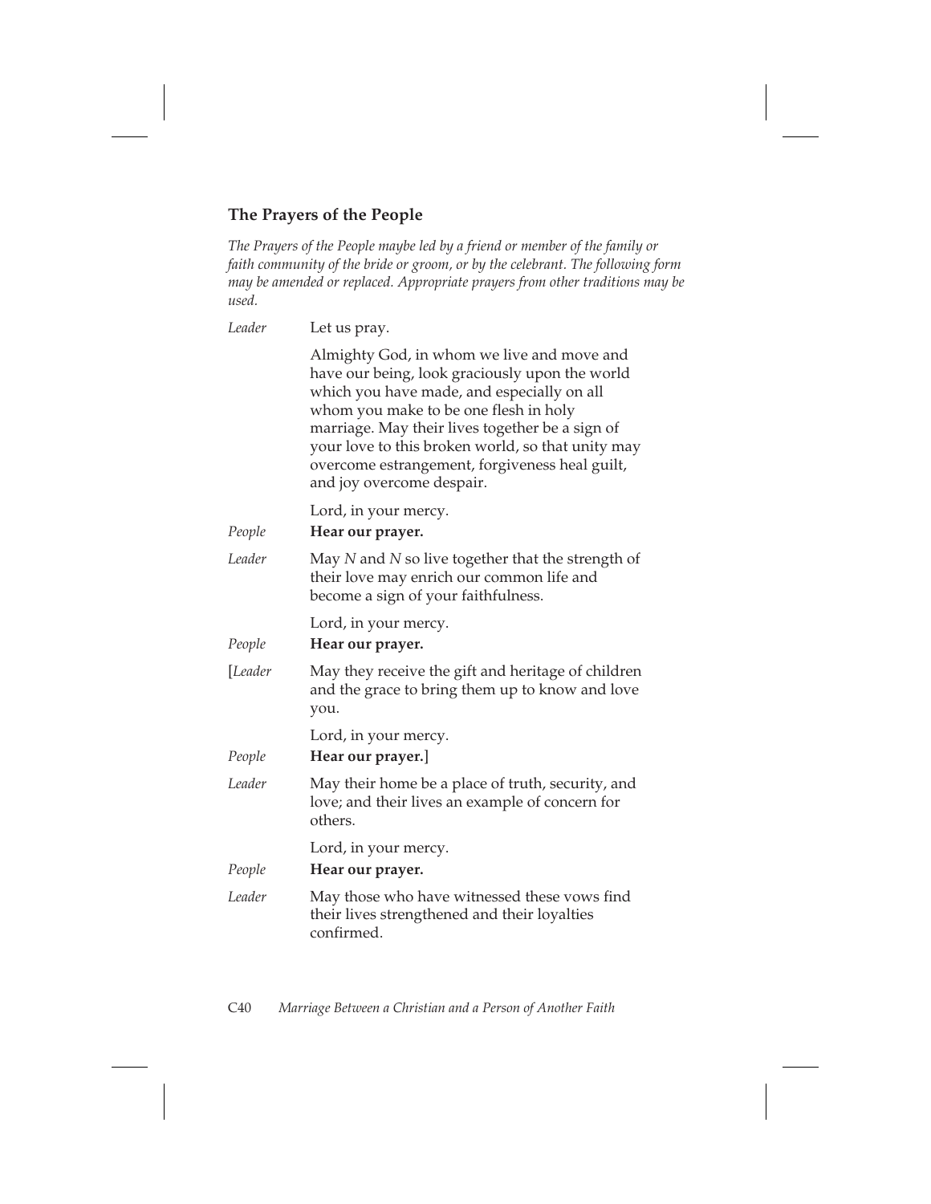## The Prayers of the People

*The Prayers of the People maybe led by a friend or member of the family or faith community of the bride or groom, or by the celebrant. The following form may be amended or replaced. Appropriate prayers from other traditions may be used.*

*Leader* Let us pray.

Almighty God, in whom we live and move and have our being, look graciously upon the world which you have made, and especially on all whom you make to be one flesh in holy marriage. May their lives together be a sign of your love to this broken world, so that unity may overcome estrangement, forgiveness heal guilt, and joy overcome despair.

Lord, in your mercy.

*People* **Hear our prayer.**

*Leader* May *N* and *N* so live together that the strength of their love may enrich our common life and become a sign of your faithfulness.

Lord, in your mercy.

*People* **Hear our prayer.**

[*Leader* May they receive the gift and heritage of children and the grace to bring them up to know and love you.

Lord, in your mercy.

*People* **Hear our prayer.**]

*Leader* May their home be a place of truth, security, and love; and their lives an example of concern for others.

Lord, in your mercy.

*People* **Hear our prayer.**

*Leader* May those who have witnessed these vows find their lives strengthened and their loyalties confirmed.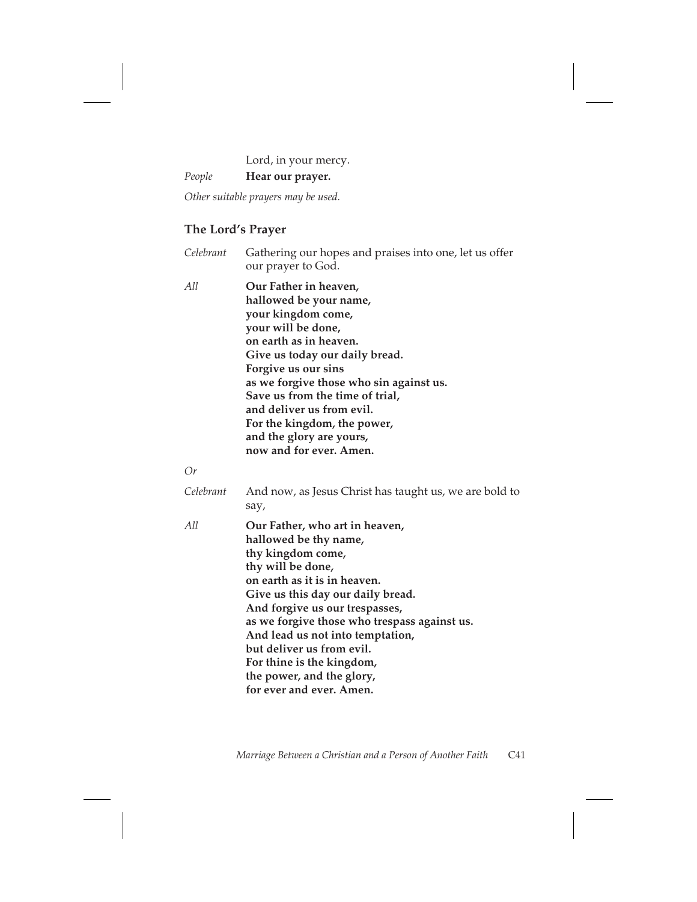Lord, in your mercy.

*People* **Hear our prayer.**

*Other suitable prayers may be used.*

## The Lord's Prayer

*Celebrant* Gathering our hopes and praises into one, let us offer our prayer to God.

*All* **Our Father in heaven,**
**hallowed be your name,**
**your kingdom come,**
**your will be done,**
**on earth as in heaven.**
**Give us today our daily bread.**
**Forgive us our sins**
**as we forgive those who sin against us.**
**Save us from the time of trial,**
**and deliver us from evil.**
**For the kingdom, the power,**
**and the glory are yours,**
**now and for ever. Amen.**

*Or*

*Celebrant* And now, as Jesus Christ has taught us, we are bold to say,

*All* **Our Father, who art in heaven,**
**hallowed be thy name,**
**thy kingdom come,**
**thy will be done,**
**on earth as it is in heaven.**
**Give us this day our daily bread.**
**And forgive us our trespasses,**
**as we forgive those who trespass against us.**
**And lead us not into temptation,**
**but deliver us from evil.**
**For thine is the kingdom,**
**the power, and the glory,**
**for ever and ever. Amen.**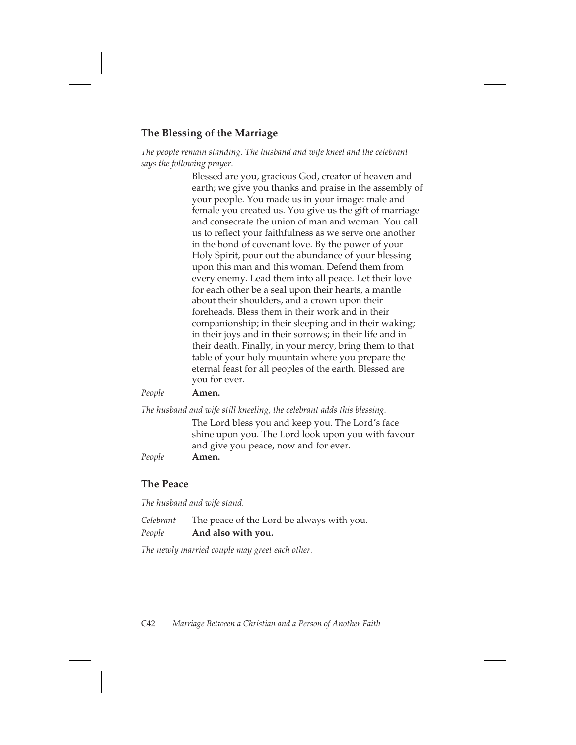## The Blessing of the Marriage

*The people remain standing. The husband and wife kneel and the celebrant says the following prayer.*

Blessed are you, gracious God, creator of heaven and earth; we give you thanks and praise in the assembly of your people. You made us in your image: male and female you created us. You give us the gift of marriage and consecrate the union of man and woman. You call us to reflect your faithfulness as we serve one another in the bond of covenant love. By the power of your Holy Spirit, pour out the abundance of your blessing upon this man and this woman. Defend them from every enemy. Lead them into all peace. Let their love for each other be a seal upon their hearts, a mantle about their shoulders, and a crown upon their foreheads. Bless them in their work and in their companionship; in their sleeping and in their waking; in their joys and in their sorrows; in their life and in their death. Finally, in your mercy, bring them to that table of your holy mountain where you prepare the eternal feast for all peoples of the earth. Blessed are you for ever.

*People* **Amen.**

*The husband and wife still kneeling, the celebrant adds this blessing.*

The Lord bless you and keep you. The Lord's face shine upon you. The Lord look upon you with favour and give you peace, now and for ever.

*People* **Amen.**

## The Peace

*The husband and wife stand.*

*Celebrant* The peace of the Lord be always with you.

*People* **And also with you.**

*The newly married couple may greet each other.*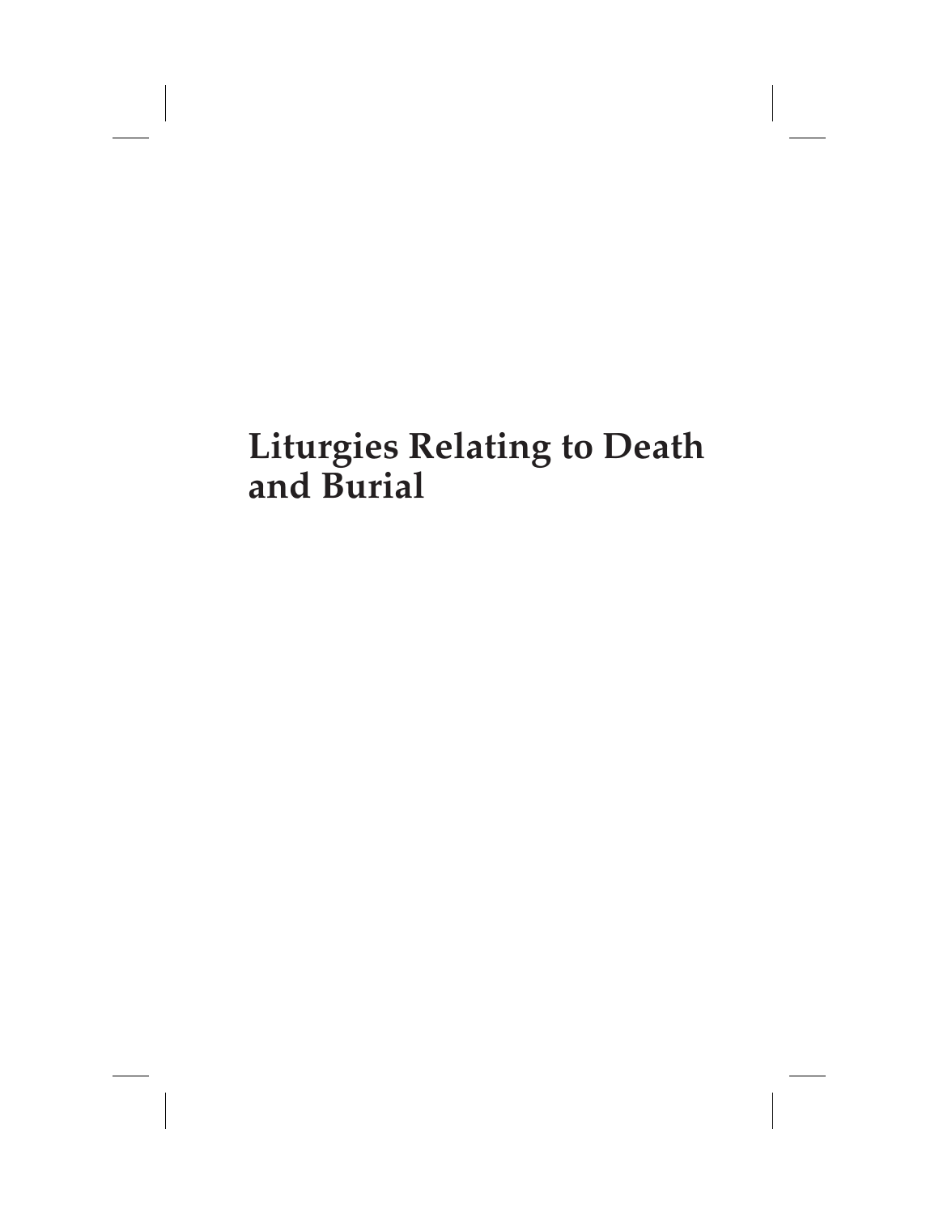# Liturgies Relating to Death and Burial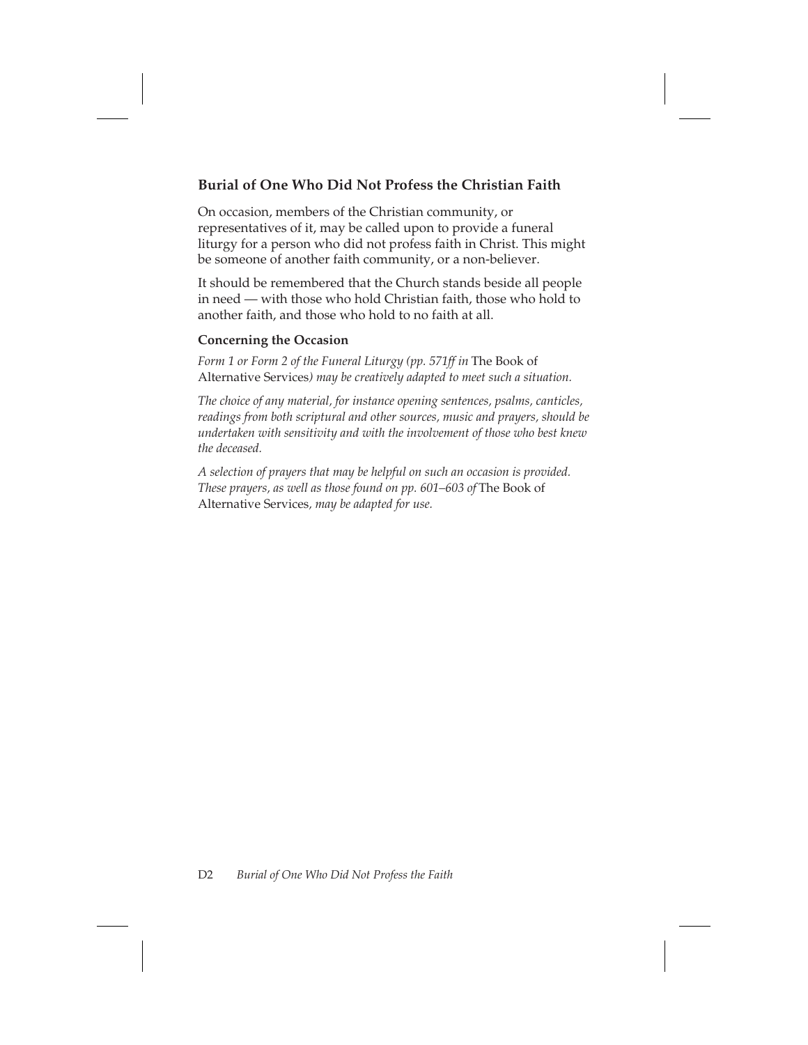## Burial of One Who Did Not Profess the Christian Faith

On occasion, members of the Christian community, or representatives of it, may be called upon to provide a funeral liturgy for a person who did not profess faith in Christ. This might be someone of another faith community, or a non-believer.

It should be remembered that the Church stands beside all people in need — with those who hold Christian faith, those who hold to another faith, and those who hold to no faith at all.

### Concerning the Occasion

*Form 1 or Form 2 of the Funeral Liturgy (pp. 571ff in* The Book of Alternative Services*) may be creatively adapted to meet such a situation.*

*The choice of any material, for instance opening sentences, psalms, canticles, readings from both scriptural and other sources, music and prayers, should be undertaken with sensitivity and with the involvement of those who best knew the deceased.*

*A selection of prayers that may be helpful on such an occasion is provided. These prayers, as well as those found on pp. 601–603 of* The Book of Alternative Services*, may be adapted for use.*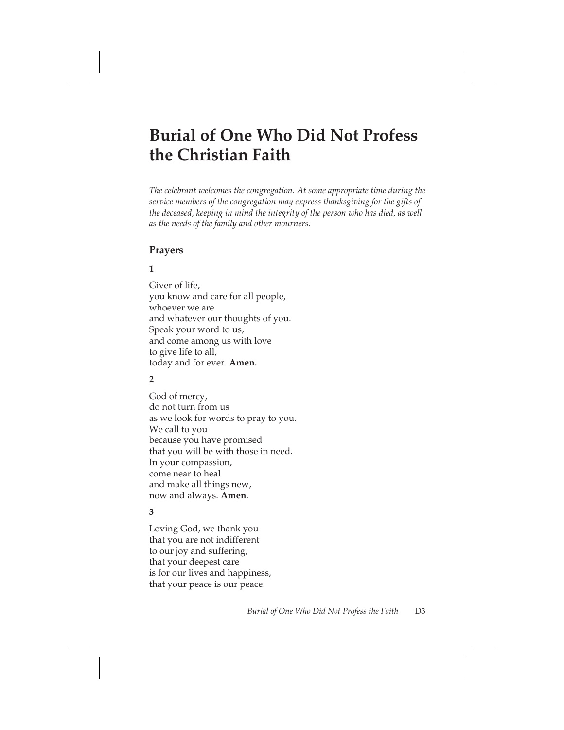# Burial of One Who Did Not Profess the Christian Faith

*The celebrant welcomes the congregation. At some appropriate time during the service members of the congregation may express thanksgiving for the gifts of the deceased, keeping in mind the integrity of the person who has died, as well as the needs of the family and other mourners.*

## Prayers

**1**

Giver of life,
you know and care for all people,
whoever we are
and whatever our thoughts of you.
Speak your word to us,
and come among us with love
to give life to all,
today and for ever. **Amen.**

**2**

God of mercy,
do not turn from us
as we look for words to pray to you.
We call to you
because you have promised
that you will be with those in need.
In your compassion,
come near to heal
and make all things new,
now and always. **Amen**.

**3**

Loving God, we thank you
that you are not indifferent
to our joy and suffering,
that your deepest care
is for our lives and happiness,
that your peace is our peace.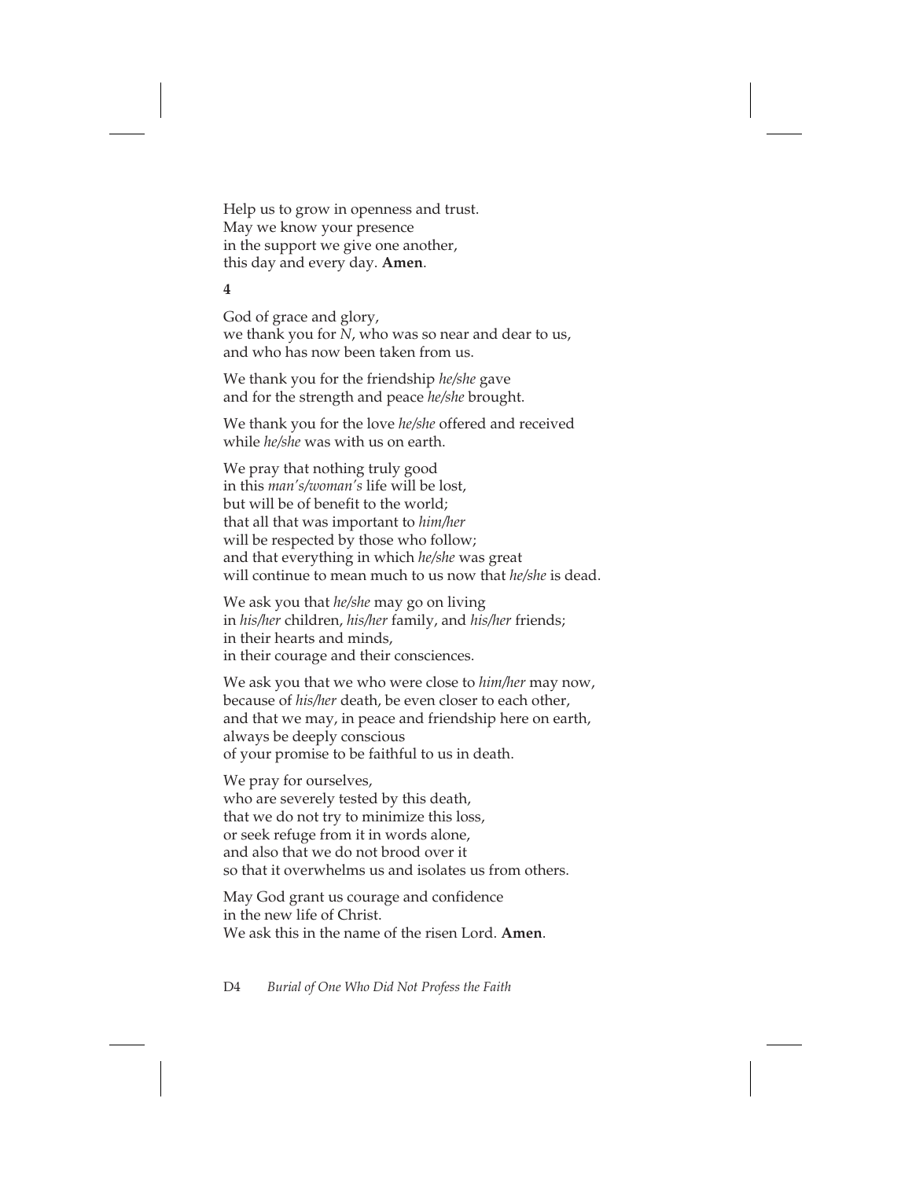Help us to grow in openness and trust.  
May we know your presence  
in the support we give one another,  
this day and every day. **Amen**.

**4**

God of grace and glory,  
we thank you for *N*, who was so near and dear to us,  
and who has now been taken from us.

We thank you for the friendship *he/she* gave  
and for the strength and peace *he/she* brought.

We thank you for the love *he/she* offered and received  
while *he/she* was with us on earth.

We pray that nothing truly good  
in this *man's/woman's* life will be lost,  
but will be of benefit to the world;  
that all that was important to *him/her*  
will be respected by those who follow;  
and that everything in which *he/she* was great  
will continue to mean much to us now that *he/she* is dead.

We ask you that *he/she* may go on living  
in *his/her* children, *his/her* family, and *his/her* friends;  
in their hearts and minds,  
in their courage and their consciences.

We ask you that we who were close to *him/her* may now,  
because of *his/her* death, be even closer to each other,  
and that we may, in peace and friendship here on earth,  
always be deeply conscious  
of your promise to be faithful to us in death.

We pray for ourselves,  
who are severely tested by this death,  
that we do not try to minimize this loss,  
or seek refuge from it in words alone,  
and also that we do not brood over it  
so that it overwhelms us and isolates us from others.

May God grant us courage and confidence  
in the new life of Christ.  
We ask this in the name of the risen Lord. **Amen**.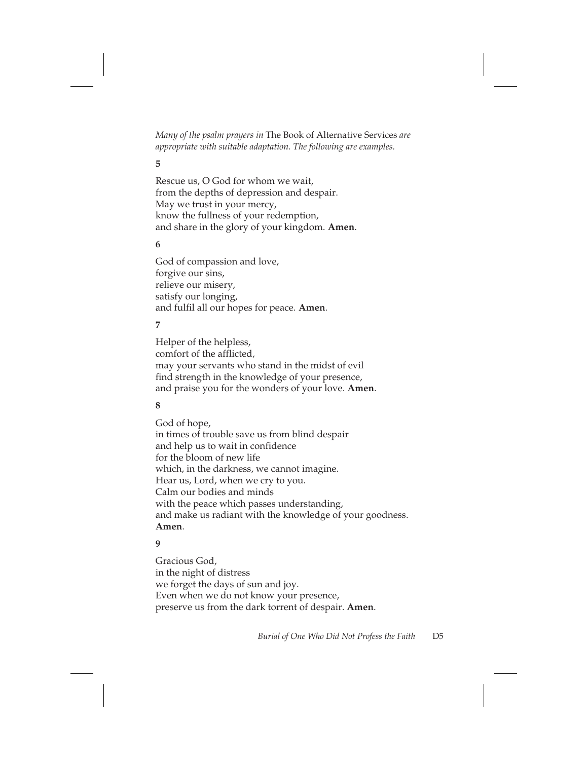*Many of the psalm prayers in* The Book of Alternative Services *are appropriate with suitable adaptation. The following are examples.*

**5**

Rescue us, O God for whom we wait,
from the depths of depression and despair.
May we trust in your mercy,
know the fullness of your redemption,
and share in the glory of your kingdom. **Amen**.

**6**

God of compassion and love,
forgive our sins,
relieve our misery,
satisfy our longing,
and fulfil all our hopes for peace. **Amen**.

**7**

Helper of the helpless,
comfort of the afflicted,
may your servants who stand in the midst of evil
find strength in the knowledge of your presence,
and praise you for the wonders of your love. **Amen**.

**8**

God of hope,
in times of trouble save us from blind despair
and help us to wait in confidence
for the bloom of new life
which, in the darkness, we cannot imagine.
Hear us, Lord, when we cry to you.
Calm our bodies and minds
with the peace which passes understanding,
and make us radiant with the knowledge of your goodness.
**Amen**.

**9**

Gracious God,
in the night of distress
we forget the days of sun and joy.
Even when we do not know your presence,
preserve us from the dark torrent of despair. **Amen**.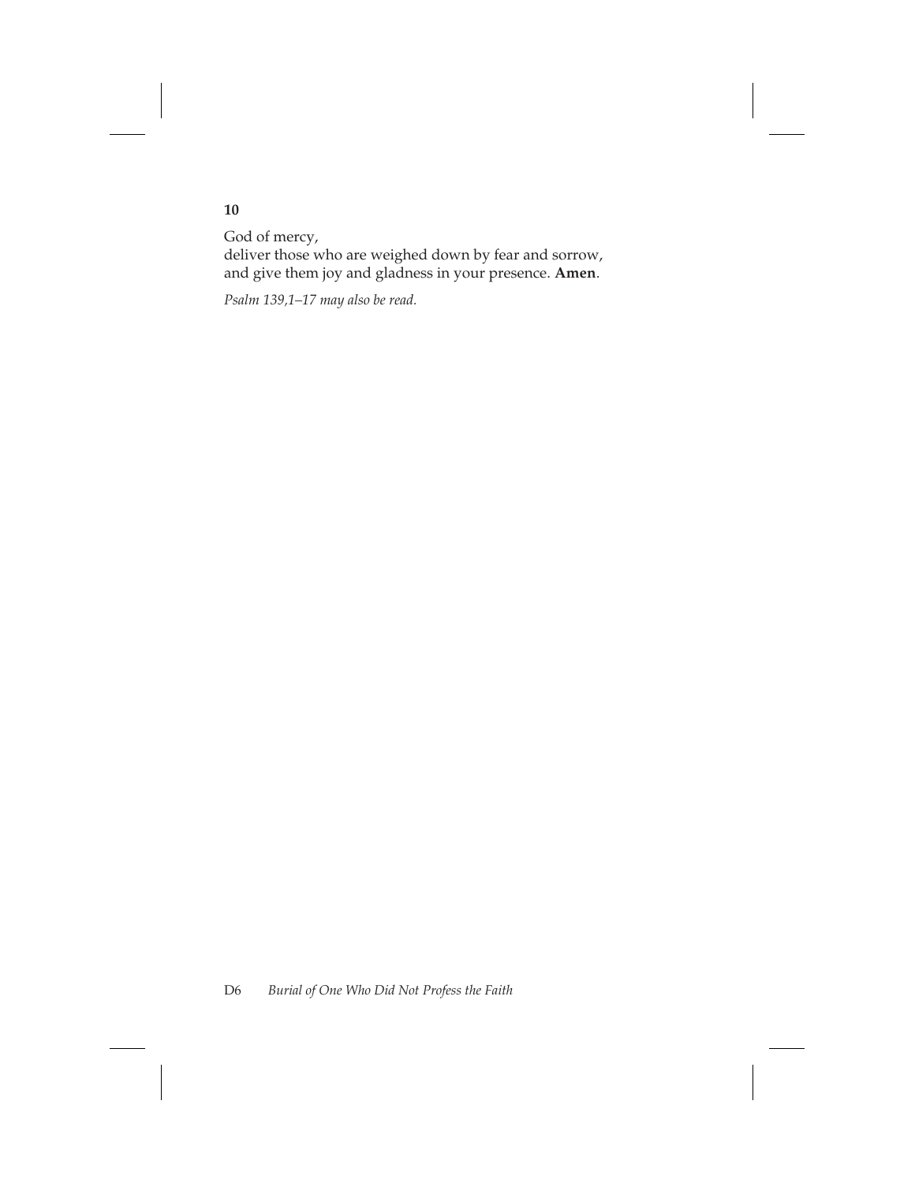**10**

God of mercy,  
deliver those who are weighed down by fear and sorrow,  
and give them joy and gladness in your presence. **Amen**.

*Psalm 139,1–17 may also be read.*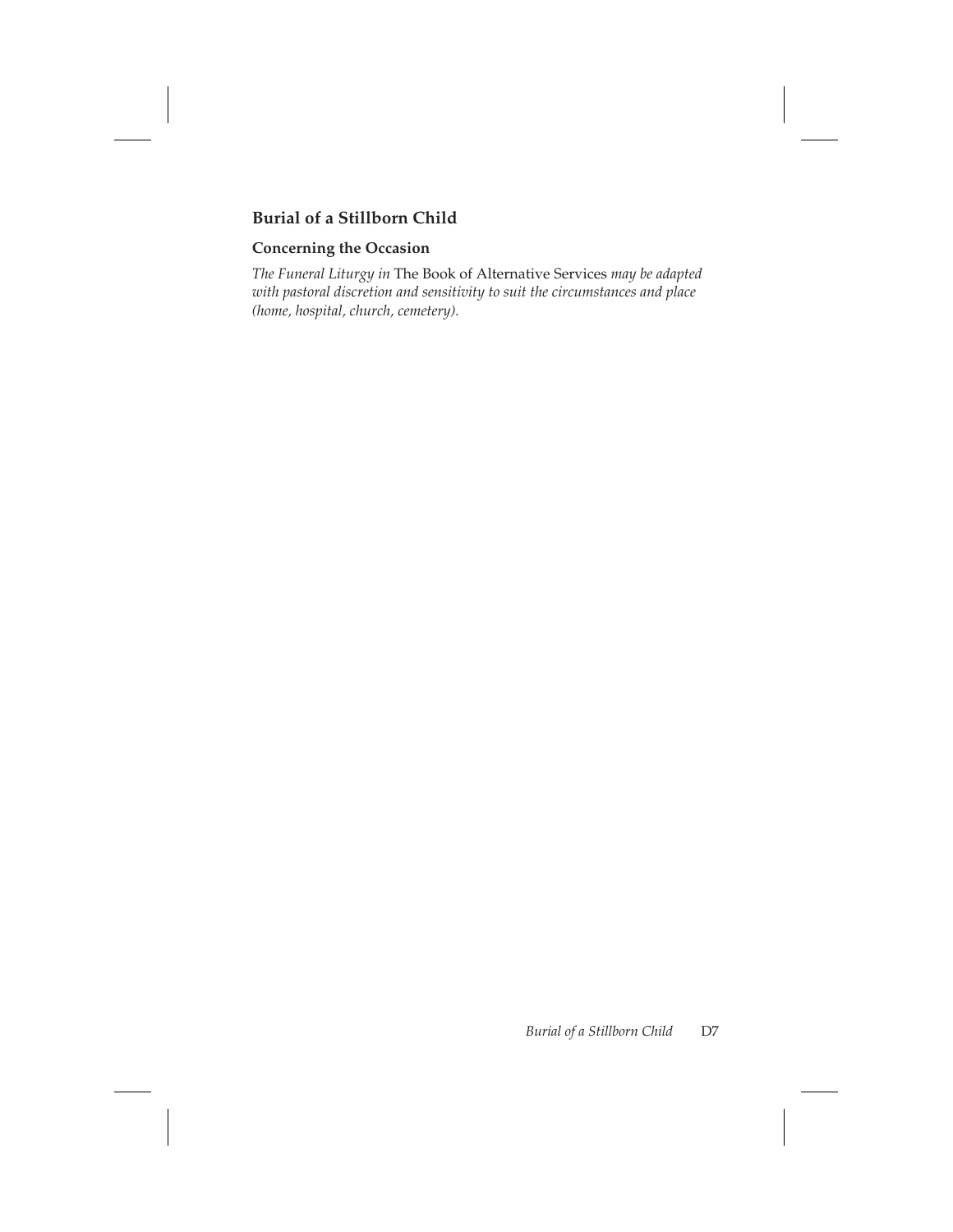## Burial of a Stillborn Child

### Concerning the Occasion

*The Funeral Liturgy in* The Book of Alternative Services *may be adapted with pastoral discretion and sensitivity to suit the circumstances and place (home, hospital, church, cemetery).*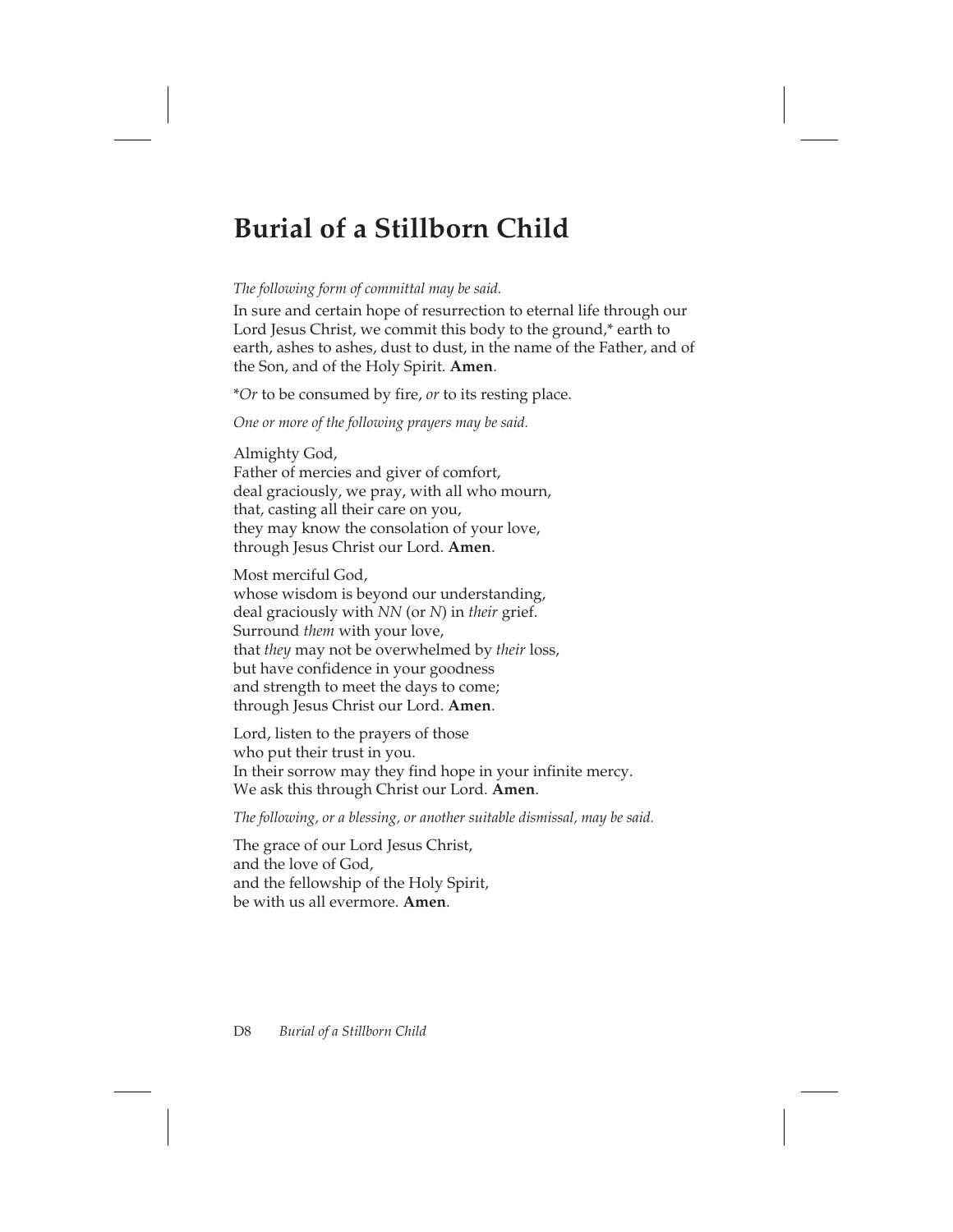# Burial of a Stillborn Child

*The following form of committal may be said.*

In sure and certain hope of resurrection to eternal life through our Lord Jesus Christ, we commit this body to the ground,* earth to earth, ashes to ashes, dust to dust, in the name of the Father, and of the Son, and of the Holy Spirit. **Amen**.

**Or* to be consumed by fire, *or* to its resting place.

*One or more of the following prayers may be said.*

Almighty God,
Father of mercies and giver of comfort,
deal graciously, we pray, with all who mourn,
that, casting all their care on you,
they may know the consolation of your love,
through Jesus Christ our Lord. **Amen**.

Most merciful God,
whose wisdom is beyond our understanding,
deal graciously with *NN* (or *N*) in *their* grief.
Surround *them* with your love,
that *they* may not be overwhelmed by *their* loss,
but have confidence in your goodness
and strength to meet the days to come;
through Jesus Christ our Lord. **Amen**.

Lord, listen to the prayers of those
who put their trust in you.
In their sorrow may they find hope in your infinite mercy.
We ask this through Christ our Lord. **Amen**.

*The following, or a blessing, or another suitable dismissal, may be said.*

The grace of our Lord Jesus Christ,
and the love of God,
and the fellowship of the Holy Spirit,
be with us all evermore. **Amen**.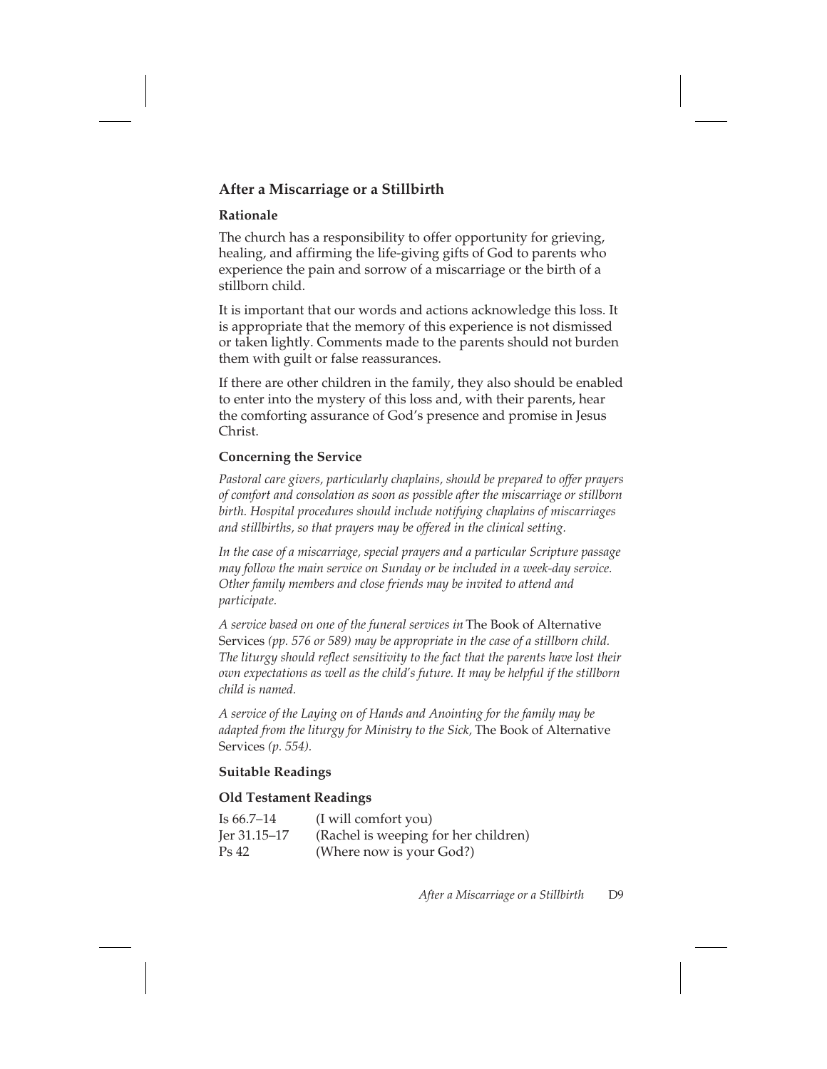## After a Miscarriage or a Stillbirth

### Rationale

The church has a responsibility to offer opportunity for grieving, healing, and affirming the life-giving gifts of God to parents who experience the pain and sorrow of a miscarriage or the birth of a stillborn child.

It is important that our words and actions acknowledge this loss. It is appropriate that the memory of this experience is not dismissed or taken lightly. Comments made to the parents should not burden them with guilt or false reassurances.

If there are other children in the family, they also should be enabled to enter into the mystery of this loss and, with their parents, hear the comforting assurance of God's presence and promise in Jesus Christ.

### Concerning the Service

*Pastoral care givers, particularly chaplains, should be prepared to offer prayers of comfort and consolation as soon as possible after the miscarriage or stillborn birth. Hospital procedures should include notifying chaplains of miscarriages and stillbirths, so that prayers may be offered in the clinical setting.*

*In the case of a miscarriage, special prayers and a particular Scripture passage may follow the main service on Sunday or be included in a week-day service. Other family members and close friends may be invited to attend and participate.*

*A service based on one of the funeral services in* The Book of Alternative Services *(pp. 576 or 589) may be appropriate in the case of a stillborn child. The liturgy should reflect sensitivity to the fact that the parents have lost their own expectations as well as the child's future. It may be helpful if the stillborn child is named.*

*A service of the Laying on of Hands and Anointing for the family may be adapted from the liturgy for Ministry to the Sick,* The Book of Alternative Services *(p. 554).*

### Suitable Readings

### Old Testament Readings

| | |
|---|---|
| Is 66.7–14 | (I will comfort you) |
| Jer 31.15–17 | (Rachel is weeping for her children) |
| Ps 42 | (Where now is your God?) |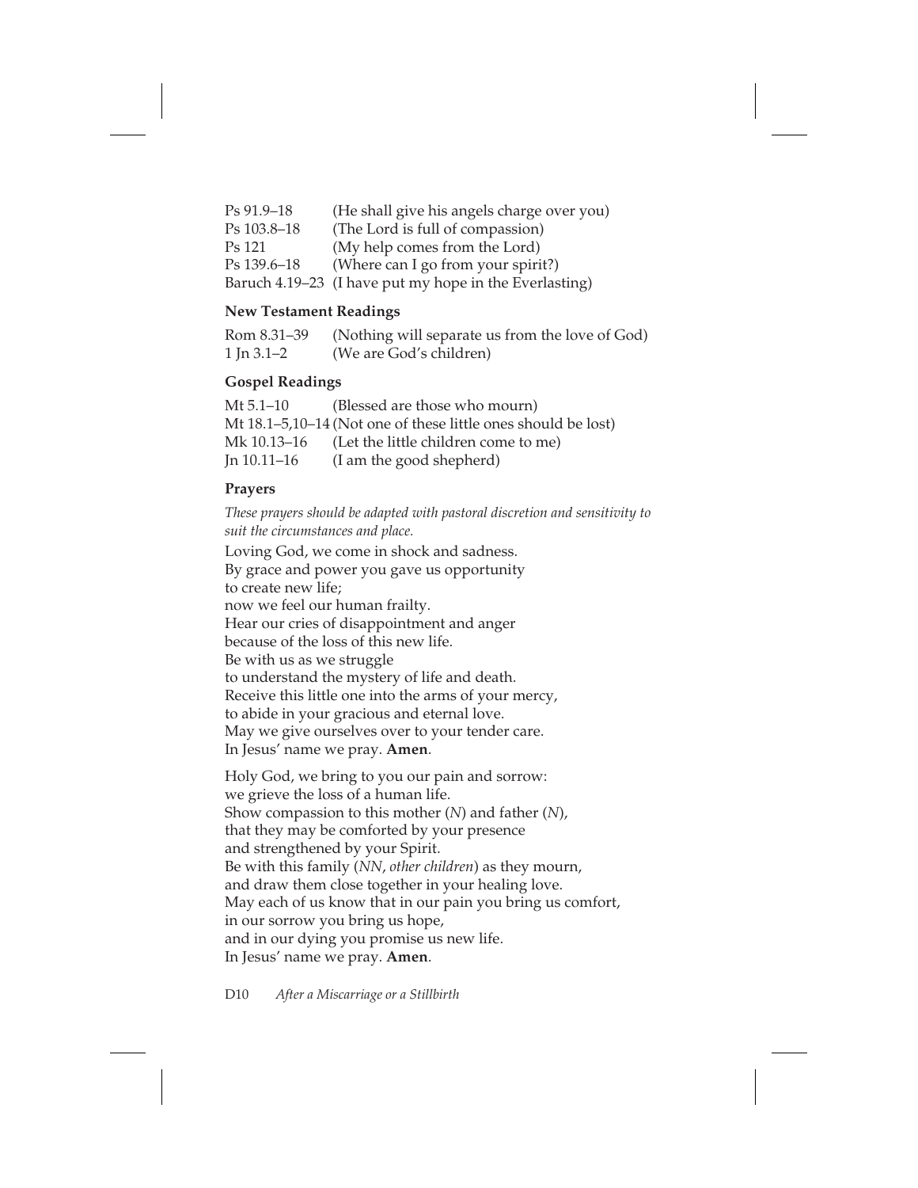| | |
|---|---|
| Ps 91.9–18 | (He shall give his angels charge over you) |
| Ps 103.8–18 | (The Lord is full of compassion) |
| Ps 121 | (My help comes from the Lord) |
| Ps 139.6–18 | (Where can I go from your spirit?) |
| Baruch 4.19–23 | (I have put my hope in the Everlasting) |

**New Testament Readings**

| | |
|---|---|
| Rom 8.31–39 | (Nothing will separate us from the love of God) |
| 1 Jn 3.1–2 | (We are God's children) |

**Gospel Readings**

| | |
|---|---|
| Mt 5.1–10 | (Blessed are those who mourn) |
| Mt 18.1–5,10–14 | (Not one of these little ones should be lost) |
| Mk 10.13–16 | (Let the little children come to me) |
| Jn 10.11–16 | (I am the good shepherd) |

**Prayers**

*These prayers should be adapted with pastoral discretion and sensitivity to suit the circumstances and place.*

Loving God, we come in shock and sadness.
By grace and power you gave us opportunity
to create new life;
now we feel our human frailty.
Hear our cries of disappointment and anger
because of the loss of this new life.
Be with us as we struggle
to understand the mystery of life and death.
Receive this little one into the arms of your mercy,
to abide in your gracious and eternal love.
May we give ourselves over to your tender care.
In Jesus' name we pray. **Amen**.

Holy God, we bring to you our pain and sorrow:
we grieve the loss of a human life.
Show compassion to this mother (*N*) and father (*N*),
that they may be comforted by your presence
and strengthened by your Spirit.
Be with this family (*NN*, *other children*) as they mourn,
and draw them close together in your healing love.
May each of us know that in our pain you bring us comfort,
in our sorrow you bring us hope,
and in our dying you promise us new life.
In Jesus' name we pray. **Amen**.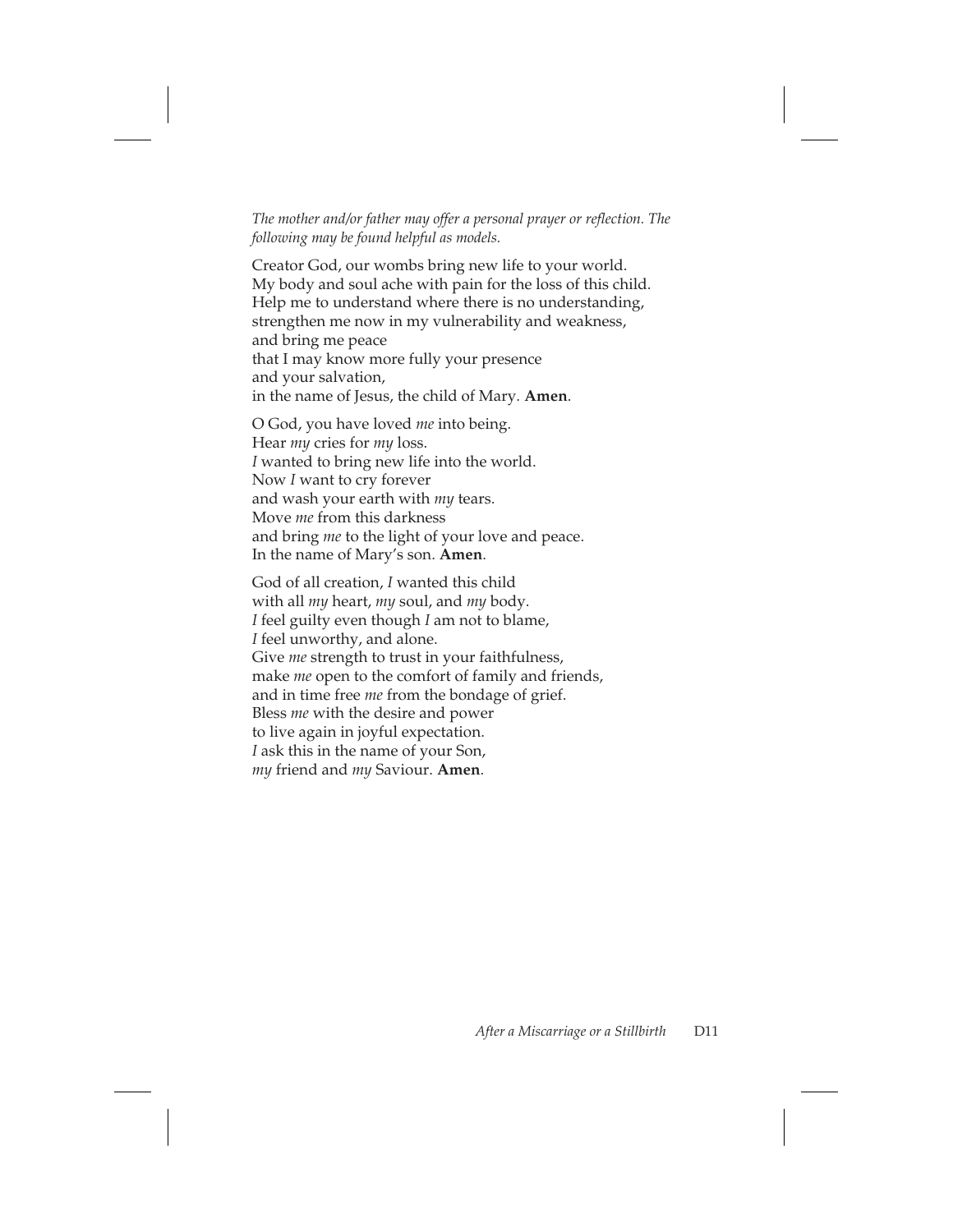*The mother and/or father may offer a personal prayer or reflection. The following may be found helpful as models.*

Creator God, our wombs bring new life to your world.
My body and soul ache with pain for the loss of this child.
Help me to understand where there is no understanding,
strengthen me now in my vulnerability and weakness,
and bring me peace
that I may know more fully your presence
and your salvation,
in the name of Jesus, the child of Mary. **Amen**.

O God, you have loved *me* into being.
Hear *my* cries for *my* loss.
*I* wanted to bring new life into the world.
Now *I* want to cry forever
and wash your earth with *my* tears.
Move *me* from this darkness
and bring *me* to the light of your love and peace.
In the name of Mary's son. **Amen**.

God of all creation, *I* wanted this child
with all *my* heart, *my* soul, and *my* body.
*I* feel guilty even though *I* am not to blame,
*I* feel unworthy, and alone.
Give *me* strength to trust in your faithfulness,
make *me* open to the comfort of family and friends,
and in time free *me* from the bondage of grief.
Bless *me* with the desire and power
to live again in joyful expectation.
*I* ask this in the name of your Son,
*my* friend and *my* Saviour. **Amen**.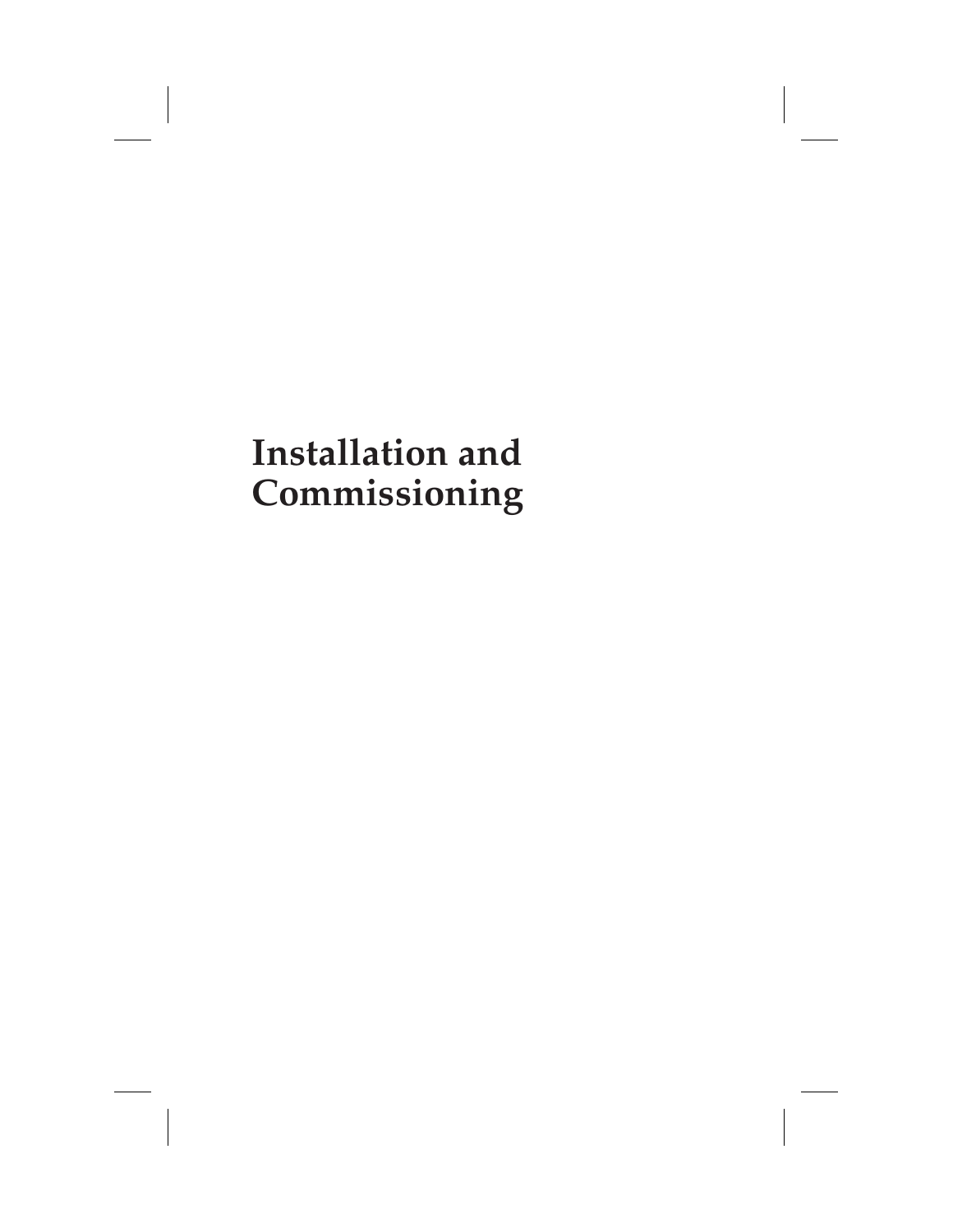# Installation and Commissioning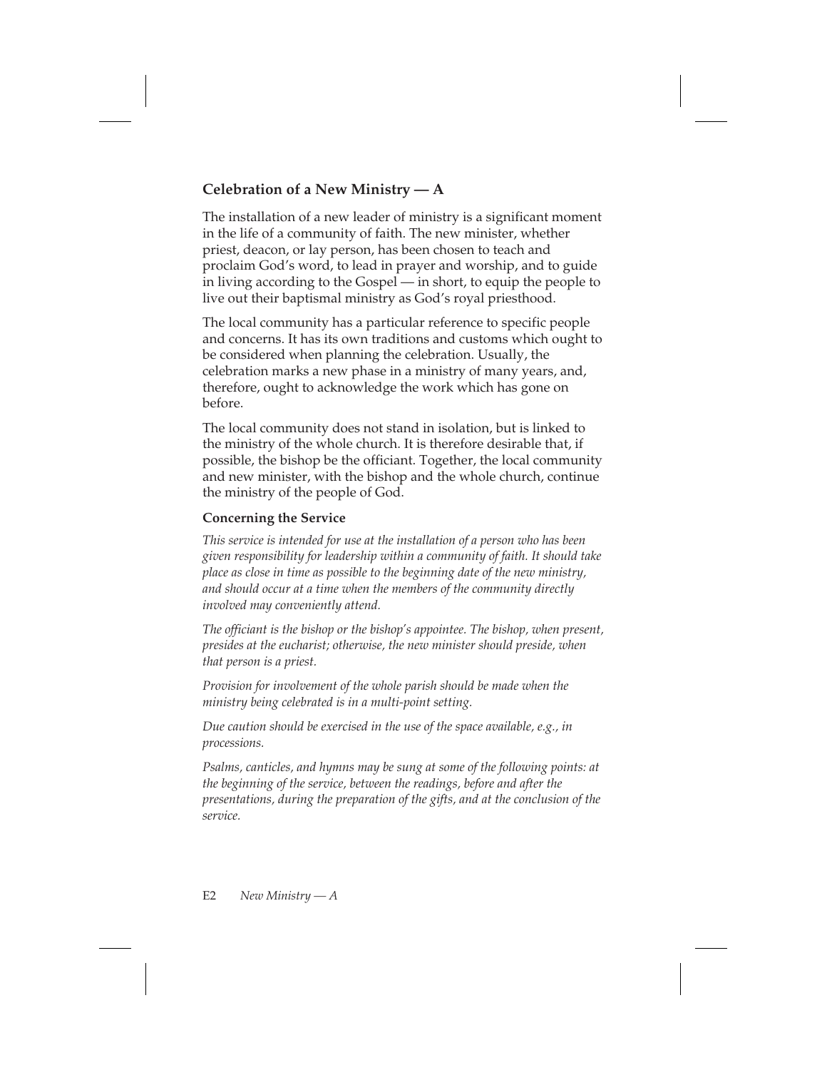## Celebration of a New Ministry — A

The installation of a new leader of ministry is a significant moment in the life of a community of faith. The new minister, whether priest, deacon, or lay person, has been chosen to teach and proclaim God's word, to lead in prayer and worship, and to guide in living according to the Gospel — in short, to equip the people to live out their baptismal ministry as God's royal priesthood.

The local community has a particular reference to specific people and concerns. It has its own traditions and customs which ought to be considered when planning the celebration. Usually, the celebration marks a new phase in a ministry of many years, and, therefore, ought to acknowledge the work which has gone on before.

The local community does not stand in isolation, but is linked to the ministry of the whole church. It is therefore desirable that, if possible, the bishop be the officiant. Together, the local community and new minister, with the bishop and the whole church, continue the ministry of the people of God.

### Concerning the Service

*This service is intended for use at the installation of a person who has been given responsibility for leadership within a community of faith. It should take place as close in time as possible to the beginning date of the new ministry, and should occur at a time when the members of the community directly involved may conveniently attend.*

*The officiant is the bishop or the bishop's appointee. The bishop, when present, presides at the eucharist; otherwise, the new minister should preside, when that person is a priest.*

*Provision for involvement of the whole parish should be made when the ministry being celebrated is in a multi-point setting.*

*Due caution should be exercised in the use of the space available, e.g., in processions.*

*Psalms, canticles, and hymns may be sung at some of the following points: at the beginning of the service, between the readings, before and after the presentations, during the preparation of the gifts, and at the conclusion of the service.*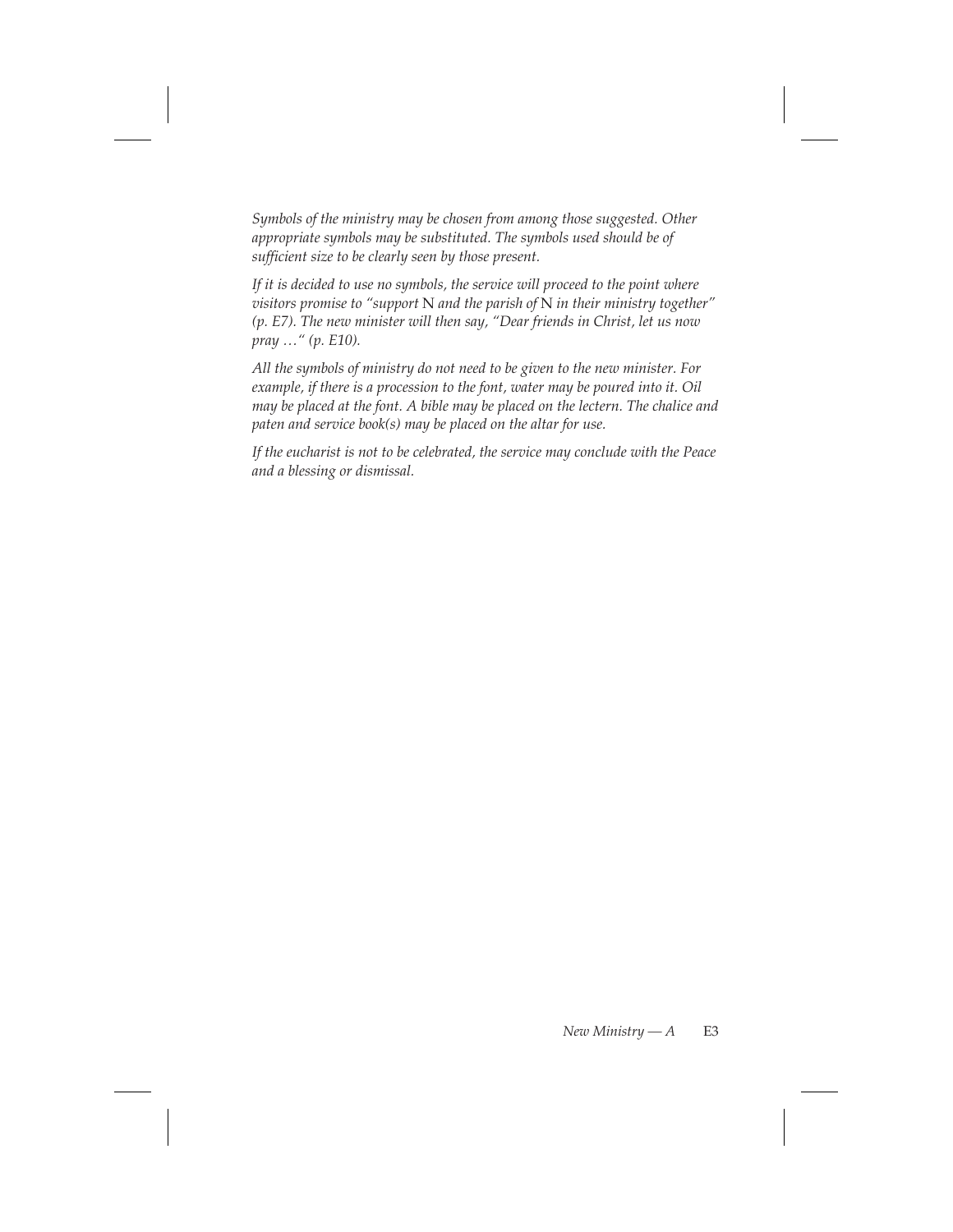*Symbols of the ministry may be chosen from among those suggested. Other appropriate symbols may be substituted. The symbols used should be of sufficient size to be clearly seen by those present.*

*If it is decided to use no symbols, the service will proceed to the point where visitors promise to "support* N *and the parish of* N *in their ministry together" (p. E7). The new minister will then say, "Dear friends in Christ, let us now pray …" (p. E10).*

*All the symbols of ministry do not need to be given to the new minister. For example, if there is a procession to the font, water may be poured into it. Oil may be placed at the font. A bible may be placed on the lectern. The chalice and paten and service book(s) may be placed on the altar for use.*

*If the eucharist is not to be celebrated, the service may conclude with the Peace and a blessing or dismissal.*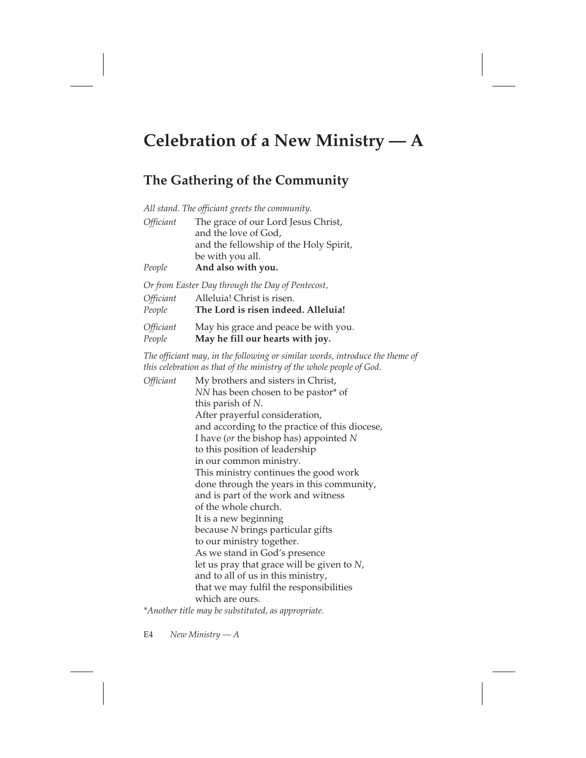# Celebration of a New Ministry — A

## The Gathering of the Community

*All stand. The officiant greets the community.*

*Officiant* The grace of our Lord Jesus Christ,
and the love of God,
and the fellowship of the Holy Spirit,
be with you all.

*People* **And also with you.**

*Or from Easter Day through the Day of Pentecost,*

*Officiant* Alleluia! Christ is risen.

*People* **The Lord is risen indeed. Alleluia!**

*Officiant* May his grace and peace be with you.

*People* **May he fill our hearts with joy.**

*The officiant may, in the following or similar words, introduce the theme of this celebration as that of the ministry of the whole people of God.*

*Officiant* My brothers and sisters in Christ,
*NN* has been chosen to be pastor* of
this parish of *N*.
After prayerful consideration,
and according to the practice of this diocese,
I have (*or* the bishop has) appointed *N*
to this position of leadership
in our common ministry.
This ministry continues the good work
done through the years in this community,
and is part of the work and witness
of the whole church.
It is a new beginning
because *N* brings particular gifts
to our ministry together.
As we stand in God's presence
let us pray that grace will be given to *N*,
and to all of us in this ministry,
that we may fulfil the responsibilities
which are ours.

**Another title may be substituted, as appropriate.*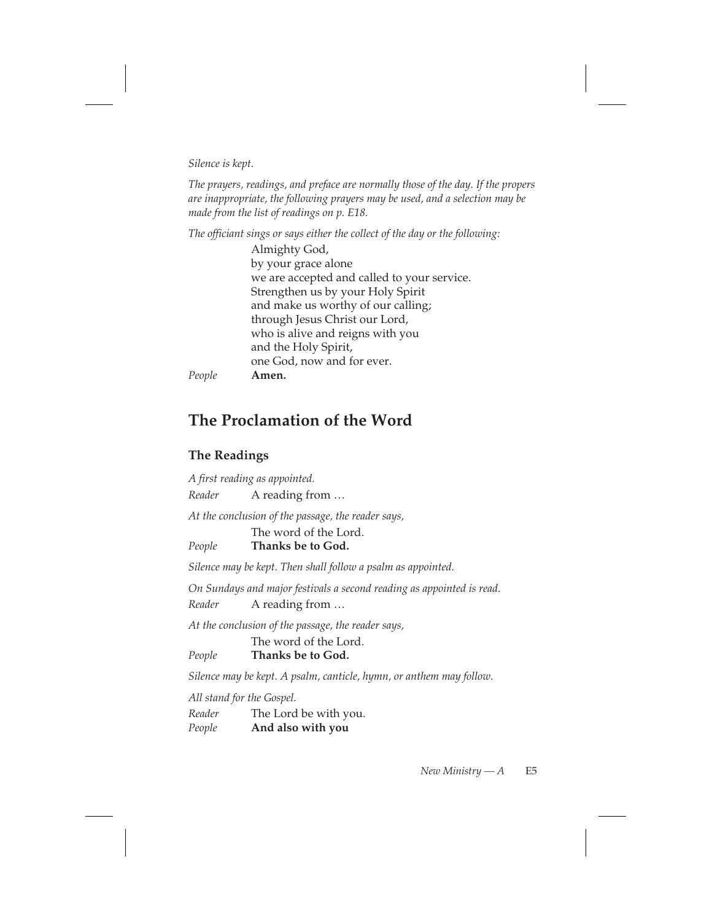*Silence is kept.*

*The prayers, readings, and preface are normally those of the day. If the propers are inappropriate, the following prayers may be used, and a selection may be made from the list of readings on p. E18.*

*The officiant sings or says either the collect of the day or the following:*

Almighty God,
by your grace alone
we are accepted and called to your service.
Strengthen us by your Holy Spirit
and make us worthy of our calling;
through Jesus Christ our Lord,
who is alive and reigns with you
and the Holy Spirit,
one God, now and for ever.

*People* **Amen.**

## The Proclamation of the Word

### The Readings

*A first reading as appointed.*

*Reader* A reading from …

*At the conclusion of the passage, the reader says,*

The word of the Lord.

*People* **Thanks be to God.**

*Silence may be kept. Then shall follow a psalm as appointed.*

*On Sundays and major festivals a second reading as appointed is read.*

*Reader* A reading from …

*At the conclusion of the passage, the reader says,*

The word of the Lord.

*People* **Thanks be to God.**

*Silence may be kept. A psalm, canticle, hymn, or anthem may follow.*

*All stand for the Gospel.*

*Reader* The Lord be with you.

*People* **And also with you**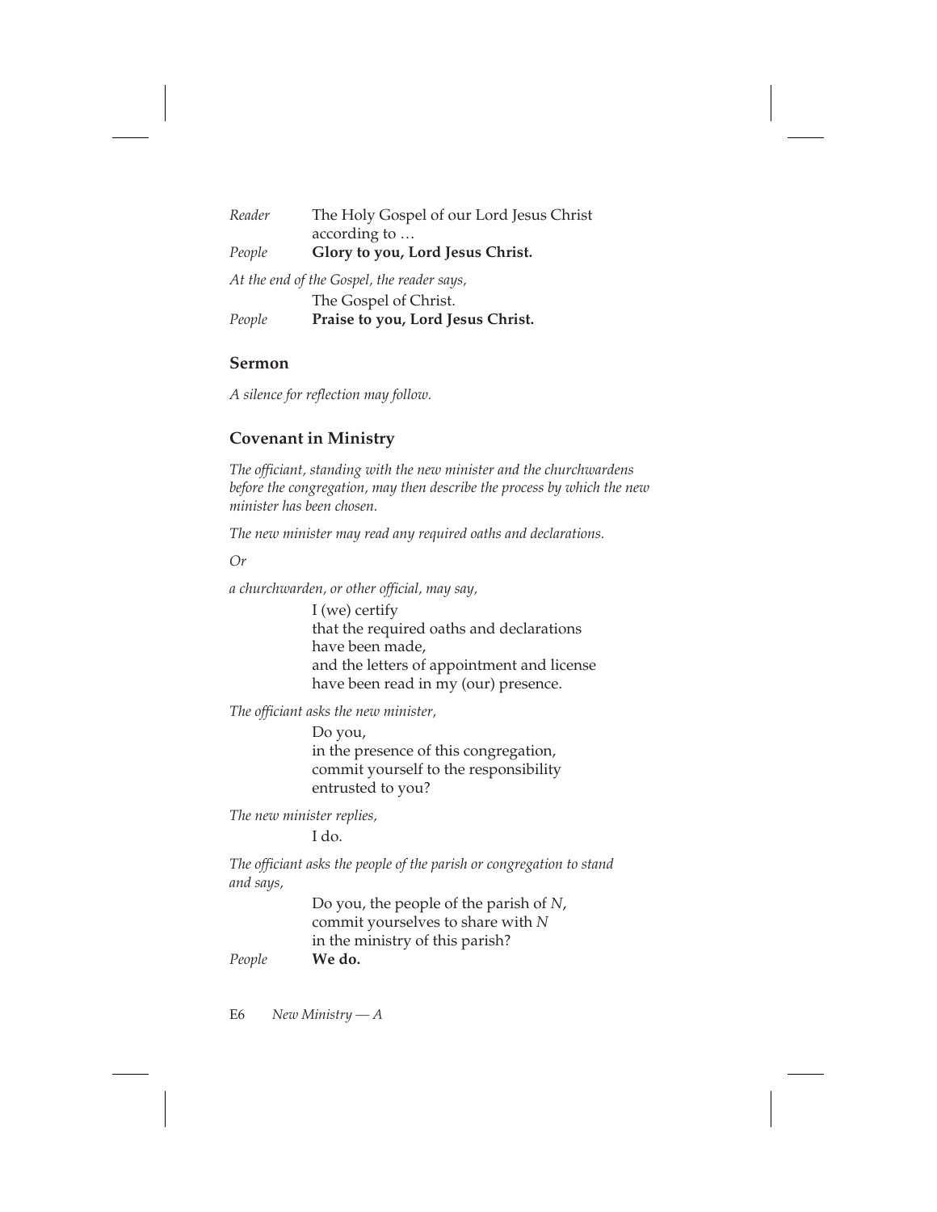*Reader* The Holy Gospel of our Lord Jesus Christ according to …

*People* **Glory to you, Lord Jesus Christ.**

*At the end of the Gospel, the reader says,*

The Gospel of Christ.

*People* **Praise to you, Lord Jesus Christ.**

## Sermon

*A silence for reflection may follow.*

## Covenant in Ministry

*The officiant, standing with the new minister and the churchwardens before the congregation, may then describe the process by which the new minister has been chosen.*

*The new minister may read any required oaths and declarations.*

*Or*

*a churchwarden, or other official, may say,*

I (we) certify
that the required oaths and declarations
have been made,
and the letters of appointment and license
have been read in my (our) presence.

*The officiant asks the new minister,*

Do you,
in the presence of this congregation,
commit yourself to the responsibility
entrusted to you?

*The new minister replies,*

I do.

*The officiant asks the people of the parish or congregation to stand and says,*

Do you, the people of the parish of *N*,
commit yourselves to share with *N*
in the ministry of this parish?

*People* **We do.**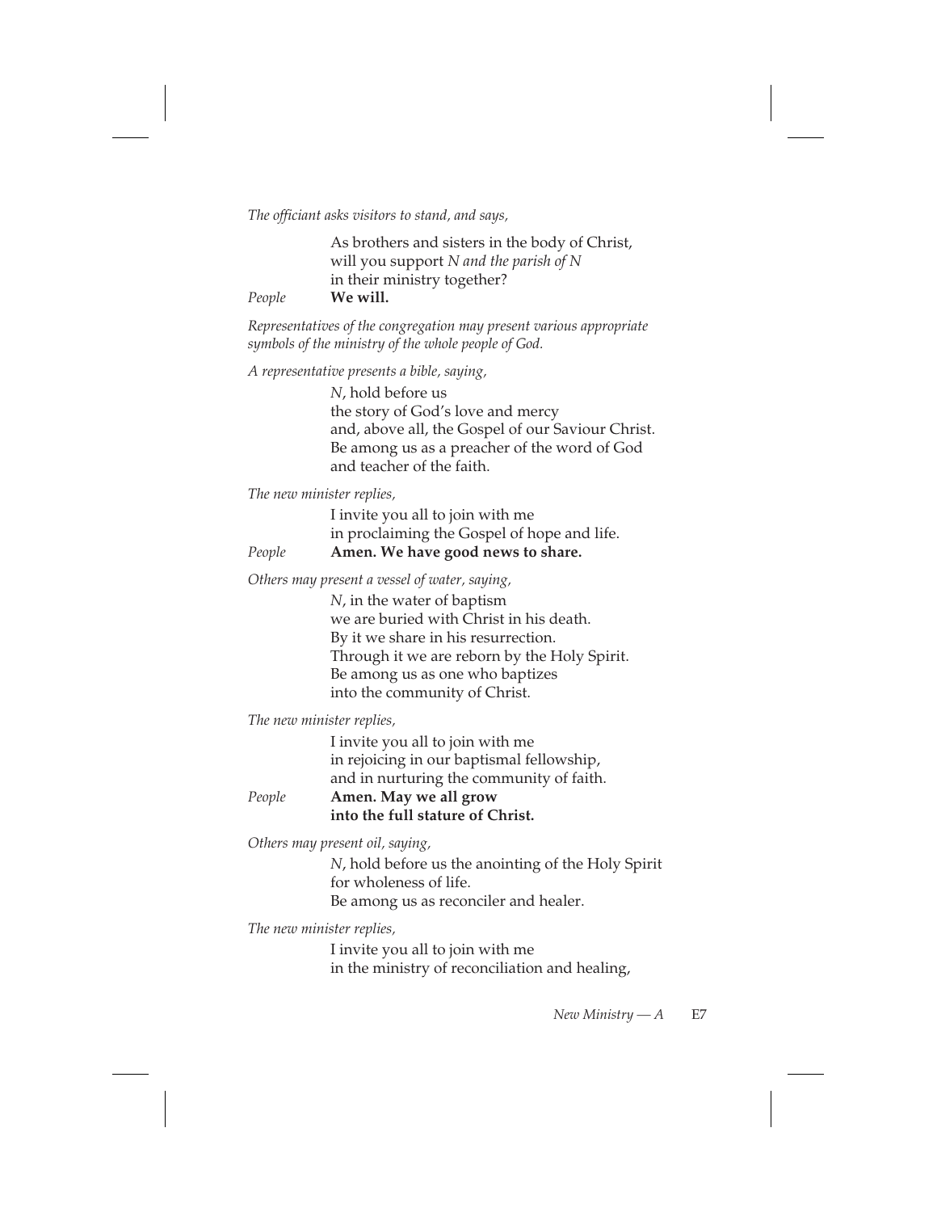*The officiant asks visitors to stand, and says,*

As brothers and sisters in the body of Christ,  
will you support *N and the parish of N*  
in their ministry together?

*People* **We will.**

*Representatives of the congregation may present various appropriate symbols of the ministry of the whole people of God.*

*A representative presents a bible, saying,*

*N*, hold before us  
the story of God's love and mercy  
and, above all, the Gospel of our Saviour Christ.  
Be among us as a preacher of the word of God  
and teacher of the faith.

*The new minister replies,*

I invite you all to join with me  
in proclaiming the Gospel of hope and life.

*People* **Amen. We have good news to share.**

*Others may present a vessel of water, saying,*

*N*, in the water of baptism  
we are buried with Christ in his death.  
By it we share in his resurrection.  
Through it we are reborn by the Holy Spirit.  
Be among us as one who baptizes  
into the community of Christ.

*The new minister replies,*

I invite you all to join with me  
in rejoicing in our baptismal fellowship,  
and in nurturing the community of faith.

*People* **Amen. May we all grow**  
**into the full stature of Christ.**

*Others may present oil, saying,*

*N*, hold before us the anointing of the Holy Spirit  
for wholeness of life.  
Be among us as reconciler and healer.

*The new minister replies,*

I invite you all to join with me  
in the ministry of reconciliation and healing,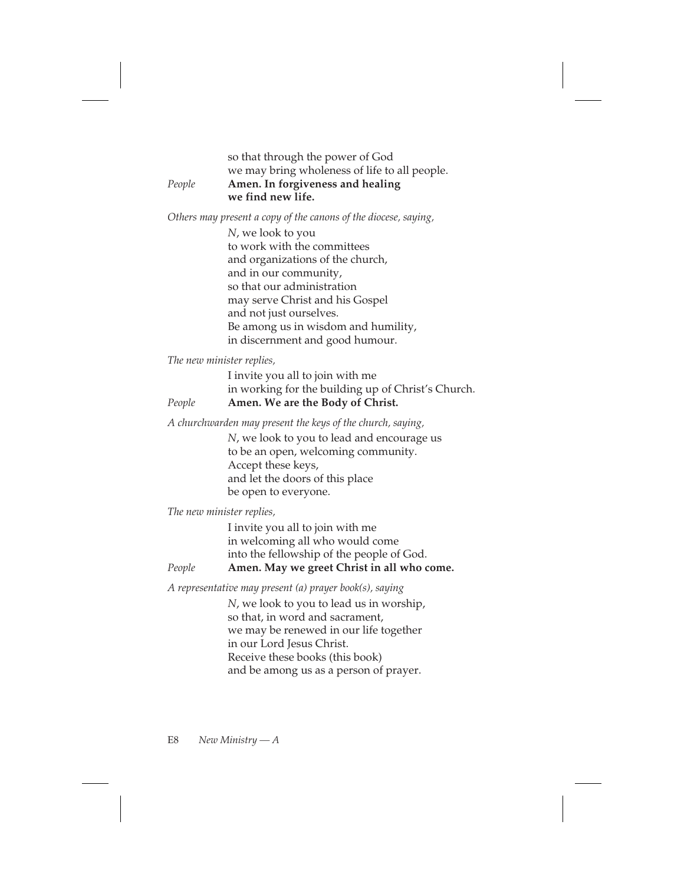so that through the power of God
we may bring wholeness of life to all people.

*People* **Amen. In forgiveness and healing we find new life.**

*Others may present a copy of the canons of the diocese, saying,*

*N*, we look to you
to work with the committees
and organizations of the church,
and in our community,
so that our administration
may serve Christ and his Gospel
and not just ourselves.
Be among us in wisdom and humility,
in discernment and good humour.

*The new minister replies,*

I invite you all to join with me
in working for the building up of Christ's Church.

*People* **Amen. We are the Body of Christ.**

*A churchwarden may present the keys of the church, saying,*

*N*, we look to you to lead and encourage us
to be an open, welcoming community.
Accept these keys,
and let the doors of this place
be open to everyone.

*The new minister replies,*

I invite you all to join with me
in welcoming all who would come
into the fellowship of the people of God.

*People* **Amen. May we greet Christ in all who come.**

*A representative may present (a) prayer book(s), saying*

*N*, we look to you to lead us in worship,
so that, in word and sacrament,
we may be renewed in our life together
in our Lord Jesus Christ.
Receive these books (this book)
and be among us as a person of prayer.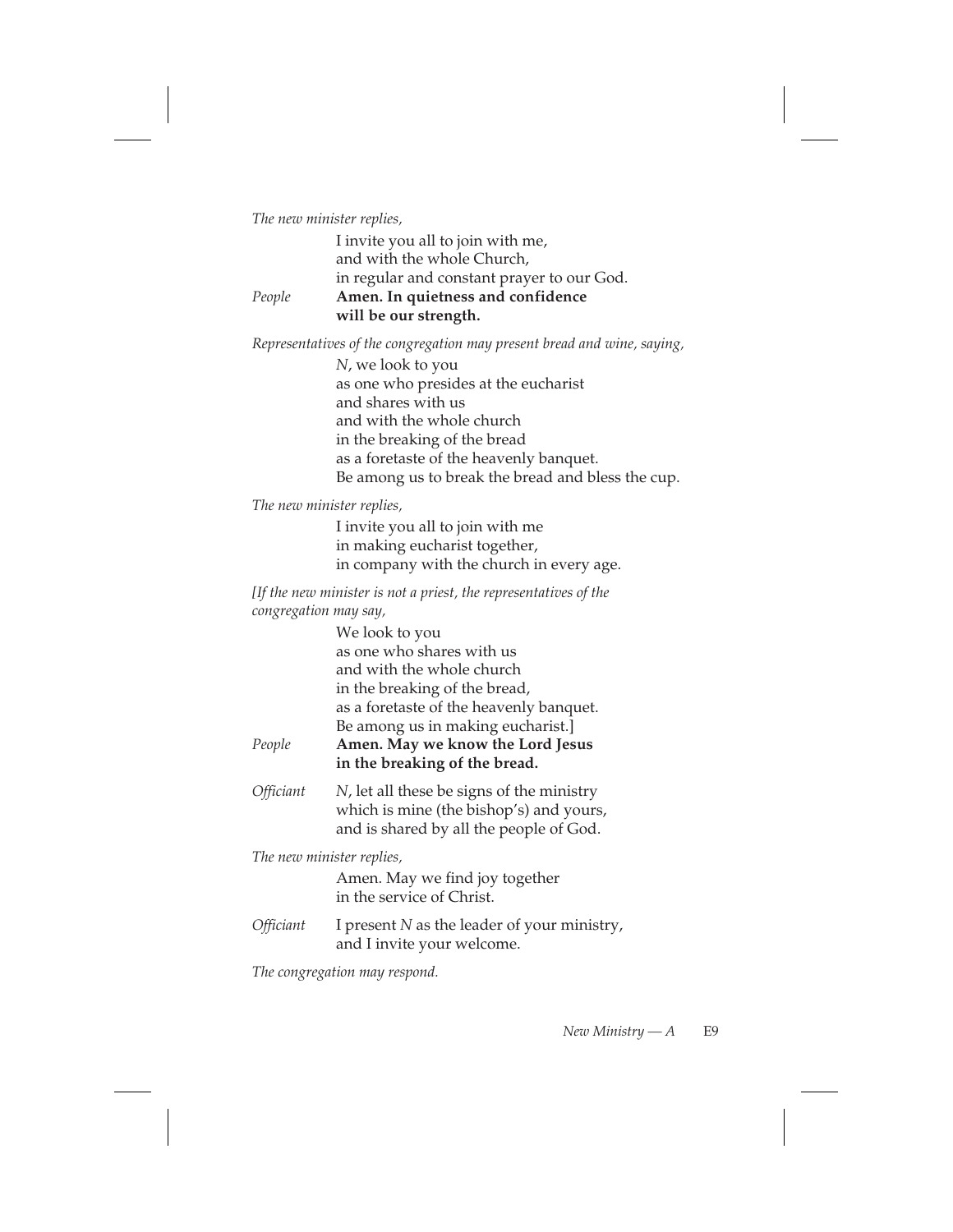*The new minister replies,*

I invite you all to join with me,
and with the whole Church,
in regular and constant prayer to our God.

*People* **Amen. In quietness and confidence will be our strength.**

*Representatives of the congregation may present bread and wine, saying,*

*N*, we look to you
as one who presides at the eucharist
and shares with us
and with the whole church
in the breaking of the bread
as a foretaste of the heavenly banquet.
Be among us to break the bread and bless the cup.

*The new minister replies,*

I invite you all to join with me
in making eucharist together,
in company with the church in every age.

*[If the new minister is not a priest, the representatives of the congregation may say,*

We look to you
as one who shares with us
and with the whole church
in the breaking of the bread,
as a foretaste of the heavenly banquet.
Be among us in making eucharist.]

*People* **Amen. May we know the Lord Jesus in the breaking of the bread.**

*Officiant* *N*, let all these be signs of the ministry
which is mine (the bishop's) and yours,
and is shared by all the people of God.

*The new minister replies,*

Amen. May we find joy together
in the service of Christ.

*Officiant* I present *N* as the leader of your ministry,
and I invite your welcome.

*The congregation may respond.*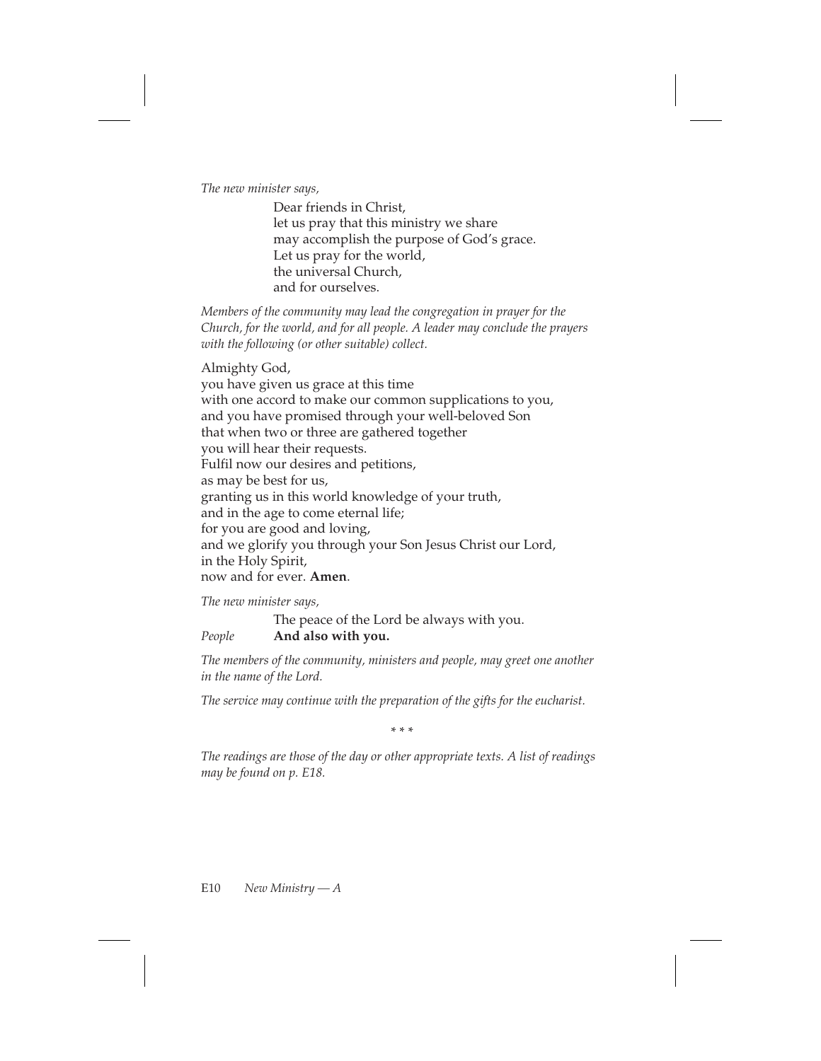*The new minister says,*

> Dear friends in Christ,
> let us pray that this ministry we share
> may accomplish the purpose of God's grace.
> Let us pray for the world,
> the universal Church,
> and for ourselves.

*Members of the community may lead the congregation in prayer for the Church, for the world, and for all people. A leader may conclude the prayers with the following (or other suitable) collect.*

Almighty God,
you have given us grace at this time
with one accord to make our common supplications to you,
and you have promised through your well-beloved Son
that when two or three are gathered together
you will hear their requests.
Fulfil now our desires and petitions,
as may be best for us,
granting us in this world knowledge of your truth,
and in the age to come eternal life;
for you are good and loving,
and we glorify you through your Son Jesus Christ our Lord,
in the Holy Spirit,
now and for ever. **Amen**.

*The new minister says,*

The peace of the Lord be always with you.
*People* **And also with you.**

*The members of the community, ministers and people, may greet one another in the name of the Lord.*

*The service may continue with the preparation of the gifts for the eucharist.*

\* \* \*

*The readings are those of the day or other appropriate texts. A list of readings may be found on p. E18.*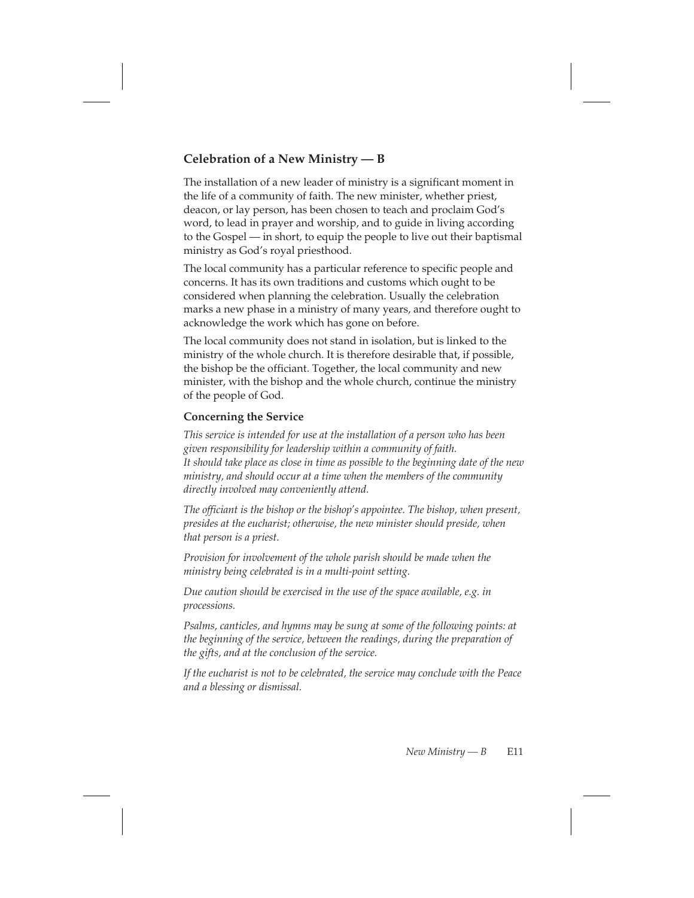## Celebration of a New Ministry — B

The installation of a new leader of ministry is a significant moment in the life of a community of faith. The new minister, whether priest, deacon, or lay person, has been chosen to teach and proclaim God's word, to lead in prayer and worship, and to guide in living according to the Gospel — in short, to equip the people to live out their baptismal ministry as God's royal priesthood.

The local community has a particular reference to specific people and concerns. It has its own traditions and customs which ought to be considered when planning the celebration. Usually the celebration marks a new phase in a ministry of many years, and therefore ought to acknowledge the work which has gone on before.

The local community does not stand in isolation, but is linked to the ministry of the whole church. It is therefore desirable that, if possible, the bishop be the officiant. Together, the local community and new minister, with the bishop and the whole church, continue the ministry of the people of God.

### Concerning the Service

*This service is intended for use at the installation of a person who has been given responsibility for leadership within a community of faith.*
*It should take place as close in time as possible to the beginning date of the new ministry, and should occur at a time when the members of the community directly involved may conveniently attend.*

*The officiant is the bishop or the bishop's appointee. The bishop, when present, presides at the eucharist; otherwise, the new minister should preside, when that person is a priest.*

*Provision for involvement of the whole parish should be made when the ministry being celebrated is in a multi-point setting.*

*Due caution should be exercised in the use of the space available, e.g. in processions.*

*Psalms, canticles, and hymns may be sung at some of the following points: at the beginning of the service, between the readings, during the preparation of the gifts, and at the conclusion of the service.*

*If the eucharist is not to be celebrated, the service may conclude with the Peace and a blessing or dismissal.*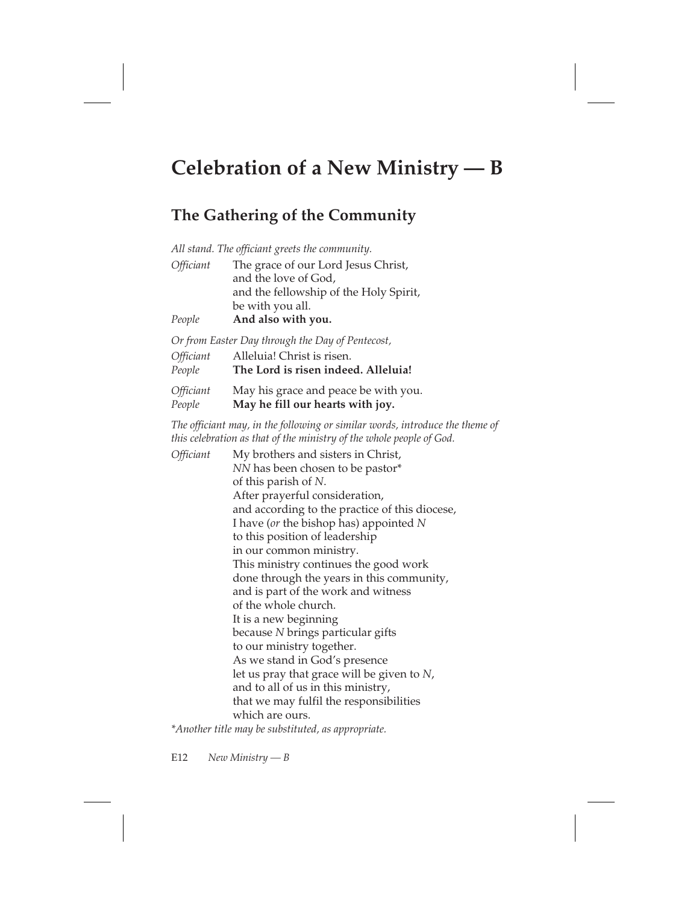# Celebration of a New Ministry — B

## The Gathering of the Community

*All stand. The officiant greets the community.*

*Officiant* The grace of our Lord Jesus Christ,
and the love of God,
and the fellowship of the Holy Spirit,
be with you all.

*People* **And also with you.**

*Or from Easter Day through the Day of Pentecost,*

*Officiant* Alleluia! Christ is risen.

*People* **The Lord is risen indeed. Alleluia!**

*Officiant* May his grace and peace be with you.

*People* **May he fill our hearts with joy.**

*The officiant may, in the following or similar words, introduce the theme of this celebration as that of the ministry of the whole people of God.*

*Officiant* My brothers and sisters in Christ,
*NN* has been chosen to be pastor*
of this parish of *N*.
After prayerful consideration,
and according to the practice of this diocese,
I have (*or* the bishop has) appointed *N*
to this position of leadership
in our common ministry.
This ministry continues the good work
done through the years in this community,
and is part of the work and witness
of the whole church.
It is a new beginning
because *N* brings particular gifts
to our ministry together.
As we stand in God's presence
let us pray that grace will be given to *N*,
and to all of us in this ministry,
that we may fulfil the responsibilities
which are ours.

**Another title may be substituted, as appropriate.*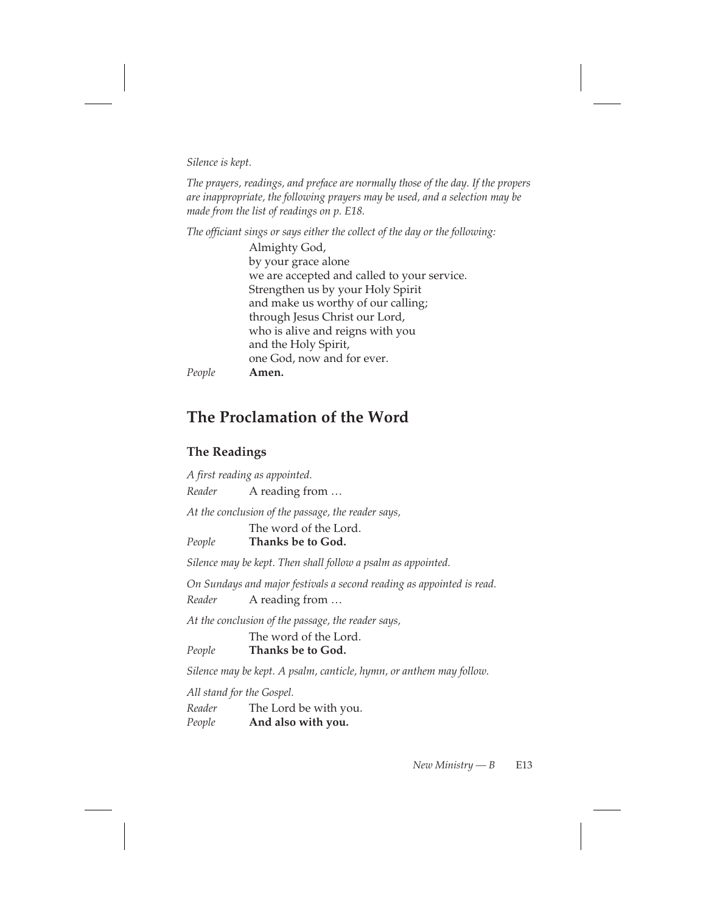*Silence is kept.*

*The prayers, readings, and preface are normally those of the day. If the propers are inappropriate, the following prayers may be used, and a selection may be made from the list of readings on p. E18.*

*The officiant sings or says either the collect of the day or the following:*

Almighty God,
by your grace alone
we are accepted and called to your service.
Strengthen us by your Holy Spirit
and make us worthy of our calling;
through Jesus Christ our Lord,
who is alive and reigns with you
and the Holy Spirit,
one God, now and for ever.

*People* **Amen.**

## The Proclamation of the Word

### The Readings

*A first reading as appointed.*

*Reader* A reading from …

*At the conclusion of the passage, the reader says,*

The word of the Lord.

*People* **Thanks be to God.**

*Silence may be kept. Then shall follow a psalm as appointed.*

*On Sundays and major festivals a second reading as appointed is read.*

*Reader* A reading from …

*At the conclusion of the passage, the reader says,*

The word of the Lord.

*People* **Thanks be to God.**

*Silence may be kept. A psalm, canticle, hymn, or anthem may follow.*

*All stand for the Gospel.*

*Reader* The Lord be with you.

*People* **And also with you.**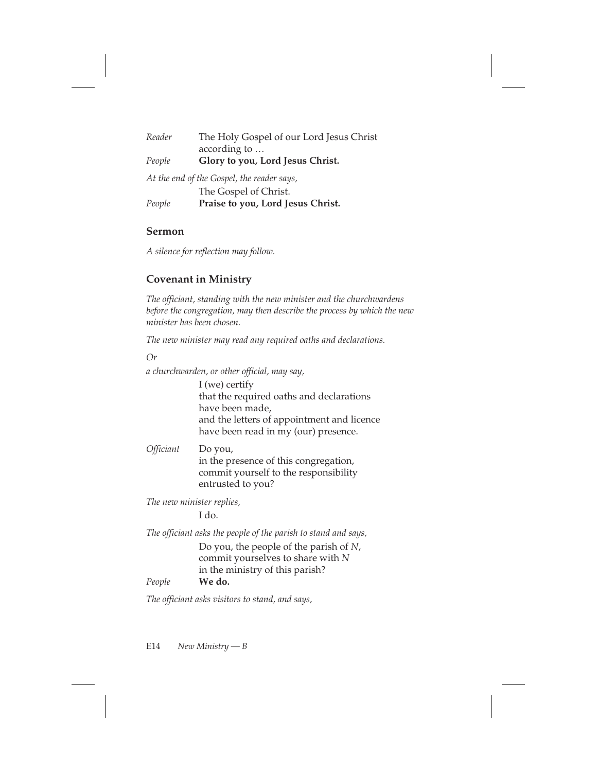*Reader* The Holy Gospel of our Lord Jesus Christ
according to …

*People* **Glory to you, Lord Jesus Christ.**

*At the end of the Gospel, the reader says,*

The Gospel of Christ.

*People* **Praise to you, Lord Jesus Christ.**

## Sermon

*A silence for reflection may follow.*

## Covenant in Ministry

*The officiant, standing with the new minister and the churchwardens before the congregation, may then describe the process by which the new minister has been chosen.*

*The new minister may read any required oaths and declarations.*

*Or*

*a churchwarden, or other official, may say,*

I (we) certify
that the required oaths and declarations
have been made,
and the letters of appointment and licence
have been read in my (our) presence.

*Officiant* Do you,
in the presence of this congregation,
commit yourself to the responsibility
entrusted to you?

*The new minister replies,*

I do.

*The officiant asks the people of the parish to stand and says,*

Do you, the people of the parish of *N*,
commit yourselves to share with *N*
in the ministry of this parish?

*People* **We do.**

*The officiant asks visitors to stand, and says,*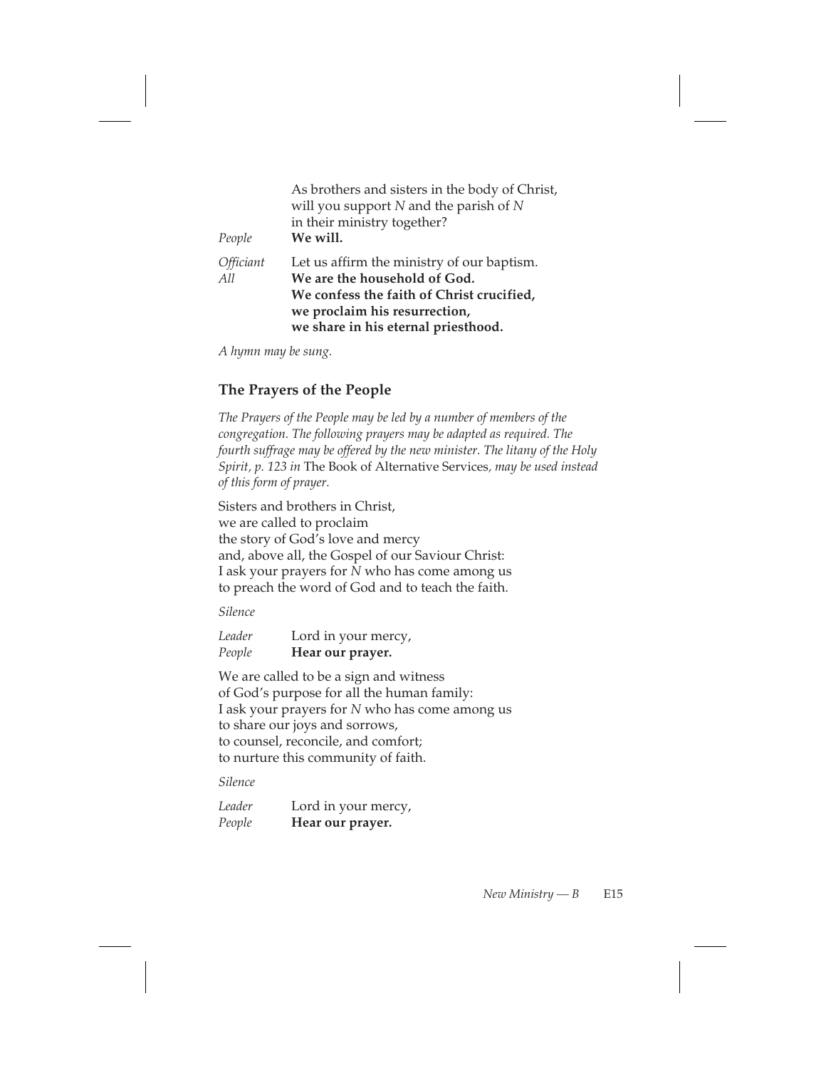As brothers and sisters in the body of Christ,
will you support *N* and the parish of *N*
in their ministry together?

*People* **We will.**

*Officiant* Let us affirm the ministry of our baptism.

*All* **We are the household of God.**
**We confess the faith of Christ crucified,**
**we proclaim his resurrection,**
**we share in his eternal priesthood.**

*A hymn may be sung.*

## The Prayers of the People

*The Prayers of the People may be led by a number of members of the congregation. The following prayers may be adapted as required. The fourth suffrage may be offered by the new minister. The litany of the Holy Spirit, p. 123 in* The Book of Alternative Services*, may be used instead of this form of prayer.*

Sisters and brothers in Christ,
we are called to proclaim
the story of God's love and mercy
and, above all, the Gospel of our Saviour Christ:
I ask your prayers for *N* who has come among us
to preach the word of God and to teach the faith.

*Silence*

*Leader* Lord in your mercy,

*People* **Hear our prayer.**

We are called to be a sign and witness
of God's purpose for all the human family:
I ask your prayers for *N* who has come among us
to share our joys and sorrows,
to counsel, reconcile, and comfort;
to nurture this community of faith.

*Silence*

*Leader* Lord in your mercy,

*People* **Hear our prayer.**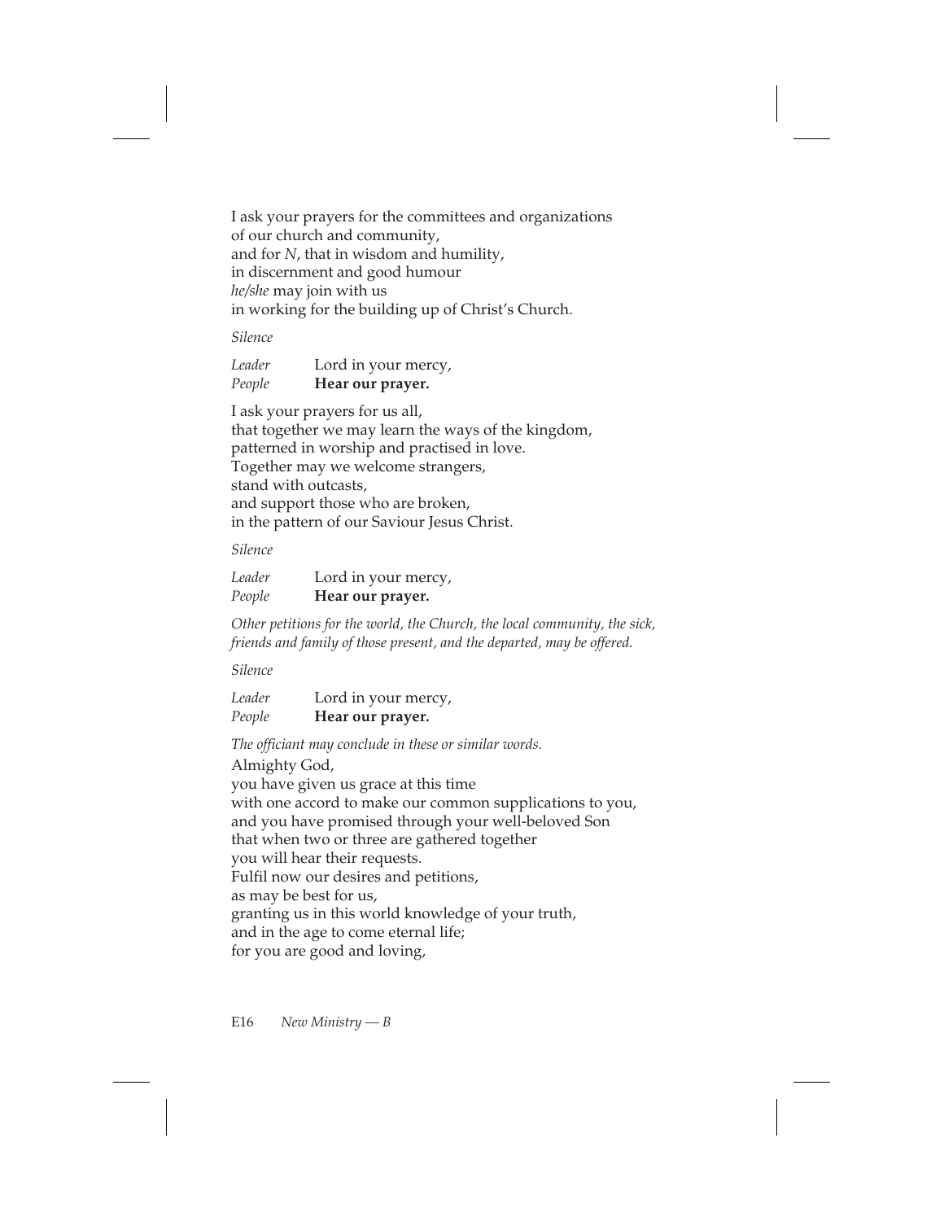I ask your prayers for the committees and organizations
of our church and community,
and for *N*, that in wisdom and humility,
in discernment and good humour
*he/she* may join with us
in working for the building up of Christ's Church.

*Silence*

*Leader* Lord in your mercy,
*People* **Hear our prayer.**

I ask your prayers for us all,
that together we may learn the ways of the kingdom,
patterned in worship and practised in love.
Together may we welcome strangers,
stand with outcasts,
and support those who are broken,
in the pattern of our Saviour Jesus Christ.

*Silence*

*Leader* Lord in your mercy,
*People* **Hear our prayer.**

*Other petitions for the world, the Church, the local community, the sick, friends and family of those present, and the departed, may be offered.*

*Silence*

*Leader* Lord in your mercy,
*People* **Hear our prayer.**

*The officiant may conclude in these or similar words.*

Almighty God,
you have given us grace at this time
with one accord to make our common supplications to you,
and you have promised through your well-beloved Son
that when two or three are gathered together
you will hear their requests.
Fulfil now our desires and petitions,
as may be best for us,
granting us in this world knowledge of your truth,
and in the age to come eternal life;
for you are good and loving,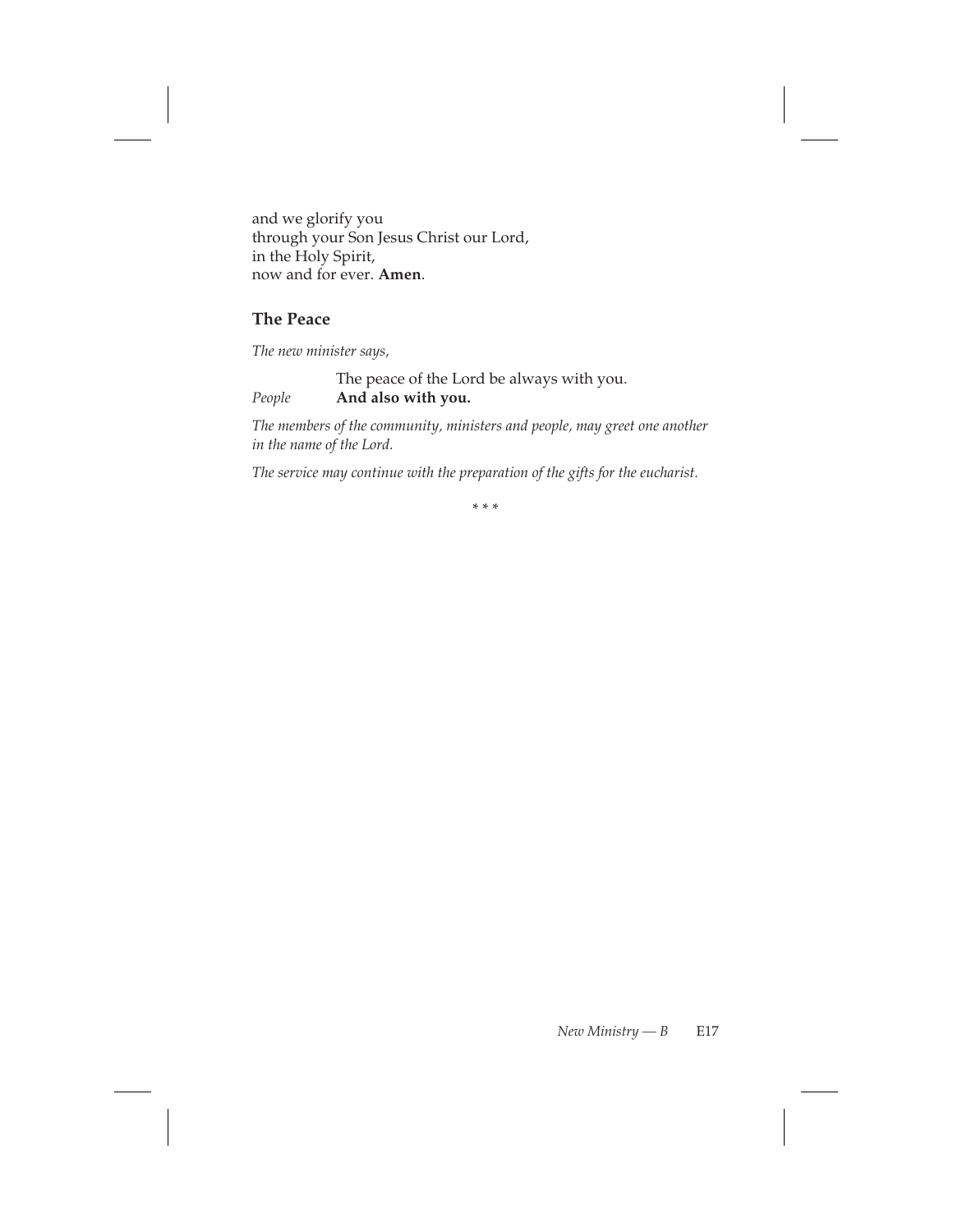and we glorify you
through your Son Jesus Christ our Lord,
in the Holy Spirit,
now and for ever. **Amen**.

### The Peace

*The new minister says,*

The peace of the Lord be always with you.
*People* **And also with you.**

*The members of the community, ministers and people, may greet one another in the name of the Lord.*

*The service may continue with the preparation of the gifts for the eucharist.*

* * *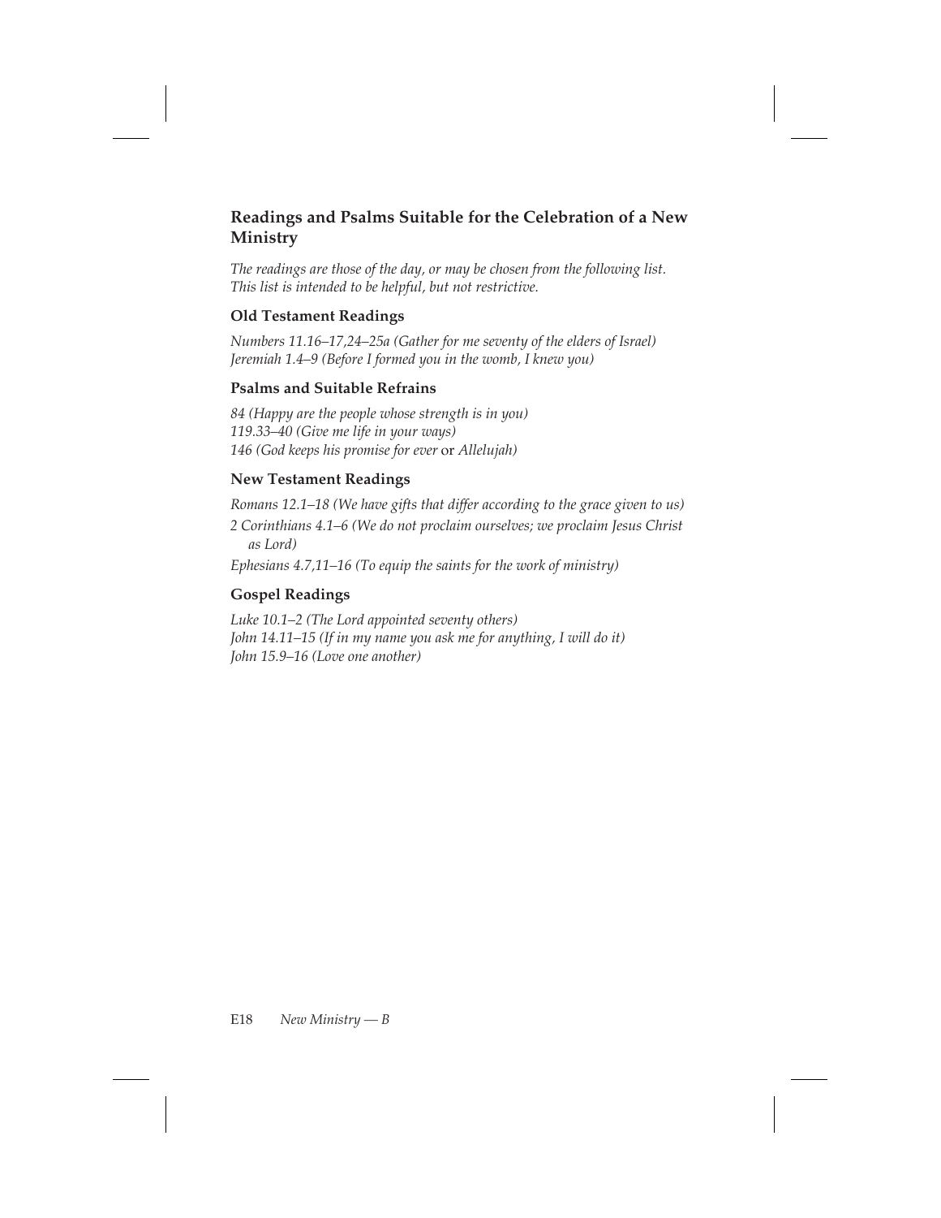## Readings and Psalms Suitable for the Celebration of a New Ministry

*The readings are those of the day, or may be chosen from the following list. This list is intended to be helpful, but not restrictive.*

### Old Testament Readings

*Numbers 11.16–17,24–25a (Gather for me seventy of the elders of Israel)*
*Jeremiah 1.4–9 (Before I formed you in the womb, I knew you)*

### Psalms and Suitable Refrains

*84 (Happy are the people whose strength is in you)*
*119.33–40 (Give me life in your ways)*
*146 (God keeps his promise for ever* or *Allelujah)*

### New Testament Readings

*Romans 12.1–18 (We have gifts that differ according to the grace given to us)*
*2 Corinthians 4.1–6 (We do not proclaim ourselves; we proclaim Jesus Christ as Lord)*
*Ephesians 4.7,11–16 (To equip the saints for the work of ministry)*

### Gospel Readings

*Luke 10.1–2 (The Lord appointed seventy others)*
*John 14.11–15 (If in my name you ask me for anything, I will do it)*
*John 15.9–16 (Love one another)*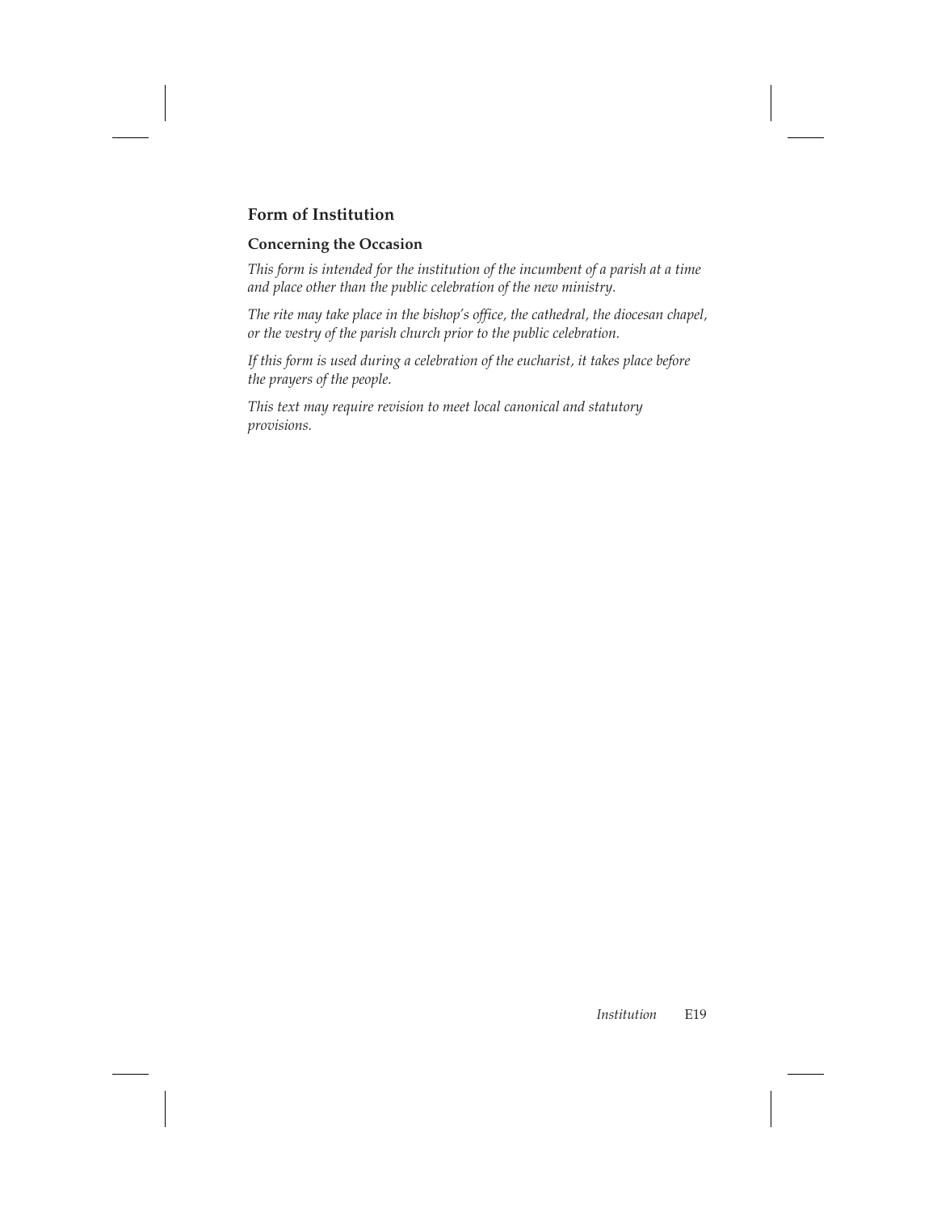## Form of Institution

### Concerning the Occasion

*This form is intended for the institution of the incumbent of a parish at a time and place other than the public celebration of the new ministry.*

*The rite may take place in the bishop's office, the cathedral, the diocesan chapel, or the vestry of the parish church prior to the public celebration.*

*If this form is used during a celebration of the eucharist, it takes place before the prayers of the people.*

*This text may require revision to meet local canonical and statutory provisions.*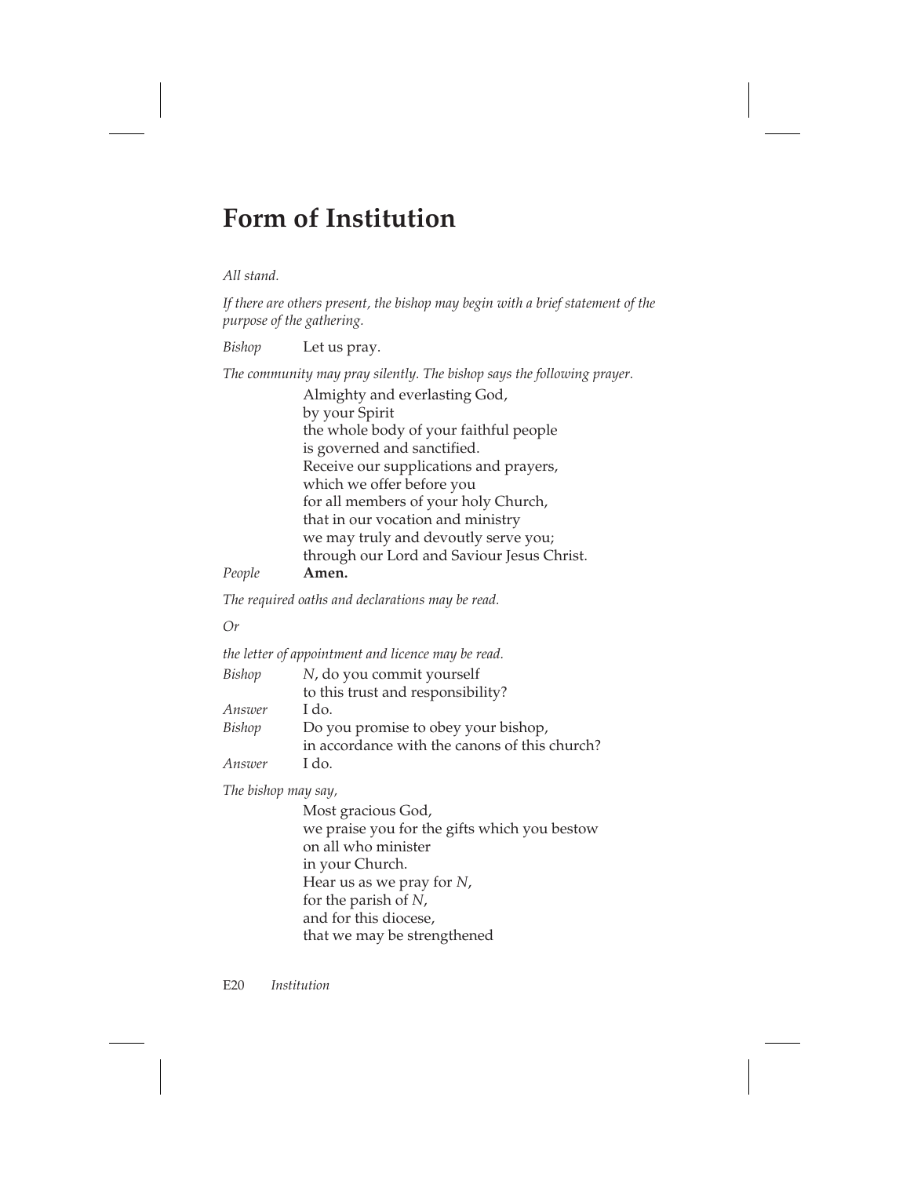# Form of Institution

*All stand.*

*If there are others present, the bishop may begin with a brief statement of the purpose of the gathering.*

*Bishop* Let us pray.

*The community may pray silently. The bishop says the following prayer.*

Almighty and everlasting God,
by your Spirit
the whole body of your faithful people
is governed and sanctified.
Receive our supplications and prayers,
which we offer before you
for all members of your holy Church,
that in our vocation and ministry
we may truly and devoutly serve you;
through our Lord and Saviour Jesus Christ.

*People* **Amen.**

*The required oaths and declarations may be read.*

*Or*

*the letter of appointment and licence may be read.*

*Bishop* *N*, do you commit yourself
to this trust and responsibility?

*Answer* I do.

*Bishop* Do you promise to obey your bishop,
in accordance with the canons of this church?

*Answer* I do.

*The bishop may say,*

Most gracious God,
we praise you for the gifts which you bestow
on all who minister
in your Church.
Hear us as we pray for *N*,
for the parish of *N*,
and for this diocese,
that we may be strengthened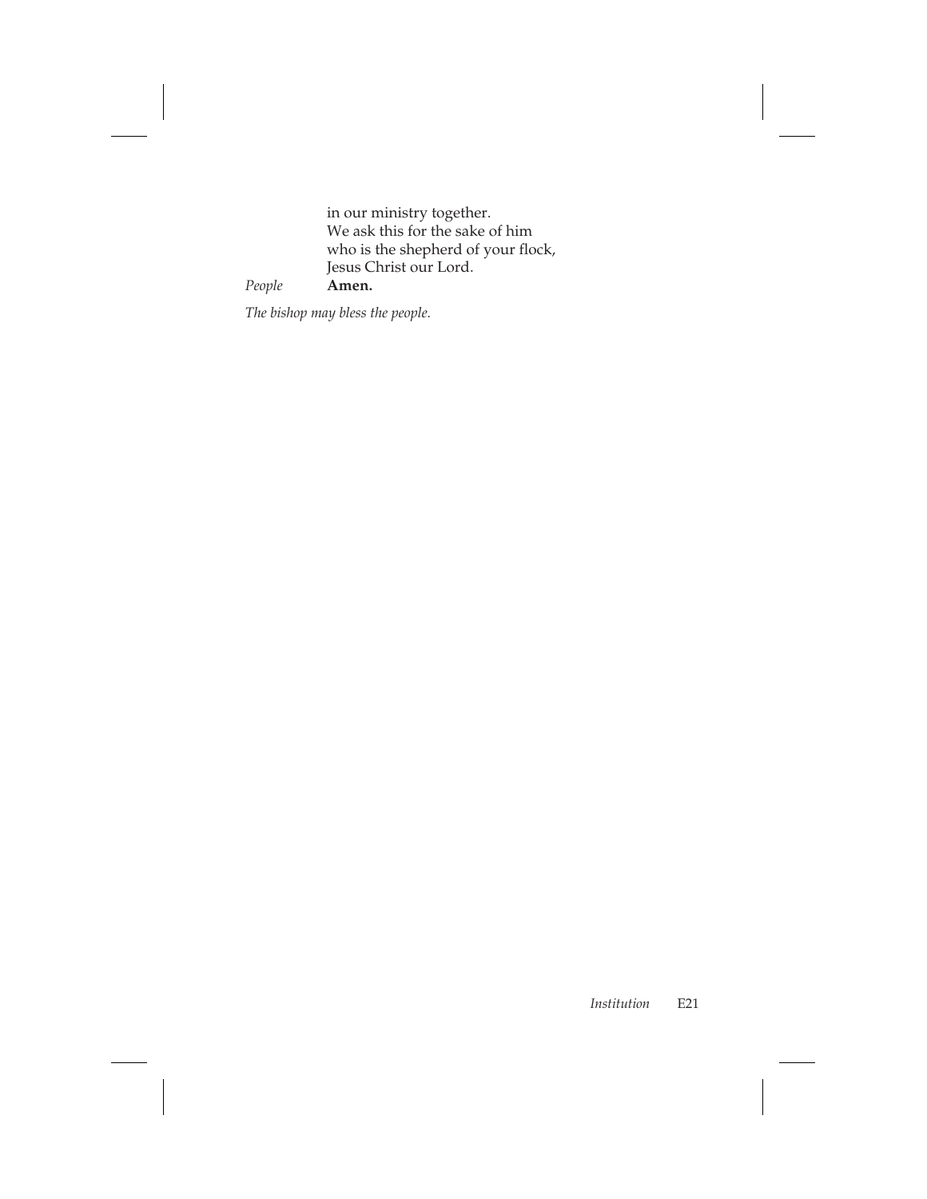in our ministry together.
We ask this for the sake of him
who is the shepherd of your flock,
Jesus Christ our Lord.

*People* **Amen.**

*The bishop may bless the people.*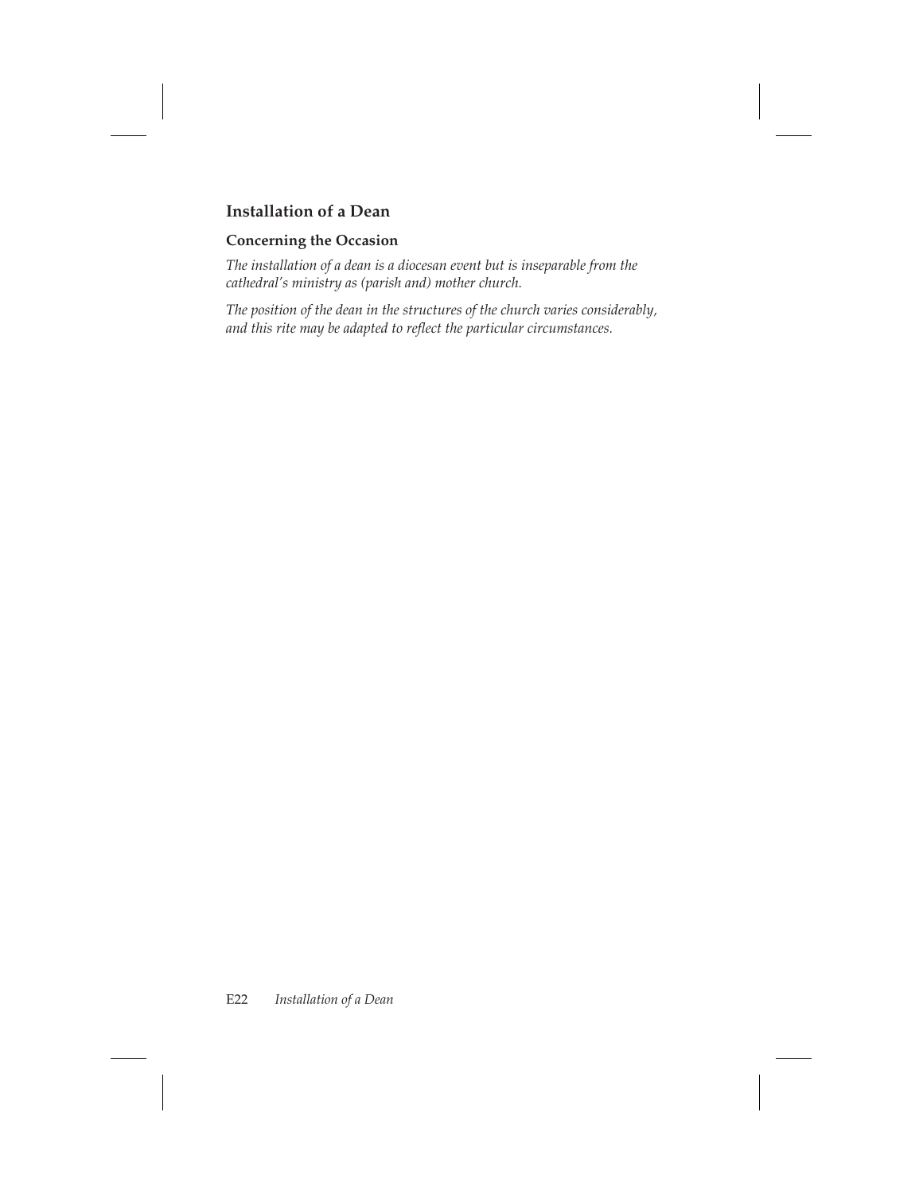## Installation of a Dean

### Concerning the Occasion

*The installation of a dean is a diocesan event but is inseparable from the cathedral's ministry as (parish and) mother church.*

*The position of the dean in the structures of the church varies considerably, and this rite may be adapted to reflect the particular circumstances.*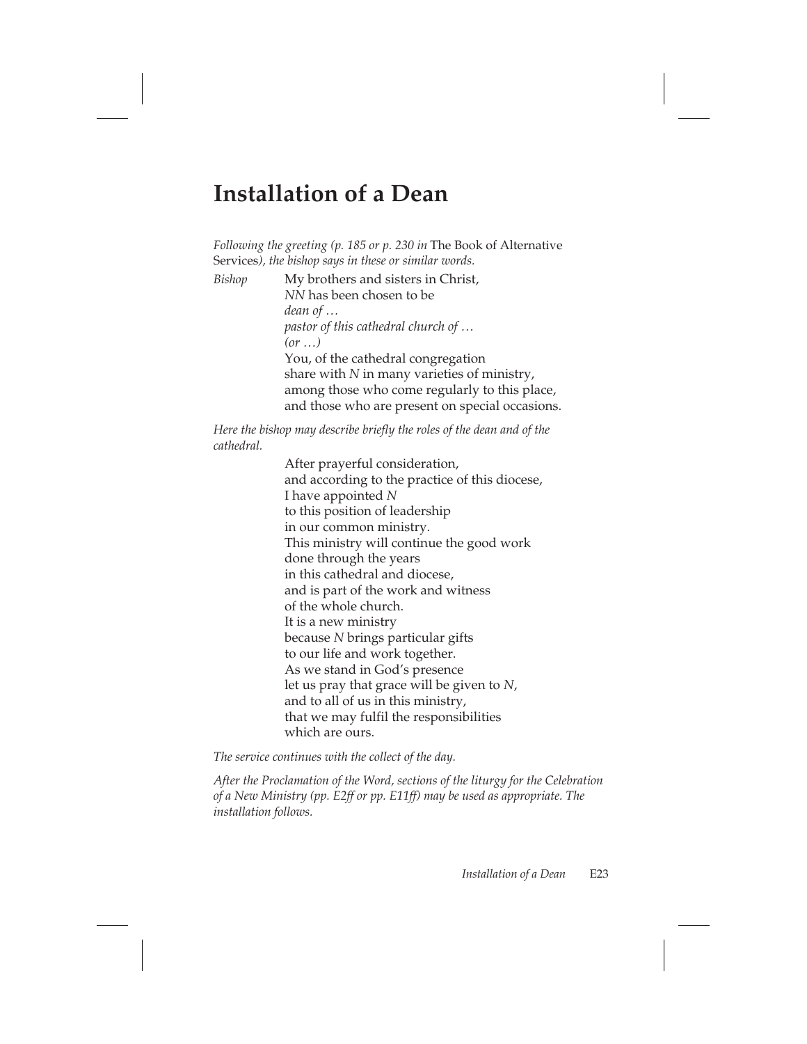# Installation of a Dean

*Following the greeting (p. 185 or p. 230 in* The Book of Alternative Services*), the bishop says in these or similar words.*

*Bishop* My brothers and sisters in Christ,
*NN* has been chosen to be
*dean of …*
*pastor of this cathedral church of …*
*(or …)*
You, of the cathedral congregation
share with *N* in many varieties of ministry,
among those who come regularly to this place,
and those who are present on special occasions.

*Here the bishop may describe briefly the roles of the dean and of the cathedral.*

After prayerful consideration,
and according to the practice of this diocese,
I have appointed *N*
to this position of leadership
in our common ministry.
This ministry will continue the good work
done through the years
in this cathedral and diocese,
and is part of the work and witness
of the whole church.
It is a new ministry
because *N* brings particular gifts
to our life and work together.
As we stand in God's presence
let us pray that grace will be given to *N*,
and to all of us in this ministry,
that we may fulfil the responsibilities
which are ours.

*The service continues with the collect of the day.*

*After the Proclamation of the Word, sections of the liturgy for the Celebration of a New Ministry (pp. E2ff or pp. E11ff) may be used as appropriate. The installation follows.*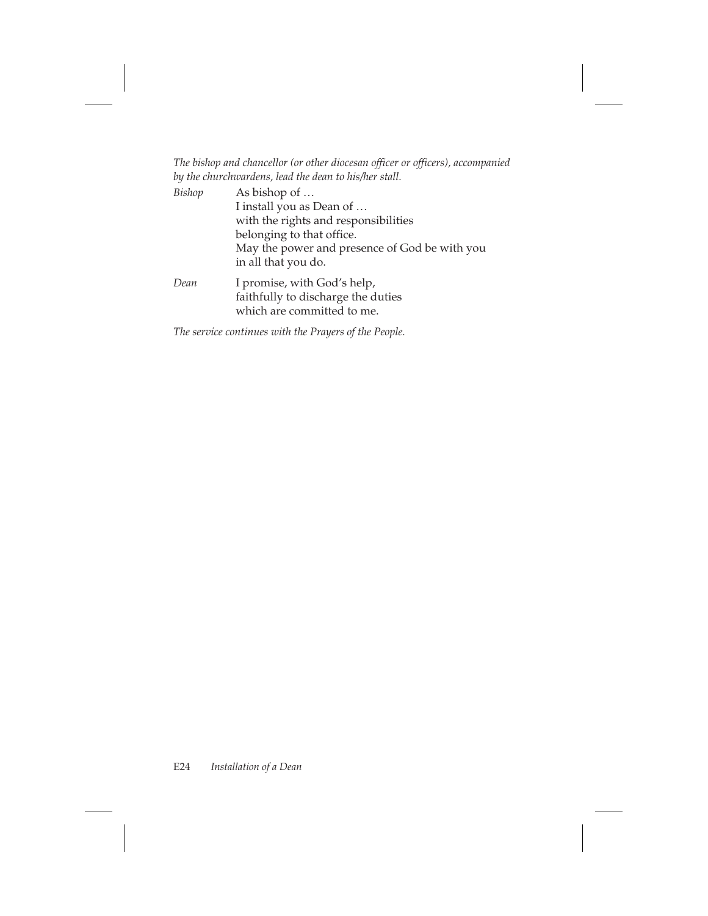*The bishop and chancellor (or other diocesan officer or officers), accompanied by the churchwardens, lead the dean to his/her stall.*

*Bishop* As bishop of …
I install you as Dean of …
with the rights and responsibilities
belonging to that office.
May the power and presence of God be with you
in all that you do.

*Dean* I promise, with God's help,
faithfully to discharge the duties
which are committed to me.

*The service continues with the Prayers of the People.*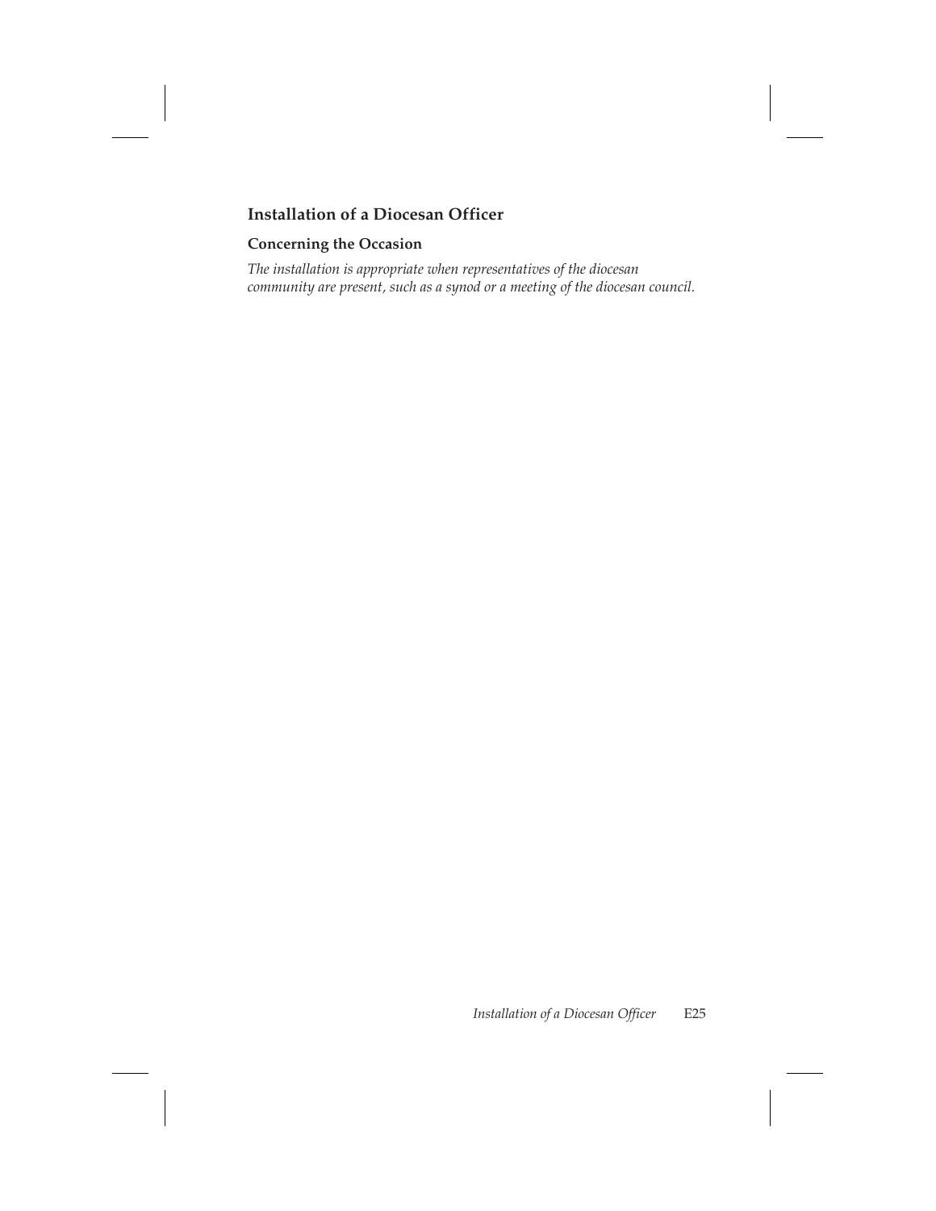## Installation of a Diocesan Officer

### Concerning the Occasion

*The installation is appropriate when representatives of the diocesan community are present, such as a synod or a meeting of the diocesan council.*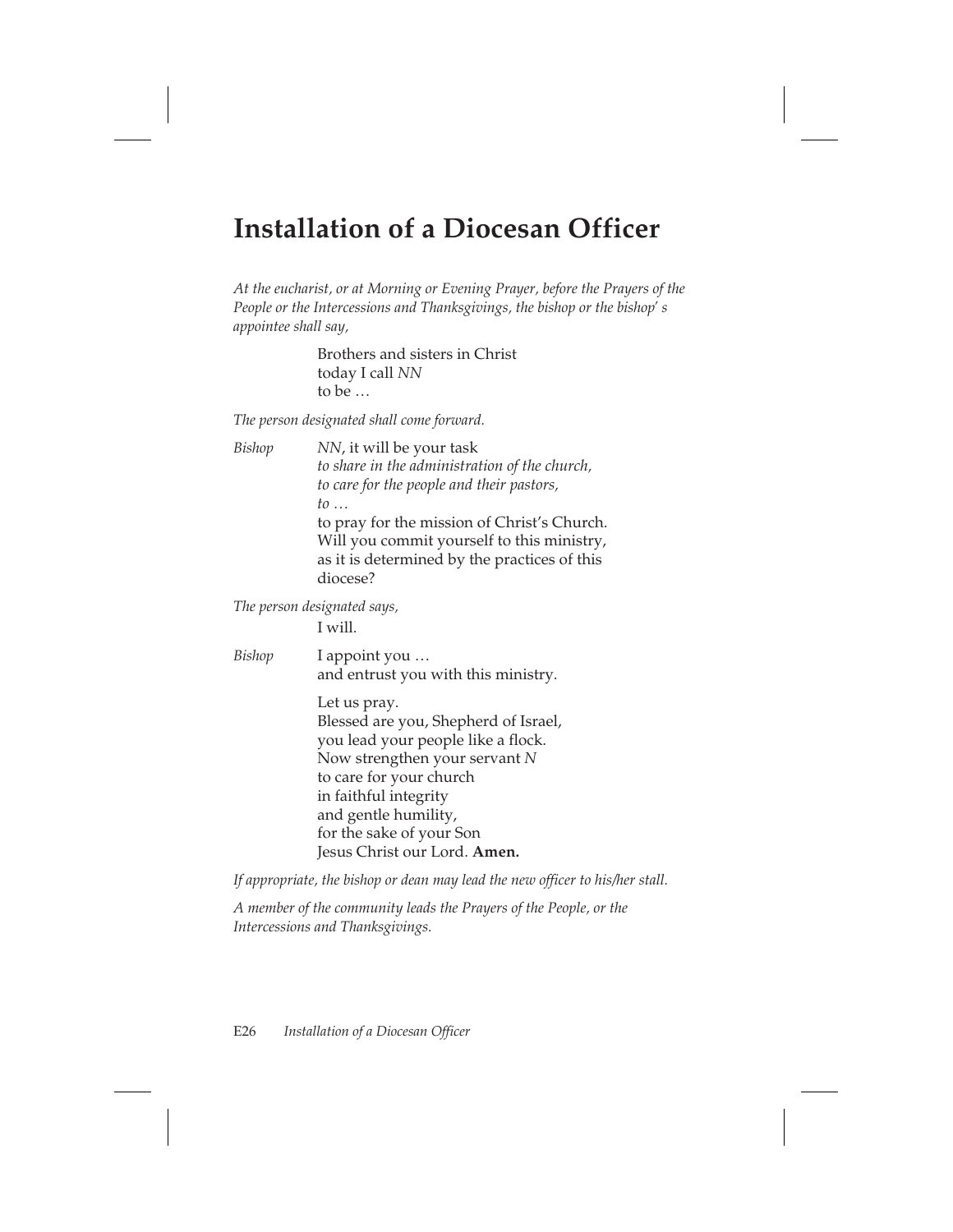# Installation of a Diocesan Officer

*At the eucharist, or at Morning or Evening Prayer, before the Prayers of the People or the Intercessions and Thanksgivings, the bishop or the bishop' s appointee shall say,*

Brothers and sisters in Christ
today I call *NN*
to be …

*The person designated shall come forward.*

*Bishop* *NN*, it will be your task
*to share in the administration of the church,*
*to care for the people and their pastors,*
*to …*
to pray for the mission of Christ's Church.
Will you commit yourself to this ministry,
as it is determined by the practices of this diocese?

*The person designated says,*

I will.

*Bishop* I appoint you …
and entrust you with this ministry.

Let us pray.
Blessed are you, Shepherd of Israel,
you lead your people like a flock.
Now strengthen your servant *N*
to care for your church
in faithful integrity
and gentle humility,
for the sake of your Son
Jesus Christ our Lord. **Amen.**

*If appropriate, the bishop or dean may lead the new officer to his/her stall.*

*A member of the community leads the Prayers of the People, or the Intercessions and Thanksgivings.*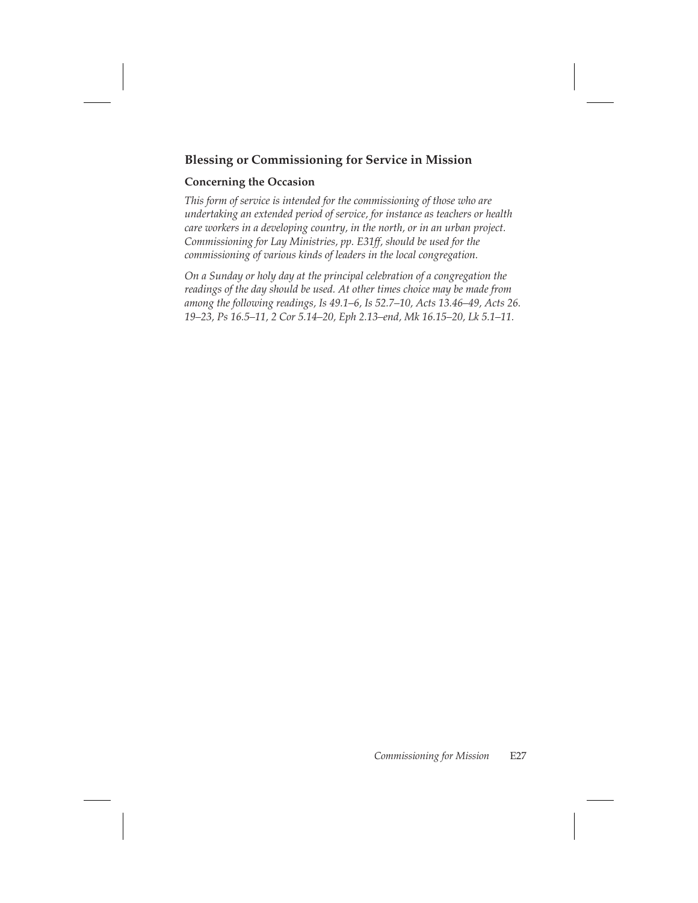## Blessing or Commissioning for Service in Mission

### Concerning the Occasion

*This form of service is intended for the commissioning of those who are undertaking an extended period of service, for instance as teachers or health care workers in a developing country, in the north, or in an urban project. Commissioning for Lay Ministries, pp. E31ff, should be used for the commissioning of various kinds of leaders in the local congregation.*

*On a Sunday or holy day at the principal celebration of a congregation the readings of the day should be used. At other times choice may be made from among the following readings, Is 49.1–6, Is 52.7–10, Acts 13.46–49, Acts 26. 19–23, Ps 16.5–11, 2 Cor 5.14–20, Eph 2.13–end, Mk 16.15–20, Lk 5.1–11.*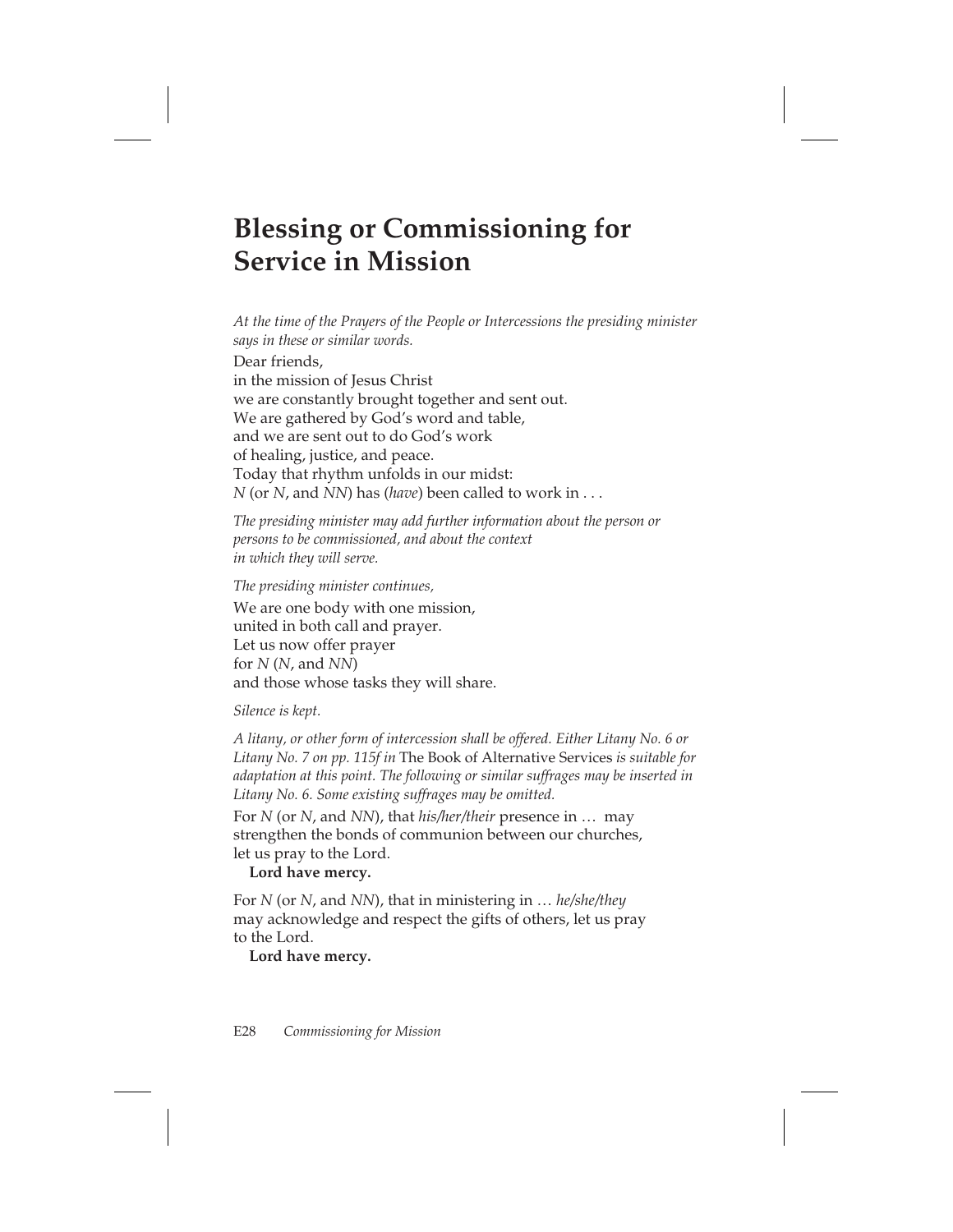# Blessing or Commissioning for Service in Mission

*At the time of the Prayers of the People or Intercessions the presiding minister says in these or similar words.*

Dear friends,
in the mission of Jesus Christ
we are constantly brought together and sent out.
We are gathered by God's word and table,
and we are sent out to do God's work
of healing, justice, and peace.
Today that rhythm unfolds in our midst:
*N* (or *N*, and *NN*) has (*have*) been called to work in . . .

*The presiding minister may add further information about the person or persons to be commissioned, and about the context in which they will serve.*

*The presiding minister continues,*

We are one body with one mission,
united in both call and prayer.
Let us now offer prayer
for *N* (*N*, and *NN*)
and those whose tasks they will share.

*Silence is kept.*

*A litany, or other form of intercession shall be offered. Either Litany No. 6 or Litany No. 7 on pp. 115f in* The Book of Alternative Services *is suitable for adaptation at this point. The following or similar suffrages may be inserted in Litany No. 6. Some existing suffrages may be omitted.*

For *N* (or *N*, and *NN*), that *his/her/their* presence in … may strengthen the bonds of communion between our churches, let us pray to the Lord.
**Lord have mercy.**

For *N* (or *N*, and *NN*), that in ministering in … *he/she/they* may acknowledge and respect the gifts of others, let us pray to the Lord.
**Lord have mercy.**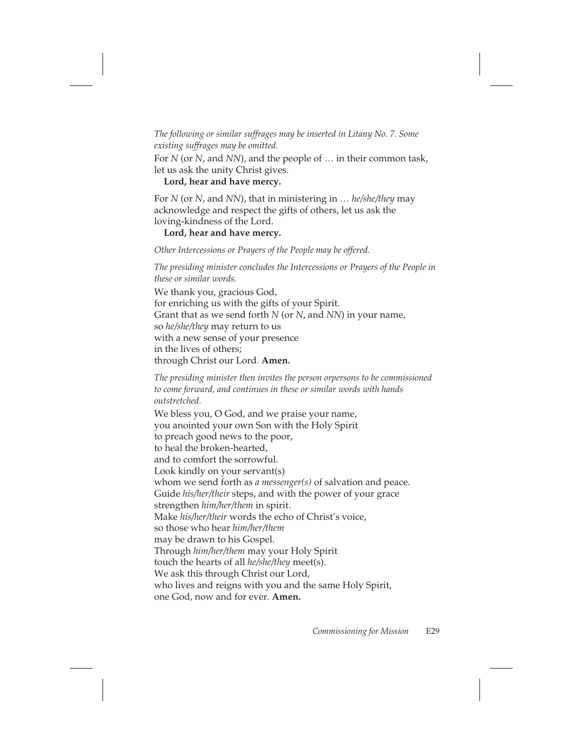*The following or similar suffrages may be inserted in Litany No. 7. Some existing suffrages may be omitted.*

For *N* (or *N*, and *NN*), and the people of … in their common task,
let us ask the unity Christ gives.
**Lord, hear and have mercy.**

For *N* (or *N*, and *NN*), that in ministering in … *he/she/they* may
acknowledge and respect the gifts of others, let us ask the
loving-kindness of the Lord.
**Lord, hear and have mercy.**

*Other Intercessions or Prayers of the People may be offered.*

*The presiding minister concludes the Intercessions or Prayers of the People in these or similar words.*

We thank you, gracious God,
for enriching us with the gifts of your Spirit.
Grant that as we send forth *N* (or *N*, and *NN*) in your name,
so *he/she/they* may return to us
with a new sense of your presence
in the lives of others;
through Christ our Lord. **Amen.**

*The presiding minister then invites the person orpersons to be commissioned to come forward, and continues in these or similar words with hands outstretched.*

We bless you, O God, and we praise your name,
you anointed your own Son with the Holy Spirit
to preach good news to the poor,
to heal the broken-hearted,
and to comfort the sorrowful.
Look kindly on your servant(s)
whom we send forth as *a messenger(s)* of salvation and peace.
Guide *his/her/their* steps, and with the power of your grace
strengthen *him/her/them* in spirit.
Make *his/her/their* words the echo of Christ's voice,
so those who hear *him/her/them*
may be drawn to his Gospel.
Through *him/her/them* may your Holy Spirit
touch the hearts of all *he/she/they* meet(s).
We ask this through Christ our Lord,
who lives and reigns with you and the same Holy Spirit,
one God, now and for ever. **Amen.**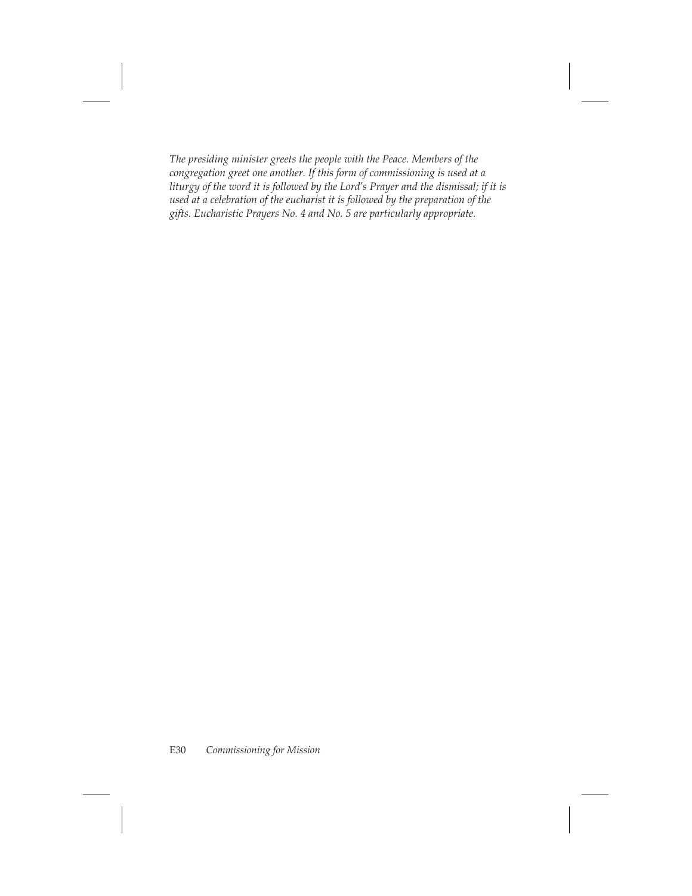*The presiding minister greets the people with the Peace. Members of the congregation greet one another. If this form of commissioning is used at a liturgy of the word it is followed by the Lord's Prayer and the dismissal; if it is used at a celebration of the eucharist it is followed by the preparation of the gifts. Eucharistic Prayers No. 4 and No. 5 are particularly appropriate.*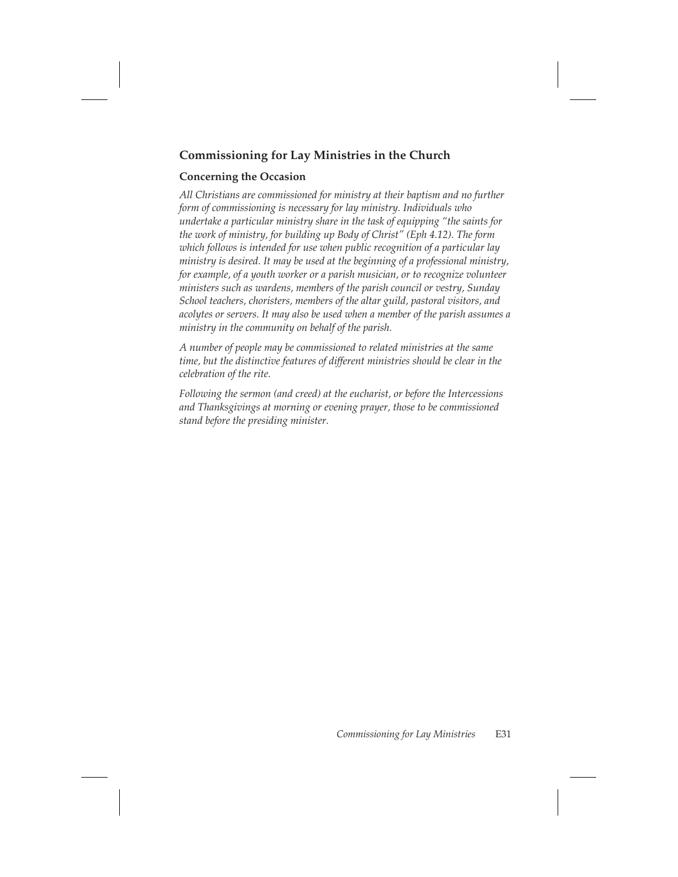## Commissioning for Lay Ministries in the Church

### Concerning the Occasion

*All Christians are commissioned for ministry at their baptism and no further form of commissioning is necessary for lay ministry. Individuals who undertake a particular ministry share in the task of equipping "the saints for the work of ministry, for building up Body of Christ" (Eph 4.12). The form which follows is intended for use when public recognition of a particular lay ministry is desired. It may be used at the beginning of a professional ministry, for example, of a youth worker or a parish musician, or to recognize volunteer ministers such as wardens, members of the parish council or vestry, Sunday School teachers, choristers, members of the altar guild, pastoral visitors, and acolytes or servers. It may also be used when a member of the parish assumes a ministry in the community on behalf of the parish.*

*A number of people may be commissioned to related ministries at the same time, but the distinctive features of different ministries should be clear in the celebration of the rite.*

*Following the sermon (and creed) at the eucharist, or before the Intercessions and Thanksgivings at morning or evening prayer, those to be commissioned stand before the presiding minister.*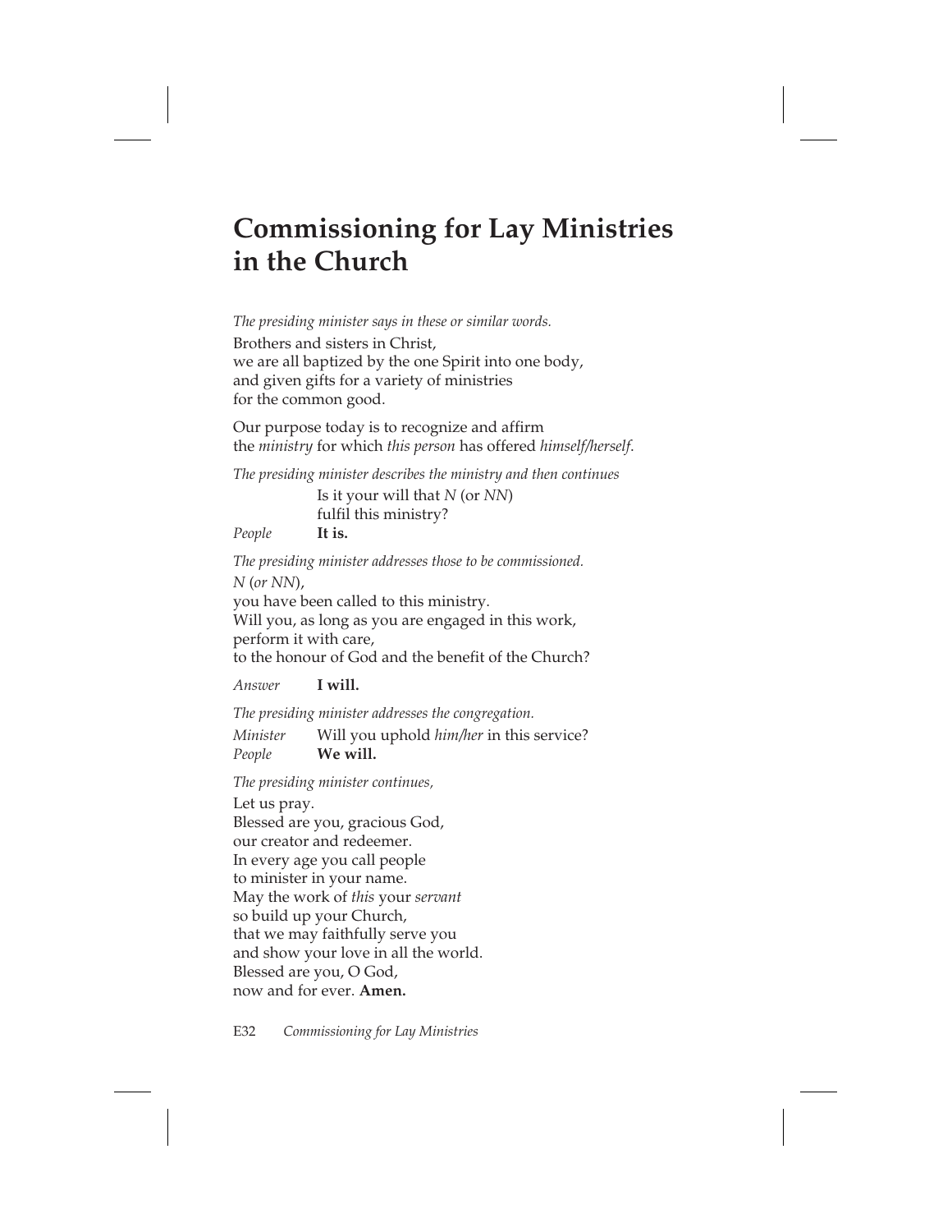# Commissioning for Lay Ministries in the Church

*The presiding minister says in these or similar words.*

Brothers and sisters in Christ,
we are all baptized by the one Spirit into one body,
and given gifts for a variety of ministries
for the common good.

Our purpose today is to recognize and affirm
the *ministry* for which *this person* has offered *himself/herself*.

*The presiding minister describes the ministry and then continues*

Is it your will that *N* (or *NN*)
fulfil this ministry?

*People* **It is.**

*The presiding minister addresses those to be commissioned.*

*N* (*or NN*),
you have been called to this ministry.
Will you, as long as you are engaged in this work,
perform it with care,
to the honour of God and the benefit of the Church?

*Answer* **I will.**

*The presiding minister addresses the congregation.*

*Minister* Will you uphold *him/her* in this service?
*People* **We will.**

*The presiding minister continues,*

Let us pray.
Blessed are you, gracious God,
our creator and redeemer.
In every age you call people
to minister in your name.
May the work of *this* your *servant*
so build up your Church,
that we may faithfully serve you
and show your love in all the world.
Blessed are you, O God,
now and for ever. **Amen.**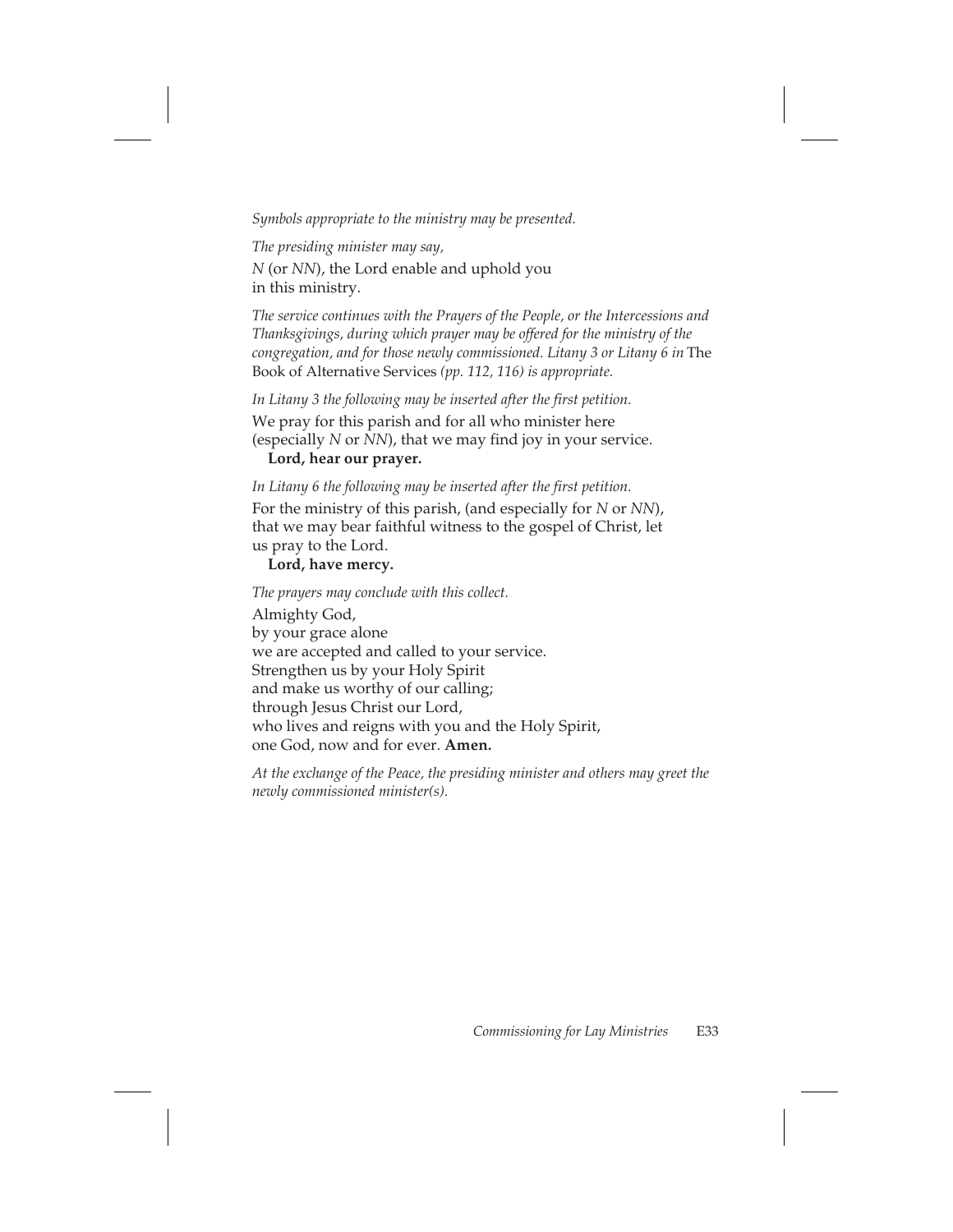*Symbols appropriate to the ministry may be presented.*

*The presiding minister may say,*

*N* (or *NN*), the Lord enable and uphold you
in this ministry.

*The service continues with the Prayers of the People, or the Intercessions and Thanksgivings, during which prayer may be offered for the ministry of the congregation, and for those newly commissioned. Litany 3 or Litany 6 in* The Book of Alternative Services *(pp. 112, 116) is appropriate.*

*In Litany 3 the following may be inserted after the first petition.*

We pray for this parish and for all who minister here
(especially *N* or *NN*), that we may find joy in your service.
**Lord, hear our prayer.**

*In Litany 6 the following may be inserted after the first petition.*

For the ministry of this parish, (and especially for *N* or *NN*),
that we may bear faithful witness to the gospel of Christ, let
us pray to the Lord.
**Lord, have mercy.**

*The prayers may conclude with this collect.*

Almighty God,
by your grace alone
we are accepted and called to your service.
Strengthen us by your Holy Spirit
and make us worthy of our calling;
through Jesus Christ our Lord,
who lives and reigns with you and the Holy Spirit,
one God, now and for ever. **Amen.**

*At the exchange of the Peace, the presiding minister and others may greet the newly commissioned minister(s).*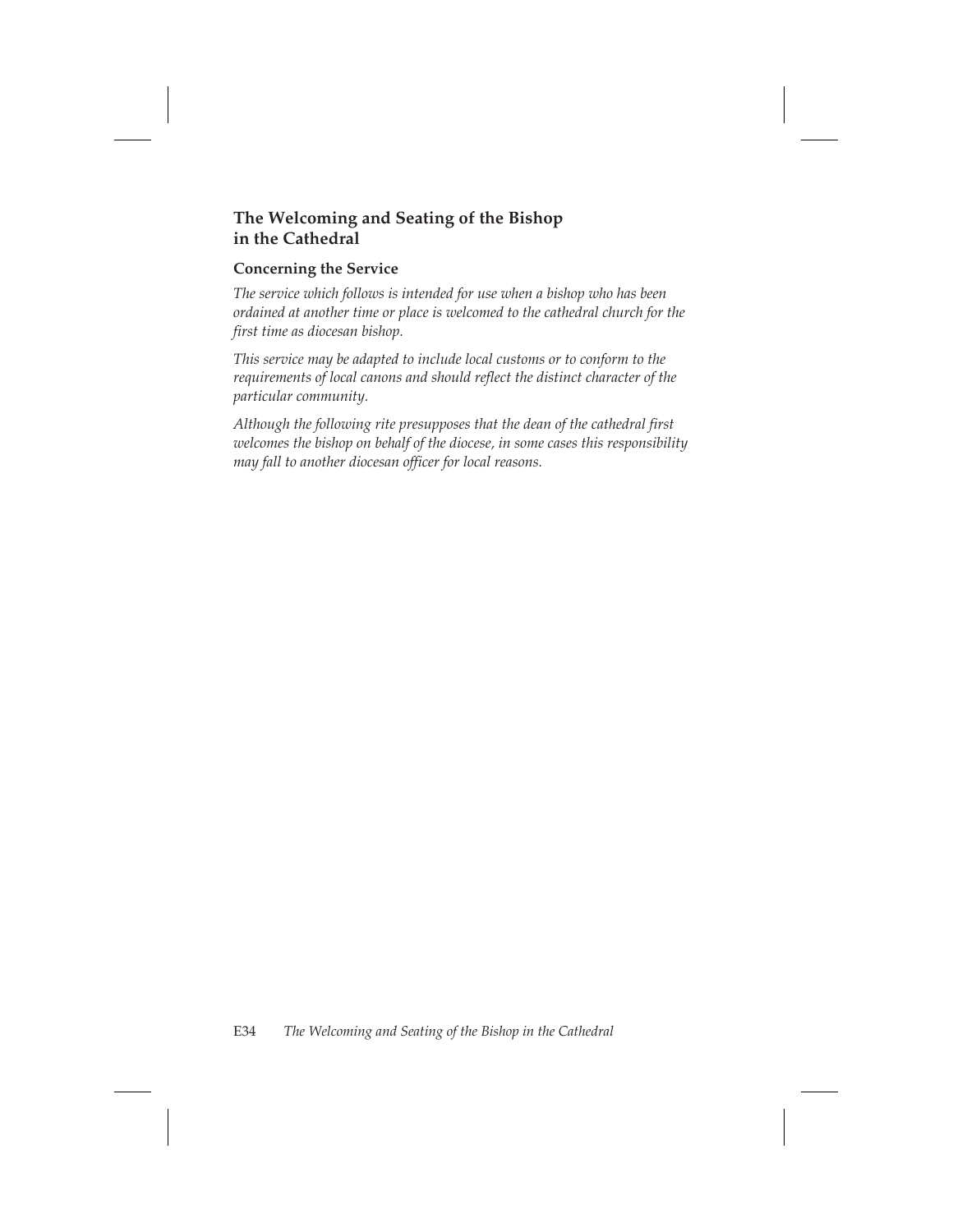## The Welcoming and Seating of the Bishop in the Cathedral

### Concerning the Service

*The service which follows is intended for use when a bishop who has been ordained at another time or place is welcomed to the cathedral church for the first time as diocesan bishop.*

*This service may be adapted to include local customs or to conform to the requirements of local canons and should reflect the distinct character of the particular community.*

*Although the following rite presupposes that the dean of the cathedral first welcomes the bishop on behalf of the diocese, in some cases this responsibility may fall to another diocesan officer for local reasons.*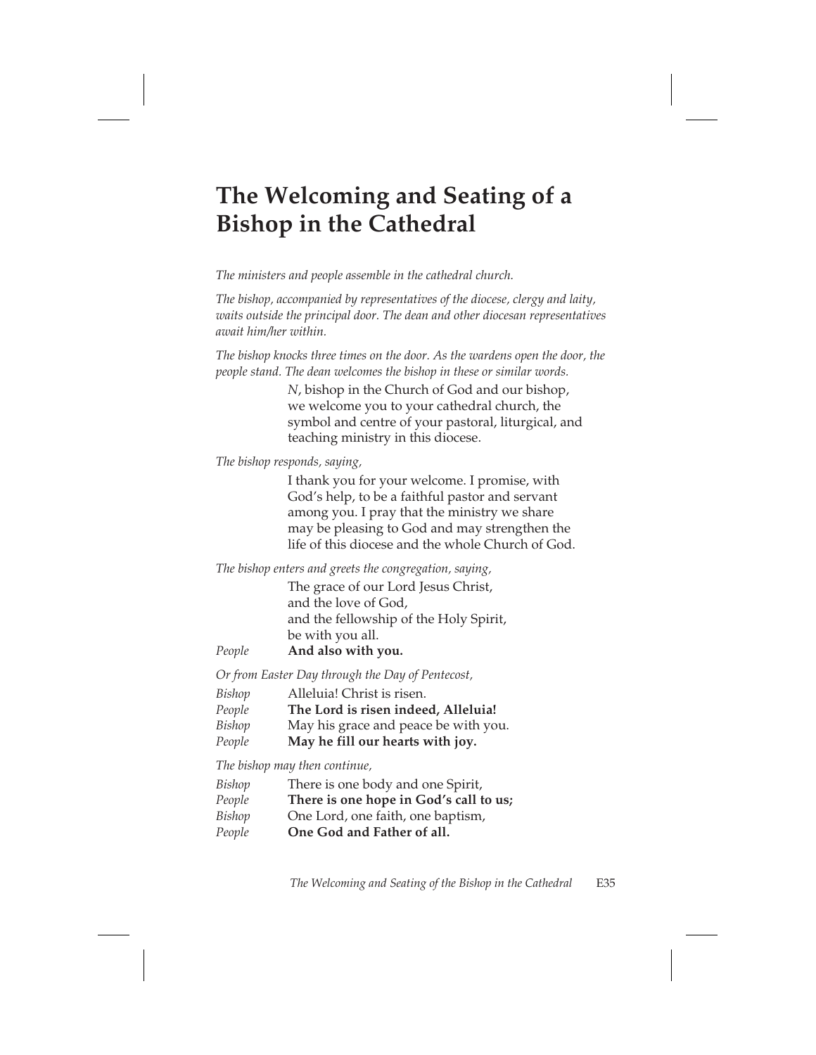# The Welcoming and Seating of a Bishop in the Cathedral

*The ministers and people assemble in the cathedral church.*

*The bishop, accompanied by representatives of the diocese, clergy and laity, waits outside the principal door. The dean and other diocesan representatives await him/her within.*

*The bishop knocks three times on the door. As the wardens open the door, the people stand. The dean welcomes the bishop in these or similar words.*

> *N*, bishop in the Church of God and our bishop, we welcome you to your cathedral church, the symbol and centre of your pastoral, liturgical, and teaching ministry in this diocese.

*The bishop responds, saying,*

> I thank you for your welcome. I promise, with God's help, to be a faithful pastor and servant among you. I pray that the ministry we share may be pleasing to God and may strengthen the life of this diocese and the whole Church of God.

*The bishop enters and greets the congregation, saying,*

> The grace of our Lord Jesus Christ,
> and the love of God,
> and the fellowship of the Holy Spirit,
> be with you all.

*People* **And also with you.**

*Or from Easter Day through the Day of Pentecost,*

*Bishop* Alleluia! Christ is risen.
*People* **The Lord is risen indeed, Alleluia!**
*Bishop* May his grace and peace be with you.
*People* **May he fill our hearts with joy.**

*The bishop may then continue,*

*Bishop* There is one body and one Spirit,
*People* **There is one hope in God's call to us;**
*Bishop* One Lord, one faith, one baptism,
*People* **One God and Father of all.**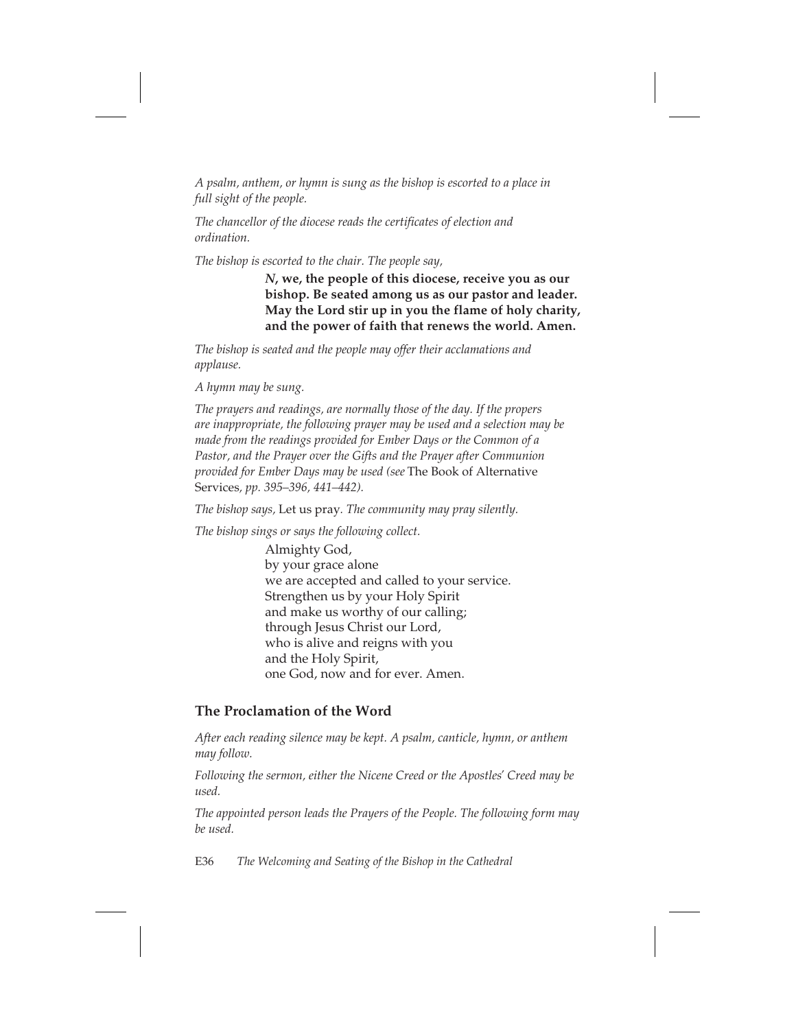*A psalm, anthem, or hymn is sung as the bishop is escorted to a place in full sight of the people.*

*The chancellor of the diocese reads the certificates of election and ordination.*

*The bishop is escorted to the chair. The people say,*

> ***N*, we, the people of this diocese, receive you as our bishop. Be seated among us as our pastor and leader. May the Lord stir up in you the flame of holy charity, and the power of faith that renews the world. Amen.**

*The bishop is seated and the people may offer their acclamations and applause.*

*A hymn may be sung.*

*The prayers and readings, are normally those of the day. If the propers are inappropriate, the following prayer may be used and a selection may be made from the readings provided for Ember Days or the Common of a Pastor, and the Prayer over the Gifts and the Prayer after Communion provided for Ember Days may be used (see* The Book of Alternative Services*, pp. 395–396, 441–442).*

*The bishop says,* Let us pray*. The community may pray silently.*

*The bishop sings or says the following collect.*

> Almighty God,
> by your grace alone
> we are accepted and called to your service.
> Strengthen us by your Holy Spirit
> and make us worthy of our calling;
> through Jesus Christ our Lord,
> who is alive and reigns with you
> and the Holy Spirit,
> one God, now and for ever. Amen.

## The Proclamation of the Word

*After each reading silence may be kept. A psalm, canticle, hymn, or anthem may follow.*

*Following the sermon, either the Nicene Creed or the Apostles' Creed may be used.*

*The appointed person leads the Prayers of the People. The following form may be used.*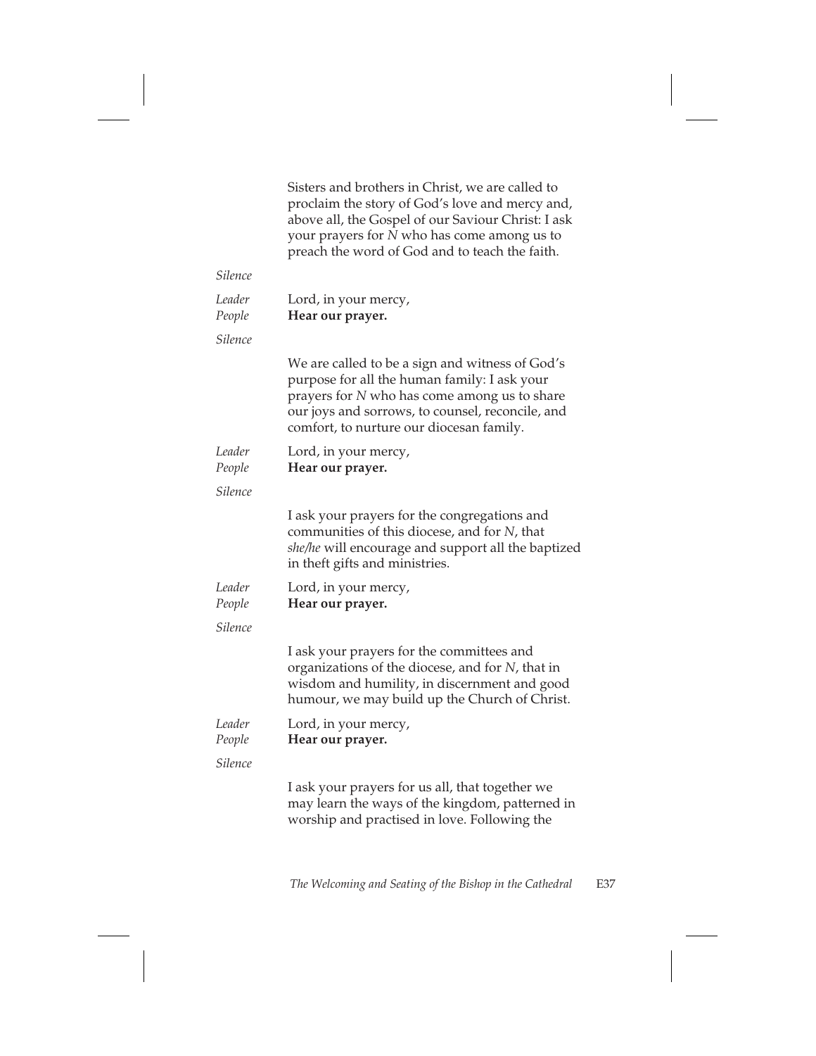Sisters and brothers in Christ, we are called to proclaim the story of God's love and mercy and, above all, the Gospel of our Saviour Christ: I ask your prayers for *N* who has come among us to preach the word of God and to teach the faith.

*Silence*

*Leader* Lord, in your mercy,
*People* **Hear our prayer.**

*Silence*

We are called to be a sign and witness of God's purpose for all the human family: I ask your prayers for *N* who has come among us to share our joys and sorrows, to counsel, reconcile, and comfort, to nurture our diocesan family.

*Leader* Lord, in your mercy,
*People* **Hear our prayer.**

*Silence*

I ask your prayers for the congregations and communities of this diocese, and for *N*, that *she/he* will encourage and support all the baptized in theft gifts and ministries.

*Leader* Lord, in your mercy,
*People* **Hear our prayer.**

*Silence*

I ask your prayers for the committees and organizations of the diocese, and for *N*, that in wisdom and humility, in discernment and good humour, we may build up the Church of Christ.

*Leader* Lord, in your mercy,
*People* **Hear our prayer.**

*Silence*

I ask your prayers for us all, that together we may learn the ways of the kingdom, patterned in worship and practised in love. Following the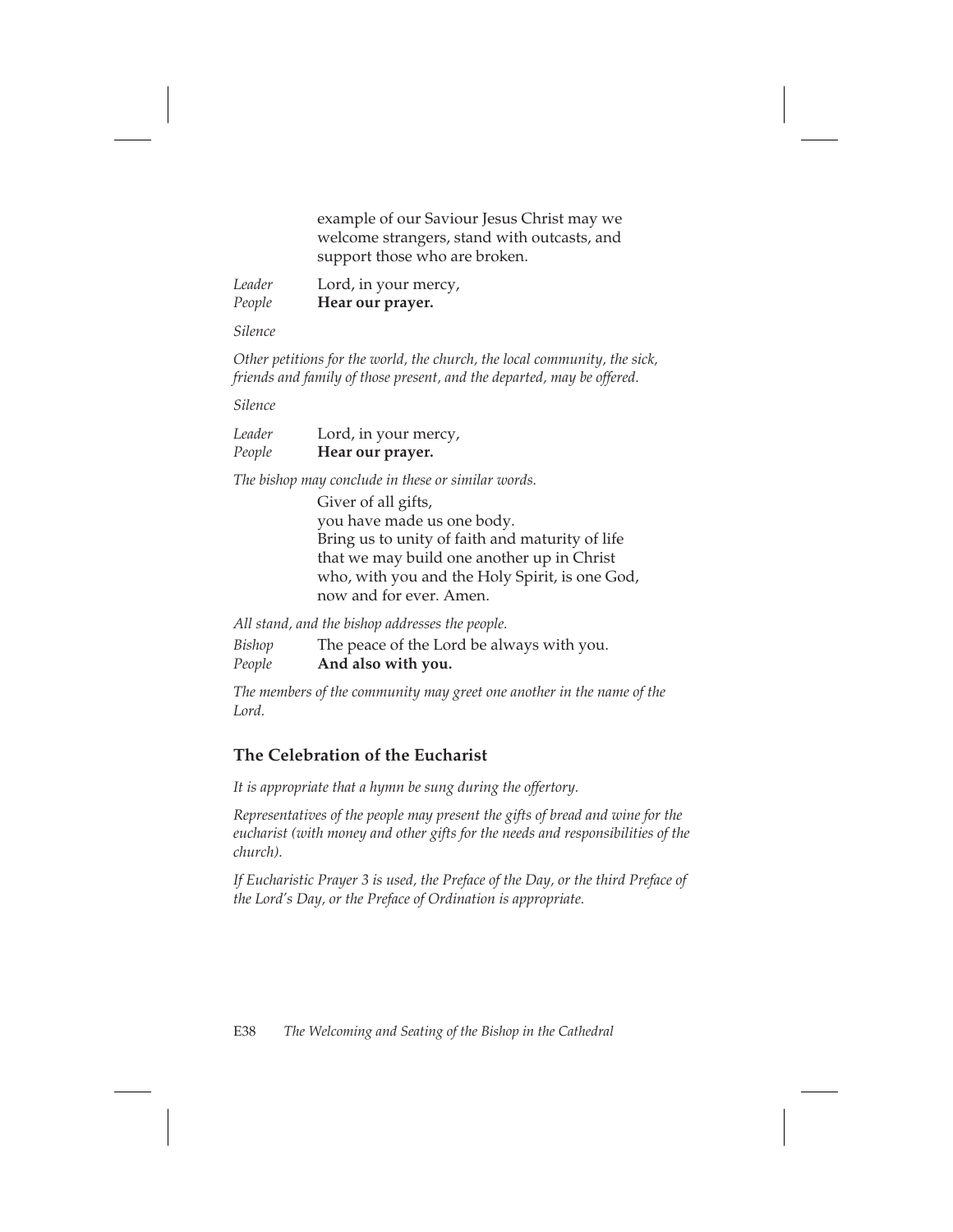example of our Saviour Jesus Christ may we welcome strangers, stand with outcasts, and support those who are broken.

*Leader* Lord, in your mercy,
*People* **Hear our prayer.**

*Silence*

*Other petitions for the world, the church, the local community, the sick, friends and family of those present, and the departed, may be offered.*

*Silence*

*Leader* Lord, in your mercy,
*People* **Hear our prayer.**

*The bishop may conclude in these or similar words.*

Giver of all gifts,
you have made us one body.
Bring us to unity of faith and maturity of life
that we may build one another up in Christ
who, with you and the Holy Spirit, is one God,
now and for ever. Amen.

*All stand, and the bishop addresses the people.*

*Bishop* The peace of the Lord be always with you.
*People* **And also with you.**

*The members of the community may greet one another in the name of the Lord.*

## The Celebration of the Eucharist

*It is appropriate that a hymn be sung during the offertory.*

*Representatives of the people may present the gifts of bread and wine for the eucharist (with money and other gifts for the needs and responsibilities of the church).*

*If Eucharistic Prayer 3 is used, the Preface of the Day, or the third Preface of the Lord's Day, or the Preface of Ordination is appropriate.*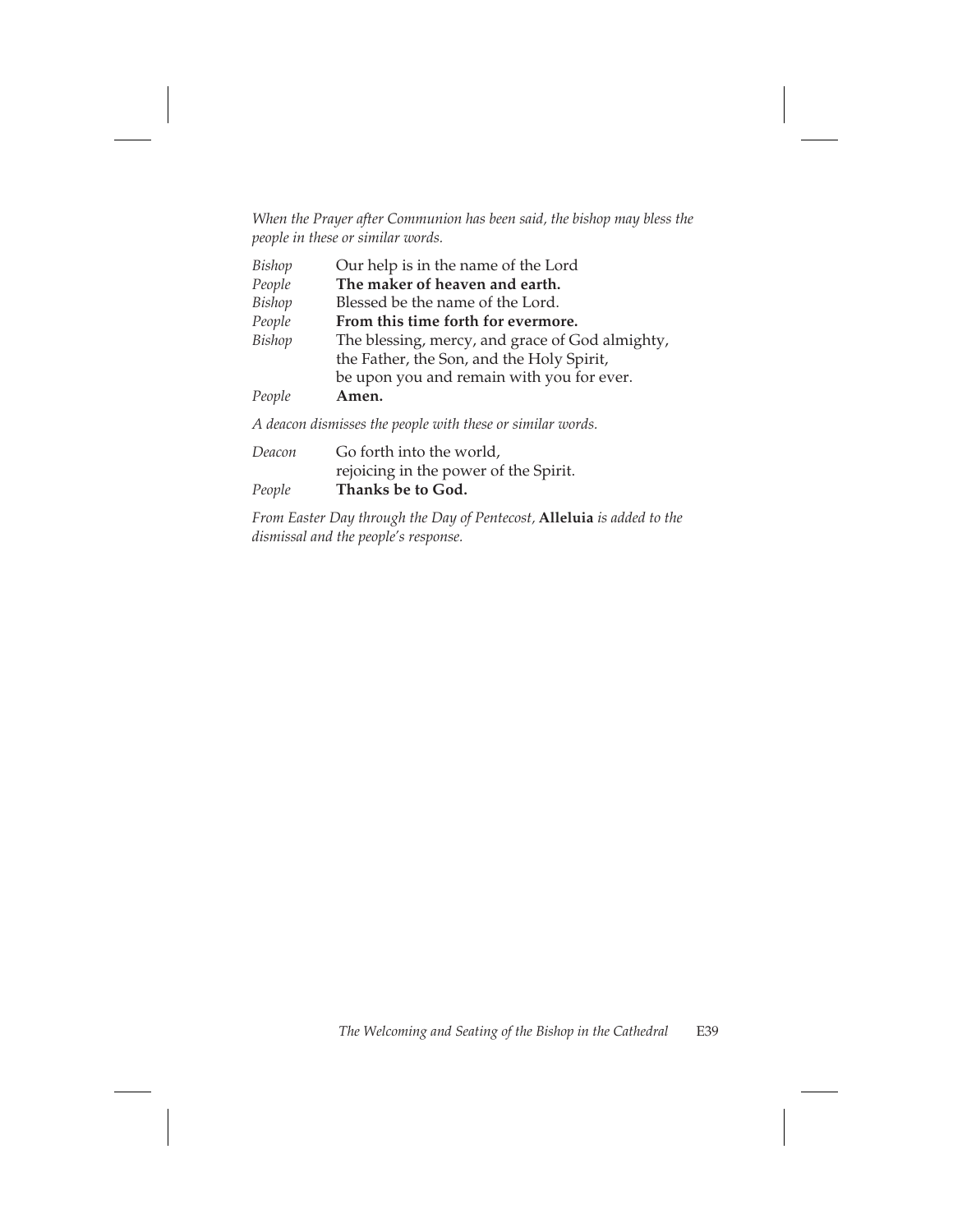*When the Prayer after Communion has been said, the bishop may bless the people in these or similar words.*

*Bishop* Our help is in the name of the Lord
*People* **The maker of heaven and earth.**
*Bishop* Blessed be the name of the Lord.
*People* **From this time forth for evermore.**
*Bishop* The blessing, mercy, and grace of God almighty,
the Father, the Son, and the Holy Spirit,
be upon you and remain with you for ever.
*People* **Amen.**

*A deacon dismisses the people with these or similar words.*

*Deacon* Go forth into the world,
rejoicing in the power of the Spirit.
*People* **Thanks be to God.**

*From Easter Day through the Day of Pentecost,* **Alleluia** *is added to the dismissal and the people's response.*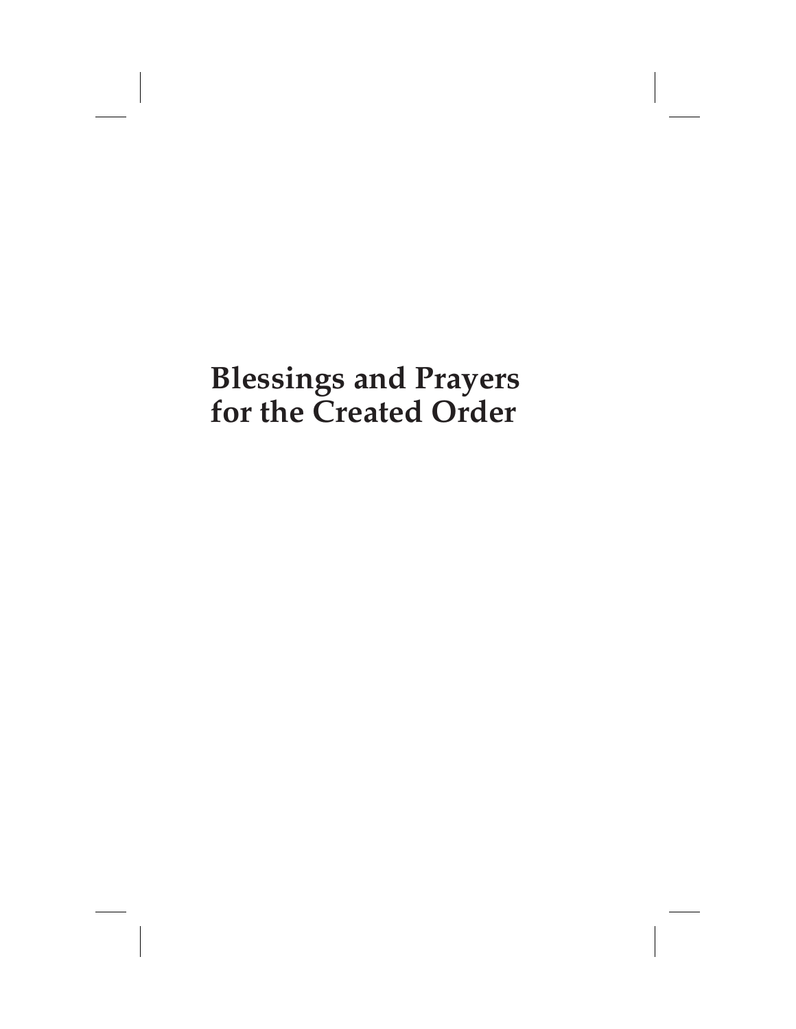# Blessings and Prayers for the Created Order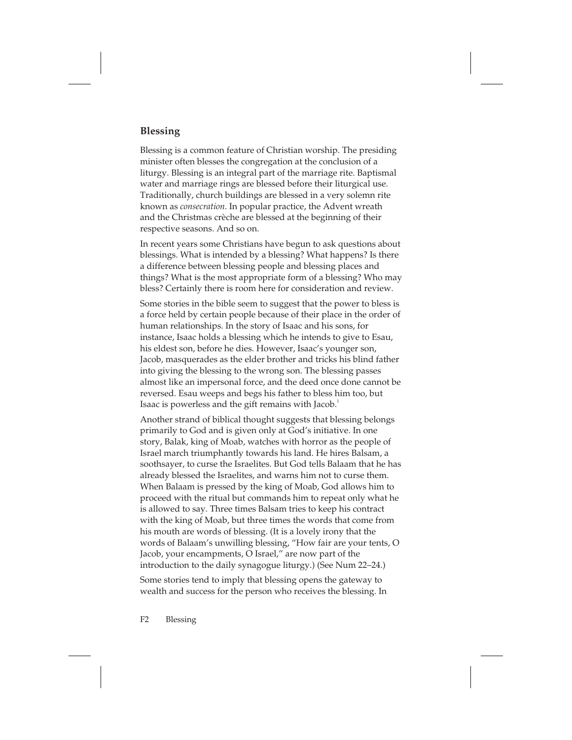## Blessing

Blessing is a common feature of Christian worship. The presiding minister often blesses the congregation at the conclusion of a liturgy. Blessing is an integral part of the marriage rite. Baptismal water and marriage rings are blessed before their liturgical use. Traditionally, church buildings are blessed in a very solemn rite known as *consecration*. In popular practice, the Advent wreath and the Christmas crèche are blessed at the beginning of their respective seasons. And so on.

In recent years some Christians have begun to ask questions about blessings. What is intended by a blessing? What happens? Is there a difference between blessing people and blessing places and things? What is the most appropriate form of a blessing? Who may bless? Certainly there is room here for consideration and review.

Some stories in the bible seem to suggest that the power to bless is a force held by certain people because of their place in the order of human relationships. In the story of Isaac and his sons, for instance, Isaac holds a blessing which he intends to give to Esau, his eldest son, before he dies. However, Isaac's younger son, Jacob, masquerades as the elder brother and tricks his blind father into giving the blessing to the wrong son. The blessing passes almost like an impersonal force, and the deed once done cannot be reversed. Esau weeps and begs his father to bless him too, but Isaac is powerless and the gift remains with Jacob.[1]

Another strand of biblical thought suggests that blessing belongs primarily to God and is given only at God's initiative. In one story, Balak, king of Moab, watches with horror as the people of Israel march triumphantly towards his land. He hires Balsam, a soothsayer, to curse the Israelites. But God tells Balaam that he has already blessed the Israelites, and warns him not to curse them. When Balaam is pressed by the king of Moab, God allows him to proceed with the ritual but commands him to repeat only what he is allowed to say. Three times Balsam tries to keep his contract with the king of Moab, but three times the words that come from his mouth are words of blessing. (It is a lovely irony that the words of Balaam's unwilling blessing, "How fair are your tents, O Jacob, your encampments, O Israel," are now part of the introduction to the daily synagogue liturgy.) (See Num 22–24.)

Some stories tend to imply that blessing opens the gateway to wealth and success for the person who receives the blessing. In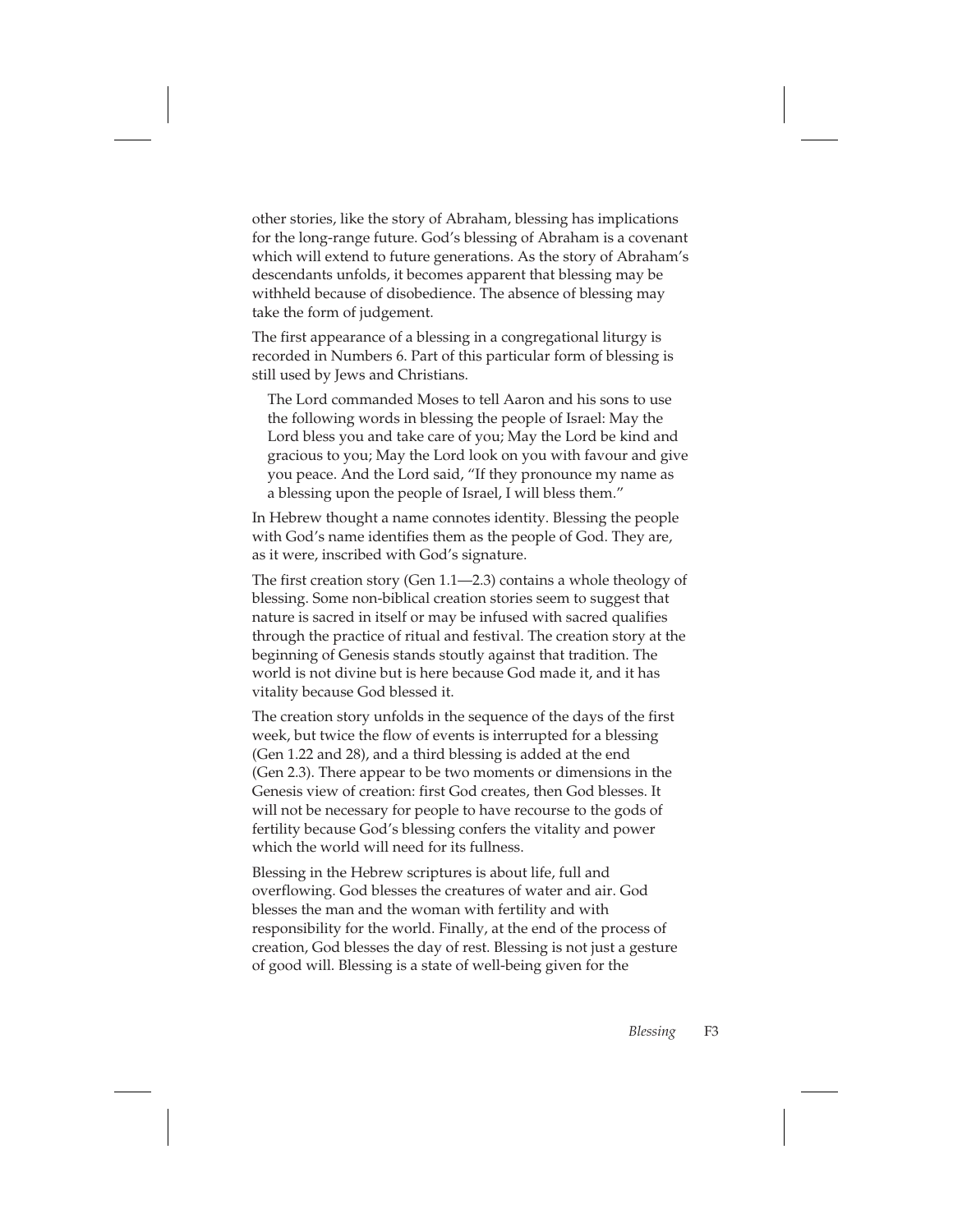other stories, like the story of Abraham, blessing has implications for the long-range future. God's blessing of Abraham is a covenant which will extend to future generations. As the story of Abraham's descendants unfolds, it becomes apparent that blessing may be withheld because of disobedience. The absence of blessing may take the form of judgement.

The first appearance of a blessing in a congregational liturgy is recorded in Numbers 6. Part of this particular form of blessing is still used by Jews and Christians.

> The Lord commanded Moses to tell Aaron and his sons to use the following words in blessing the people of Israel: May the Lord bless you and take care of you; May the Lord be kind and gracious to you; May the Lord look on you with favour and give you peace. And the Lord said, "If they pronounce my name as a blessing upon the people of Israel, I will bless them."

In Hebrew thought a name connotes identity. Blessing the people with God's name identifies them as the people of God. They are, as it were, inscribed with God's signature.

The first creation story (Gen 1.1—2.3) contains a whole theology of blessing. Some non-biblical creation stories seem to suggest that nature is sacred in itself or may be infused with sacred qualifies through the practice of ritual and festival. The creation story at the beginning of Genesis stands stoutly against that tradition. The world is not divine but is here because God made it, and it has vitality because God blessed it.

The creation story unfolds in the sequence of the days of the first week, but twice the flow of events is interrupted for a blessing (Gen 1.22 and 28), and a third blessing is added at the end (Gen 2.3). There appear to be two moments or dimensions in the Genesis view of creation: first God creates, then God blesses. It will not be necessary for people to have recourse to the gods of fertility because God's blessing confers the vitality and power which the world will need for its fullness.

Blessing in the Hebrew scriptures is about life, full and overflowing. God blesses the creatures of water and air. God blesses the man and the woman with fertility and with responsibility for the world. Finally, at the end of the process of creation, God blesses the day of rest. Blessing is not just a gesture of good will. Blessing is a state of well-being given for the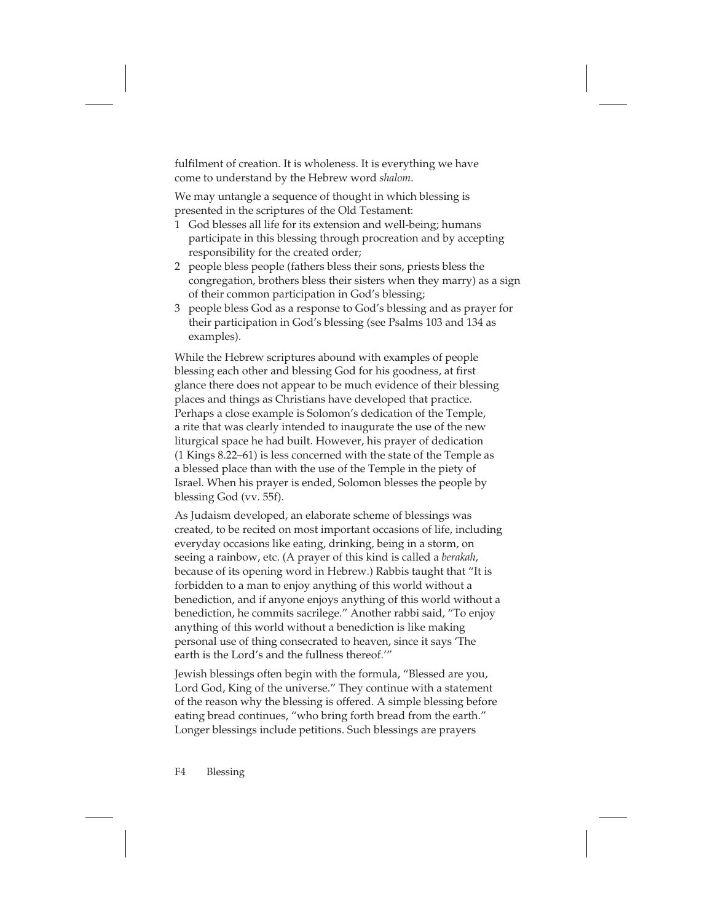fulfilment of creation. It is wholeness. It is everything we have come to understand by the Hebrew word *shalom*.

We may untangle a sequence of thought in which blessing is presented in the scriptures of the Old Testament:

1. God blesses all life for its extension and well-being; humans participate in this blessing through procreation and by accepting responsibility for the created order;
2. people bless people (fathers bless their sons, priests bless the congregation, brothers bless their sisters when they marry) as a sign of their common participation in God's blessing;
3. people bless God as a response to God's blessing and as prayer for their participation in God's blessing (see Psalms 103 and 134 as examples).

While the Hebrew scriptures abound with examples of people blessing each other and blessing God for his goodness, at first glance there does not appear to be much evidence of their blessing places and things as Christians have developed that practice. Perhaps a close example is Solomon's dedication of the Temple, a rite that was clearly intended to inaugurate the use of the new liturgical space he had built. However, his prayer of dedication (1 Kings 8.22–61) is less concerned with the state of the Temple as a blessed place than with the use of the Temple in the piety of Israel. When his prayer is ended, Solomon blesses the people by blessing God (vv. 55f).

As Judaism developed, an elaborate scheme of blessings was created, to be recited on most important occasions of life, including everyday occasions like eating, drinking, being in a storm, on seeing a rainbow, etc. (A prayer of this kind is called a *berakah*, because of its opening word in Hebrew.) Rabbis taught that "It is forbidden to a man to enjoy anything of this world without a benediction, and if anyone enjoys anything of this world without a benediction, he commits sacrilege." Another rabbi said, "To enjoy anything of this world without a benediction is like making personal use of thing consecrated to heaven, since it says 'The earth is the Lord's and the fullness thereof.'"

Jewish blessings often begin with the formula, "Blessed are you, Lord God, King of the universe." They continue with a statement of the reason why the blessing is offered. A simple blessing before eating bread continues, "who bring forth bread from the earth." Longer blessings include petitions. Such blessings are prayers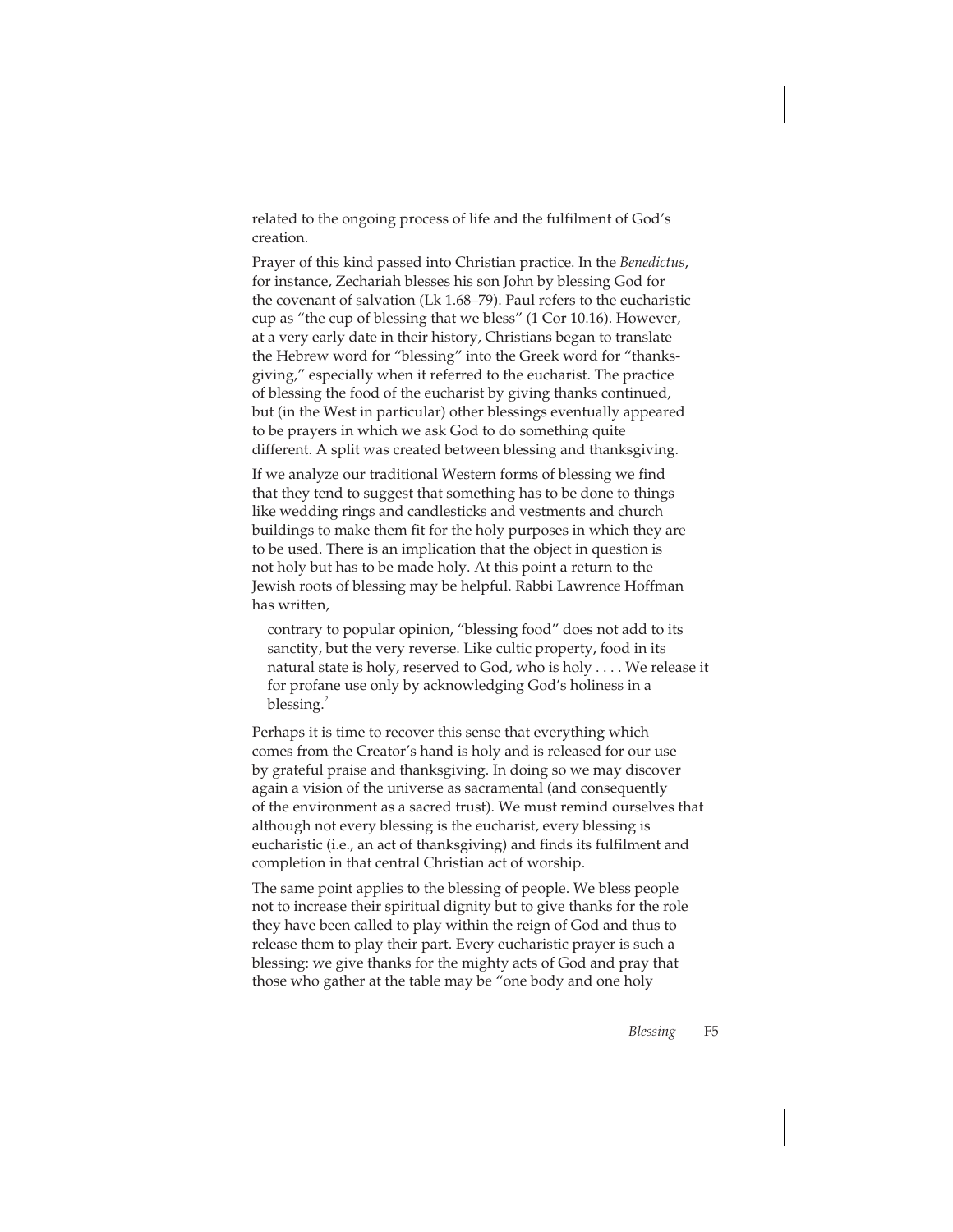related to the ongoing process of life and the fulfilment of God's creation.

Prayer of this kind passed into Christian practice. In the *Benedictus*, for instance, Zechariah blesses his son John by blessing God for the covenant of salvation (Lk 1.68–79). Paul refers to the eucharistic cup as "the cup of blessing that we bless" (1 Cor 10.16). However, at a very early date in their history, Christians began to translate the Hebrew word for "blessing" into the Greek word for "thanksgiving," especially when it referred to the eucharist. The practice of blessing the food of the eucharist by giving thanks continued, but (in the West in particular) other blessings eventually appeared to be prayers in which we ask God to do something quite different. A split was created between blessing and thanksgiving.

If we analyze our traditional Western forms of blessing we find that they tend to suggest that something has to be done to things like wedding rings and candlesticks and vestments and church buildings to make them fit for the holy purposes in which they are to be used. There is an implication that the object in question is not holy but has to be made holy. At this point a return to the Jewish roots of blessing may be helpful. Rabbi Lawrence Hoffman has written,

> contrary to popular opinion, "blessing food" does not add to its sanctity, but the very reverse. Like cultic property, food in its natural state is holy, reserved to God, who is holy . . . . We release it for profane use only by acknowledging God's holiness in a blessing.[2]

Perhaps it is time to recover this sense that everything which comes from the Creator's hand is holy and is released for our use by grateful praise and thanksgiving. In doing so we may discover again a vision of the universe as sacramental (and consequently of the environment as a sacred trust). We must remind ourselves that although not every blessing is the eucharist, every blessing is eucharistic (i.e., an act of thanksgiving) and finds its fulfilment and completion in that central Christian act of worship.

The same point applies to the blessing of people. We bless people not to increase their spiritual dignity but to give thanks for the role they have been called to play within the reign of God and thus to release them to play their part. Every eucharistic prayer is such a blessing: we give thanks for the mighty acts of God and pray that those who gather at the table may be "one body and one holy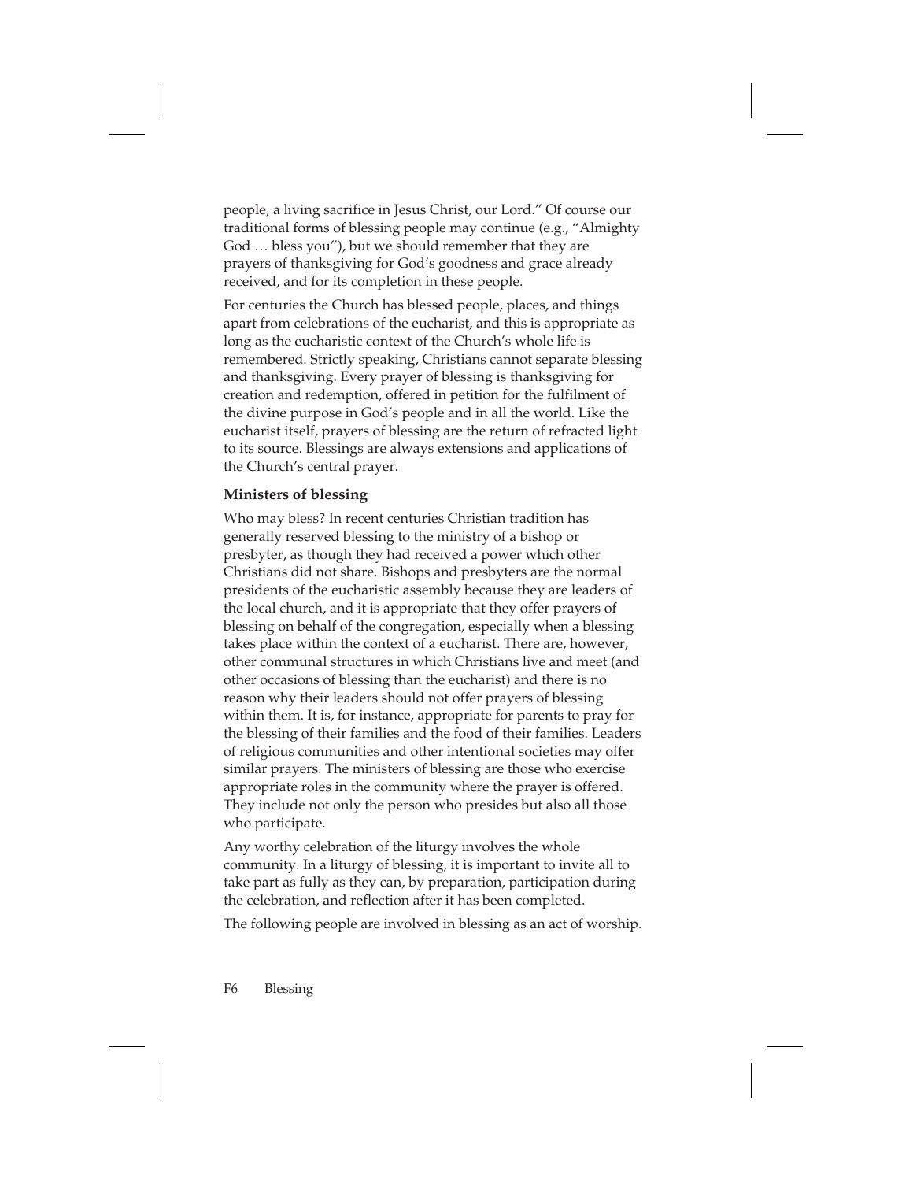people, a living sacrifice in Jesus Christ, our Lord." Of course our traditional forms of blessing people may continue (e.g., "Almighty God … bless you"), but we should remember that they are prayers of thanksgiving for God's goodness and grace already received, and for its completion in these people.

For centuries the Church has blessed people, places, and things apart from celebrations of the eucharist, and this is appropriate as long as the eucharistic context of the Church's whole life is remembered. Strictly speaking, Christians cannot separate blessing and thanksgiving. Every prayer of blessing is thanksgiving for creation and redemption, offered in petition for the fulfilment of the divine purpose in God's people and in all the world. Like the eucharist itself, prayers of blessing are the return of refracted light to its source. Blessings are always extensions and applications of the Church's central prayer.

### Ministers of blessing

Who may bless? In recent centuries Christian tradition has generally reserved blessing to the ministry of a bishop or presbyter, as though they had received a power which other Christians did not share. Bishops and presbyters are the normal presidents of the eucharistic assembly because they are leaders of the local church, and it is appropriate that they offer prayers of blessing on behalf of the congregation, especially when a blessing takes place within the context of a eucharist. There are, however, other communal structures in which Christians live and meet (and other occasions of blessing than the eucharist) and there is no reason why their leaders should not offer prayers of blessing within them. It is, for instance, appropriate for parents to pray for the blessing of their families and the food of their families. Leaders of religious communities and other intentional societies may offer similar prayers. The ministers of blessing are those who exercise appropriate roles in the community where the prayer is offered. They include not only the person who presides but also all those who participate.

Any worthy celebration of the liturgy involves the whole community. In a liturgy of blessing, it is important to invite all to take part as fully as they can, by preparation, participation during the celebration, and reflection after it has been completed.

The following people are involved in blessing as an act of worship.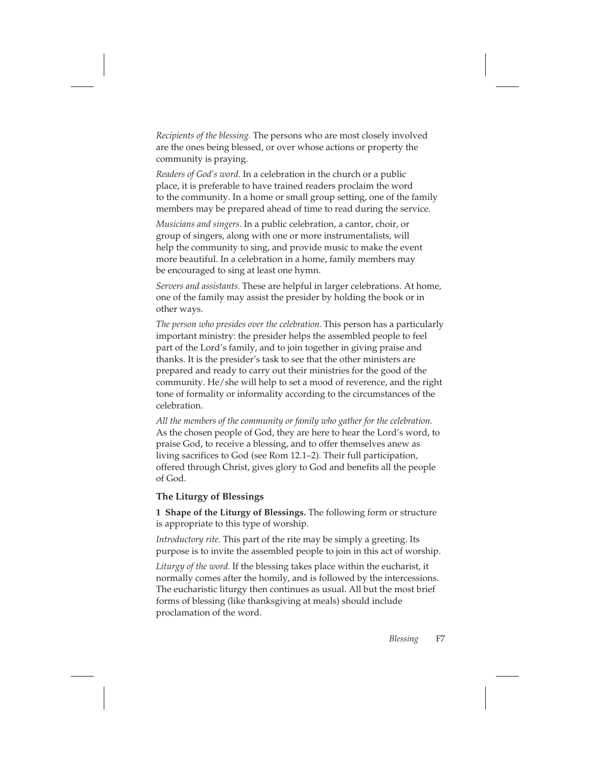*Recipients of the blessing.* The persons who are most closely involved are the ones being blessed, or over whose actions or property the community is praying.

*Readers of God's word.* In a celebration in the church or a public place, it is preferable to have trained readers proclaim the word to the community. In a home or small group setting, one of the family members may be prepared ahead of time to read during the service.

*Musicians and singers.* In a public celebration, a cantor, choir, or group of singers, along with one or more instrumentalists, will help the community to sing, and provide music to make the event more beautiful. In a celebration in a home, family members may be encouraged to sing at least one hymn.

*Servers and assistants.* These are helpful in larger celebrations. At home, one of the family may assist the presider by holding the book or in other ways.

*The person who presides over the celebration.* This person has a particularly important ministry: the presider helps the assembled people to feel part of the Lord's family, and to join together in giving praise and thanks. It is the presider's task to see that the other ministers are prepared and ready to carry out their ministries for the good of the community. He/she will help to set a mood of reverence, and the right tone of formality or informality according to the circumstances of the celebration.

*All the members of the community or family who gather for the celebration.* As the chosen people of God, they are here to hear the Lord's word, to praise God, to receive a blessing, and to offer themselves anew as living sacrifices to God (see Rom 12.1–2). Their full participation, offered through Christ, gives glory to God and benefits all the people of God.

### The Liturgy of Blessings

**1 Shape of the Liturgy of Blessings.** The following form or structure is appropriate to this type of worship.

*Introductory rite.* This part of the rite may be simply a greeting. Its purpose is to invite the assembled people to join in this act of worship.

*Liturgy of the word.* If the blessing takes place within the eucharist, it normally comes after the homily, and is followed by the intercessions. The eucharistic liturgy then continues as usual. All but the most brief forms of blessing (like thanksgiving at meals) should include proclamation of the word.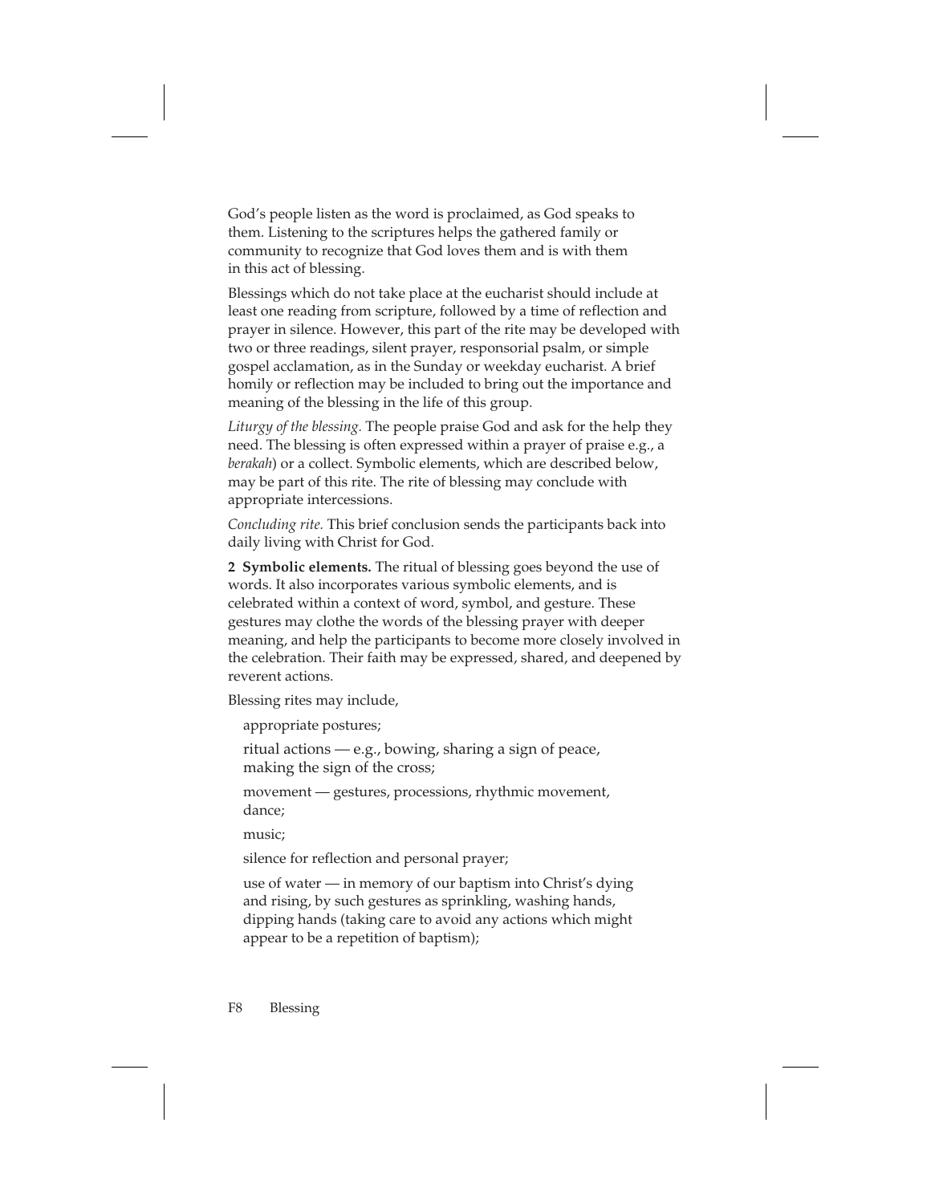God's people listen as the word is proclaimed, as God speaks to them. Listening to the scriptures helps the gathered family or community to recognize that God loves them and is with them in this act of blessing.

Blessings which do not take place at the eucharist should include at least one reading from scripture, followed by a time of reflection and prayer in silence. However, this part of the rite may be developed with two or three readings, silent prayer, responsorial psalm, or simple gospel acclamation, as in the Sunday or weekday eucharist. A brief homily or reflection may be included to bring out the importance and meaning of the blessing in the life of this group.

*Liturgy of the blessing.* The people praise God and ask for the help they need. The blessing is often expressed within a prayer of praise e.g., a *berakah*) or a collect. Symbolic elements, which are described below, may be part of this rite. The rite of blessing may conclude with appropriate intercessions.

*Concluding rite.* This brief conclusion sends the participants back into daily living with Christ for God.

**2 Symbolic elements.** The ritual of blessing goes beyond the use of words. It also incorporates various symbolic elements, and is celebrated within a context of word, symbol, and gesture. These gestures may clothe the words of the blessing prayer with deeper meaning, and help the participants to become more closely involved in the celebration. Their faith may be expressed, shared, and deepened by reverent actions.

Blessing rites may include,

appropriate postures;

ritual actions — e.g., bowing, sharing a sign of peace, making the sign of the cross;

movement — gestures, processions, rhythmic movement, dance;

music;

silence for reflection and personal prayer;

use of water — in memory of our baptism into Christ's dying and rising, by such gestures as sprinkling, washing hands, dipping hands (taking care to avoid any actions which might appear to be a repetition of baptism);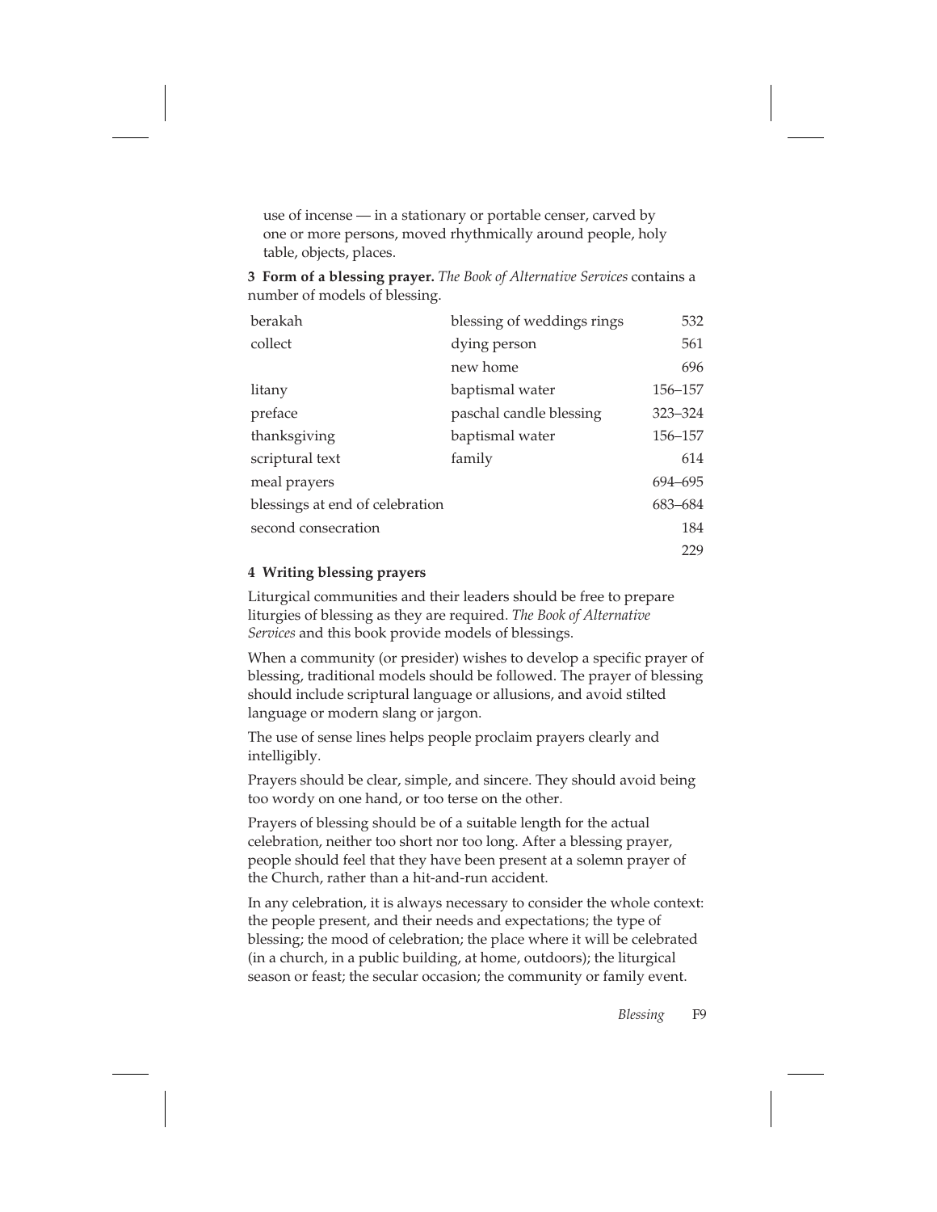use of incense — in a stationary or portable censer, carved by one or more persons, moved rhythmically around people, holy table, objects, places.

**3 Form of a blessing prayer.** *The Book of Alternative Services* contains a number of models of blessing.

| | | |
|---|---|---|
| berakah | blessing of weddings rings | 532 |
| collect | dying person | 561 |
| | new home | 696 |
| litany | baptismal water | 156–157 |
| preface | paschal candle blessing | 323–324 |
| thanksgiving | baptismal water | 156–157 |
| scriptural text | family | 614 |
| meal prayers | | 694–695 |
| blessings at end of celebration | | 683–684 |
| second consecration | | 184 |
| | | 229 |

**4 Writing blessing prayers**

Liturgical communities and their leaders should be free to prepare liturgies of blessing as they are required. *The Book of Alternative Services* and this book provide models of blessings.

When a community (or presider) wishes to develop a specific prayer of blessing, traditional models should be followed. The prayer of blessing should include scriptural language or allusions, and avoid stilted language or modern slang or jargon.

The use of sense lines helps people proclaim prayers clearly and intelligibly.

Prayers should be clear, simple, and sincere. They should avoid being too wordy on one hand, or too terse on the other.

Prayers of blessing should be of a suitable length for the actual celebration, neither too short nor too long. After a blessing prayer, people should feel that they have been present at a solemn prayer of the Church, rather than a hit-and-run accident.

In any celebration, it is always necessary to consider the whole context: the people present, and their needs and expectations; the type of blessing; the mood of celebration; the place where it will be celebrated (in a church, in a public building, at home, outdoors); the liturgical season or feast; the secular occasion; the community or family event.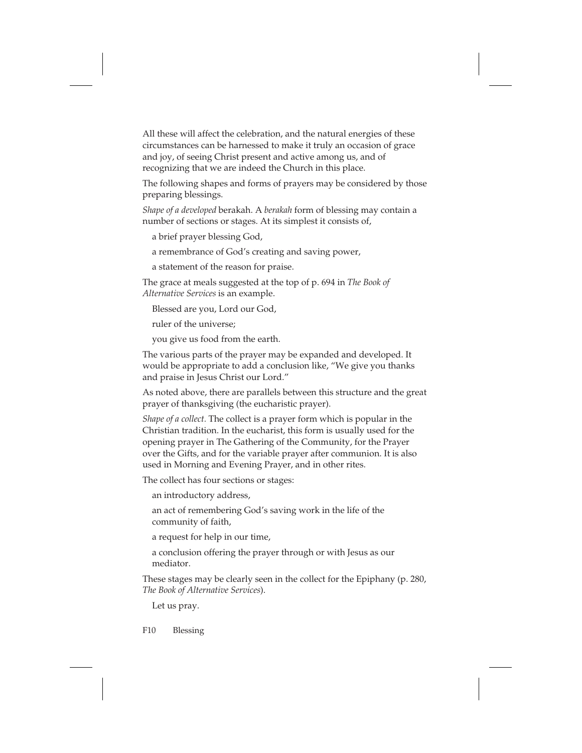All these will affect the celebration, and the natural energies of these circumstances can be harnessed to make it truly an occasion of grace and joy, of seeing Christ present and active among us, and of recognizing that we are indeed the Church in this place.

The following shapes and forms of prayers may be considered by those preparing blessings.

*Shape of a developed* berakah. A *berakah* form of blessing may contain a number of sections or stages. At its simplest it consists of,

a brief prayer blessing God,

a remembrance of God's creating and saving power,

a statement of the reason for praise.

The grace at meals suggested at the top of p. 694 in *The Book of Alternative Services* is an example.

Blessed are you, Lord our God,

ruler of the universe;

you give us food from the earth.

The various parts of the prayer may be expanded and developed. It would be appropriate to add a conclusion like, "We give you thanks and praise in Jesus Christ our Lord."

As noted above, there are parallels between this structure and the great prayer of thanksgiving (the eucharistic prayer).

*Shape of a collect.* The collect is a prayer form which is popular in the Christian tradition. In the eucharist, this form is usually used for the opening prayer in The Gathering of the Community, for the Prayer over the Gifts, and for the variable prayer after communion. It is also used in Morning and Evening Prayer, and in other rites.

The collect has four sections or stages:

an introductory address,

an act of remembering God's saving work in the life of the community of faith,

a request for help in our time,

a conclusion offering the prayer through or with Jesus as our mediator.

These stages may be clearly seen in the collect for the Epiphany (p. 280, *The Book of Alternative Services*).

Let us pray.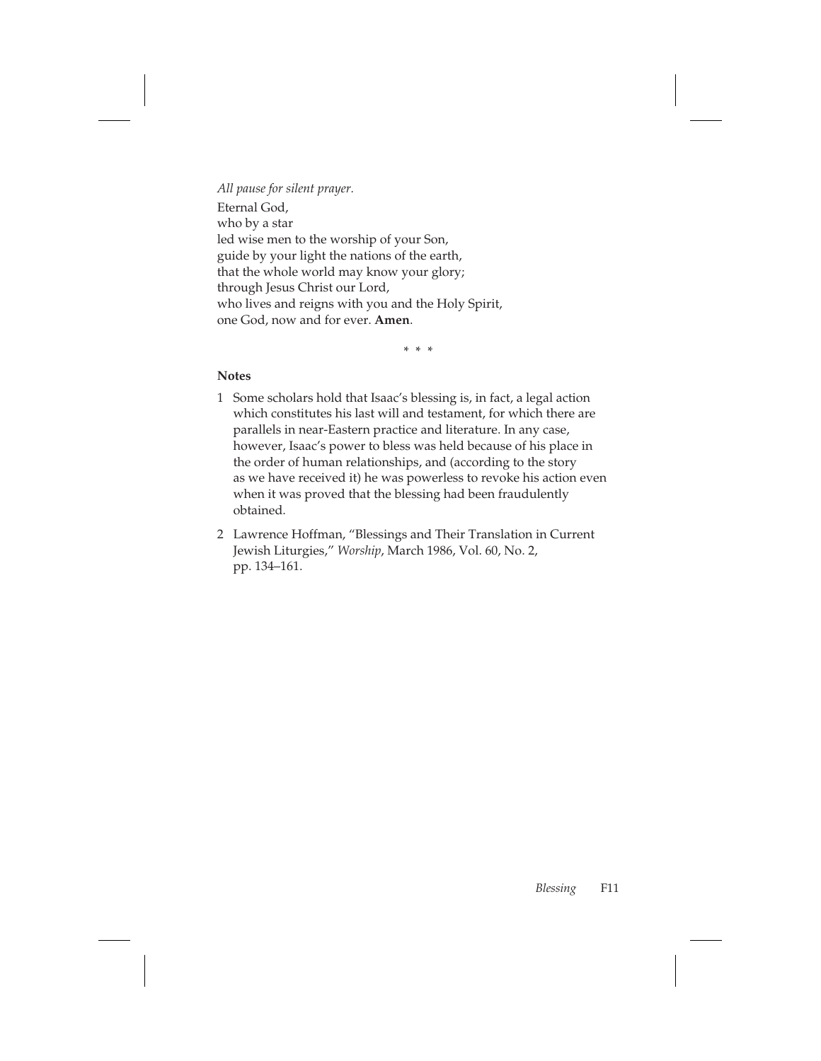*All pause for silent prayer.*

Eternal God,  
who by a star  
led wise men to the worship of your Son,  
guide by your light the nations of the earth,  
that the whole world may know your glory;  
through Jesus Christ our Lord,  
who lives and reigns with you and the Holy Spirit,  
one God, now and for ever. **Amen**.

\* \* \*

**Notes**

1 Some scholars hold that Isaac's blessing is, in fact, a legal action which constitutes his last will and testament, for which there are parallels in near-Eastern practice and literature. In any case, however, Isaac's power to bless was held because of his place in the order of human relationships, and (according to the story as we have received it) he was powerless to revoke his action even when it was proved that the blessing had been fraudulently obtained.

2 Lawrence Hoffman, "Blessings and Their Translation in Current Jewish Liturgies," *Worship*, March 1986, Vol. 60, No. 2, pp. 134–161.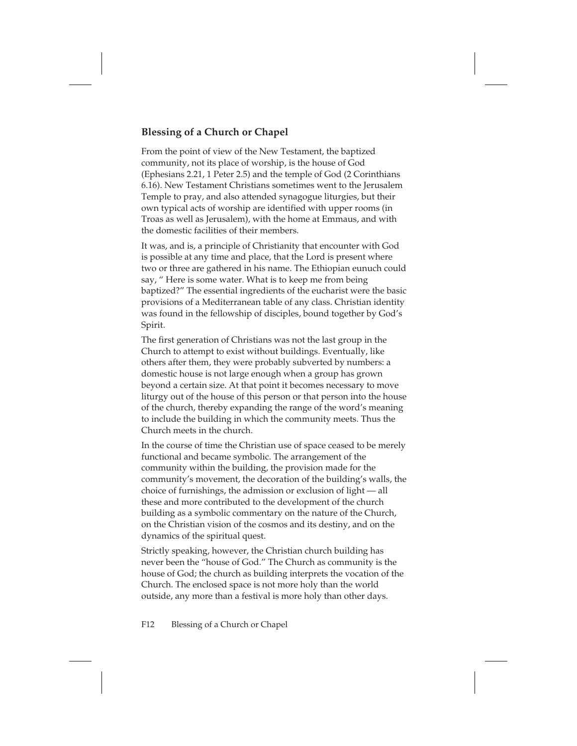## Blessing of a Church or Chapel

From the point of view of the New Testament, the baptized community, not its place of worship, is the house of God (Ephesians 2.21, 1 Peter 2.5) and the temple of God (2 Corinthians 6.16). New Testament Christians sometimes went to the Jerusalem Temple to pray, and also attended synagogue liturgies, but their own typical acts of worship are identified with upper rooms (in Troas as well as Jerusalem), with the home at Emmaus, and with the domestic facilities of their members.

It was, and is, a principle of Christianity that encounter with God is possible at any time and place, that the Lord is present where two or three are gathered in his name. The Ethiopian eunuch could say, " Here is some water. What is to keep me from being baptized?" The essential ingredients of the eucharist were the basic provisions of a Mediterranean table of any class. Christian identity was found in the fellowship of disciples, bound together by God's Spirit.

The first generation of Christians was not the last group in the Church to attempt to exist without buildings. Eventually, like others after them, they were probably subverted by numbers: a domestic house is not large enough when a group has grown beyond a certain size. At that point it becomes necessary to move liturgy out of the house of this person or that person into the house of the church, thereby expanding the range of the word's meaning to include the building in which the community meets. Thus the Church meets in the church.

In the course of time the Christian use of space ceased to be merely functional and became symbolic. The arrangement of the community within the building, the provision made for the community's movement, the decoration of the building's walls, the choice of furnishings, the admission or exclusion of light — all these and more contributed to the development of the church building as a symbolic commentary on the nature of the Church, on the Christian vision of the cosmos and its destiny, and on the dynamics of the spiritual quest.

Strictly speaking, however, the Christian church building has never been the "house of God." The Church as community is the house of God; the church as building interprets the vocation of the Church. The enclosed space is not more holy than the world outside, any more than a festival is more holy than other days.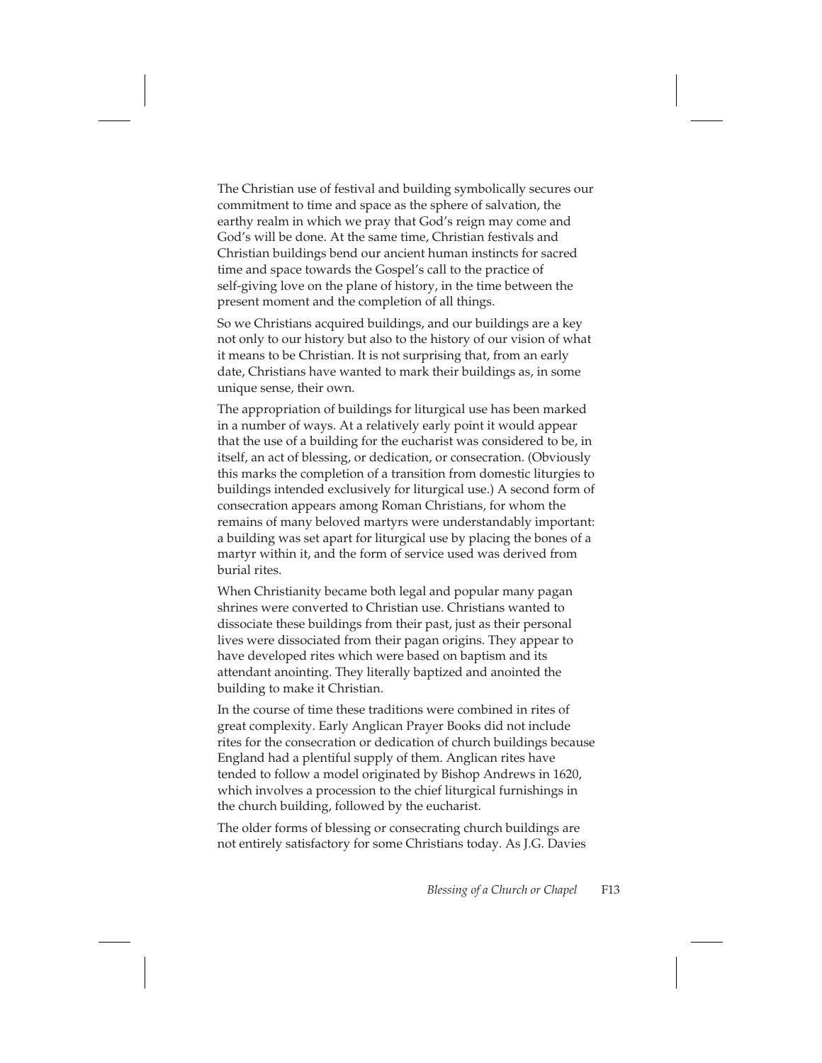The Christian use of festival and building symbolically secures our commitment to time and space as the sphere of salvation, the earthy realm in which we pray that God's reign may come and God's will be done. At the same time, Christian festivals and Christian buildings bend our ancient human instincts for sacred time and space towards the Gospel's call to the practice of self-giving love on the plane of history, in the time between the present moment and the completion of all things.

So we Christians acquired buildings, and our buildings are a key not only to our history but also to the history of our vision of what it means to be Christian. It is not surprising that, from an early date, Christians have wanted to mark their buildings as, in some unique sense, their own.

The appropriation of buildings for liturgical use has been marked in a number of ways. At a relatively early point it would appear that the use of a building for the eucharist was considered to be, in itself, an act of blessing, or dedication, or consecration. (Obviously this marks the completion of a transition from domestic liturgies to buildings intended exclusively for liturgical use.) A second form of consecration appears among Roman Christians, for whom the remains of many beloved martyrs were understandably important: a building was set apart for liturgical use by placing the bones of a martyr within it, and the form of service used was derived from burial rites.

When Christianity became both legal and popular many pagan shrines were converted to Christian use. Christians wanted to dissociate these buildings from their past, just as their personal lives were dissociated from their pagan origins. They appear to have developed rites which were based on baptism and its attendant anointing. They literally baptized and anointed the building to make it Christian.

In the course of time these traditions were combined in rites of great complexity. Early Anglican Prayer Books did not include rites for the consecration or dedication of church buildings because England had a plentiful supply of them. Anglican rites have tended to follow a model originated by Bishop Andrews in 1620, which involves a procession to the chief liturgical furnishings in the church building, followed by the eucharist.

The older forms of blessing or consecrating church buildings are not entirely satisfactory for some Christians today. As J.G. Davies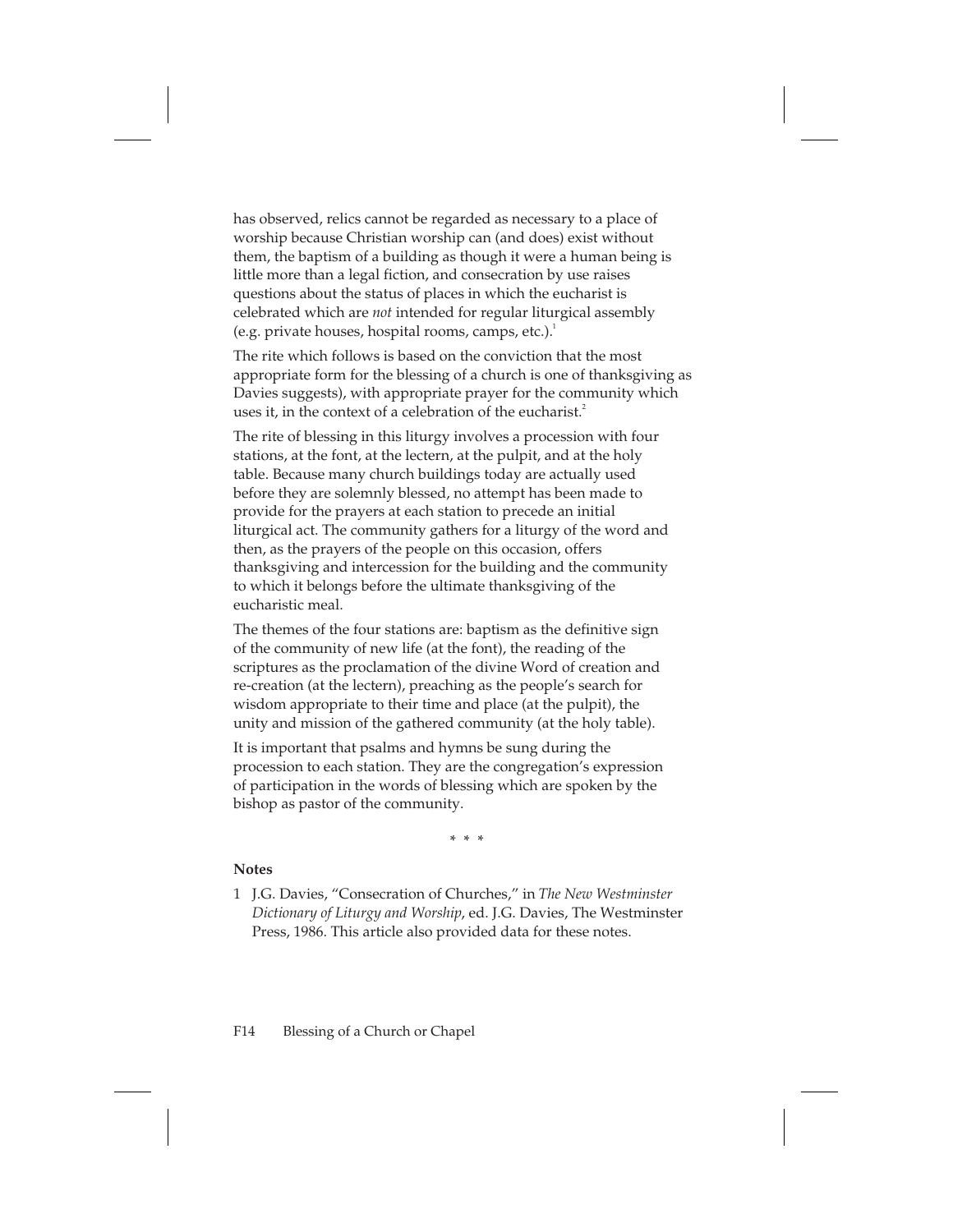has observed, relics cannot be regarded as necessary to a place of worship because Christian worship can (and does) exist without them, the baptism of a building as though it were a human being is little more than a legal fiction, and consecration by use raises questions about the status of places in which the eucharist is celebrated which are *not* intended for regular liturgical assembly (e.g. private houses, hospital rooms, camps, etc.).[1]

The rite which follows is based on the conviction that the most appropriate form for the blessing of a church is one of thanksgiving as Davies suggests), with appropriate prayer for the community which uses it, in the context of a celebration of the eucharist.[2]

The rite of blessing in this liturgy involves a procession with four stations, at the font, at the lectern, at the pulpit, and at the holy table. Because many church buildings today are actually used before they are solemnly blessed, no attempt has been made to provide for the prayers at each station to precede an initial liturgical act. The community gathers for a liturgy of the word and then, as the prayers of the people on this occasion, offers thanksgiving and intercession for the building and the community to which it belongs before the ultimate thanksgiving of the eucharistic meal.

The themes of the four stations are: baptism as the definitive sign of the community of new life (at the font), the reading of the scriptures as the proclamation of the divine Word of creation and re-creation (at the lectern), preaching as the people's search for wisdom appropriate to their time and place (at the pulpit), the unity and mission of the gathered community (at the holy table).

It is important that psalms and hymns be sung during the procession to each station. They are the congregation's expression of participation in the words of blessing which are spoken by the bishop as pastor of the community.

\* \* \*

**Notes**

1 J.G. Davies, "Consecration of Churches," in *The New Westminster Dictionary of Liturgy and Worship*, ed. J.G. Davies, The Westminster Press, 1986. This article also provided data for these notes.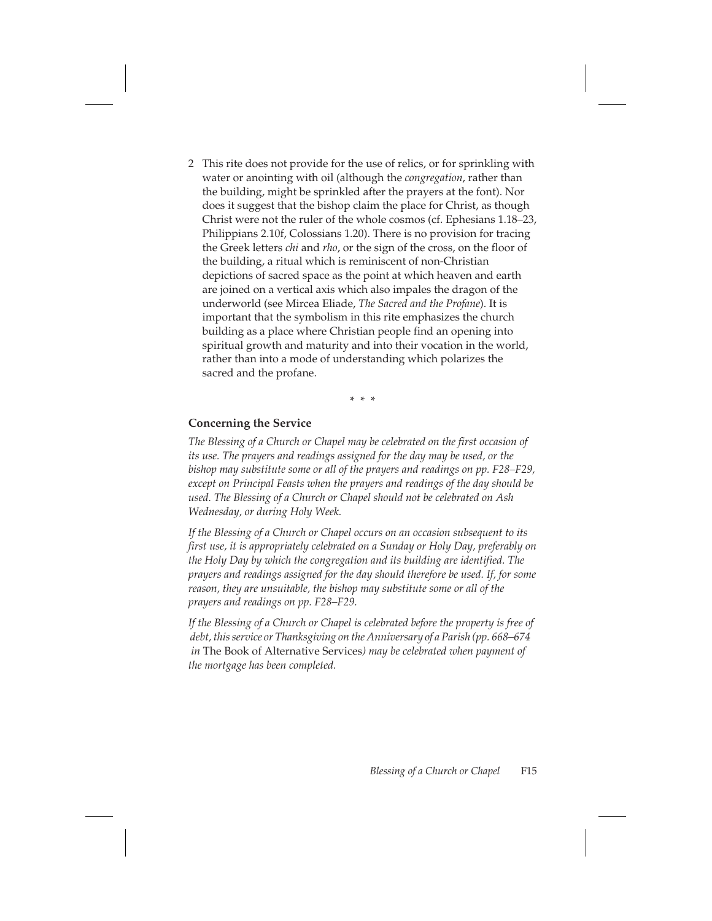2 This rite does not provide for the use of relics, or for sprinkling with water or anointing with oil (although the *congregation*, rather than the building, might be sprinkled after the prayers at the font). Nor does it suggest that the bishop claim the place for Christ, as though Christ were not the ruler of the whole cosmos (cf. Ephesians 1.18–23, Philippians 2.10f, Colossians 1.20). There is no provision for tracing the Greek letters *chi* and *rho*, or the sign of the cross, on the floor of the building, a ritual which is reminiscent of non-Christian depictions of sacred space as the point at which heaven and earth are joined on a vertical axis which also impales the dragon of the underworld (see Mircea Eliade, *The Sacred and the Profane*). It is important that the symbolism in this rite emphasizes the church building as a place where Christian people find an opening into spiritual growth and maturity and into their vocation in the world, rather than into a mode of understanding which polarizes the sacred and the profane.

\* \* \*

### Concerning the Service

*The Blessing of a Church or Chapel may be celebrated on the first occasion of its use. The prayers and readings assigned for the day may be used, or the bishop may substitute some or all of the prayers and readings on pp. F28–F29, except on Principal Feasts when the prayers and readings of the day should be used. The Blessing of a Church or Chapel should not be celebrated on Ash Wednesday, or during Holy Week.*

*If the Blessing of a Church or Chapel occurs on an occasion subsequent to its first use, it is appropriately celebrated on a Sunday or Holy Day, preferably on the Holy Day by which the congregation and its building are identified. The prayers and readings assigned for the day should therefore be used. If, for some reason, they are unsuitable, the bishop may substitute some or all of the prayers and readings on pp. F28–F29.*

*If the Blessing of a Church or Chapel is celebrated before the property is free of debt, this service or Thanksgiving on the Anniversary of a Parish (pp. 668–674 in* The Book of Alternative Services*) may be celebrated when payment of the mortgage has been completed.*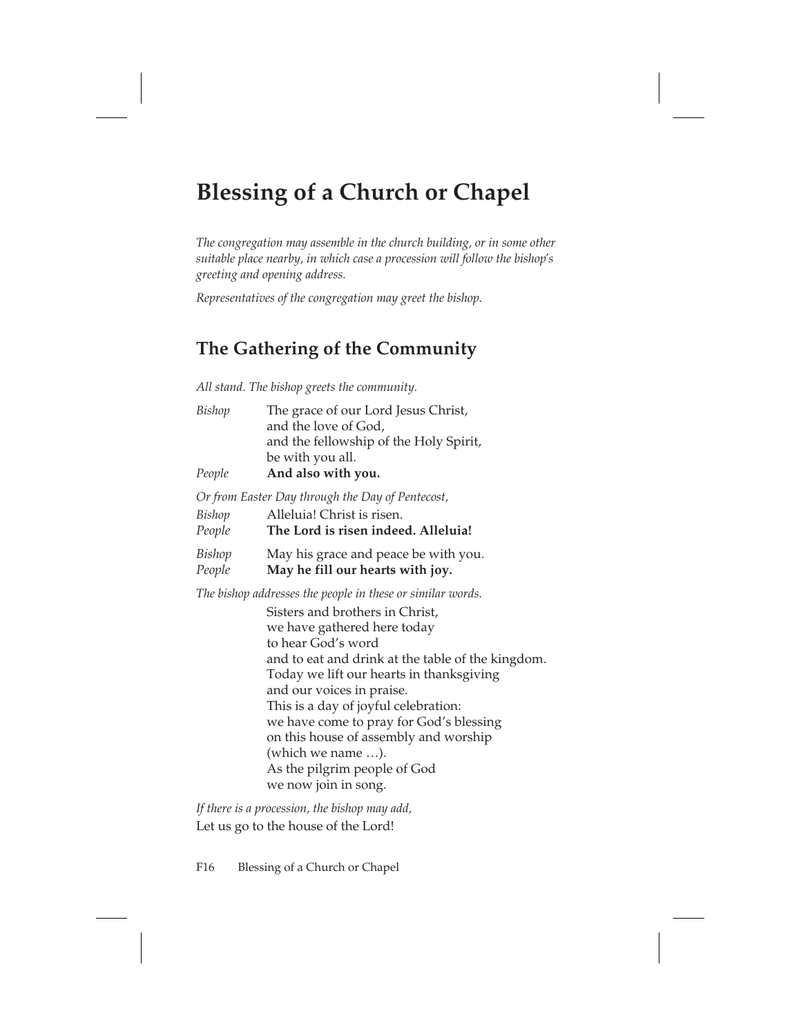# Blessing of a Church or Chapel

*The congregation may assemble in the church building, or in some other suitable place nearby, in which case a procession will follow the bishop's greeting and opening address.*

*Representatives of the congregation may greet the bishop.*

## The Gathering of the Community

*All stand. The bishop greets the community.*

*Bishop* The grace of our Lord Jesus Christ,
and the love of God,
and the fellowship of the Holy Spirit,
be with you all.

*People* **And also with you.**

*Or from Easter Day through the Day of Pentecost,*

*Bishop* Alleluia! Christ is risen.

*People* **The Lord is risen indeed. Alleluia!**

*Bishop* May his grace and peace be with you.

*People* **May he fill our hearts with joy.**

*The bishop addresses the people in these or similar words.*

Sisters and brothers in Christ,
we have gathered here today
to hear God's word
and to eat and drink at the table of the kingdom.
Today we lift our hearts in thanksgiving
and our voices in praise.
This is a day of joyful celebration:
we have come to pray for God's blessing
on this house of assembly and worship
(which we name …).
As the pilgrim people of God
we now join in song.

*If there is a procession, the bishop may add,*

Let us go to the house of the Lord!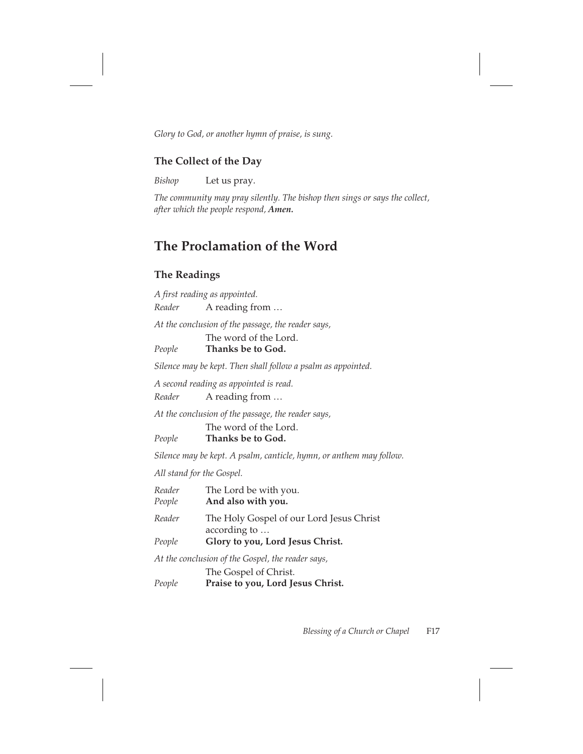*Glory to God, or another hymn of praise, is sung.*

### The Collect of the Day

*Bishop* Let us pray.

*The community may pray silently. The bishop then sings or says the collect, after which the people respond,* ***Amen.***

## The Proclamation of the Word

### The Readings

*A first reading as appointed.*

*Reader* A reading from …

*At the conclusion of the passage, the reader says,*

The word of the Lord.

*People* **Thanks be to God.**

*Silence may be kept. Then shall follow a psalm as appointed.*

*A second reading as appointed is read.*

*Reader* A reading from …

*At the conclusion of the passage, the reader says,*

The word of the Lord.

*People* **Thanks be to God.**

*Silence may be kept. A psalm, canticle, hymn, or anthem may follow.*

*All stand for the Gospel.*

*Reader* The Lord be with you.
*People* **And also with you.**

*Reader* The Holy Gospel of our Lord Jesus Christ according to …
*People* **Glory to you, Lord Jesus Christ.**

*At the conclusion of the Gospel, the reader says,*

The Gospel of Christ.

*People* **Praise to you, Lord Jesus Christ.**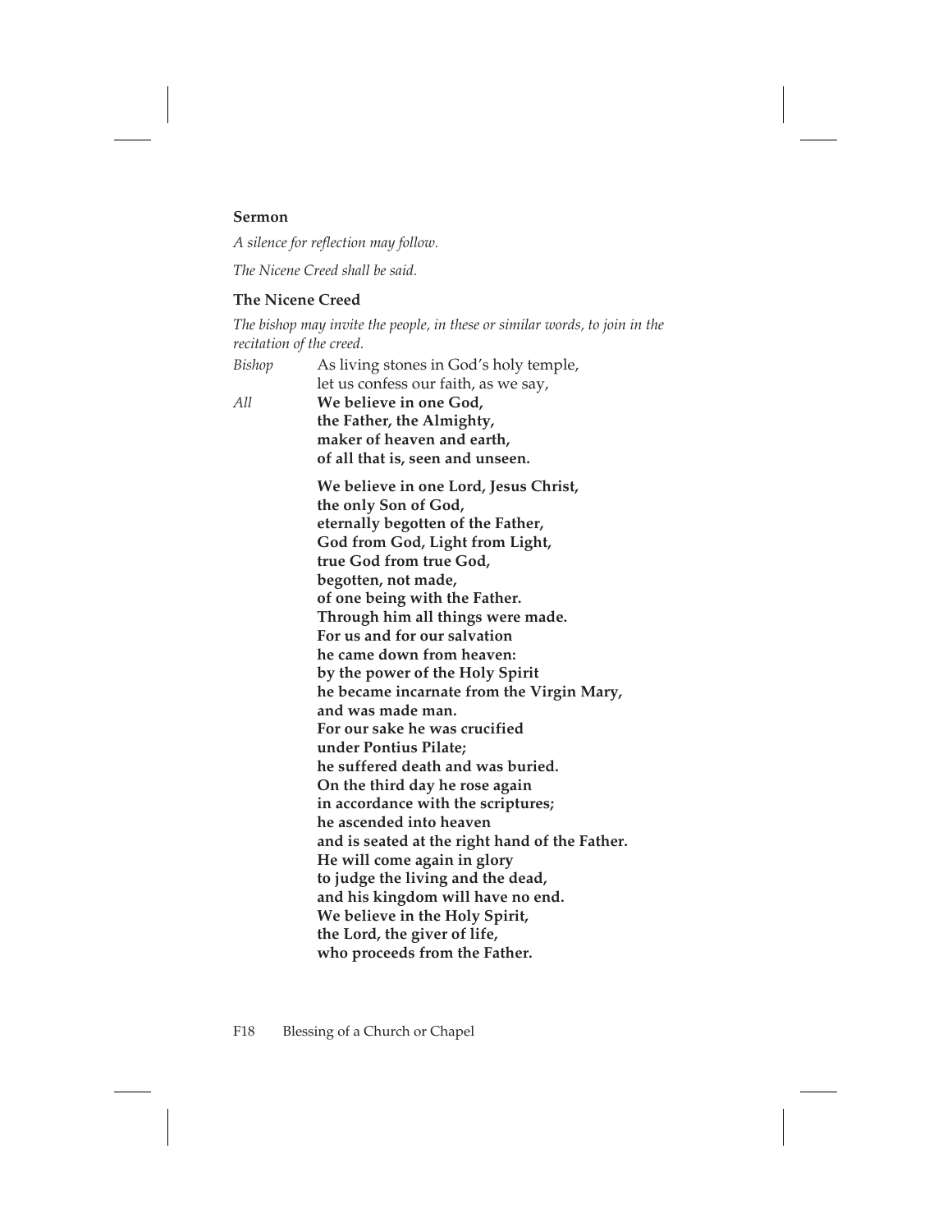### Sermon

*A silence for reflection may follow.*

*The Nicene Creed shall be said.*

### The Nicene Creed

*The bishop may invite the people, in these or similar words, to join in the recitation of the creed.*

*Bishop* As living stones in God's holy temple,
let us confess our faith, as we say,

*All* **We believe in one God,**
**the Father, the Almighty,**
**maker of heaven and earth,**
**of all that is, seen and unseen.**

**We believe in one Lord, Jesus Christ,**
**the only Son of God,**
**eternally begotten of the Father,**
**God from God, Light from Light,**
**true God from true God,**
**begotten, not made,**
**of one being with the Father.**
**Through him all things were made.**
**For us and for our salvation**
**he came down from heaven:**
**by the power of the Holy Spirit**
**he became incarnate from the Virgin Mary,**
**and was made man.**
**For our sake he was crucified**
**under Pontius Pilate;**
**he suffered death and was buried.**
**On the third day he rose again**
**in accordance with the scriptures;**
**he ascended into heaven**
**and is seated at the right hand of the Father.**
**He will come again in glory**
**to judge the living and the dead,**
**and his kingdom will have no end.**
**We believe in the Holy Spirit,**
**the Lord, the giver of life,**
**who proceeds from the Father.**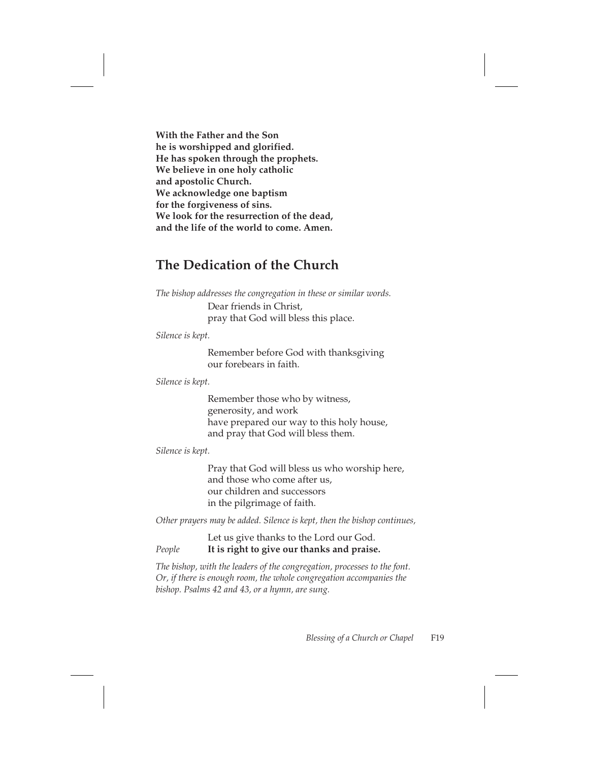**With the Father and the Son**
**he is worshipped and glorified.**
**He has spoken through the prophets.**
**We believe in one holy catholic**
**and apostolic Church.**
**We acknowledge one baptism**
**for the forgiveness of sins.**
**We look for the resurrection of the dead,**
**and the life of the world to come. Amen.**

## The Dedication of the Church

*The bishop addresses the congregation in these or similar words.*

Dear friends in Christ,
pray that God will bless this place.

*Silence is kept.*

Remember before God with thanksgiving
our forebears in faith.

*Silence is kept.*

Remember those who by witness,
generosity, and work
have prepared our way to this holy house,
and pray that God will bless them.

*Silence is kept.*

Pray that God will bless us who worship here,
and those who come after us,
our children and successors
in the pilgrimage of faith.

*Other prayers may be added. Silence is kept, then the bishop continues,*

Let us give thanks to the Lord our God.

*People* **It is right to give our thanks and praise.**

*The bishop, with the leaders of the congregation, processes to the font. Or, if there is enough room, the whole congregation accompanies the bishop. Psalms 42 and 43, or a hymn, are sung.*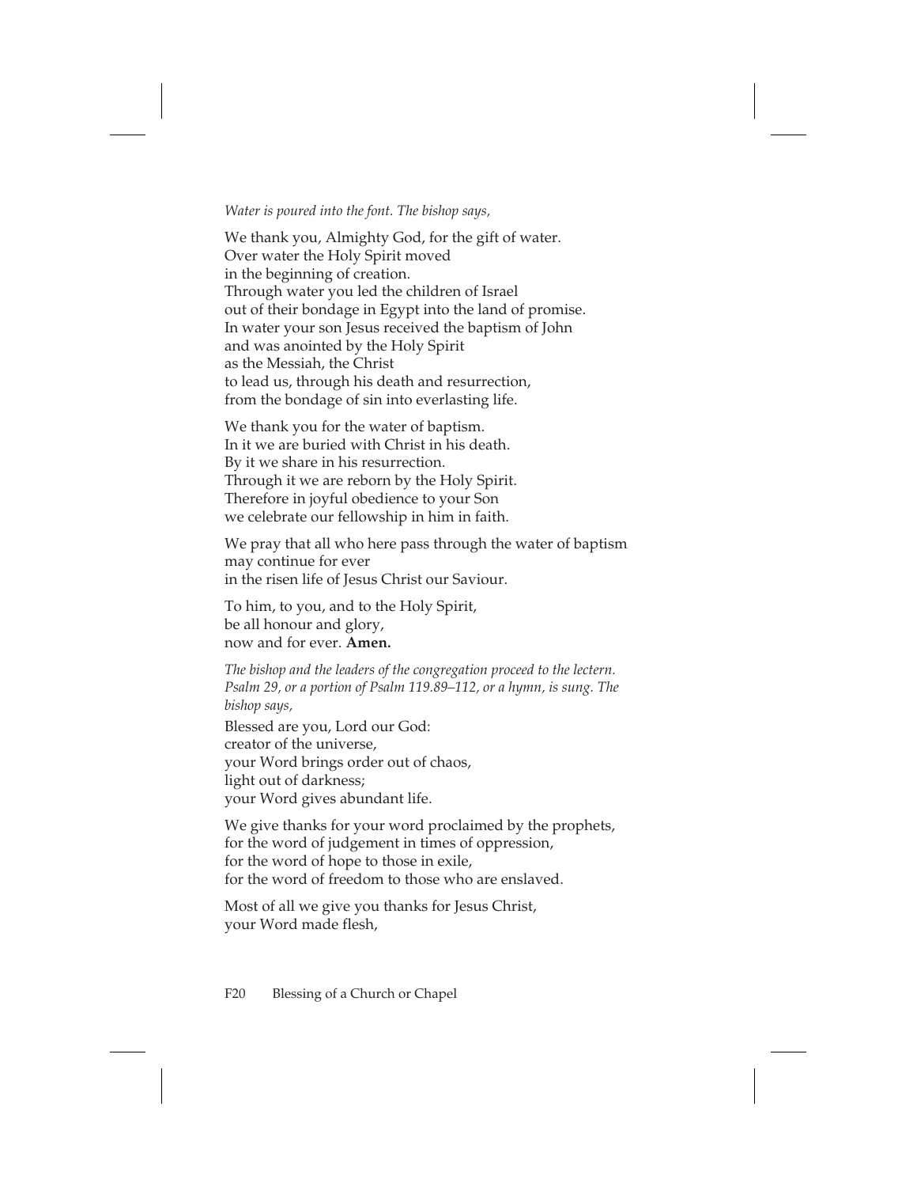*Water is poured into the font. The bishop says,*

We thank you, Almighty God, for the gift of water.
Over water the Holy Spirit moved
in the beginning of creation.
Through water you led the children of Israel
out of their bondage in Egypt into the land of promise.
In water your son Jesus received the baptism of John
and was anointed by the Holy Spirit
as the Messiah, the Christ
to lead us, through his death and resurrection,
from the bondage of sin into everlasting life.

We thank you for the water of baptism.
In it we are buried with Christ in his death.
By it we share in his resurrection.
Through it we are reborn by the Holy Spirit.
Therefore in joyful obedience to your Son
we celebrate our fellowship in him in faith.

We pray that all who here pass through the water of baptism
may continue for ever
in the risen life of Jesus Christ our Saviour.

To him, to you, and to the Holy Spirit,
be all honour and glory,
now and for ever. **Amen.**

*The bishop and the leaders of the congregation proceed to the lectern. Psalm 29, or a portion of Psalm 119.89–112, or a hymn, is sung. The bishop says,*

Blessed are you, Lord our God:
creator of the universe,
your Word brings order out of chaos,
light out of darkness;
your Word gives abundant life.

We give thanks for your word proclaimed by the prophets,
for the word of judgement in times of oppression,
for the word of hope to those in exile,
for the word of freedom to those who are enslaved.

Most of all we give you thanks for Jesus Christ,
your Word made flesh,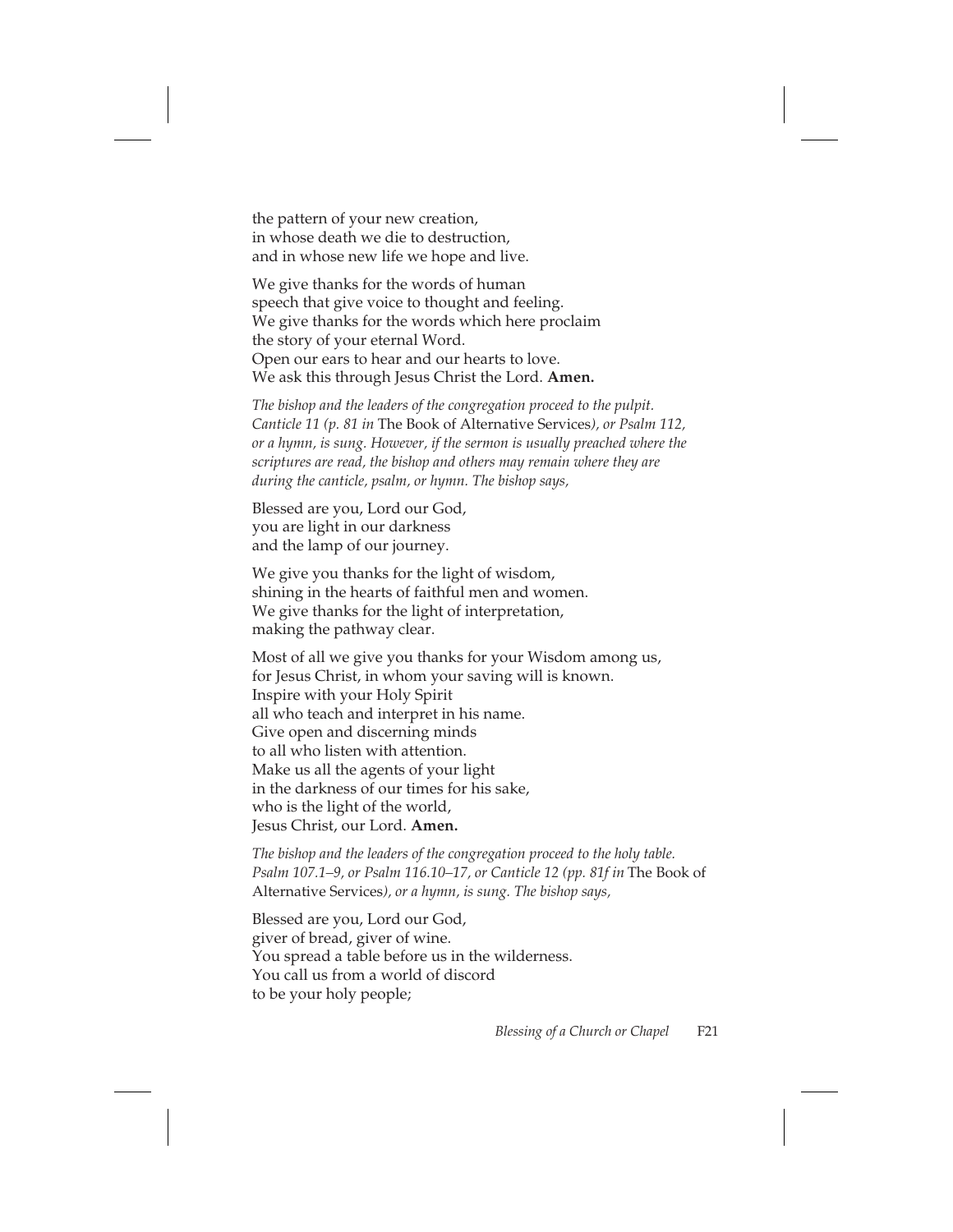the pattern of your new creation,
in whose death we die to destruction,
and in whose new life we hope and live.

We give thanks for the words of human
speech that give voice to thought and feeling.
We give thanks for the words which here proclaim
the story of your eternal Word.
Open our ears to hear and our hearts to love.
We ask this through Jesus Christ the Lord. **Amen.**

*The bishop and the leaders of the congregation proceed to the pulpit. Canticle 11 (p. 81 in* The Book of Alternative Services*), or Psalm 112, or a hymn, is sung. However, if the sermon is usually preached where the scriptures are read, the bishop and others may remain where they are during the canticle, psalm, or hymn. The bishop says,*

Blessed are you, Lord our God,
you are light in our darkness
and the lamp of our journey.

We give you thanks for the light of wisdom,
shining in the hearts of faithful men and women.
We give thanks for the light of interpretation,
making the pathway clear.

Most of all we give you thanks for your Wisdom among us,
for Jesus Christ, in whom your saving will is known.
Inspire with your Holy Spirit
all who teach and interpret in his name.
Give open and discerning minds
to all who listen with attention.
Make us all the agents of your light
in the darkness of our times for his sake,
who is the light of the world,
Jesus Christ, our Lord. **Amen.**

*The bishop and the leaders of the congregation proceed to the holy table. Psalm 107.1–9, or Psalm 116.10–17, or Canticle 12 (pp. 81f in* The Book of Alternative Services*), or a hymn, is sung. The bishop says,*

Blessed are you, Lord our God,
giver of bread, giver of wine.
You spread a table before us in the wilderness.
You call us from a world of discord
to be your holy people;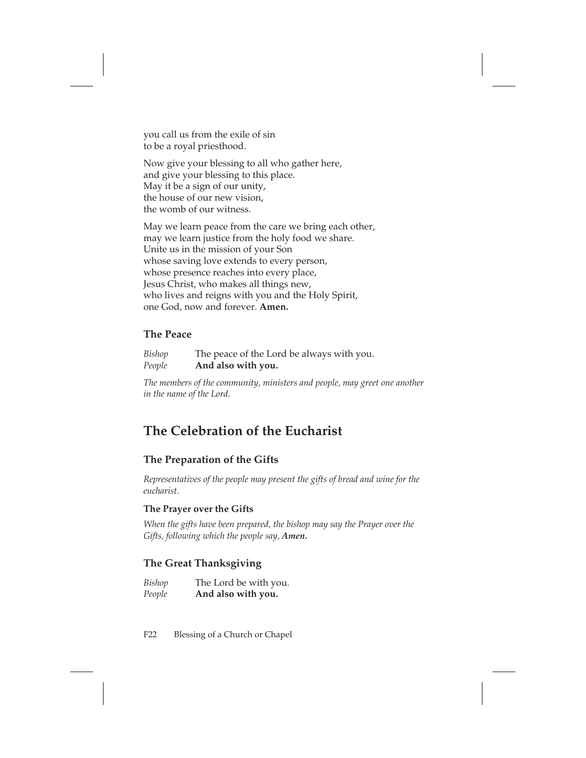you call us from the exile of sin
to be a royal priesthood.

Now give your blessing to all who gather here,
and give your blessing to this place.
May it be a sign of our unity,
the house of our new vision,
the womb of our witness.

May we learn peace from the care we bring each other,
may we learn justice from the holy food we share.
Unite us in the mission of your Son
whose saving love extends to every person,
whose presence reaches into every place,
Jesus Christ, who makes all things new,
who lives and reigns with you and the Holy Spirit,
one God, now and forever. **Amen.**

### The Peace

*Bishop* The peace of the Lord be always with you.
*People* **And also with you.**

*The members of the community, ministers and people, may greet one another in the name of the Lord.*

## The Celebration of the Eucharist

### The Preparation of the Gifts

*Representatives of the people may present the gifts of bread and wine for the eucharist.*

#### The Prayer over the Gifts

*When the gifts have been prepared, the bishop may say the Prayer over the Gifts, following which the people say,* ***Amen.***

### The Great Thanksgiving

*Bishop* The Lord be with you.
*People* **And also with you.**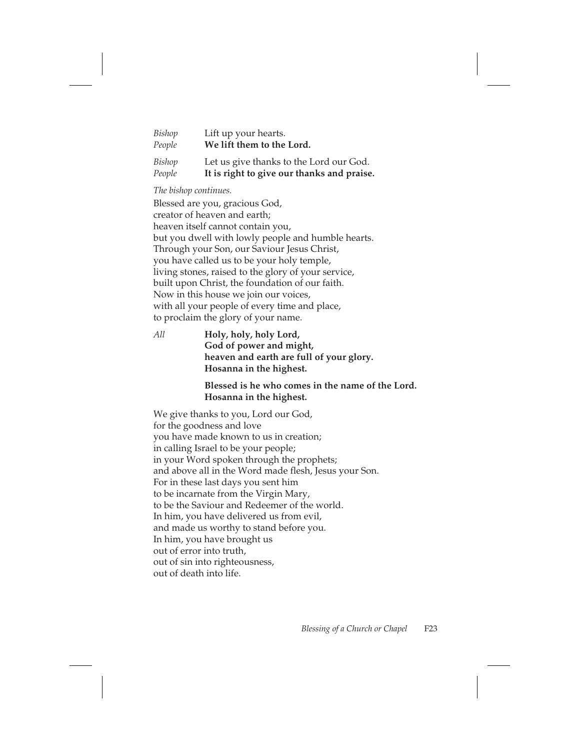*Bishop* Lift up your hearts.
*People* **We lift them to the Lord.**

*Bishop* Let us give thanks to the Lord our God.
*People* **It is right to give our thanks and praise.**

*The bishop continues.*

Blessed are you, gracious God,
creator of heaven and earth;
heaven itself cannot contain you,
but you dwell with lowly people and humble hearts.
Through your Son, our Saviour Jesus Christ,
you have called us to be your holy temple,
living stones, raised to the glory of your service,
built upon Christ, the foundation of our faith.
Now in this house we join our voices,
with all your people of every time and place,
to proclaim the glory of your name.

*All* **Holy, holy, holy Lord,**
**God of power and might,**
**heaven and earth are full of your glory.**
**Hosanna in the highest.**

**Blessed is he who comes in the name of the Lord.**
**Hosanna in the highest.**

We give thanks to you, Lord our God,
for the goodness and love
you have made known to us in creation;
in calling Israel to be your people;
in your Word spoken through the prophets;
and above all in the Word made flesh, Jesus your Son.
For in these last days you sent him
to be incarnate from the Virgin Mary,
to be the Saviour and Redeemer of the world.
In him, you have delivered us from evil,
and made us worthy to stand before you.
In him, you have brought us
out of error into truth,
out of sin into righteousness,
out of death into life.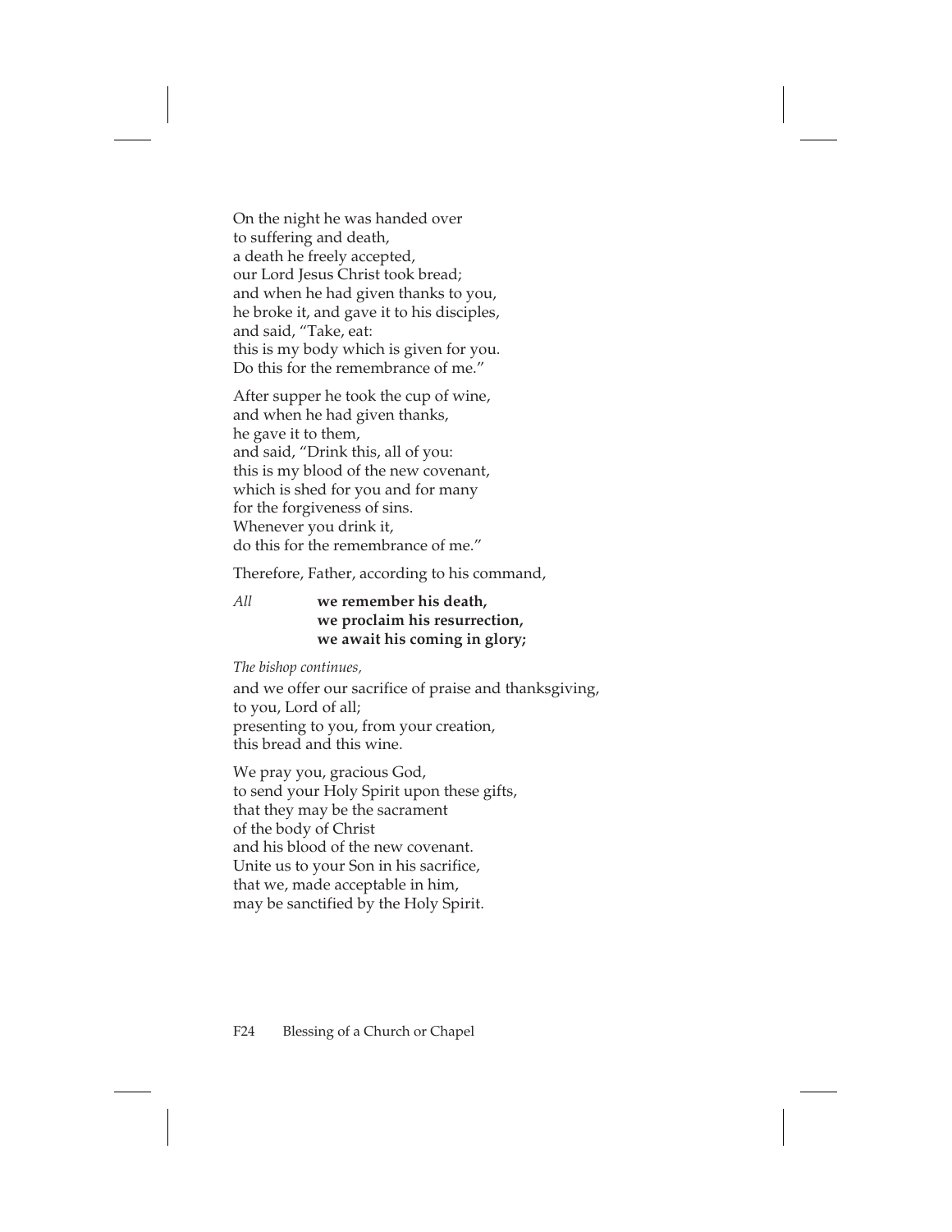On the night he was handed over
to suffering and death,
a death he freely accepted,
our Lord Jesus Christ took bread;
and when he had given thanks to you,
he broke it, and gave it to his disciples,
and said, "Take, eat:
this is my body which is given for you.
Do this for the remembrance of me."

After supper he took the cup of wine,
and when he had given thanks,
he gave it to them,
and said, "Drink this, all of you:
this is my blood of the new covenant,
which is shed for you and for many
for the forgiveness of sins.
Whenever you drink it,
do this for the remembrance of me."

Therefore, Father, according to his command,

*All* **we remember his death,**
**we proclaim his resurrection,**
**we await his coming in glory;**

*The bishop continues,*

and we offer our sacrifice of praise and thanksgiving,
to you, Lord of all;
presenting to you, from your creation,
this bread and this wine.

We pray you, gracious God,
to send your Holy Spirit upon these gifts,
that they may be the sacrament
of the body of Christ
and his blood of the new covenant.
Unite us to your Son in his sacrifice,
that we, made acceptable in him,
may be sanctified by the Holy Spirit.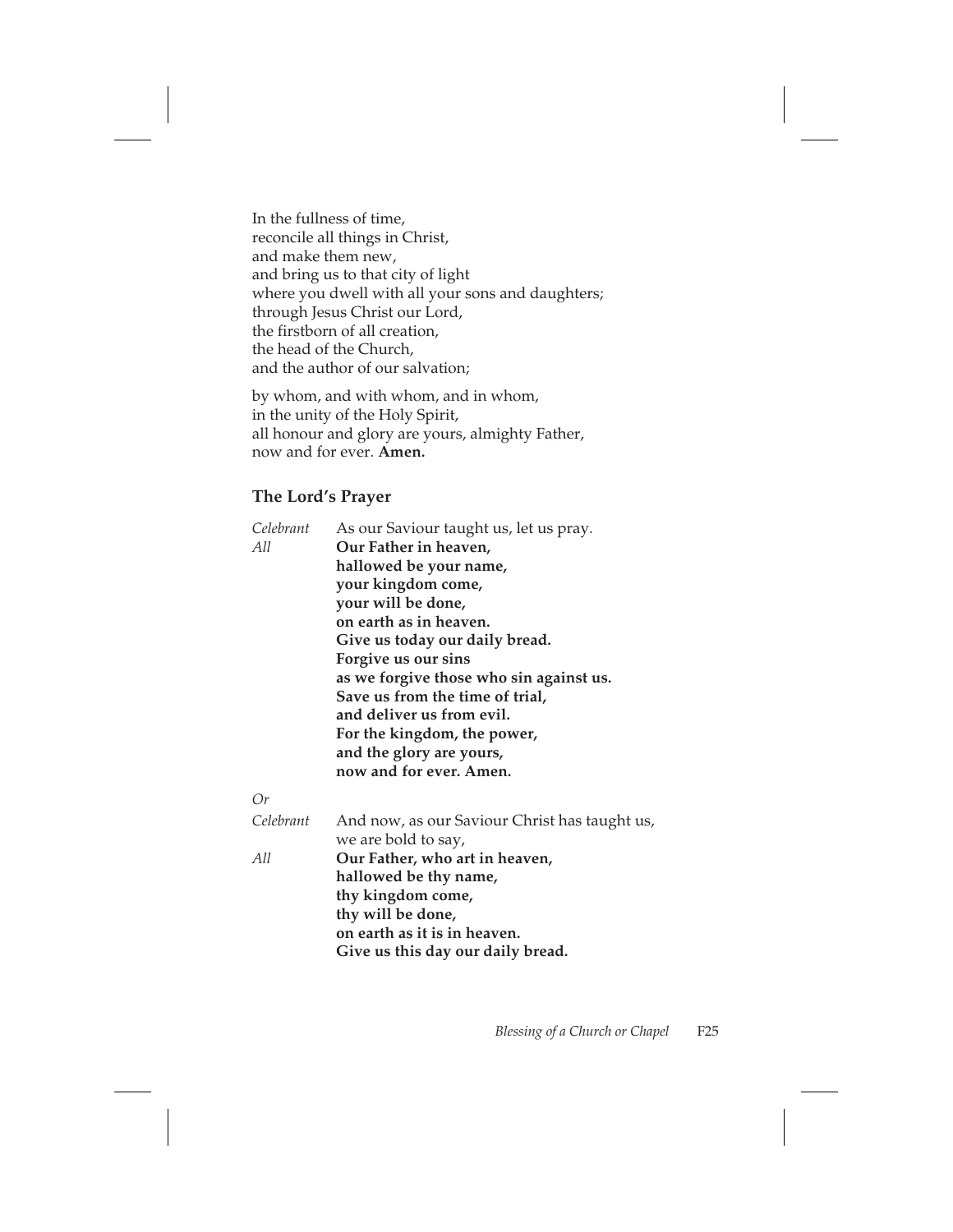In the fullness of time,
reconcile all things in Christ,
and make them new,
and bring us to that city of light
where you dwell with all your sons and daughters;
through Jesus Christ our Lord,
the firstborn of all creation,
the head of the Church,
and the author of our salvation;

by whom, and with whom, and in whom,
in the unity of the Holy Spirit,
all honour and glory are yours, almighty Father,
now and for ever. **Amen.**

### The Lord's Prayer

*Celebrant* As our Saviour taught us, let us pray.

*All* **Our Father in heaven,
hallowed be your name,
your kingdom come,
your will be done,
on earth as in heaven.
Give us today our daily bread.
Forgive us our sins
as we forgive those who sin against us.
Save us from the time of trial,
and deliver us from evil.
For the kingdom, the power,
and the glory are yours,
now and for ever. Amen.**

*Or*

*Celebrant* And now, as our Saviour Christ has taught us,
we are bold to say,

*All* **Our Father, who art in heaven,
hallowed be thy name,
thy kingdom come,
thy will be done,
on earth as it is in heaven.
Give us this day our daily bread.**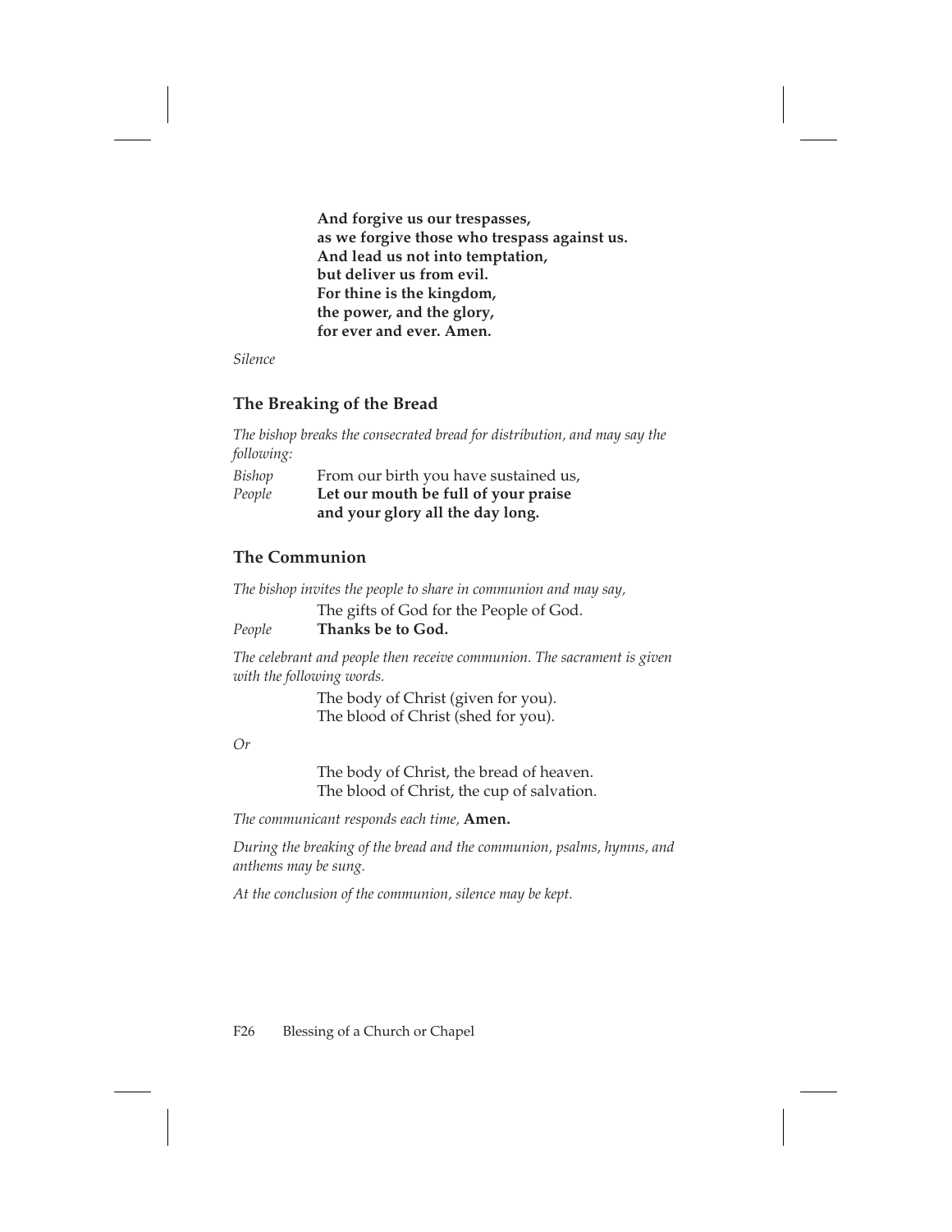**And forgive us our trespasses,**
**as we forgive those who trespass against us.**
**And lead us not into temptation,**
**but deliver us from evil.**
**For thine is the kingdom,**
**the power, and the glory,**
**for ever and ever. Amen.**

*Silence*

### The Breaking of the Bread

*The bishop breaks the consecrated bread for distribution, and may say the following:*

*Bishop* From our birth you have sustained us,
*People* **Let our mouth be full of your praise**
**and your glory all the day long.**

### The Communion

*The bishop invites the people to share in communion and may say,*

The gifts of God for the People of God.
*People* **Thanks be to God.**

*The celebrant and people then receive communion. The sacrament is given with the following words.*

The body of Christ (given for you).
The blood of Christ (shed for you).

*Or*

The body of Christ, the bread of heaven.
The blood of Christ, the cup of salvation.

*The communicant responds each time,* **Amen.**

*During the breaking of the bread and the communion, psalms, hymns, and anthems may be sung.*

*At the conclusion of the communion, silence may be kept.*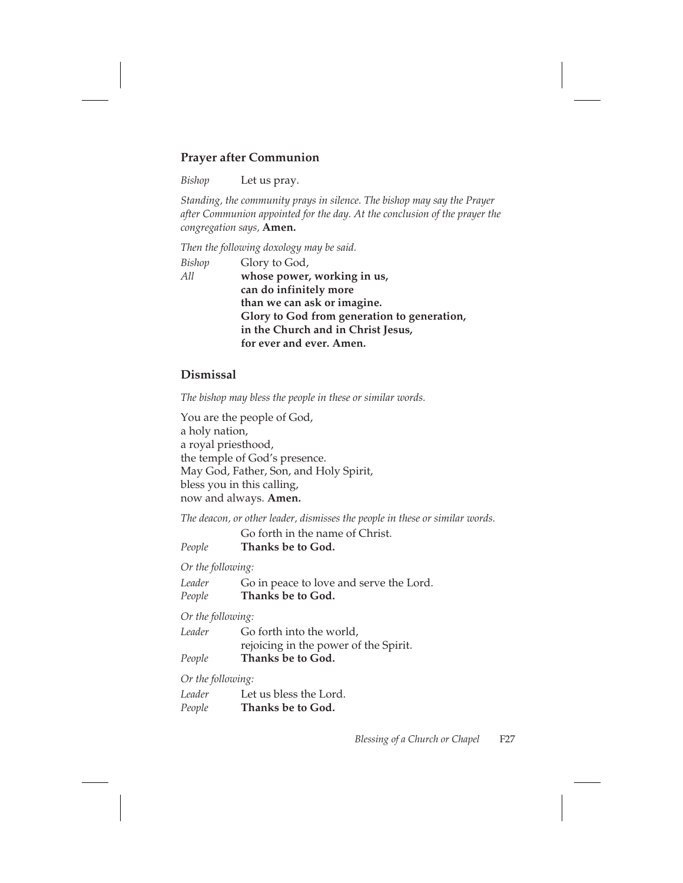## Prayer after Communion

*Bishop* Let us pray.

*Standing, the community prays in silence. The bishop may say the Prayer after Communion appointed for the day. At the conclusion of the prayer the congregation says,* **Amen.**

*Then the following doxology may be said.*

*Bishop* Glory to God,
*All* **whose power, working in us,**
**can do infinitely more**
**than we can ask or imagine.**
**Glory to God from generation to generation,**
**in the Church and in Christ Jesus,**
**for ever and ever. Amen.**

## Dismissal

*The bishop may bless the people in these or similar words.*

You are the people of God,
a holy nation,
a royal priesthood,
the temple of God's presence.
May God, Father, Son, and Holy Spirit,
bless you in this calling,
now and always. **Amen.**

*The deacon, or other leader, dismisses the people in these or similar words.*

Go forth in the name of Christ.
*People* **Thanks be to God.**

*Or the following:*

*Leader* Go in peace to love and serve the Lord.
*People* **Thanks be to God.**

*Or the following:*

*Leader* Go forth into the world,
rejoicing in the power of the Spirit.
*People* **Thanks be to God.**

*Or the following:*

*Leader* Let us bless the Lord.
*People* **Thanks be to God.**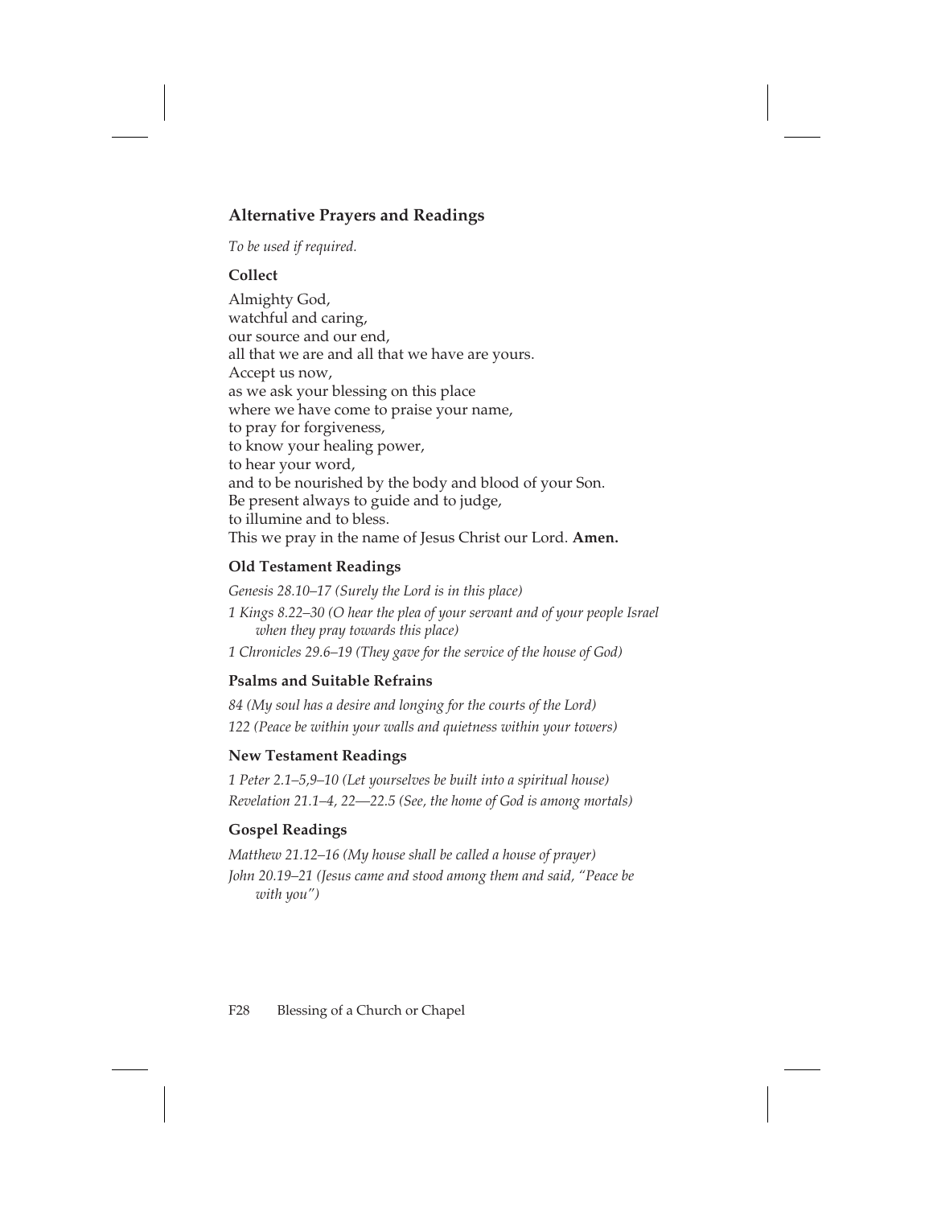## Alternative Prayers and Readings

*To be used if required.*

### Collect

Almighty God,
watchful and caring,
our source and our end,
all that we are and all that we have are yours.
Accept us now,
as we ask your blessing on this place
where we have come to praise your name,
to pray for forgiveness,
to know your healing power,
to hear your word,
and to be nourished by the body and blood of your Son.
Be present always to guide and to judge,
to illumine and to bless.
This we pray in the name of Jesus Christ our Lord. **Amen.**

### Old Testament Readings

*Genesis 28.10–17 (Surely the Lord is in this place)*

*1 Kings 8.22–30 (O hear the plea of your servant and of your people Israel when they pray towards this place)*

*1 Chronicles 29.6–19 (They gave for the service of the house of God)*

### Psalms and Suitable Refrains

*84 (My soul has a desire and longing for the courts of the Lord)*

*122 (Peace be within your walls and quietness within your towers)*

### New Testament Readings

*1 Peter 2.1–5,9–10 (Let yourselves be built into a spiritual house)*

*Revelation 21.1–4, 22—22.5 (See, the home of God is among mortals)*

### Gospel Readings

*Matthew 21.12–16 (My house shall be called a house of prayer)*

*John 20.19–21 (Jesus came and stood among them and said, "Peace be with you")*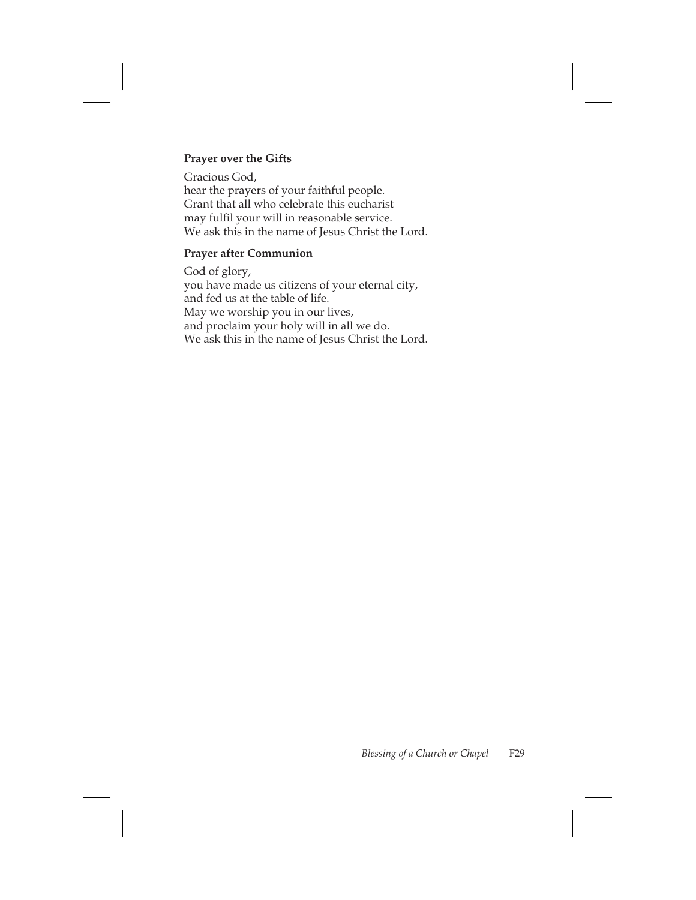**Prayer over the Gifts**

Gracious God,  
hear the prayers of your faithful people.  
Grant that all who celebrate this eucharist  
may fulfil your will in reasonable service.  
We ask this in the name of Jesus Christ the Lord.

**Prayer after Communion**

God of glory,  
you have made us citizens of your eternal city,  
and fed us at the table of life.  
May we worship you in our lives,  
and proclaim your holy will in all we do.  
We ask this in the name of Jesus Christ the Lord.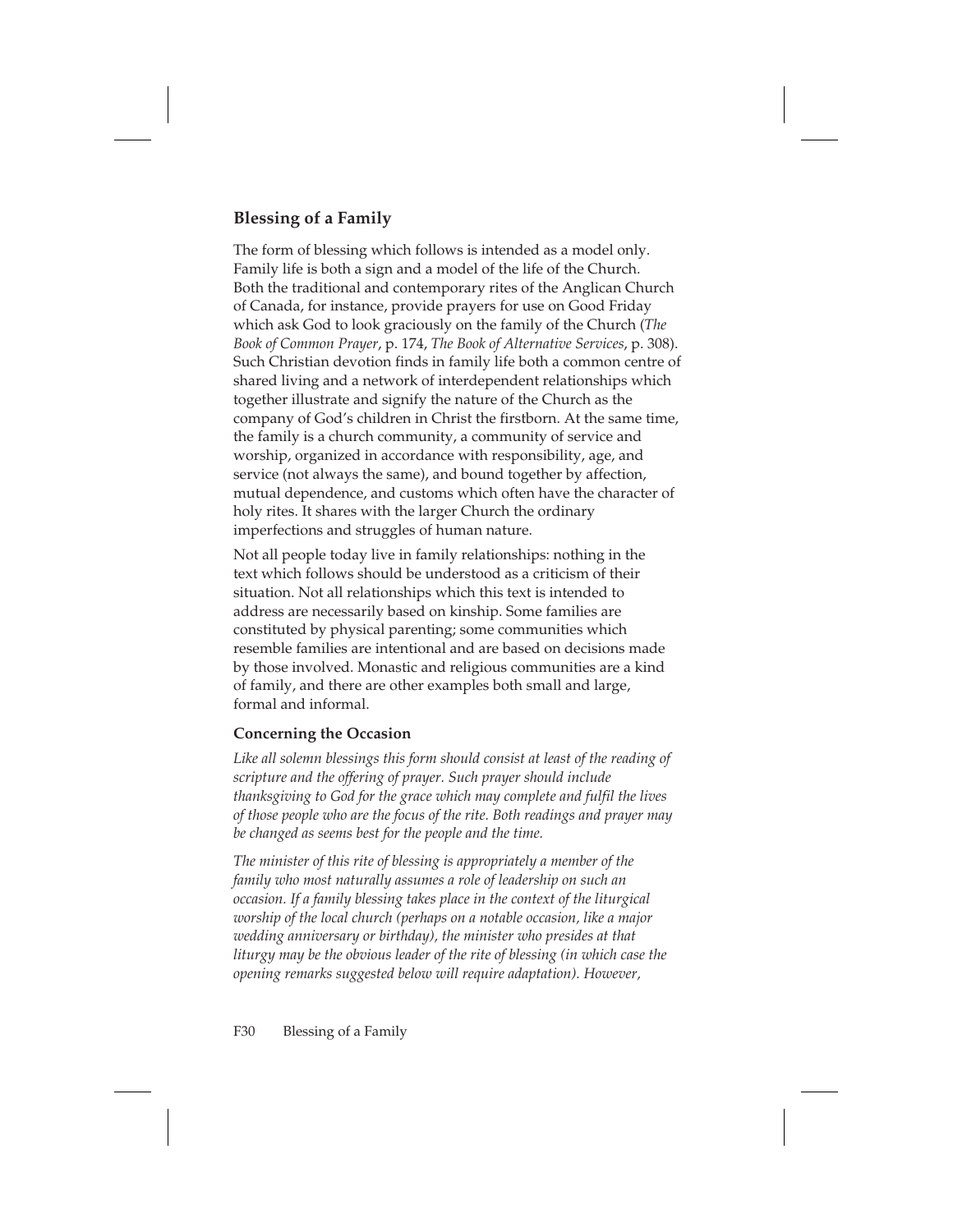## Blessing of a Family

The form of blessing which follows is intended as a model only. Family life is both a sign and a model of the life of the Church. Both the traditional and contemporary rites of the Anglican Church of Canada, for instance, provide prayers for use on Good Friday which ask God to look graciously on the family of the Church (*The Book of Common Prayer*, p. 174, *The Book of Alternative Services*, p. 308). Such Christian devotion finds in family life both a common centre of shared living and a network of interdependent relationships which together illustrate and signify the nature of the Church as the company of God's children in Christ the firstborn. At the same time, the family is a church community, a community of service and worship, organized in accordance with responsibility, age, and service (not always the same), and bound together by affection, mutual dependence, and customs which often have the character of holy rites. It shares with the larger Church the ordinary imperfections and struggles of human nature.

Not all people today live in family relationships: nothing in the text which follows should be understood as a criticism of their situation. Not all relationships which this text is intended to address are necessarily based on kinship. Some families are constituted by physical parenting; some communities which resemble families are intentional and are based on decisions made by those involved. Monastic and religious communities are a kind of family, and there are other examples both small and large, formal and informal.

### Concerning the Occasion

*Like all solemn blessings this form should consist at least of the reading of scripture and the offering of prayer. Such prayer should include thanksgiving to God for the grace which may complete and fulfil the lives of those people who are the focus of the rite. Both readings and prayer may be changed as seems best for the people and the time.*

*The minister of this rite of blessing is appropriately a member of the family who most naturally assumes a role of leadership on such an occasion. If a family blessing takes place in the context of the liturgical worship of the local church (perhaps on a notable occasion, like a major wedding anniversary or birthday), the minister who presides at that liturgy may be the obvious leader of the rite of blessing (in which case the opening remarks suggested below will require adaptation). However,*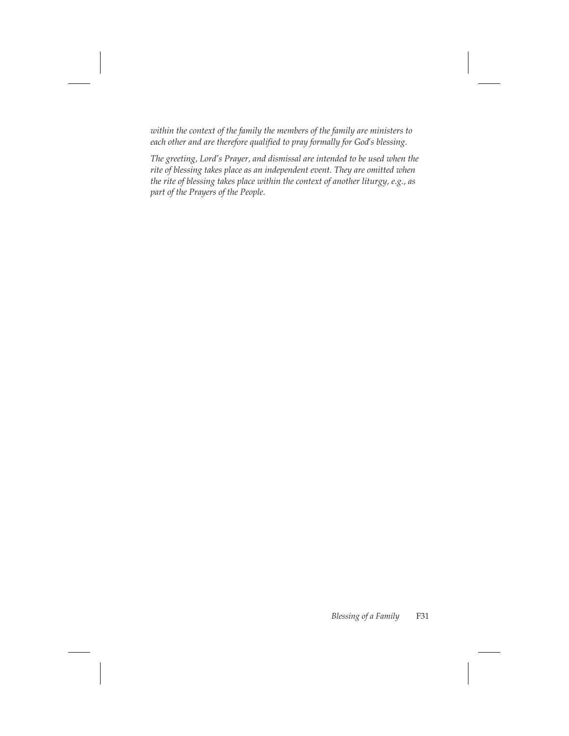*within the context of the family the members of the family are ministers to each other and are therefore qualified to pray formally for God's blessing.*

*The greeting, Lord's Prayer, and dismissal are intended to be used when the rite of blessing takes place as an independent event. They are omitted when the rite of blessing takes place within the context of another liturgy, e.g., as part of the Prayers of the People.*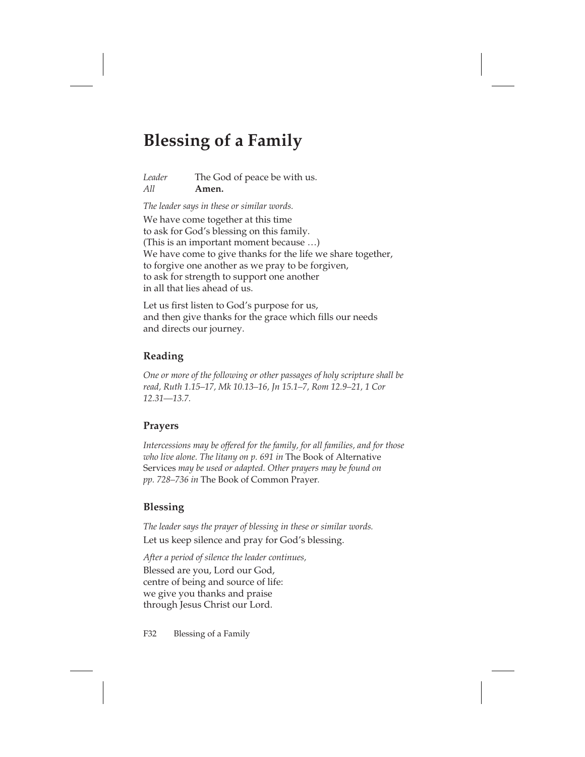# Blessing of a Family

*Leader* The God of peace be with us.
*All* **Amen.**

*The leader says in these or similar words.*

We have come together at this time
to ask for God's blessing on this family.
(This is an important moment because …)
We have come to give thanks for the life we share together,
to forgive one another as we pray to be forgiven,
to ask for strength to support one another
in all that lies ahead of us.

Let us first listen to God's purpose for us,
and then give thanks for the grace which fills our needs
and directs our journey.

## Reading

*One or more of the following or other passages of holy scripture shall be read, Ruth 1.15–17, Mk 10.13–16, Jn 15.1–7, Rom 12.9–21, 1 Cor 12.31—13.7.*

## Prayers

*Intercessions may be offered for the family, for all families, and for those who live alone. The litany on p. 691 in* The Book of Alternative Services *may be used or adapted. Other prayers may be found on pp. 728–736 in* The Book of Common Prayer*.*

## Blessing

*The leader says the prayer of blessing in these or similar words.*

Let us keep silence and pray for God's blessing.

*After a period of silence the leader continues,*

Blessed are you, Lord our God,
centre of being and source of life:
we give you thanks and praise
through Jesus Christ our Lord.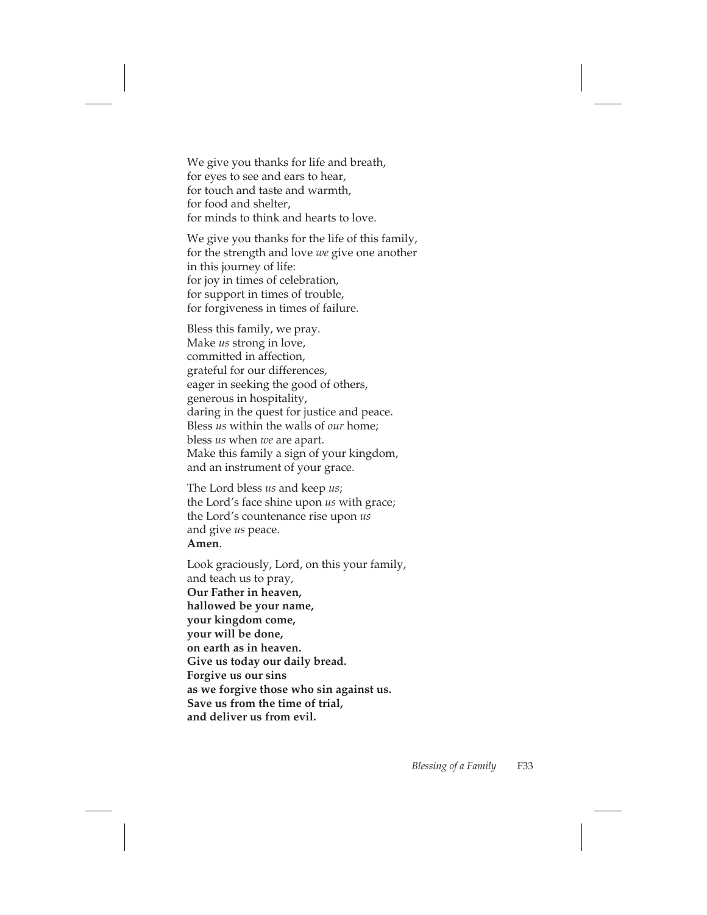We give you thanks for life and breath,  
for eyes to see and ears to hear,  
for touch and taste and warmth,  
for food and shelter,  
for minds to think and hearts to love.

We give you thanks for the life of this family,  
for the strength and love *we* give one another  
in this journey of life:  
for joy in times of celebration,  
for support in times of trouble,  
for forgiveness in times of failure.

Bless this family, we pray.  
Make *us* strong in love,  
committed in affection,  
grateful for our differences,  
eager in seeking the good of others,  
generous in hospitality,  
daring in the quest for justice and peace.  
Bless *us* within the walls of *our* home;  
bless *us* when *we* are apart.  
Make this family a sign of your kingdom,  
and an instrument of your grace.

The Lord bless *us* and keep *us*;  
the Lord's face shine upon *us* with grace;  
the Lord's countenance rise upon *us*  
and give *us* peace.  
**Amen**.

Look graciously, Lord, on this your family,  
and teach us to pray,  
**Our Father in heaven,**  
**hallowed be your name,**  
**your kingdom come,**  
**your will be done,**  
**on earth as in heaven.**  
**Give us today our daily bread.**  
**Forgive us our sins**  
**as we forgive those who sin against us.**  
**Save us from the time of trial,**  
**and deliver us from evil.**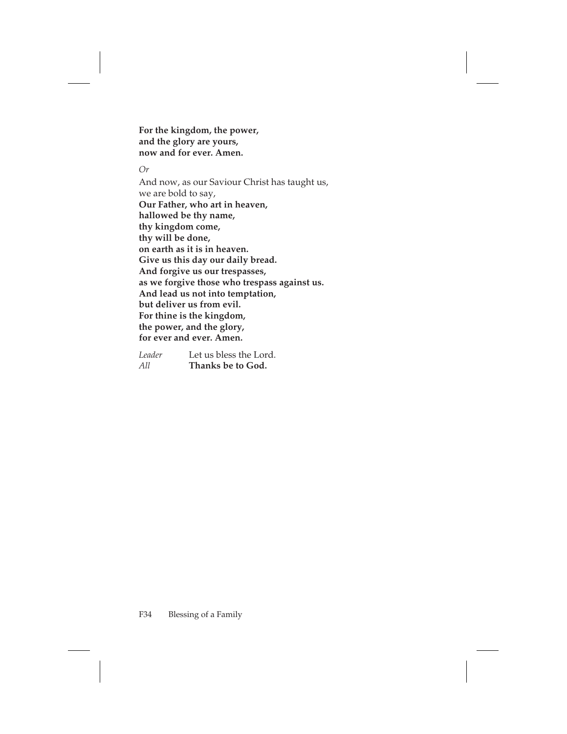**For the kingdom, the power,**
**and the glory are yours,**
**now and for ever. Amen.**

*Or*

And now, as our Saviour Christ has taught us,
we are bold to say,
**Our Father, who art in heaven,**
**hallowed be thy name,**
**thy kingdom come,**
**thy will be done,**
**on earth as it is in heaven.**
**Give us this day our daily bread.**
**And forgive us our trespasses,**
**as we forgive those who trespass against us.**
**And lead us not into temptation,**
**but deliver us from evil.**
**For thine is the kingdom,**
**the power, and the glory,**
**for ever and ever. Amen.**

*Leader* Let us bless the Lord.
*All* **Thanks be to God.**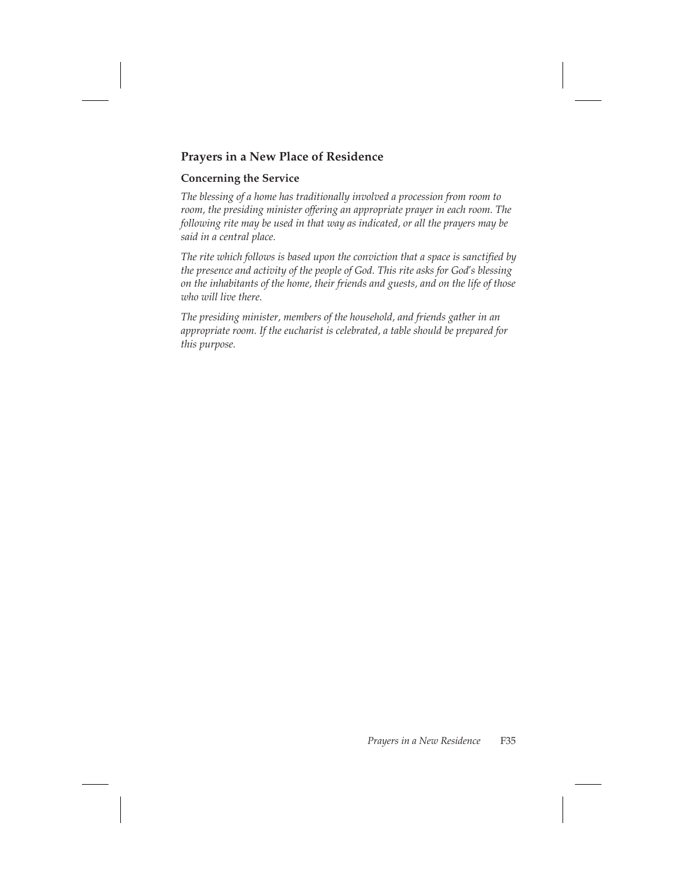## Prayers in a New Place of Residence

### Concerning the Service

*The blessing of a home has traditionally involved a procession from room to room, the presiding minister offering an appropriate prayer in each room. The following rite may be used in that way as indicated, or all the prayers may be said in a central place.*

*The rite which follows is based upon the conviction that a space is sanctified by the presence and activity of the people of God. This rite asks for God's blessing on the inhabitants of the home, their friends and guests, and on the life of those who will live there.*

*The presiding minister, members of the household, and friends gather in an appropriate room. If the eucharist is celebrated, a table should be prepared for this purpose.*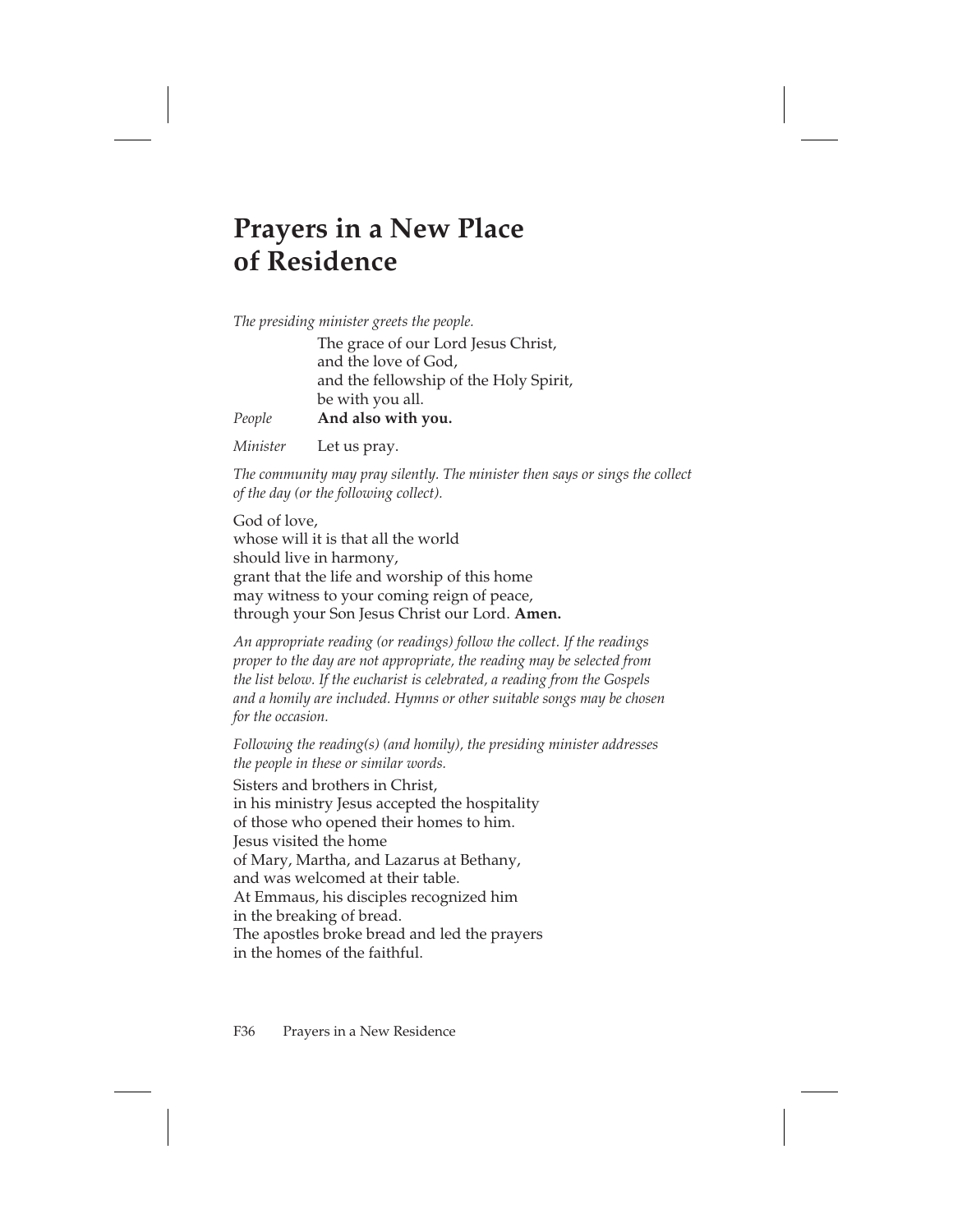# Prayers in a New Place of Residence

*The presiding minister greets the people.*

The grace of our Lord Jesus Christ,
and the love of God,
and the fellowship of the Holy Spirit,
be with you all.

*People* **And also with you.**

*Minister* Let us pray.

*The community may pray silently. The minister then says or sings the collect of the day (or the following collect).*

God of love,
whose will it is that all the world
should live in harmony,
grant that the life and worship of this home
may witness to your coming reign of peace,
through your Son Jesus Christ our Lord. **Amen.**

*An appropriate reading (or readings) follow the collect. If the readings proper to the day are not appropriate, the reading may be selected from the list below. If the eucharist is celebrated, a reading from the Gospels and a homily are included. Hymns or other suitable songs may be chosen for the occasion.*

*Following the reading(s) (and homily), the presiding minister addresses the people in these or similar words.*

Sisters and brothers in Christ,
in his ministry Jesus accepted the hospitality
of those who opened their homes to him.
Jesus visited the home
of Mary, Martha, and Lazarus at Bethany,
and was welcomed at their table.
At Emmaus, his disciples recognized him
in the breaking of bread.
The apostles broke bread and led the prayers
in the homes of the faithful.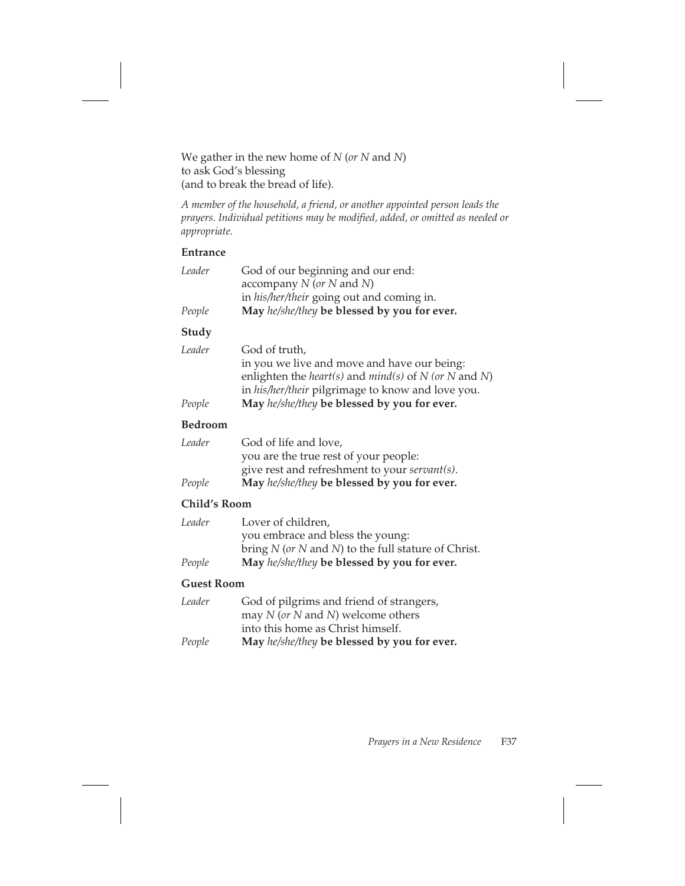We gather in the new home of *N* (*or N* and *N*)
to ask God's blessing
(and to break the bread of life).

*A member of the household, a friend, or another appointed person leads the prayers. Individual petitions may be modified, added, or omitted as needed or appropriate.*

**Entrance**

*Leader* God of our beginning and our end:
accompany *N* (*or N* and *N*)
in *his/her/their* going out and coming in.

*People* **May** *he/she/they* **be blessed by you for ever.**

**Study**

*Leader* God of truth,
in you we live and move and have our being:
enlighten the *heart(s)* and *mind(s)* of *N (or N* and *N*)
in *his/her/their* pilgrimage to know and love you.

*People* **May** *he/she/they* **be blessed by you for ever.**

**Bedroom**

*Leader* God of life and love,
you are the true rest of your people:
give rest and refreshment to your *servant(s)*.

*People* **May** *he/she/they* **be blessed by you for ever.**

**Child's Room**

*Leader* Lover of children,
you embrace and bless the young:
bring *N* (*or N* and *N*) to the full stature of Christ.

*People* **May** *he/she/they* **be blessed by you for ever.**

**Guest Room**

*Leader* God of pilgrims and friend of strangers,
may *N* (*or N* and *N*) welcome others
into this home as Christ himself.

*People* **May** *he/she/they* **be blessed by you for ever.**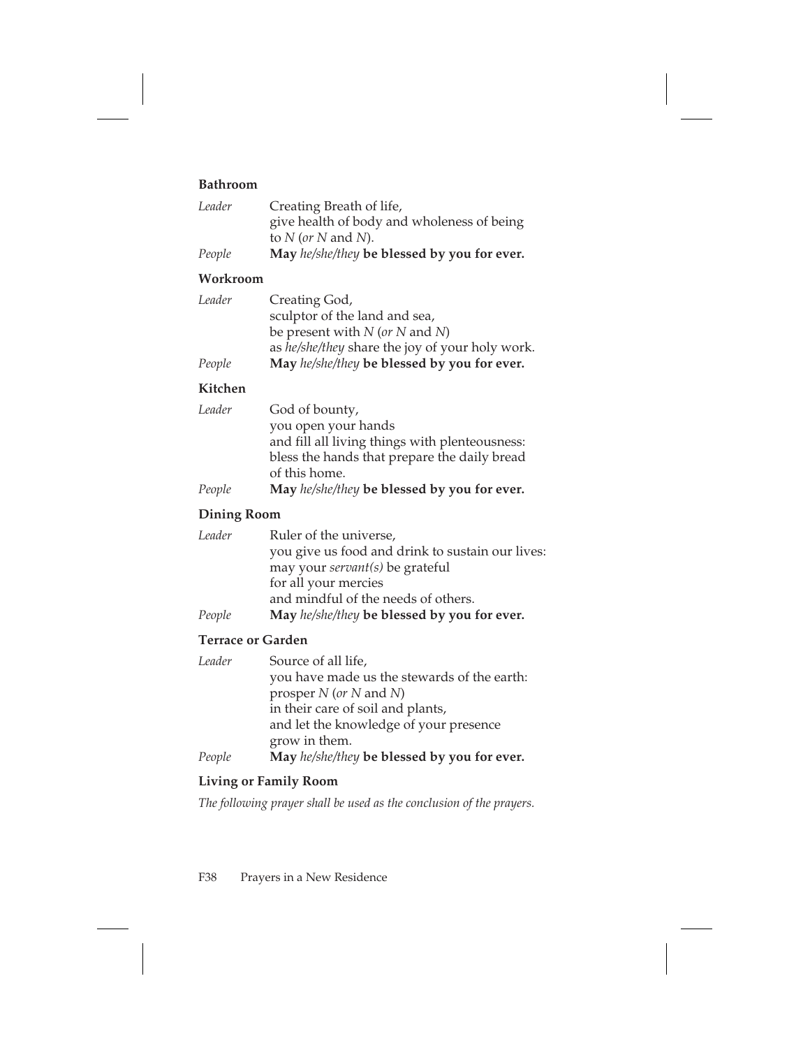**Bathroom**

*Leader* Creating Breath of life,
give health of body and wholeness of being
to *N* (*or N* and *N*).

*People* **May** *he/she/they* **be blessed by you for ever.**

**Workroom**

*Leader* Creating God,
sculptor of the land and sea,
be present with *N* (*or N* and *N*)
as *he/she/they* share the joy of your holy work.

*People* **May** *he/she/they* **be blessed by you for ever.**

**Kitchen**

*Leader* God of bounty,
you open your hands
and fill all living things with plenteousness:
bless the hands that prepare the daily bread
of this home.

*People* **May** *he/she/they* **be blessed by you for ever.**

**Dining Room**

*Leader* Ruler of the universe,
you give us food and drink to sustain our lives:
may your *servant(s)* be grateful
for all your mercies
and mindful of the needs of others.

*People* **May** *he/she/they* **be blessed by you for ever.**

**Terrace or Garden**

*Leader* Source of all life,
you have made us the stewards of the earth:
prosper *N* (*or N* and *N*)
in their care of soil and plants,
and let the knowledge of your presence
grow in them.

*People* **May** *he/she/they* **be blessed by you for ever.**

**Living or Family Room**

*The following prayer shall be used as the conclusion of the prayers.*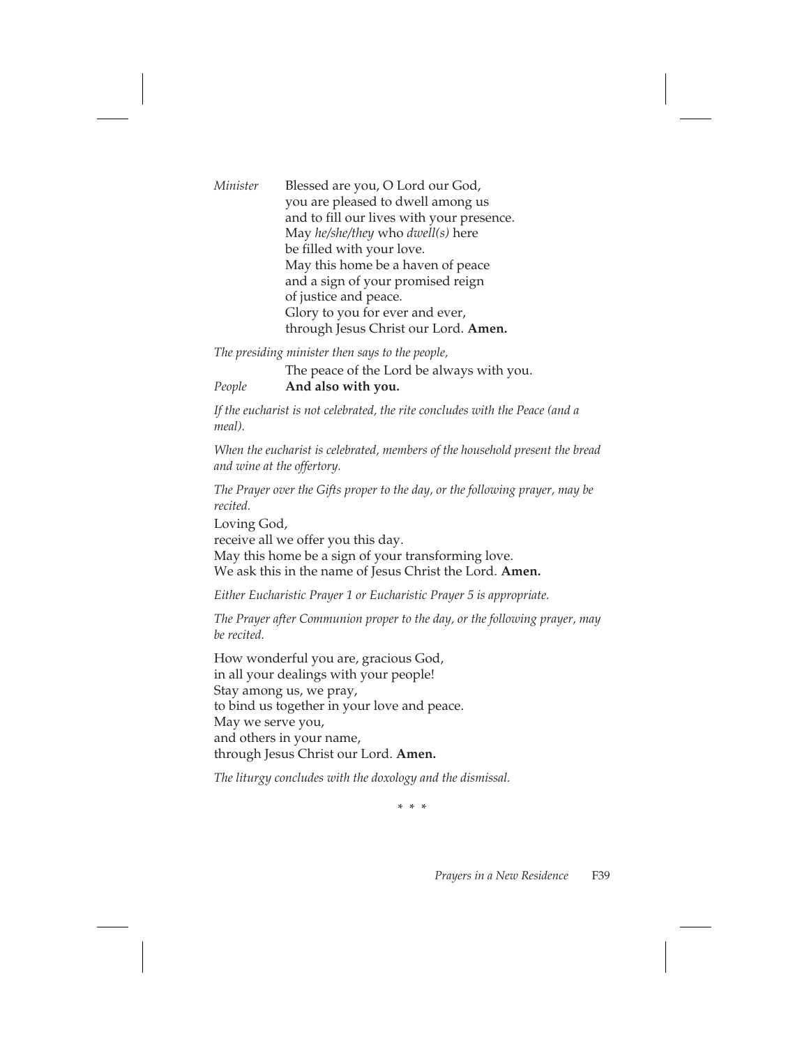*Minister* Blessed are you, O Lord our God,
you are pleased to dwell among us
and to fill our lives with your presence.
May *he/she/they* who *dwell(s)* here
be filled with your love.
May this home be a haven of peace
and a sign of your promised reign
of justice and peace.
Glory to you for ever and ever,
through Jesus Christ our Lord. **Amen.**

*The presiding minister then says to the people,*

The peace of the Lord be always with you.

*People* **And also with you.**

*If the eucharist is not celebrated, the rite concludes with the Peace (and a meal).*

*When the eucharist is celebrated, members of the household present the bread and wine at the offertory.*

*The Prayer over the Gifts proper to the day, or the following prayer, may be recited.*

Loving God,
receive all we offer you this day.
May this home be a sign of your transforming love.
We ask this in the name of Jesus Christ the Lord. **Amen.**

*Either Eucharistic Prayer 1 or Eucharistic Prayer 5 is appropriate.*

*The Prayer after Communion proper to the day, or the following prayer, may be recited.*

How wonderful you are, gracious God,
in all your dealings with your people!
Stay among us, we pray,
to bind us together in your love and peace.
May we serve you,
and others in your name,
through Jesus Christ our Lord. **Amen.**

*The liturgy concludes with the doxology and the dismissal.*

* * *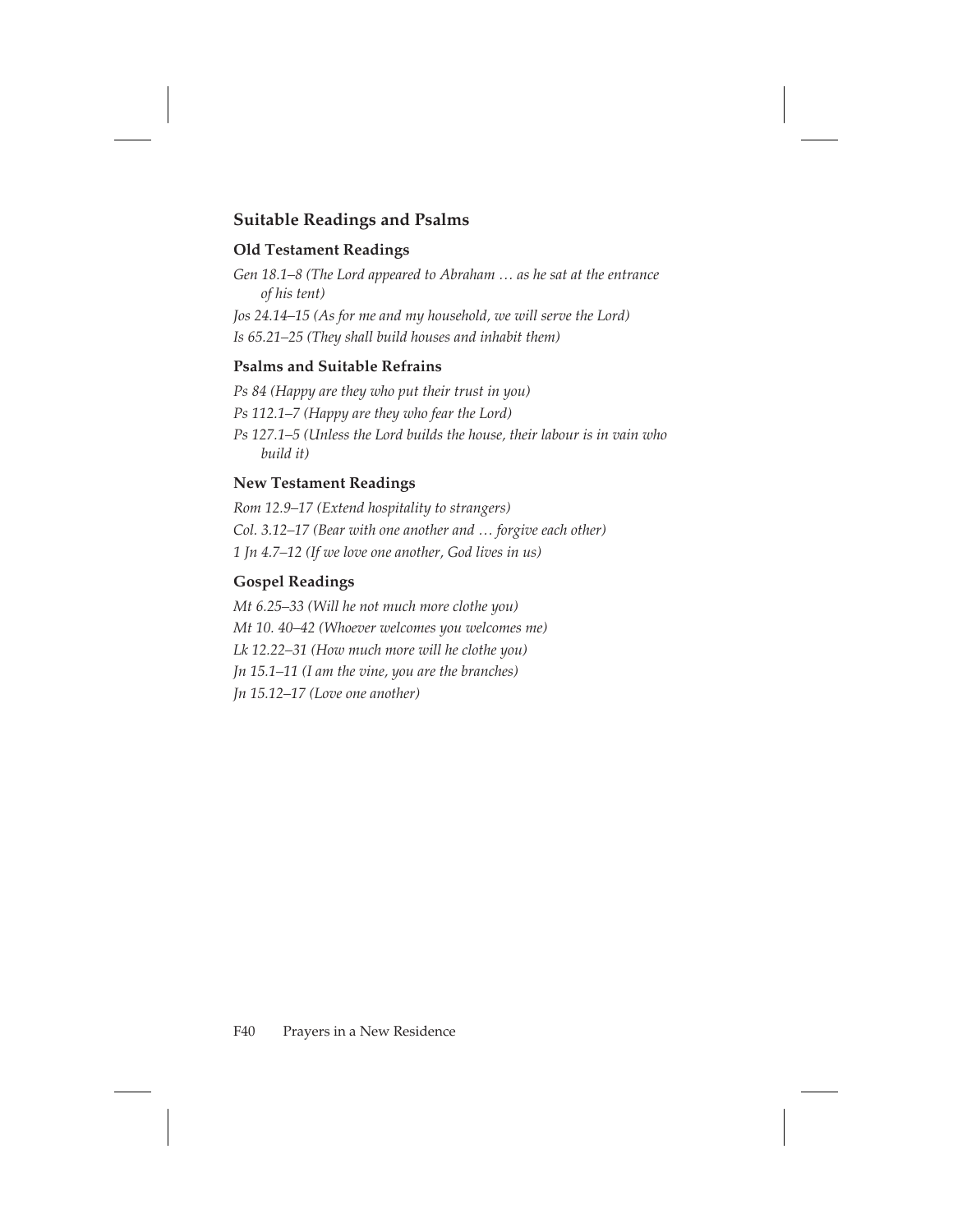## Suitable Readings and Psalms

### Old Testament Readings

*Gen 18.1–8 (The Lord appeared to Abraham … as he sat at the entrance of his tent)*

*Jos 24.14–15 (As for me and my household, we will serve the Lord)*

*Is 65.21–25 (They shall build houses and inhabit them)*

### Psalms and Suitable Refrains

*Ps 84 (Happy are they who put their trust in you)*

*Ps 112.1–7 (Happy are they who fear the Lord)*

*Ps 127.1–5 (Unless the Lord builds the house, their labour is in vain who build it)*

### New Testament Readings

*Rom 12.9–17 (Extend hospitality to strangers)*

*Col. 3.12–17 (Bear with one another and … forgive each other)*

*1 Jn 4.7–12 (If we love one another, God lives in us)*

### Gospel Readings

*Mt 6.25–33 (Will he not much more clothe you)*

*Mt 10. 40–42 (Whoever welcomes you welcomes me)*

*Lk 12.22–31 (How much more will he clothe you)*

*Jn 15.1–11 (I am the vine, you are the branches)*

*Jn 15.12–17 (Love one another)*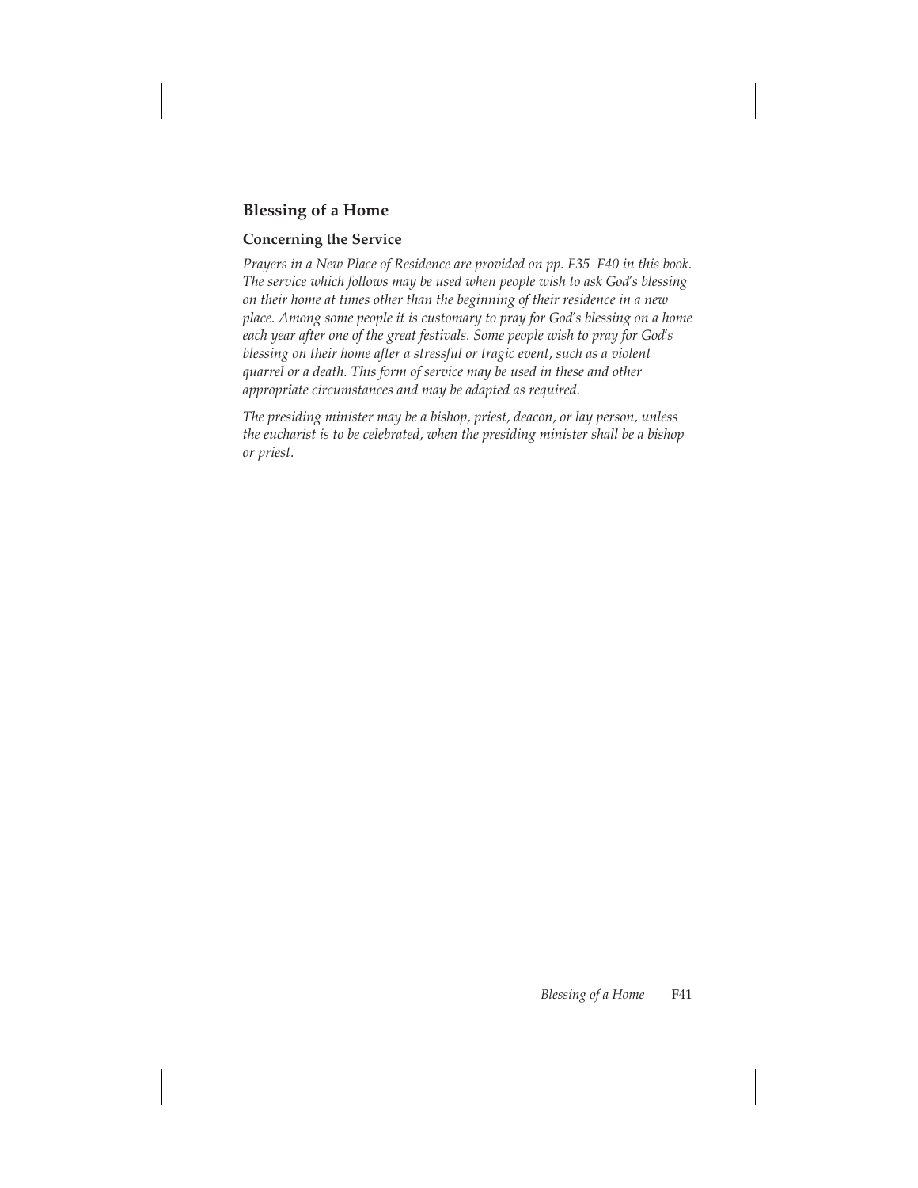## Blessing of a Home

### Concerning the Service

*Prayers in a New Place of Residence are provided on pp. F35–F40 in this book. The service which follows may be used when people wish to ask God's blessing on their home at times other than the beginning of their residence in a new place. Among some people it is customary to pray for God's blessing on a home each year after one of the great festivals. Some people wish to pray for God's blessing on their home after a stressful or tragic event, such as a violent quarrel or a death. This form of service may be used in these and other appropriate circumstances and may be adapted as required.*

*The presiding minister may be a bishop, priest, deacon, or lay person, unless the eucharist is to be celebrated, when the presiding minister shall be a bishop or priest.*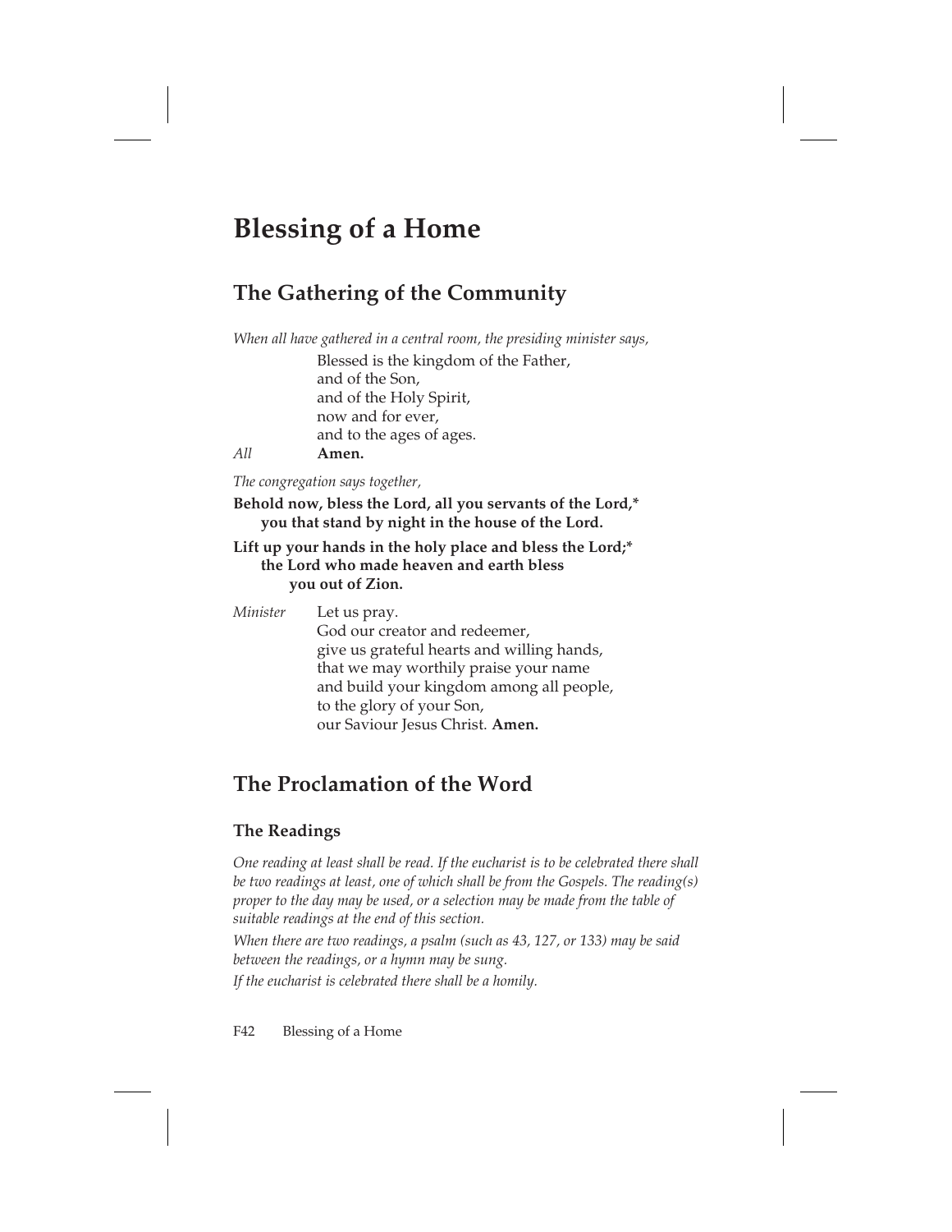# Blessing of a Home

## The Gathering of the Community

*When all have gathered in a central room, the presiding minister says,*

Blessed is the kingdom of the Father,
and of the Son,
and of the Holy Spirit,
now and for ever,
and to the ages of ages.

*All* **Amen.**

*The congregation says together,*

**Behold now, bless the Lord, all you servants of the Lord,\***
**you that stand by night in the house of the Lord.**

**Lift up your hands in the holy place and bless the Lord;\***
**the Lord who made heaven and earth bless**
**you out of Zion.**

*Minister* Let us pray.
God our creator and redeemer,
give us grateful hearts and willing hands,
that we may worthily praise your name
and build your kingdom among all people,
to the glory of your Son,
our Saviour Jesus Christ. **Amen.**

## The Proclamation of the Word

### The Readings

*One reading at least shall be read. If the eucharist is to be celebrated there shall be two readings at least, one of which shall be from the Gospels. The reading(s) proper to the day may be used, or a selection may be made from the table of suitable readings at the end of this section.*

*When there are two readings, a psalm (such as 43, 127, or 133) may be said between the readings, or a hymn may be sung.*

*If the eucharist is celebrated there shall be a homily.*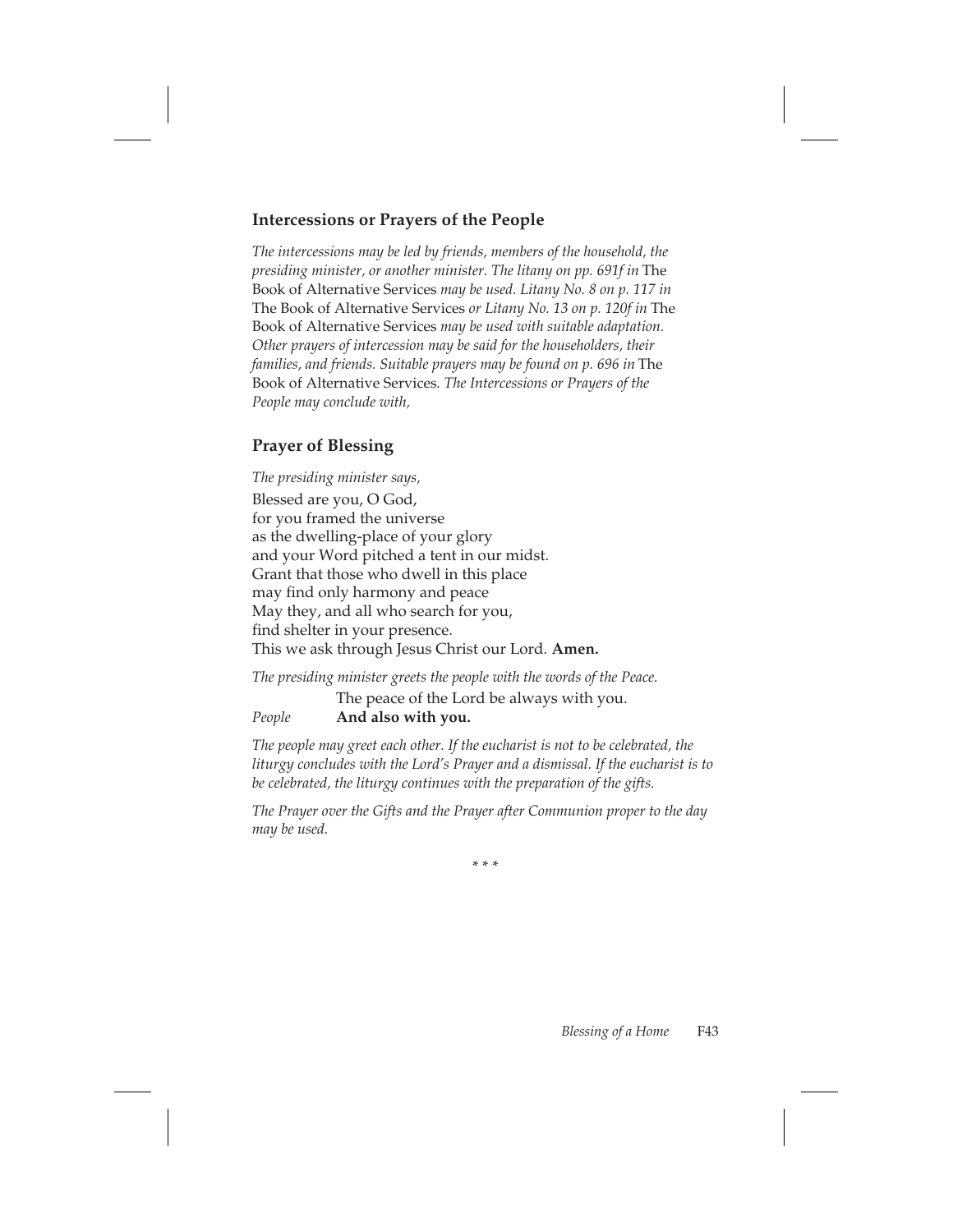## Intercessions or Prayers of the People

*The intercessions may be led by friends, members of the household, the presiding minister, or another minister. The litany on pp. 691f in* The Book of Alternative Services *may be used. Litany No. 8 on p. 117 in* The Book of Alternative Services *or Litany No. 13 on p. 120f in* The Book of Alternative Services *may be used with suitable adaptation. Other prayers of intercession may be said for the householders, their families, and friends. Suitable prayers may be found on p. 696 in* The Book of Alternative Services*. The Intercessions or Prayers of the People may conclude with,*

## Prayer of Blessing

*The presiding minister says,*

Blessed are you, O God,
for you framed the universe
as the dwelling-place of your glory
and your Word pitched a tent in our midst.
Grant that those who dwell in this place
may find only harmony and peace
May they, and all who search for you,
find shelter in your presence.
This we ask through Jesus Christ our Lord. **Amen.**

*The presiding minister greets the people with the words of the Peace.*

The peace of the Lord be always with you.
*People* **And also with you.**

*The people may greet each other. If the eucharist is not to be celebrated, the liturgy concludes with the Lord's Prayer and a dismissal. If the eucharist is to be celebrated, the liturgy continues with the preparation of the gifts.*

*The Prayer over the Gifts and the Prayer after Communion proper to the day may be used.*

\* \* \*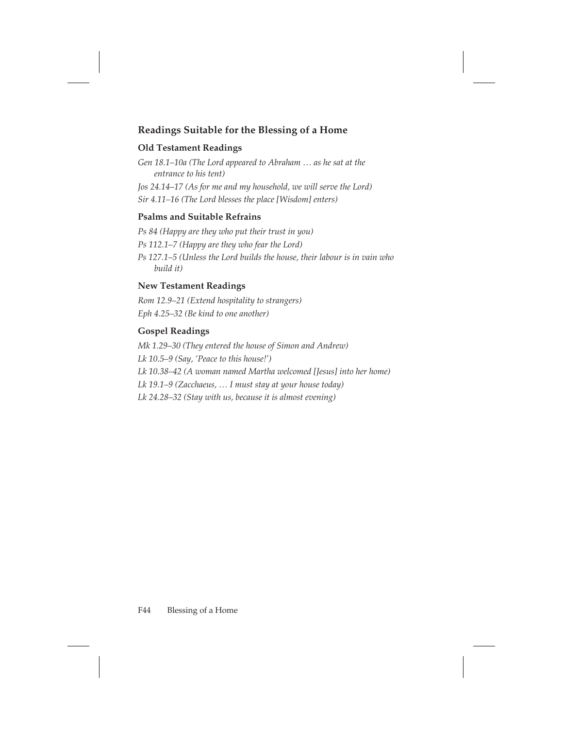## Readings Suitable for the Blessing of a Home

### Old Testament Readings

*Gen 18.1–10a (The Lord appeared to Abraham … as he sat at the entrance to his tent)*

*Jos 24.14–17 (As for me and my household, we will serve the Lord)*

*Sir 4.11–16 (The Lord blesses the place [Wisdom] enters)*

### Psalms and Suitable Refrains

*Ps 84 (Happy are they who put their trust in you)*

*Ps 112.1–7 (Happy are they who fear the Lord)*

*Ps 127.1–5 (Unless the Lord builds the house, their labour is in vain who build it)*

### New Testament Readings

*Rom 12.9–21 (Extend hospitality to strangers)*

*Eph 4.25–32 (Be kind to one another)*

### Gospel Readings

*Mk 1.29–30 (They entered the house of Simon and Andrew)*

*Lk 10.5–9 (Say, 'Peace to this house!')*

*Lk 10.38–42 (A woman named Martha welcomed [Jesus] into her home)*

*Lk 19.1–9 (Zacchaeus, … I must stay at your house today)*

*Lk 24.28–32 (Stay with us, because it is almost evening)*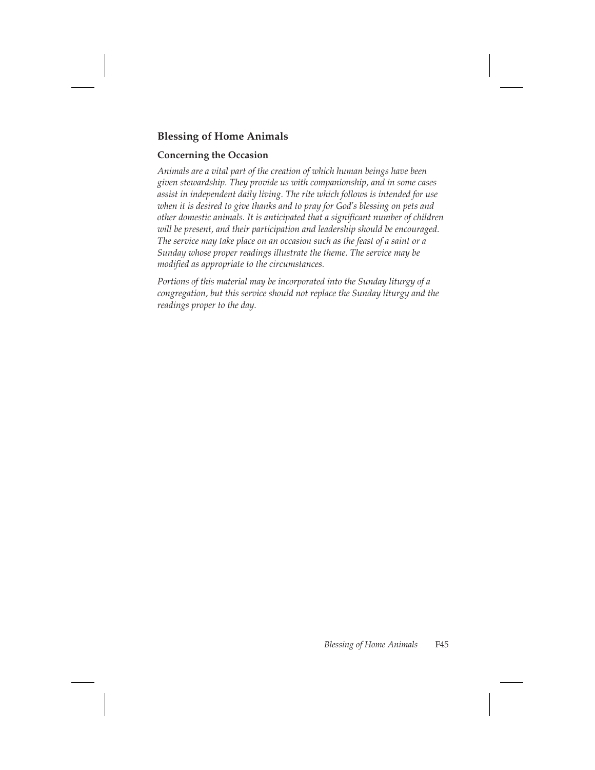## Blessing of Home Animals

### Concerning the Occasion

*Animals are a vital part of the creation of which human beings have been given stewardship. They provide us with companionship, and in some cases assist in independent daily living. The rite which follows is intended for use when it is desired to give thanks and to pray for God's blessing on pets and other domestic animals. It is anticipated that a significant number of children will be present, and their participation and leadership should be encouraged. The service may take place on an occasion such as the feast of a saint or a Sunday whose proper readings illustrate the theme. The service may be modified as appropriate to the circumstances.*

*Portions of this material may be incorporated into the Sunday liturgy of a congregation, but this service should not replace the Sunday liturgy and the readings proper to the day.*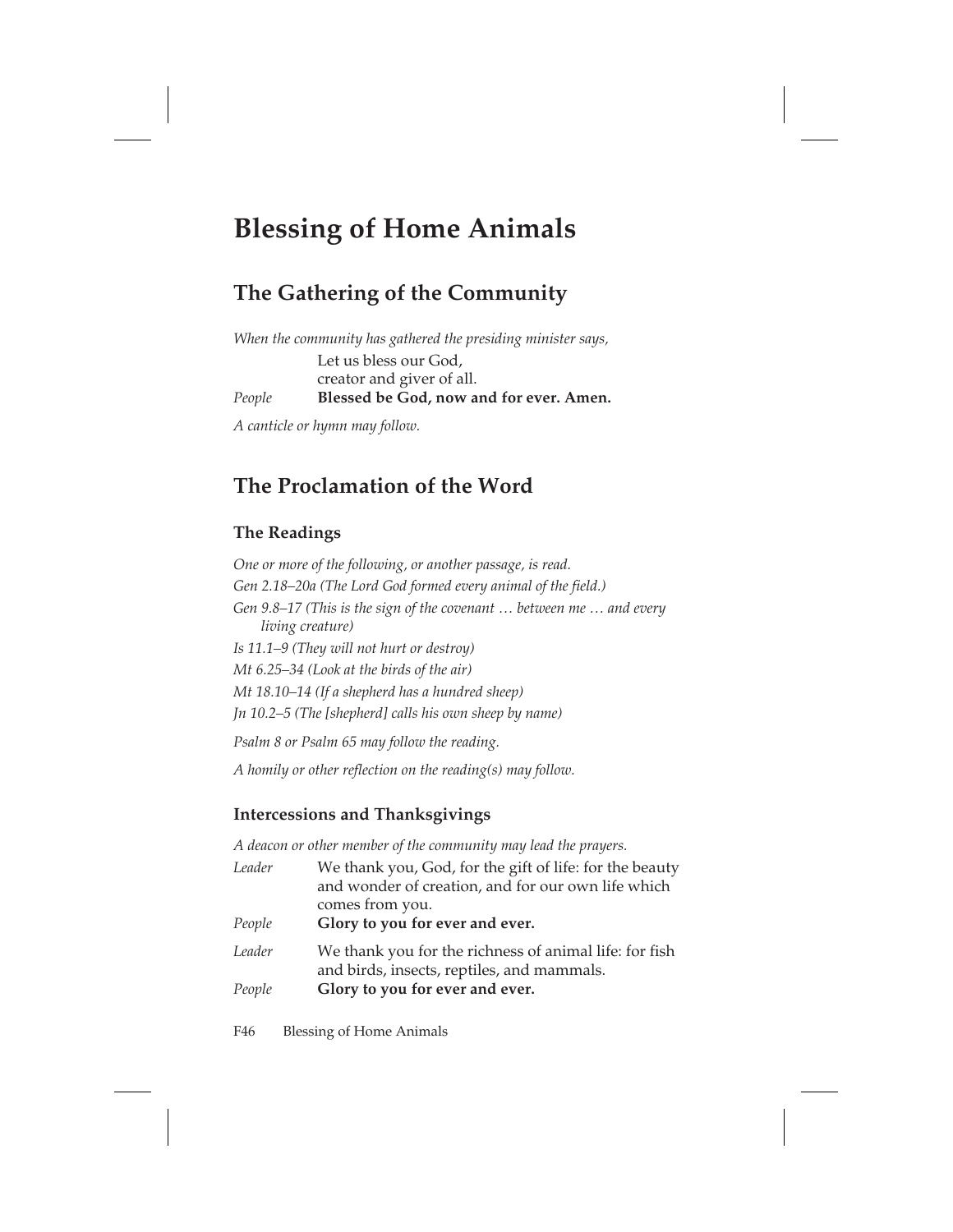# Blessing of Home Animals

## The Gathering of the Community

*When the community has gathered the presiding minister says,*

Let us bless our God,
creator and giver of all.

*People* **Blessed be God, now and for ever. Amen.**

*A canticle or hymn may follow.*

## The Proclamation of the Word

### The Readings

*One or more of the following, or another passage, is read.*

*Gen 2.18–20a (The Lord God formed every animal of the field.)*

*Gen 9.8–17 (This is the sign of the covenant … between me … and every living creature)*

*Is 11.1–9 (They will not hurt or destroy)*

*Mt 6.25–34 (Look at the birds of the air)*

*Mt 18.10–14 (If a shepherd has a hundred sheep)*

*Jn 10.2–5 (The [shepherd] calls his own sheep by name)*

*Psalm 8 or Psalm 65 may follow the reading.*

*A homily or other reflection on the reading(s) may follow.*

### Intercessions and Thanksgivings

*A deacon or other member of the community may lead the prayers.*

*Leader* We thank you, God, for the gift of life: for the beauty and wonder of creation, and for our own life which comes from you.

*People* **Glory to you for ever and ever.**

*Leader* We thank you for the richness of animal life: for fish and birds, insects, reptiles, and mammals.

*People* **Glory to you for ever and ever.**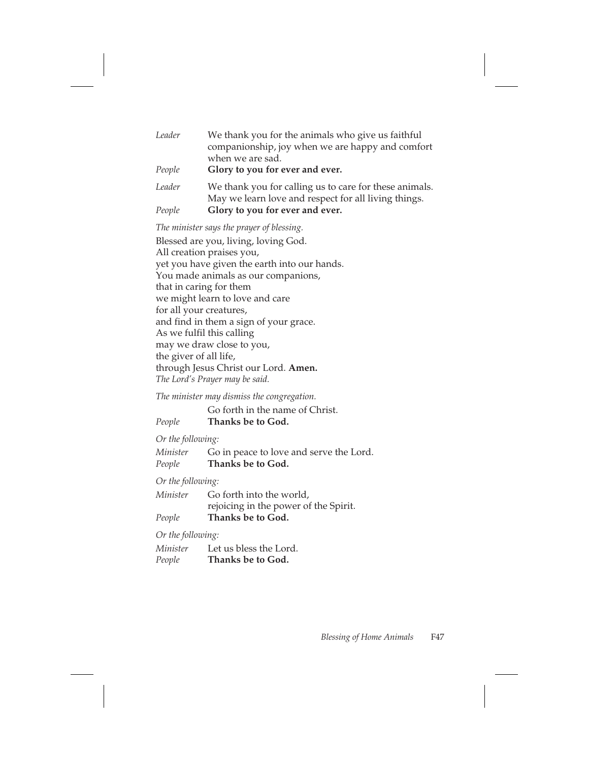*Leader* We thank you for the animals who give us faithful companionship, joy when we are happy and comfort when we are sad.

*People* **Glory to you for ever and ever.**

*Leader* We thank you for calling us to care for these animals. May we learn love and respect for all living things.

*People* **Glory to you for ever and ever.**

*The minister says the prayer of blessing.*

Blessed are you, living, loving God.
All creation praises you,
yet you have given the earth into our hands.
You made animals as our companions,
that in caring for them
we might learn to love and care
for all your creatures,
and find in them a sign of your grace.
As we fulfil this calling
may we draw close to you,
the giver of all life,
through Jesus Christ our Lord. **Amen.**

*The Lord's Prayer may be said.*

*The minister may dismiss the congregation.*

Go forth in the name of Christ.

*People* **Thanks be to God.**

*Or the following:*

*Minister* Go in peace to love and serve the Lord.

*People* **Thanks be to God.**

*Or the following:*

*Minister* Go forth into the world,
rejoicing in the power of the Spirit.

*People* **Thanks be to God.**

*Or the following:*

*Minister* Let us bless the Lord.

*People* **Thanks be to God.**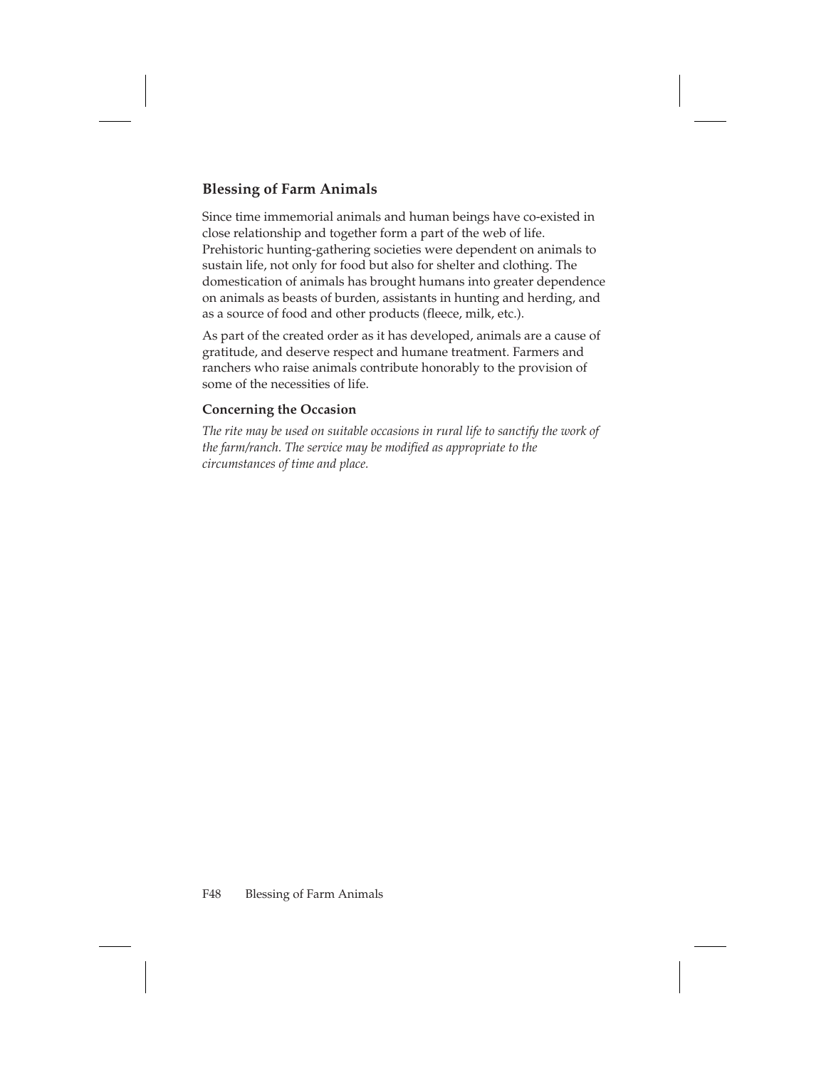## Blessing of Farm Animals

Since time immemorial animals and human beings have co-existed in close relationship and together form a part of the web of life. Prehistoric hunting-gathering societies were dependent on animals to sustain life, not only for food but also for shelter and clothing. The domestication of animals has brought humans into greater dependence on animals as beasts of burden, assistants in hunting and herding, and as a source of food and other products (fleece, milk, etc.).

As part of the created order as it has developed, animals are a cause of gratitude, and deserve respect and humane treatment. Farmers and ranchers who raise animals contribute honorably to the provision of some of the necessities of life.

### Concerning the Occasion

*The rite may be used on suitable occasions in rural life to sanctify the work of the farm/ranch. The service may be modified as appropriate to the circumstances of time and place.*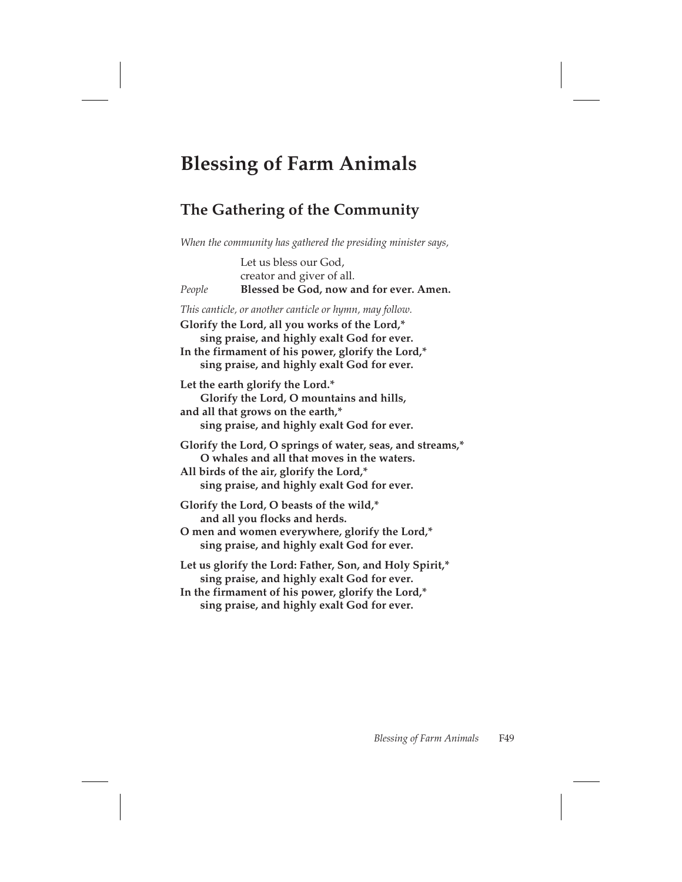# Blessing of Farm Animals

## The Gathering of the Community

*When the community has gathered the presiding minister says,*

Let us bless our God,
creator and giver of all.

*People* **Blessed be God, now and for ever. Amen.**

*This canticle, or another canticle or hymn, may follow.*

**Glorify the Lord, all you works of the Lord,***
**sing praise, and highly exalt God for ever.**
**In the firmament of his power, glorify the Lord,***
**sing praise, and highly exalt God for ever.**

**Let the earth glorify the Lord.***
**Glorify the Lord, O mountains and hills,**
**and all that grows on the earth,***
**sing praise, and highly exalt God for ever.**

**Glorify the Lord, O springs of water, seas, and streams,***
**O whales and all that moves in the waters.**
**All birds of the air, glorify the Lord,***
**sing praise, and highly exalt God for ever.**

**Glorify the Lord, O beasts of the wild,***
**and all you flocks and herds.**
**O men and women everywhere, glorify the Lord,***
**sing praise, and highly exalt God for ever.**

**Let us glorify the Lord: Father, Son, and Holy Spirit,***
**sing praise, and highly exalt God for ever.**
**In the firmament of his power, glorify the Lord,***
**sing praise, and highly exalt God for ever.**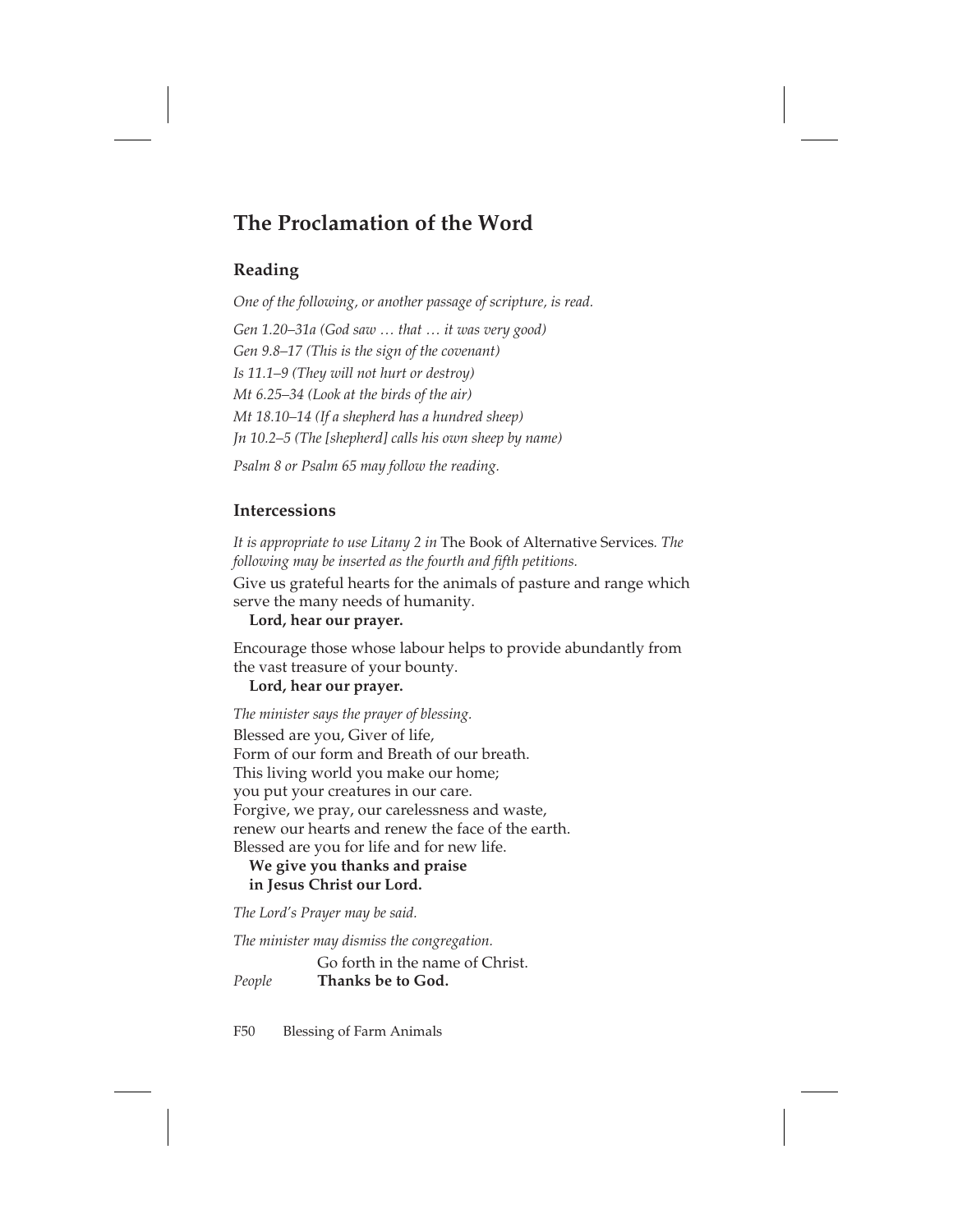## The Proclamation of the Word

### Reading

*One of the following, or another passage of scripture, is read.*

*Gen 1.20–31a (God saw … that … it was very good)*
*Gen 9.8–17 (This is the sign of the covenant)*
*Is 11.1–9 (They will not hurt or destroy)*
*Mt 6.25–34 (Look at the birds of the air)*
*Mt 18.10–14 (If a shepherd has a hundred sheep)*
*Jn 10.2–5 (The [shepherd] calls his own sheep by name)*

*Psalm 8 or Psalm 65 may follow the reading.*

### Intercessions

*It is appropriate to use Litany 2 in* The Book of Alternative Services*. The following may be inserted as the fourth and fifth petitions.*

Give us grateful hearts for the animals of pasture and range which serve the many needs of humanity.
**Lord, hear our prayer.**

Encourage those whose labour helps to provide abundantly from the vast treasure of your bounty.
**Lord, hear our prayer.**

*The minister says the prayer of blessing.*

Blessed are you, Giver of life,
Form of our form and Breath of our breath.
This living world you make our home;
you put your creatures in our care.
Forgive, we pray, our carelessness and waste,
renew our hearts and renew the face of the earth.
Blessed are you for life and for new life.
**We give you thanks and praise**
**in Jesus Christ our Lord.**

*The Lord's Prayer may be said.*

*The minister may dismiss the congregation.*

Go forth in the name of Christ.
*People* **Thanks be to God.**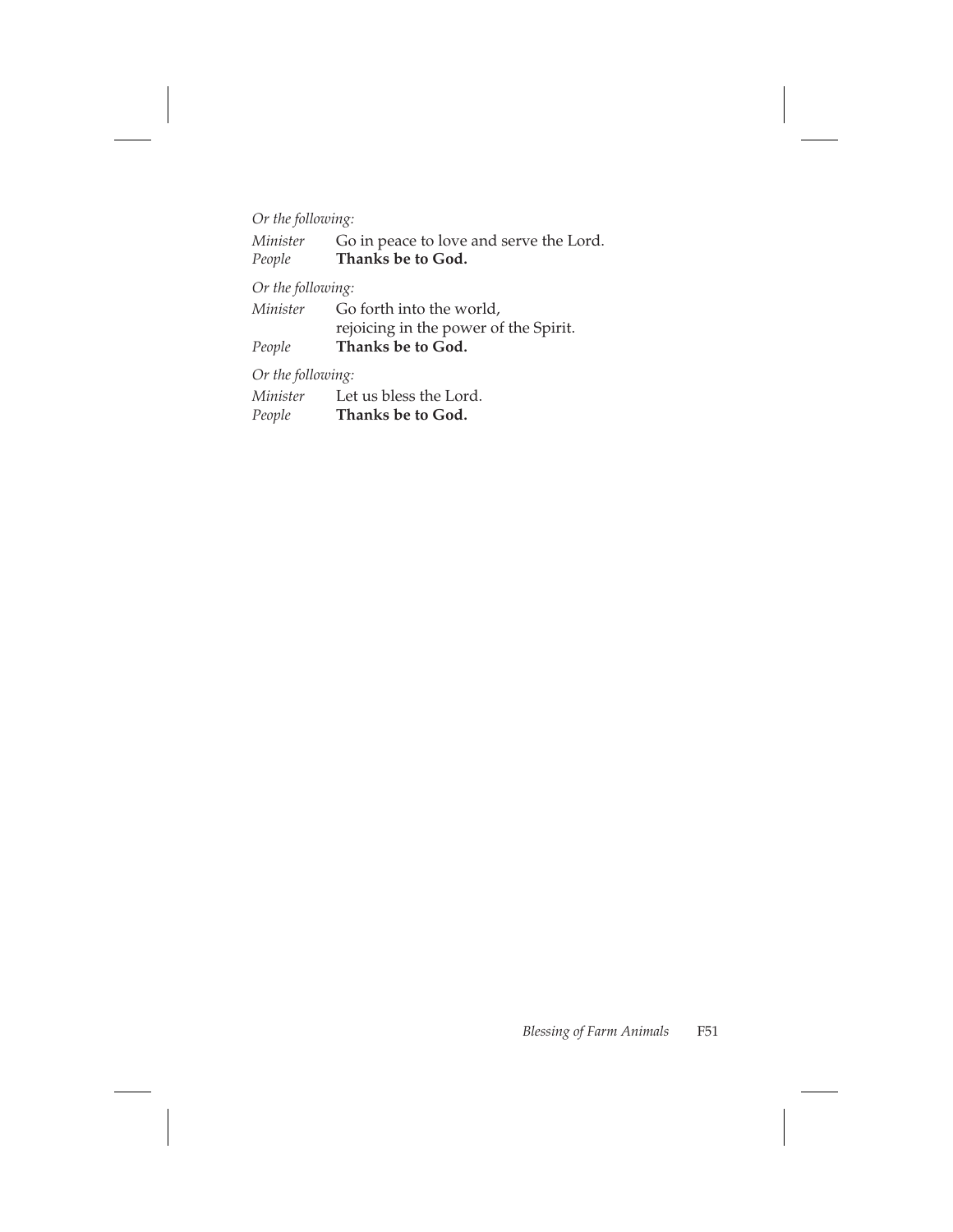*Or the following:*

*Minister* Go in peace to love and serve the Lord.
*People* **Thanks be to God.**

*Or the following:*

*Minister* Go forth into the world,
rejoicing in the power of the Spirit.
*People* **Thanks be to God.**

*Or the following:*

*Minister* Let us bless the Lord.
*People* **Thanks be to God.**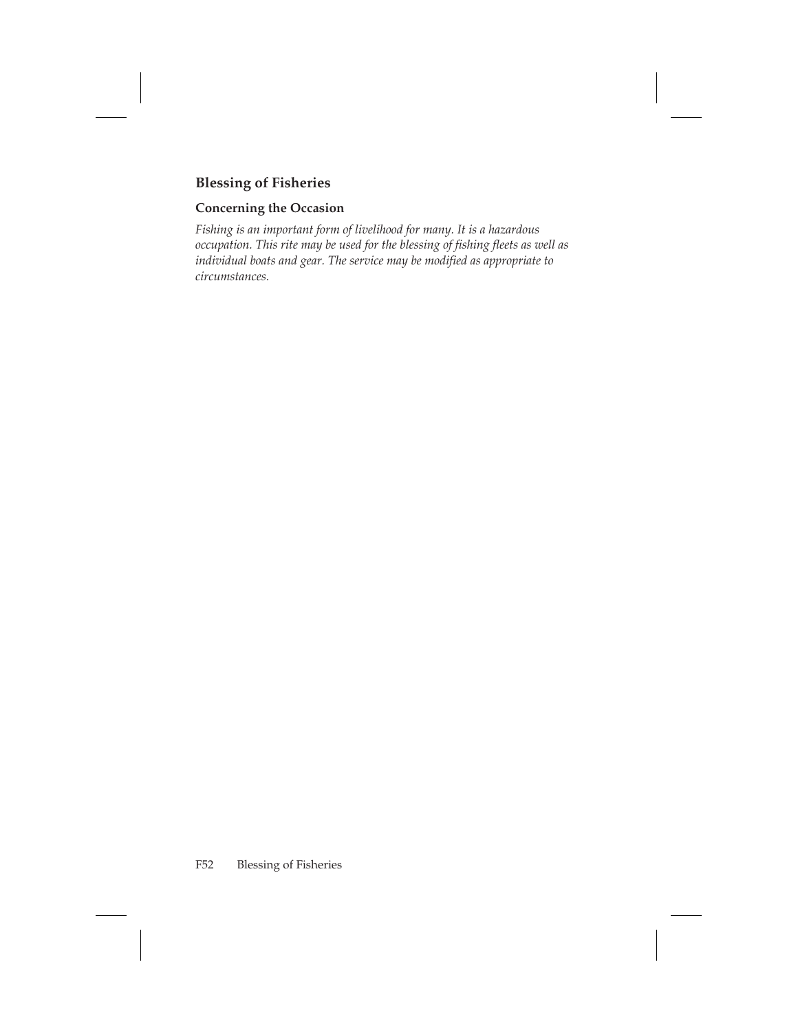## Blessing of Fisheries

### Concerning the Occasion

*Fishing is an important form of livelihood for many. It is a hazardous occupation. This rite may be used for the blessing of fishing fleets as well as individual boats and gear. The service may be modified as appropriate to circumstances.*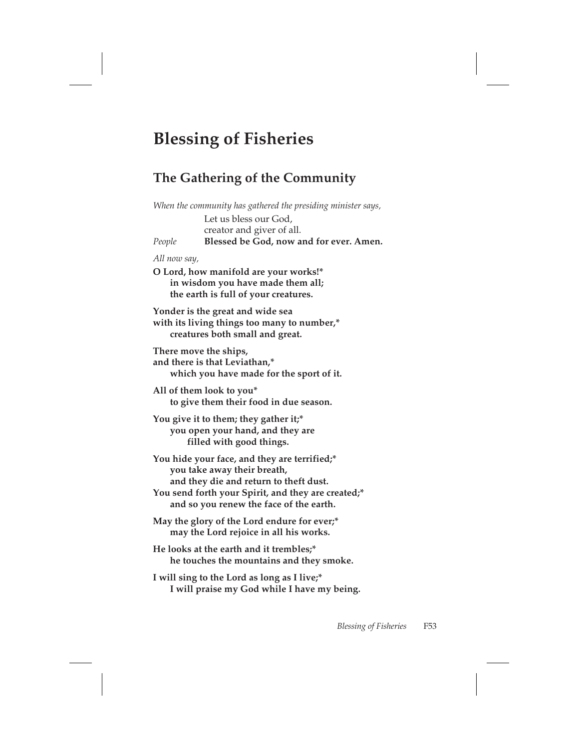# Blessing of Fisheries

## The Gathering of the Community

*When the community has gathered the presiding minister says,*

Let us bless our God,
creator and giver of all.

*People* **Blessed be God, now and for ever. Amen.**

*All now say,*

**O Lord, how manifold are your works!***
**in wisdom you have made them all;**
**the earth is full of your creatures.**

**Yonder is the great and wide sea**
**with its living things too many to number,***
**creatures both small and great.**

**There move the ships,**
**and there is that Leviathan,***
**which you have made for the sport of it.**

**All of them look to you***
**to give them their food in due season.**

**You give it to them; they gather it;***
**you open your hand, and they are filled with good things.**

**You hide your face, and they are terrified;***
**you take away their breath,**
**and they die and return to theft dust.**
**You send forth your Spirit, and they are created;***
**and so you renew the face of the earth.**

**May the glory of the Lord endure for ever;***
**may the Lord rejoice in all his works.**

**He looks at the earth and it trembles;***
**he touches the mountains and they smoke.**

**I will sing to the Lord as long as I live;***
**I will praise my God while I have my being.**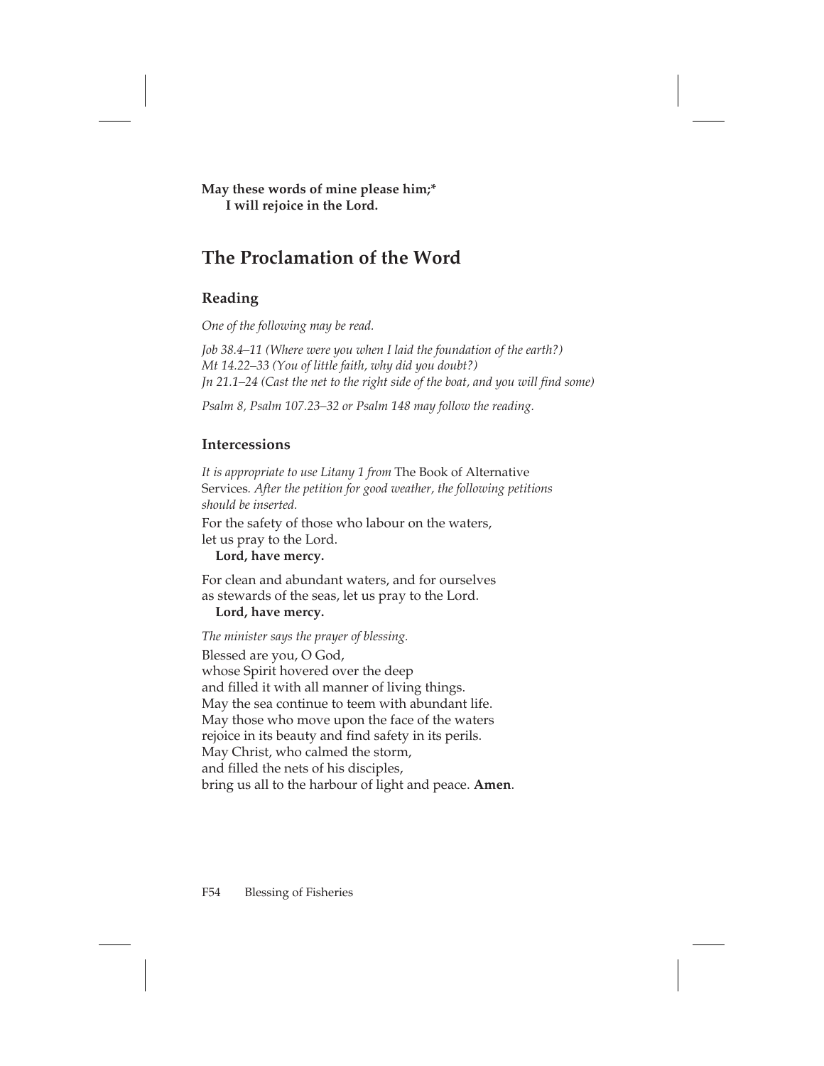**May these words of mine please him;***
**I will rejoice in the Lord.**

## The Proclamation of the Word

### Reading

*One of the following may be read.*

*Job 38.4–11 (Where were you when I laid the foundation of the earth?)*
*Mt 14.22–33 (You of little faith, why did you doubt?)*
*Jn 21.1–24 (Cast the net to the right side of the boat, and you will find some)*

*Psalm 8, Psalm 107.23–32 or Psalm 148 may follow the reading.*

### Intercessions

*It is appropriate to use Litany 1 from* The Book of Alternative Services*. After the petition for good weather, the following petitions should be inserted.*

For the safety of those who labour on the waters,
let us pray to the Lord.
**Lord, have mercy.**

For clean and abundant waters, and for ourselves
as stewards of the seas, let us pray to the Lord.
**Lord, have mercy.**

*The minister says the prayer of blessing.*

Blessed are you, O God,
whose Spirit hovered over the deep
and filled it with all manner of living things.
May the sea continue to teem with abundant life.
May those who move upon the face of the waters
rejoice in its beauty and find safety in its perils.
May Christ, who calmed the storm,
and filled the nets of his disciples,
bring us all to the harbour of light and peace. **Amen**.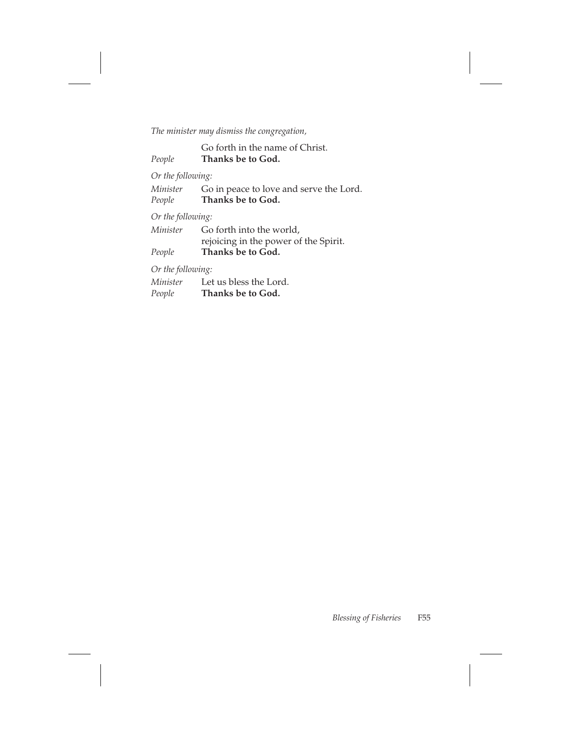*The minister may dismiss the congregation,*

Go forth in the name of Christ.
*People* **Thanks be to God.**

*Or the following:*

*Minister* Go in peace to love and serve the Lord.
*People* **Thanks be to God.**

*Or the following:*

*Minister* Go forth into the world,
rejoicing in the power of the Spirit.
*People* **Thanks be to God.**

*Or the following:*

*Minister* Let us bless the Lord.
*People* **Thanks be to God.**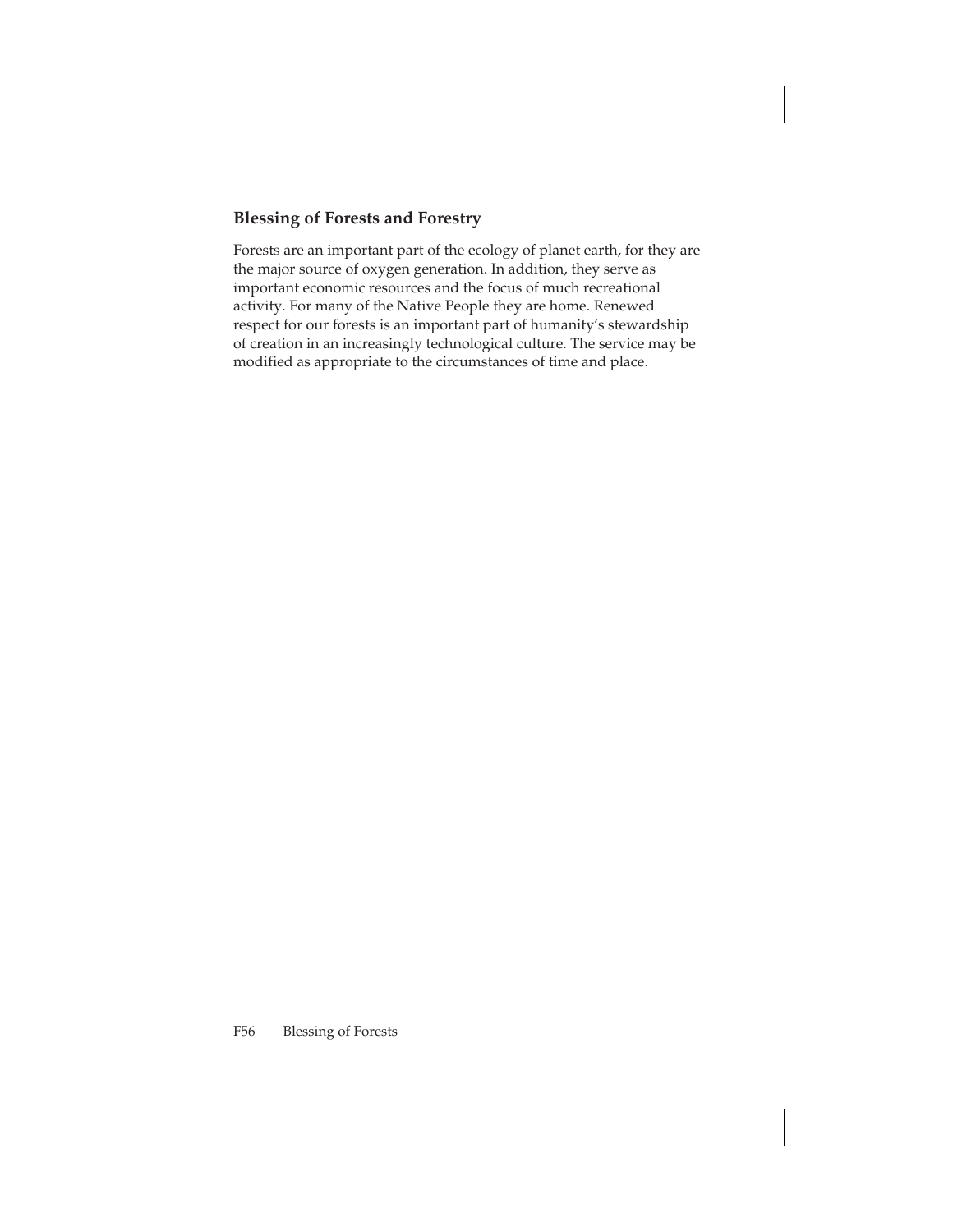## Blessing of Forests and Forestry

Forests are an important part of the ecology of planet earth, for they are the major source of oxygen generation. In addition, they serve as important economic resources and the focus of much recreational activity. For many of the Native People they are home. Renewed respect for our forests is an important part of humanity's stewardship of creation in an increasingly technological culture. The service may be modified as appropriate to the circumstances of time and place.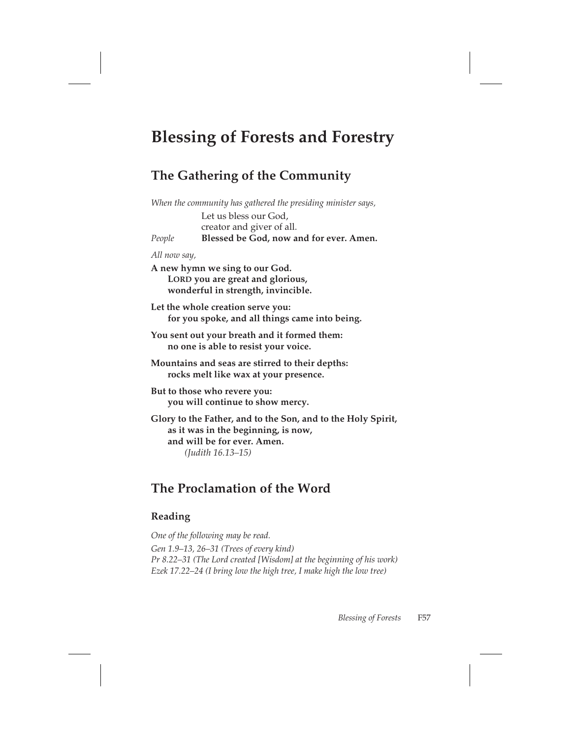# Blessing of Forests and Forestry

## The Gathering of the Community

*When the community has gathered the presiding minister says,*

Let us bless our God,
creator and giver of all.

*People* **Blessed be God, now and for ever. Amen.**

*All now say,*

**A new hymn we sing to our God.**
**LORD you are great and glorious,**
**wonderful in strength, invincible.**

**Let the whole creation serve you:**
**for you spoke, and all things came into being.**

**You sent out your breath and it formed them:**
**no one is able to resist your voice.**

**Mountains and seas are stirred to their depths:**
**rocks melt like wax at your presence.**

**But to those who revere you:**
**you will continue to show mercy.**

**Glory to the Father, and to the Son, and to the Holy Spirit,**
**as it was in the beginning, is now,**
**and will be for ever. Amen.**

*(Judith 16.13–15)*

## The Proclamation of the Word

### Reading

*One of the following may be read.*

*Gen 1.9–13, 26–31 (Trees of every kind)*
*Pr 8.22–31 (The Lord created [Wisdom] at the beginning of his work)*
*Ezek 17.22–24 (I bring low the high tree, I make high the low tree)*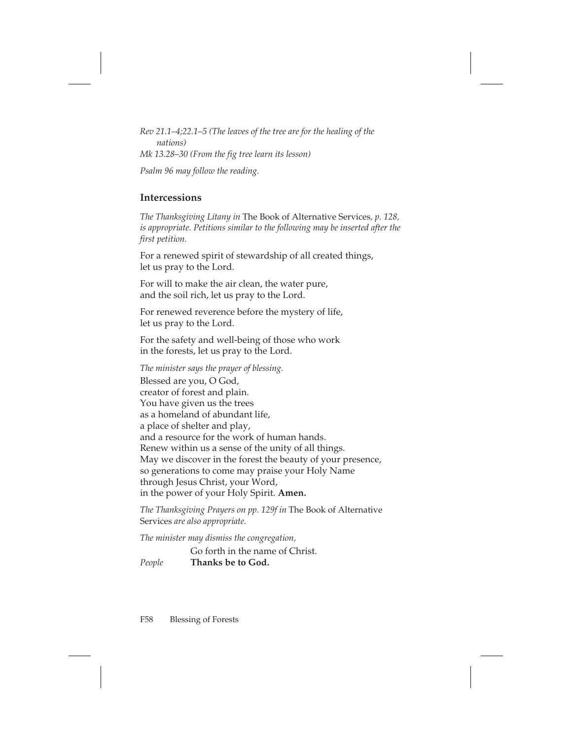*Rev 21.1–4;22.1–5 (The leaves of the tree are for the healing of the nations)*
*Mk 13.28–30 (From the fig tree learn its lesson)*

*Psalm 96 may follow the reading.*

## Intercessions

*The Thanksgiving Litany in* The Book of Alternative Services*, p. 128, is appropriate. Petitions similar to the following may be inserted after the first petition.*

For a renewed spirit of stewardship of all created things,
let us pray to the Lord.

For will to make the air clean, the water pure,
and the soil rich, let us pray to the Lord.

For renewed reverence before the mystery of life,
let us pray to the Lord.

For the safety and well-being of those who work
in the forests, let us pray to the Lord.

*The minister says the prayer of blessing.*

Blessed are you, O God,
creator of forest and plain.
You have given us the trees
as a homeland of abundant life,
a place of shelter and play,
and a resource for the work of human hands.
Renew within us a sense of the unity of all things.
May we discover in the forest the beauty of your presence,
so generations to come may praise your Holy Name
through Jesus Christ, your Word,
in the power of your Holy Spirit. **Amen.**

*The Thanksgiving Prayers on pp. 129f in* The Book of Alternative Services *are also appropriate.*

*The minister may dismiss the congregation,*

Go forth in the name of Christ.
*People* **Thanks be to God.**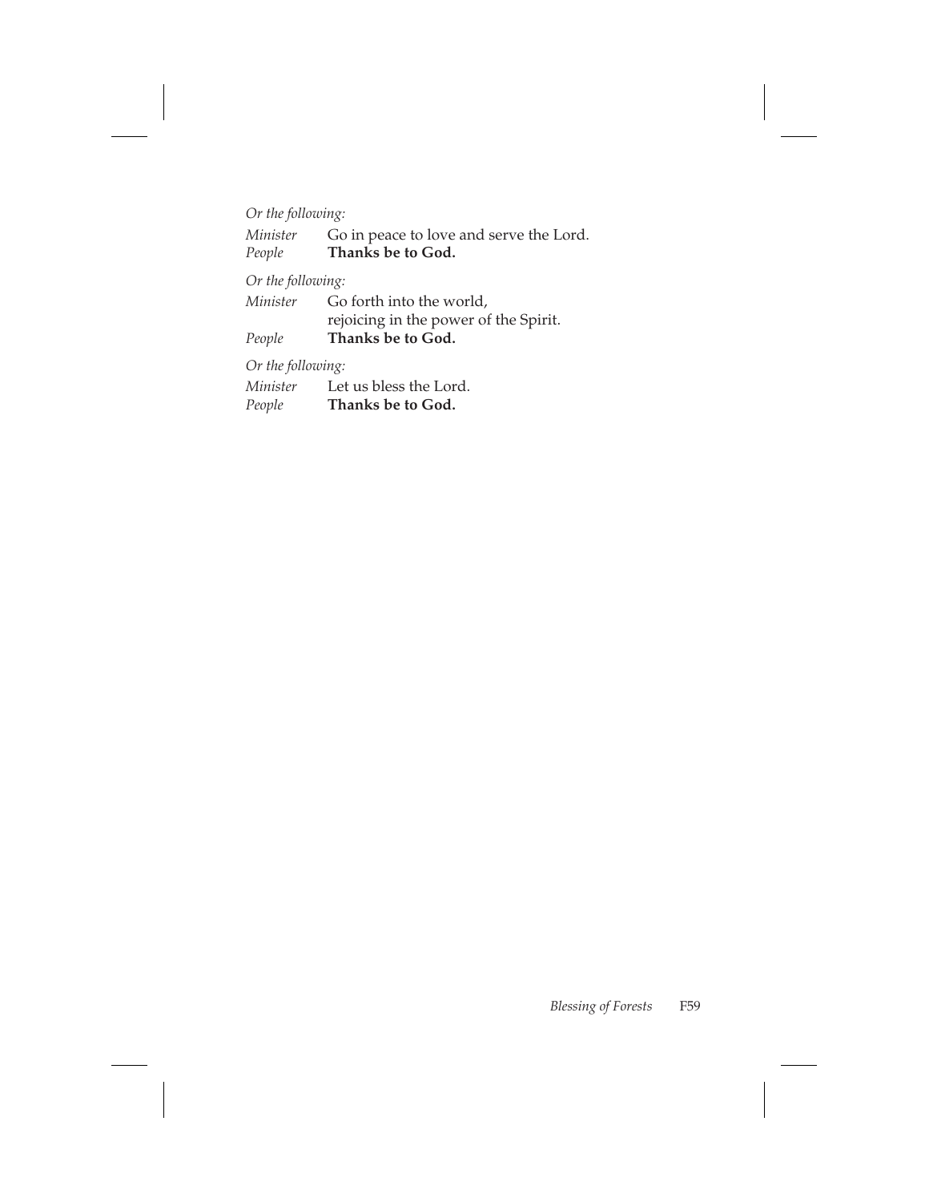*Or the following:*

*Minister* Go in peace to love and serve the Lord.
*People* **Thanks be to God.**

*Or the following:*

*Minister* Go forth into the world,
rejoicing in the power of the Spirit.
*People* **Thanks be to God.**

*Or the following:*

*Minister* Let us bless the Lord.
*People* **Thanks be to God.**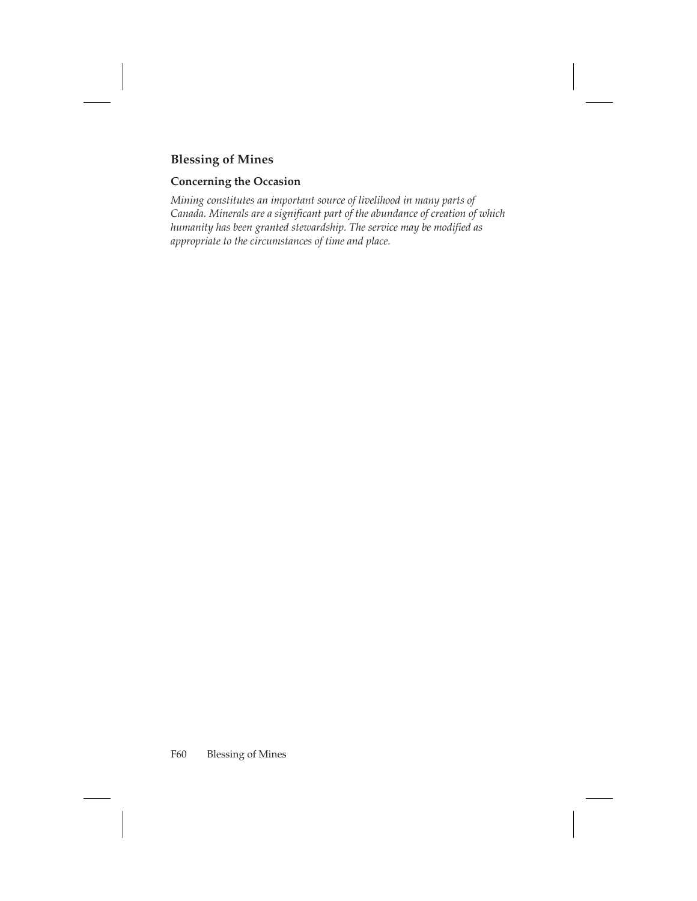## Blessing of Mines

### Concerning the Occasion

*Mining constitutes an important source of livelihood in many parts of Canada. Minerals are a significant part of the abundance of creation of which humanity has been granted stewardship. The service may be modified as appropriate to the circumstances of time and place.*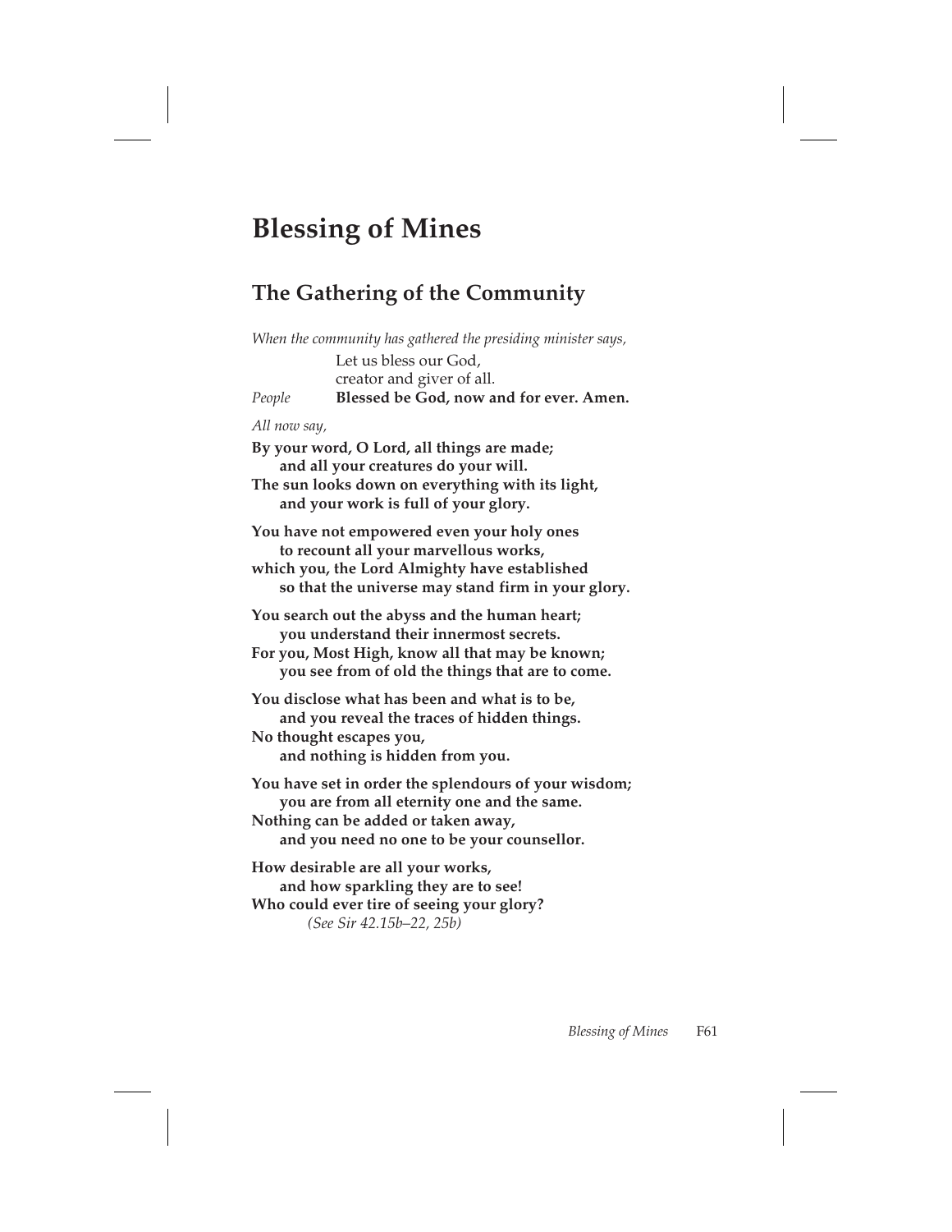# Blessing of Mines

## The Gathering of the Community

*When the community has gathered the presiding minister says,*

Let us bless our God,
creator and giver of all.

*People* **Blessed be God, now and for ever. Amen.**

*All now say,*

**By your word, O Lord, all things are made;**
**and all your creatures do your will.**
**The sun looks down on everything with its light,**
**and your work is full of your glory.**

**You have not empowered even your holy ones**
**to recount all your marvellous works,**
**which you, the Lord Almighty have established**
**so that the universe may stand firm in your glory.**

**You search out the abyss and the human heart;**
**you understand their innermost secrets.**
**For you, Most High, know all that may be known;**
**you see from of old the things that are to come.**

**You disclose what has been and what is to be,**
**and you reveal the traces of hidden things.**
**No thought escapes you,**
**and nothing is hidden from you.**

**You have set in order the splendours of your wisdom;**
**you are from all eternity one and the same.**
**Nothing can be added or taken away,**
**and you need no one to be your counsellor.**

**How desirable are all your works,**
**and how sparkling they are to see!**
**Who could ever tire of seeing your glory?**
*(See Sir 42.15b–22, 25b)*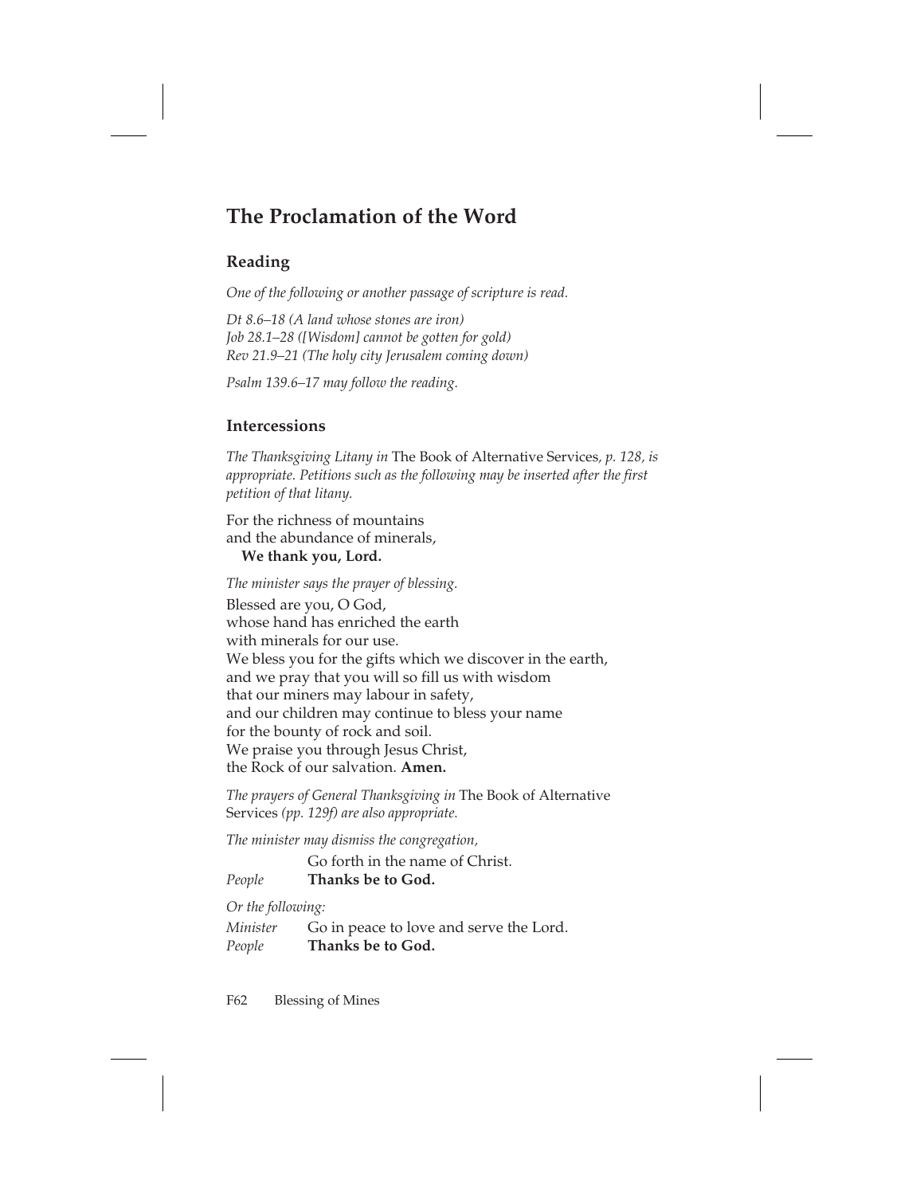## The Proclamation of the Word

### Reading

*One of the following or another passage of scripture is read.*

*Dt 8.6–18 (A land whose stones are iron)*
*Job 28.1–28 ([Wisdom] cannot be gotten for gold)*
*Rev 21.9–21 (The holy city Jerusalem coming down)*

*Psalm 139.6–17 may follow the reading.*

### Intercessions

*The Thanksgiving Litany in* The Book of Alternative Services*, p. 128, is appropriate. Petitions such as the following may be inserted after the first petition of that litany.*

For the richness of mountains
and the abundance of minerals,
**We thank you, Lord.**

*The minister says the prayer of blessing.*

Blessed are you, O God,
whose hand has enriched the earth
with minerals for our use.
We bless you for the gifts which we discover in the earth,
and we pray that you will so fill us with wisdom
that our miners may labour in safety,
and our children may continue to bless your name
for the bounty of rock and soil.
We praise you through Jesus Christ,
the Rock of our salvation. **Amen.**

*The prayers of General Thanksgiving in* The Book of Alternative Services *(pp. 129f) are also appropriate.*

*The minister may dismiss the congregation,*

Go forth in the name of Christ.
*People* **Thanks be to God.**

*Or the following:*

*Minister* Go in peace to love and serve the Lord.
*People* **Thanks be to God.**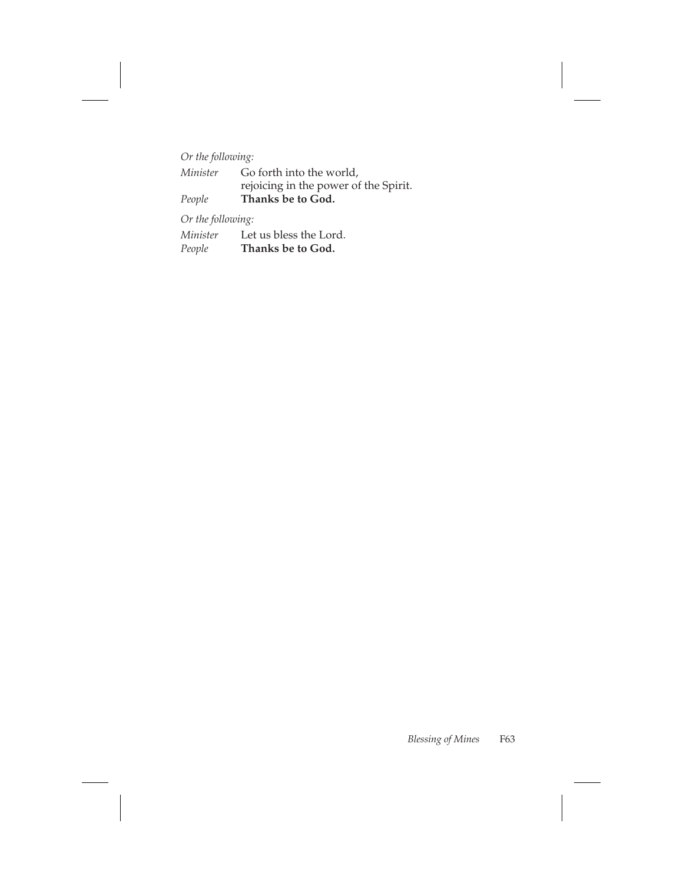*Or the following:*

*Minister* Go forth into the world,
rejoicing in the power of the Spirit.

*People* **Thanks be to God.**

*Or the following:*

*Minister* Let us bless the Lord.

*People* **Thanks be to God.**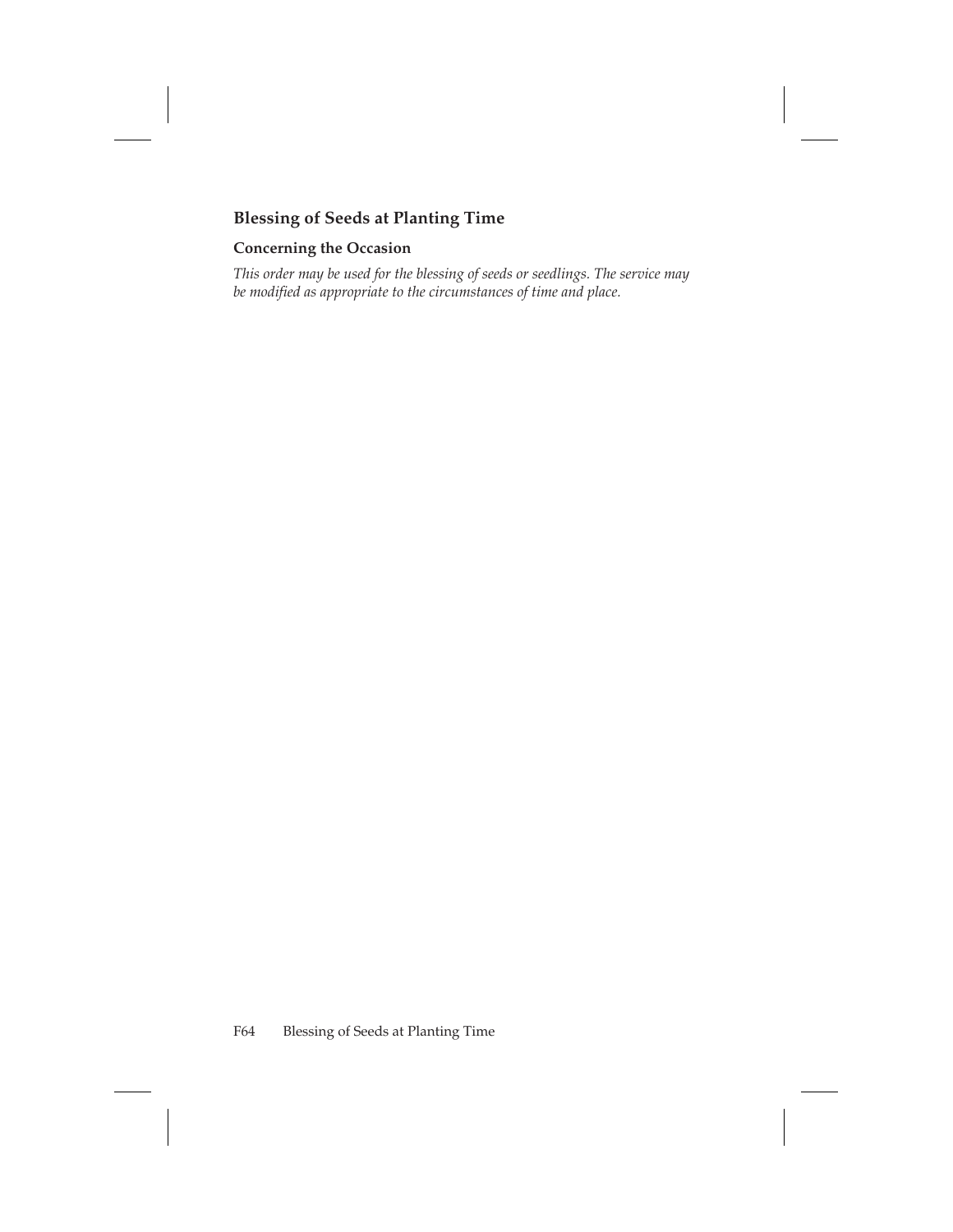## Blessing of Seeds at Planting Time

### Concerning the Occasion

*This order may be used for the blessing of seeds or seedlings. The service may be modified as appropriate to the circumstances of time and place.*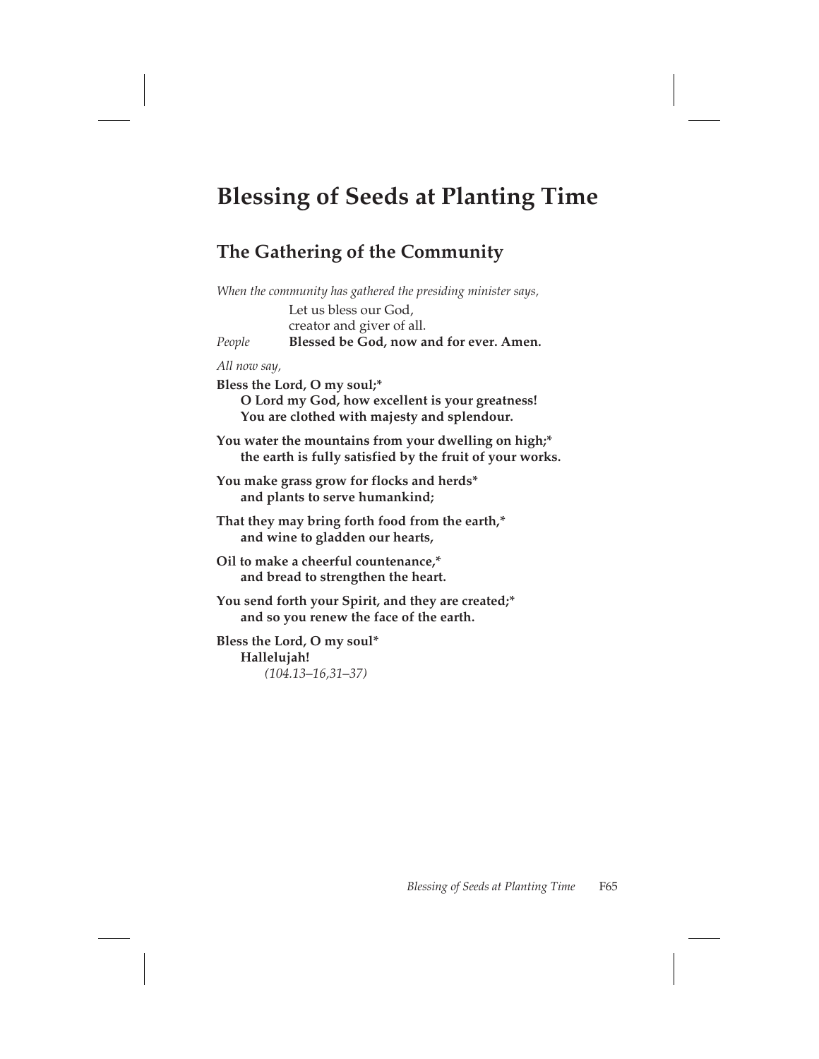# Blessing of Seeds at Planting Time

## The Gathering of the Community

*When the community has gathered the presiding minister says,*

Let us bless our God,
creator and giver of all.

*People* **Blessed be God, now and for ever. Amen.**

*All now say,*

**Bless the Lord, O my soul;***
**O Lord my God, how excellent is your greatness!**
**You are clothed with majesty and splendour.**

**You water the mountains from your dwelling on high;***
**the earth is fully satisfied by the fruit of your works.**

**You make grass grow for flocks and herds***
**and plants to serve humankind;**

**That they may bring forth food from the earth,***
**and wine to gladden our hearts,**

**Oil to make a cheerful countenance,***
**and bread to strengthen the heart.**

**You send forth your Spirit, and they are created;***
**and so you renew the face of the earth.**

**Bless the Lord, O my soul***
**Hallelujah!**
*(104.13–16,31–37)*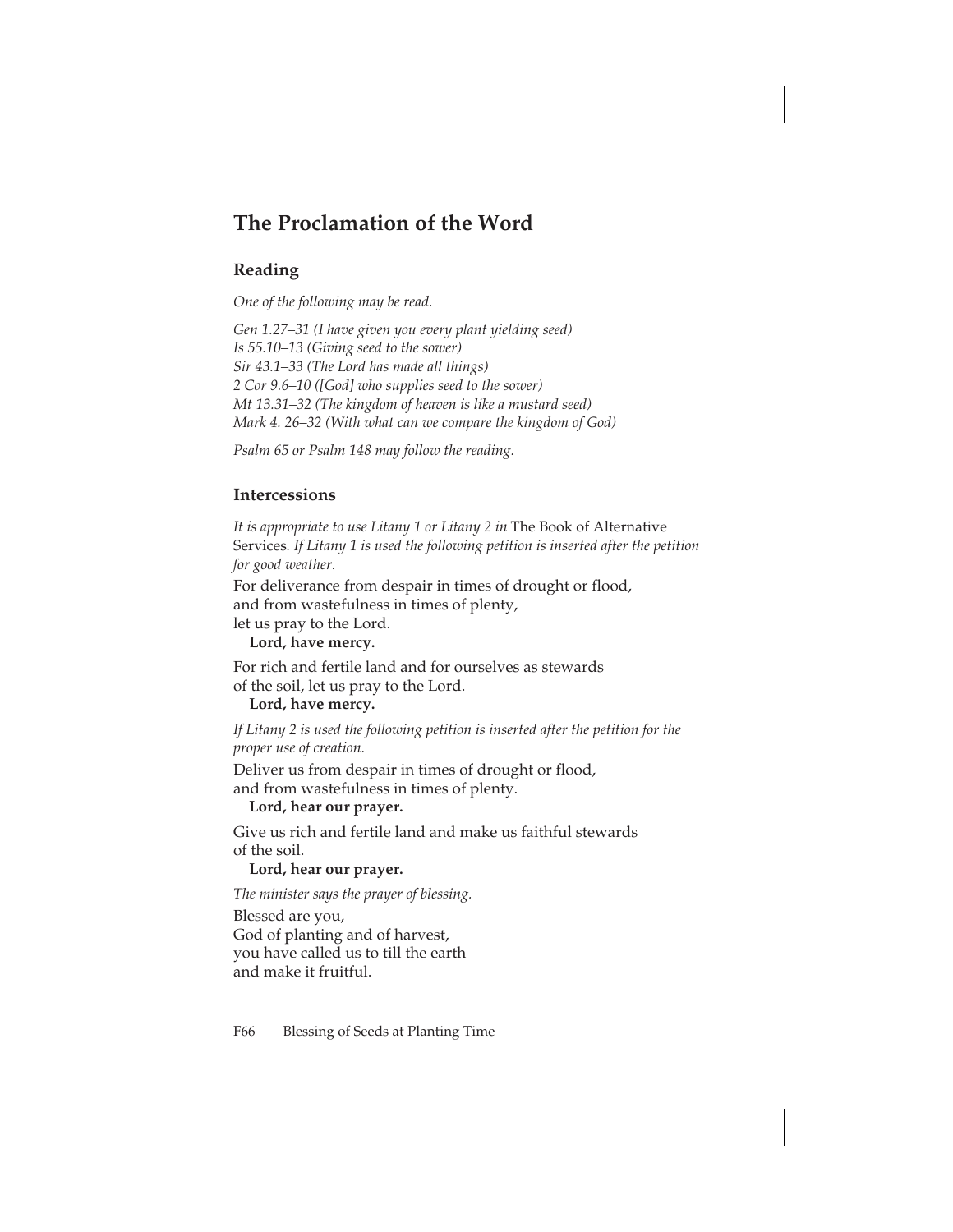## The Proclamation of the Word

### Reading

*One of the following may be read.*

*Gen 1.27–31 (I have given you every plant yielding seed)*
*Is 55.10–13 (Giving seed to the sower)*
*Sir 43.1–33 (The Lord has made all things)*
*2 Cor 9.6–10 ([God] who supplies seed to the sower)*
*Mt 13.31–32 (The kingdom of heaven is like a mustard seed)*
*Mark 4. 26–32 (With what can we compare the kingdom of God)*

*Psalm 65 or Psalm 148 may follow the reading.*

### Intercessions

*It is appropriate to use Litany 1 or Litany 2 in* The Book of Alternative Services*. If Litany 1 is used the following petition is inserted after the petition for good weather.*

For deliverance from despair in times of drought or flood,
and from wastefulness in times of plenty,
let us pray to the Lord.
**Lord, have mercy.**

For rich and fertile land and for ourselves as stewards
of the soil, let us pray to the Lord.
**Lord, have mercy.**

*If Litany 2 is used the following petition is inserted after the petition for the proper use of creation.*

Deliver us from despair in times of drought or flood,
and from wastefulness in times of plenty.
**Lord, hear our prayer.**

Give us rich and fertile land and make us faithful stewards
of the soil.
**Lord, hear our prayer.**

*The minister says the prayer of blessing.*

Blessed are you,
God of planting and of harvest,
you have called us to till the earth
and make it fruitful.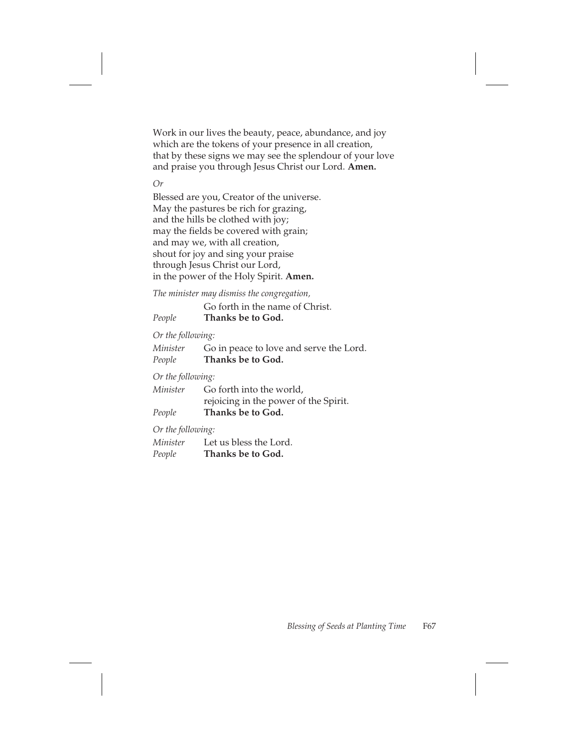Work in our lives the beauty, peace, abundance, and joy
which are the tokens of your presence in all creation,
that by these signs we may see the splendour of your love
and praise you through Jesus Christ our Lord. **Amen.**

*Or*

Blessed are you, Creator of the universe.
May the pastures be rich for grazing,
and the hills be clothed with joy;
may the fields be covered with grain;
and may we, with all creation,
shout for joy and sing your praise
through Jesus Christ our Lord,
in the power of the Holy Spirit. **Amen.**

*The minister may dismiss the congregation,*

Go forth in the name of Christ.
*People* **Thanks be to God.**

*Or the following:*

*Minister* Go in peace to love and serve the Lord.
*People* **Thanks be to God.**

*Or the following:*

*Minister* Go forth into the world,
rejoicing in the power of the Spirit.
*People* **Thanks be to God.**

*Or the following:*

*Minister* Let us bless the Lord.
*People* **Thanks be to God.**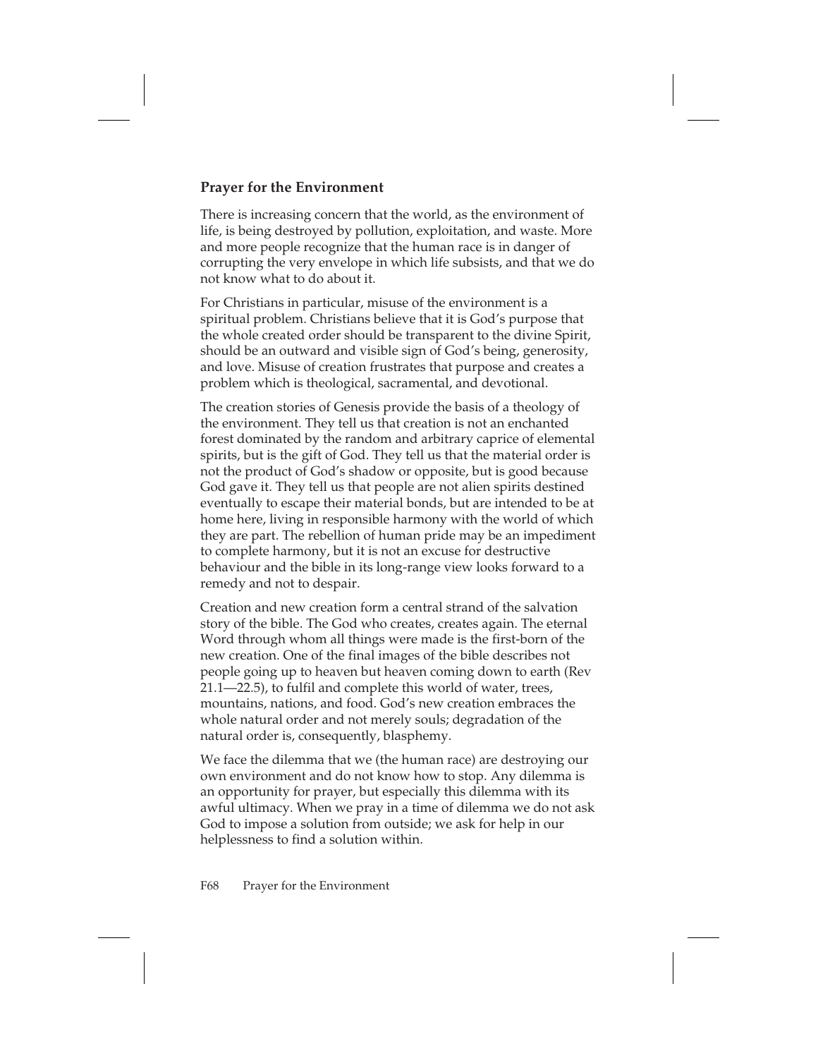### Prayer for the Environment

There is increasing concern that the world, as the environment of life, is being destroyed by pollution, exploitation, and waste. More and more people recognize that the human race is in danger of corrupting the very envelope in which life subsists, and that we do not know what to do about it.

For Christians in particular, misuse of the environment is a spiritual problem. Christians believe that it is God's purpose that the whole created order should be transparent to the divine Spirit, should be an outward and visible sign of God's being, generosity, and love. Misuse of creation frustrates that purpose and creates a problem which is theological, sacramental, and devotional.

The creation stories of Genesis provide the basis of a theology of the environment. They tell us that creation is not an enchanted forest dominated by the random and arbitrary caprice of elemental spirits, but is the gift of God. They tell us that the material order is not the product of God's shadow or opposite, but is good because God gave it. They tell us that people are not alien spirits destined eventually to escape their material bonds, but are intended to be at home here, living in responsible harmony with the world of which they are part. The rebellion of human pride may be an impediment to complete harmony, but it is not an excuse for destructive behaviour and the bible in its long-range view looks forward to a remedy and not to despair.

Creation and new creation form a central strand of the salvation story of the bible. The God who creates, creates again. The eternal Word through whom all things were made is the first-born of the new creation. One of the final images of the bible describes not people going up to heaven but heaven coming down to earth (Rev 21.1—22.5), to fulfil and complete this world of water, trees, mountains, nations, and food. God's new creation embraces the whole natural order and not merely souls; degradation of the natural order is, consequently, blasphemy.

We face the dilemma that we (the human race) are destroying our own environment and do not know how to stop. Any dilemma is an opportunity for prayer, but especially this dilemma with its awful ultimacy. When we pray in a time of dilemma we do not ask God to impose a solution from outside; we ask for help in our helplessness to find a solution within.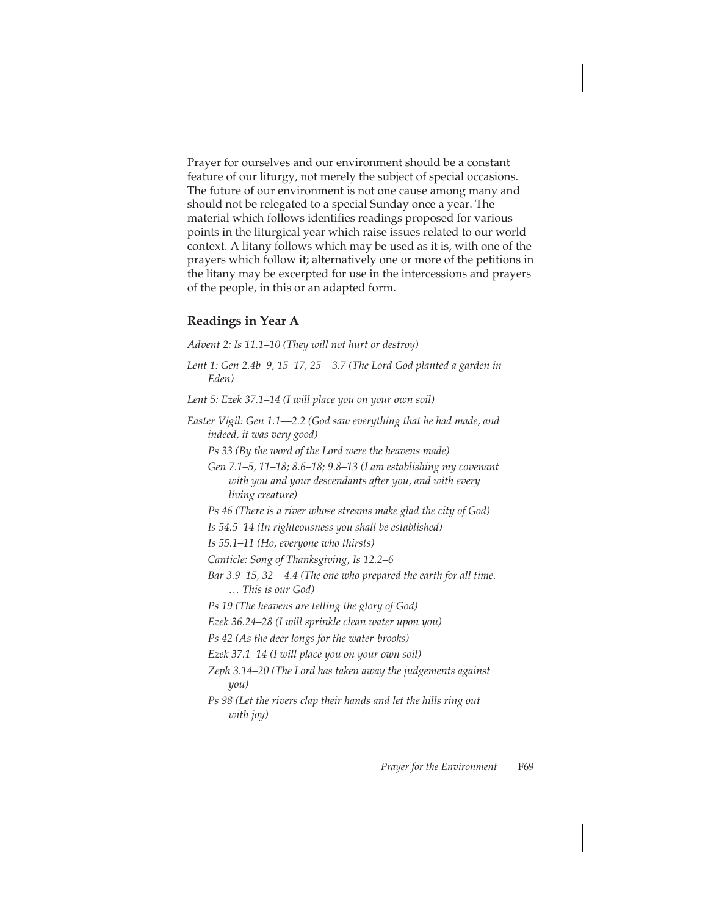Prayer for ourselves and our environment should be a constant feature of our liturgy, not merely the subject of special occasions. The future of our environment is not one cause among many and should not be relegated to a special Sunday once a year. The material which follows identifies readings proposed for various points in the liturgical year which raise issues related to our world context. A litany follows which may be used as it is, with one of the prayers which follow it; alternatively one or more of the petitions in the litany may be excerpted for use in the intercessions and prayers of the people, in this or an adapted form.

## Readings in Year A

*Advent 2: Is 11.1–10 (They will not hurt or destroy)*

*Lent 1: Gen 2.4b–9, 15–17, 25—3.7 (The Lord God planted a garden in Eden)*

*Lent 5: Ezek 37.1–14 (I will place you on your own soil)*

*Easter Vigil: Gen 1.1—2.2 (God saw everything that he had made, and indeed, it was very good)*

*Ps 33 (By the word of the Lord were the heavens made)*

*Gen 7.1–5, 11–18; 8.6–18; 9.8–13 (I am establishing my covenant with you and your descendants after you, and with every living creature)*

*Ps 46 (There is a river whose streams make glad the city of God)*

*Is 54.5–14 (In righteousness you shall be established)*

*Is 55.1–11 (Ho, everyone who thirsts)*

*Canticle: Song of Thanksgiving, Is 12.2–6*

*Bar 3.9–15, 32—4.4 (The one who prepared the earth for all time. … This is our God)*

*Ps 19 (The heavens are telling the glory of God)*

*Ezek 36.24–28 (I will sprinkle clean water upon you)*

*Ps 42 (As the deer longs for the water-brooks)*

*Ezek 37.1–14 (I will place you on your own soil)*

*Zeph 3.14–20 (The Lord has taken away the judgements against you)*

*Ps 98 (Let the rivers clap their hands and let the hills ring out with joy)*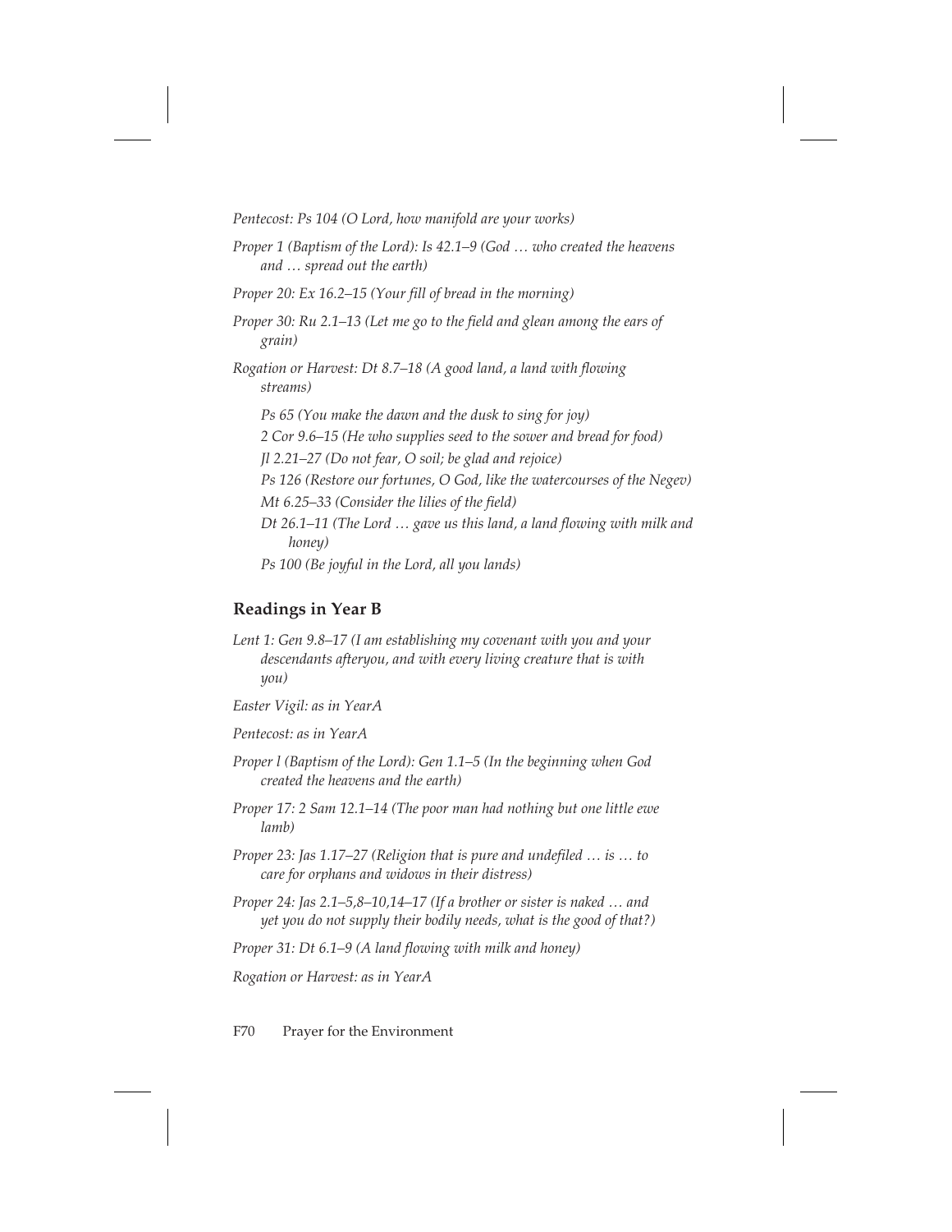*Pentecost: Ps 104 (O Lord, how manifold are your works)*

*Proper 1 (Baptism of the Lord): Is 42.1–9 (God … who created the heavens and … spread out the earth)*

*Proper 20: Ex 16.2–15 (Your fill of bread in the morning)*

*Proper 30: Ru 2.1–13 (Let me go to the field and glean among the ears of grain)*

*Rogation or Harvest: Dt 8.7–18 (A good land, a land with flowing streams)*

*Ps 65 (You make the dawn and the dusk to sing for joy)*

*2 Cor 9.6–15 (He who supplies seed to the sower and bread for food)*

*Jl 2.21–27 (Do not fear, O soil; be glad and rejoice)*

*Ps 126 (Restore our fortunes, O God, like the watercourses of the Negev)*

*Mt 6.25–33 (Consider the lilies of the field)*

*Dt 26.1–11 (The Lord … gave us this land, a land flowing with milk and honey)*

*Ps 100 (Be joyful in the Lord, all you lands)*

## Readings in Year B

*Lent 1: Gen 9.8–17 (I am establishing my covenant with you and your descendants afteryou, and with every living creature that is with you)*

*Easter Vigil: as in YearA*

*Pentecost: as in YearA*

*Proper l (Baptism of the Lord): Gen 1.1–5 (In the beginning when God created the heavens and the earth)*

*Proper 17: 2 Sam 12.1–14 (The poor man had nothing but one little ewe lamb)*

*Proper 23: Jas 1.17–27 (Religion that is pure and undefiled … is … to care for orphans and widows in their distress)*

*Proper 24: Jas 2.1–5,8–10,14–17 (If a brother or sister is naked … and yet you do not supply their bodily needs, what is the good of that?)*

*Proper 31: Dt 6.1–9 (A land flowing with milk and honey)*

*Rogation or Harvest: as in YearA*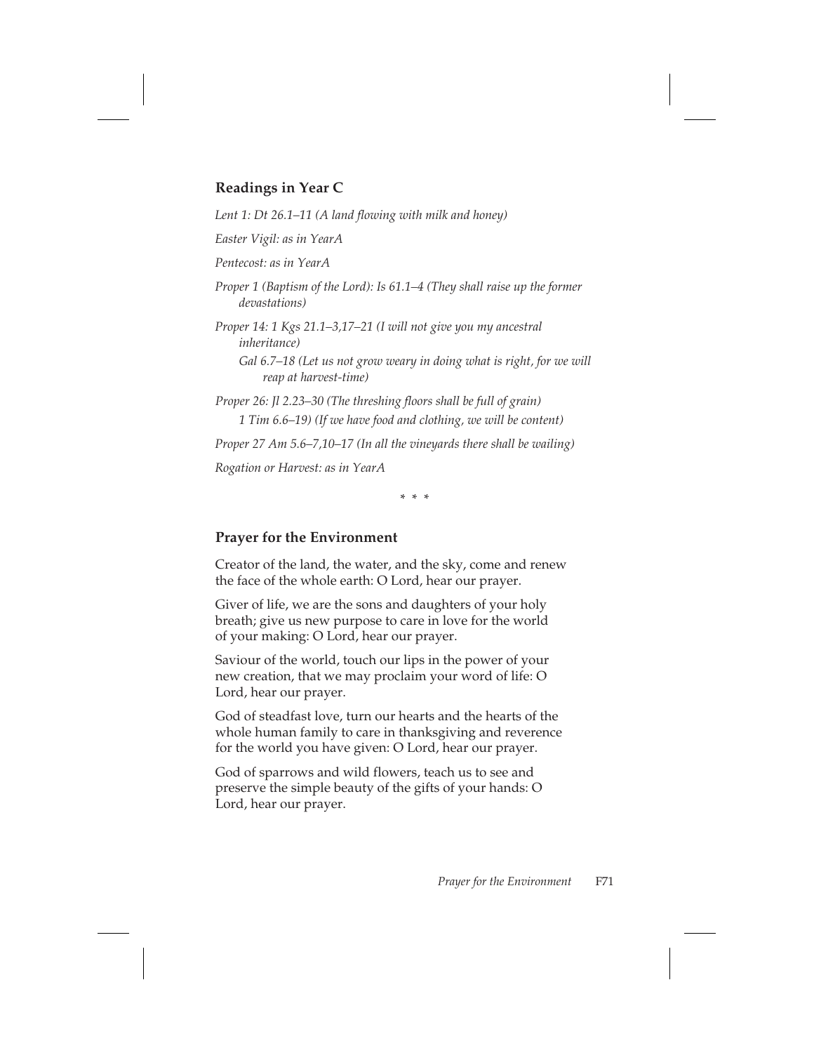## Readings in Year C

*Lent 1: Dt 26.1–11 (A land flowing with milk and honey)*

*Easter Vigil: as in YearA*

*Pentecost: as in YearA*

*Proper 1 (Baptism of the Lord): Is 61.1–4 (They shall raise up the former devastations)*

*Proper 14: 1 Kgs 21.1–3,17–21 (I will not give you my ancestral inheritance)*
*Gal 6.7–18 (Let us not grow weary in doing what is right, for we will reap at harvest-time)*

*Proper 26: Jl 2.23–30 (The threshing floors shall be full of grain)*
*1 Tim 6.6–19) (If we have food and clothing, we will be content)*

*Proper 27 Am 5.6–7,10–17 (In all the vineyards there shall be wailing)*

*Rogation or Harvest: as in YearA*

\* \* \*

## Prayer for the Environment

Creator of the land, the water, and the sky, come and renew the face of the whole earth: O Lord, hear our prayer.

Giver of life, we are the sons and daughters of your holy breath; give us new purpose to care in love for the world of your making: O Lord, hear our prayer.

Saviour of the world, touch our lips in the power of your new creation, that we may proclaim your word of life: O Lord, hear our prayer.

God of steadfast love, turn our hearts and the hearts of the whole human family to care in thanksgiving and reverence for the world you have given: O Lord, hear our prayer.

God of sparrows and wild flowers, teach us to see and preserve the simple beauty of the gifts of your hands: O Lord, hear our prayer.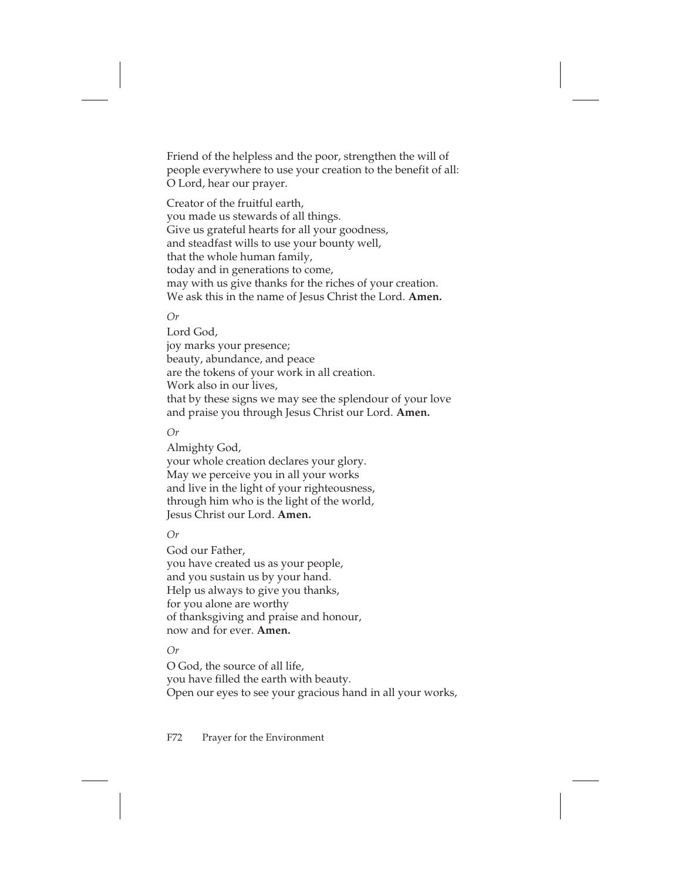Friend of the helpless and the poor, strengthen the will of people everywhere to use your creation to the benefit of all:
O Lord, hear our prayer.

Creator of the fruitful earth,
you made us stewards of all things.
Give us grateful hearts for all your goodness,
and steadfast wills to use your bounty well,
that the whole human family,
today and in generations to come,
may with us give thanks for the riches of your creation.
We ask this in the name of Jesus Christ the Lord. **Amen.**

*Or*

Lord God,
joy marks your presence;
beauty, abundance, and peace
are the tokens of your work in all creation.
Work also in our lives,
that by these signs we may see the splendour of your love
and praise you through Jesus Christ our Lord. **Amen.**

*Or*

Almighty God,
your whole creation declares your glory.
May we perceive you in all your works
and live in the light of your righteousness,
through him who is the light of the world,
Jesus Christ our Lord. **Amen.**

*Or*

God our Father,
you have created us as your people,
and you sustain us by your hand.
Help us always to give you thanks,
for you alone are worthy
of thanksgiving and praise and honour,
now and for ever. **Amen.**

*Or*

O God, the source of all life,
you have filled the earth with beauty.
Open our eyes to see your gracious hand in all your works,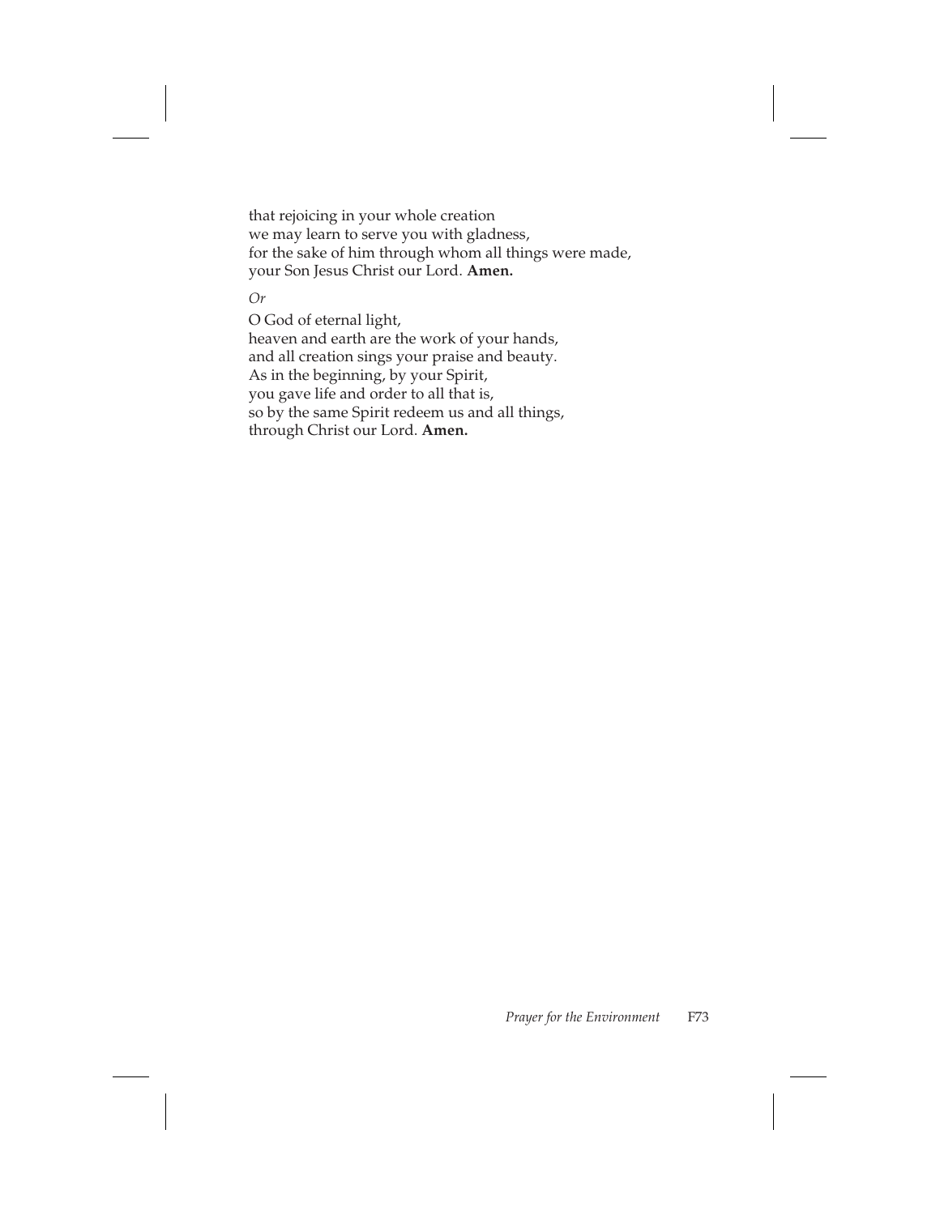that rejoicing in your whole creation
we may learn to serve you with gladness,
for the sake of him through whom all things were made,
your Son Jesus Christ our Lord. **Amen.**

*Or*

O God of eternal light,
heaven and earth are the work of your hands,
and all creation sings your praise and beauty.
As in the beginning, by your Spirit,
you gave life and order to all that is,
so by the same Spirit redeem us and all things,
through Christ our Lord. **Amen.**